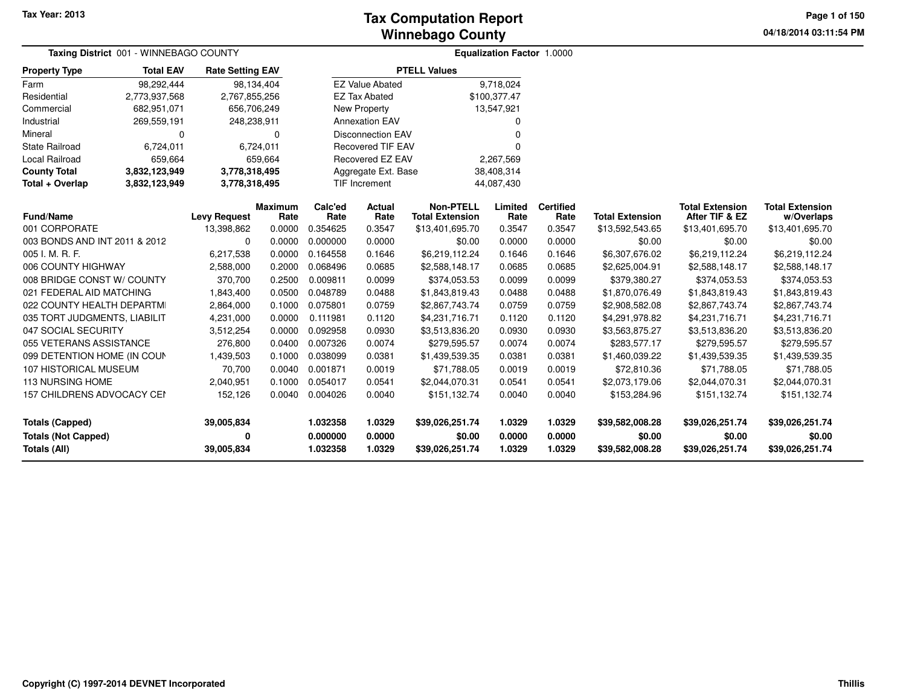Tax Year: 2013

# Tax Computation Report
## Winnebago County

04/18/2014 03:11:54 PM

**Taxing District** 001 - WINNEBAGO COUNTY

**Equalization Factor** 1.0000

| Property Type | Total EAV | Rate Setting EAV |
|---|---|---|
| Farm | 98,292,444 | 98,134,404 |
| Residential | 2,773,937,568 | 2,767,855,256 |
| Commercial | 682,951,071 | 656,706,249 |
| Industrial | 269,559,191 | 248,238,911 |
| Mineral | 0 | 0 |
| State Railroad | 6,724,011 | 6,724,011 |
| Local Railroad | 659,664 | 659,664 |
| **County Total** | **3,832,123,949** | **3,778,318,495** |
| **Total + Overlap** | **3,832,123,949** | **3,778,318,495** |

| PTELL Values | |
|---|---|
| EZ Value Abated | 9,718,024 |
| EZ Tax Abated | $100,377.47 |
| New Property | 13,547,921 |
| Annexation EAV | 0 |
| Disconnection EAV | 0 |
| Recovered TIF EAV | 0 |
| Recovered EZ EAV | 2,267,569 |
| Aggregate Ext. Base | 38,408,314 |
| TIF Increment | 44,087,430 |

| Fund/Name | Levy Request | Maximum Rate | Calc'ed Rate | Actual Rate | Non-PTELL Total Extension | Limited Rate | Certified Rate | Total Extension | Total Extension After TIF & EZ | Total Extension w/Overlaps |
|---|---|---|---|---|---|---|---|---|---|---|
| 001 CORPORATE | 13,398,862 | 0.0000 | 0.354625 | 0.3547 | $13,401,695.70 | 0.3547 | 0.3547 | $13,592,543.65 | $13,401,695.70 | $13,401,695.70 |
| 003 BONDS AND INT 2011 & 2012 | 0 | 0.0000 | 0.000000 | 0.0000 | $0.00 | 0.0000 | 0.0000 | $0.00 | $0.00 | $0.00 |
| 005 I. M. R. F. | 6,217,538 | 0.0000 | 0.164558 | 0.1646 | $6,219,112.24 | 0.1646 | 0.1646 | $6,307,676.02 | $6,219,112.24 | $6,219,112.24 |
| 006 COUNTY HIGHWAY | 2,588,000 | 0.2000 | 0.068496 | 0.0685 | $2,588,148.17 | 0.0685 | 0.0685 | $2,625,004.91 | $2,588,148.17 | $2,588,148.17 |
| 008 BRIDGE CONST W/ COUNTY | 370,700 | 0.2500 | 0.009811 | 0.0099 | $374,053.53 | 0.0099 | 0.0099 | $379,380.27 | $374,053.53 | $374,053.53 |
| 021 FEDERAL AID MATCHING | 1,843,400 | 0.0500 | 0.048789 | 0.0488 | $1,843,819.43 | 0.0488 | 0.0488 | $1,870,076.49 | $1,843,819.43 | $1,843,819.43 |
| 022 COUNTY HEALTH DEPARTMI | 2,864,000 | 0.1000 | 0.075801 | 0.0759 | $2,867,743.74 | 0.0759 | 0.0759 | $2,908,582.08 | $2,867,743.74 | $2,867,743.74 |
| 035 TORT JUDGMENTS, LIABILIT | 4,231,000 | 0.0000 | 0.111981 | 0.1120 | $4,231,716.71 | 0.1120 | 0.1120 | $4,291,978.82 | $4,231,716.71 | $4,231,716.71 |
| 047 SOCIAL SECURITY | 3,512,254 | 0.0000 | 0.092958 | 0.0930 | $3,513,836.20 | 0.0930 | 0.0930 | $3,563,875.27 | $3,513,836.20 | $3,513,836.20 |
| 055 VETERANS ASSISTANCE | 276,800 | 0.0400 | 0.007326 | 0.0074 | $279,595.57 | 0.0074 | 0.0074 | $283,577.17 | $279,595.57 | $279,595.57 |
| 099 DETENTION HOME (IN COUN | 1,439,503 | 0.1000 | 0.038099 | 0.0381 | $1,439,539.35 | 0.0381 | 0.0381 | $1,460,039.22 | $1,439,539.35 | $1,439,539.35 |
| 107 HISTORICAL MUSEUM | 70,700 | 0.0040 | 0.001871 | 0.0019 | $71,788.05 | 0.0019 | 0.0019 | $72,810.36 | $71,788.05 | $71,788.05 |
| 113 NURSING HOME | 2,040,951 | 0.1000 | 0.054017 | 0.0541 | $2,044,070.31 | 0.0541 | 0.0541 | $2,073,179.06 | $2,044,070.31 | $2,044,070.31 |
| 157 CHILDRENS ADVOCACY CEI | 152,126 | 0.0040 | 0.004026 | 0.0040 | $151,132.74 | 0.0040 | 0.0040 | $153,284.96 | $151,132.74 | $151,132.74 |
| **Totals (Capped)** | **39,005,834** | | **1.032358** | **1.0329** | **$39,026,251.74** | **1.0329** | **1.0329** | **$39,582,008.28** | **$39,026,251.74** | **$39,026,251.74** |
| **Totals (Not Capped)** | **0** | | **0.000000** | **0.0000** | **$0.00** | **0.0000** | **0.0000** | **$0.00** | **$0.00** | **$0.00** |
| **Totals (All)** | **39,005,834** | | **1.032358** | **1.0329** | **$39,026,251.74** | **1.0329** | **1.0329** | **$39,582,008.28** | **$39,026,251.74** | **$39,026,251.74** |

Copyright (C) 1997-2014 DEVNET Incorporated

Thillis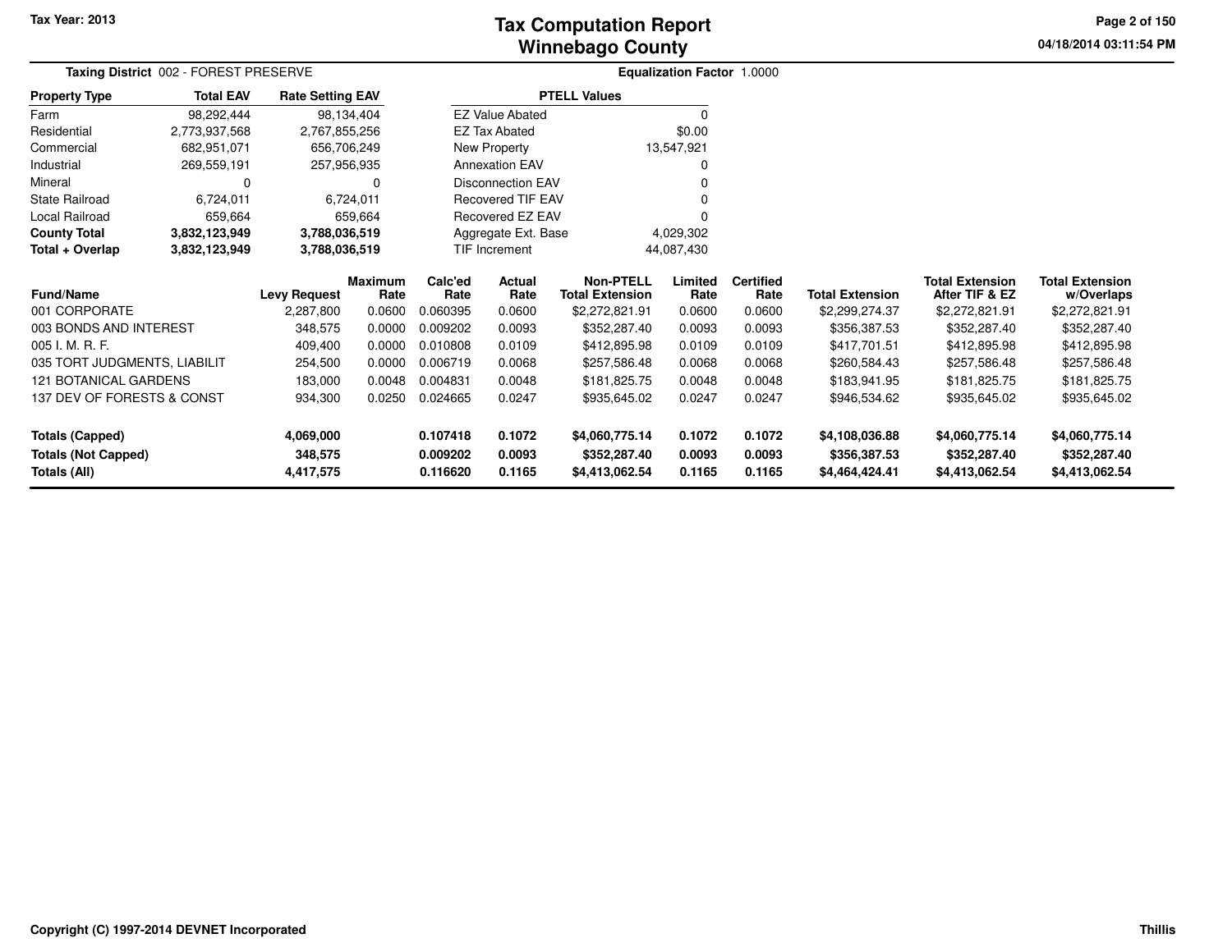# Tax Computation Report
## Winnebago County

Tax Year: 2013

04/18/2014 03:11:54 PM

**Taxing District** 002 - FOREST PRESERVE

**Equalization Factor** 1.0000

| Property Type | Total EAV | Rate Setting EAV |
|---|---|---|
| Farm | 98,292,444 | 98,134,404 |
| Residential | 2,773,937,568 | 2,767,855,256 |
| Commercial | 682,951,071 | 656,706,249 |
| Industrial | 269,559,191 | 257,956,935 |
| Mineral | 0 | 0 |
| State Railroad | 6,724,011 | 6,724,011 |
| Local Railroad | 659,664 | 659,664 |
| **County Total** | **3,832,123,949** | **3,788,036,519** |
| **Total + Overlap** | **3,832,123,949** | **3,788,036,519** |

| PTELL Values | |
|---|---|
| EZ Value Abated | 0 |
| EZ Tax Abated | $0.00 |
| New Property | 13,547,921 |
| Annexation EAV | 0 |
| Disconnection EAV | 0 |
| Recovered TIF EAV | 0 |
| Recovered EZ EAV | 0 |
| Aggregate Ext. Base | 4,029,302 |
| TIF Increment | 44,087,430 |

| Fund/Name | Levy Request | Maximum Rate | Calc'ed Rate | Actual Rate | Non-PTELL Total Extension | Limited Rate | Certified Rate | Total Extension | Total Extension After TIF & EZ | Total Extension w/Overlaps |
|---|---|---|---|---|---|---|---|---|---|---|
| 001 CORPORATE | 2,287,800 | 0.0600 | 0.060395 | 0.0600 | $2,272,821.91 | 0.0600 | 0.0600 | $2,299,274.37 | $2,272,821.91 | $2,272,821.91 |
| 003 BONDS AND INTEREST | 348,575 | 0.0000 | 0.009202 | 0.0093 | $352,287.40 | 0.0093 | 0.0093 | $356,387.53 | $352,287.40 | $352,287.40 |
| 005 I. M. R. F. | 409,400 | 0.0000 | 0.010808 | 0.0109 | $412,895.98 | 0.0109 | 0.0109 | $417,701.51 | $412,895.98 | $412,895.98 |
| 035 TORT JUDGMENTS, LIABILIT | 254,500 | 0.0000 | 0.006719 | 0.0068 | $257,586.48 | 0.0068 | 0.0068 | $260,584.43 | $257,586.48 | $257,586.48 |
| 121 BOTANICAL GARDENS | 183,000 | 0.0048 | 0.004831 | 0.0048 | $181,825.75 | 0.0048 | 0.0048 | $183,941.95 | $181,825.75 | $181,825.75 |
| 137 DEV OF FORESTS & CONST | 934,300 | 0.0250 | 0.024665 | 0.0247 | $935,645.02 | 0.0247 | 0.0247 | $946,534.62 | $935,645.02 | $935,645.02 |
| **Totals (Capped)** | **4,069,000** | | **0.107418** | **0.1072** | **$4,060,775.14** | **0.1072** | **0.1072** | **$4,108,036.88** | **$4,060,775.14** | **$4,060,775.14** |
| **Totals (Not Capped)** | **348,575** | | **0.009202** | **0.0093** | **$352,287.40** | **0.0093** | **0.0093** | **$356,387.53** | **$352,287.40** | **$352,287.40** |
| **Totals (All)** | **4,417,575** | | **0.116620** | **0.1165** | **$4,413,062.54** | **0.1165** | **0.1165** | **$4,464,424.41** | **$4,413,062.54** | **$4,413,062.54** |

Copyright (C) 1997-2014 DEVNET Incorporated

Thillis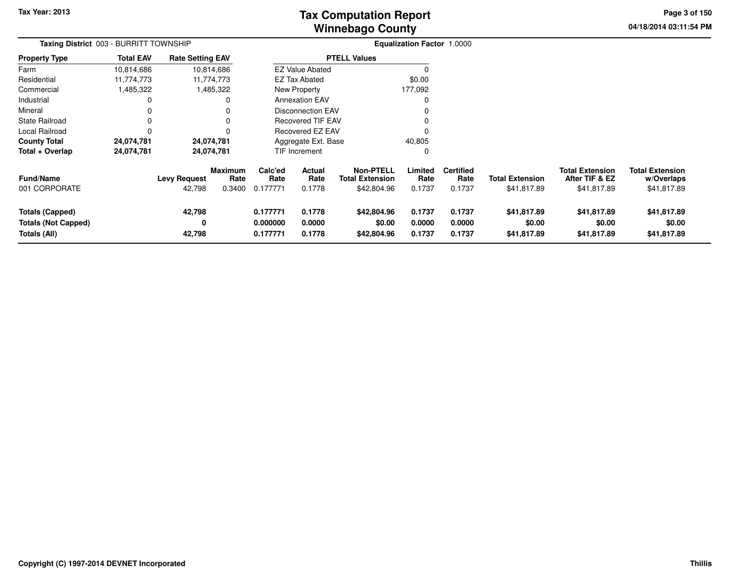# Tax Computation Report
## Winnebago County

Tax Year: 2013

04/18/2014 03:11:54 PM

**Taxing District** 003 - BURRITT TOWNSHIP

**Equalization Factor** 1.0000

| Property Type | Total EAV | Rate Setting EAV |
|---|---|---|
| Farm | 10,814,686 | 10,814,686 |
| Residential | 11,774,773 | 11,774,773 |
| Commercial | 1,485,322 | 1,485,322 |
| Industrial | 0 | 0 |
| Mineral | 0 | 0 |
| State Railroad | 0 | 0 |
| Local Railroad | 0 | 0 |
| **County Total** | **24,074,781** | **24,074,781** |
| **Total + Overlap** | **24,074,781** | **24,074,781** |

| PTELL Values | |
|---|---|
| EZ Value Abated | 0 |
| EZ Tax Abated | $0.00 |
| New Property | 177,092 |
| Annexation EAV | 0 |
| Disconnection EAV | 0 |
| Recovered TIF EAV | 0 |
| Recovered EZ EAV | 0 |
| Aggregate Ext. Base | 40,805 |
| TIF Increment | 0 |

| Fund/Name | Levy Request | Maximum Rate | Calc'ed Rate | Actual Rate | Non-PTELL Total Extension | Limited Rate | Certified Rate | Total Extension | Total Extension After TIF & EZ | Total Extension w/Overlaps |
|---|---|---|---|---|---|---|---|---|---|---|
| 001 CORPORATE | 42,798 | 0.3400 | 0.177771 | 0.1778 | $42,804.96 | 0.1737 | 0.1737 | $41,817.89 | $41,817.89 | $41,817.89 |
| **Totals (Capped)** | **42,798** | | **0.177771** | **0.1778** | **$42,804.96** | **0.1737** | **0.1737** | **$41,817.89** | **$41,817.89** | **$41,817.89** |
| **Totals (Not Capped)** | **0** | | **0.000000** | **0.0000** | **$0.00** | **0.0000** | **0.0000** | **$0.00** | **$0.00** | **$0.00** |
| **Totals (All)** | **42,798** | | **0.177771** | **0.1778** | **$42,804.96** | **0.1737** | **0.1737** | **$41,817.89** | **$41,817.89** | **$41,817.89** |

Copyright (C) 1997-2014 DEVNET Incorporated

Thillis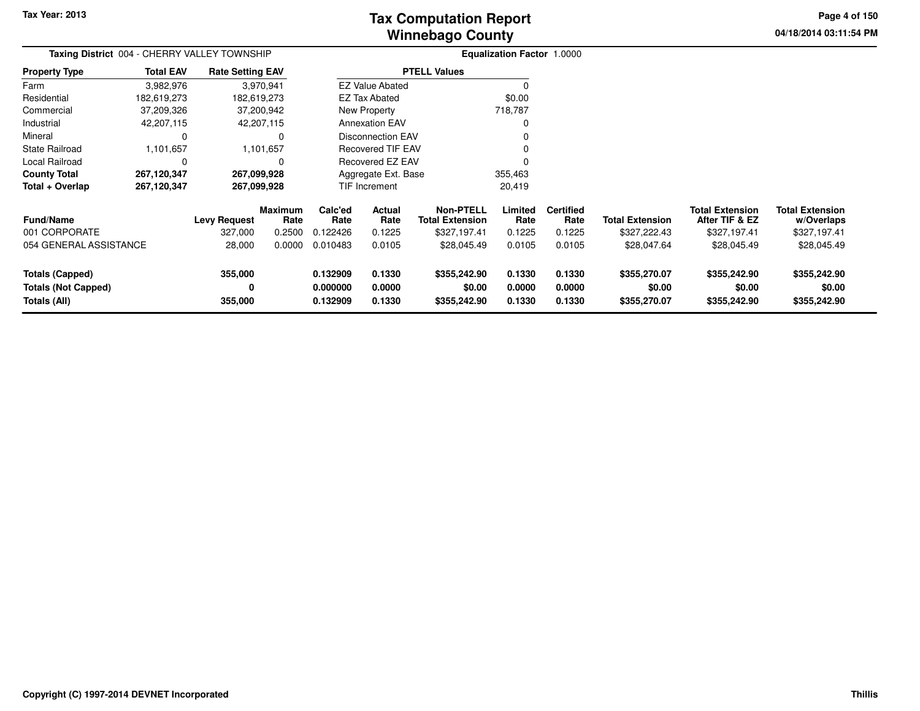# Tax Computation Report
# Winnebago County

Tax Year: 2013

04/18/2014 03:11:54 PM

**Taxing District** 004 - CHERRY VALLEY TOWNSHIP

**Equalization Factor** 1.0000

| Property Type | Total EAV | Rate Setting EAV |
|---|---|---|
| Farm | 3,982,976 | 3,970,941 |
| Residential | 182,619,273 | 182,619,273 |
| Commercial | 37,209,326 | 37,200,942 |
| Industrial | 42,207,115 | 42,207,115 |
| Mineral | 0 | 0 |
| State Railroad | 1,101,657 | 1,101,657 |
| Local Railroad | 0 | 0 |
| **County Total** | **267,120,347** | **267,099,928** |
| **Total + Overlap** | **267,120,347** | **267,099,928** |

| PTELL Values | |
|---|---|
| EZ Value Abated | 0 |
| EZ Tax Abated | $0.00 |
| New Property | 718,787 |
| Annexation EAV | 0 |
| Disconnection EAV | 0 |
| Recovered TIF EAV | 0 |
| Recovered EZ EAV | 0 |
| Aggregate Ext. Base | 355,463 |
| TIF Increment | 20,419 |

| Fund/Name | Levy Request | Maximum Rate | Calc'ed Rate | Actual Rate | Non-PTELL Total Extension | Limited Rate | Certified Rate | Total Extension | Total Extension After TIF & EZ | Total Extension w/Overlaps |
|---|---|---|---|---|---|---|---|---|---|---|
| 001 CORPORATE | 327,000 | 0.2500 | 0.122426 | 0.1225 | $327,197.41 | 0.1225 | 0.1225 | $327,222.43 | $327,197.41 | $327,197.41 |
| 054 GENERAL ASSISTANCE | 28,000 | 0.0000 | 0.010483 | 0.0105 | $28,045.49 | 0.0105 | 0.0105 | $28,047.64 | $28,045.49 | $28,045.49 |
| **Totals (Capped)** | **355,000** | | **0.132909** | **0.1330** | **$355,242.90** | **0.1330** | **0.1330** | **$355,270.07** | **$355,242.90** | **$355,242.90** |
| **Totals (Not Capped)** | **0** | | **0.000000** | **0.0000** | **$0.00** | **0.0000** | **0.0000** | **$0.00** | **$0.00** | **$0.00** |
| **Totals (All)** | **355,000** | | **0.132909** | **0.1330** | **$355,242.90** | **0.1330** | **0.1330** | **$355,270.07** | **$355,242.90** | **$355,242.90** |

Copyright (C) 1997-2014 DEVNET Incorporated

Thillis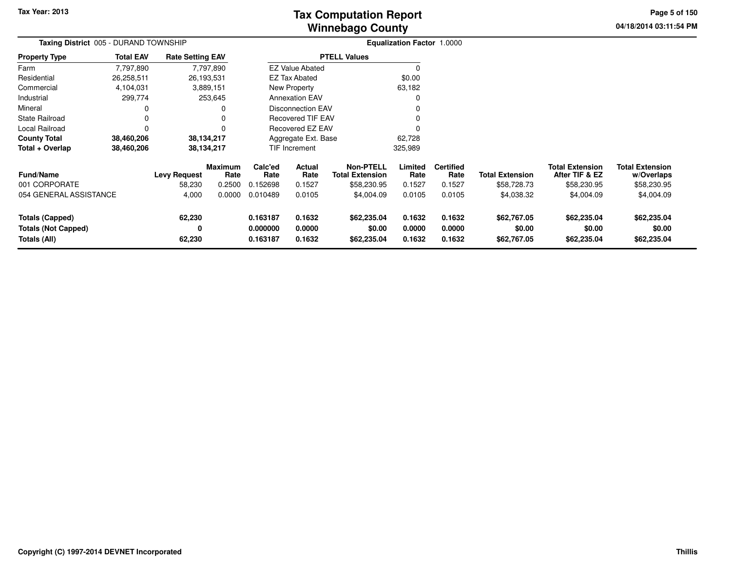# Tax Computation Report
## Winnebago County

Tax Year: 2013

04/18/2014 03:11:54 PM

**Taxing District** 005 - DURAND TOWNSHIP

**Equalization Factor** 1.0000

| Property Type | Total EAV | Rate Setting EAV |
|---|---|---|
| Farm | 7,797,890 | 7,797,890 |
| Residential | 26,258,511 | 26,193,531 |
| Commercial | 4,104,031 | 3,889,151 |
| Industrial | 299,774 | 253,645 |
| Mineral | 0 | 0 |
| State Railroad | 0 | 0 |
| Local Railroad | 0 | 0 |
| **County Total** | **38,460,206** | **38,134,217** |
| **Total + Overlap** | **38,460,206** | **38,134,217** |

| PTELL Values | |
|---|---|
| EZ Value Abated | 0 |
| EZ Tax Abated | $0.00 |
| New Property | 63,182 |
| Annexation EAV | 0 |
| Disconnection EAV | 0 |
| Recovered TIF EAV | 0 |
| Recovered EZ EAV | 0 |
| Aggregate Ext. Base | 62,728 |
| TIF Increment | 325,989 |

| Fund/Name | Levy Request | Maximum Rate | Calc'ed Rate | Actual Rate | Non-PTELL Total Extension | Limited Rate | Certified Rate | Total Extension | Total Extension After TIF & EZ | Total Extension w/Overlaps |
|---|---|---|---|---|---|---|---|---|---|---|
| 001 CORPORATE | 58,230 | 0.2500 | 0.152698 | 0.1527 | $58,230.95 | 0.1527 | 0.1527 | $58,728.73 | $58,230.95 | $58,230.95 |
| 054 GENERAL ASSISTANCE | 4,000 | 0.0000 | 0.010489 | 0.0105 | $4,004.09 | 0.0105 | 0.0105 | $4,038.32 | $4,004.09 | $4,004.09 |
| **Totals (Capped)** | **62,230** | | **0.163187** | **0.1632** | **$62,235.04** | **0.1632** | **0.1632** | **$62,767.05** | **$62,235.04** | **$62,235.04** |
| **Totals (Not Capped)** | **0** | | **0.000000** | **0.0000** | **$0.00** | **0.0000** | **0.0000** | **$0.00** | **$0.00** | **$0.00** |
| **Totals (All)** | **62,230** | | **0.163187** | **0.1632** | **$62,235.04** | **0.1632** | **0.1632** | **$62,767.05** | **$62,235.04** | **$62,235.04** |

Copyright (C) 1997-2014 DEVNET Incorporated

Thillis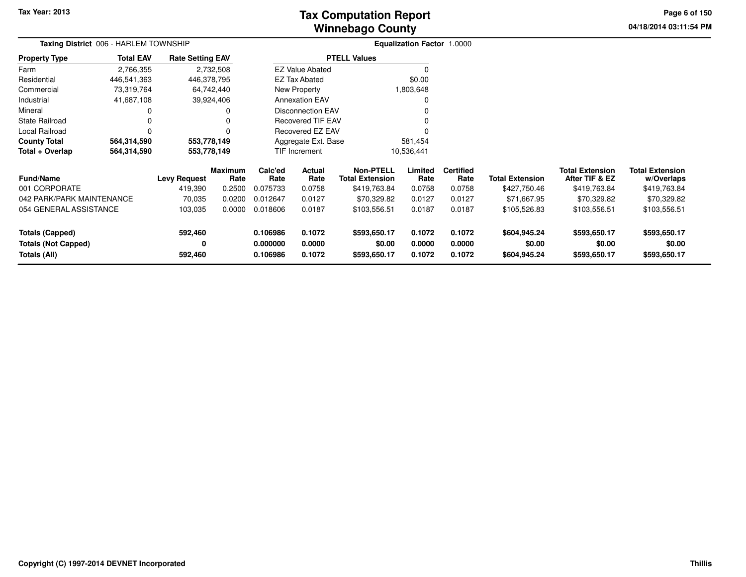Tax Year: 2013

# Tax Computation Report
## Winnebago County

**Taxing District** 006 - HARLEM TOWNSHIP

**Equalization Factor** 1.0000

| Property Type | Total EAV | Rate Setting EAV |
|---|---|---|
| Farm | 2,766,355 | 2,732,508 |
| Residential | 446,541,363 | 446,378,795 |
| Commercial | 73,319,764 | 64,742,440 |
| Industrial | 41,687,108 | 39,924,406 |
| Mineral | 0 | 0 |
| State Railroad | 0 | 0 |
| Local Railroad | 0 | 0 |
| **County Total** | **564,314,590** | **553,778,149** |
| **Total + Overlap** | **564,314,590** | **553,778,149** |

| PTELL Values | |
|---|---|
| EZ Value Abated | 0 |
| EZ Tax Abated | $0.00 |
| New Property | 1,803,648 |
| Annexation EAV | 0 |
| Disconnection EAV | 0 |
| Recovered TIF EAV | 0 |
| Recovered EZ EAV | 0 |
| Aggregate Ext. Base | 581,454 |
| TIF Increment | 10,536,441 |

| Fund/Name | Levy Request | Maximum Rate | Calc'ed Rate | Actual Rate | Non-PTELL Total Extension | Limited Rate | Certified Rate | Total Extension | Total Extension After TIF & EZ | Total Extension w/Overlaps |
|---|---|---|---|---|---|---|---|---|---|---|
| 001 CORPORATE | 419,390 | 0.2500 | 0.075733 | 0.0758 | $419,763.84 | 0.0758 | 0.0758 | $427,750.46 | $419,763.84 | $419,763.84 |
| 042 PARK/PARK MAINTENANCE | 70,035 | 0.0200 | 0.012647 | 0.0127 | $70,329.82 | 0.0127 | 0.0127 | $71,667.95 | $70,329.82 | $70,329.82 |
| 054 GENERAL ASSISTANCE | 103,035 | 0.0000 | 0.018606 | 0.0187 | $103,556.51 | 0.0187 | 0.0187 | $105,526.83 | $103,556.51 | $103,556.51 |
| **Totals (Capped)** | **592,460** | | **0.106986** | **0.1072** | **$593,650.17** | **0.1072** | **0.1072** | **$604,945.24** | **$593,650.17** | **$593,650.17** |
| **Totals (Not Capped)** | **0** | | **0.000000** | **0.0000** | **$0.00** | **0.0000** | **0.0000** | **$0.00** | **$0.00** | **$0.00** |
| **Totals (All)** | **592,460** | | **0.106986** | **0.1072** | **$593,650.17** | **0.1072** | **0.1072** | **$604,945.24** | **$593,650.17** | **$593,650.17** |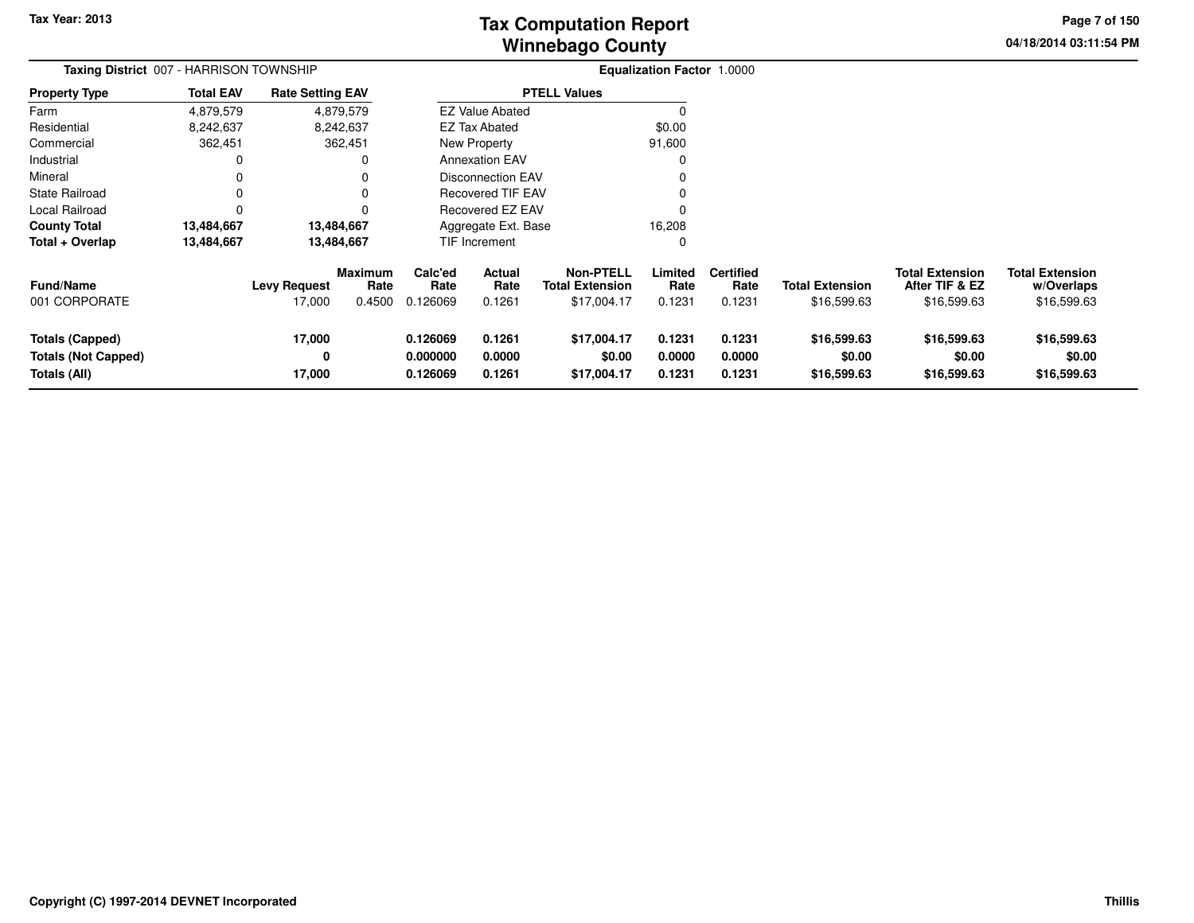# Tax Computation Report
## Winnebago County

Tax Year: 2013

**Taxing District** 007 - HARRISON TOWNSHIP

**Equalization Factor** 1.0000

| Property Type | Total EAV | Rate Setting EAV |
|---|---|---|
| Farm | 4,879,579 | 4,879,579 |
| Residential | 8,242,637 | 8,242,637 |
| Commercial | 362,451 | 362,451 |
| Industrial | 0 | 0 |
| Mineral | 0 | 0 |
| State Railroad | 0 | 0 |
| Local Railroad | 0 | 0 |
| **County Total** | **13,484,667** | **13,484,667** |
| **Total + Overlap** | **13,484,667** | **13,484,667** |

| PTELL Values | |
|---|---|
| EZ Value Abated | 0 |
| EZ Tax Abated | $0.00 |
| New Property | 91,600 |
| Annexation EAV | 0 |
| Disconnection EAV | 0 |
| Recovered TIF EAV | 0 |
| Recovered EZ EAV | 0 |
| Aggregate Ext. Base | 16,208 |
| TIF Increment | 0 |

| Fund/Name | Levy Request | Maximum Rate | Calc'ed Rate | Actual Rate | Non-PTELL Total Extension | Limited Rate | Certified Rate | Total Extension | Total Extension After TIF & EZ | Total Extension w/Overlaps |
|---|---|---|---|---|---|---|---|---|---|---|
| 001 CORPORATE | 17,000 | 0.4500 | 0.126069 | 0.1261 | $17,004.17 | 0.1231 | 0.1231 | $16,599.63 | $16,599.63 | $16,599.63 |
| **Totals (Capped)** | **17,000** | | **0.126069** | **0.1261** | **$17,004.17** | **0.1231** | **0.1231** | **$16,599.63** | **$16,599.63** | **$16,599.63** |
| **Totals (Not Capped)** | **0** | | **0.000000** | **0.0000** | **$0.00** | **0.0000** | **0.0000** | **$0.00** | **$0.00** | **$0.00** |
| **Totals (All)** | **17,000** | | **0.126069** | **0.1261** | **$17,004.17** | **0.1231** | **0.1231** | **$16,599.63** | **$16,599.63** | **$16,599.63** |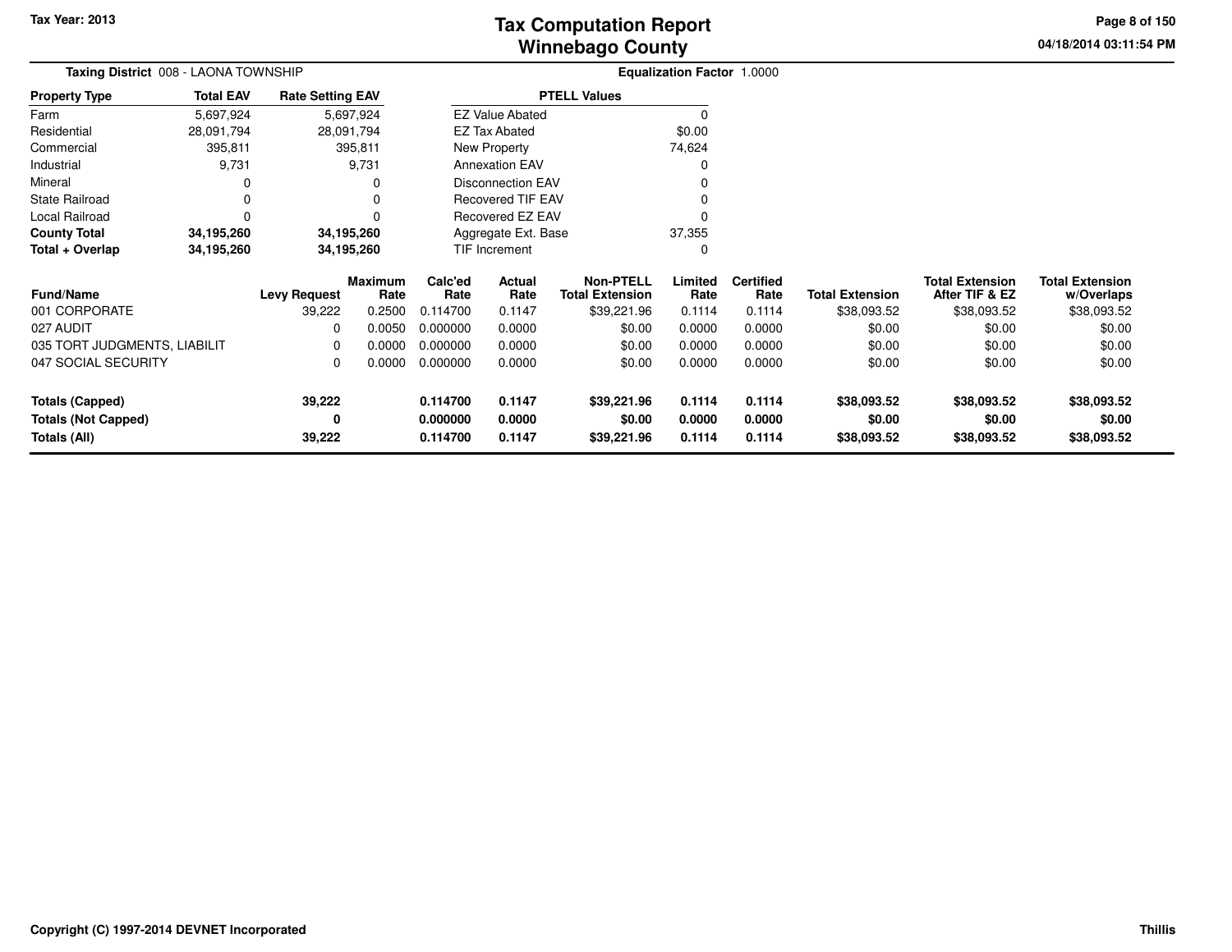# Tax Computation Report
## Winnebago County

Tax Year: 2013

04/18/2014 03:11:54 PM

**Taxing District** 008 - LAONA TOWNSHIP

**Equalization Factor** 1.0000

| Property Type | Total EAV | Rate Setting EAV |
|---|---|---|
| Farm | 5,697,924 | 5,697,924 |
| Residential | 28,091,794 | 28,091,794 |
| Commercial | 395,811 | 395,811 |
| Industrial | 9,731 | 9,731 |
| Mineral | 0 | 0 |
| State Railroad | 0 | 0 |
| Local Railroad | 0 | 0 |
| **County Total** | **34,195,260** | **34,195,260** |
| **Total + Overlap** | **34,195,260** | **34,195,260** |

| PTELL Values | |
|---|---|
| EZ Value Abated | 0 |
| EZ Tax Abated | $0.00 |
| New Property | 74,624 |
| Annexation EAV | 0 |
| Disconnection EAV | 0 |
| Recovered TIF EAV | 0 |
| Recovered EZ EAV | 0 |
| Aggregate Ext. Base | 37,355 |
| TIF Increment | 0 |

| Fund/Name | Levy Request | Maximum Rate | Calc'ed Rate | Actual Rate | Non-PTELL Total Extension | Limited Rate | Certified Rate | Total Extension | Total Extension After TIF & EZ | Total Extension w/Overlaps |
|---|---|---|---|---|---|---|---|---|---|---|
| 001 CORPORATE | 39,222 | 0.2500 | 0.114700 | 0.1147 | $39,221.96 | 0.1114 | 0.1114 | $38,093.52 | $38,093.52 | $38,093.52 |
| 027 AUDIT | 0 | 0.0050 | 0.000000 | 0.0000 | $0.00 | 0.0000 | 0.0000 | $0.00 | $0.00 | $0.00 |
| 035 TORT JUDGMENTS, LIABILIT | 0 | 0.0000 | 0.000000 | 0.0000 | $0.00 | 0.0000 | 0.0000 | $0.00 | $0.00 | $0.00 |
| 047 SOCIAL SECURITY | 0 | 0.0000 | 0.000000 | 0.0000 | $0.00 | 0.0000 | 0.0000 | $0.00 | $0.00 | $0.00 |
| **Totals (Capped)** | **39,222** | | **0.114700** | **0.1147** | **$39,221.96** | **0.1114** | **0.1114** | **$38,093.52** | **$38,093.52** | **$38,093.52** |
| **Totals (Not Capped)** | **0** | | **0.000000** | **0.0000** | **$0.00** | **0.0000** | **0.0000** | **$0.00** | **$0.00** | **$0.00** |
| **Totals (All)** | **39,222** | | **0.114700** | **0.1147** | **$39,221.96** | **0.1114** | **0.1114** | **$38,093.52** | **$38,093.52** | **$38,093.52** |

Copyright (C) 1997-2014 DEVNET Incorporated

Thillis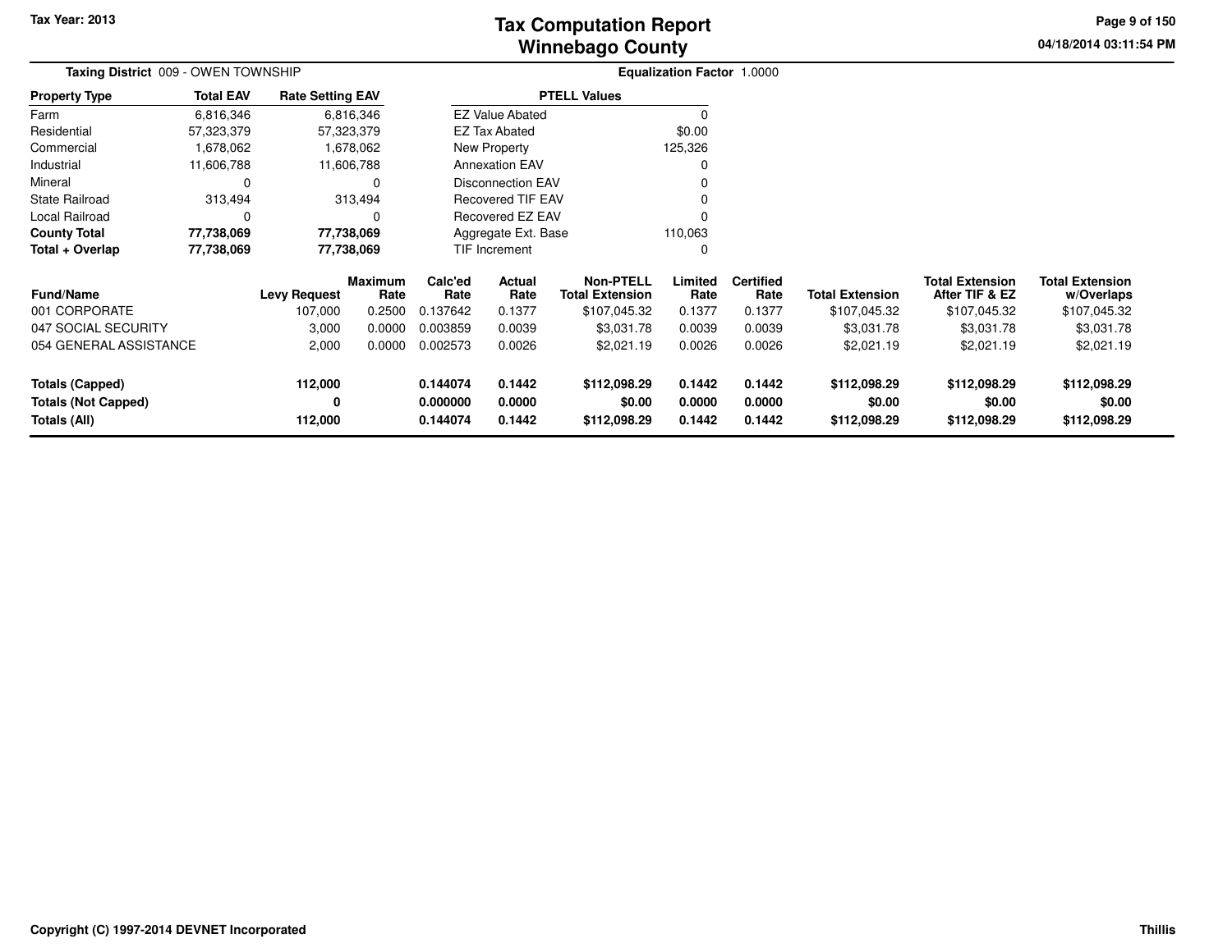# Tax Computation Report
## Winnebago County

Tax Year: 2013

04/18/2014 03:11:54 PM

**Taxing District** 009 - OWEN TOWNSHIP

**Equalization Factor** 1.0000

| Property Type | Total EAV | Rate Setting EAV |
|---|---|---|
| Farm | 6,816,346 | 6,816,346 |
| Residential | 57,323,379 | 57,323,379 |
| Commercial | 1,678,062 | 1,678,062 |
| Industrial | 11,606,788 | 11,606,788 |
| Mineral | 0 | 0 |
| State Railroad | 313,494 | 313,494 |
| Local Railroad | 0 | 0 |
| **County Total** | **77,738,069** | **77,738,069** |
| **Total + Overlap** | **77,738,069** | **77,738,069** |

| PTELL Values | |
|---|---|
| EZ Value Abated | 0 |
| EZ Tax Abated | $0.00 |
| New Property | 125,326 |
| Annexation EAV | 0 |
| Disconnection EAV | 0 |
| Recovered TIF EAV | 0 |
| Recovered EZ EAV | 0 |
| Aggregate Ext. Base | 110,063 |
| TIF Increment | 0 |

| Fund/Name | Levy Request | Maximum Rate | Calc'ed Rate | Actual Rate | Non-PTELL Total Extension | Limited Rate | Certified Rate | Total Extension | Total Extension After TIF & EZ | Total Extension w/Overlaps |
|---|---|---|---|---|---|---|---|---|---|---|
| 001 CORPORATE | 107,000 | 0.2500 | 0.137642 | 0.1377 | $107,045.32 | 0.1377 | 0.1377 | $107,045.32 | $107,045.32 | $107,045.32 |
| 047 SOCIAL SECURITY | 3,000 | 0.0000 | 0.003859 | 0.0039 | $3,031.78 | 0.0039 | 0.0039 | $3,031.78 | $3,031.78 | $3,031.78 |
| 054 GENERAL ASSISTANCE | 2,000 | 0.0000 | 0.002573 | 0.0026 | $2,021.19 | 0.0026 | 0.0026 | $2,021.19 | $2,021.19 | $2,021.19 |
| **Totals (Capped)** | **112,000** | | **0.144074** | **0.1442** | **$112,098.29** | **0.1442** | **0.1442** | **$112,098.29** | **$112,098.29** | **$112,098.29** |
| **Totals (Not Capped)** | **0** | | **0.000000** | **0.0000** | **$0.00** | **0.0000** | **0.0000** | **$0.00** | **$0.00** | **$0.00** |
| **Totals (All)** | **112,000** | | **0.144074** | **0.1442** | **$112,098.29** | **0.1442** | **0.1442** | **$112,098.29** | **$112,098.29** | **$112,098.29** |

Copyright (C) 1997-2014 DEVNET Incorporated

Thillis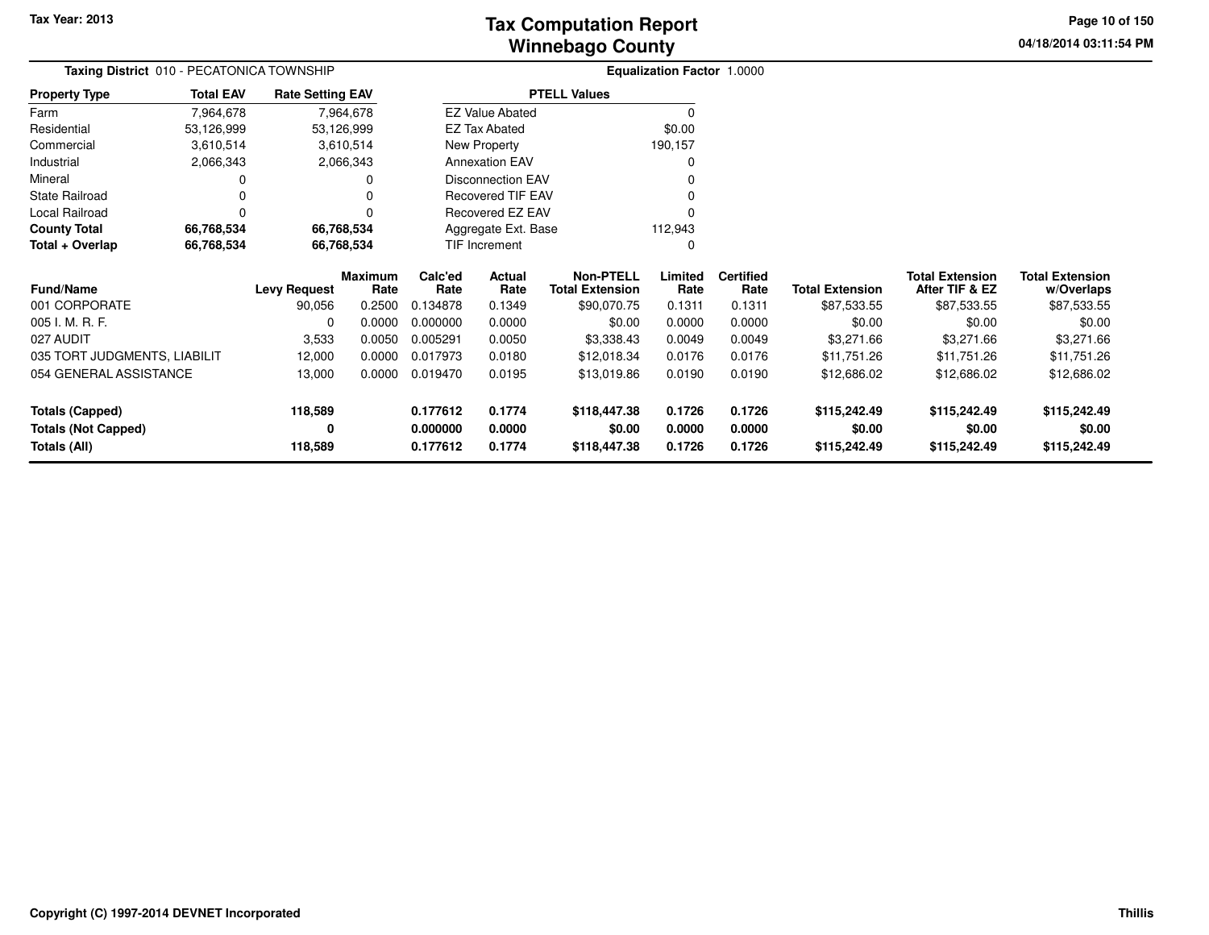# Tax Computation Report
## Winnebago County

Tax Year: 2013

04/18/2014 03:11:54 PM

**Taxing District** 010 - PECATONICA TOWNSHIP

**Equalization Factor** 1.0000

| Property Type | Total EAV | Rate Setting EAV |
|---|---|---|
| Farm | 7,964,678 | 7,964,678 |
| Residential | 53,126,999 | 53,126,999 |
| Commercial | 3,610,514 | 3,610,514 |
| Industrial | 2,066,343 | 2,066,343 |
| Mineral | 0 | 0 |
| State Railroad | 0 | 0 |
| Local Railroad | 0 | 0 |
| **County Total** | **66,768,534** | **66,768,534** |
| **Total + Overlap** | **66,768,534** | **66,768,534** |

| PTELL Values | |
|---|---|
| EZ Value Abated | 0 |
| EZ Tax Abated | $0.00 |
| New Property | 190,157 |
| Annexation EAV | 0 |
| Disconnection EAV | 0 |
| Recovered TIF EAV | 0 |
| Recovered EZ EAV | 0 |
| Aggregate Ext. Base | 112,943 |
| TIF Increment | 0 |

| Fund/Name | Levy Request | Maximum Rate | Calc'ed Rate | Actual Rate | Non-PTELL Total Extension | Limited Rate | Certified Rate | Total Extension | Total Extension After TIF & EZ | Total Extension w/Overlaps |
|---|---|---|---|---|---|---|---|---|---|---|
| 001 CORPORATE | 90,056 | 0.2500 | 0.134878 | 0.1349 | $90,070.75 | 0.1311 | 0.1311 | $87,533.55 | $87,533.55 | $87,533.55 |
| 005 I. M. R. F. | 0 | 0.0000 | 0.000000 | 0.0000 | $0.00 | 0.0000 | 0.0000 | $0.00 | $0.00 | $0.00 |
| 027 AUDIT | 3,533 | 0.0050 | 0.005291 | 0.0050 | $3,338.43 | 0.0049 | 0.0049 | $3,271.66 | $3,271.66 | $3,271.66 |
| 035 TORT JUDGMENTS, LIABILIT | 12,000 | 0.0000 | 0.017973 | 0.0180 | $12,018.34 | 0.0176 | 0.0176 | $11,751.26 | $11,751.26 | $11,751.26 |
| 054 GENERAL ASSISTANCE | 13,000 | 0.0000 | 0.019470 | 0.0195 | $13,019.86 | 0.0190 | 0.0190 | $12,686.02 | $12,686.02 | $12,686.02 |
| **Totals (Capped)** | **118,589** | | **0.177612** | **0.1774** | **$118,447.38** | **0.1726** | **0.1726** | **$115,242.49** | **$115,242.49** | **$115,242.49** |
| **Totals (Not Capped)** | **0** | | **0.000000** | **0.0000** | **$0.00** | **0.0000** | **0.0000** | **$0.00** | **$0.00** | **$0.00** |
| **Totals (All)** | **118,589** | | **0.177612** | **0.1774** | **$118,447.38** | **0.1726** | **0.1726** | **$115,242.49** | **$115,242.49** | **$115,242.49** |

Copyright (C) 1997-2014 DEVNET Incorporated

Thillis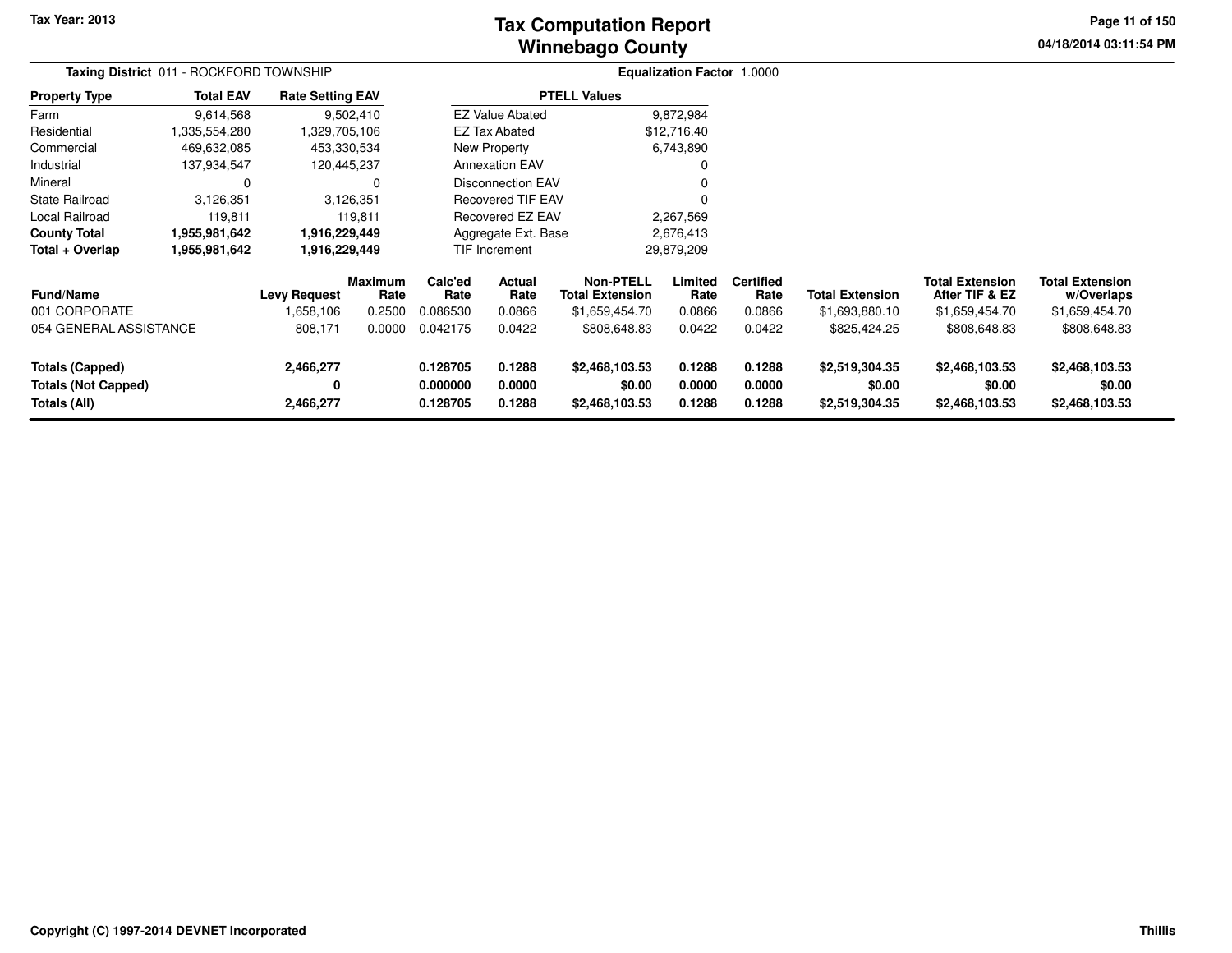# Tax Computation Report
## Winnebago County

Tax Year: 2013

04/18/2014 03:11:54 PM

**Taxing District** 011 - ROCKFORD TOWNSHIP

**Equalization Factor** 1.0000

| Property Type | Total EAV | Rate Setting EAV |
|---|---|---|
| Farm | 9,614,568 | 9,502,410 |
| Residential | 1,335,554,280 | 1,329,705,106 |
| Commercial | 469,632,085 | 453,330,534 |
| Industrial | 137,934,547 | 120,445,237 |
| Mineral | 0 | 0 |
| State Railroad | 3,126,351 | 3,126,351 |
| Local Railroad | 119,811 | 119,811 |
| **County Total** | **1,955,981,642** | **1,916,229,449** |
| **Total + Overlap** | **1,955,981,642** | **1,916,229,449** |

| PTELL Values | |
|---|---|
| EZ Value Abated | 9,872,984 |
| EZ Tax Abated | $12,716.40 |
| New Property | 6,743,890 |
| Annexation EAV | 0 |
| Disconnection EAV | 0 |
| Recovered TIF EAV | 0 |
| Recovered EZ EAV | 2,267,569 |
| Aggregate Ext. Base | 2,676,413 |
| TIF Increment | 29,879,209 |

| Fund/Name | Levy Request | Maximum Rate | Calc'ed Rate | Actual Rate | Non-PTELL Total Extension | Limited Rate | Certified Rate | Total Extension | Total Extension After TIF & EZ | Total Extension w/Overlaps |
|---|---|---|---|---|---|---|---|---|---|---|
| 001 CORPORATE | 1,658,106 | 0.2500 | 0.086530 | 0.0866 | $1,659,454.70 | 0.0866 | 0.0866 | $1,693,880.10 | $1,659,454.70 | $1,659,454.70 |
| 054 GENERAL ASSISTANCE | 808,171 | 0.0000 | 0.042175 | 0.0422 | $808,648.83 | 0.0422 | 0.0422 | $825,424.25 | $808,648.83 | $808,648.83 |
| **Totals (Capped)** | **2,466,277** | | **0.128705** | **0.1288** | **$2,468,103.53** | **0.1288** | **0.1288** | **$2,519,304.35** | **$2,468,103.53** | **$2,468,103.53** |
| **Totals (Not Capped)** | **0** | | **0.000000** | **0.0000** | **$0.00** | **0.0000** | **0.0000** | **$0.00** | **$0.00** | **$0.00** |
| **Totals (All)** | **2,466,277** | | **0.128705** | **0.1288** | **$2,468,103.53** | **0.1288** | **0.1288** | **$2,519,304.35** | **$2,468,103.53** | **$2,468,103.53** |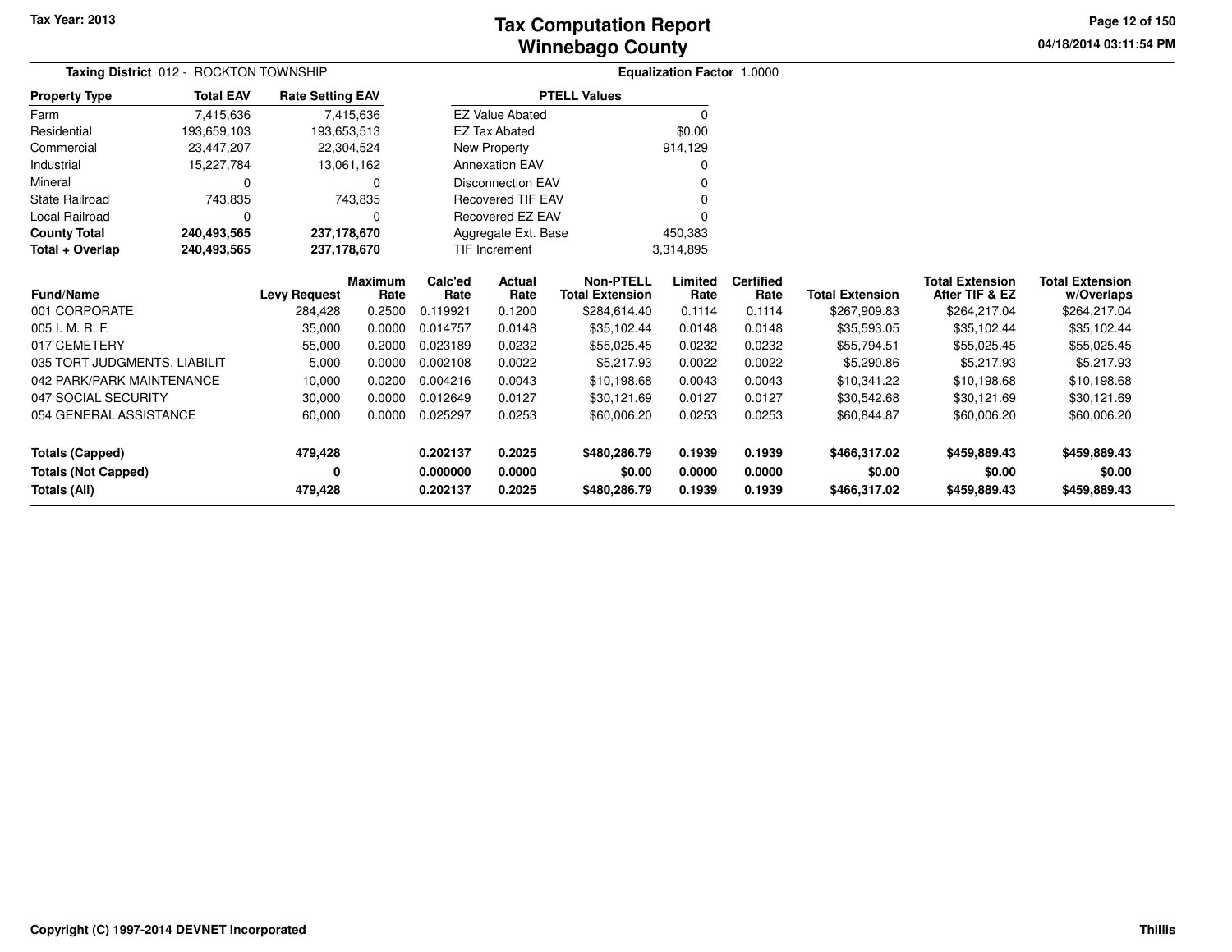Tax Year: 2013

# Tax Computation Report
## Winnebago County

04/18/2014 03:11:54 PM

**Taxing District** 012 - ROCKTON TOWNSHIP

**Equalization Factor** 1.0000

| Property Type | Total EAV | Rate Setting EAV |
|---|---|---|
| Farm | 7,415,636 | 7,415,636 |
| Residential | 193,659,103 | 193,653,513 |
| Commercial | 23,447,207 | 22,304,524 |
| Industrial | 15,227,784 | 13,061,162 |
| Mineral | 0 | 0 |
| State Railroad | 743,835 | 743,835 |
| Local Railroad | 0 | 0 |
| **County Total** | **240,493,565** | **237,178,670** |
| **Total + Overlap** | **240,493,565** | **237,178,670** |

| PTELL Values | |
|---|---|
| EZ Value Abated | 0 |
| EZ Tax Abated | $0.00 |
| New Property | 914,129 |
| Annexation EAV | 0 |
| Disconnection EAV | 0 |
| Recovered TIF EAV | 0 |
| Recovered EZ EAV | 0 |
| Aggregate Ext. Base | 450,383 |
| TIF Increment | 3,314,895 |

| Fund/Name | Levy Request | Maximum Rate | Calc'ed Rate | Actual Rate | Non-PTELL Total Extension | Limited Rate | Certified Rate | Total Extension | Total Extension After TIF & EZ | Total Extension w/Overlaps |
|---|---|---|---|---|---|---|---|---|---|---|
| 001 CORPORATE | 284,428 | 0.2500 | 0.119921 | 0.1200 | $284,614.40 | 0.1114 | 0.1114 | $267,909.83 | $264,217.04 | $264,217.04 |
| 005 I. M. R. F. | 35,000 | 0.0000 | 0.014757 | 0.0148 | $35,102.44 | 0.0148 | 0.0148 | $35,593.05 | $35,102.44 | $35,102.44 |
| 017 CEMETERY | 55,000 | 0.2000 | 0.023189 | 0.0232 | $55,025.45 | 0.0232 | 0.0232 | $55,794.51 | $55,025.45 | $55,025.45 |
| 035 TORT JUDGMENTS, LIABILIT | 5,000 | 0.0000 | 0.002108 | 0.0022 | $5,217.93 | 0.0022 | 0.0022 | $5,290.86 | $5,217.93 | $5,217.93 |
| 042 PARK/PARK MAINTENANCE | 10,000 | 0.0200 | 0.004216 | 0.0043 | $10,198.68 | 0.0043 | 0.0043 | $10,341.22 | $10,198.68 | $10,198.68 |
| 047 SOCIAL SECURITY | 30,000 | 0.0000 | 0.012649 | 0.0127 | $30,121.69 | 0.0127 | 0.0127 | $30,542.68 | $30,121.69 | $30,121.69 |
| 054 GENERAL ASSISTANCE | 60,000 | 0.0000 | 0.025297 | 0.0253 | $60,006.20 | 0.0253 | 0.0253 | $60,844.87 | $60,006.20 | $60,006.20 |
| **Totals (Capped)** | **479,428** | | **0.202137** | **0.2025** | **$480,286.79** | **0.1939** | **0.1939** | **$466,317.02** | **$459,889.43** | **$459,889.43** |
| **Totals (Not Capped)** | **0** | | **0.000000** | **0.0000** | **$0.00** | **0.0000** | **0.0000** | **$0.00** | **$0.00** | **$0.00** |
| **Totals (All)** | **479,428** | | **0.202137** | **0.2025** | **$480,286.79** | **0.1939** | **0.1939** | **$466,317.02** | **$459,889.43** | **$459,889.43** |

Copyright (C) 1997-2014 DEVNET Incorporated

Thillis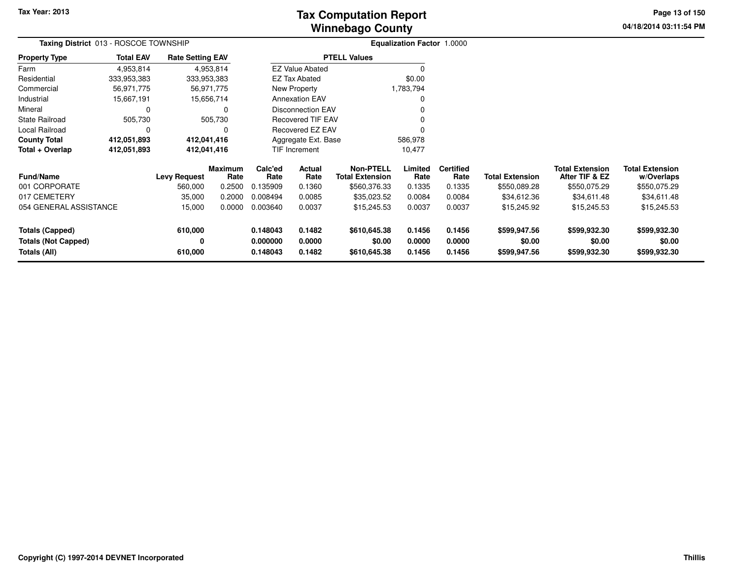# Tax Computation Report
## Winnebago County

Tax Year: 2013

04/18/2014 03:11:54 PM

**Taxing District** 013 - ROSCOE TOWNSHIP

**Equalization Factor** 1.0000

| Property Type | Total EAV | Rate Setting EAV |
|---|---|---|
| Farm | 4,953,814 | 4,953,814 |
| Residential | 333,953,383 | 333,953,383 |
| Commercial | 56,971,775 | 56,971,775 |
| Industrial | 15,667,191 | 15,656,714 |
| Mineral | 0 | 0 |
| State Railroad | 505,730 | 505,730 |
| Local Railroad | 0 | 0 |
| **County Total** | **412,051,893** | **412,041,416** |
| **Total + Overlap** | **412,051,893** | **412,041,416** |

| PTELL Values | |
|---|---|
| EZ Value Abated | 0 |
| EZ Tax Abated | $0.00 |
| New Property | 1,783,794 |
| Annexation EAV | 0 |
| Disconnection EAV | 0 |
| Recovered TIF EAV | 0 |
| Recovered EZ EAV | 0 |
| Aggregate Ext. Base | 586,978 |
| TIF Increment | 10,477 |

| Fund/Name | Levy Request | Maximum Rate | Calc'ed Rate | Actual Rate | Non-PTELL Total Extension | Limited Rate | Certified Rate | Total Extension | Total Extension After TIF & EZ | Total Extension w/Overlaps |
|---|---|---|---|---|---|---|---|---|---|---|
| 001 CORPORATE | 560,000 | 0.2500 | 0.135909 | 0.1360 | $560,376.33 | 0.1335 | 0.1335 | $550,089.28 | $550,075.29 | $550,075.29 |
| 017 CEMETERY | 35,000 | 0.2000 | 0.008494 | 0.0085 | $35,023.52 | 0.0084 | 0.0084 | $34,612.36 | $34,611.48 | $34,611.48 |
| 054 GENERAL ASSISTANCE | 15,000 | 0.0000 | 0.003640 | 0.0037 | $15,245.53 | 0.0037 | 0.0037 | $15,245.92 | $15,245.53 | $15,245.53 |
| **Totals (Capped)** | **610,000** | | **0.148043** | **0.1482** | **$610,645.38** | **0.1456** | **0.1456** | **$599,947.56** | **$599,932.30** | **$599,932.30** |
| **Totals (Not Capped)** | **0** | | **0.000000** | **0.0000** | **$0.00** | **0.0000** | **0.0000** | **$0.00** | **$0.00** | **$0.00** |
| **Totals (All)** | **610,000** | | **0.148043** | **0.1482** | **$610,645.38** | **0.1456** | **0.1456** | **$599,947.56** | **$599,932.30** | **$599,932.30** |

Copyright (C) 1997-2014 DEVNET Incorporated

Thillis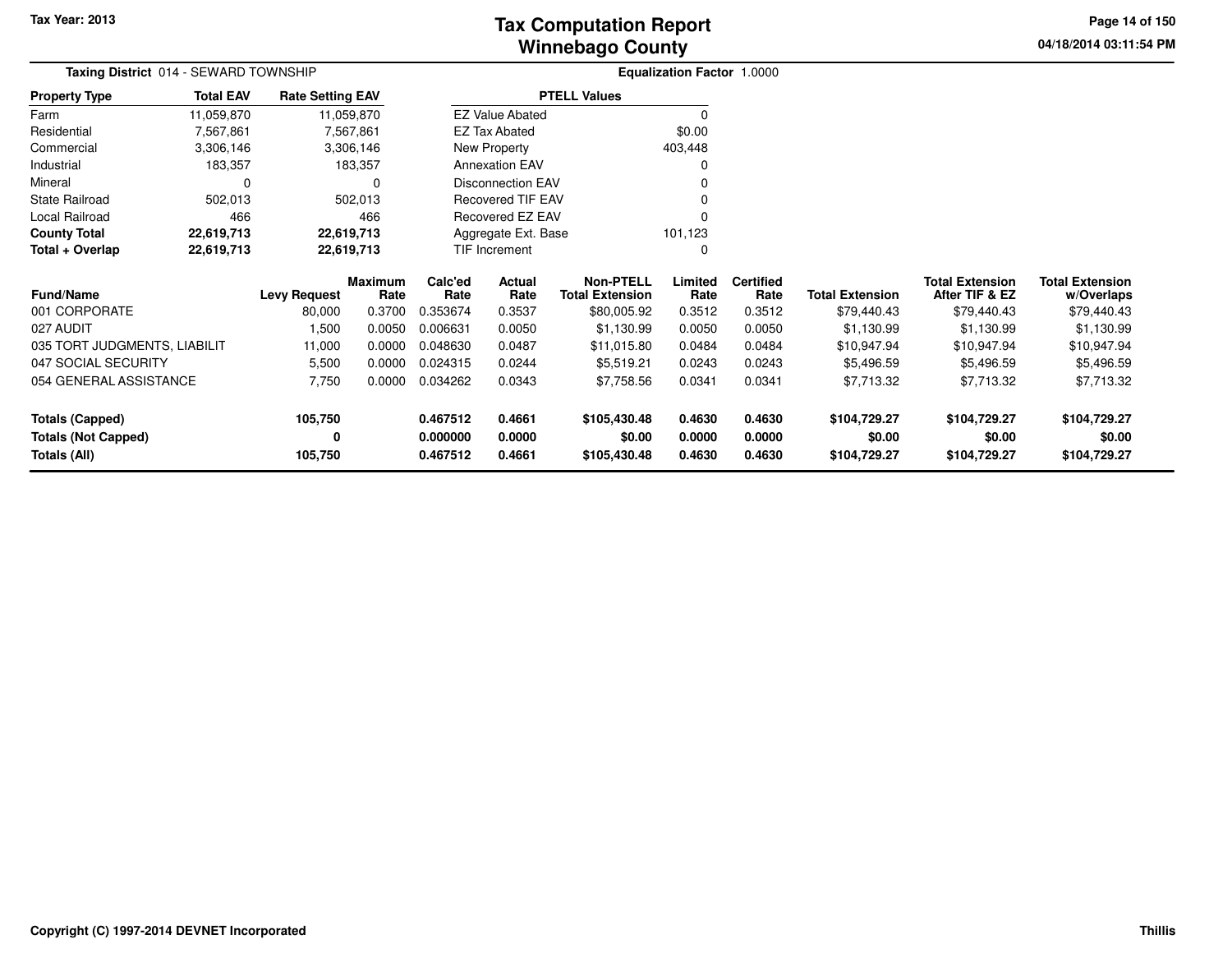# Tax Computation Report
## Winnebago County

Tax Year: 2013

04/18/2014 03:11:54 PM

**Taxing District** 014 - SEWARD TOWNSHIP

**Equalization Factor** 1.0000

| Property Type | Total EAV | Rate Setting EAV |
|---|---|---|
| Farm | 11,059,870 | 11,059,870 |
| Residential | 7,567,861 | 7,567,861 |
| Commercial | 3,306,146 | 3,306,146 |
| Industrial | 183,357 | 183,357 |
| Mineral | 0 | 0 |
| State Railroad | 502,013 | 502,013 |
| Local Railroad | 466 | 466 |
| **County Total** | **22,619,713** | **22,619,713** |
| **Total + Overlap** | **22,619,713** | **22,619,713** |

| PTELL Values | |
|---|---|
| EZ Value Abated | 0 |
| EZ Tax Abated | $0.00 |
| New Property | 403,448 |
| Annexation EAV | 0 |
| Disconnection EAV | 0 |
| Recovered TIF EAV | 0 |
| Recovered EZ EAV | 0 |
| Aggregate Ext. Base | 101,123 |
| TIF Increment | 0 |

| Fund/Name | Levy Request | Maximum Rate | Calc'ed Rate | Actual Rate | Non-PTELL Total Extension | Limited Rate | Certified Rate | Total Extension | Total Extension After TIF & EZ | Total Extension w/Overlaps |
|---|---|---|---|---|---|---|---|---|---|---|
| 001 CORPORATE | 80,000 | 0.3700 | 0.353674 | 0.3537 | $80,005.92 | 0.3512 | 0.3512 | $79,440.43 | $79,440.43 | $79,440.43 |
| 027 AUDIT | 1,500 | 0.0050 | 0.006631 | 0.0050 | $1,130.99 | 0.0050 | 0.0050 | $1,130.99 | $1,130.99 | $1,130.99 |
| 035 TORT JUDGMENTS, LIABILIT | 11,000 | 0.0000 | 0.048630 | 0.0487 | $11,015.80 | 0.0484 | 0.0484 | $10,947.94 | $10,947.94 | $10,947.94 |
| 047 SOCIAL SECURITY | 5,500 | 0.0000 | 0.024315 | 0.0244 | $5,519.21 | 0.0243 | 0.0243 | $5,496.59 | $5,496.59 | $5,496.59 |
| 054 GENERAL ASSISTANCE | 7,750 | 0.0000 | 0.034262 | 0.0343 | $7,758.56 | 0.0341 | 0.0341 | $7,713.32 | $7,713.32 | $7,713.32 |
| **Totals (Capped)** | **105,750** | | **0.467512** | **0.4661** | **$105,430.48** | **0.4630** | **0.4630** | **$104,729.27** | **$104,729.27** | **$104,729.27** |
| **Totals (Not Capped)** | **0** | | **0.000000** | **0.0000** | **$0.00** | **0.0000** | **0.0000** | **$0.00** | **$0.00** | **$0.00** |
| **Totals (All)** | **105,750** | | **0.467512** | **0.4661** | **$105,430.48** | **0.4630** | **0.4630** | **$104,729.27** | **$104,729.27** | **$104,729.27** |

Copyright (C) 1997-2014 DEVNET Incorporated

Thillis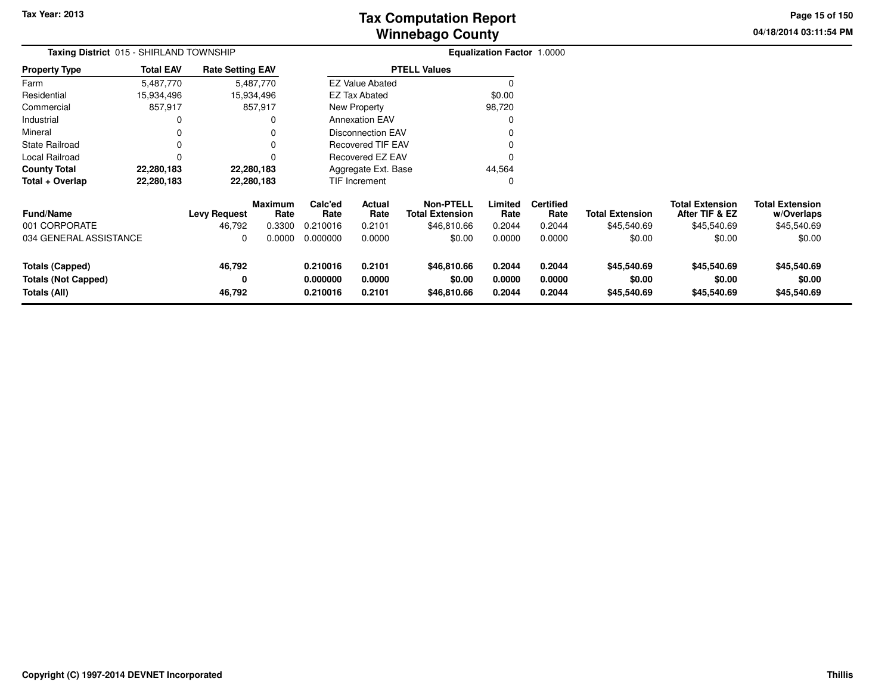# Tax Computation Report
## Winnebago County

Tax Year: 2013

04/18/2014 03:11:54 PM

**Taxing District** 015 - SHIRLAND TOWNSHIP

**Equalization Factor** 1.0000

| Property Type | Total EAV | Rate Setting EAV |
|---|---|---|
| Farm | 5,487,770 | 5,487,770 |
| Residential | 15,934,496 | 15,934,496 |
| Commercial | 857,917 | 857,917 |
| Industrial | 0 | 0 |
| Mineral | 0 | 0 |
| State Railroad | 0 | 0 |
| Local Railroad | 0 | 0 |
| **County Total** | **22,280,183** | **22,280,183** |
| **Total + Overlap** | **22,280,183** | **22,280,183** |

| PTELL Values | |
|---|---|
| EZ Value Abated | 0 |
| EZ Tax Abated | $0.00 |
| New Property | 98,720 |
| Annexation EAV | 0 |
| Disconnection EAV | 0 |
| Recovered TIF EAV | 0 |
| Recovered EZ EAV | 0 |
| Aggregate Ext. Base | 44,564 |
| TIF Increment | 0 |

| Fund/Name | Levy Request | Maximum Rate | Calc'ed Rate | Actual Rate | Non-PTELL Total Extension | Limited Rate | Certified Rate | Total Extension | Total Extension After TIF & EZ | Total Extension w/Overlaps |
|---|---|---|---|---|---|---|---|---|---|---|
| 001 CORPORATE | 46,792 | 0.3300 | 0.210016 | 0.2101 | $46,810.66 | 0.2044 | 0.2044 | $45,540.69 | $45,540.69 | $45,540.69 |
| 034 GENERAL ASSISTANCE | 0 | 0.0000 | 0.000000 | 0.0000 | $0.00 | 0.0000 | 0.0000 | $0.00 | $0.00 | $0.00 |
| **Totals (Capped)** | **46,792** | | **0.210016** | **0.2101** | **$46,810.66** | **0.2044** | **0.2044** | **$45,540.69** | **$45,540.69** | **$45,540.69** |
| **Totals (Not Capped)** | **0** | | **0.000000** | **0.0000** | **$0.00** | **0.0000** | **0.0000** | **$0.00** | **$0.00** | **$0.00** |
| **Totals (All)** | **46,792** | | **0.210016** | **0.2101** | **$46,810.66** | **0.2044** | **0.2044** | **$45,540.69** | **$45,540.69** | **$45,540.69** |

Copyright (C) 1997-2014 DEVNET Incorporated

Thillis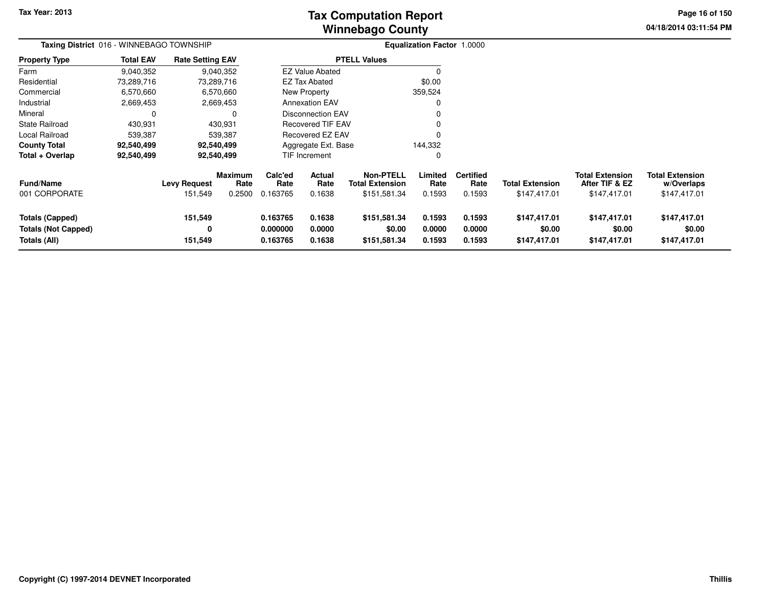**Taxing District** 016 - WINNEBAGO TOWNSHIP

**Equalization Factor** 1.0000

| Property Type | Total EAV | Rate Setting EAV |
|---|---|---|
| Farm | 9,040,352 | 9,040,352 |
| Residential | 73,289,716 | 73,289,716 |
| Commercial | 6,570,660 | 6,570,660 |
| Industrial | 2,669,453 | 2,669,453 |
| Mineral | 0 | 0 |
| State Railroad | 430,931 | 430,931 |
| Local Railroad | 539,387 | 539,387 |
| **County Total** | **92,540,499** | **92,540,499** |
| **Total + Overlap** | **92,540,499** | **92,540,499** |

| PTELL Values | |
|---|---|
| EZ Value Abated | 0 |
| EZ Tax Abated | $0.00 |
| New Property | 359,524 |
| Annexation EAV | 0 |
| Disconnection EAV | 0 |
| Recovered TIF EAV | 0 |
| Recovered EZ EAV | 0 |
| Aggregate Ext. Base | 144,332 |
| TIF Increment | 0 |

| Fund/Name | Levy Request | Maximum Rate | Calc'ed Rate | Actual Rate | Non-PTELL Total Extension | Limited Rate | Certified Rate | Total Extension | Total Extension After TIF & EZ | Total Extension w/Overlaps |
|---|---|---|---|---|---|---|---|---|---|---|
| 001 CORPORATE | 151,549 | 0.2500 | 0.163765 | 0.1638 | $151,581.34 | 0.1593 | 0.1593 | $147,417.01 | $147,417.01 | $147,417.01 |
| **Totals (Capped)** | **151,549** | | **0.163765** | **0.1638** | **$151,581.34** | **0.1593** | **0.1593** | **$147,417.01** | **$147,417.01** | **$147,417.01** |
| **Totals (Not Capped)** | **0** | | **0.000000** | **0.0000** | **$0.00** | **0.0000** | **0.0000** | **$0.00** | **$0.00** | **$0.00** |
| **Totals (All)** | **151,549** | | **0.163765** | **0.1638** | **$151,581.34** | **0.1593** | **0.1593** | **$147,417.01** | **$147,417.01** | **$147,417.01** |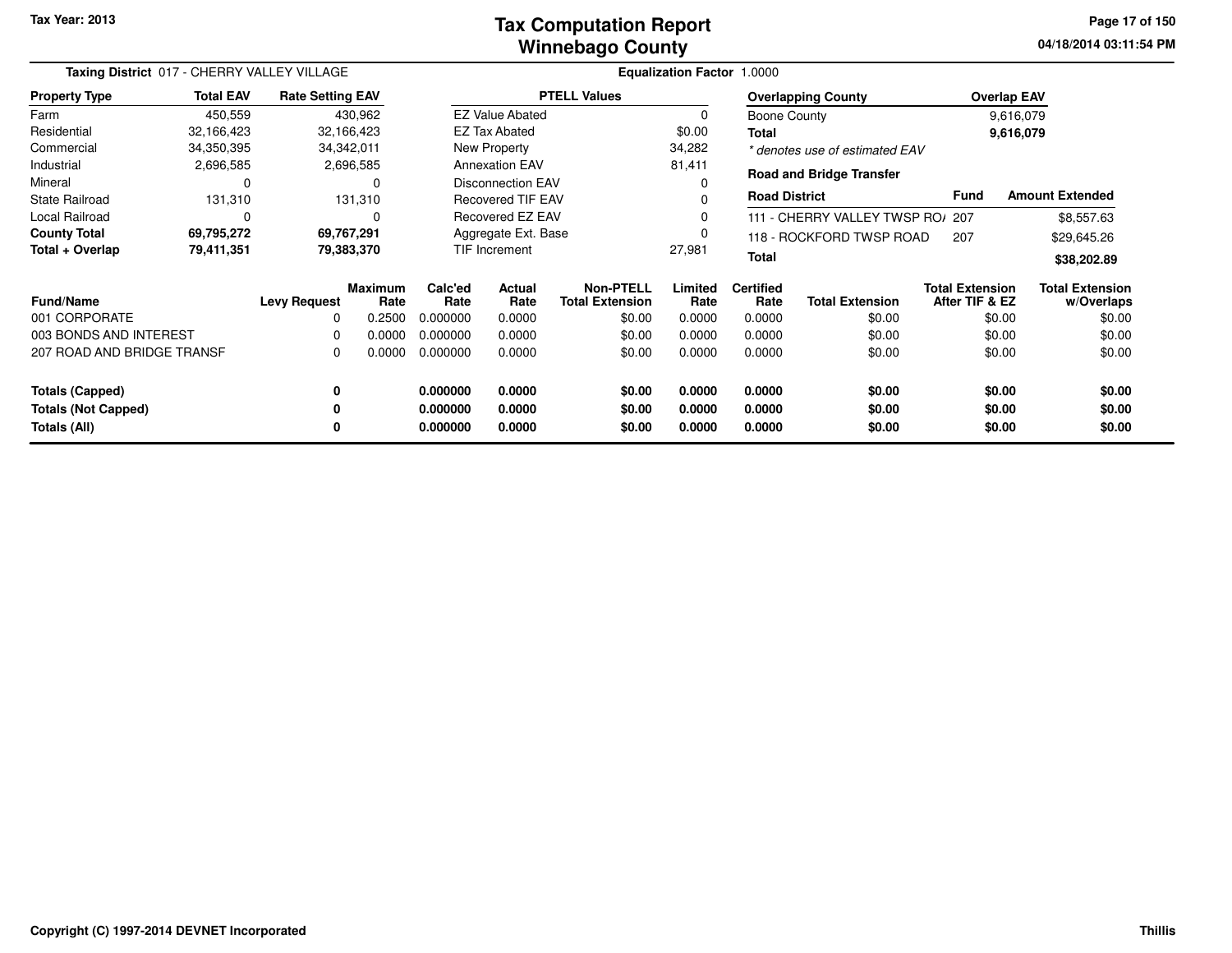**Tax Year: 2013**

# Tax Computation Report
## Winnebago County

04/18/2014 03:11:54 PM

**Taxing District** 017 - CHERRY VALLEY VILLAGE

**Equalization Factor** 1.0000

| Property Type | Total EAV | Rate Setting EAV |
|---|---|---|
| Farm | 450,559 | 430,962 |
| Residential | 32,166,423 | 32,166,423 |
| Commercial | 34,350,395 | 34,342,011 |
| Industrial | 2,696,585 | 2,696,585 |
| Mineral | 0 | 0 |
| State Railroad | 131,310 | 131,310 |
| Local Railroad | 0 | 0 |
| **County Total** | **69,795,272** | **69,767,291** |
| **Total + Overlap** | **79,411,351** | **79,383,370** |

| PTELL Values | |
|---|---|
| EZ Value Abated | 0 |
| EZ Tax Abated | $0.00 |
| New Property | 34,282 |
| Annexation EAV | 81,411 |
| Disconnection EAV | 0 |
| Recovered TIF EAV | 0 |
| Recovered EZ EAV | 0 |
| Aggregate Ext. Base | 0 |
| TIF Increment | 27,981 |

| Overlapping County | Overlap EAV |
|---|---|
| Boone County | 9,616,079 |
| **Total** | **9,616,079** |

*\* denotes use of estimated EAV*

**Road and Bridge Transfer**

| Road District | Fund | Amount Extended |
|---|---|---|
| 111 - CHERRY VALLEY TWSP RO/ | 207 | $8,557.63 |
| 118 - ROCKFORD TWSP ROAD | 207 | $29,645.26 |
| **Total** | | **$38,202.89** |

| Fund/Name | Levy Request | Maximum Rate | Calc'ed Rate | Actual Rate | Non-PTELL Total Extension | Limited Rate | Certified Rate | Total Extension | Total Extension After TIF & EZ | Total Extension w/Overlaps |
|---|---|---|---|---|---|---|---|---|---|---|
| 001 CORPORATE | 0 | 0.2500 | 0.000000 | 0.0000 | $0.00 | 0.0000 | 0.0000 | $0.00 | $0.00 | $0.00 |
| 003 BONDS AND INTEREST | 0 | 0.0000 | 0.000000 | 0.0000 | $0.00 | 0.0000 | 0.0000 | $0.00 | $0.00 | $0.00 |
| 207 ROAD AND BRIDGE TRANSF | 0 | 0.0000 | 0.000000 | 0.0000 | $0.00 | 0.0000 | 0.0000 | $0.00 | $0.00 | $0.00 |
| **Totals (Capped)** | **0** | | **0.000000** | **0.0000** | **$0.00** | **0.0000** | **0.0000** | **$0.00** | **$0.00** | **$0.00** |
| **Totals (Not Capped)** | **0** | | **0.000000** | **0.0000** | **$0.00** | **0.0000** | **0.0000** | **$0.00** | **$0.00** | **$0.00** |
| **Totals (All)** | **0** | | **0.000000** | **0.0000** | **$0.00** | **0.0000** | **0.0000** | **$0.00** | **$0.00** | **$0.00** |

**Copyright (C) 1997-2014 DEVNET Incorporated**

**Thillis**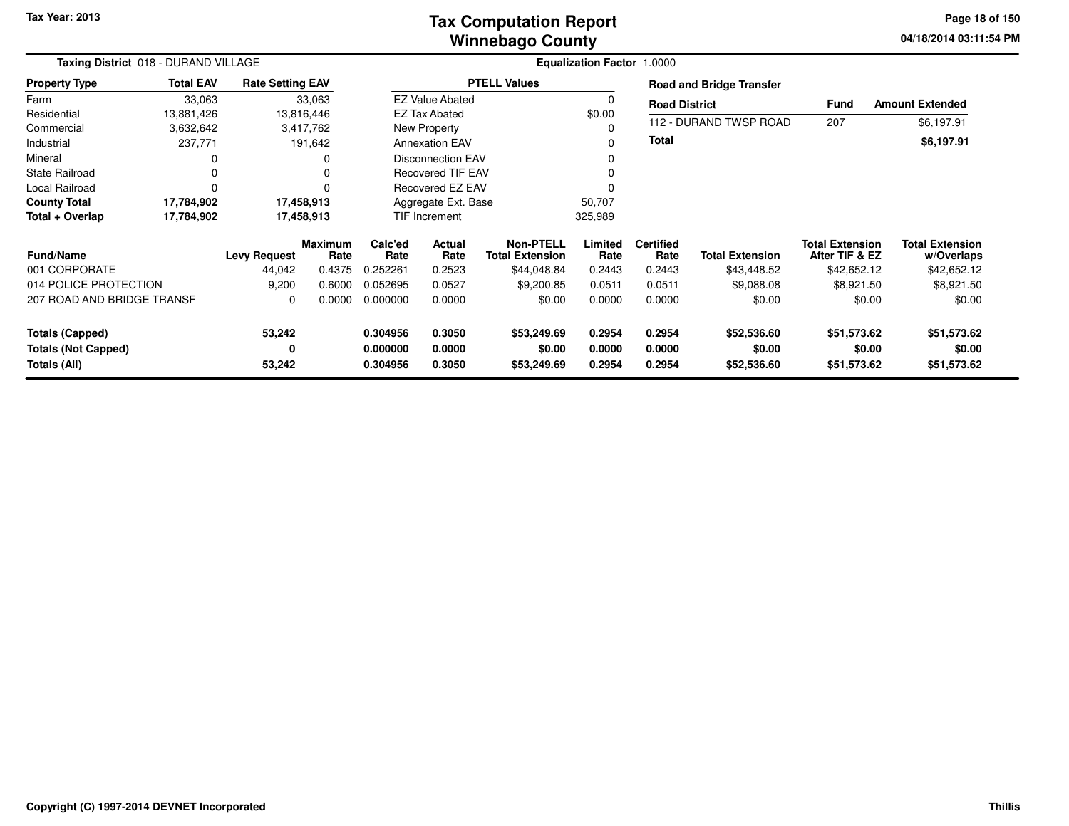Tax Year: 2013

# Tax Computation Report
## Winnebago County

04/18/2014 03:11:54 PM

**Taxing District** 018 - DURAND VILLAGE

**Equalization Factor** 1.0000

| Property Type | Total EAV | Rate Setting EAV |
|---|---|---|
| Farm | 33,063 | 33,063 |
| Residential | 13,881,426 | 13,816,446 |
| Commercial | 3,632,642 | 3,417,762 |
| Industrial | 237,771 | 191,642 |
| Mineral | 0 | 0 |
| State Railroad | 0 | 0 |
| Local Railroad | 0 | 0 |
| **County Total** | **17,784,902** | **17,458,913** |
| **Total + Overlap** | **17,784,902** | **17,458,913** |

| PTELL Values | |
|---|---|
| EZ Value Abated | 0 |
| EZ Tax Abated | $0.00 |
| New Property | 0 |
| Annexation EAV | 0 |
| Disconnection EAV | 0 |
| Recovered TIF EAV | 0 |
| Recovered EZ EAV | 0 |
| Aggregate Ext. Base | 50,707 |
| TIF Increment | 325,989 |

**Road and Bridge Transfer**

| Road District | Fund | Amount Extended |
|---|---|---|
| 112 - DURAND TWSP ROAD | 207 | $6,197.91 |
| **Total** | | **$6,197.91** |

| Fund/Name | Levy Request | Maximum Rate | Calc'ed Rate | Actual Rate | Non-PTELL Total Extension | Limited Rate | Certified Rate | Total Extension | Total Extension After TIF & EZ | Total Extension w/Overlaps |
|---|---|---|---|---|---|---|---|---|---|---|
| 001 CORPORATE | 44,042 | 0.4375 | 0.252261 | 0.2523 | $44,048.84 | 0.2443 | 0.2443 | $43,448.52 | $42,652.12 | $42,652.12 |
| 014 POLICE PROTECTION | 9,200 | 0.6000 | 0.052695 | 0.0527 | $9,200.85 | 0.0511 | 0.0511 | $9,088.08 | $8,921.50 | $8,921.50 |
| 207 ROAD AND BRIDGE TRANSF | 0 | 0.0000 | 0.000000 | 0.0000 | $0.00 | 0.0000 | 0.0000 | $0.00 | $0.00 | $0.00 |
| **Totals (Capped)** | **53,242** | | **0.304956** | **0.3050** | **$53,249.69** | **0.2954** | **0.2954** | **$52,536.60** | **$51,573.62** | **$51,573.62** |
| **Totals (Not Capped)** | **0** | | **0.000000** | **0.0000** | **$0.00** | **0.0000** | **0.0000** | **$0.00** | **$0.00** | **$0.00** |
| **Totals (All)** | **53,242** | | **0.304956** | **0.3050** | **$53,249.69** | **0.2954** | **0.2954** | **$52,536.60** | **$51,573.62** | **$51,573.62** |

Copyright (C) 1997-2014 DEVNET Incorporated

Thillis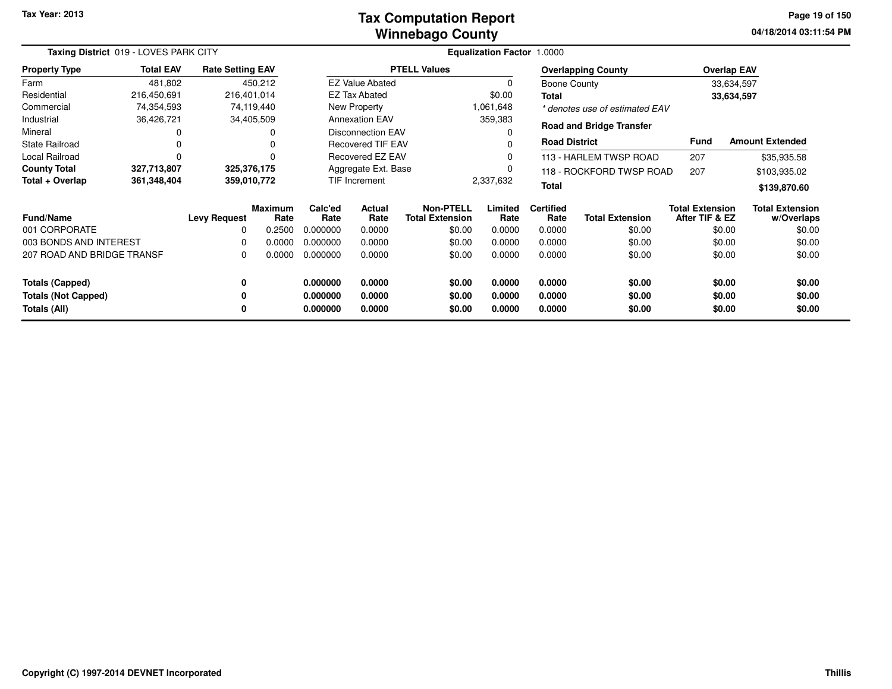Tax Year: 2013

# Tax Computation Report
# Winnebago County

04/18/2014 03:11:54 PM

**Taxing District** 019 - LOVES PARK CITY

**Equalization Factor** 1.0000

| Property Type | Total EAV | Rate Setting EAV |
|---|---|---|
| Farm | 481,802 | 450,212 |
| Residential | 216,450,691 | 216,401,014 |
| Commercial | 74,354,593 | 74,119,440 |
| Industrial | 36,426,721 | 34,405,509 |
| Mineral | 0 | 0 |
| State Railroad | 0 | 0 |
| Local Railroad | 0 | 0 |
| **County Total** | **327,713,807** | **325,376,175** |
| **Total + Overlap** | **361,348,404** | **359,010,772** |

| PTELL Values | |
|---|---|
| EZ Value Abated | 0 |
| EZ Tax Abated | $0.00 |
| New Property | 1,061,648 |
| Annexation EAV | 359,383 |
| Disconnection EAV | 0 |
| Recovered TIF EAV | 0 |
| Recovered EZ EAV | 0 |
| Aggregate Ext. Base | 0 |
| TIF Increment | 2,337,632 |

| Overlapping County | Overlap EAV |
|---|---|
| Boone County | 33,634,597 |
| **Total** | **33,634,597** |

*\* denotes use of estimated EAV*

**Road and Bridge Transfer**

| Road District | Fund | Amount Extended |
|---|---|---|
| 113 - HARLEM TWSP ROAD | 207 | $35,935.58 |
| 118 - ROCKFORD TWSP ROAD | 207 | $103,935.02 |
| **Total** | | **$139,870.60** |

| Fund/Name | Levy Request | Maximum Rate | Calc'ed Rate | Actual Rate | Non-PTELL Total Extension | Limited Rate | Certified Rate | Total Extension | Total Extension After TIF & EZ | Total Extension w/Overlaps |
|---|---|---|---|---|---|---|---|---|---|---|
| 001 CORPORATE | 0 | 0.2500 | 0.000000 | 0.0000 | $0.00 | 0.0000 | 0.0000 | $0.00 | $0.00 | $0.00 |
| 003 BONDS AND INTEREST | 0 | 0.0000 | 0.000000 | 0.0000 | $0.00 | 0.0000 | 0.0000 | $0.00 | $0.00 | $0.00 |
| 207 ROAD AND BRIDGE TRANSF | 0 | 0.0000 | 0.000000 | 0.0000 | $0.00 | 0.0000 | 0.0000 | $0.00 | $0.00 | $0.00 |
| **Totals (Capped)** | **0** | | **0.000000** | **0.0000** | **$0.00** | **0.0000** | **0.0000** | **$0.00** | **$0.00** | **$0.00** |
| **Totals (Not Capped)** | **0** | | **0.000000** | **0.0000** | **$0.00** | **0.0000** | **0.0000** | **$0.00** | **$0.00** | **$0.00** |
| **Totals (All)** | **0** | | **0.000000** | **0.0000** | **$0.00** | **0.0000** | **0.0000** | **$0.00** | **$0.00** | **$0.00** |

Copyright (C) 1997-2014 DEVNET Incorporated

Thillis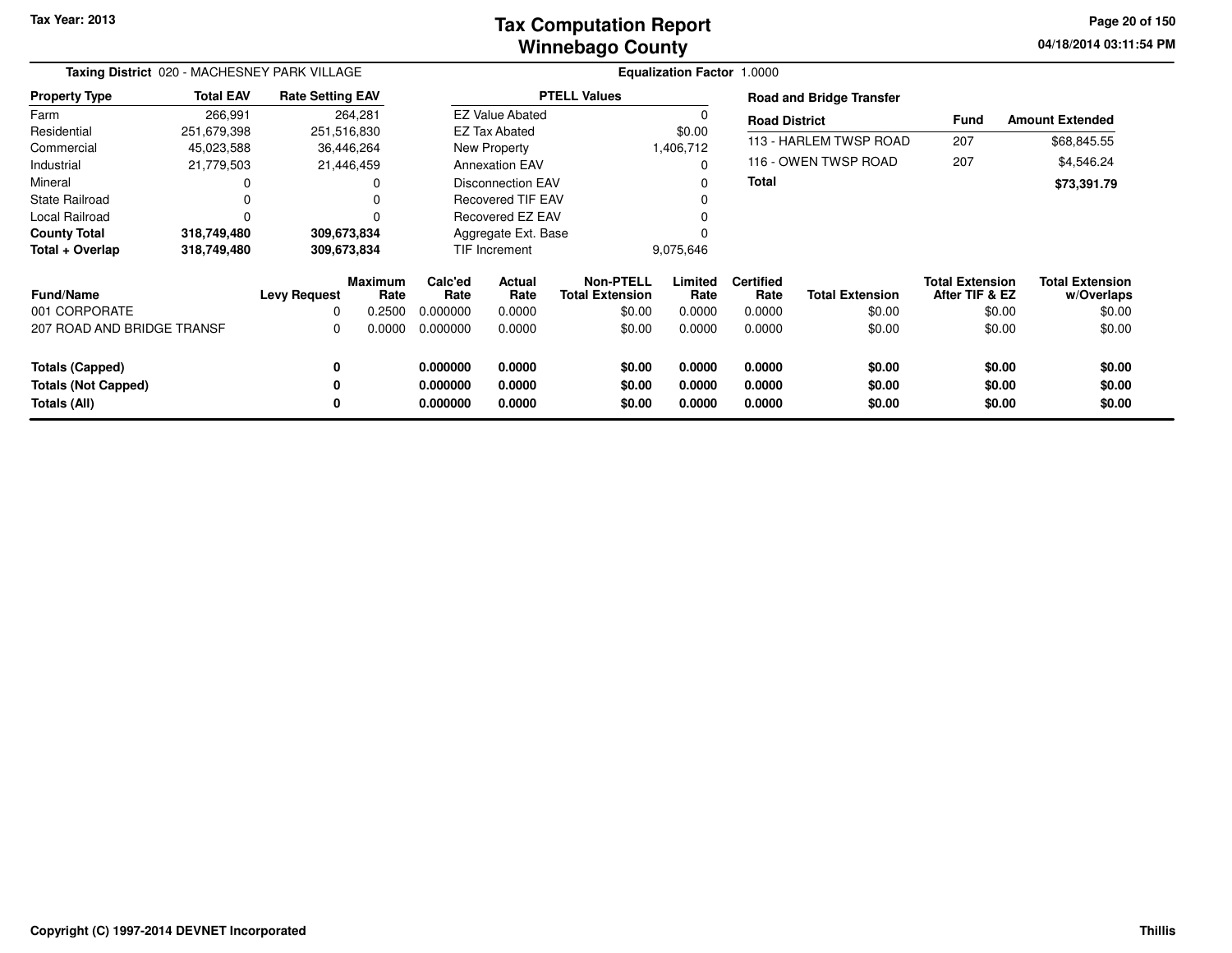Tax Year: 2013

# Tax Computation Report
# Winnebago County

04/18/2014 03:11:54 PM

**Taxing District** 020 - MACHESNEY PARK VILLAGE

**Equalization Factor** 1.0000

| Property Type | Total EAV | Rate Setting EAV |
|---|---|---|
| Farm | 266,991 | 264,281 |
| Residential | 251,679,398 | 251,516,830 |
| Commercial | 45,023,588 | 36,446,264 |
| Industrial | 21,779,503 | 21,446,459 |
| Mineral | 0 | 0 |
| State Railroad | 0 | 0 |
| Local Railroad | 0 | 0 |
| **County Total** | **318,749,480** | **309,673,834** |
| **Total + Overlap** | **318,749,480** | **309,673,834** |

| PTELL Values | |
|---|---|
| EZ Value Abated | 0 |
| EZ Tax Abated | $0.00 |
| New Property | 1,406,712 |
| Annexation EAV | 0 |
| Disconnection EAV | 0 |
| Recovered TIF EAV | 0 |
| Recovered EZ EAV | 0 |
| Aggregate Ext. Base | 0 |
| TIF Increment | 9,075,646 |

**Road and Bridge Transfer**

| Road District | Fund | Amount Extended |
|---|---|---|
| 113 - HARLEM TWSP ROAD | 207 | $68,845.55 |
| 116 - OWEN TWSP ROAD | 207 | $4,546.24 |
| **Total** | | **$73,391.79** |

| Fund/Name | Levy Request | Maximum Rate | Calc'ed Rate | Actual Rate | Non-PTELL Total Extension | Limited Rate | Certified Rate | Total Extension | Total Extension After TIF & EZ | Total Extension w/Overlaps |
|---|---|---|---|---|---|---|---|---|---|---|
| 001 CORPORATE | 0 | 0.2500 | 0.000000 | 0.0000 | $0.00 | 0.0000 | 0.0000 | $0.00 | $0.00 | $0.00 |
| 207 ROAD AND BRIDGE TRANSF | 0 | 0.0000 | 0.000000 | 0.0000 | $0.00 | 0.0000 | 0.0000 | $0.00 | $0.00 | $0.00 |
| **Totals (Capped)** | **0** | | **0.000000** | **0.0000** | **$0.00** | **0.0000** | **0.0000** | **$0.00** | **$0.00** | **$0.00** |
| **Totals (Not Capped)** | **0** | | **0.000000** | **0.0000** | **$0.00** | **0.0000** | **0.0000** | **$0.00** | **$0.00** | **$0.00** |
| **Totals (All)** | **0** | | **0.000000** | **0.0000** | **$0.00** | **0.0000** | **0.0000** | **$0.00** | **$0.00** | **$0.00** |

Copyright (C) 1997-2014 DEVNET Incorporated

Thillis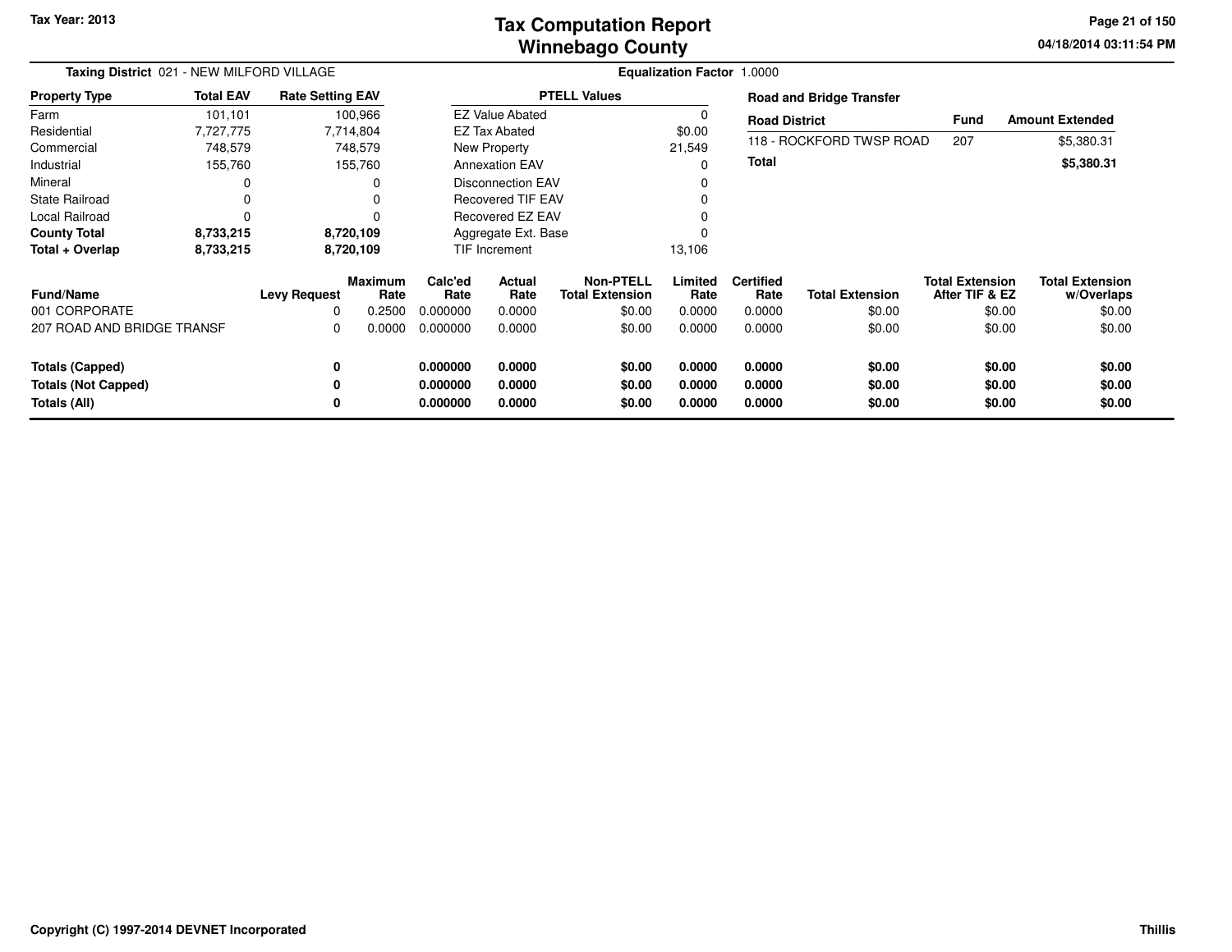# Tax Computation Report
## Winnebago County

Tax Year: 2013

04/18/2014 03:11:54 PM

**Taxing District** 021 - NEW MILFORD VILLAGE

**Equalization Factor** 1.0000

| Property Type | Total EAV | Rate Setting EAV |
|---|---|---|
| Farm | 101,101 | 100,966 |
| Residential | 7,727,775 | 7,714,804 |
| Commercial | 748,579 | 748,579 |
| Industrial | 155,760 | 155,760 |
| Mineral | 0 | 0 |
| State Railroad | 0 | 0 |
| Local Railroad | 0 | 0 |
| **County Total** | **8,733,215** | **8,720,109** |
| **Total + Overlap** | **8,733,215** | **8,720,109** |

| PTELL Values | |
|---|---|
| EZ Value Abated | 0 |
| EZ Tax Abated | $0.00 |
| New Property | 21,549 |
| Annexation EAV | 0 |
| Disconnection EAV | 0 |
| Recovered TIF EAV | 0 |
| Recovered EZ EAV | 0 |
| Aggregate Ext. Base | 0 |
| TIF Increment | 13,106 |

**Road and Bridge Transfer**

| Road District | Fund | Amount Extended |
|---|---|---|
| 118 - ROCKFORD TWSP ROAD | 207 | $5,380.31 |
| **Total** | | **$5,380.31** |

| Fund/Name | Levy Request | Maximum Rate | Calc'ed Rate | Actual Rate | Non-PTELL Total Extension | Limited Rate | Certified Rate | Total Extension | Total Extension After TIF & EZ | Total Extension w/Overlaps |
|---|---|---|---|---|---|---|---|---|---|---|
| 001 CORPORATE | 0 | 0.2500 | 0.000000 | 0.0000 | $0.00 | 0.0000 | 0.0000 | $0.00 | $0.00 | $0.00 |
| 207 ROAD AND BRIDGE TRANSF | 0 | 0.0000 | 0.000000 | 0.0000 | $0.00 | 0.0000 | 0.0000 | $0.00 | $0.00 | $0.00 |
| **Totals (Capped)** | **0** | | **0.000000** | **0.0000** | **$0.00** | **0.0000** | **0.0000** | **$0.00** | **$0.00** | **$0.00** |
| **Totals (Not Capped)** | **0** | | **0.000000** | **0.0000** | **$0.00** | **0.0000** | **0.0000** | **$0.00** | **$0.00** | **$0.00** |
| **Totals (All)** | **0** | | **0.000000** | **0.0000** | **$0.00** | **0.0000** | **0.0000** | **$0.00** | **$0.00** | **$0.00** |

Copyright (C) 1997-2014 DEVNET Incorporated

Thillis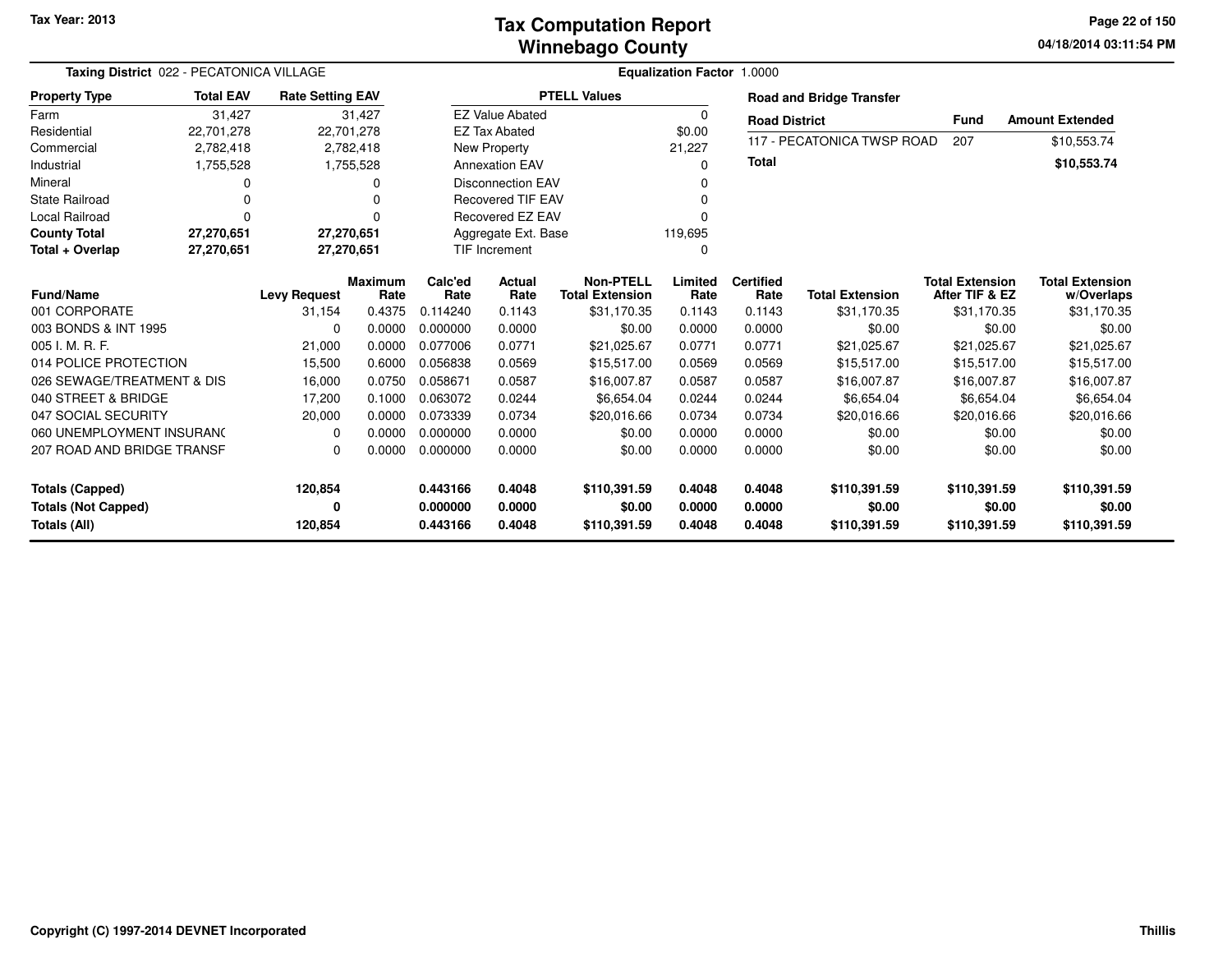# Tax Computation Report
## Winnebago County

Tax Year: 2013

04/18/2014 03:11:54 PM

**Taxing District** 022 - PECATONICA VILLAGE

**Equalization Factor** 1.0000

| Property Type | Total EAV | Rate Setting EAV |
|---|---|---|
| Farm | 31,427 | 31,427 |
| Residential | 22,701,278 | 22,701,278 |
| Commercial | 2,782,418 | 2,782,418 |
| Industrial | 1,755,528 | 1,755,528 |
| Mineral | 0 | 0 |
| State Railroad | 0 | 0 |
| Local Railroad | 0 | 0 |
| **County Total** | **27,270,651** | **27,270,651** |
| **Total + Overlap** | **27,270,651** | **27,270,651** |

| PTELL Values | |
|---|---|
| EZ Value Abated | 0 |
| EZ Tax Abated | $0.00 |
| New Property | 21,227 |
| Annexation EAV | 0 |
| Disconnection EAV | 0 |
| Recovered TIF EAV | 0 |
| Recovered EZ EAV | 0 |
| Aggregate Ext. Base | 119,695 |
| TIF Increment | 0 |

**Road and Bridge Transfer**

| Road District | Fund | Amount Extended |
|---|---|---|
| 117 - PECATONICA TWSP ROAD | 207 | $10,553.74 |
| **Total** | | **$10,553.74** |

| Fund/Name | Levy Request | Maximum Rate | Calc'ed Rate | Actual Rate | Non-PTELL Total Extension | Limited Rate | Certified Rate | Total Extension | Total Extension After TIF & EZ | Total Extension w/Overlaps |
|---|---|---|---|---|---|---|---|---|---|---|
| 001 CORPORATE | 31,154 | 0.4375 | 0.114240 | 0.1143 | $31,170.35 | 0.1143 | 0.1143 | $31,170.35 | $31,170.35 | $31,170.35 |
| 003 BONDS & INT 1995 | 0 | 0.0000 | 0.000000 | 0.0000 | $0.00 | 0.0000 | 0.0000 | $0.00 | $0.00 | $0.00 |
| 005 I. M. R. F. | 21,000 | 0.0000 | 0.077006 | 0.0771 | $21,025.67 | 0.0771 | 0.0771 | $21,025.67 | $21,025.67 | $21,025.67 |
| 014 POLICE PROTECTION | 15,500 | 0.6000 | 0.056838 | 0.0569 | $15,517.00 | 0.0569 | 0.0569 | $15,517.00 | $15,517.00 | $15,517.00 |
| 026 SEWAGE/TREATMENT & DIS | 16,000 | 0.0750 | 0.058671 | 0.0587 | $16,007.87 | 0.0587 | 0.0587 | $16,007.87 | $16,007.87 | $16,007.87 |
| 040 STREET & BRIDGE | 17,200 | 0.1000 | 0.063072 | 0.0244 | $6,654.04 | 0.0244 | 0.0244 | $6,654.04 | $6,654.04 | $6,654.04 |
| 047 SOCIAL SECURITY | 20,000 | 0.0000 | 0.073339 | 0.0734 | $20,016.66 | 0.0734 | 0.0734 | $20,016.66 | $20,016.66 | $20,016.66 |
| 060 UNEMPLOYMENT INSURANC | 0 | 0.0000 | 0.000000 | 0.0000 | $0.00 | 0.0000 | 0.0000 | $0.00 | $0.00 | $0.00 |
| 207 ROAD AND BRIDGE TRANSF | 0 | 0.0000 | 0.000000 | 0.0000 | $0.00 | 0.0000 | 0.0000 | $0.00 | $0.00 | $0.00 |
| **Totals (Capped)** | **120,854** | | **0.443166** | **0.4048** | **$110,391.59** | **0.4048** | **0.4048** | **$110,391.59** | **$110,391.59** | **$110,391.59** |
| **Totals (Not Capped)** | **0** | | **0.000000** | **0.0000** | **$0.00** | **0.0000** | **0.0000** | **$0.00** | **$0.00** | **$0.00** |
| **Totals (All)** | **120,854** | | **0.443166** | **0.4048** | **$110,391.59** | **0.4048** | **0.4048** | **$110,391.59** | **$110,391.59** | **$110,391.59** |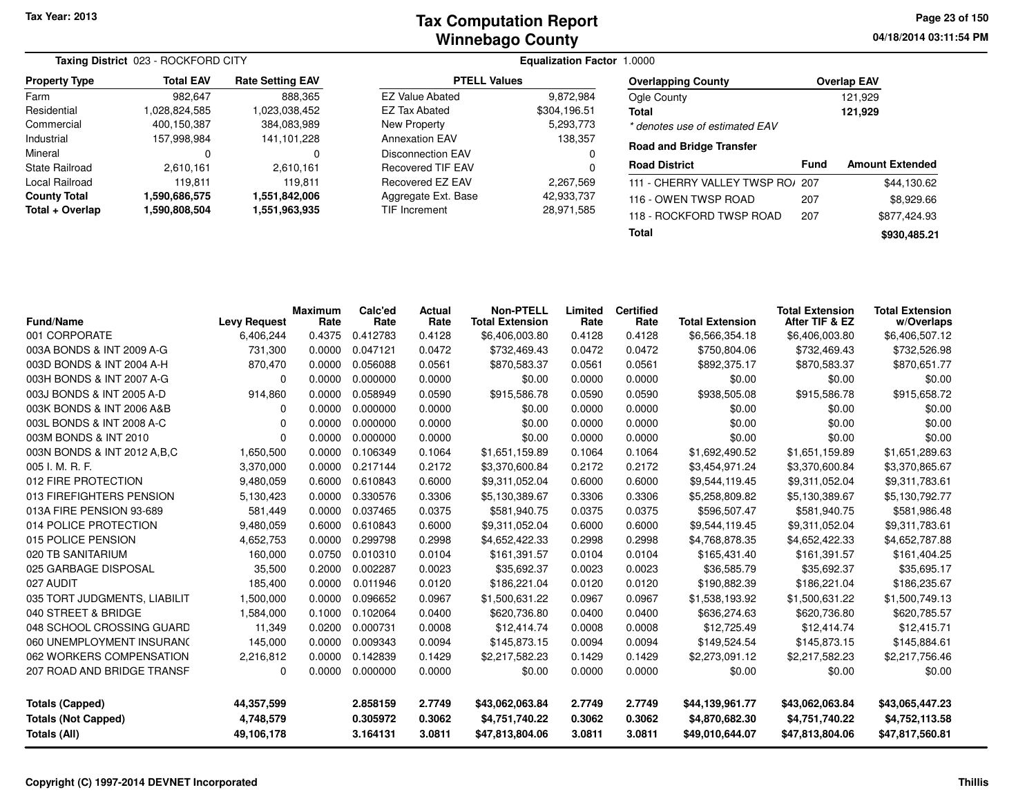# Tax Computation Report
## Winnebago County

Tax Year: 2013

04/18/2014 03:11:54 PM

**Taxing District** 023 - ROCKFORD CITY

**Equalization Factor** 1.0000

| Property Type | Total EAV | Rate Setting EAV |
|---|---|---|
| Farm | 982,647 | 888,365 |
| Residential | 1,028,824,585 | 1,023,038,452 |
| Commercial | 400,150,387 | 384,083,989 |
| Industrial | 157,998,984 | 141,101,228 |
| Mineral | 0 | 0 |
| State Railroad | 2,610,161 | 2,610,161 |
| Local Railroad | 119,811 | 119,811 |
| **County Total** | **1,590,686,575** | **1,551,842,006** |
| **Total + Overlap** | **1,590,808,504** | **1,551,963,935** |

| PTELL Values | |
|---|---|
| EZ Value Abated | 9,872,984 |
| EZ Tax Abated | $304,196.51 |
| New Property | 5,293,773 |
| Annexation EAV | 138,357 |
| Disconnection EAV | 0 |
| Recovered TIF EAV | 0 |
| Recovered EZ EAV | 2,267,569 |
| Aggregate Ext. Base | 42,933,737 |
| TIF Increment | 28,971,585 |

| Overlapping County | Overlap EAV |
|---|---|
| Ogle County | 121,929 |
| **Total** | **121,929** |

*\* denotes use of estimated EAV*

**Road and Bridge Transfer**

| Road District | Fund | Amount Extended |
|---|---|---|
| 111 - CHERRY VALLEY TWSP RO/ | 207 | $44,130.62 |
| 116 - OWEN TWSP ROAD | 207 | $8,929.66 |
| 118 - ROCKFORD TWSP ROAD | 207 | $877,424.93 |
| **Total** | | **$930,485.21** |

| Fund/Name | Levy Request | Maximum Rate | Calc'ed Rate | Actual Rate | Non-PTELL Total Extension | Limited Rate | Certified Rate | Total Extension | Total Extension After TIF & EZ | Total Extension w/Overlaps |
|---|---|---|---|---|---|---|---|---|---|---|
| 001 CORPORATE | 6,406,244 | 0.4375 | 0.412783 | 0.4128 | $6,406,003.80 | 0.4128 | 0.4128 | $6,566,354.18 | $6,406,003.80 | $6,406,507.12 |
| 003A BONDS & INT 2009 A-G | 731,300 | 0.0000 | 0.047121 | 0.0472 | $732,469.43 | 0.0472 | 0.0472 | $750,804.06 | $732,469.43 | $732,526.98 |
| 003D BONDS & INT 2004 A-H | 870,470 | 0.0000 | 0.056088 | 0.0561 | $870,583.37 | 0.0561 | 0.0561 | $892,375.17 | $870,583.37 | $870,651.77 |
| 003H BONDS & INT 2007 A-G | 0 | 0.0000 | 0.000000 | 0.0000 | $0.00 | 0.0000 | 0.0000 | $0.00 | $0.00 | $0.00 |
| 003J BONDS & INT 2005 A-D | 914,860 | 0.0000 | 0.058949 | 0.0590 | $915,586.78 | 0.0590 | 0.0590 | $938,505.08 | $915,586.78 | $915,658.72 |
| 003K BONDS & INT 2006 A&B | 0 | 0.0000 | 0.000000 | 0.0000 | $0.00 | 0.0000 | 0.0000 | $0.00 | $0.00 | $0.00 |
| 003L BONDS & INT 2008 A-C | 0 | 0.0000 | 0.000000 | 0.0000 | $0.00 | 0.0000 | 0.0000 | $0.00 | $0.00 | $0.00 |
| 003M BONDS & INT 2010 | 0 | 0.0000 | 0.000000 | 0.0000 | $0.00 | 0.0000 | 0.0000 | $0.00 | $0.00 | $0.00 |
| 003N BONDS & INT 2012 A,B,C | 1,650,500 | 0.0000 | 0.106349 | 0.1064 | $1,651,159.89 | 0.1064 | 0.1064 | $1,692,490.52 | $1,651,159.89 | $1,651,289.63 |
| 005 I. M. R. F. | 3,370,000 | 0.0000 | 0.217144 | 0.2172 | $3,370,600.84 | 0.2172 | 0.2172 | $3,454,971.24 | $3,370,600.84 | $3,370,865.67 |
| 012 FIRE PROTECTION | 9,480,059 | 0.6000 | 0.610843 | 0.6000 | $9,311,052.04 | 0.6000 | 0.6000 | $9,544,119.45 | $9,311,052.04 | $9,311,783.61 |
| 013 FIREFIGHTERS PENSION | 5,130,423 | 0.0000 | 0.330576 | 0.3306 | $5,130,389.67 | 0.3306 | 0.3306 | $5,258,809.82 | $5,130,389.67 | $5,130,792.77 |
| 013A FIRE PENSION 93-689 | 581,449 | 0.0000 | 0.037465 | 0.0375 | $581,940.75 | 0.0375 | 0.0375 | $596,507.47 | $581,940.75 | $581,986.48 |
| 014 POLICE PROTECTION | 9,480,059 | 0.6000 | 0.610843 | 0.6000 | $9,311,052.04 | 0.6000 | 0.6000 | $9,544,119.45 | $9,311,052.04 | $9,311,783.61 |
| 015 POLICE PENSION | 4,652,753 | 0.0000 | 0.299798 | 0.2998 | $4,652,422.33 | 0.2998 | 0.2998 | $4,768,878.35 | $4,652,422.33 | $4,652,787.88 |
| 020 TB SANITARIUM | 160,000 | 0.0750 | 0.010310 | 0.0104 | $161,391.57 | 0.0104 | 0.0104 | $165,431.40 | $161,391.57 | $161,404.25 |
| 025 GARBAGE DISPOSAL | 35,500 | 0.2000 | 0.002287 | 0.0023 | $35,692.37 | 0.0023 | 0.0023 | $36,585.79 | $35,692.37 | $35,695.17 |
| 027 AUDIT | 185,400 | 0.0000 | 0.011946 | 0.0120 | $186,221.04 | 0.0120 | 0.0120 | $190,882.39 | $186,221.04 | $186,235.67 |
| 035 TORT JUDGMENTS, LIABILIT | 1,500,000 | 0.0000 | 0.096652 | 0.0967 | $1,500,631.22 | 0.0967 | 0.0967 | $1,538,193.92 | $1,500,631.22 | $1,500,749.13 |
| 040 STREET & BRIDGE | 1,584,000 | 0.1000 | 0.102064 | 0.0400 | $620,736.80 | 0.0400 | 0.0400 | $636,274.63 | $620,736.80 | $620,785.57 |
| 048 SCHOOL CROSSING GUARD | 11,349 | 0.0200 | 0.000731 | 0.0008 | $12,414.74 | 0.0008 | 0.0008 | $12,725.49 | $12,414.74 | $12,415.71 |
| 060 UNEMPLOYMENT INSURANC | 145,000 | 0.0000 | 0.009343 | 0.0094 | $145,873.15 | 0.0094 | 0.0094 | $149,524.54 | $145,873.15 | $145,884.61 |
| 062 WORKERS COMPENSATION | 2,216,812 | 0.0000 | 0.142839 | 0.1429 | $2,217,582.23 | 0.1429 | 0.1429 | $2,273,091.12 | $2,217,582.23 | $2,217,756.46 |
| 207 ROAD AND BRIDGE TRANSF | 0 | 0.0000 | 0.000000 | 0.0000 | $0.00 | 0.0000 | 0.0000 | $0.00 | $0.00 | $0.00 |
| **Totals (Capped)** | **44,357,599** | | **2.858159** | **2.7749** | **$43,062,063.84** | **2.7749** | **2.7749** | **$44,139,961.77** | **$43,062,063.84** | **$43,065,447.23** |
| **Totals (Not Capped)** | **4,748,579** | | **0.305972** | **0.3062** | **$4,751,740.22** | **0.3062** | **0.3062** | **$4,870,682.30** | **$4,751,740.22** | **$4,752,113.58** |
| **Totals (All)** | **49,106,178** | | **3.164131** | **3.0811** | **$47,813,804.06** | **3.0811** | **3.0811** | **$49,010,644.07** | **$47,813,804.06** | **$47,817,560.81** |

Copyright (C) 1997-2014 DEVNET Incorporated

Thillis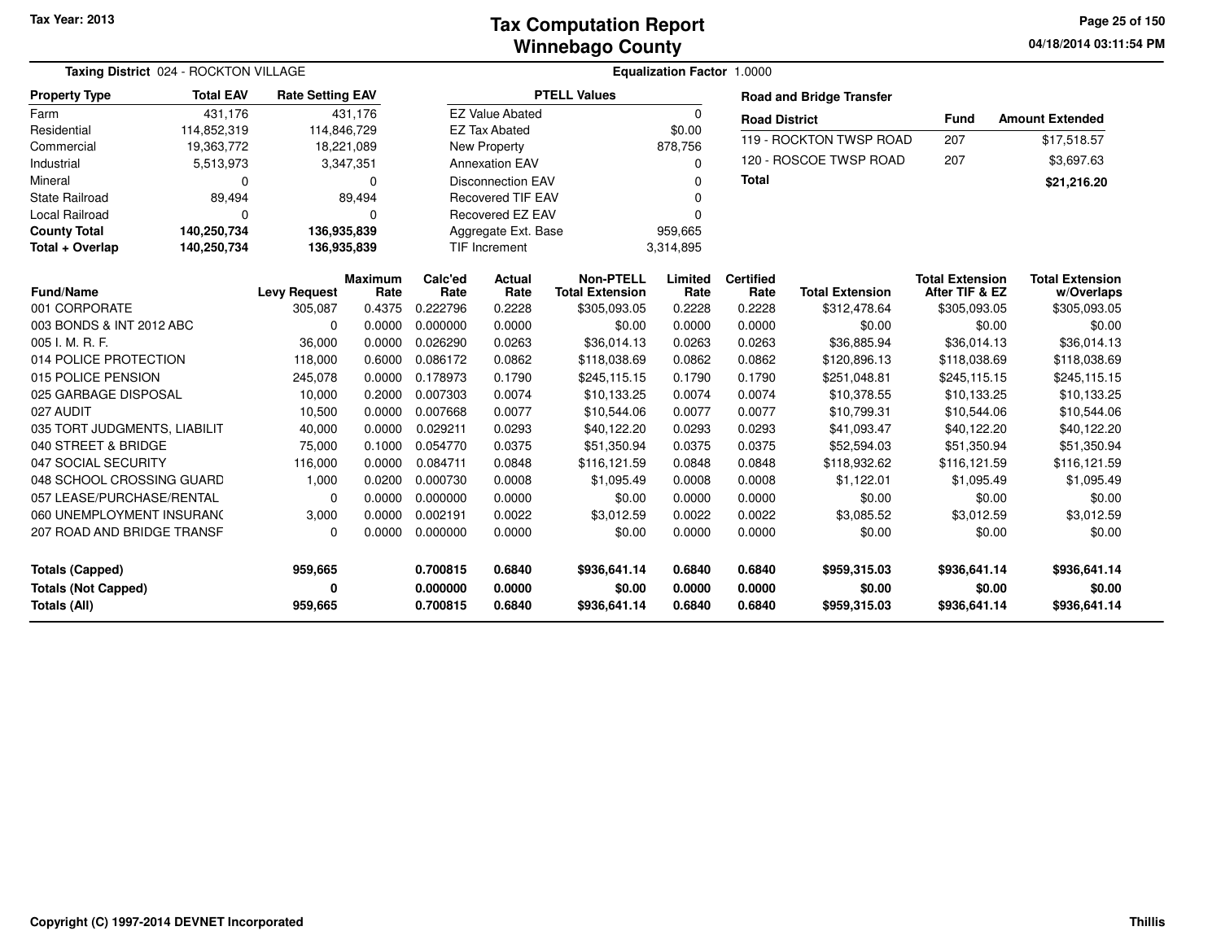Tax Year: 2013

# Tax Computation Report
## Winnebago County

04/18/2014 03:11:54 PM

**Taxing District** 024 - ROCKTON VILLAGE

**Equalization Factor** 1.0000

| Property Type | Total EAV | Rate Setting EAV |
|---|---|---|
| Farm | 431,176 | 431,176 |
| Residential | 114,852,319 | 114,846,729 |
| Commercial | 19,363,772 | 18,221,089 |
| Industrial | 5,513,973 | 3,347,351 |
| Mineral | 0 | 0 |
| State Railroad | 89,494 | 89,494 |
| Local Railroad | 0 | 0 |
| **County Total** | **140,250,734** | **136,935,839** |
| **Total + Overlap** | **140,250,734** | **136,935,839** |

| PTELL Values | |
|---|---|
| EZ Value Abated | 0 |
| EZ Tax Abated | $0.00 |
| New Property | 878,756 |
| Annexation EAV | 0 |
| Disconnection EAV | 0 |
| Recovered TIF EAV | 0 |
| Recovered EZ EAV | 0 |
| Aggregate Ext. Base | 959,665 |
| TIF Increment | 3,314,895 |

**Road and Bridge Transfer**

| Road District | Fund | Amount Extended |
|---|---|---|
| 119 - ROCKTON TWSP ROAD | 207 | $17,518.57 |
| 120 - ROSCOE TWSP ROAD | 207 | $3,697.63 |
| **Total** | | **$21,216.20** |

| Fund/Name | Levy Request | Maximum Rate | Calc'ed Rate | Actual Rate | Non-PTELL Total Extension | Limited Rate | Certified Rate | Total Extension | Total Extension After TIF & EZ | Total Extension w/Overlaps |
|---|---|---|---|---|---|---|---|---|---|---|
| 001 CORPORATE | 305,087 | 0.4375 | 0.222796 | 0.2228 | $305,093.05 | 0.2228 | 0.2228 | $312,478.64 | $305,093.05 | $305,093.05 |
| 003 BONDS & INT 2012 ABC | 0 | 0.0000 | 0.000000 | 0.0000 | $0.00 | 0.0000 | 0.0000 | $0.00 | $0.00 | $0.00 |
| 005 I. M. R. F. | 36,000 | 0.0000 | 0.026290 | 0.0263 | $36,014.13 | 0.0263 | 0.0263 | $36,885.94 | $36,014.13 | $36,014.13 |
| 014 POLICE PROTECTION | 118,000 | 0.6000 | 0.086172 | 0.0862 | $118,038.69 | 0.0862 | 0.0862 | $120,896.13 | $118,038.69 | $118,038.69 |
| 015 POLICE PENSION | 245,078 | 0.0000 | 0.178973 | 0.1790 | $245,115.15 | 0.1790 | 0.1790 | $251,048.81 | $245,115.15 | $245,115.15 |
| 025 GARBAGE DISPOSAL | 10,000 | 0.2000 | 0.007303 | 0.0074 | $10,133.25 | 0.0074 | 0.0074 | $10,378.55 | $10,133.25 | $10,133.25 |
| 027 AUDIT | 10,500 | 0.0000 | 0.007668 | 0.0077 | $10,544.06 | 0.0077 | 0.0077 | $10,799.31 | $10,544.06 | $10,544.06 |
| 035 TORT JUDGMENTS, LIABILIT | 40,000 | 0.0000 | 0.029211 | 0.0293 | $40,122.20 | 0.0293 | 0.0293 | $41,093.47 | $40,122.20 | $40,122.20 |
| 040 STREET & BRIDGE | 75,000 | 0.1000 | 0.054770 | 0.0375 | $51,350.94 | 0.0375 | 0.0375 | $52,594.03 | $51,350.94 | $51,350.94 |
| 047 SOCIAL SECURITY | 116,000 | 0.0000 | 0.084711 | 0.0848 | $116,121.59 | 0.0848 | 0.0848 | $118,932.62 | $116,121.59 | $116,121.59 |
| 048 SCHOOL CROSSING GUARD | 1,000 | 0.0200 | 0.000730 | 0.0008 | $1,095.49 | 0.0008 | 0.0008 | $1,122.01 | $1,095.49 | $1,095.49 |
| 057 LEASE/PURCHASE/RENTAL | 0 | 0.0000 | 0.000000 | 0.0000 | $0.00 | 0.0000 | 0.0000 | $0.00 | $0.00 | $0.00 |
| 060 UNEMPLOYMENT INSURANC | 3,000 | 0.0000 | 0.002191 | 0.0022 | $3,012.59 | 0.0022 | 0.0022 | $3,085.52 | $3,012.59 | $3,012.59 |
| 207 ROAD AND BRIDGE TRANSF | 0 | 0.0000 | 0.000000 | 0.0000 | $0.00 | 0.0000 | 0.0000 | $0.00 | $0.00 | $0.00 |
| **Totals (Capped)** | **959,665** | | **0.700815** | **0.6840** | **$936,641.14** | **0.6840** | **0.6840** | **$959,315.03** | **$936,641.14** | **$936,641.14** |
| **Totals (Not Capped)** | **0** | | **0.000000** | **0.0000** | **$0.00** | **0.0000** | **0.0000** | **$0.00** | **$0.00** | **$0.00** |
| **Totals (All)** | **959,665** | | **0.700815** | **0.6840** | **$936,641.14** | **0.6840** | **0.6840** | **$959,315.03** | **$936,641.14** | **$936,641.14** |

Copyright (C) 1997-2014 DEVNET Incorporated

Thillis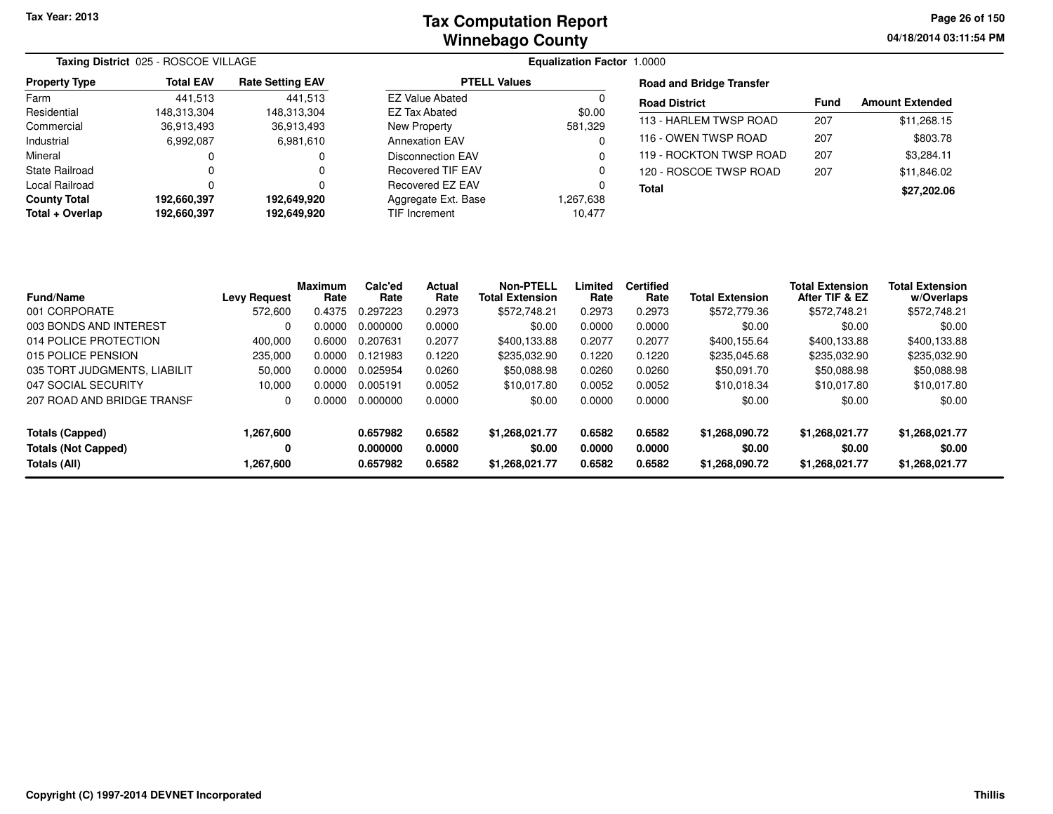Tax Year: 2013

# Tax Computation Report
## Winnebago County

04/18/2014 03:11:54 PM

**Taxing District** 025 - ROSCOE VILLAGE

**Equalization Factor** 1.0000

| Property Type | Total EAV | Rate Setting EAV |
|---|---|---|
| Farm | 441,513 | 441,513 |
| Residential | 148,313,304 | 148,313,304 |
| Commercial | 36,913,493 | 36,913,493 |
| Industrial | 6,992,087 | 6,981,610 |
| Mineral | 0 | 0 |
| State Railroad | 0 | 0 |
| Local Railroad | 0 | 0 |
| **County Total** | **192,660,397** | **192,649,920** |
| **Total + Overlap** | **192,660,397** | **192,649,920** |

| PTELL Values | |
|---|---|
| EZ Value Abated | 0 |
| EZ Tax Abated | $0.00 |
| New Property | 581,329 |
| Annexation EAV | 0 |
| Disconnection EAV | 0 |
| Recovered TIF EAV | 0 |
| Recovered EZ EAV | 0 |
| Aggregate Ext. Base | 1,267,638 |
| TIF Increment | 10,477 |

**Road and Bridge Transfer**

| Road District | Fund | Amount Extended |
|---|---|---|
| 113 - HARLEM TWSP ROAD | 207 | $11,268.15 |
| 116 - OWEN TWSP ROAD | 207 | $803.78 |
| 119 - ROCKTON TWSP ROAD | 207 | $3,284.11 |
| 120 - ROSCOE TWSP ROAD | 207 | $11,846.02 |
| **Total** | | **$27,202.06** |

| Fund/Name | Levy Request | Maximum Rate | Calc'ed Rate | Actual Rate | Non-PTELL Total Extension | Limited Rate | Certified Rate | Total Extension | Total Extension After TIF & EZ | Total Extension w/Overlaps |
|---|---|---|---|---|---|---|---|---|---|---|
| 001 CORPORATE | 572,600 | 0.4375 | 0.297223 | 0.2973 | $572,748.21 | 0.2973 | 0.2973 | $572,779.36 | $572,748.21 | $572,748.21 |
| 003 BONDS AND INTEREST | 0 | 0.0000 | 0.000000 | 0.0000 | $0.00 | 0.0000 | 0.0000 | $0.00 | $0.00 | $0.00 |
| 014 POLICE PROTECTION | 400,000 | 0.6000 | 0.207631 | 0.2077 | $400,133.88 | 0.2077 | 0.2077 | $400,155.64 | $400,133.88 | $400,133.88 |
| 015 POLICE PENSION | 235,000 | 0.0000 | 0.121983 | 0.1220 | $235,032.90 | 0.1220 | 0.1220 | $235,045.68 | $235,032.90 | $235,032.90 |
| 035 TORT JUDGMENTS, LIABILIT | 50,000 | 0.0000 | 0.025954 | 0.0260 | $50,088.98 | 0.0260 | 0.0260 | $50,091.70 | $50,088.98 | $50,088.98 |
| 047 SOCIAL SECURITY | 10,000 | 0.0000 | 0.005191 | 0.0052 | $10,017.80 | 0.0052 | 0.0052 | $10,018.34 | $10,017.80 | $10,017.80 |
| 207 ROAD AND BRIDGE TRANSF | 0 | 0.0000 | 0.000000 | 0.0000 | $0.00 | 0.0000 | 0.0000 | $0.00 | $0.00 | $0.00 |
| **Totals (Capped)** | **1,267,600** | | **0.657982** | **0.6582** | **$1,268,021.77** | **0.6582** | **0.6582** | **$1,268,090.72** | **$1,268,021.77** | **$1,268,021.77** |
| **Totals (Not Capped)** | **0** | | **0.000000** | **0.0000** | **$0.00** | **0.0000** | **0.0000** | **$0.00** | **$0.00** | **$0.00** |
| **Totals (All)** | **1,267,600** | | **0.657982** | **0.6582** | **$1,268,021.77** | **0.6582** | **0.6582** | **$1,268,090.72** | **$1,268,021.77** | **$1,268,021.77** |

Copyright (C) 1997-2014 DEVNET Incorporated

Thillis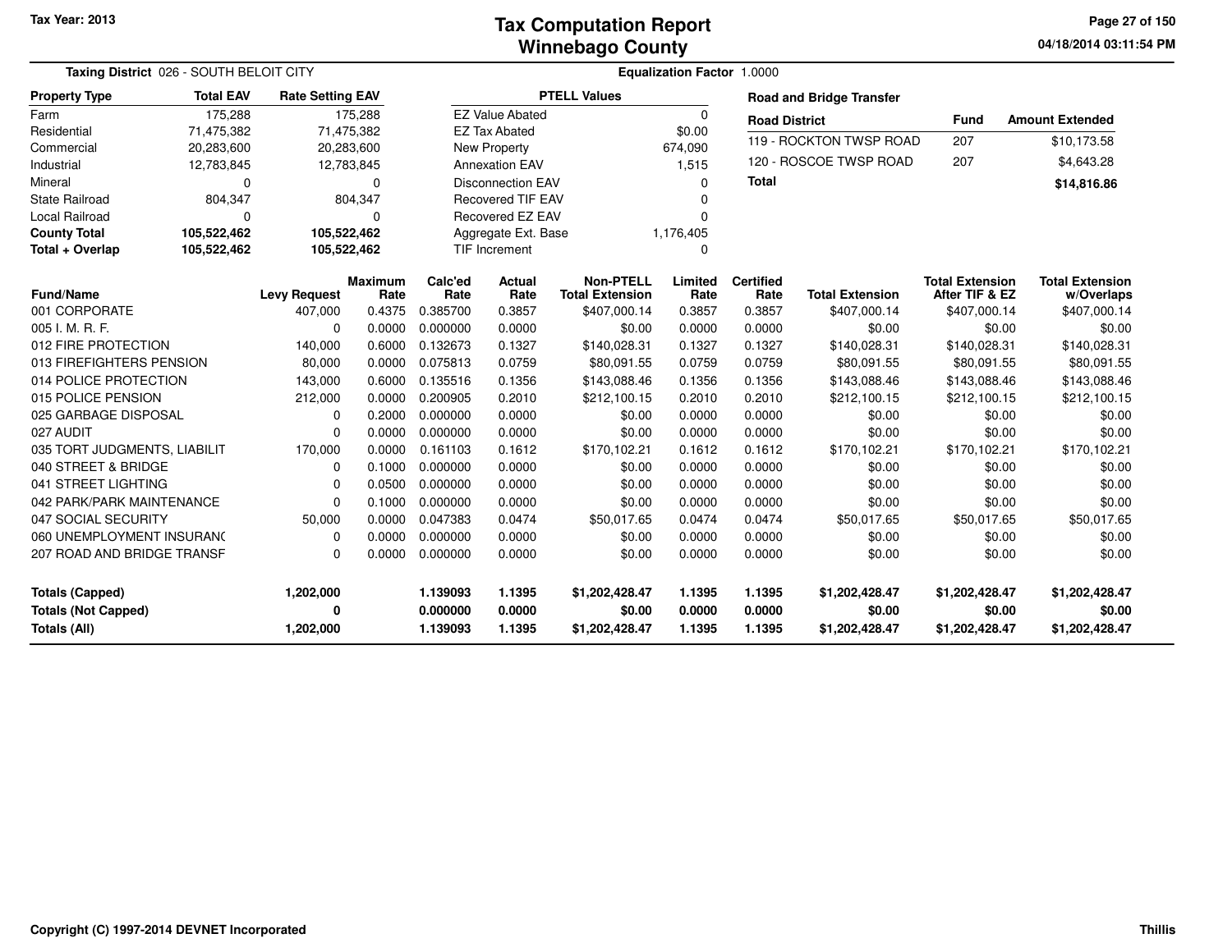Tax Year: 2013

# Tax Computation Report
## Winnebago County

04/18/2014 03:11:54 PM

**Taxing District** 026 - SOUTH BELOIT CITY

**Equalization Factor** 1.0000

| Property Type | Total EAV | Rate Setting EAV |
|---|---|---|
| Farm | 175,288 | 175,288 |
| Residential | 71,475,382 | 71,475,382 |
| Commercial | 20,283,600 | 20,283,600 |
| Industrial | 12,783,845 | 12,783,845 |
| Mineral | 0 | 0 |
| State Railroad | 804,347 | 804,347 |
| Local Railroad | 0 | 0 |
| **County Total** | **105,522,462** | **105,522,462** |
| **Total + Overlap** | **105,522,462** | **105,522,462** |

| PTELL Values | |
|---|---|
| EZ Value Abated | 0 |
| EZ Tax Abated | $0.00 |
| New Property | 674,090 |
| Annexation EAV | 1,515 |
| Disconnection EAV | 0 |
| Recovered TIF EAV | 0 |
| Recovered EZ EAV | 0 |
| Aggregate Ext. Base | 1,176,405 |
| TIF Increment | 0 |

**Road and Bridge Transfer**

| Road District | Fund | Amount Extended |
|---|---|---|
| 119 - ROCKTON TWSP ROAD | 207 | $10,173.58 |
| 120 - ROSCOE TWSP ROAD | 207 | $4,643.28 |
| **Total** | | **$14,816.86** |

| Fund/Name | Levy Request | Maximum Rate | Calc'ed Rate | Actual Rate | Non-PTELL Total Extension | Limited Rate | Certified Rate | Total Extension | Total Extension After TIF & EZ | Total Extension w/Overlaps |
|---|---|---|---|---|---|---|---|---|---|---|
| 001 CORPORATE | 407,000 | 0.4375 | 0.385700 | 0.3857 | $407,000.14 | 0.3857 | 0.3857 | $407,000.14 | $407,000.14 | $407,000.14 |
| 005 I. M. R. F. | 0 | 0.0000 | 0.000000 | 0.0000 | $0.00 | 0.0000 | 0.0000 | $0.00 | $0.00 | $0.00 |
| 012 FIRE PROTECTION | 140,000 | 0.6000 | 0.132673 | 0.1327 | $140,028.31 | 0.1327 | 0.1327 | $140,028.31 | $140,028.31 | $140,028.31 |
| 013 FIREFIGHTERS PENSION | 80,000 | 0.0000 | 0.075813 | 0.0759 | $80,091.55 | 0.0759 | 0.0759 | $80,091.55 | $80,091.55 | $80,091.55 |
| 014 POLICE PROTECTION | 143,000 | 0.6000 | 0.135516 | 0.1356 | $143,088.46 | 0.1356 | 0.1356 | $143,088.46 | $143,088.46 | $143,088.46 |
| 015 POLICE PENSION | 212,000 | 0.0000 | 0.200905 | 0.2010 | $212,100.15 | 0.2010 | 0.2010 | $212,100.15 | $212,100.15 | $212,100.15 |
| 025 GARBAGE DISPOSAL | 0 | 0.2000 | 0.000000 | 0.0000 | $0.00 | 0.0000 | 0.0000 | $0.00 | $0.00 | $0.00 |
| 027 AUDIT | 0 | 0.0000 | 0.000000 | 0.0000 | $0.00 | 0.0000 | 0.0000 | $0.00 | $0.00 | $0.00 |
| 035 TORT JUDGMENTS, LIABILIT | 170,000 | 0.0000 | 0.161103 | 0.1612 | $170,102.21 | 0.1612 | 0.1612 | $170,102.21 | $170,102.21 | $170,102.21 |
| 040 STREET & BRIDGE | 0 | 0.1000 | 0.000000 | 0.0000 | $0.00 | 0.0000 | 0.0000 | $0.00 | $0.00 | $0.00 |
| 041 STREET LIGHTING | 0 | 0.0500 | 0.000000 | 0.0000 | $0.00 | 0.0000 | 0.0000 | $0.00 | $0.00 | $0.00 |
| 042 PARK/PARK MAINTENANCE | 0 | 0.1000 | 0.000000 | 0.0000 | $0.00 | 0.0000 | 0.0000 | $0.00 | $0.00 | $0.00 |
| 047 SOCIAL SECURITY | 50,000 | 0.0000 | 0.047383 | 0.0474 | $50,017.65 | 0.0474 | 0.0474 | $50,017.65 | $50,017.65 | $50,017.65 |
| 060 UNEMPLOYMENT INSURANC | 0 | 0.0000 | 0.000000 | 0.0000 | $0.00 | 0.0000 | 0.0000 | $0.00 | $0.00 | $0.00 |
| 207 ROAD AND BRIDGE TRANSF | 0 | 0.0000 | 0.000000 | 0.0000 | $0.00 | 0.0000 | 0.0000 | $0.00 | $0.00 | $0.00 |
| **Totals (Capped)** | **1,202,000** | | **1.139093** | **1.1395** | **$1,202,428.47** | **1.1395** | **1.1395** | **$1,202,428.47** | **$1,202,428.47** | **$1,202,428.47** |
| **Totals (Not Capped)** | **0** | | **0.000000** | **0.0000** | **$0.00** | **0.0000** | **0.0000** | **$0.00** | **$0.00** | **$0.00** |
| **Totals (All)** | **1,202,000** | | **1.139093** | **1.1395** | **$1,202,428.47** | **1.1395** | **1.1395** | **$1,202,428.47** | **$1,202,428.47** | **$1,202,428.47** |

Copyright (C) 1997-2014 DEVNET Incorporated

Thillis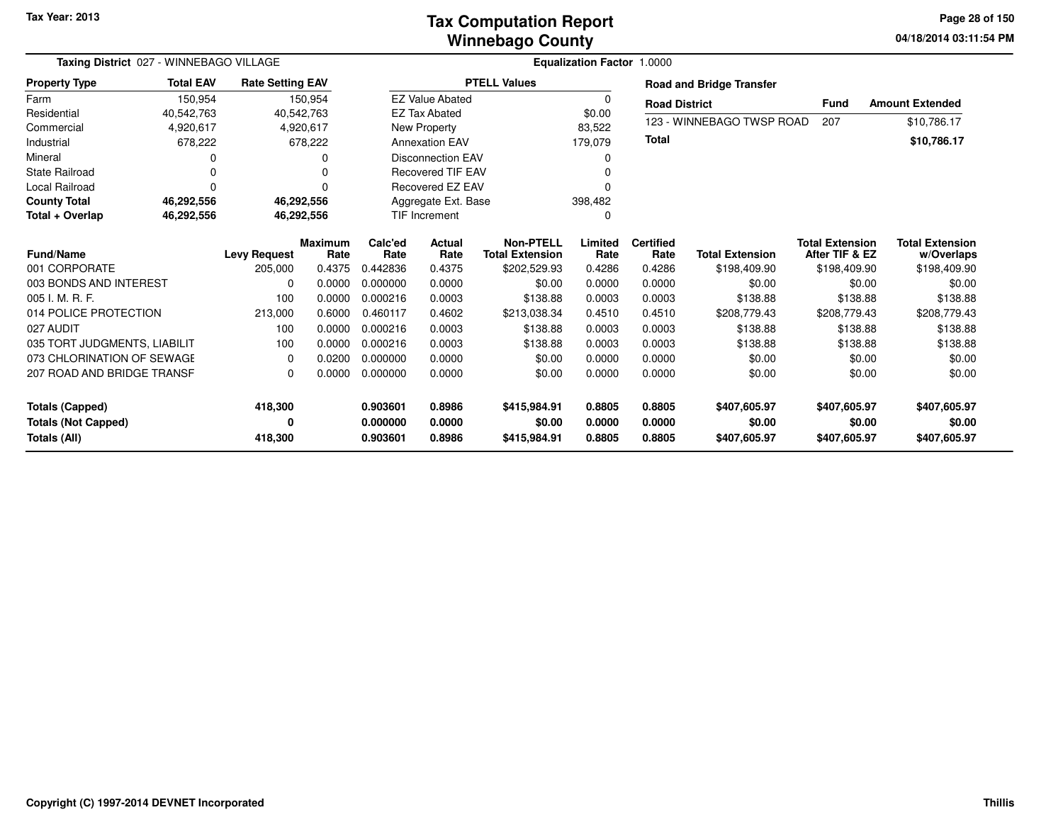**Tax Year: 2013**

# Tax Computation Report
## Winnebago County

04/18/2014 03:11:54 PM

**Taxing District** 027 - WINNEBAGO VILLAGE

**Equalization Factor** 1.0000

| Property Type | Total EAV | Rate Setting EAV |
|---|---|---|
| Farm | 150,954 | 150,954 |
| Residential | 40,542,763 | 40,542,763 |
| Commercial | 4,920,617 | 4,920,617 |
| Industrial | 678,222 | 678,222 |
| Mineral | 0 | 0 |
| State Railroad | 0 | 0 |
| Local Railroad | 0 | 0 |
| **County Total** | **46,292,556** | **46,292,556** |
| **Total + Overlap** | **46,292,556** | **46,292,556** |

| PTELL Values | |
|---|---|
| EZ Value Abated | 0 |
| EZ Tax Abated | $0.00 |
| New Property | 83,522 |
| Annexation EAV | 179,079 |
| Disconnection EAV | 0 |
| Recovered TIF EAV | 0 |
| Recovered EZ EAV | 0 |
| Aggregate Ext. Base | 398,482 |
| TIF Increment | 0 |

**Road and Bridge Transfer**

| Road District | Fund | Amount Extended |
|---|---|---|
| 123 - WINNEBAGO TWSP ROAD | 207 | $10,786.17 |
| **Total** | | **$10,786.17** |

| Fund/Name | Levy Request | Maximum Rate | Calc'ed Rate | Actual Rate | Non-PTELL Total Extension | Limited Rate | Certified Rate | Total Extension | Total Extension After TIF & EZ | Total Extension w/Overlaps |
|---|---|---|---|---|---|---|---|---|---|---|
| 001 CORPORATE | 205,000 | 0.4375 | 0.442836 | 0.4375 | $202,529.93 | 0.4286 | 0.4286 | $198,409.90 | $198,409.90 | $198,409.90 |
| 003 BONDS AND INTEREST | 0 | 0.0000 | 0.000000 | 0.0000 | $0.00 | 0.0000 | 0.0000 | $0.00 | $0.00 | $0.00 |
| 005 I. M. R. F. | 100 | 0.0000 | 0.000216 | 0.0003 | $138.88 | 0.0003 | 0.0003 | $138.88 | $138.88 | $138.88 |
| 014 POLICE PROTECTION | 213,000 | 0.6000 | 0.460117 | 0.4602 | $213,038.34 | 0.4510 | 0.4510 | $208,779.43 | $208,779.43 | $208,779.43 |
| 027 AUDIT | 100 | 0.0000 | 0.000216 | 0.0003 | $138.88 | 0.0003 | 0.0003 | $138.88 | $138.88 | $138.88 |
| 035 TORT JUDGMENTS, LIABILIT | 100 | 0.0000 | 0.000216 | 0.0003 | $138.88 | 0.0003 | 0.0003 | $138.88 | $138.88 | $138.88 |
| 073 CHLORINATION OF SEWAGE | 0 | 0.0200 | 0.000000 | 0.0000 | $0.00 | 0.0000 | 0.0000 | $0.00 | $0.00 | $0.00 |
| 207 ROAD AND BRIDGE TRANSF | 0 | 0.0000 | 0.000000 | 0.0000 | $0.00 | 0.0000 | 0.0000 | $0.00 | $0.00 | $0.00 |
| **Totals (Capped)** | **418,300** | | **0.903601** | **0.8986** | **$415,984.91** | **0.8805** | **0.8805** | **$407,605.97** | **$407,605.97** | **$407,605.97** |
| **Totals (Not Capped)** | **0** | | **0.000000** | **0.0000** | **$0.00** | **0.0000** | **0.0000** | **$0.00** | **$0.00** | **$0.00** |
| **Totals (All)** | **418,300** | | **0.903601** | **0.8986** | **$415,984.91** | **0.8805** | **0.8805** | **$407,605.97** | **$407,605.97** | **$407,605.97** |

Copyright (C) 1997-2014 DEVNET Incorporated

Thillis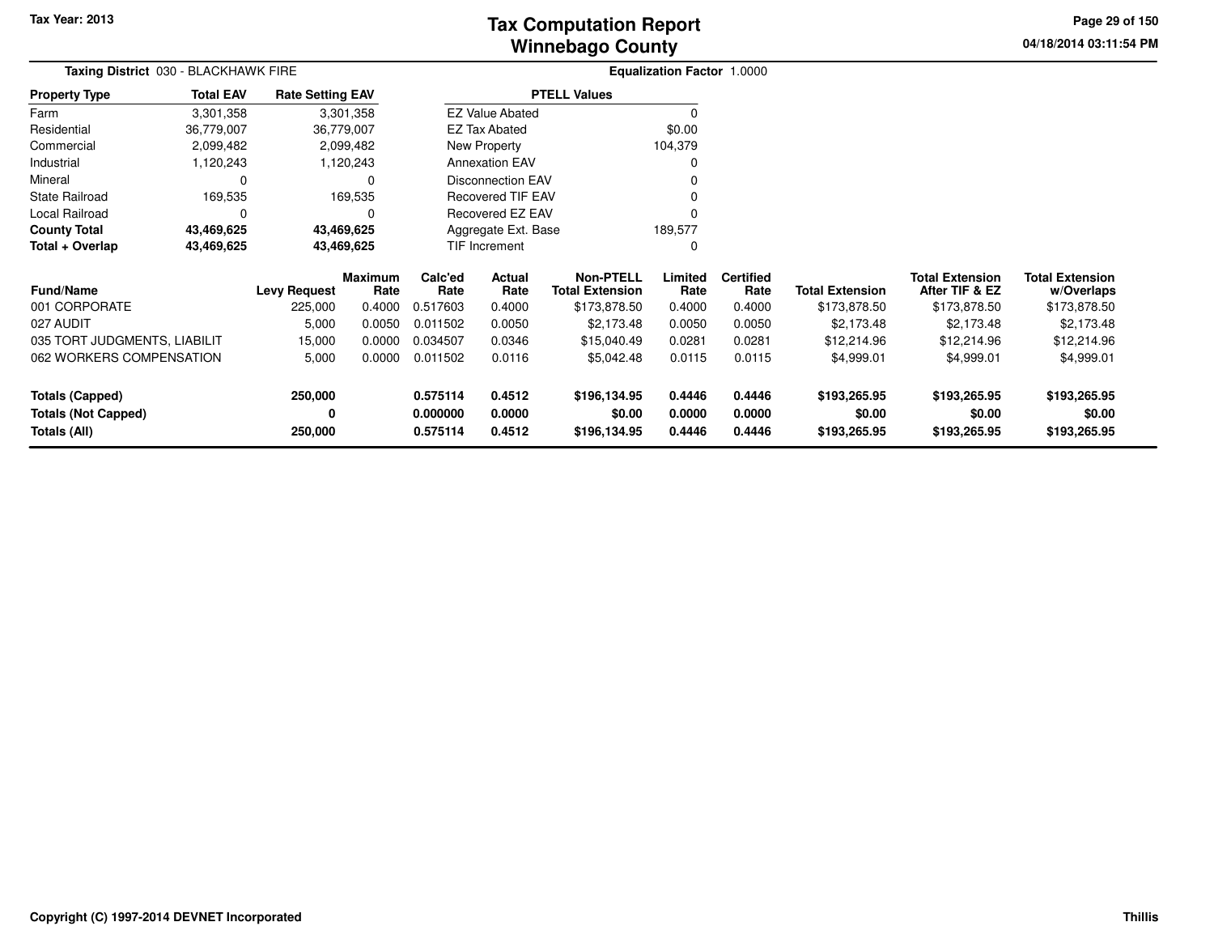# Tax Computation Report
## Winnebago County

Tax Year: 2013

**Taxing District** 030 - BLACKHAWK FIRE

**Equalization Factor** 1.0000

| Property Type | Total EAV | Rate Setting EAV |
|---|---|---|
| Farm | 3,301,358 | 3,301,358 |
| Residential | 36,779,007 | 36,779,007 |
| Commercial | 2,099,482 | 2,099,482 |
| Industrial | 1,120,243 | 1,120,243 |
| Mineral | 0 | 0 |
| State Railroad | 169,535 | 169,535 |
| Local Railroad | 0 | 0 |
| **County Total** | **43,469,625** | **43,469,625** |
| **Total + Overlap** | **43,469,625** | **43,469,625** |

| PTELL Values | |
|---|---|
| EZ Value Abated | 0 |
| EZ Tax Abated | $0.00 |
| New Property | 104,379 |
| Annexation EAV | 0 |
| Disconnection EAV | 0 |
| Recovered TIF EAV | 0 |
| Recovered EZ EAV | 0 |
| Aggregate Ext. Base | 189,577 |
| TIF Increment | 0 |

| Fund/Name | Levy Request | Maximum Rate | Calc'ed Rate | Actual Rate | Non-PTELL Total Extension | Limited Rate | Certified Rate | Total Extension | Total Extension After TIF & EZ | Total Extension w/Overlaps |
|---|---|---|---|---|---|---|---|---|---|---|
| 001 CORPORATE | 225,000 | 0.4000 | 0.517603 | 0.4000 | $173,878.50 | 0.4000 | 0.4000 | $173,878.50 | $173,878.50 | $173,878.50 |
| 027 AUDIT | 5,000 | 0.0050 | 0.011502 | 0.0050 | $2,173.48 | 0.0050 | 0.0050 | $2,173.48 | $2,173.48 | $2,173.48 |
| 035 TORT JUDGMENTS, LIABILIT | 15,000 | 0.0000 | 0.034507 | 0.0346 | $15,040.49 | 0.0281 | 0.0281 | $12,214.96 | $12,214.96 | $12,214.96 |
| 062 WORKERS COMPENSATION | 5,000 | 0.0000 | 0.011502 | 0.0116 | $5,042.48 | 0.0115 | 0.0115 | $4,999.01 | $4,999.01 | $4,999.01 |
| **Totals (Capped)** | **250,000** | | **0.575114** | **0.4512** | **$196,134.95** | **0.4446** | **0.4446** | **$193,265.95** | **$193,265.95** | **$193,265.95** |
| **Totals (Not Capped)** | **0** | | **0.000000** | **0.0000** | **$0.00** | **0.0000** | **0.0000** | **$0.00** | **$0.00** | **$0.00** |
| **Totals (All)** | **250,000** | | **0.575114** | **0.4512** | **$196,134.95** | **0.4446** | **0.4446** | **$193,265.95** | **$193,265.95** | **$193,265.95** |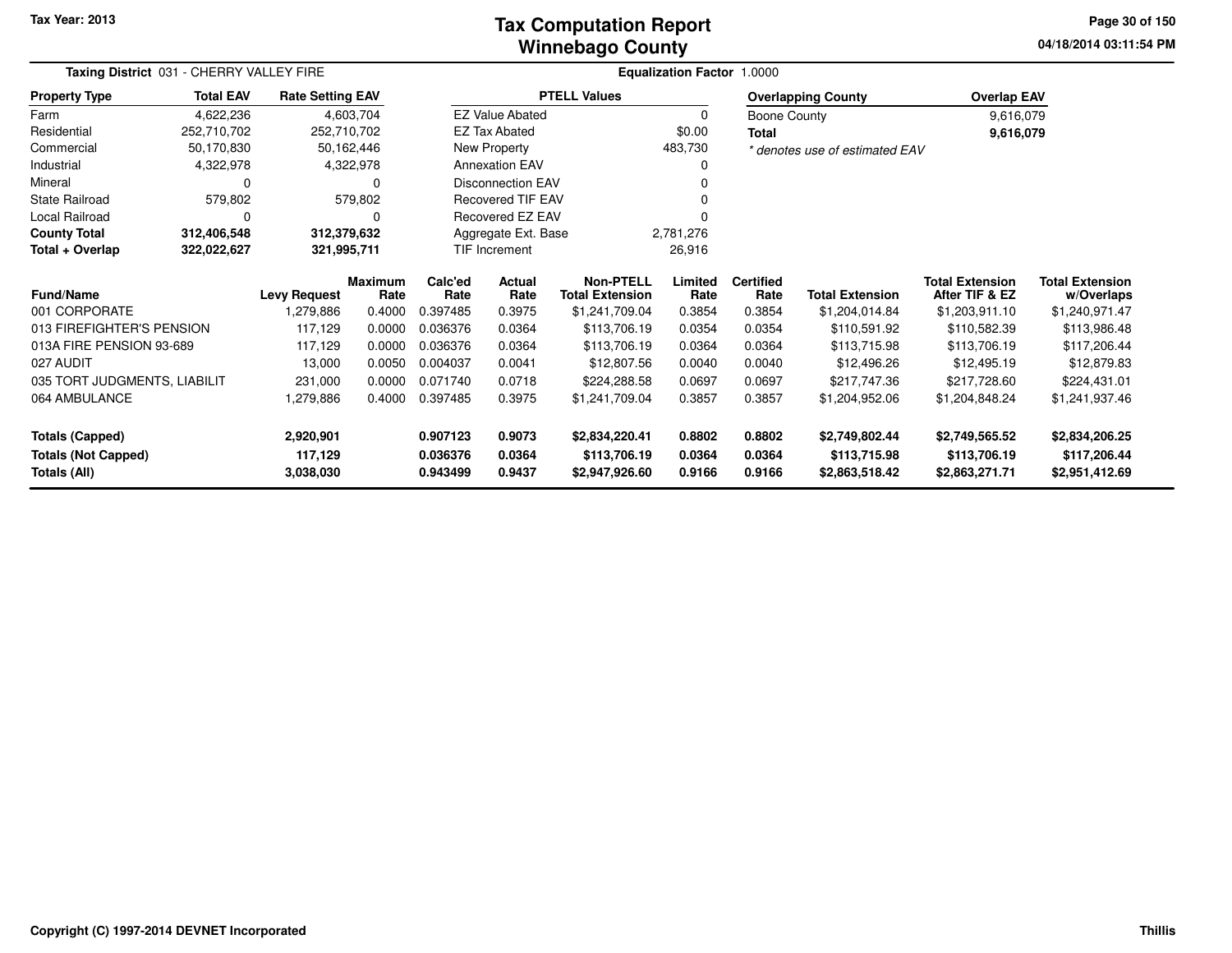**Tax Year: 2013**

# Tax Computation Report
# Winnebago County

04/18/2014 03:11:54 PM

**Taxing District** 031 - CHERRY VALLEY FIRE

**Equalization Factor** 1.0000

| Property Type | Total EAV | Rate Setting EAV |
|---|---|---|
| Farm | 4,622,236 | 4,603,704 |
| Residential | 252,710,702 | 252,710,702 |
| Commercial | 50,170,830 | 50,162,446 |
| Industrial | 4,322,978 | 4,322,978 |
| Mineral | 0 | 0 |
| State Railroad | 579,802 | 579,802 |
| Local Railroad | 0 | 0 |
| **County Total** | **312,406,548** | **312,379,632** |
| **Total + Overlap** | **322,022,627** | **321,995,711** |

| PTELL Values | |
|---|---|
| EZ Value Abated | 0 |
| EZ Tax Abated | $0.00 |
| New Property | 483,730 |
| Annexation EAV | 0 |
| Disconnection EAV | 0 |
| Recovered TIF EAV | 0 |
| Recovered EZ EAV | 0 |
| Aggregate Ext. Base | 2,781,276 |
| TIF Increment | 26,916 |

| Overlapping County | Overlap EAV |
|---|---|
| Boone County | 9,616,079 |
| **Total** | **9,616,079** |

*\* denotes use of estimated EAV*

| Fund/Name | Levy Request | Maximum Rate | Calc'ed Rate | Actual Rate | Non-PTELL Total Extension | Limited Rate | Certified Rate | Total Extension | Total Extension After TIF & EZ | Total Extension w/Overlaps |
|---|---|---|---|---|---|---|---|---|---|---|
| 001 CORPORATE | 1,279,886 | 0.4000 | 0.397485 | 0.3975 | $1,241,709.04 | 0.3854 | 0.3854 | $1,204,014.84 | $1,203,911.10 | $1,240,971.47 |
| 013 FIREFIGHTER'S PENSION | 117,129 | 0.0000 | 0.036376 | 0.0364 | $113,706.19 | 0.0354 | 0.0354 | $110,591.92 | $110,582.39 | $113,986.48 |
| 013A FIRE PENSION 93-689 | 117,129 | 0.0000 | 0.036376 | 0.0364 | $113,706.19 | 0.0364 | 0.0364 | $113,715.98 | $113,706.19 | $117,206.44 |
| 027 AUDIT | 13,000 | 0.0050 | 0.004037 | 0.0041 | $12,807.56 | 0.0040 | 0.0040 | $12,496.26 | $12,495.19 | $12,879.83 |
| 035 TORT JUDGMENTS, LIABILIT | 231,000 | 0.0000 | 0.071740 | 0.0718 | $224,288.58 | 0.0697 | 0.0697 | $217,747.36 | $217,728.60 | $224,431.01 |
| 064 AMBULANCE | 1,279,886 | 0.4000 | 0.397485 | 0.3975 | $1,241,709.04 | 0.3857 | 0.3857 | $1,204,952.06 | $1,204,848.24 | $1,241,937.46 |
| **Totals (Capped)** | **2,920,901** | | **0.907123** | **0.9073** | **$2,834,220.41** | **0.8802** | **0.8802** | **$2,749,802.44** | **$2,749,565.52** | **$2,834,206.25** |
| **Totals (Not Capped)** | **117,129** | | **0.036376** | **0.0364** | **$113,706.19** | **0.0364** | **0.0364** | **$113,715.98** | **$113,706.19** | **$117,206.44** |
| **Totals (All)** | **3,038,030** | | **0.943499** | **0.9437** | **$2,947,926.60** | **0.9166** | **0.9166** | **$2,863,518.42** | **$2,863,271.71** | **$2,951,412.69** |

**Copyright (C) 1997-2014 DEVNET Incorporated** — Thillis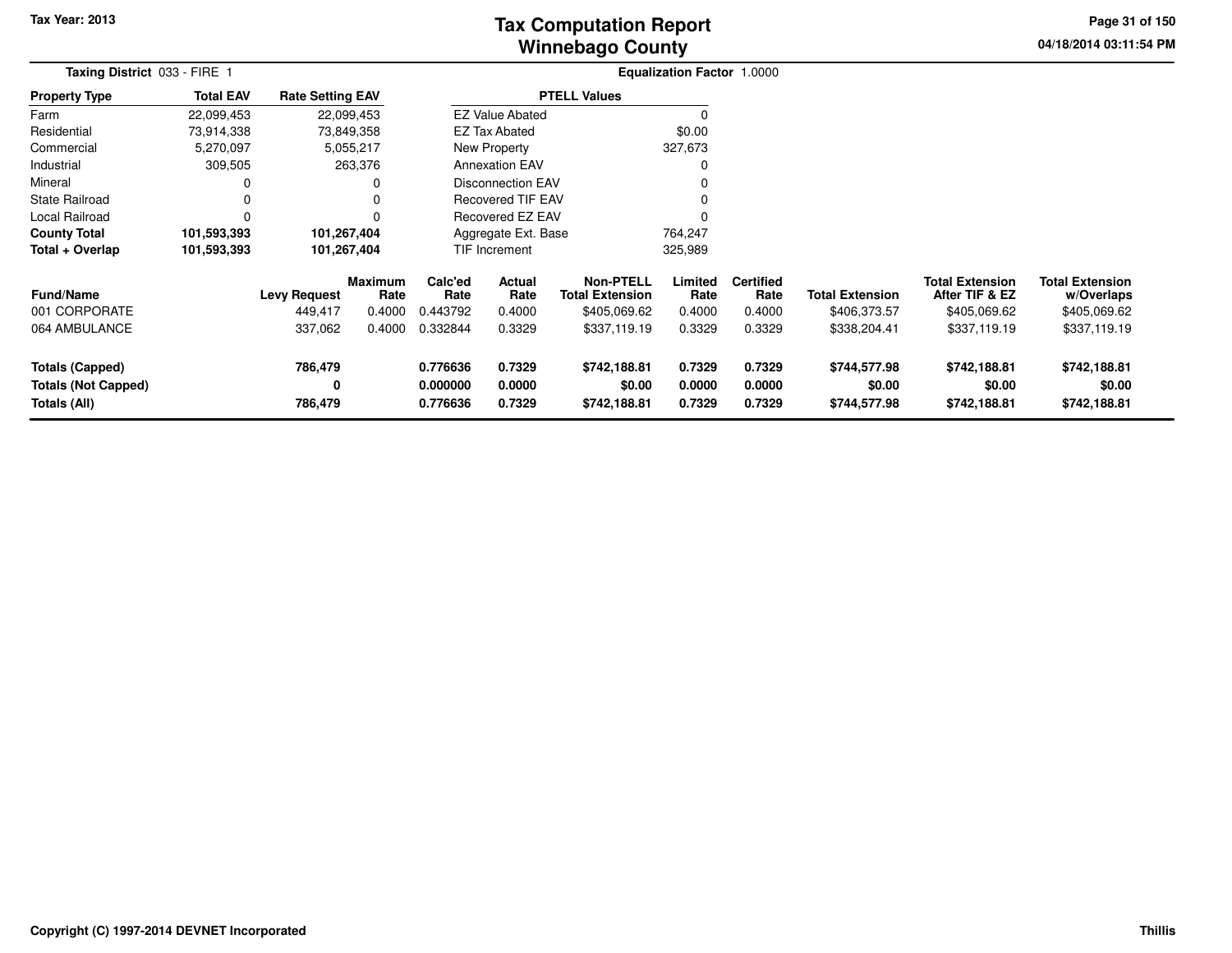# Tax Computation Report
## Winnebago County

Tax Year: 2013

04/18/2014 03:11:54 PM

**Taxing District** 033 - FIRE 1

**Equalization Factor** 1.0000

| Property Type | Total EAV | Rate Setting EAV |
|---|---|---|
| Farm | 22,099,453 | 22,099,453 |
| Residential | 73,914,338 | 73,849,358 |
| Commercial | 5,270,097 | 5,055,217 |
| Industrial | 309,505 | 263,376 |
| Mineral | 0 | 0 |
| State Railroad | 0 | 0 |
| Local Railroad | 0 | 0 |
| **County Total** | **101,593,393** | **101,267,404** |
| **Total + Overlap** | **101,593,393** | **101,267,404** |

| PTELL Values | |
|---|---|
| EZ Value Abated | 0 |
| EZ Tax Abated | $0.00 |
| New Property | 327,673 |
| Annexation EAV | 0 |
| Disconnection EAV | 0 |
| Recovered TIF EAV | 0 |
| Recovered EZ EAV | 0 |
| Aggregate Ext. Base | 764,247 |
| TIF Increment | 325,989 |

| Fund/Name | Levy Request | Maximum Rate | Calc'ed Rate | Actual Rate | Non-PTELL Total Extension | Limited Rate | Certified Rate | Total Extension | Total Extension After TIF & EZ | Total Extension w/Overlaps |
|---|---|---|---|---|---|---|---|---|---|---|
| 001 CORPORATE | 449,417 | 0.4000 | 0.443792 | 0.4000 | $405,069.62 | 0.4000 | 0.4000 | $406,373.57 | $405,069.62 | $405,069.62 |
| 064 AMBULANCE | 337,062 | 0.4000 | 0.332844 | 0.3329 | $337,119.19 | 0.3329 | 0.3329 | $338,204.41 | $337,119.19 | $337,119.19 |
| **Totals (Capped)** | **786,479** | | **0.776636** | **0.7329** | **$742,188.81** | **0.7329** | **0.7329** | **$744,577.98** | **$742,188.81** | **$742,188.81** |
| **Totals (Not Capped)** | **0** | | **0.000000** | **0.0000** | **$0.00** | **0.0000** | **0.0000** | **$0.00** | **$0.00** | **$0.00** |
| **Totals (All)** | **786,479** | | **0.776636** | **0.7329** | **$742,188.81** | **0.7329** | **0.7329** | **$744,577.98** | **$742,188.81** | **$742,188.81** |

Copyright (C) 1997-2014 DEVNET Incorporated

Thillis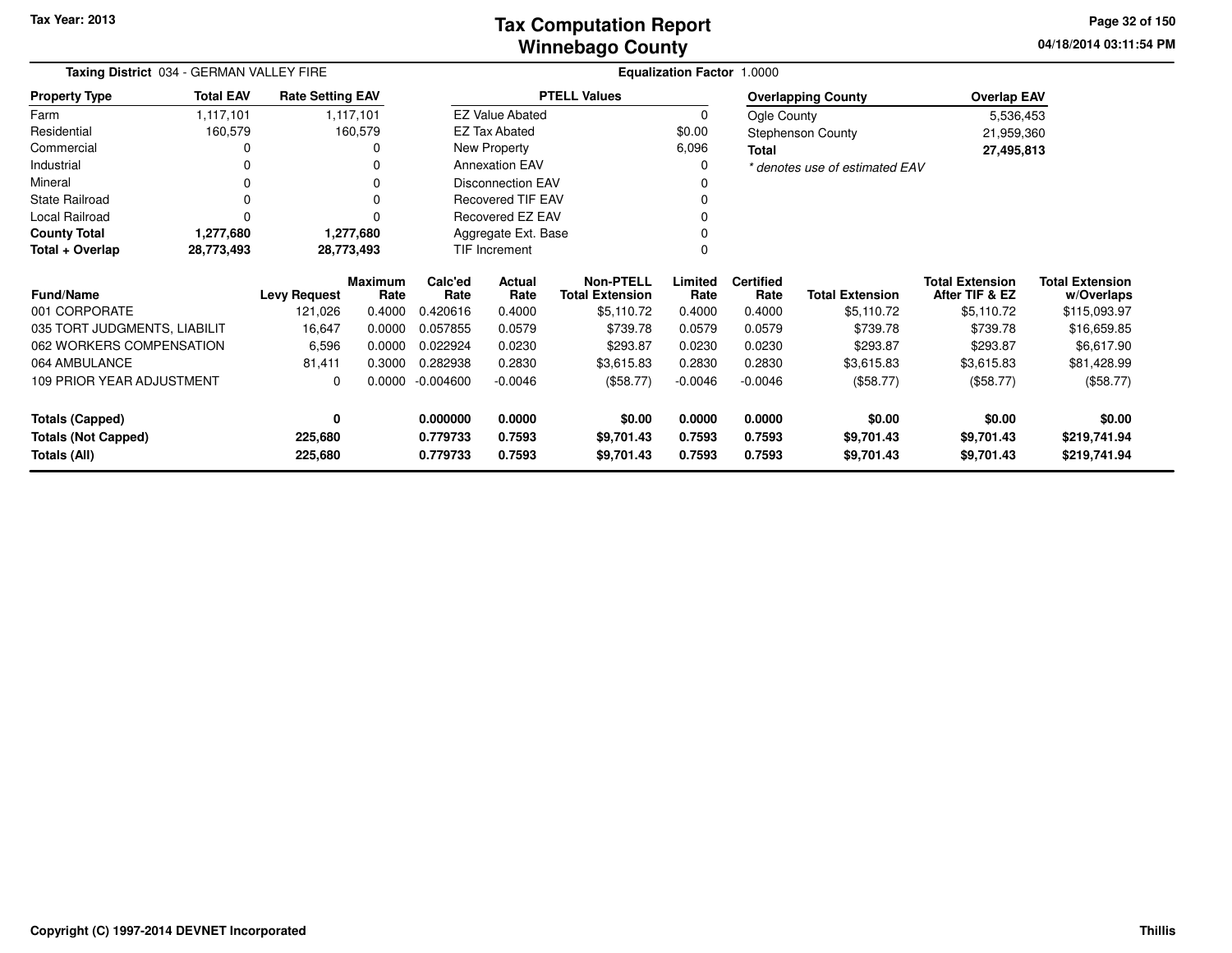**Tax Year: 2013**

# Tax Computation Report
## Winnebago County

04/18/2014 03:11:54 PM

**Taxing District** 034 - GERMAN VALLEY FIRE

**Equalization Factor** 1.0000

| Property Type | Total EAV | Rate Setting EAV |
|---|---|---|
| Farm | 1,117,101 | 1,117,101 |
| Residential | 160,579 | 160,579 |
| Commercial | 0 | 0 |
| Industrial | 0 | 0 |
| Mineral | 0 | 0 |
| State Railroad | 0 | 0 |
| Local Railroad | 0 | 0 |
| **County Total** | **1,277,680** | **1,277,680** |
| **Total + Overlap** | **28,773,493** | **28,773,493** |

| PTELL Values | |
|---|---|
| EZ Value Abated | 0 |
| EZ Tax Abated | $0.00 |
| New Property | 6,096 |
| Annexation EAV | 0 |
| Disconnection EAV | 0 |
| Recovered TIF EAV | 0 |
| Recovered EZ EAV | 0 |
| Aggregate Ext. Base | 0 |
| TIF Increment | 0 |

| Overlapping County | Overlap EAV |
|---|---|
| Ogle County | 5,536,453 |
| Stephenson County | 21,959,360 |
| **Total** | **27,495,813** |

*\* denotes use of estimated EAV*

| Fund/Name | Levy Request | Maximum Rate | Calc'ed Rate | Actual Rate | Non-PTELL Total Extension | Limited Rate | Certified Rate | Total Extension | Total Extension After TIF & EZ | Total Extension w/Overlaps |
|---|---|---|---|---|---|---|---|---|---|---|
| 001 CORPORATE | 121,026 | 0.4000 | 0.420616 | 0.4000 | $5,110.72 | 0.4000 | 0.4000 | $5,110.72 | $5,110.72 | $115,093.97 |
| 035 TORT JUDGMENTS, LIABILIT | 16,647 | 0.0000 | 0.057855 | 0.0579 | $739.78 | 0.0579 | 0.0579 | $739.78 | $739.78 | $16,659.85 |
| 062 WORKERS COMPENSATION | 6,596 | 0.0000 | 0.022924 | 0.0230 | $293.87 | 0.0230 | 0.0230 | $293.87 | $293.87 | $6,617.90 |
| 064 AMBULANCE | 81,411 | 0.3000 | 0.282938 | 0.2830 | $3,615.83 | 0.2830 | 0.2830 | $3,615.83 | $3,615.83 | $81,428.99 |
| 109 PRIOR YEAR ADJUSTMENT | 0 | 0.0000 | -0.004600 | -0.0046 | ($58.77) | -0.0046 | -0.0046 | ($58.77) | ($58.77) | ($58.77) |
| **Totals (Capped)** | **0** | | **0.000000** | **0.0000** | **$0.00** | **0.0000** | **0.0000** | **$0.00** | **$0.00** | **$0.00** |
| **Totals (Not Capped)** | **225,680** | | **0.779733** | **0.7593** | **$9,701.43** | **0.7593** | **0.7593** | **$9,701.43** | **$9,701.43** | **$219,741.94** |
| **Totals (All)** | **225,680** | | **0.779733** | **0.7593** | **$9,701.43** | **0.7593** | **0.7593** | **$9,701.43** | **$9,701.43** | **$219,741.94** |

**Copyright (C) 1997-2014 DEVNET Incorporated** Thillis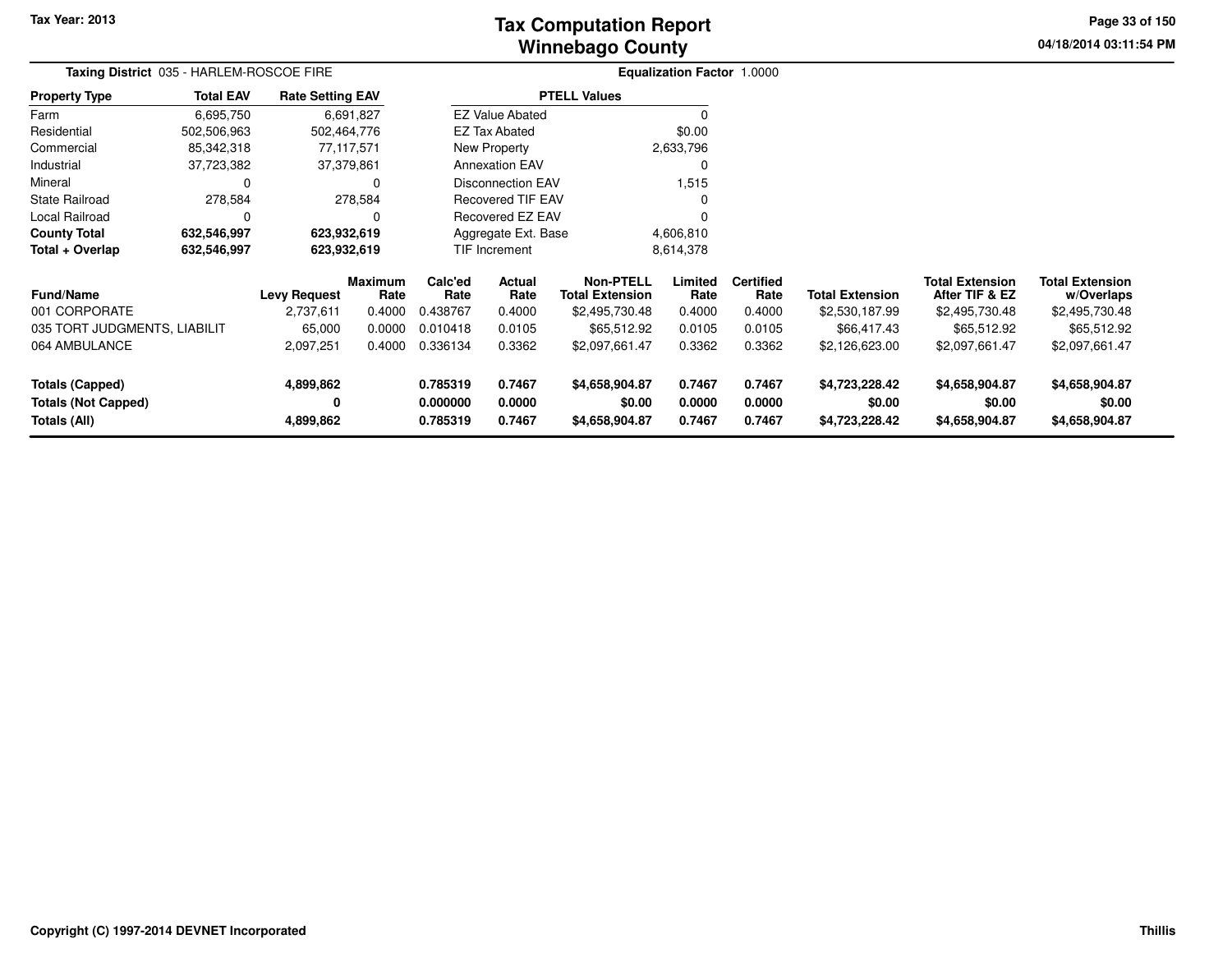# Tax Computation Report
## Winnebago County

Tax Year: 2013

04/18/2014 03:11:54 PM

**Taxing District** 035 - HARLEM-ROSCOE FIRE

**Equalization Factor** 1.0000

| Property Type | Total EAV | Rate Setting EAV |
|---|---|---|
| Farm | 6,695,750 | 6,691,827 |
| Residential | 502,506,963 | 502,464,776 |
| Commercial | 85,342,318 | 77,117,571 |
| Industrial | 37,723,382 | 37,379,861 |
| Mineral | 0 | 0 |
| State Railroad | 278,584 | 278,584 |
| Local Railroad | 0 | 0 |
| **County Total** | **632,546,997** | **623,932,619** |
| **Total + Overlap** | **632,546,997** | **623,932,619** |

| PTELL Values | |
|---|---|
| EZ Value Abated | 0 |
| EZ Tax Abated | $0.00 |
| New Property | 2,633,796 |
| Annexation EAV | 0 |
| Disconnection EAV | 1,515 |
| Recovered TIF EAV | 0 |
| Recovered EZ EAV | 0 |
| Aggregate Ext. Base | 4,606,810 |
| TIF Increment | 8,614,378 |

| Fund/Name | Levy Request | Maximum Rate | Calc'ed Rate | Actual Rate | Non-PTELL Total Extension | Limited Rate | Certified Rate | Total Extension | Total Extension After TIF & EZ | Total Extension w/Overlaps |
|---|---|---|---|---|---|---|---|---|---|---|
| 001 CORPORATE | 2,737,611 | 0.4000 | 0.438767 | 0.4000 | $2,495,730.48 | 0.4000 | 0.4000 | $2,530,187.99 | $2,495,730.48 | $2,495,730.48 |
| 035 TORT JUDGMENTS, LIABILIT | 65,000 | 0.0000 | 0.010418 | 0.0105 | $65,512.92 | 0.0105 | 0.0105 | $66,417.43 | $65,512.92 | $65,512.92 |
| 064 AMBULANCE | 2,097,251 | 0.4000 | 0.336134 | 0.3362 | $2,097,661.47 | 0.3362 | 0.3362 | $2,126,623.00 | $2,097,661.47 | $2,097,661.47 |
| **Totals (Capped)** | **4,899,862** | | **0.785319** | **0.7467** | **$4,658,904.87** | **0.7467** | **0.7467** | **$4,723,228.42** | **$4,658,904.87** | **$4,658,904.87** |
| **Totals (Not Capped)** | **0** | | **0.000000** | **0.0000** | **$0.00** | **0.0000** | **0.0000** | **$0.00** | **$0.00** | **$0.00** |
| **Totals (All)** | **4,899,862** | | **0.785319** | **0.7467** | **$4,658,904.87** | **0.7467** | **0.7467** | **$4,723,228.42** | **$4,658,904.87** | **$4,658,904.87** |

Copyright (C) 1997-2014 DEVNET Incorporated

Thillis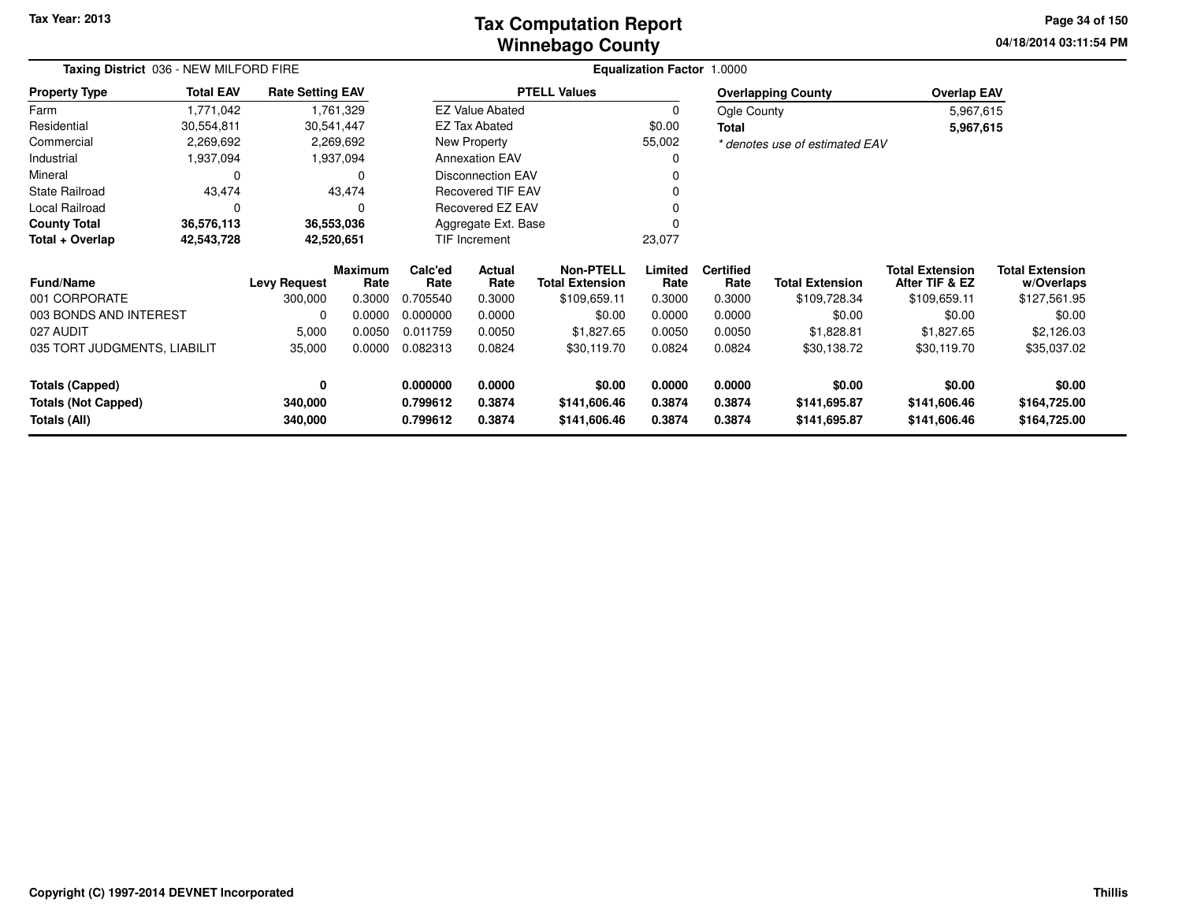# Tax Computation Report
# Winnebago County

Tax Year: 2013

**Taxing District** 036 - NEW MILFORD FIRE

**Equalization Factor** 1.0000

| Property Type | Total EAV | Rate Setting EAV |
|---|---|---|
| Farm | 1,771,042 | 1,761,329 |
| Residential | 30,554,811 | 30,541,447 |
| Commercial | 2,269,692 | 2,269,692 |
| Industrial | 1,937,094 | 1,937,094 |
| Mineral | 0 | 0 |
| State Railroad | 43,474 | 43,474 |
| Local Railroad | 0 | 0 |
| **County Total** | **36,576,113** | **36,553,036** |
| **Total + Overlap** | **42,543,728** | **42,520,651** |

| PTELL Values | |
|---|---|
| EZ Value Abated | 0 |
| EZ Tax Abated | $0.00 |
| New Property | 55,002 |
| Annexation EAV | 0 |
| Disconnection EAV | 0 |
| Recovered TIF EAV | 0 |
| Recovered EZ EAV | 0 |
| Aggregate Ext. Base | 0 |
| TIF Increment | 23,077 |

| Overlapping County | Overlap EAV |
|---|---|
| Ogle County | 5,967,615 |
| **Total** | **5,967,615** |

*\* denotes use of estimated EAV*

| Fund/Name | Levy Request | Maximum Rate | Calc'ed Rate | Actual Rate | Non-PTELL Total Extension | Limited Rate | Certified Rate | Total Extension | Total Extension After TIF & EZ | Total Extension w/Overlaps |
|---|---|---|---|---|---|---|---|---|---|---|
| 001 CORPORATE | 300,000 | 0.3000 | 0.705540 | 0.3000 | $109,659.11 | 0.3000 | 0.3000 | $109,728.34 | $109,659.11 | $127,561.95 |
| 003 BONDS AND INTEREST | 0 | 0.0000 | 0.000000 | 0.0000 | $0.00 | 0.0000 | 0.0000 | $0.00 | $0.00 | $0.00 |
| 027 AUDIT | 5,000 | 0.0050 | 0.011759 | 0.0050 | $1,827.65 | 0.0050 | 0.0050 | $1,828.81 | $1,827.65 | $2,126.03 |
| 035 TORT JUDGMENTS, LIABILIT | 35,000 | 0.0000 | 0.082313 | 0.0824 | $30,119.70 | 0.0824 | 0.0824 | $30,138.72 | $30,119.70 | $35,037.02 |
| **Totals (Capped)** | **0** | | **0.000000** | **0.0000** | **$0.00** | **0.0000** | **0.0000** | **$0.00** | **$0.00** | **$0.00** |
| **Totals (Not Capped)** | **340,000** | | **0.799612** | **0.3874** | **$141,606.46** | **0.3874** | **0.3874** | **$141,695.87** | **$141,606.46** | **$164,725.00** |
| **Totals (All)** | **340,000** | | **0.799612** | **0.3874** | **$141,606.46** | **0.3874** | **0.3874** | **$141,695.87** | **$141,606.46** | **$164,725.00** |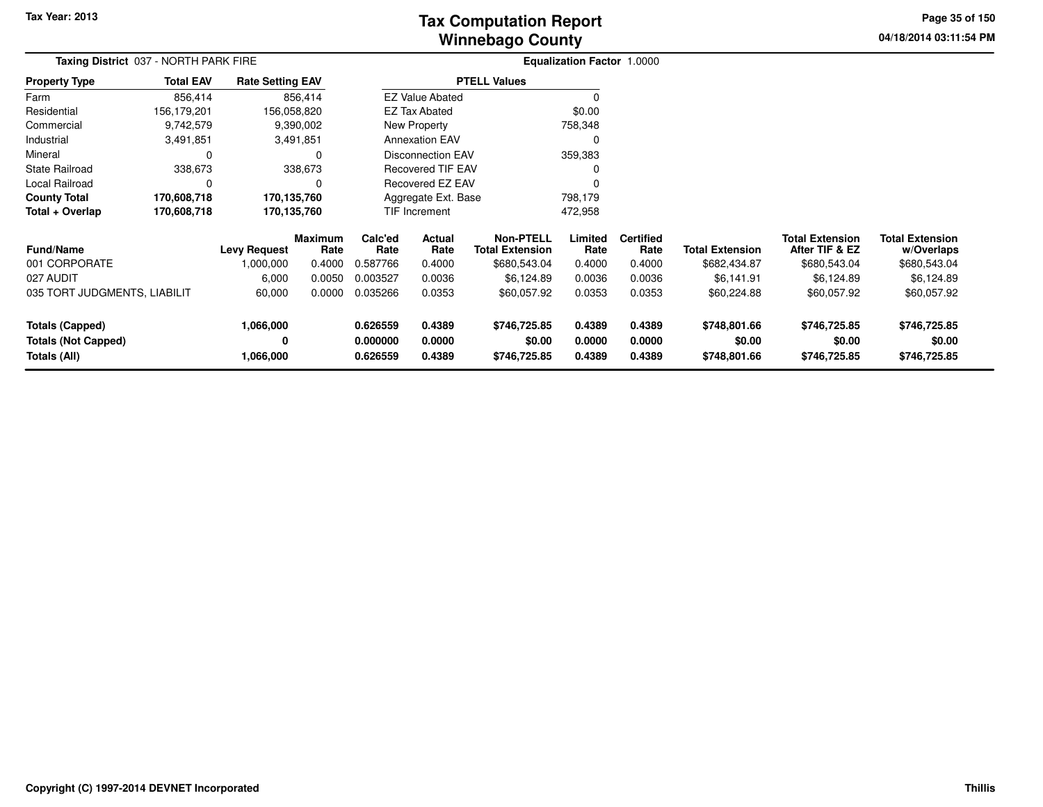# Tax Computation Report
# Winnebago County

Tax Year: 2013

04/18/2014 03:11:54 PM

**Taxing District** 037 - NORTH PARK FIRE

**Equalization Factor** 1.0000

| Property Type | Total EAV | Rate Setting EAV |
|---|---|---|
| Farm | 856,414 | 856,414 |
| Residential | 156,179,201 | 156,058,820 |
| Commercial | 9,742,579 | 9,390,002 |
| Industrial | 3,491,851 | 3,491,851 |
| Mineral | 0 | 0 |
| State Railroad | 338,673 | 338,673 |
| Local Railroad | 0 | 0 |
| **County Total** | **170,608,718** | **170,135,760** |
| **Total + Overlap** | **170,608,718** | **170,135,760** |

| PTELL Values | |
|---|---|
| EZ Value Abated | 0 |
| EZ Tax Abated | $0.00 |
| New Property | 758,348 |
| Annexation EAV | 0 |
| Disconnection EAV | 359,383 |
| Recovered TIF EAV | 0 |
| Recovered EZ EAV | 0 |
| Aggregate Ext. Base | 798,179 |
| TIF Increment | 472,958 |

| Fund/Name | Levy Request | Maximum Rate | Calc'ed Rate | Actual Rate | Non-PTELL Total Extension | Limited Rate | Certified Rate | Total Extension | Total Extension After TIF & EZ | Total Extension w/Overlaps |
|---|---|---|---|---|---|---|---|---|---|---|
| 001 CORPORATE | 1,000,000 | 0.4000 | 0.587766 | 0.4000 | $680,543.04 | 0.4000 | 0.4000 | $682,434.87 | $680,543.04 | $680,543.04 |
| 027 AUDIT | 6,000 | 0.0050 | 0.003527 | 0.0036 | $6,124.89 | 0.0036 | 0.0036 | $6,141.91 | $6,124.89 | $6,124.89 |
| 035 TORT JUDGMENTS, LIABILIT | 60,000 | 0.0000 | 0.035266 | 0.0353 | $60,057.92 | 0.0353 | 0.0353 | $60,224.88 | $60,057.92 | $60,057.92 |
| **Totals (Capped)** | **1,066,000** | | **0.626559** | **0.4389** | **$746,725.85** | **0.4389** | **0.4389** | **$748,801.66** | **$746,725.85** | **$746,725.85** |
| **Totals (Not Capped)** | **0** | | **0.000000** | **0.0000** | **$0.00** | **0.0000** | **0.0000** | **$0.00** | **$0.00** | **$0.00** |
| **Totals (All)** | **1,066,000** | | **0.626559** | **0.4389** | **$746,725.85** | **0.4389** | **0.4389** | **$748,801.66** | **$746,725.85** | **$746,725.85** |

Copyright (C) 1997-2014 DEVNET Incorporated

Thillis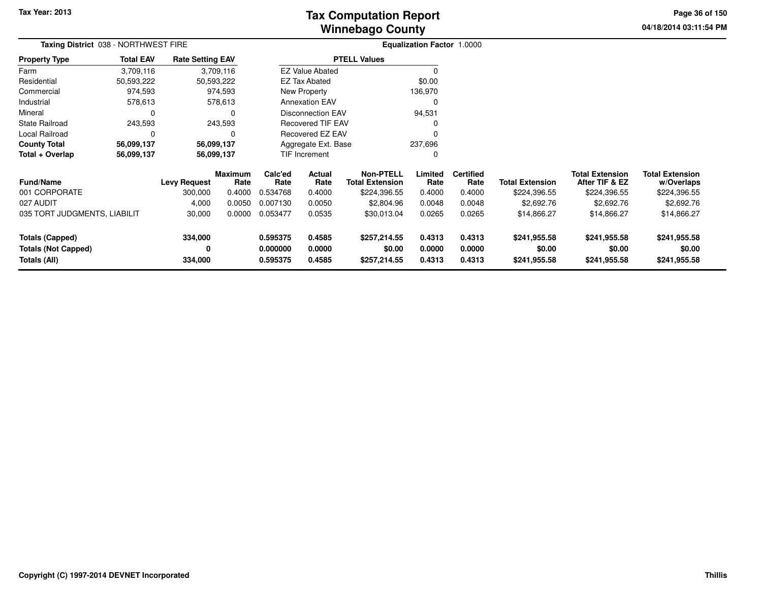# Tax Computation Report
## Winnebago County

Tax Year: 2013

**Taxing District** 038 - NORTHWEST FIRE

**Equalization Factor** 1.0000

| Property Type | Total EAV | Rate Setting EAV |
|---|---|---|
| Farm | 3,709,116 | 3,709,116 |
| Residential | 50,593,222 | 50,593,222 |
| Commercial | 974,593 | 974,593 |
| Industrial | 578,613 | 578,613 |
| Mineral | 0 | 0 |
| State Railroad | 243,593 | 243,593 |
| Local Railroad | 0 | 0 |
| **County Total** | **56,099,137** | **56,099,137** |
| **Total + Overlap** | **56,099,137** | **56,099,137** |

| PTELL Values | |
|---|---|
| EZ Value Abated | 0 |
| EZ Tax Abated | $0.00 |
| New Property | 136,970 |
| Annexation EAV | 0 |
| Disconnection EAV | 94,531 |
| Recovered TIF EAV | 0 |
| Recovered EZ EAV | 0 |
| Aggregate Ext. Base | 237,696 |
| TIF Increment | 0 |

| Fund/Name | Levy Request | Maximum Rate | Calc'ed Rate | Actual Rate | Non-PTELL Total Extension | Limited Rate | Certified Rate | Total Extension | Total Extension After TIF & EZ | Total Extension w/Overlaps |
|---|---|---|---|---|---|---|---|---|---|---|
| 001 CORPORATE | 300,000 | 0.4000 | 0.534768 | 0.4000 | $224,396.55 | 0.4000 | 0.4000 | $224,396.55 | $224,396.55 | $224,396.55 |
| 027 AUDIT | 4,000 | 0.0050 | 0.007130 | 0.0050 | $2,804.96 | 0.0048 | 0.0048 | $2,692.76 | $2,692.76 | $2,692.76 |
| 035 TORT JUDGMENTS, LIABILIT | 30,000 | 0.0000 | 0.053477 | 0.0535 | $30,013.04 | 0.0265 | 0.0265 | $14,866.27 | $14,866.27 | $14,866.27 |
| **Totals (Capped)** | **334,000** | | **0.595375** | **0.4585** | **$257,214.55** | **0.4313** | **0.4313** | **$241,955.58** | **$241,955.58** | **$241,955.58** |
| **Totals (Not Capped)** | **0** | | **0.000000** | **0.0000** | **$0.00** | **0.0000** | **0.0000** | **$0.00** | **$0.00** | **$0.00** |
| **Totals (All)** | **334,000** | | **0.595375** | **0.4585** | **$257,214.55** | **0.4313** | **0.4313** | **$241,955.58** | **$241,955.58** | **$241,955.58** |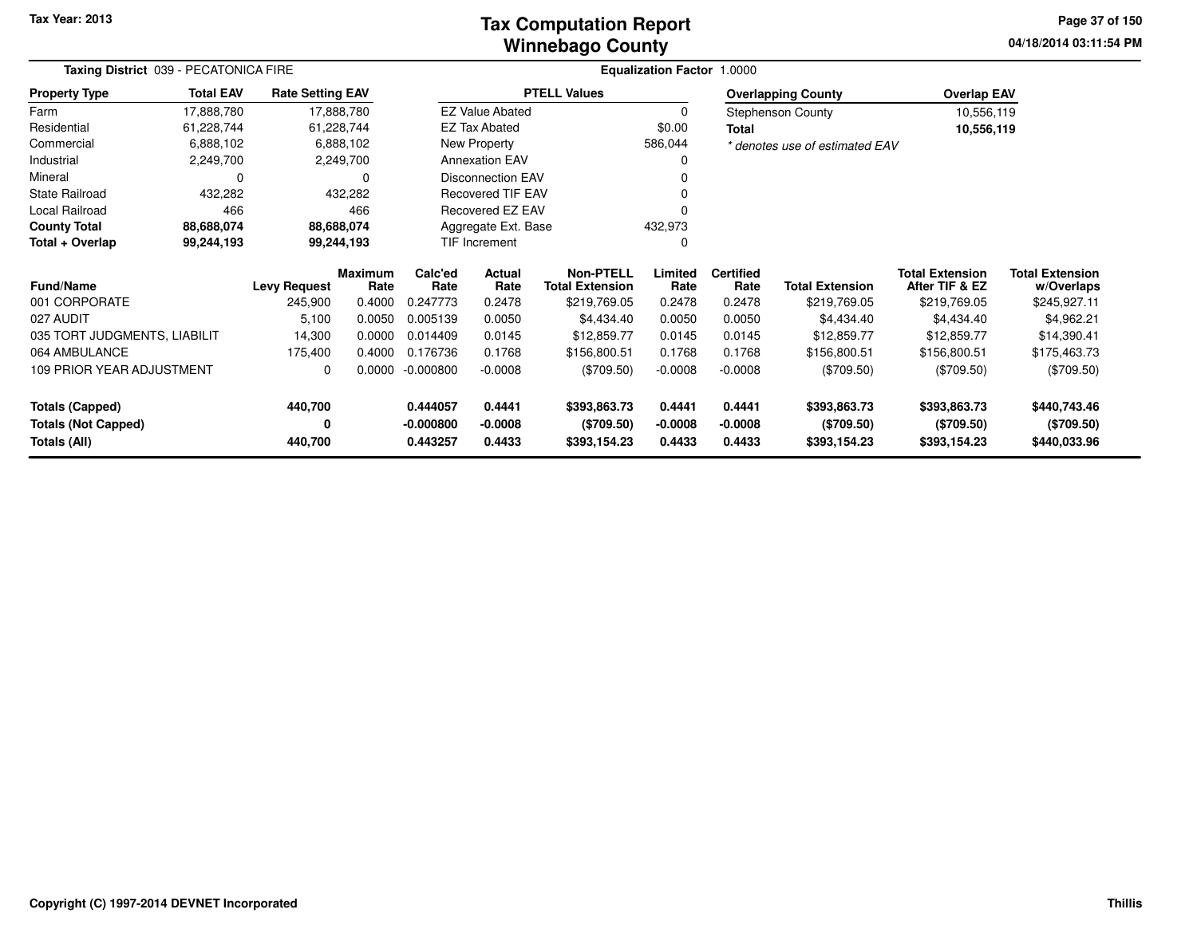# Tax Computation Report
# Winnebago County

Tax Year: 2013

04/18/2014 03:11:54 PM

**Taxing District** 039 - PECATONICA FIRE

**Equalization Factor** 1.0000

| Property Type | Total EAV | Rate Setting EAV |
|---|---|---|
| Farm | 17,888,780 | 17,888,780 |
| Residential | 61,228,744 | 61,228,744 |
| Commercial | 6,888,102 | 6,888,102 |
| Industrial | 2,249,700 | 2,249,700 |
| Mineral | 0 | 0 |
| State Railroad | 432,282 | 432,282 |
| Local Railroad | 466 | 466 |
| **County Total** | **88,688,074** | **88,688,074** |
| **Total + Overlap** | **99,244,193** | **99,244,193** |

| PTELL Values | |
|---|---|
| EZ Value Abated | 0 |
| EZ Tax Abated | $0.00 |
| New Property | 586,044 |
| Annexation EAV | 0 |
| Disconnection EAV | 0 |
| Recovered TIF EAV | 0 |
| Recovered EZ EAV | 0 |
| Aggregate Ext. Base | 432,973 |
| TIF Increment | 0 |

| Overlapping County | Overlap EAV |
|---|---|
| Stephenson County | 10,556,119 |
| **Total** | **10,556,119** |

*\* denotes use of estimated EAV*

| Fund/Name | Levy Request | Maximum Rate | Calc'ed Rate | Actual Rate | Non-PTELL Total Extension | Limited Rate | Certified Rate | Total Extension | Total Extension After TIF & EZ | Total Extension w/Overlaps |
|---|---|---|---|---|---|---|---|---|---|---|
| 001 CORPORATE | 245,900 | 0.4000 | 0.247773 | 0.2478 | $219,769.05 | 0.2478 | 0.2478 | $219,769.05 | $219,769.05 | $245,927.11 |
| 027 AUDIT | 5,100 | 0.0050 | 0.005139 | 0.0050 | $4,434.40 | 0.0050 | 0.0050 | $4,434.40 | $4,434.40 | $4,962.21 |
| 035 TORT JUDGMENTS, LIABILIT | 14,300 | 0.0000 | 0.014409 | 0.0145 | $12,859.77 | 0.0145 | 0.0145 | $12,859.77 | $12,859.77 | $14,390.41 |
| 064 AMBULANCE | 175,400 | 0.4000 | 0.176736 | 0.1768 | $156,800.51 | 0.1768 | 0.1768 | $156,800.51 | $156,800.51 | $175,463.73 |
| 109 PRIOR YEAR ADJUSTMENT | 0 | 0.0000 | -0.000800 | -0.0008 | ($709.50) | -0.0008 | -0.0008 | ($709.50) | ($709.50) | ($709.50) |
| **Totals (Capped)** | **440,700** | | **0.444057** | **0.4441** | **$393,863.73** | **0.4441** | **0.4441** | **$393,863.73** | **$393,863.73** | **$440,743.46** |
| **Totals (Not Capped)** | **0** | | **-0.000800** | **-0.0008** | **($709.50)** | **-0.0008** | **-0.0008** | **($709.50)** | **($709.50)** | **($709.50)** |
| **Totals (All)** | **440,700** | | **0.443257** | **0.4433** | **$393,154.23** | **0.4433** | **0.4433** | **$393,154.23** | **$393,154.23** | **$440,033.96** |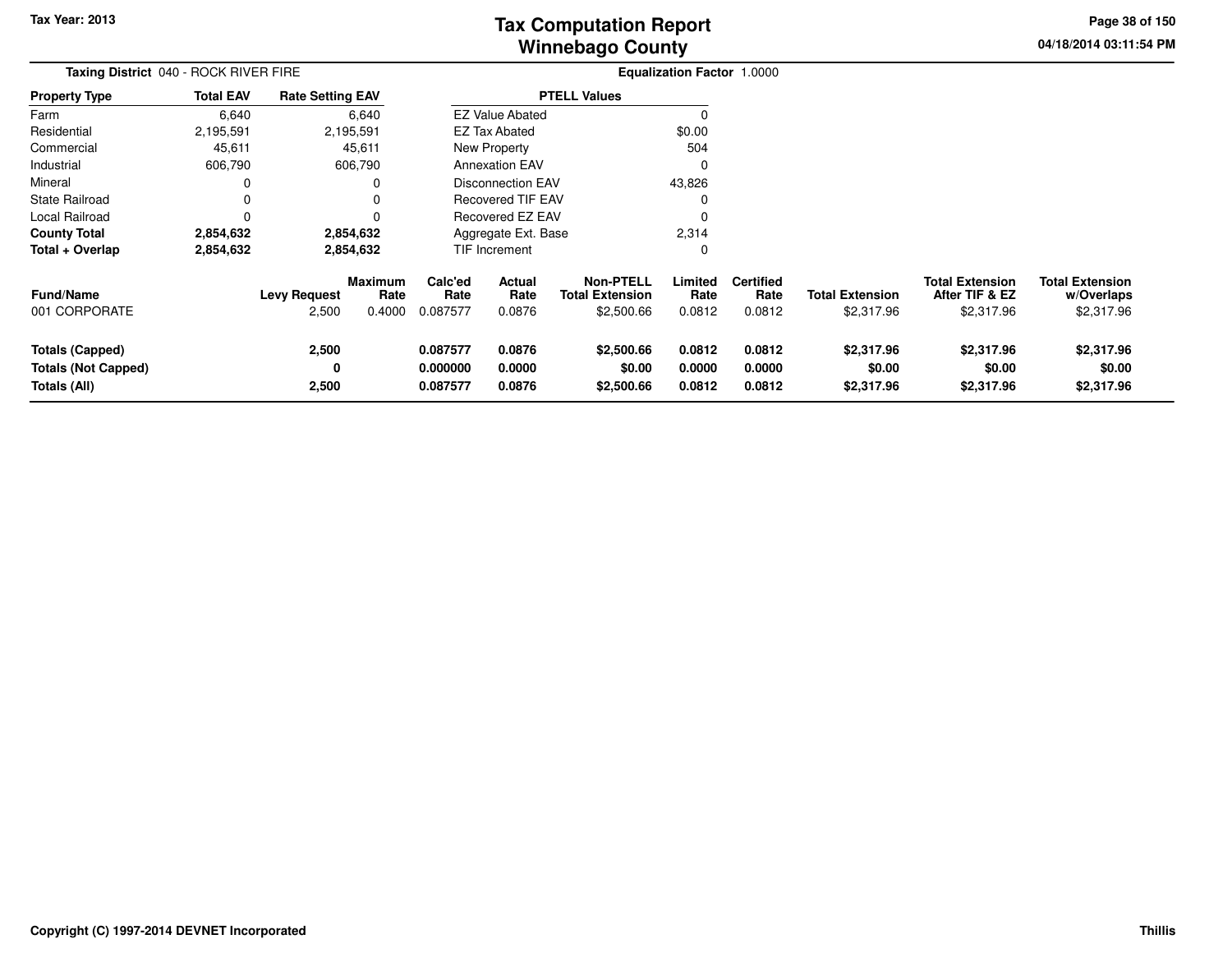Tax Year: 2013

# Tax Computation Report
# Winnebago County

04/18/2014 03:11:54 PM

**Taxing District** 040 - ROCK RIVER FIRE

**Equalization Factor** 1.0000

| Property Type | Total EAV | Rate Setting EAV |
|---|---|---|
| Farm | 6,640 | 6,640 |
| Residential | 2,195,591 | 2,195,591 |
| Commercial | 45,611 | 45,611 |
| Industrial | 606,790 | 606,790 |
| Mineral | 0 | 0 |
| State Railroad | 0 | 0 |
| Local Railroad | 0 | 0 |
| **County Total** | **2,854,632** | **2,854,632** |
| **Total + Overlap** | **2,854,632** | **2,854,632** |

| PTELL Values | |
|---|---|
| EZ Value Abated | 0 |
| EZ Tax Abated | $0.00 |
| New Property | 504 |
| Annexation EAV | 0 |
| Disconnection EAV | 43,826 |
| Recovered TIF EAV | 0 |
| Recovered EZ EAV | 0 |
| Aggregate Ext. Base | 2,314 |
| TIF Increment | 0 |

| Fund/Name | Levy Request | Maximum Rate | Calc'ed Rate | Actual Rate | Non-PTELL Total Extension | Limited Rate | Certified Rate | Total Extension | Total Extension After TIF & EZ | Total Extension w/Overlaps |
|---|---|---|---|---|---|---|---|---|---|---|
| 001 CORPORATE | 2,500 | 0.4000 | 0.087577 | 0.0876 | $2,500.66 | 0.0812 | 0.0812 | $2,317.96 | $2,317.96 | $2,317.96 |
| **Totals (Capped)** | **2,500** | | **0.087577** | **0.0876** | **$2,500.66** | **0.0812** | **0.0812** | **$2,317.96** | **$2,317.96** | **$2,317.96** |
| **Totals (Not Capped)** | **0** | | **0.000000** | **0.0000** | **$0.00** | **0.0000** | **0.0000** | **$0.00** | **$0.00** | **$0.00** |
| **Totals (All)** | **2,500** | | **0.087577** | **0.0876** | **$2,500.66** | **0.0812** | **0.0812** | **$2,317.96** | **$2,317.96** | **$2,317.96** |

Copyright (C) 1997-2014 DEVNET Incorporated

Thillis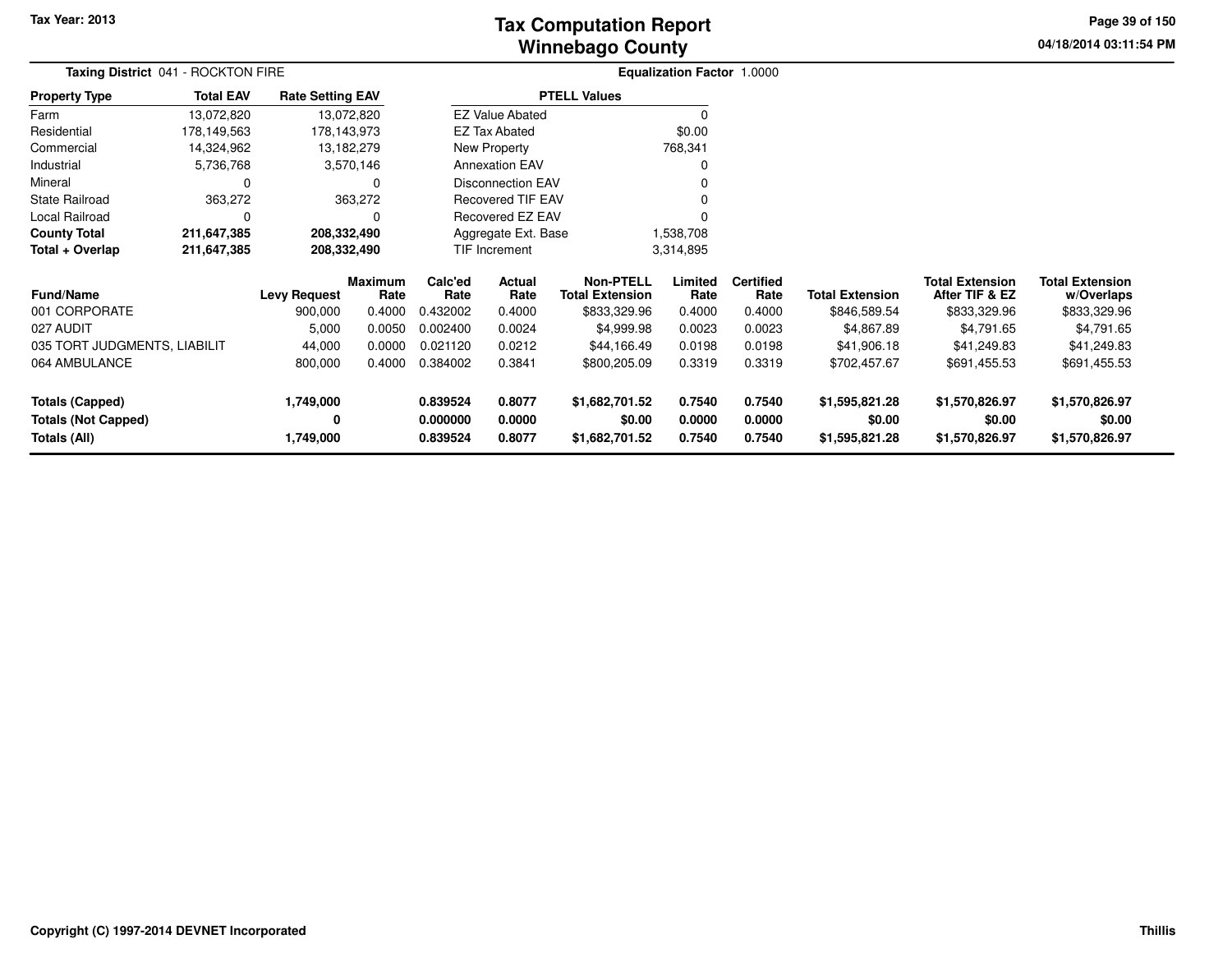# Tax Computation Report
## Winnebago County

Tax Year: 2013

04/18/2014 03:11:54 PM

**Taxing District** 041 - ROCKTON FIRE

**Equalization Factor** 1.0000

| Property Type | Total EAV | Rate Setting EAV |
|---|---|---|
| Farm | 13,072,820 | 13,072,820 |
| Residential | 178,149,563 | 178,143,973 |
| Commercial | 14,324,962 | 13,182,279 |
| Industrial | 5,736,768 | 3,570,146 |
| Mineral | 0 | 0 |
| State Railroad | 363,272 | 363,272 |
| Local Railroad | 0 | 0 |
| **County Total** | **211,647,385** | **208,332,490** |
| **Total + Overlap** | **211,647,385** | **208,332,490** |

| PTELL Values | |
|---|---|
| EZ Value Abated | 0 |
| EZ Tax Abated | $0.00 |
| New Property | 768,341 |
| Annexation EAV | 0 |
| Disconnection EAV | 0 |
| Recovered TIF EAV | 0 |
| Recovered EZ EAV | 0 |
| Aggregate Ext. Base | 1,538,708 |
| TIF Increment | 3,314,895 |

| Fund/Name | Levy Request | Maximum Rate | Calc'ed Rate | Actual Rate | Non-PTELL Total Extension | Limited Rate | Certified Rate | Total Extension | Total Extension After TIF & EZ | Total Extension w/Overlaps |
|---|---|---|---|---|---|---|---|---|---|---|
| 001 CORPORATE | 900,000 | 0.4000 | 0.432002 | 0.4000 | $833,329.96 | 0.4000 | 0.4000 | $846,589.54 | $833,329.96 | $833,329.96 |
| 027 AUDIT | 5,000 | 0.0050 | 0.002400 | 0.0024 | $4,999.98 | 0.0023 | 0.0023 | $4,867.89 | $4,791.65 | $4,791.65 |
| 035 TORT JUDGMENTS, LIABILIT | 44,000 | 0.0000 | 0.021120 | 0.0212 | $44,166.49 | 0.0198 | 0.0198 | $41,906.18 | $41,249.83 | $41,249.83 |
| 064 AMBULANCE | 800,000 | 0.4000 | 0.384002 | 0.3841 | $800,205.09 | 0.3319 | 0.3319 | $702,457.67 | $691,455.53 | $691,455.53 |
| **Totals (Capped)** | **1,749,000** | | **0.839524** | **0.8077** | **$1,682,701.52** | **0.7540** | **0.7540** | **$1,595,821.28** | **$1,570,826.97** | **$1,570,826.97** |
| **Totals (Not Capped)** | **0** | | **0.000000** | **0.0000** | **$0.00** | **0.0000** | **0.0000** | **$0.00** | **$0.00** | **$0.00** |
| **Totals (All)** | **1,749,000** | | **0.839524** | **0.8077** | **$1,682,701.52** | **0.7540** | **0.7540** | **$1,595,821.28** | **$1,570,826.97** | **$1,570,826.97** |

Copyright (C) 1997-2014 DEVNET Incorporated

Thillis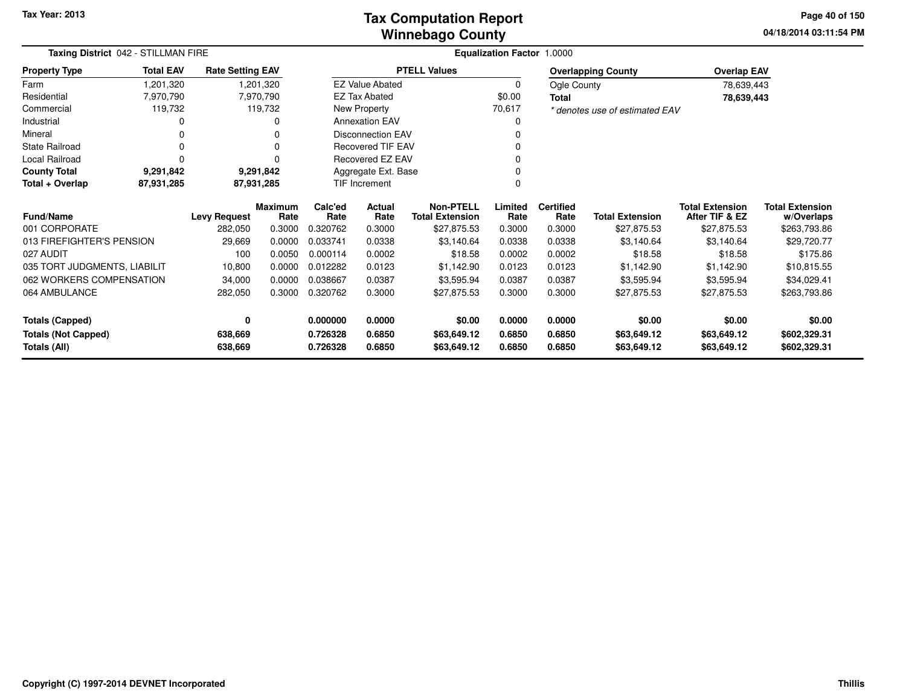Tax Year: 2013

# Tax Computation Report
## Winnebago County

04/18/2014 03:11:54 PM

**Taxing District** 042 - STILLMAN FIRE

**Equalization Factor** 1.0000

| Property Type | Total EAV | Rate Setting EAV |
|---|---|---|
| Farm | 1,201,320 | 1,201,320 |
| Residential | 7,970,790 | 7,970,790 |
| Commercial | 119,732 | 119,732 |
| Industrial | 0 | 0 |
| Mineral | 0 | 0 |
| State Railroad | 0 | 0 |
| Local Railroad | 0 | 0 |
| **County Total** | **9,291,842** | **9,291,842** |
| **Total + Overlap** | **87,931,285** | **87,931,285** |

| PTELL Values | |
|---|---|
| EZ Value Abated | 0 |
| EZ Tax Abated | $0.00 |
| New Property | 70,617 |
| Annexation EAV | 0 |
| Disconnection EAV | 0 |
| Recovered TIF EAV | 0 |
| Recovered EZ EAV | 0 |
| Aggregate Ext. Base | 0 |
| TIF Increment | 0 |

| Overlapping County | Overlap EAV |
|---|---|
| Ogle County | 78,639,443 |
| **Total** | **78,639,443** |

*\* denotes use of estimated EAV*

| Fund/Name | Levy Request | Maximum Rate | Calc'ed Rate | Actual Rate | Non-PTELL Total Extension | Limited Rate | Certified Rate | Total Extension | Total Extension After TIF & EZ | Total Extension w/Overlaps |
|---|---|---|---|---|---|---|---|---|---|---|
| 001 CORPORATE | 282,050 | 0.3000 | 0.320762 | 0.3000 | $27,875.53 | 0.3000 | 0.3000 | $27,875.53 | $27,875.53 | $263,793.86 |
| 013 FIREFIGHTER'S PENSION | 29,669 | 0.0000 | 0.033741 | 0.0338 | $3,140.64 | 0.0338 | 0.0338 | $3,140.64 | $3,140.64 | $29,720.77 |
| 027 AUDIT | 100 | 0.0050 | 0.000114 | 0.0002 | $18.58 | 0.0002 | 0.0002 | $18.58 | $18.58 | $175.86 |
| 035 TORT JUDGMENTS, LIABILIT | 10,800 | 0.0000 | 0.012282 | 0.0123 | $1,142.90 | 0.0123 | 0.0123 | $1,142.90 | $1,142.90 | $10,815.55 |
| 062 WORKERS COMPENSATION | 34,000 | 0.0000 | 0.038667 | 0.0387 | $3,595.94 | 0.0387 | 0.0387 | $3,595.94 | $3,595.94 | $34,029.41 |
| 064 AMBULANCE | 282,050 | 0.3000 | 0.320762 | 0.3000 | $27,875.53 | 0.3000 | 0.3000 | $27,875.53 | $27,875.53 | $263,793.86 |
| **Totals (Capped)** | **0** | | **0.000000** | **0.0000** | **$0.00** | **0.0000** | **0.0000** | **$0.00** | **$0.00** | **$0.00** |
| **Totals (Not Capped)** | **638,669** | | **0.726328** | **0.6850** | **$63,649.12** | **0.6850** | **0.6850** | **$63,649.12** | **$63,649.12** | **$602,329.31** |
| **Totals (All)** | **638,669** | | **0.726328** | **0.6850** | **$63,649.12** | **0.6850** | **0.6850** | **$63,649.12** | **$63,649.12** | **$602,329.31** |

Copyright (C) 1997-2014 DEVNET Incorporated

Thillis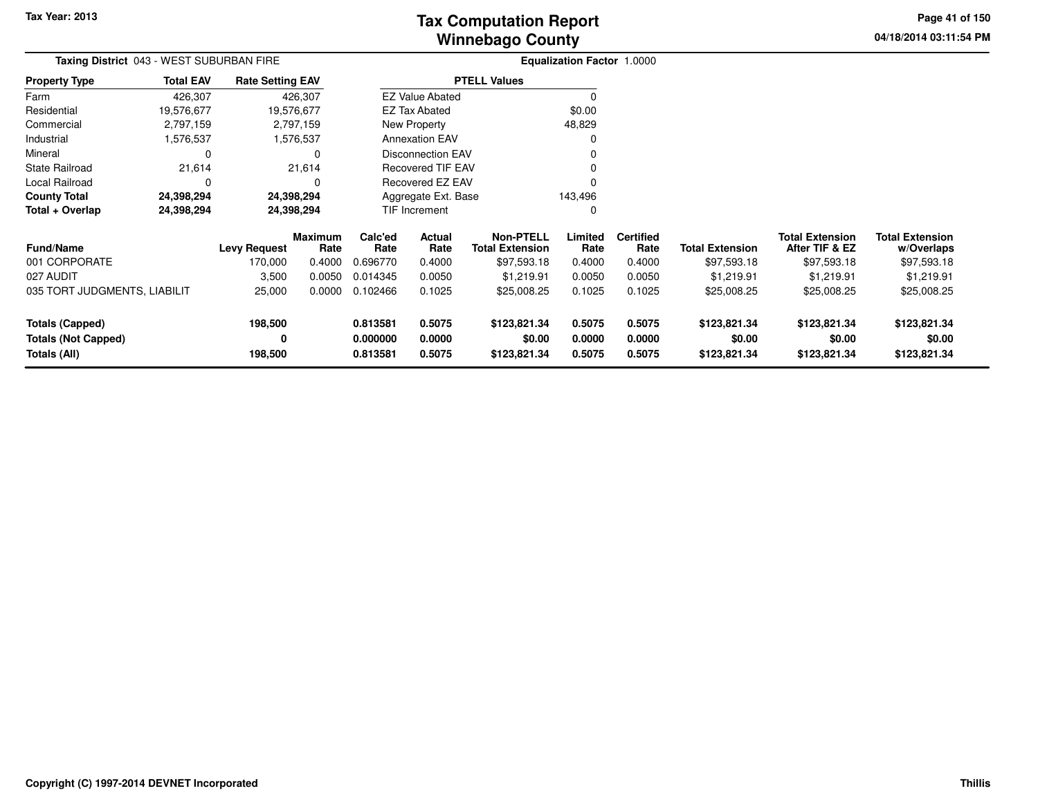# Tax Computation Report
## Winnebago County

Tax Year: 2013

**Taxing District** 043 - WEST SUBURBAN FIRE

**Equalization Factor** 1.0000

| Property Type | Total EAV | Rate Setting EAV |
|---|---|---|
| Farm | 426,307 | 426,307 |
| Residential | 19,576,677 | 19,576,677 |
| Commercial | 2,797,159 | 2,797,159 |
| Industrial | 1,576,537 | 1,576,537 |
| Mineral | 0 | 0 |
| State Railroad | 21,614 | 21,614 |
| Local Railroad | 0 | 0 |
| **County Total** | **24,398,294** | **24,398,294** |
| **Total + Overlap** | **24,398,294** | **24,398,294** |

| PTELL Values | |
|---|---|
| EZ Value Abated | 0 |
| EZ Tax Abated | $0.00 |
| New Property | 48,829 |
| Annexation EAV | 0 |
| Disconnection EAV | 0 |
| Recovered TIF EAV | 0 |
| Recovered EZ EAV | 0 |
| Aggregate Ext. Base | 143,496 |
| TIF Increment | 0 |

| Fund/Name | Levy Request | Maximum Rate | Calc'ed Rate | Actual Rate | Non-PTELL Total Extension | Limited Rate | Certified Rate | Total Extension | Total Extension After TIF & EZ | Total Extension w/Overlaps |
|---|---|---|---|---|---|---|---|---|---|---|
| 001 CORPORATE | 170,000 | 0.4000 | 0.696770 | 0.4000 | $97,593.18 | 0.4000 | 0.4000 | $97,593.18 | $97,593.18 | $97,593.18 |
| 027 AUDIT | 3,500 | 0.0050 | 0.014345 | 0.0050 | $1,219.91 | 0.0050 | 0.0050 | $1,219.91 | $1,219.91 | $1,219.91 |
| 035 TORT JUDGMENTS, LIABILIT | 25,000 | 0.0000 | 0.102466 | 0.1025 | $25,008.25 | 0.1025 | 0.1025 | $25,008.25 | $25,008.25 | $25,008.25 |
| **Totals (Capped)** | **198,500** | | **0.813581** | **0.5075** | **$123,821.34** | **0.5075** | **0.5075** | **$123,821.34** | **$123,821.34** | **$123,821.34** |
| **Totals (Not Capped)** | **0** | | **0.000000** | **0.0000** | **$0.00** | **0.0000** | **0.0000** | **$0.00** | **$0.00** | **$0.00** |
| **Totals (All)** | **198,500** | | **0.813581** | **0.5075** | **$123,821.34** | **0.5075** | **0.5075** | **$123,821.34** | **$123,821.34** | **$123,821.34** |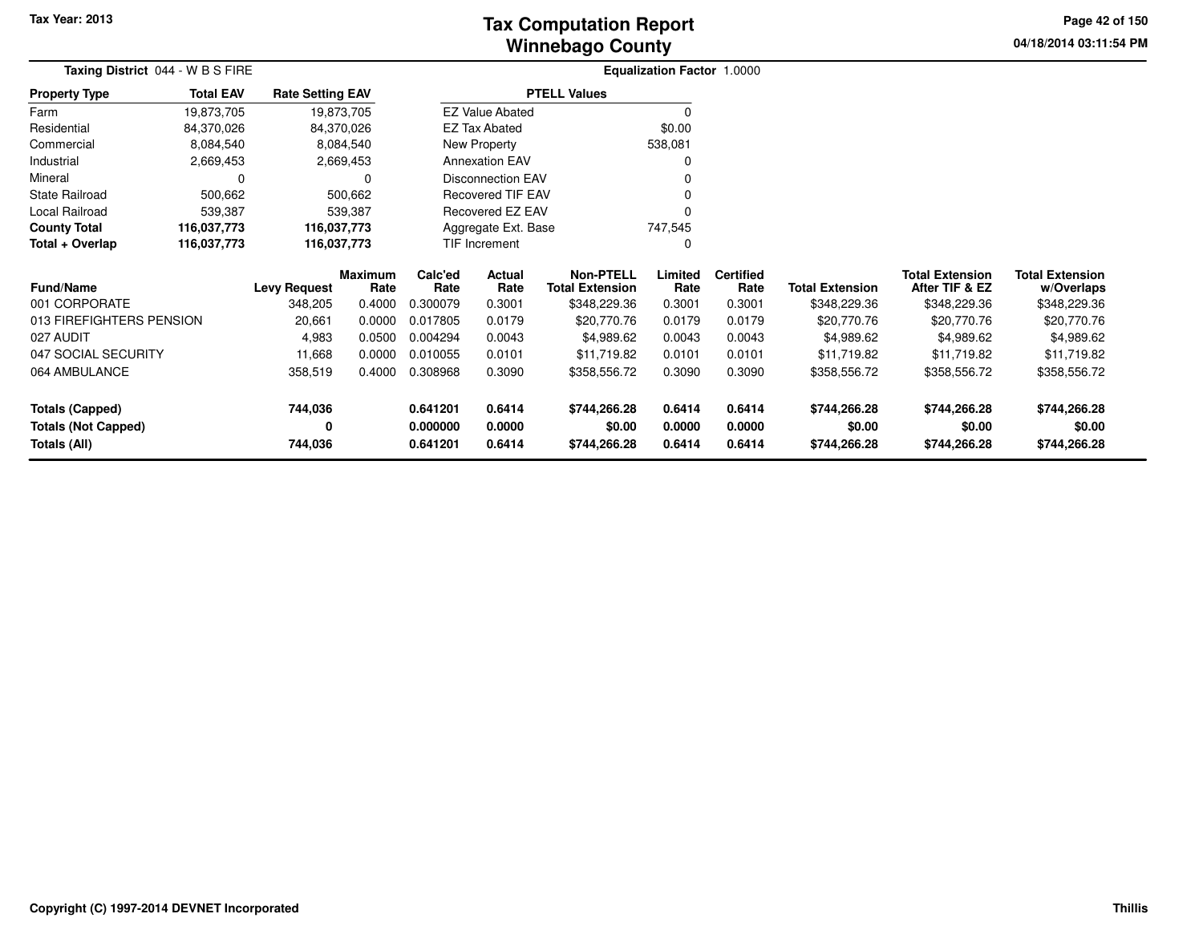Tax Year: 2013

# Tax Computation Report
## Winnebago County

04/18/2014 03:11:54 PM

**Taxing District** 044 - W B S FIRE

**Equalization Factor** 1.0000

| Property Type | Total EAV | Rate Setting EAV |
|---|---|---|
| Farm | 19,873,705 | 19,873,705 |
| Residential | 84,370,026 | 84,370,026 |
| Commercial | 8,084,540 | 8,084,540 |
| Industrial | 2,669,453 | 2,669,453 |
| Mineral | 0 | 0 |
| State Railroad | 500,662 | 500,662 |
| Local Railroad | 539,387 | 539,387 |
| **County Total** | **116,037,773** | **116,037,773** |
| **Total + Overlap** | **116,037,773** | **116,037,773** |

| PTELL Values | |
|---|---|
| EZ Value Abated | 0 |
| EZ Tax Abated | $0.00 |
| New Property | 538,081 |
| Annexation EAV | 0 |
| Disconnection EAV | 0 |
| Recovered TIF EAV | 0 |
| Recovered EZ EAV | 0 |
| Aggregate Ext. Base | 747,545 |
| TIF Increment | 0 |

| Fund/Name | Levy Request | Maximum Rate | Calc'ed Rate | Actual Rate | Non-PTELL Total Extension | Limited Rate | Certified Rate | Total Extension | Total Extension After TIF & EZ | Total Extension w/Overlaps |
|---|---|---|---|---|---|---|---|---|---|---|
| 001 CORPORATE | 348,205 | 0.4000 | 0.300079 | 0.3001 | $348,229.36 | 0.3001 | 0.3001 | $348,229.36 | $348,229.36 | $348,229.36 |
| 013 FIREFIGHTERS PENSION | 20,661 | 0.0000 | 0.017805 | 0.0179 | $20,770.76 | 0.0179 | 0.0179 | $20,770.76 | $20,770.76 | $20,770.76 |
| 027 AUDIT | 4,983 | 0.0500 | 0.004294 | 0.0043 | $4,989.62 | 0.0043 | 0.0043 | $4,989.62 | $4,989.62 | $4,989.62 |
| 047 SOCIAL SECURITY | 11,668 | 0.0000 | 0.010055 | 0.0101 | $11,719.82 | 0.0101 | 0.0101 | $11,719.82 | $11,719.82 | $11,719.82 |
| 064 AMBULANCE | 358,519 | 0.4000 | 0.308968 | 0.3090 | $358,556.72 | 0.3090 | 0.3090 | $358,556.72 | $358,556.72 | $358,556.72 |
| **Totals (Capped)** | **744,036** | | **0.641201** | **0.6414** | **$744,266.28** | **0.6414** | **0.6414** | **$744,266.28** | **$744,266.28** | **$744,266.28** |
| **Totals (Not Capped)** | **0** | | **0.000000** | **0.0000** | **$0.00** | **0.0000** | **0.0000** | **$0.00** | **$0.00** | **$0.00** |
| **Totals (All)** | **744,036** | | **0.641201** | **0.6414** | **$744,266.28** | **0.6414** | **0.6414** | **$744,266.28** | **$744,266.28** | **$744,266.28** |

Copyright (C) 1997-2014 DEVNET Incorporated

Thillis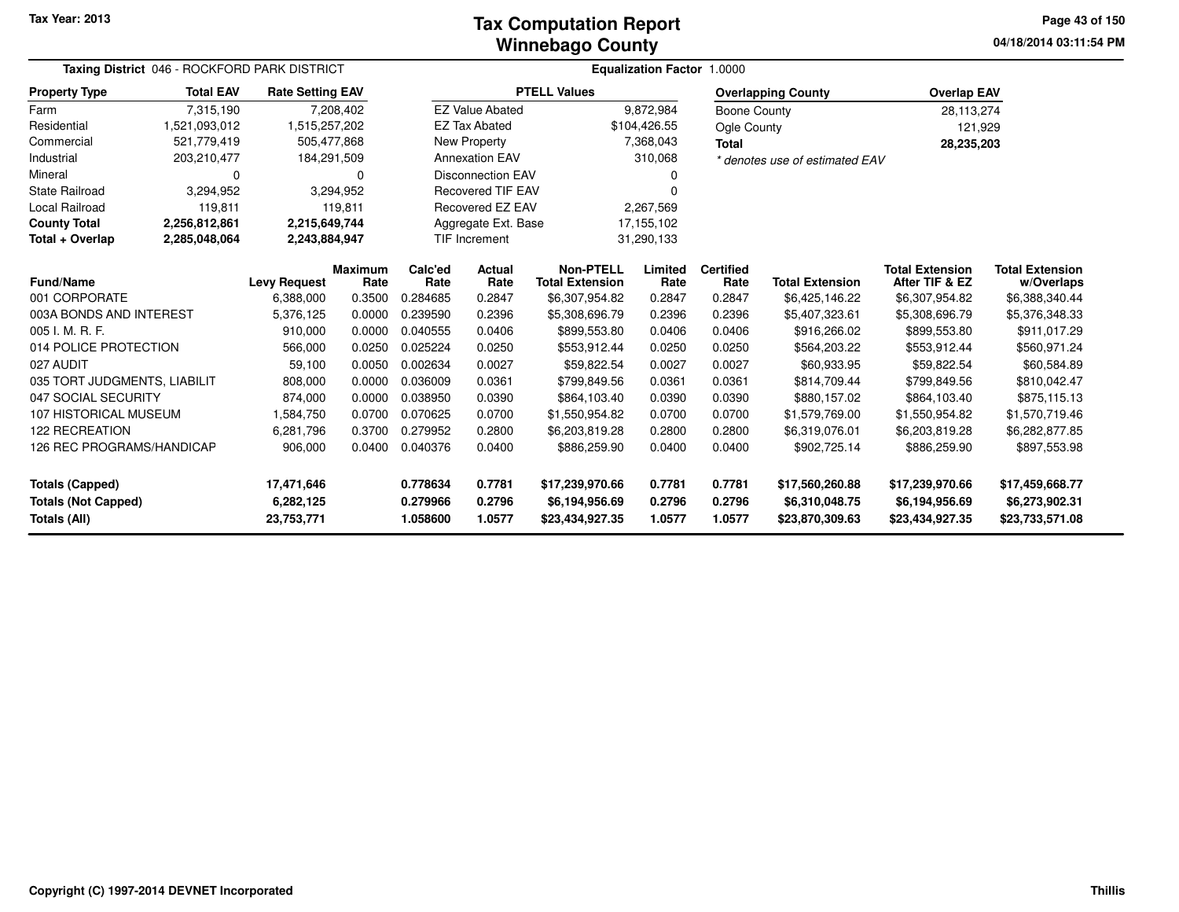Tax Year: 2013

# Tax Computation Report
## Winnebago County

04/18/2014 03:11:54 PM

**Taxing District** 046 - ROCKFORD PARK DISTRICT | **Equalization Factor** 1.0000

| Property Type | Total EAV | Rate Setting EAV |
|---|---|---|
| Farm | 7,315,190 | 7,208,402 |
| Residential | 1,521,093,012 | 1,515,257,202 |
| Commercial | 521,779,419 | 505,477,868 |
| Industrial | 203,210,477 | 184,291,509 |
| Mineral | 0 | 0 |
| State Railroad | 3,294,952 | 3,294,952 |
| Local Railroad | 119,811 | 119,811 |
| **County Total** | **2,256,812,861** | **2,215,649,744** |
| **Total + Overlap** | **2,285,048,064** | **2,243,884,947** |

| PTELL Values | |
|---|---|
| EZ Value Abated | 9,872,984 |
| EZ Tax Abated | $104,426.55 |
| New Property | 7,368,043 |
| Annexation EAV | 310,068 |
| Disconnection EAV | 0 |
| Recovered TIF EAV | 0 |
| Recovered EZ EAV | 2,267,569 |
| Aggregate Ext. Base | 17,155,102 |
| TIF Increment | 31,290,133 |

| Overlapping County | Overlap EAV |
|---|---|
| Boone County | 28,113,274 |
| Ogle County | 121,929 |
| **Total** | **28,235,203** |

*\* denotes use of estimated EAV*

| Fund/Name | Levy Request | Maximum Rate | Calc'ed Rate | Actual Rate | Non-PTELL Total Extension | Limited Rate | Certified Rate | Total Extension | Total Extension After TIF & EZ | Total Extension w/Overlaps |
|---|---|---|---|---|---|---|---|---|---|---|
| 001 CORPORATE | 6,388,000 | 0.3500 | 0.284685 | 0.2847 | $6,307,954.82 | 0.2847 | 0.2847 | $6,425,146.22 | $6,307,954.82 | $6,388,340.44 |
| 003A BONDS AND INTEREST | 5,376,125 | 0.0000 | 0.239590 | 0.2396 | $5,308,696.79 | 0.2396 | 0.2396 | $5,407,323.61 | $5,308,696.79 | $5,376,348.33 |
| 005 I. M. R. F. | 910,000 | 0.0000 | 0.040555 | 0.0406 | $899,553.80 | 0.0406 | 0.0406 | $916,266.02 | $899,553.80 | $911,017.29 |
| 014 POLICE PROTECTION | 566,000 | 0.0250 | 0.025224 | 0.0250 | $553,912.44 | 0.0250 | 0.0250 | $564,203.22 | $553,912.44 | $560,971.24 |
| 027 AUDIT | 59,100 | 0.0050 | 0.002634 | 0.0027 | $59,822.54 | 0.0027 | 0.0027 | $60,933.95 | $59,822.54 | $60,584.89 |
| 035 TORT JUDGMENTS, LIABILIT | 808,000 | 0.0000 | 0.036009 | 0.0361 | $799,849.56 | 0.0361 | 0.0361 | $814,709.44 | $799,849.56 | $810,042.47 |
| 047 SOCIAL SECURITY | 874,000 | 0.0000 | 0.038950 | 0.0390 | $864,103.40 | 0.0390 | 0.0390 | $880,157.02 | $864,103.40 | $875,115.13 |
| 107 HISTORICAL MUSEUM | 1,584,750 | 0.0700 | 0.070625 | 0.0700 | $1,550,954.82 | 0.0700 | 0.0700 | $1,579,769.00 | $1,550,954.82 | $1,570,719.46 |
| 122 RECREATION | 6,281,796 | 0.3700 | 0.279952 | 0.2800 | $6,203,819.28 | 0.2800 | 0.2800 | $6,319,076.01 | $6,203,819.28 | $6,282,877.85 |
| 126 REC PROGRAMS/HANDICAP | 906,000 | 0.0400 | 0.040376 | 0.0400 | $886,259.90 | 0.0400 | 0.0400 | $902,725.14 | $886,259.90 | $897,553.98 |
| **Totals (Capped)** | **17,471,646** | | **0.778634** | **0.7781** | **$17,239,970.66** | **0.7781** | **0.7781** | **$17,560,260.88** | **$17,239,970.66** | **$17,459,668.77** |
| **Totals (Not Capped)** | **6,282,125** | | **0.279966** | **0.2796** | **$6,194,956.69** | **0.2796** | **0.2796** | **$6,310,048.75** | **$6,194,956.69** | **$6,273,902.31** |
| **Totals (All)** | **23,753,771** | | **1.058600** | **1.0577** | **$23,434,927.35** | **1.0577** | **1.0577** | **$23,870,309.63** | **$23,434,927.35** | **$23,733,571.08** |

Copyright (C) 1997-2014 DEVNET Incorporated | Thillis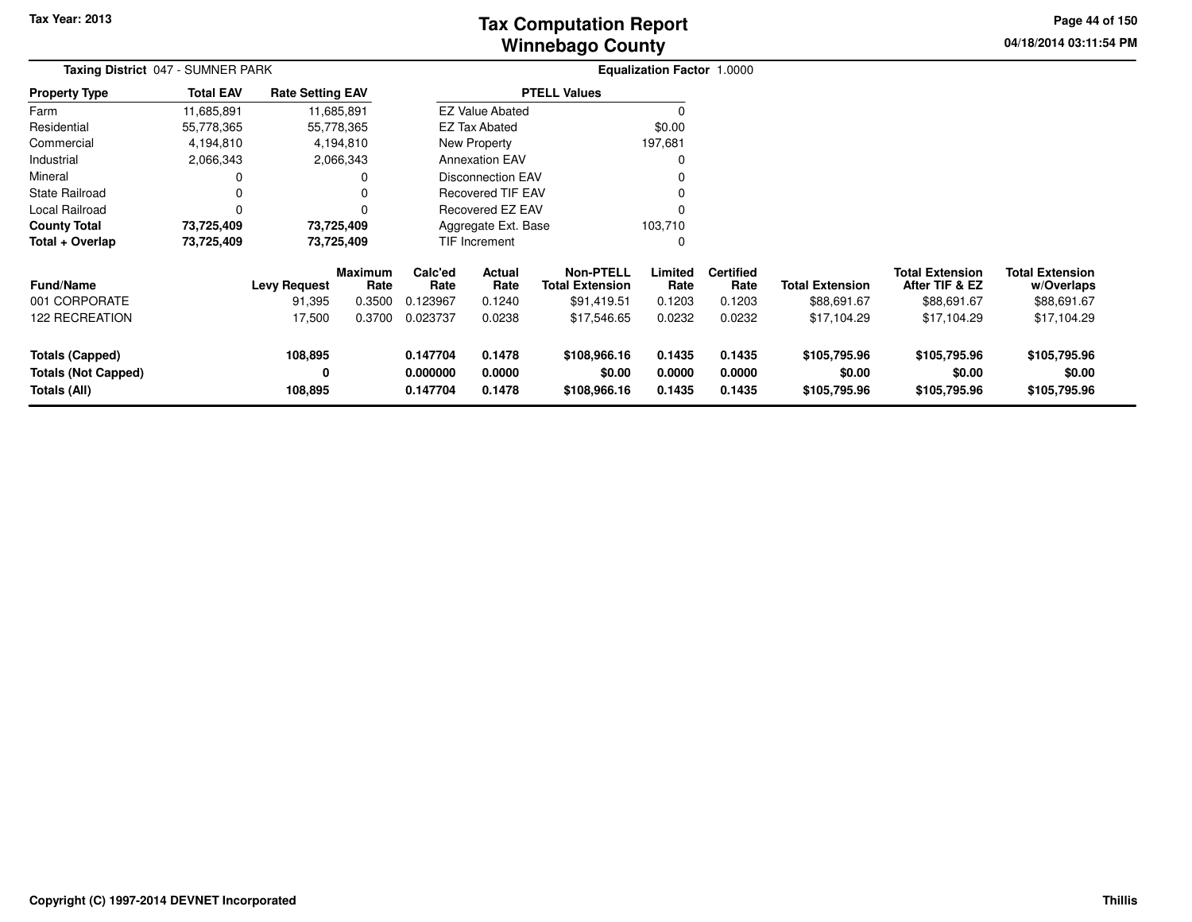# Tax Computation Report
## Winnebago County

Tax Year: 2013

04/18/2014 03:11:54 PM

**Taxing District** 047 - SUMNER PARK

**Equalization Factor** 1.0000

| Property Type | Total EAV | Rate Setting EAV |
|---|---|---|
| Farm | 11,685,891 | 11,685,891 |
| Residential | 55,778,365 | 55,778,365 |
| Commercial | 4,194,810 | 4,194,810 |
| Industrial | 2,066,343 | 2,066,343 |
| Mineral | 0 | 0 |
| State Railroad | 0 | 0 |
| Local Railroad | 0 | 0 |
| **County Total** | **73,725,409** | **73,725,409** |
| **Total + Overlap** | **73,725,409** | **73,725,409** |

| PTELL Values | |
|---|---|
| EZ Value Abated | 0 |
| EZ Tax Abated | $0.00 |
| New Property | 197,681 |
| Annexation EAV | 0 |
| Disconnection EAV | 0 |
| Recovered TIF EAV | 0 |
| Recovered EZ EAV | 0 |
| Aggregate Ext. Base | 103,710 |
| TIF Increment | 0 |

| Fund/Name | Levy Request | Maximum Rate | Calc'ed Rate | Actual Rate | Non-PTELL Total Extension | Limited Rate | Certified Rate | Total Extension | Total Extension After TIF & EZ | Total Extension w/Overlaps |
|---|---|---|---|---|---|---|---|---|---|---|
| 001 CORPORATE | 91,395 | 0.3500 | 0.123967 | 0.1240 | $91,419.51 | 0.1203 | 0.1203 | $88,691.67 | $88,691.67 | $88,691.67 |
| 122 RECREATION | 17,500 | 0.3700 | 0.023737 | 0.0238 | $17,546.65 | 0.0232 | 0.0232 | $17,104.29 | $17,104.29 | $17,104.29 |
| **Totals (Capped)** | **108,895** | | **0.147704** | **0.1478** | **$108,966.16** | **0.1435** | **0.1435** | **$105,795.96** | **$105,795.96** | **$105,795.96** |
| **Totals (Not Capped)** | **0** | | **0.000000** | **0.0000** | **$0.00** | **0.0000** | **0.0000** | **$0.00** | **$0.00** | **$0.00** |
| **Totals (All)** | **108,895** | | **0.147704** | **0.1478** | **$108,966.16** | **0.1435** | **0.1435** | **$105,795.96** | **$105,795.96** | **$105,795.96** |

Copyright (C) 1997-2014 DEVNET Incorporated

Thillis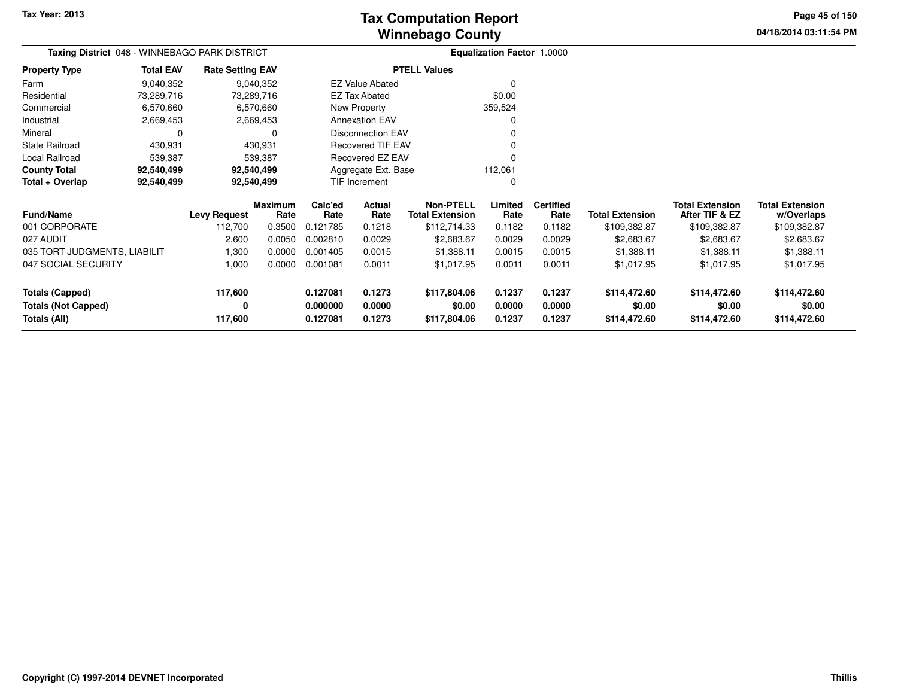# Tax Computation Report
## Winnebago County

Tax Year: 2013

04/18/2014 03:11:54 PM

**Taxing District** 048 - WINNEBAGO PARK DISTRICT

**Equalization Factor** 1.0000

| Property Type | Total EAV | Rate Setting EAV |
|---|---|---|
| Farm | 9,040,352 | 9,040,352 |
| Residential | 73,289,716 | 73,289,716 |
| Commercial | 6,570,660 | 6,570,660 |
| Industrial | 2,669,453 | 2,669,453 |
| Mineral | 0 | 0 |
| State Railroad | 430,931 | 430,931 |
| Local Railroad | 539,387 | 539,387 |
| **County Total** | **92,540,499** | **92,540,499** |
| **Total + Overlap** | **92,540,499** | **92,540,499** |

| PTELL Values | |
|---|---|
| EZ Value Abated | 0 |
| EZ Tax Abated | $0.00 |
| New Property | 359,524 |
| Annexation EAV | 0 |
| Disconnection EAV | 0 |
| Recovered TIF EAV | 0 |
| Recovered EZ EAV | 0 |
| Aggregate Ext. Base | 112,061 |
| TIF Increment | 0 |

| Fund/Name | Levy Request | Maximum Rate | Calc'ed Rate | Actual Rate | Non-PTELL Total Extension | Limited Rate | Certified Rate | Total Extension | Total Extension After TIF & EZ | Total Extension w/Overlaps |
|---|---|---|---|---|---|---|---|---|---|---|
| 001 CORPORATE | 112,700 | 0.3500 | 0.121785 | 0.1218 | $112,714.33 | 0.1182 | 0.1182 | $109,382.87 | $109,382.87 | $109,382.87 |
| 027 AUDIT | 2,600 | 0.0050 | 0.002810 | 0.0029 | $2,683.67 | 0.0029 | 0.0029 | $2,683.67 | $2,683.67 | $2,683.67 |
| 035 TORT JUDGMENTS, LIABILIT | 1,300 | 0.0000 | 0.001405 | 0.0015 | $1,388.11 | 0.0015 | 0.0015 | $1,388.11 | $1,388.11 | $1,388.11 |
| 047 SOCIAL SECURITY | 1,000 | 0.0000 | 0.001081 | 0.0011 | $1,017.95 | 0.0011 | 0.0011 | $1,017.95 | $1,017.95 | $1,017.95 |
| **Totals (Capped)** | **117,600** | | **0.127081** | **0.1273** | **$117,804.06** | **0.1237** | **0.1237** | **$114,472.60** | **$114,472.60** | **$114,472.60** |
| **Totals (Not Capped)** | **0** | | **0.000000** | **0.0000** | **$0.00** | **0.0000** | **0.0000** | **$0.00** | **$0.00** | **$0.00** |
| **Totals (All)** | **117,600** | | **0.127081** | **0.1273** | **$117,804.06** | **0.1237** | **0.1237** | **$114,472.60** | **$114,472.60** | **$114,472.60** |

Copyright (C) 1997-2014 DEVNET Incorporated

Thillis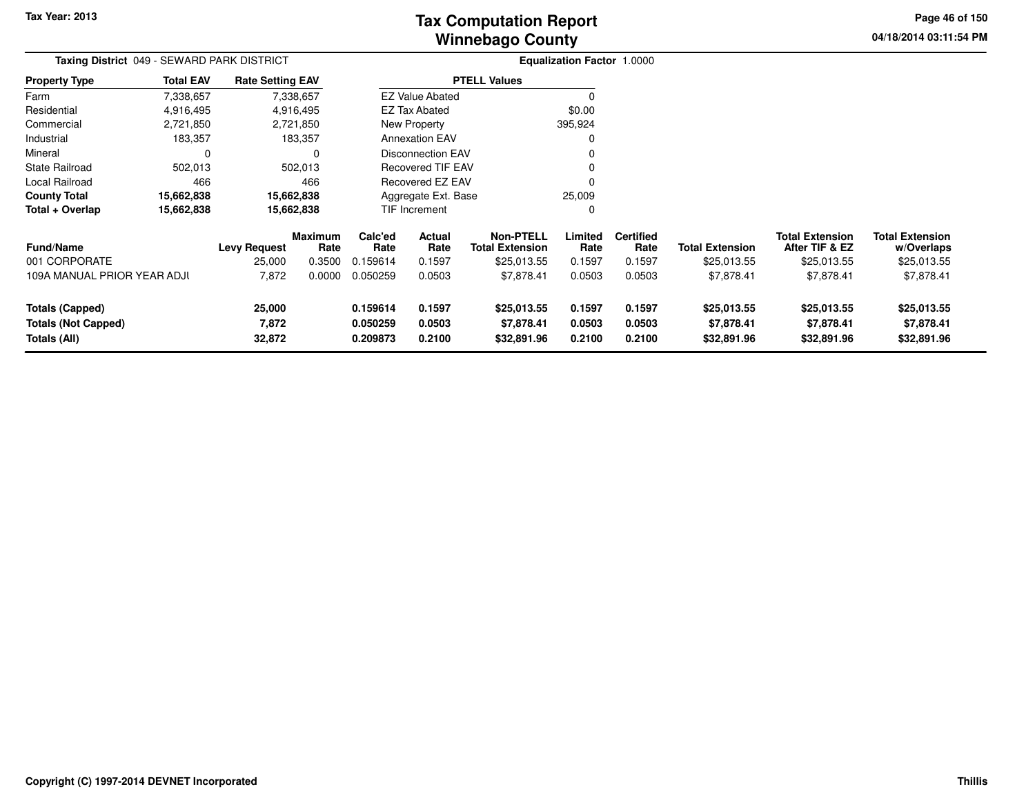**Tax Year: 2013**

# Tax Computation Report
## Winnebago County

04/18/2014 03:11:54 PM

**Taxing District** 049 - SEWARD PARK DISTRICT

**Equalization Factor** 1.0000

| Property Type | Total EAV | Rate Setting EAV |
|---|---|---|
| Farm | 7,338,657 | 7,338,657 |
| Residential | 4,916,495 | 4,916,495 |
| Commercial | 2,721,850 | 2,721,850 |
| Industrial | 183,357 | 183,357 |
| Mineral | 0 | 0 |
| State Railroad | 502,013 | 502,013 |
| Local Railroad | 466 | 466 |
| **County Total** | **15,662,838** | **15,662,838** |
| **Total + Overlap** | **15,662,838** | **15,662,838** |

| PTELL Values | |
|---|---|
| EZ Value Abated | 0 |
| EZ Tax Abated | $0.00 |
| New Property | 395,924 |
| Annexation EAV | 0 |
| Disconnection EAV | 0 |
| Recovered TIF EAV | 0 |
| Recovered EZ EAV | 0 |
| Aggregate Ext. Base | 25,009 |
| TIF Increment | 0 |

| Fund/Name | Levy Request | Maximum Rate | Calc'ed Rate | Actual Rate | Non-PTELL Total Extension | Limited Rate | Certified Rate | Total Extension | Total Extension After TIF & EZ | Total Extension w/Overlaps |
|---|---|---|---|---|---|---|---|---|---|---|
| 001 CORPORATE | 25,000 | 0.3500 | 0.159614 | 0.1597 | $25,013.55 | 0.1597 | 0.1597 | $25,013.55 | $25,013.55 | $25,013.55 |
| 109A MANUAL PRIOR YEAR ADJU | 7,872 | 0.0000 | 0.050259 | 0.0503 | $7,878.41 | 0.0503 | 0.0503 | $7,878.41 | $7,878.41 | $7,878.41 |
| **Totals (Capped)** | **25,000** | | **0.159614** | **0.1597** | **$25,013.55** | **0.1597** | **0.1597** | **$25,013.55** | **$25,013.55** | **$25,013.55** |
| **Totals (Not Capped)** | **7,872** | | **0.050259** | **0.0503** | **$7,878.41** | **0.0503** | **0.0503** | **$7,878.41** | **$7,878.41** | **$7,878.41** |
| **Totals (All)** | **32,872** | | **0.209873** | **0.2100** | **$32,891.96** | **0.2100** | **0.2100** | **$32,891.96** | **$32,891.96** | **$32,891.96** |

**Copyright (C) 1997-2014 DEVNET Incorporated**

**Thillis**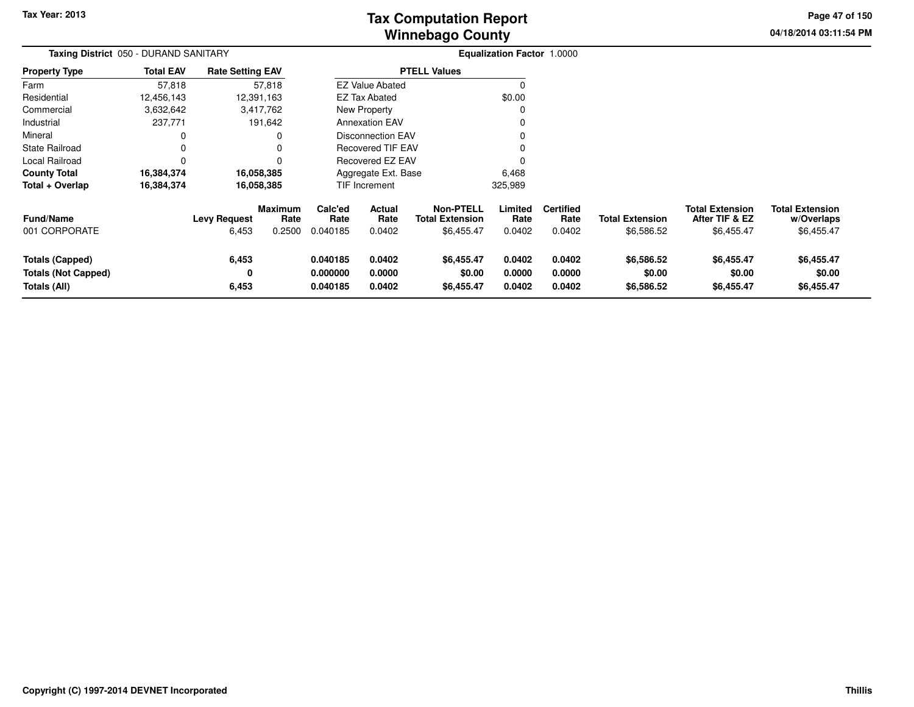# Tax Computation Report
## Winnebago County

Tax Year: 2013

04/18/2014 03:11:54 PM

**Taxing District** 050 - DURAND SANITARY

**Equalization Factor** 1.0000

| Property Type | Total EAV | Rate Setting EAV |
|---|---|---|
| Farm | 57,818 | 57,818 |
| Residential | 12,456,143 | 12,391,163 |
| Commercial | 3,632,642 | 3,417,762 |
| Industrial | 237,771 | 191,642 |
| Mineral | 0 | 0 |
| State Railroad | 0 | 0 |
| Local Railroad | 0 | 0 |
| **County Total** | **16,384,374** | **16,058,385** |
| **Total + Overlap** | **16,384,374** | **16,058,385** |

| PTELL Values | |
|---|---|
| EZ Value Abated | 0 |
| EZ Tax Abated | $0.00 |
| New Property | 0 |
| Annexation EAV | 0 |
| Disconnection EAV | 0 |
| Recovered TIF EAV | 0 |
| Recovered EZ EAV | 0 |
| Aggregate Ext. Base | 6,468 |
| TIF Increment | 325,989 |

| Fund/Name | Levy Request | Maximum Rate | Calc'ed Rate | Actual Rate | Non-PTELL Total Extension | Limited Rate | Certified Rate | Total Extension | Total Extension After TIF & EZ | Total Extension w/Overlaps |
|---|---|---|---|---|---|---|---|---|---|---|
| 001 CORPORATE | 6,453 | 0.2500 | 0.040185 | 0.0402 | $6,455.47 | 0.0402 | 0.0402 | $6,586.52 | $6,455.47 | $6,455.47 |
| **Totals (Capped)** | **6,453** | | **0.040185** | **0.0402** | **$6,455.47** | **0.0402** | **0.0402** | **$6,586.52** | **$6,455.47** | **$6,455.47** |
| **Totals (Not Capped)** | **0** | | **0.000000** | **0.0000** | **$0.00** | **0.0000** | **0.0000** | **$0.00** | **$0.00** | **$0.00** |
| **Totals (All)** | **6,453** | | **0.040185** | **0.0402** | **$6,455.47** | **0.0402** | **0.0402** | **$6,586.52** | **$6,455.47** | **$6,455.47** |

Copyright (C) 1997-2014 DEVNET Incorporated

Thillis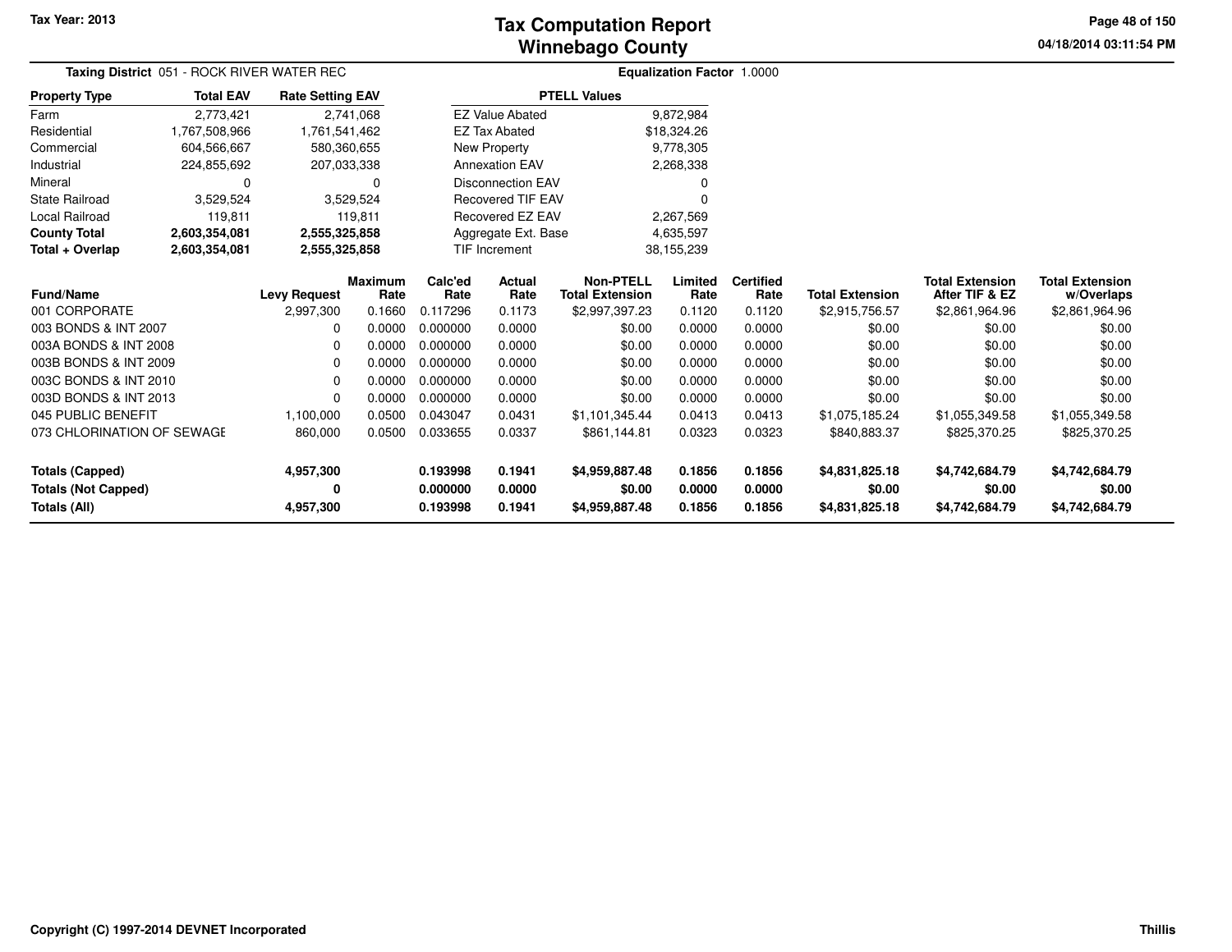# Tax Computation Report
# Winnebago County

Tax Year: 2013

04/18/2014 03:11:54 PM

**Taxing District** 051 - ROCK RIVER WATER REC

**Equalization Factor** 1.0000

| Property Type | Total EAV | Rate Setting EAV |
|---|---|---|
| Farm | 2,773,421 | 2,741,068 |
| Residential | 1,767,508,966 | 1,761,541,462 |
| Commercial | 604,566,667 | 580,360,655 |
| Industrial | 224,855,692 | 207,033,338 |
| Mineral | 0 | 0 |
| State Railroad | 3,529,524 | 3,529,524 |
| Local Railroad | 119,811 | 119,811 |
| **County Total** | **2,603,354,081** | **2,555,325,858** |
| **Total + Overlap** | **2,603,354,081** | **2,555,325,858** |

| PTELL Values | |
|---|---|
| EZ Value Abated | 9,872,984 |
| EZ Tax Abated | $18,324.26 |
| New Property | 9,778,305 |
| Annexation EAV | 2,268,338 |
| Disconnection EAV | 0 |
| Recovered TIF EAV | 0 |
| Recovered EZ EAV | 2,267,569 |
| Aggregate Ext. Base | 4,635,597 |
| TIF Increment | 38,155,239 |

| Fund/Name | Levy Request | Maximum Rate | Calc'ed Rate | Actual Rate | Non-PTELL Total Extension | Limited Rate | Certified Rate | Total Extension | Total Extension After TIF & EZ | Total Extension w/Overlaps |
|---|---|---|---|---|---|---|---|---|---|---|
| 001 CORPORATE | 2,997,300 | 0.1660 | 0.117296 | 0.1173 | $2,997,397.23 | 0.1120 | 0.1120 | $2,915,756.57 | $2,861,964.96 | $2,861,964.96 |
| 003 BONDS & INT 2007 | 0 | 0.0000 | 0.000000 | 0.0000 | $0.00 | 0.0000 | 0.0000 | $0.00 | $0.00 | $0.00 |
| 003A BONDS & INT 2008 | 0 | 0.0000 | 0.000000 | 0.0000 | $0.00 | 0.0000 | 0.0000 | $0.00 | $0.00 | $0.00 |
| 003B BONDS & INT 2009 | 0 | 0.0000 | 0.000000 | 0.0000 | $0.00 | 0.0000 | 0.0000 | $0.00 | $0.00 | $0.00 |
| 003C BONDS & INT 2010 | 0 | 0.0000 | 0.000000 | 0.0000 | $0.00 | 0.0000 | 0.0000 | $0.00 | $0.00 | $0.00 |
| 003D BONDS & INT 2013 | 0 | 0.0000 | 0.000000 | 0.0000 | $0.00 | 0.0000 | 0.0000 | $0.00 | $0.00 | $0.00 |
| 045 PUBLIC BENEFIT | 1,100,000 | 0.0500 | 0.043047 | 0.0431 | $1,101,345.44 | 0.0413 | 0.0413 | $1,075,185.24 | $1,055,349.58 | $1,055,349.58 |
| 073 CHLORINATION OF SEWAGE | 860,000 | 0.0500 | 0.033655 | 0.0337 | $861,144.81 | 0.0323 | 0.0323 | $840,883.37 | $825,370.25 | $825,370.25 |
| **Totals (Capped)** | **4,957,300** | | **0.193998** | **0.1941** | **$4,959,887.48** | **0.1856** | **0.1856** | **$4,831,825.18** | **$4,742,684.79** | **$4,742,684.79** |
| **Totals (Not Capped)** | **0** | | **0.000000** | **0.0000** | **$0.00** | **0.0000** | **0.0000** | **$0.00** | **$0.00** | **$0.00** |
| **Totals (All)** | **4,957,300** | | **0.193998** | **0.1941** | **$4,959,887.48** | **0.1856** | **0.1856** | **$4,831,825.18** | **$4,742,684.79** | **$4,742,684.79** |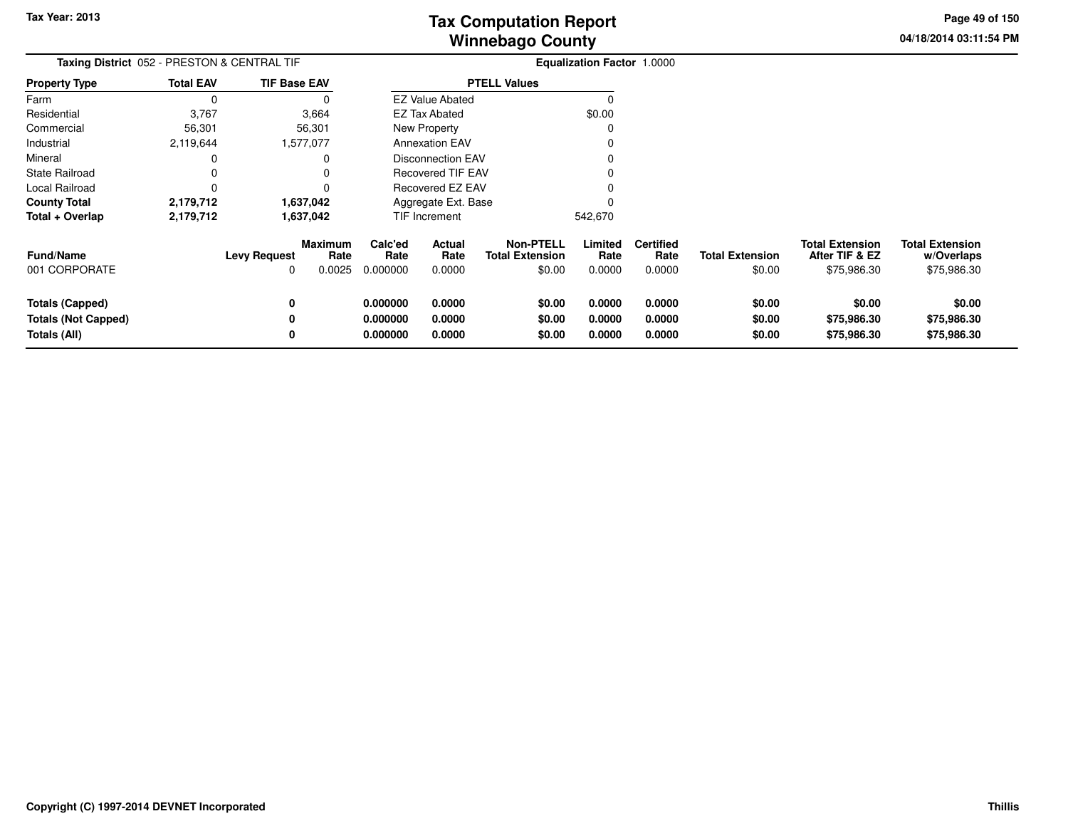# Tax Computation Report
## Winnebago County

Tax Year: 2013

04/18/2014 03:11:54 PM

**Taxing District** 052 - PRESTON & CENTRAL TIF

**Equalization Factor** 1.0000

| Property Type | Total EAV | TIF Base EAV |
|---|---|---|
| Farm | 0 | 0 |
| Residential | 3,767 | 3,664 |
| Commercial | 56,301 | 56,301 |
| Industrial | 2,119,644 | 1,577,077 |
| Mineral | 0 | 0 |
| State Railroad | 0 | 0 |
| Local Railroad | 0 | 0 |
| **County Total** | **2,179,712** | **1,637,042** |
| **Total + Overlap** | **2,179,712** | **1,637,042** |

| PTELL Values | |
|---|---|
| EZ Value Abated | 0 |
| EZ Tax Abated | $0.00 |
| New Property | 0 |
| Annexation EAV | 0 |
| Disconnection EAV | 0 |
| Recovered TIF EAV | 0 |
| Recovered EZ EAV | 0 |
| Aggregate Ext. Base | 0 |
| TIF Increment | 542,670 |

| Fund/Name | Levy Request | Maximum Rate | Calc'ed Rate | Actual Rate | Non-PTELL Total Extension | Limited Rate | Certified Rate | Total Extension | Total Extension After TIF & EZ | Total Extension w/Overlaps |
|---|---|---|---|---|---|---|---|---|---|---|
| 001 CORPORATE | 0 | 0.0025 | 0.000000 | 0.0000 | $0.00 | 0.0000 | 0.0000 | $0.00 | $75,986.30 | $75,986.30 |
| **Totals (Capped)** | **0** | | **0.000000** | **0.0000** | **$0.00** | **0.0000** | **0.0000** | **$0.00** | **$0.00** | **$0.00** |
| **Totals (Not Capped)** | **0** | | **0.000000** | **0.0000** | **$0.00** | **0.0000** | **0.0000** | **$0.00** | **$75,986.30** | **$75,986.30** |
| **Totals (All)** | **0** | | **0.000000** | **0.0000** | **$0.00** | **0.0000** | **0.0000** | **$0.00** | **$75,986.30** | **$75,986.30** |

Copyright (C) 1997-2014 DEVNET Incorporated

Thillis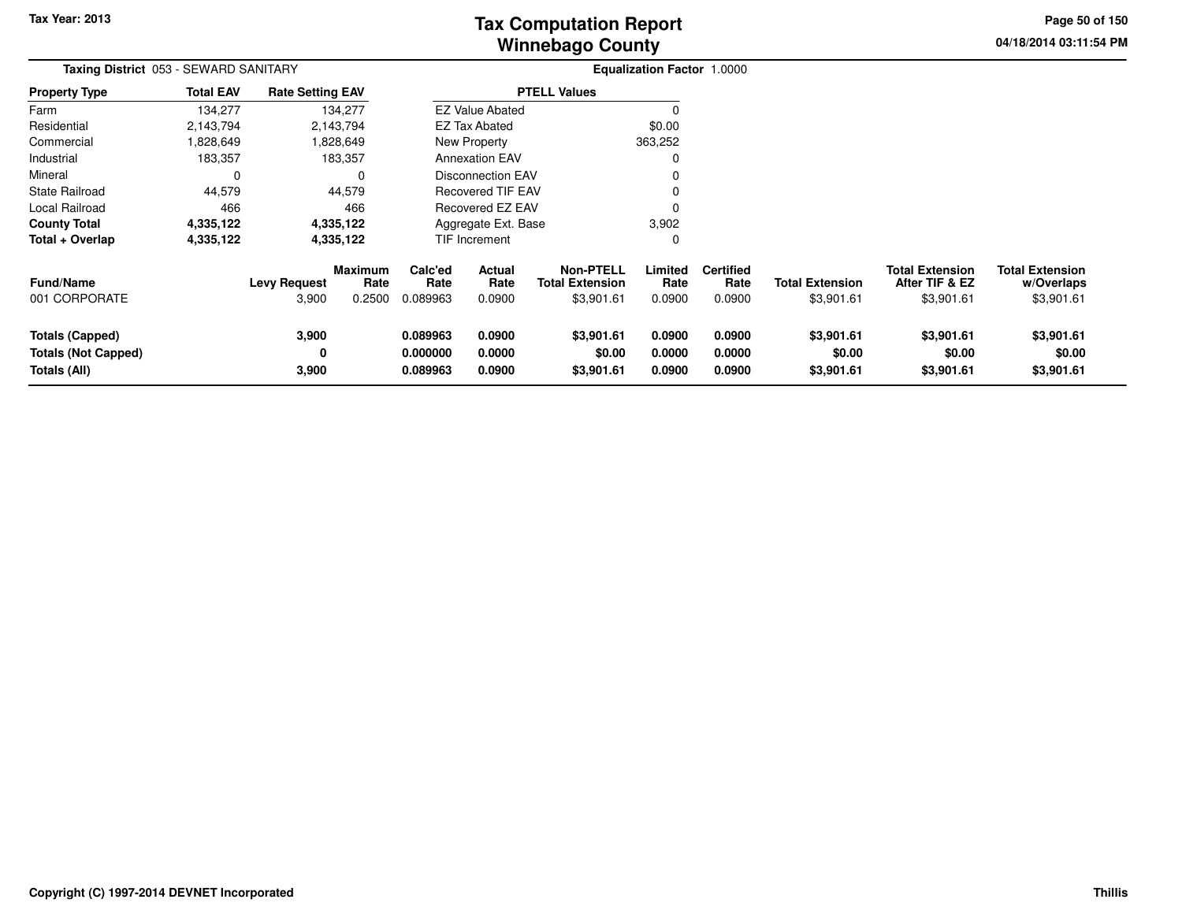# Tax Computation Report
# Winnebago County

Tax Year: 2013

04/18/2014 03:11:54 PM

**Taxing District** 053 - SEWARD SANITARY

**Equalization Factor** 1.0000

| Property Type | Total EAV | Rate Setting EAV |
|---|---|---|
| Farm | 134,277 | 134,277 |
| Residential | 2,143,794 | 2,143,794 |
| Commercial | 1,828,649 | 1,828,649 |
| Industrial | 183,357 | 183,357 |
| Mineral | 0 | 0 |
| State Railroad | 44,579 | 44,579 |
| Local Railroad | 466 | 466 |
| **County Total** | **4,335,122** | **4,335,122** |
| **Total + Overlap** | **4,335,122** | **4,335,122** |

| PTELL Values | |
|---|---|
| EZ Value Abated | 0 |
| EZ Tax Abated | $0.00 |
| New Property | 363,252 |
| Annexation EAV | 0 |
| Disconnection EAV | 0 |
| Recovered TIF EAV | 0 |
| Recovered EZ EAV | 0 |
| Aggregate Ext. Base | 3,902 |
| TIF Increment | 0 |

| Fund/Name | Levy Request | Maximum Rate | Calc'ed Rate | Actual Rate | Non-PTELL Total Extension | Limited Rate | Certified Rate | Total Extension | Total Extension After TIF & EZ | Total Extension w/Overlaps |
|---|---|---|---|---|---|---|---|---|---|---|
| 001 CORPORATE | 3,900 | 0.2500 | 0.089963 | 0.0900 | $3,901.61 | 0.0900 | 0.0900 | $3,901.61 | $3,901.61 | $3,901.61 |
| **Totals (Capped)** | **3,900** | | **0.089963** | **0.0900** | **$3,901.61** | **0.0900** | **0.0900** | **$3,901.61** | **$3,901.61** | **$3,901.61** |
| **Totals (Not Capped)** | **0** | | **0.000000** | **0.0000** | **$0.00** | **0.0000** | **0.0000** | **$0.00** | **$0.00** | **$0.00** |
| **Totals (All)** | **3,900** | | **0.089963** | **0.0900** | **$3,901.61** | **0.0900** | **0.0900** | **$3,901.61** | **$3,901.61** | **$3,901.61** |

Copyright (C) 1997-2014 DEVNET Incorporated

Thillis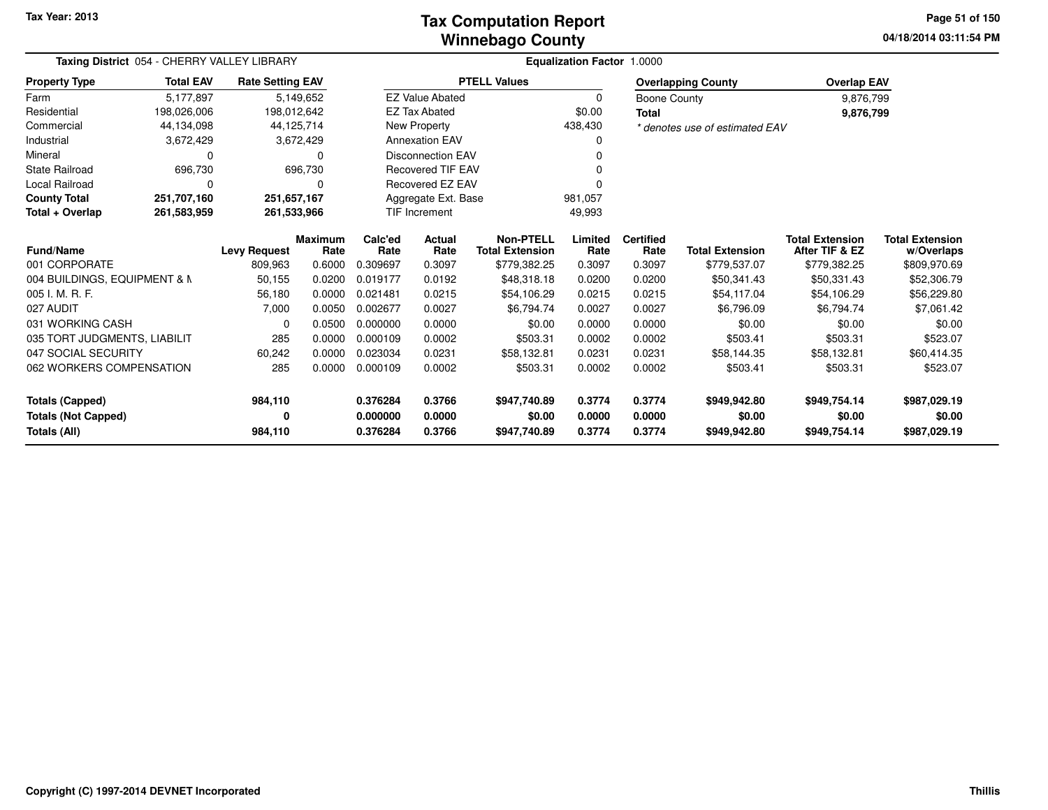# Tax Computation Report
# Winnebago County

Tax Year: 2013

04/18/2014 03:11:54 PM

**Taxing District** 054 - CHERRY VALLEY LIBRARY

**Equalization Factor** 1.0000

| Property Type | Total EAV | Rate Setting EAV |
|---|---|---|
| Farm | 5,177,897 | 5,149,652 |
| Residential | 198,026,006 | 198,012,642 |
| Commercial | 44,134,098 | 44,125,714 |
| Industrial | 3,672,429 | 3,672,429 |
| Mineral | 0 | 0 |
| State Railroad | 696,730 | 696,730 |
| Local Railroad | 0 | 0 |
| **County Total** | **251,707,160** | **251,657,167** |
| **Total + Overlap** | **261,583,959** | **261,533,966** |

| PTELL Values | |
|---|---|
| EZ Value Abated | 0 |
| EZ Tax Abated | $0.00 |
| New Property | 438,430 |
| Annexation EAV | 0 |
| Disconnection EAV | 0 |
| Recovered TIF EAV | 0 |
| Recovered EZ EAV | 0 |
| Aggregate Ext. Base | 981,057 |
| TIF Increment | 49,993 |

| Overlapping County | Overlap EAV |
|---|---|
| Boone County | 9,876,799 |
| **Total** | **9,876,799** |

*\* denotes use of estimated EAV*

| Fund/Name | Levy Request | Maximum Rate | Calc'ed Rate | Actual Rate | Non-PTELL Total Extension | Limited Rate | Certified Rate | Total Extension | Total Extension After TIF & EZ | Total Extension w/Overlaps |
|---|---|---|---|---|---|---|---|---|---|---|
| 001 CORPORATE | 809,963 | 0.6000 | 0.309697 | 0.3097 | $779,382.25 | 0.3097 | 0.3097 | $779,537.07 | $779,382.25 | $809,970.69 |
| 004 BUILDINGS, EQUIPMENT & M | 50,155 | 0.0200 | 0.019177 | 0.0192 | $48,318.18 | 0.0200 | 0.0200 | $50,341.43 | $50,331.43 | $52,306.79 |
| 005 I. M. R. F. | 56,180 | 0.0000 | 0.021481 | 0.0215 | $54,106.29 | 0.0215 | 0.0215 | $54,117.04 | $54,106.29 | $56,229.80 |
| 027 AUDIT | 7,000 | 0.0050 | 0.002677 | 0.0027 | $6,794.74 | 0.0027 | 0.0027 | $6,796.09 | $6,794.74 | $7,061.42 |
| 031 WORKING CASH | 0 | 0.0500 | 0.000000 | 0.0000 | $0.00 | 0.0000 | 0.0000 | $0.00 | $0.00 | $0.00 |
| 035 TORT JUDGMENTS, LIABILIT | 285 | 0.0000 | 0.000109 | 0.0002 | $503.31 | 0.0002 | 0.0002 | $503.41 | $503.31 | $523.07 |
| 047 SOCIAL SECURITY | 60,242 | 0.0000 | 0.023034 | 0.0231 | $58,132.81 | 0.0231 | 0.0231 | $58,144.35 | $58,132.81 | $60,414.35 |
| 062 WORKERS COMPENSATION | 285 | 0.0000 | 0.000109 | 0.0002 | $503.31 | 0.0002 | 0.0002 | $503.41 | $503.31 | $523.07 |
| **Totals (Capped)** | **984,110** | | **0.376284** | **0.3766** | **$947,740.89** | **0.3774** | **0.3774** | **$949,942.80** | **$949,754.14** | **$987,029.19** |
| **Totals (Not Capped)** | **0** | | **0.000000** | **0.0000** | **$0.00** | **0.0000** | **0.0000** | **$0.00** | **$0.00** | **$0.00** |
| **Totals (All)** | **984,110** | | **0.376284** | **0.3766** | **$947,740.89** | **0.3774** | **0.3774** | **$949,942.80** | **$949,754.14** | **$987,029.19** |

Copyright (C) 1997-2014 DEVNET Incorporated

Thillis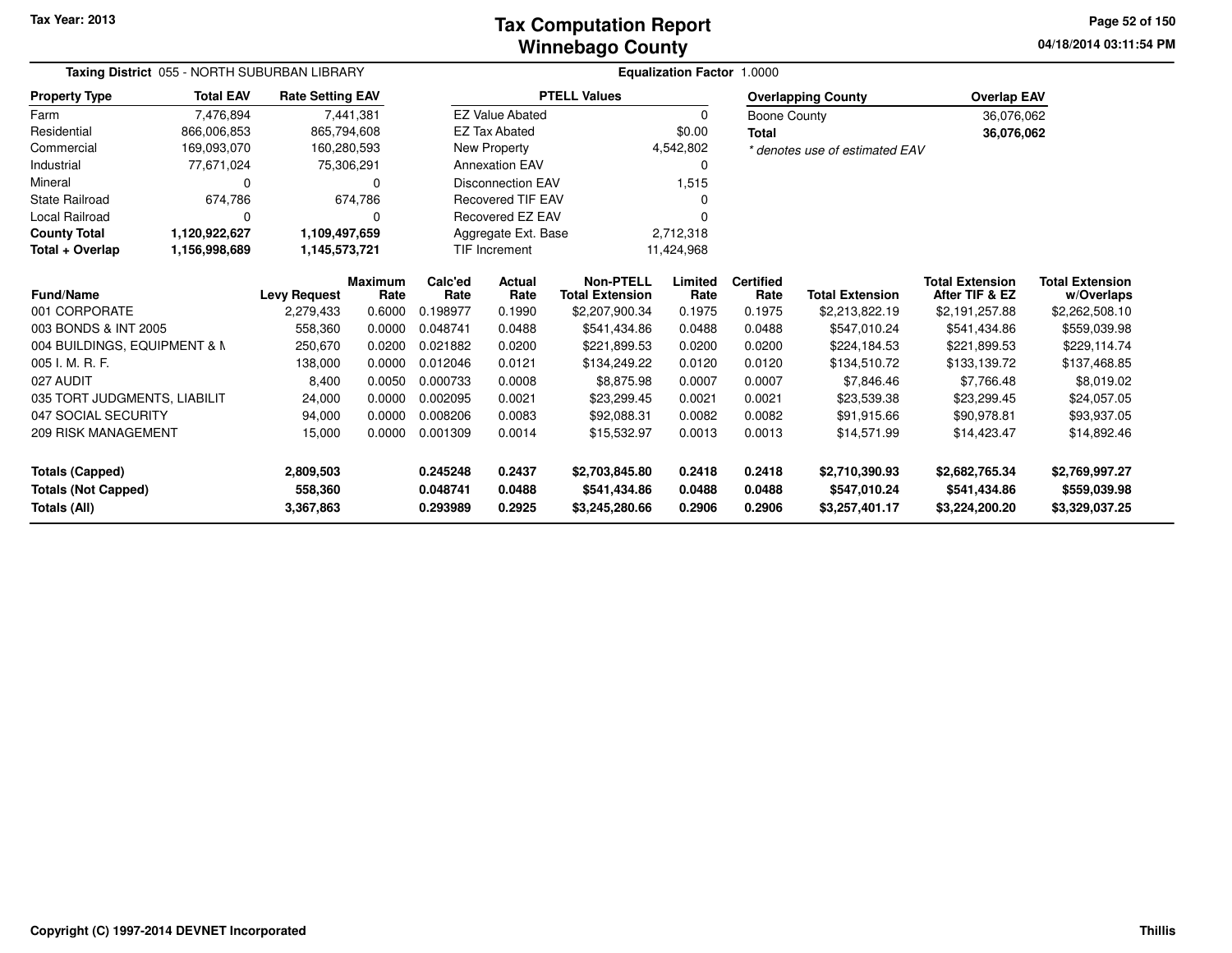Tax Year: 2013

# Tax Computation Report
## Winnebago County

04/18/2014 03:11:54 PM

**Taxing District** 055 - NORTH SUBURBAN LIBRARY

**Equalization Factor** 1.0000

| Property Type | Total EAV | Rate Setting EAV |
|---|---|---|
| Farm | 7,476,894 | 7,441,381 |
| Residential | 866,006,853 | 865,794,608 |
| Commercial | 169,093,070 | 160,280,593 |
| Industrial | 77,671,024 | 75,306,291 |
| Mineral | 0 | 0 |
| State Railroad | 674,786 | 674,786 |
| Local Railroad | 0 | 0 |
| **County Total** | **1,120,922,627** | **1,109,497,659** |
| **Total + Overlap** | **1,156,998,689** | **1,145,573,721** |

| PTELL Values | |
|---|---|
| EZ Value Abated | 0 |
| EZ Tax Abated | $0.00 |
| New Property | 4,542,802 |
| Annexation EAV | 0 |
| Disconnection EAV | 1,515 |
| Recovered TIF EAV | 0 |
| Recovered EZ EAV | 0 |
| Aggregate Ext. Base | 2,712,318 |
| TIF Increment | 11,424,968 |

| Overlapping County | Overlap EAV |
|---|---|
| Boone County | 36,076,062 |
| **Total** | **36,076,062** |

*\* denotes use of estimated EAV*

| Fund/Name | Levy Request | Maximum Rate | Calc'ed Rate | Actual Rate | Non-PTELL Total Extension | Limited Rate | Certified Rate | Total Extension | Total Extension After TIF & EZ | Total Extension w/Overlaps |
|---|---|---|---|---|---|---|---|---|---|---|
| 001 CORPORATE | 2,279,433 | 0.6000 | 0.198977 | 0.1990 | $2,207,900.34 | 0.1975 | 0.1975 | $2,213,822.19 | $2,191,257.88 | $2,262,508.10 |
| 003 BONDS & INT 2005 | 558,360 | 0.0000 | 0.048741 | 0.0488 | $541,434.86 | 0.0488 | 0.0488 | $547,010.24 | $541,434.86 | $559,039.98 |
| 004 BUILDINGS, EQUIPMENT & M | 250,670 | 0.0200 | 0.021882 | 0.0200 | $221,899.53 | 0.0200 | 0.0200 | $224,184.53 | $221,899.53 | $229,114.74 |
| 005 I. M. R. F. | 138,000 | 0.0000 | 0.012046 | 0.0121 | $134,249.22 | 0.0120 | 0.0120 | $134,510.72 | $133,139.72 | $137,468.85 |
| 027 AUDIT | 8,400 | 0.0050 | 0.000733 | 0.0008 | $8,875.98 | 0.0007 | 0.0007 | $7,846.46 | $7,766.48 | $8,019.02 |
| 035 TORT JUDGMENTS, LIABILIT | 24,000 | 0.0000 | 0.002095 | 0.0021 | $23,299.45 | 0.0021 | 0.0021 | $23,539.38 | $23,299.45 | $24,057.05 |
| 047 SOCIAL SECURITY | 94,000 | 0.0000 | 0.008206 | 0.0083 | $92,088.31 | 0.0082 | 0.0082 | $91,915.66 | $90,978.81 | $93,937.05 |
| 209 RISK MANAGEMENT | 15,000 | 0.0000 | 0.001309 | 0.0014 | $15,532.97 | 0.0013 | 0.0013 | $14,571.99 | $14,423.47 | $14,892.46 |
| **Totals (Capped)** | **2,809,503** | | **0.245248** | **0.2437** | **$2,703,845.80** | **0.2418** | **0.2418** | **$2,710,390.93** | **$2,682,765.34** | **$2,769,997.27** |
| **Totals (Not Capped)** | **558,360** | | **0.048741** | **0.0488** | **$541,434.86** | **0.0488** | **0.0488** | **$547,010.24** | **$541,434.86** | **$559,039.98** |
| **Totals (All)** | **3,367,863** | | **0.293989** | **0.2925** | **$3,245,280.66** | **0.2906** | **0.2906** | **$3,257,401.17** | **$3,224,200.20** | **$3,329,037.25** |

Copyright (C) 1997-2014 DEVNET Incorporated

Thillis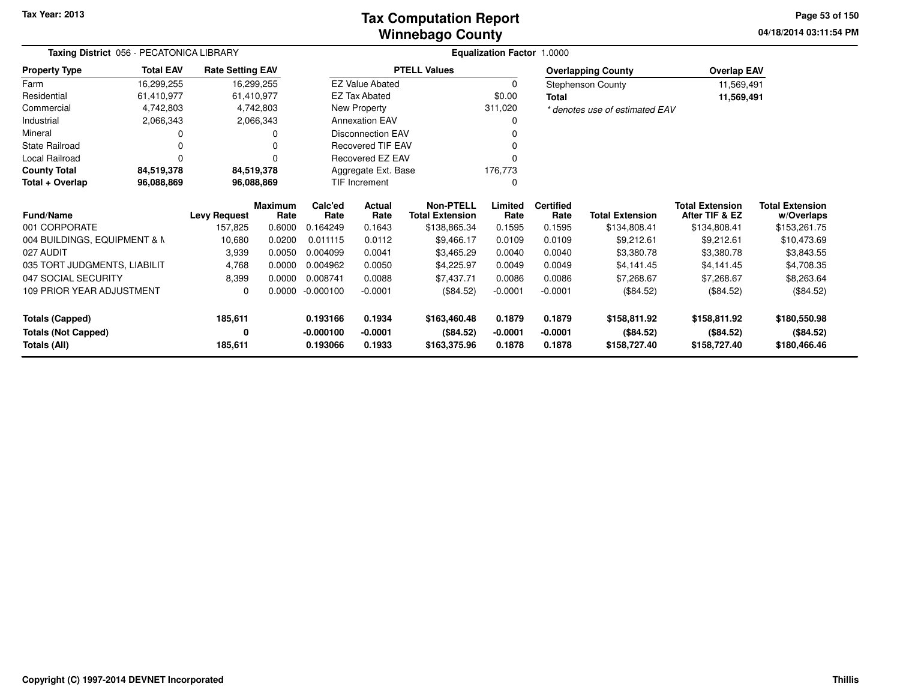# Tax Computation Report
## Winnebago County

Tax Year: 2013

04/18/2014 03:11:54 PM

**Taxing District** 056 - PECATONICA LIBRARY

**Equalization Factor** 1.0000

| Property Type | Total EAV | Rate Setting EAV |
|---|---|---|
| Farm | 16,299,255 | 16,299,255 |
| Residential | 61,410,977 | 61,410,977 |
| Commercial | 4,742,803 | 4,742,803 |
| Industrial | 2,066,343 | 2,066,343 |
| Mineral | 0 | 0 |
| State Railroad | 0 | 0 |
| Local Railroad | 0 | 0 |
| **County Total** | **84,519,378** | **84,519,378** |
| **Total + Overlap** | **96,088,869** | **96,088,869** |

| PTELL Values | |
|---|---|
| EZ Value Abated | 0 |
| EZ Tax Abated | $0.00 |
| New Property | 311,020 |
| Annexation EAV | 0 |
| Disconnection EAV | 0 |
| Recovered TIF EAV | 0 |
| Recovered EZ EAV | 0 |
| Aggregate Ext. Base | 176,773 |
| TIF Increment | 0 |

| Overlapping County | Overlap EAV |
|---|---|
| Stephenson County | 11,569,491 |
| **Total** | **11,569,491** |

*\* denotes use of estimated EAV*

| Fund/Name | Levy Request | Maximum Rate | Calc'ed Rate | Actual Rate | Non-PTELL Total Extension | Limited Rate | Certified Rate | Total Extension | Total Extension After TIF & EZ | Total Extension w/Overlaps |
|---|---|---|---|---|---|---|---|---|---|---|
| 001 CORPORATE | 157,825 | 0.6000 | 0.164249 | 0.1643 | $138,865.34 | 0.1595 | 0.1595 | $134,808.41 | $134,808.41 | $153,261.75 |
| 004 BUILDINGS, EQUIPMENT & M | 10,680 | 0.0200 | 0.011115 | 0.0112 | $9,466.17 | 0.0109 | 0.0109 | $9,212.61 | $9,212.61 | $10,473.69 |
| 027 AUDIT | 3,939 | 0.0050 | 0.004099 | 0.0041 | $3,465.29 | 0.0040 | 0.0040 | $3,380.78 | $3,380.78 | $3,843.55 |
| 035 TORT JUDGMENTS, LIABILIT | 4,768 | 0.0000 | 0.004962 | 0.0050 | $4,225.97 | 0.0049 | 0.0049 | $4,141.45 | $4,141.45 | $4,708.35 |
| 047 SOCIAL SECURITY | 8,399 | 0.0000 | 0.008741 | 0.0088 | $7,437.71 | 0.0086 | 0.0086 | $7,268.67 | $7,268.67 | $8,263.64 |
| 109 PRIOR YEAR ADJUSTMENT | 0 | 0.0000 | -0.000100 | -0.0001 | ($84.52) | -0.0001 | -0.0001 | ($84.52) | ($84.52) | ($84.52) |
| **Totals (Capped)** | **185,611** | | **0.193166** | **0.1934** | **$163,460.48** | **0.1879** | **0.1879** | **$158,811.92** | **$158,811.92** | **$180,550.98** |
| **Totals (Not Capped)** | **0** | | **-0.000100** | **-0.0001** | **($84.52)** | **-0.0001** | **-0.0001** | **($84.52)** | **($84.52)** | **($84.52)** |
| **Totals (All)** | **185,611** | | **0.193066** | **0.1933** | **$163,375.96** | **0.1878** | **0.1878** | **$158,727.40** | **$158,727.40** | **$180,466.46** |

Copyright (C) 1997-2014 DEVNET Incorporated

Thillis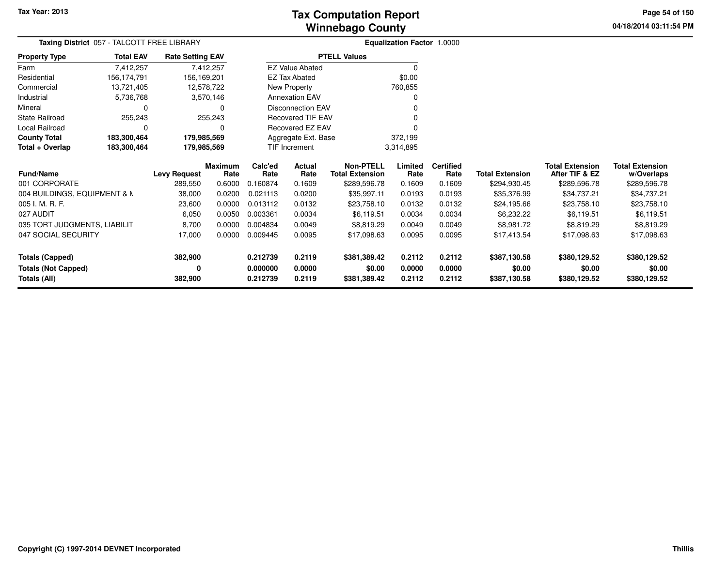# Tax Computation Report
# Winnebago County

Tax Year: 2013

04/18/2014 03:11:54 PM

**Taxing District** 057 - TALCOTT FREE LIBRARY

**Equalization Factor** 1.0000

| Property Type | Total EAV | Rate Setting EAV |
|---|---|---|
| Farm | 7,412,257 | 7,412,257 |
| Residential | 156,174,791 | 156,169,201 |
| Commercial | 13,721,405 | 12,578,722 |
| Industrial | 5,736,768 | 3,570,146 |
| Mineral | 0 | 0 |
| State Railroad | 255,243 | 255,243 |
| Local Railroad | 0 | 0 |
| **County Total** | **183,300,464** | **179,985,569** |
| **Total + Overlap** | **183,300,464** | **179,985,569** |

| PTELL Values | |
|---|---|
| EZ Value Abated | 0 |
| EZ Tax Abated | $0.00 |
| New Property | 760,855 |
| Annexation EAV | 0 |
| Disconnection EAV | 0 |
| Recovered TIF EAV | 0 |
| Recovered EZ EAV | 0 |
| Aggregate Ext. Base | 372,199 |
| TIF Increment | 3,314,895 |

| Fund/Name | Levy Request | Maximum Rate | Calc'ed Rate | Actual Rate | Non-PTELL Total Extension | Limited Rate | Certified Rate | Total Extension | Total Extension After TIF & EZ | Total Extension w/Overlaps |
|---|---|---|---|---|---|---|---|---|---|---|
| 001 CORPORATE | 289,550 | 0.6000 | 0.160874 | 0.1609 | $289,596.78 | 0.1609 | 0.1609 | $294,930.45 | $289,596.78 | $289,596.78 |
| 004 BUILDINGS, EQUIPMENT & M | 38,000 | 0.0200 | 0.021113 | 0.0200 | $35,997.11 | 0.0193 | 0.0193 | $35,376.99 | $34,737.21 | $34,737.21 |
| 005 I. M. R. F. | 23,600 | 0.0000 | 0.013112 | 0.0132 | $23,758.10 | 0.0132 | 0.0132 | $24,195.66 | $23,758.10 | $23,758.10 |
| 027 AUDIT | 6,050 | 0.0050 | 0.003361 | 0.0034 | $6,119.51 | 0.0034 | 0.0034 | $6,232.22 | $6,119.51 | $6,119.51 |
| 035 TORT JUDGMENTS, LIABILIT | 8,700 | 0.0000 | 0.004834 | 0.0049 | $8,819.29 | 0.0049 | 0.0049 | $8,981.72 | $8,819.29 | $8,819.29 |
| 047 SOCIAL SECURITY | 17,000 | 0.0000 | 0.009445 | 0.0095 | $17,098.63 | 0.0095 | 0.0095 | $17,413.54 | $17,098.63 | $17,098.63 |
| **Totals (Capped)** | **382,900** | | **0.212739** | **0.2119** | **$381,389.42** | **0.2112** | **0.2112** | **$387,130.58** | **$380,129.52** | **$380,129.52** |
| **Totals (Not Capped)** | **0** | | **0.000000** | **0.0000** | **$0.00** | **0.0000** | **0.0000** | **$0.00** | **$0.00** | **$0.00** |
| **Totals (All)** | **382,900** | | **0.212739** | **0.2119** | **$381,389.42** | **0.2112** | **0.2112** | **$387,130.58** | **$380,129.52** | **$380,129.52** |

Copyright (C) 1997-2014 DEVNET Incorporated

Thillis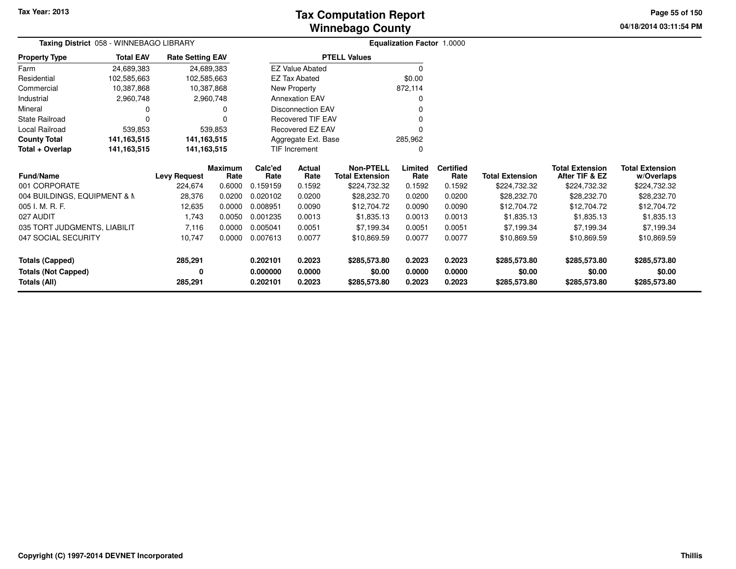# Tax Computation Report
## Winnebago County

Tax Year: 2013

04/18/2014 03:11:54 PM

**Taxing District** 058 - WINNEBAGO LIBRARY

**Equalization Factor** 1.0000

| Property Type | Total EAV | Rate Setting EAV |
|---|---|---|
| Farm | 24,689,383 | 24,689,383 |
| Residential | 102,585,663 | 102,585,663 |
| Commercial | 10,387,868 | 10,387,868 |
| Industrial | 2,960,748 | 2,960,748 |
| Mineral | 0 | 0 |
| State Railroad | 0 | 0 |
| Local Railroad | 539,853 | 539,853 |
| **County Total** | **141,163,515** | **141,163,515** |
| **Total + Overlap** | **141,163,515** | **141,163,515** |

| PTELL Values | |
|---|---|
| EZ Value Abated | 0 |
| EZ Tax Abated | $0.00 |
| New Property | 872,114 |
| Annexation EAV | 0 |
| Disconnection EAV | 0 |
| Recovered TIF EAV | 0 |
| Recovered EZ EAV | 0 |
| Aggregate Ext. Base | 285,962 |
| TIF Increment | 0 |

| Fund/Name | Levy Request | Maximum Rate | Calc'ed Rate | Actual Rate | Non-PTELL Total Extension | Limited Rate | Certified Rate | Total Extension | Total Extension After TIF & EZ | Total Extension w/Overlaps |
|---|---|---|---|---|---|---|---|---|---|---|
| 001 CORPORATE | 224,674 | 0.6000 | 0.159159 | 0.1592 | $224,732.32 | 0.1592 | 0.1592 | $224,732.32 | $224,732.32 | $224,732.32 |
| 004 BUILDINGS, EQUIPMENT & M | 28,376 | 0.0200 | 0.020102 | 0.0200 | $28,232.70 | 0.0200 | 0.0200 | $28,232.70 | $28,232.70 | $28,232.70 |
| 005 I. M. R. F. | 12,635 | 0.0000 | 0.008951 | 0.0090 | $12,704.72 | 0.0090 | 0.0090 | $12,704.72 | $12,704.72 | $12,704.72 |
| 027 AUDIT | 1,743 | 0.0050 | 0.001235 | 0.0013 | $1,835.13 | 0.0013 | 0.0013 | $1,835.13 | $1,835.13 | $1,835.13 |
| 035 TORT JUDGMENTS, LIABILIT | 7,116 | 0.0000 | 0.005041 | 0.0051 | $7,199.34 | 0.0051 | 0.0051 | $7,199.34 | $7,199.34 | $7,199.34 |
| 047 SOCIAL SECURITY | 10,747 | 0.0000 | 0.007613 | 0.0077 | $10,869.59 | 0.0077 | 0.0077 | $10,869.59 | $10,869.59 | $10,869.59 |
| **Totals (Capped)** | **285,291** | | **0.202101** | **0.2023** | **$285,573.80** | **0.2023** | **0.2023** | **$285,573.80** | **$285,573.80** | **$285,573.80** |
| **Totals (Not Capped)** | **0** | | **0.000000** | **0.0000** | **$0.00** | **0.0000** | **0.0000** | **$0.00** | **$0.00** | **$0.00** |
| **Totals (All)** | **285,291** | | **0.202101** | **0.2023** | **$285,573.80** | **0.2023** | **0.2023** | **$285,573.80** | **$285,573.80** | **$285,573.80** |

Copyright (C) 1997-2014 DEVNET Incorporated

Thillis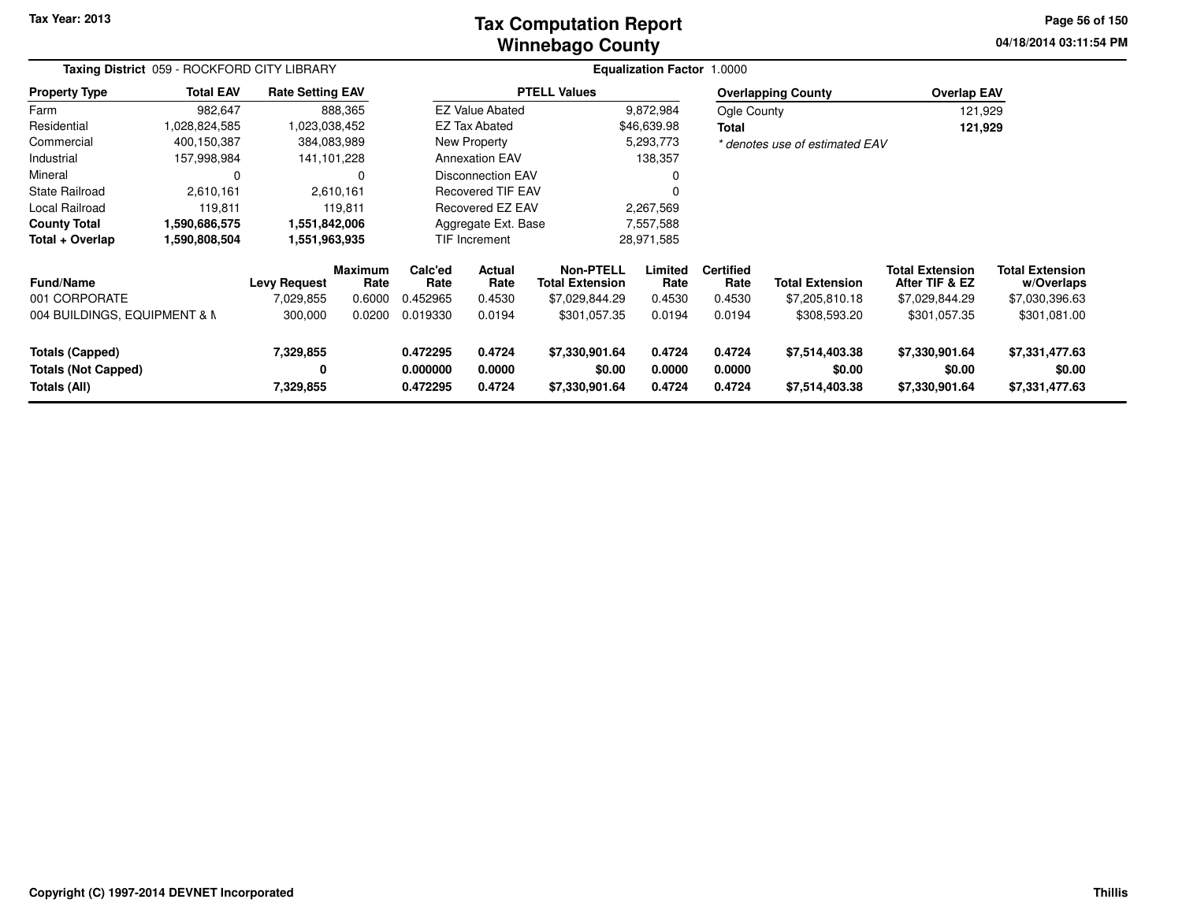# Tax Computation Report
## Winnebago County

Tax Year: 2013

04/18/2014 03:11:54 PM

**Taxing District** 059 - ROCKFORD CITY LIBRARY

**Equalization Factor** 1.0000

| Property Type | Total EAV | Rate Setting EAV |
|---|---|---|
| Farm | 982,647 | 888,365 |
| Residential | 1,028,824,585 | 1,023,038,452 |
| Commercial | 400,150,387 | 384,083,989 |
| Industrial | 157,998,984 | 141,101,228 |
| Mineral | 0 | 0 |
| State Railroad | 2,610,161 | 2,610,161 |
| Local Railroad | 119,811 | 119,811 |
| **County Total** | **1,590,686,575** | **1,551,842,006** |
| **Total + Overlap** | **1,590,808,504** | **1,551,963,935** |

| PTELL Values | |
|---|---|
| EZ Value Abated | 9,872,984 |
| EZ Tax Abated | $46,639.98 |
| New Property | 5,293,773 |
| Annexation EAV | 138,357 |
| Disconnection EAV | 0 |
| Recovered TIF EAV | 0 |
| Recovered EZ EAV | 2,267,569 |
| Aggregate Ext. Base | 7,557,588 |
| TIF Increment | 28,971,585 |

| Overlapping County | Overlap EAV |
|---|---|
| Ogle County | 121,929 |
| **Total** | **121,929** |

*\* denotes use of estimated EAV*

| Fund/Name | Levy Request | Maximum Rate | Calc'ed Rate | Actual Rate | Non-PTELL Total Extension | Limited Rate | Certified Rate | Total Extension | Total Extension After TIF & EZ | Total Extension w/Overlaps |
|---|---|---|---|---|---|---|---|---|---|---|
| 001 CORPORATE | 7,029,855 | 0.6000 | 0.452965 | 0.4530 | $7,029,844.29 | 0.4530 | 0.4530 | $7,205,810.18 | $7,029,844.29 | $7,030,396.63 |
| 004 BUILDINGS, EQUIPMENT & M | 300,000 | 0.0200 | 0.019330 | 0.0194 | $301,057.35 | 0.0194 | 0.0194 | $308,593.20 | $301,057.35 | $301,081.00 |
| **Totals (Capped)** | **7,329,855** | | **0.472295** | **0.4724** | **$7,330,901.64** | **0.4724** | **0.4724** | **$7,514,403.38** | **$7,330,901.64** | **$7,331,477.63** |
| **Totals (Not Capped)** | **0** | | **0.000000** | **0.0000** | **$0.00** | **0.0000** | **0.0000** | **$0.00** | **$0.00** | **$0.00** |
| **Totals (All)** | **7,329,855** | | **0.472295** | **0.4724** | **$7,330,901.64** | **0.4724** | **0.4724** | **$7,514,403.38** | **$7,330,901.64** | **$7,331,477.63** |

Copyright (C) 1997-2014 DEVNET Incorporated

Thillis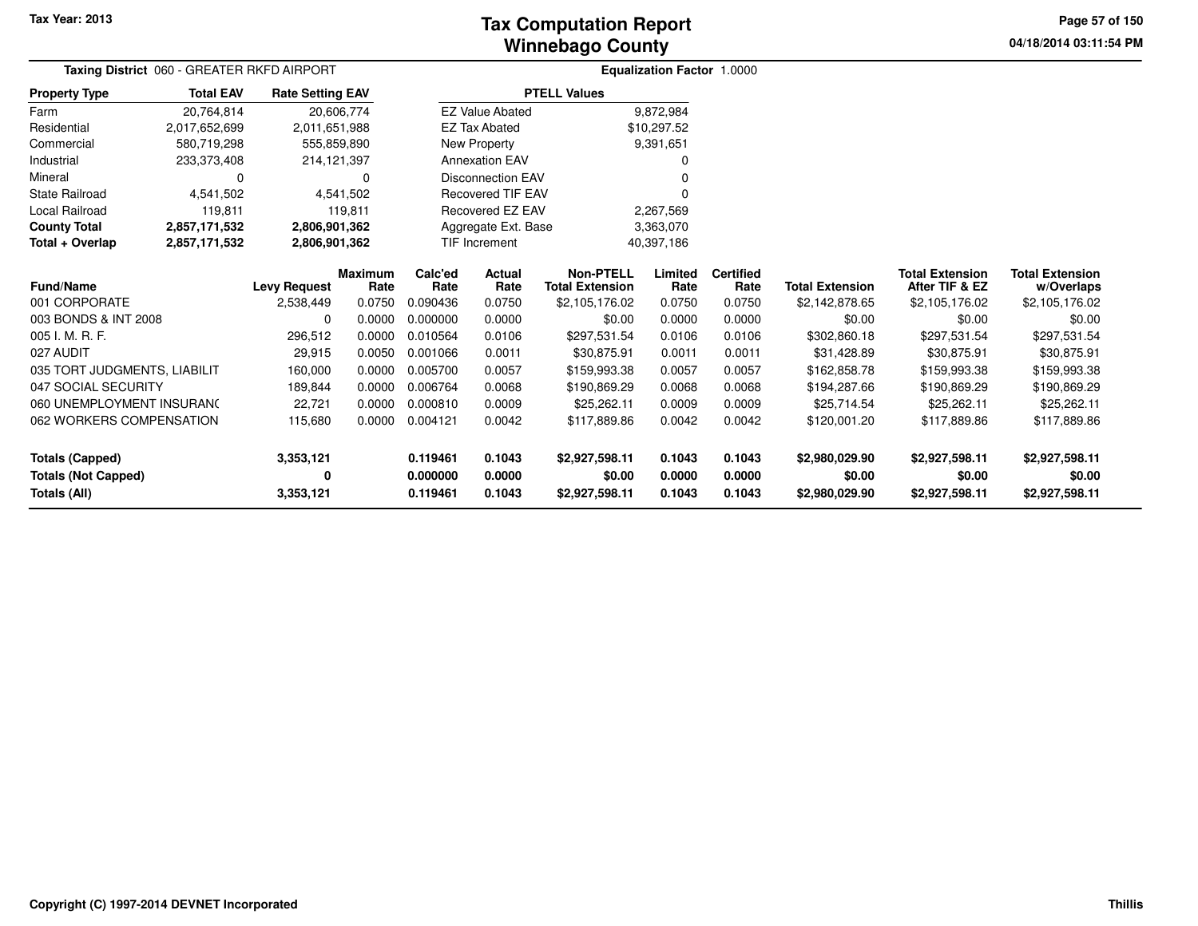Tax Year: 2013

# Tax Computation Report
# Winnebago County

04/18/2014 03:11:54 PM

**Taxing District** 060 - GREATER RKFD AIRPORT

**Equalization Factor** 1.0000

| Property Type | Total EAV | Rate Setting EAV |
|---|---|---|
| Farm | 20,764,814 | 20,606,774 |
| Residential | 2,017,652,699 | 2,011,651,988 |
| Commercial | 580,719,298 | 555,859,890 |
| Industrial | 233,373,408 | 214,121,397 |
| Mineral | 0 | 0 |
| State Railroad | 4,541,502 | 4,541,502 |
| Local Railroad | 119,811 | 119,811 |
| **County Total** | **2,857,171,532** | **2,806,901,362** |
| **Total + Overlap** | **2,857,171,532** | **2,806,901,362** |

| PTELL Values | |
|---|---|
| EZ Value Abated | 9,872,984 |
| EZ Tax Abated | $10,297.52 |
| New Property | 9,391,651 |
| Annexation EAV | 0 |
| Disconnection EAV | 0 |
| Recovered TIF EAV | 0 |
| Recovered EZ EAV | 2,267,569 |
| Aggregate Ext. Base | 3,363,070 |
| TIF Increment | 40,397,186 |

| Fund/Name | Levy Request | Maximum Rate | Calc'ed Rate | Actual Rate | Non-PTELL Total Extension | Limited Rate | Certified Rate | Total Extension | Total Extension After TIF & EZ | Total Extension w/Overlaps |
|---|---|---|---|---|---|---|---|---|---|---|
| 001 CORPORATE | 2,538,449 | 0.0750 | 0.090436 | 0.0750 | $2,105,176.02 | 0.0750 | 0.0750 | $2,142,878.65 | $2,105,176.02 | $2,105,176.02 |
| 003 BONDS & INT 2008 | 0 | 0.0000 | 0.000000 | 0.0000 | $0.00 | 0.0000 | 0.0000 | $0.00 | $0.00 | $0.00 |
| 005 I. M. R. F. | 296,512 | 0.0000 | 0.010564 | 0.0106 | $297,531.54 | 0.0106 | 0.0106 | $302,860.18 | $297,531.54 | $297,531.54 |
| 027 AUDIT | 29,915 | 0.0050 | 0.001066 | 0.0011 | $30,875.91 | 0.0011 | 0.0011 | $31,428.89 | $30,875.91 | $30,875.91 |
| 035 TORT JUDGMENTS, LIABILIT | 160,000 | 0.0000 | 0.005700 | 0.0057 | $159,993.38 | 0.0057 | 0.0057 | $162,858.78 | $159,993.38 | $159,993.38 |
| 047 SOCIAL SECURITY | 189,844 | 0.0000 | 0.006764 | 0.0068 | $190,869.29 | 0.0068 | 0.0068 | $194,287.66 | $190,869.29 | $190,869.29 |
| 060 UNEMPLOYMENT INSURANC | 22,721 | 0.0000 | 0.000810 | 0.0009 | $25,262.11 | 0.0009 | 0.0009 | $25,714.54 | $25,262.11 | $25,262.11 |
| 062 WORKERS COMPENSATION | 115,680 | 0.0000 | 0.004121 | 0.0042 | $117,889.86 | 0.0042 | 0.0042 | $120,001.20 | $117,889.86 | $117,889.86 |
| **Totals (Capped)** | **3,353,121** | | **0.119461** | **0.1043** | **$2,927,598.11** | **0.1043** | **0.1043** | **$2,980,029.90** | **$2,927,598.11** | **$2,927,598.11** |
| **Totals (Not Capped)** | **0** | | **0.000000** | **0.0000** | **$0.00** | **0.0000** | **0.0000** | **$0.00** | **$0.00** | **$0.00** |
| **Totals (All)** | **3,353,121** | | **0.119461** | **0.1043** | **$2,927,598.11** | **0.1043** | **0.1043** | **$2,980,029.90** | **$2,927,598.11** | **$2,927,598.11** |

Copyright (C) 1997-2014 DEVNET Incorporated

Thillis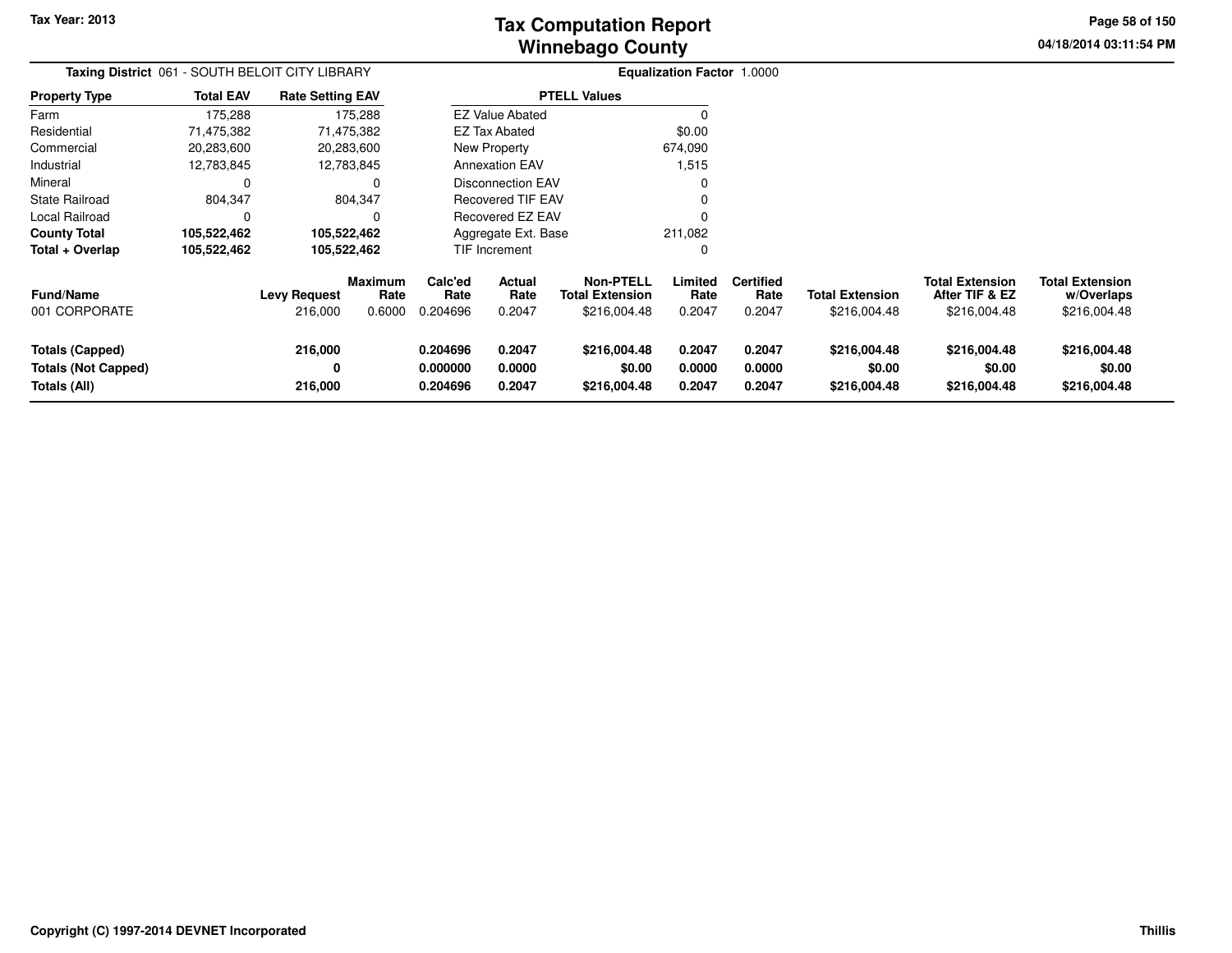# Tax Computation Report
## Winnebago County

Tax Year: 2013

04/18/2014 03:11:54 PM

**Taxing District** 061 - SOUTH BELOIT CITY LIBRARY

**Equalization Factor** 1.0000

| Property Type | Total EAV | Rate Setting EAV |
|---|---|---|
| Farm | 175,288 | 175,288 |
| Residential | 71,475,382 | 71,475,382 |
| Commercial | 20,283,600 | 20,283,600 |
| Industrial | 12,783,845 | 12,783,845 |
| Mineral | 0 | 0 |
| State Railroad | 804,347 | 804,347 |
| Local Railroad | 0 | 0 |
| **County Total** | **105,522,462** | **105,522,462** |
| **Total + Overlap** | **105,522,462** | **105,522,462** |

| PTELL Values | |
|---|---|
| EZ Value Abated | 0 |
| EZ Tax Abated | $0.00 |
| New Property | 674,090 |
| Annexation EAV | 1,515 |
| Disconnection EAV | 0 |
| Recovered TIF EAV | 0 |
| Recovered EZ EAV | 0 |
| Aggregate Ext. Base | 211,082 |
| TIF Increment | 0 |

| Fund/Name | Levy Request | Maximum Rate | Calc'ed Rate | Actual Rate | Non-PTELL Total Extension | Limited Rate | Certified Rate | Total Extension | Total Extension After TIF & EZ | Total Extension w/Overlaps |
|---|---|---|---|---|---|---|---|---|---|---|
| 001 CORPORATE | 216,000 | 0.6000 | 0.204696 | 0.2047 | $216,004.48 | 0.2047 | 0.2047 | $216,004.48 | $216,004.48 | $216,004.48 |
| **Totals (Capped)** | **216,000** | | **0.204696** | **0.2047** | **$216,004.48** | **0.2047** | **0.2047** | **$216,004.48** | **$216,004.48** | **$216,004.48** |
| **Totals (Not Capped)** | **0** | | **0.000000** | **0.0000** | **$0.00** | **0.0000** | **0.0000** | **$0.00** | **$0.00** | **$0.00** |
| **Totals (All)** | **216,000** | | **0.204696** | **0.2047** | **$216,004.48** | **0.2047** | **0.2047** | **$216,004.48** | **$216,004.48** | **$216,004.48** |

Copyright (C) 1997-2014 DEVNET Incorporated

Thillis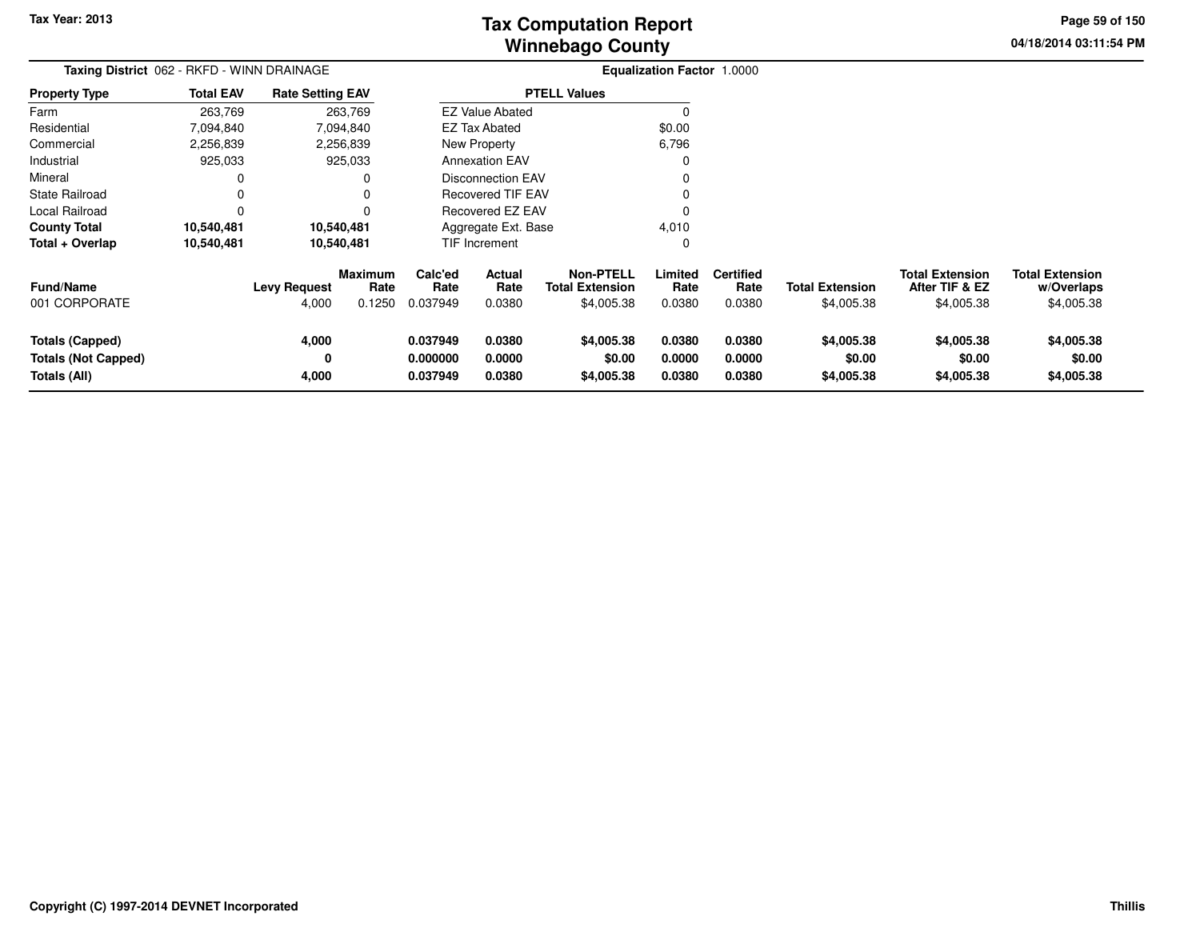Tax Year: 2013

# Tax Computation Report
## Winnebago County

04/18/2014 03:11:54 PM

**Taxing District** 062 - RKFD - WINN DRAINAGE **Equalization Factor** 1.0000

| Property Type | Total EAV | Rate Setting EAV |
|---|---|---|
| Farm | 263,769 | 263,769 |
| Residential | 7,094,840 | 7,094,840 |
| Commercial | 2,256,839 | 2,256,839 |
| Industrial | 925,033 | 925,033 |
| Mineral | 0 | 0 |
| State Railroad | 0 | 0 |
| Local Railroad | 0 | 0 |
| **County Total** | **10,540,481** | **10,540,481** |
| **Total + Overlap** | **10,540,481** | **10,540,481** |

| PTELL Values | |
|---|---|
| EZ Value Abated | 0 |
| EZ Tax Abated | $0.00 |
| New Property | 6,796 |
| Annexation EAV | 0 |
| Disconnection EAV | 0 |
| Recovered TIF EAV | 0 |
| Recovered EZ EAV | 0 |
| Aggregate Ext. Base | 4,010 |
| TIF Increment | 0 |

| Fund/Name | Levy Request | Maximum Rate | Calc'ed Rate | Actual Rate | Non-PTELL Total Extension | Limited Rate | Certified Rate | Total Extension | Total Extension After TIF & EZ | Total Extension w/Overlaps |
|---|---|---|---|---|---|---|---|---|---|---|
| 001 CORPORATE | 4,000 | 0.1250 | 0.037949 | 0.0380 | $4,005.38 | 0.0380 | 0.0380 | $4,005.38 | $4,005.38 | $4,005.38 |
| **Totals (Capped)** | **4,000** | | **0.037949** | **0.0380** | **$4,005.38** | **0.0380** | **0.0380** | **$4,005.38** | **$4,005.38** | **$4,005.38** |
| **Totals (Not Capped)** | **0** | | **0.000000** | **0.0000** | **$0.00** | **0.0000** | **0.0000** | **$0.00** | **$0.00** | **$0.00** |
| **Totals (All)** | **4,000** | | **0.037949** | **0.0380** | **$4,005.38** | **0.0380** | **0.0380** | **$4,005.38** | **$4,005.38** | **$4,005.38** |

**Copyright (C) 1997-2014 DEVNET Incorporated** **Thillis**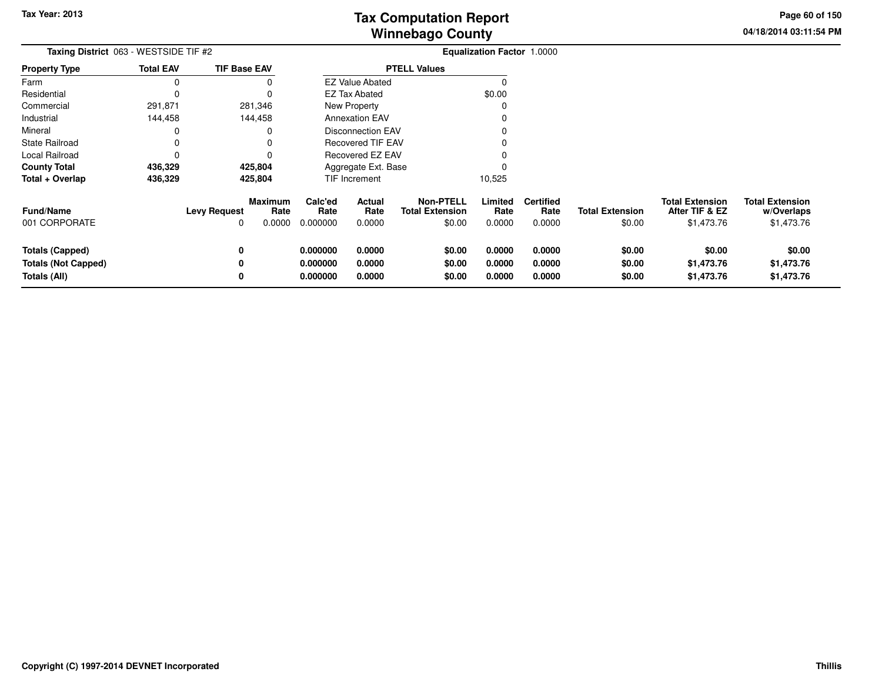# Tax Computation Report
## Winnebago County

Tax Year: 2013

04/18/2014 03:11:54 PM

**Taxing District** 063 - WESTSIDE TIF #2

**Equalization Factor** 1.0000

| Property Type | Total EAV | TIF Base EAV |
|---|---|---|
| Farm | 0 | 0 |
| Residential | 0 | 0 |
| Commercial | 291,871 | 281,346 |
| Industrial | 144,458 | 144,458 |
| Mineral | 0 | 0 |
| State Railroad | 0 | 0 |
| Local Railroad | 0 | 0 |
| **County Total** | **436,329** | **425,804** |
| **Total + Overlap** | **436,329** | **425,804** |

| PTELL Values | |
|---|---|
| EZ Value Abated | 0 |
| EZ Tax Abated | $0.00 |
| New Property | 0 |
| Annexation EAV | 0 |
| Disconnection EAV | 0 |
| Recovered TIF EAV | 0 |
| Recovered EZ EAV | 0 |
| Aggregate Ext. Base | 0 |
| TIF Increment | 10,525 |

| Fund/Name | Levy Request | Maximum Rate | Calc'ed Rate | Actual Rate | Non-PTELL Total Extension | Limited Rate | Certified Rate | Total Extension | Total Extension After TIF & EZ | Total Extension w/Overlaps |
|---|---|---|---|---|---|---|---|---|---|---|
| 001 CORPORATE | 0 | 0.0000 | 0.000000 | 0.0000 | $0.00 | 0.0000 | 0.0000 | $0.00 | $1,473.76 | $1,473.76 |
| **Totals (Capped)** | **0** | | **0.000000** | **0.0000** | **$0.00** | **0.0000** | **0.0000** | **$0.00** | **$0.00** | **$0.00** |
| **Totals (Not Capped)** | **0** | | **0.000000** | **0.0000** | **$0.00** | **0.0000** | **0.0000** | **$0.00** | **$1,473.76** | **$1,473.76** |
| **Totals (All)** | **0** | | **0.000000** | **0.0000** | **$0.00** | **0.0000** | **0.0000** | **$0.00** | **$1,473.76** | **$1,473.76** |

Copyright (C) 1997-2014 DEVNET Incorporated

Thillis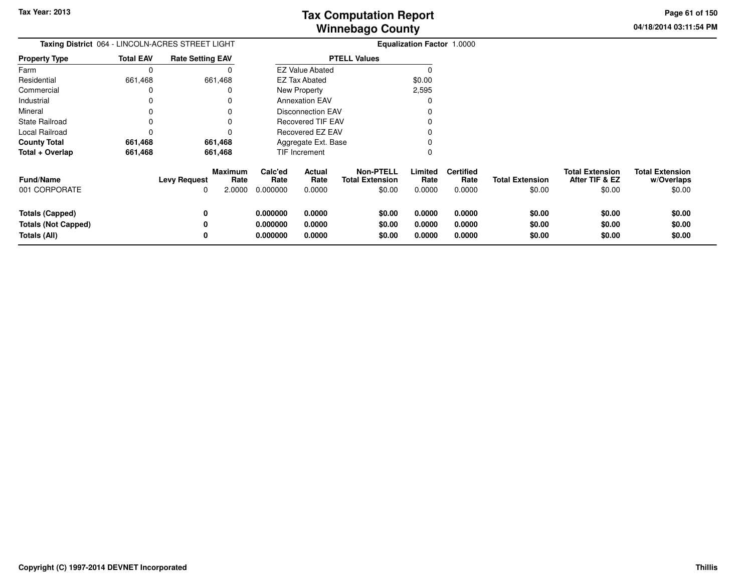# Tax Computation Report
# Winnebago County

Tax Year: 2013

04/18/2014 03:11:54 PM

**Taxing District** 064 - LINCOLN-ACRES STREET LIGHT

**Equalization Factor** 1.0000

| Property Type | Total EAV | Rate Setting EAV |
|---|---|---|
| Farm | 0 | 0 |
| Residential | 661,468 | 661,468 |
| Commercial | 0 | 0 |
| Industrial | 0 | 0 |
| Mineral | 0 | 0 |
| State Railroad | 0 | 0 |
| Local Railroad | 0 | 0 |
| **County Total** | **661,468** | **661,468** |
| **Total + Overlap** | **661,468** | **661,468** |

| PTELL Values | |
|---|---|
| EZ Value Abated | 0 |
| EZ Tax Abated | $0.00 |
| New Property | 2,595 |
| Annexation EAV | 0 |
| Disconnection EAV | 0 |
| Recovered TIF EAV | 0 |
| Recovered EZ EAV | 0 |
| Aggregate Ext. Base | 0 |
| TIF Increment | 0 |

| Fund/Name | Levy Request | Maximum Rate | Calc'ed Rate | Actual Rate | Non-PTELL Total Extension | Limited Rate | Certified Rate | Total Extension | Total Extension After TIF & EZ | Total Extension w/Overlaps |
|---|---|---|---|---|---|---|---|---|---|---|
| 001 CORPORATE | 0 | 2.0000 | 0.000000 | 0.0000 | $0.00 | 0.0000 | 0.0000 | $0.00 | $0.00 | $0.00 |
| **Totals (Capped)** | **0** | | **0.000000** | **0.0000** | **$0.00** | **0.0000** | **0.0000** | **$0.00** | **$0.00** | **$0.00** |
| **Totals (Not Capped)** | **0** | | **0.000000** | **0.0000** | **$0.00** | **0.0000** | **0.0000** | **$0.00** | **$0.00** | **$0.00** |
| **Totals (All)** | **0** | | **0.000000** | **0.0000** | **$0.00** | **0.0000** | **0.0000** | **$0.00** | **$0.00** | **$0.00** |

Copyright (C) 1997-2014 DEVNET Incorporated

Thillis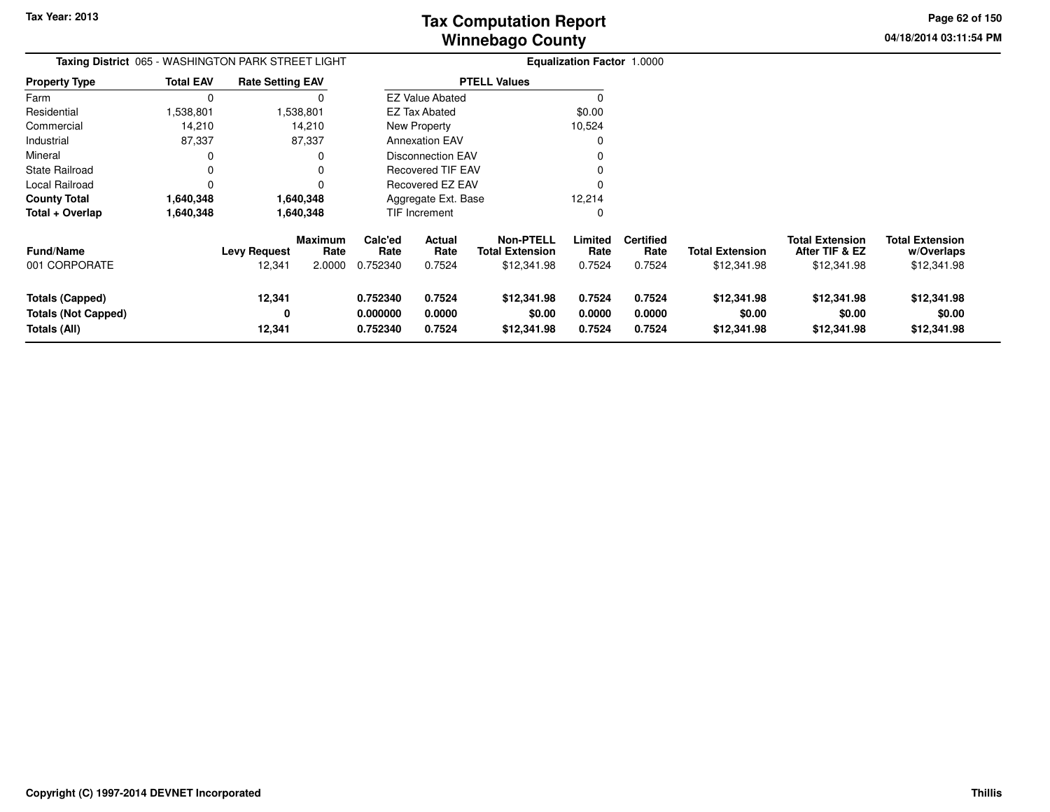**Tax Year: 2013**

# Tax Computation Report
## Winnebago County

04/18/2014 03:11:54 PM

**Taxing District** 065 - WASHINGTON PARK STREET LIGHT

**Equalization Factor** 1.0000

| Property Type | Total EAV | Rate Setting EAV |
|---|---|---|
| Farm | 0 | 0 |
| Residential | 1,538,801 | 1,538,801 |
| Commercial | 14,210 | 14,210 |
| Industrial | 87,337 | 87,337 |
| Mineral | 0 | 0 |
| State Railroad | 0 | 0 |
| Local Railroad | 0 | 0 |
| **County Total** | **1,640,348** | **1,640,348** |
| **Total + Overlap** | **1,640,348** | **1,640,348** |

| PTELL Values | |
|---|---|
| EZ Value Abated | 0 |
| EZ Tax Abated | $0.00 |
| New Property | 10,524 |
| Annexation EAV | 0 |
| Disconnection EAV | 0 |
| Recovered TIF EAV | 0 |
| Recovered EZ EAV | 0 |
| Aggregate Ext. Base | 12,214 |
| TIF Increment | 0 |

| Fund/Name | Levy Request | Maximum Rate | Calc'ed Rate | Actual Rate | Non-PTELL Total Extension | Limited Rate | Certified Rate | Total Extension | Total Extension After TIF & EZ | Total Extension w/Overlaps |
|---|---|---|---|---|---|---|---|---|---|---|
| 001 CORPORATE | 12,341 | 2.0000 | 0.752340 | 0.7524 | $12,341.98 | 0.7524 | 0.7524 | $12,341.98 | $12,341.98 | $12,341.98 |
| **Totals (Capped)** | **12,341** | | **0.752340** | **0.7524** | **$12,341.98** | **0.7524** | **0.7524** | **$12,341.98** | **$12,341.98** | **$12,341.98** |
| **Totals (Not Capped)** | **0** | | **0.000000** | **0.0000** | **$0.00** | **0.0000** | **0.0000** | **$0.00** | **$0.00** | **$0.00** |
| **Totals (All)** | **12,341** | | **0.752340** | **0.7524** | **$12,341.98** | **0.7524** | **0.7524** | **$12,341.98** | **$12,341.98** | **$12,341.98** |

**Copyright (C) 1997-2014 DEVNET Incorporated**

**Thillis**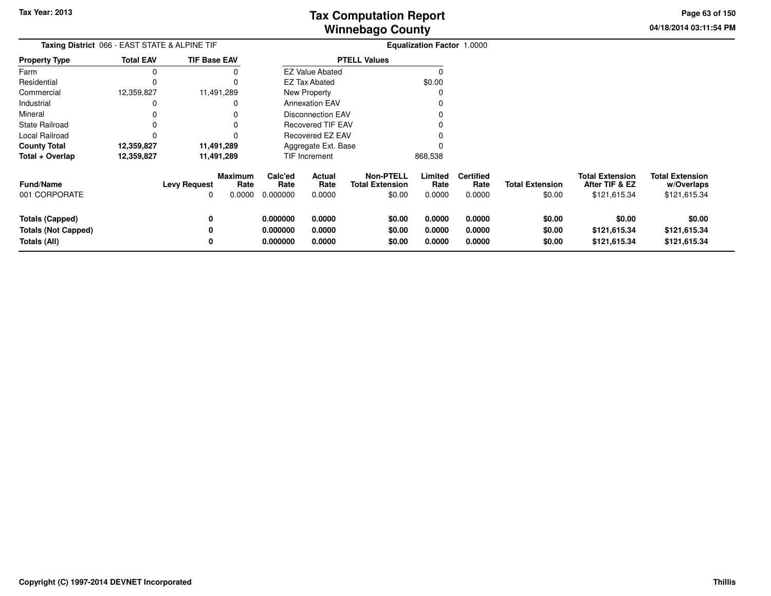# Tax Computation Report
# Winnebago County

Tax Year: 2013

04/18/2014 03:11:54 PM

**Taxing District** 066 - EAST STATE & ALPINE TIF

**Equalization Factor** 1.0000

| Property Type | Total EAV | TIF Base EAV |
|---|---|---|
| Farm | 0 | 0 |
| Residential | 0 | 0 |
| Commercial | 12,359,827 | 11,491,289 |
| Industrial | 0 | 0 |
| Mineral | 0 | 0 |
| State Railroad | 0 | 0 |
| Local Railroad | 0 | 0 |
| **County Total** | **12,359,827** | **11,491,289** |
| **Total + Overlap** | **12,359,827** | **11,491,289** |

| PTELL Values | |
|---|---|
| EZ Value Abated | 0 |
| EZ Tax Abated | $0.00 |
| New Property | 0 |
| Annexation EAV | 0 |
| Disconnection EAV | 0 |
| Recovered TIF EAV | 0 |
| Recovered EZ EAV | 0 |
| Aggregate Ext. Base | 0 |
| TIF Increment | 868,538 |

| Fund/Name | Levy Request | Maximum Rate | Calc'ed Rate | Actual Rate | Non-PTELL Total Extension | Limited Rate | Certified Rate | Total Extension | Total Extension After TIF & EZ | Total Extension w/Overlaps |
|---|---|---|---|---|---|---|---|---|---|---|
| 001 CORPORATE | 0 | 0.0000 | 0.000000 | 0.0000 | $0.00 | 0.0000 | 0.0000 | $0.00 | $121,615.34 | $121,615.34 |
| **Totals (Capped)** | **0** | | **0.000000** | **0.0000** | **$0.00** | **0.0000** | **0.0000** | **$0.00** | **$0.00** | **$0.00** |
| **Totals (Not Capped)** | **0** | | **0.000000** | **0.0000** | **$0.00** | **0.0000** | **0.0000** | **$0.00** | **$121,615.34** | **$121,615.34** |
| **Totals (All)** | **0** | | **0.000000** | **0.0000** | **$0.00** | **0.0000** | **0.0000** | **$0.00** | **$121,615.34** | **$121,615.34** |

Copyright (C) 1997-2014 DEVNET Incorporated

Thillis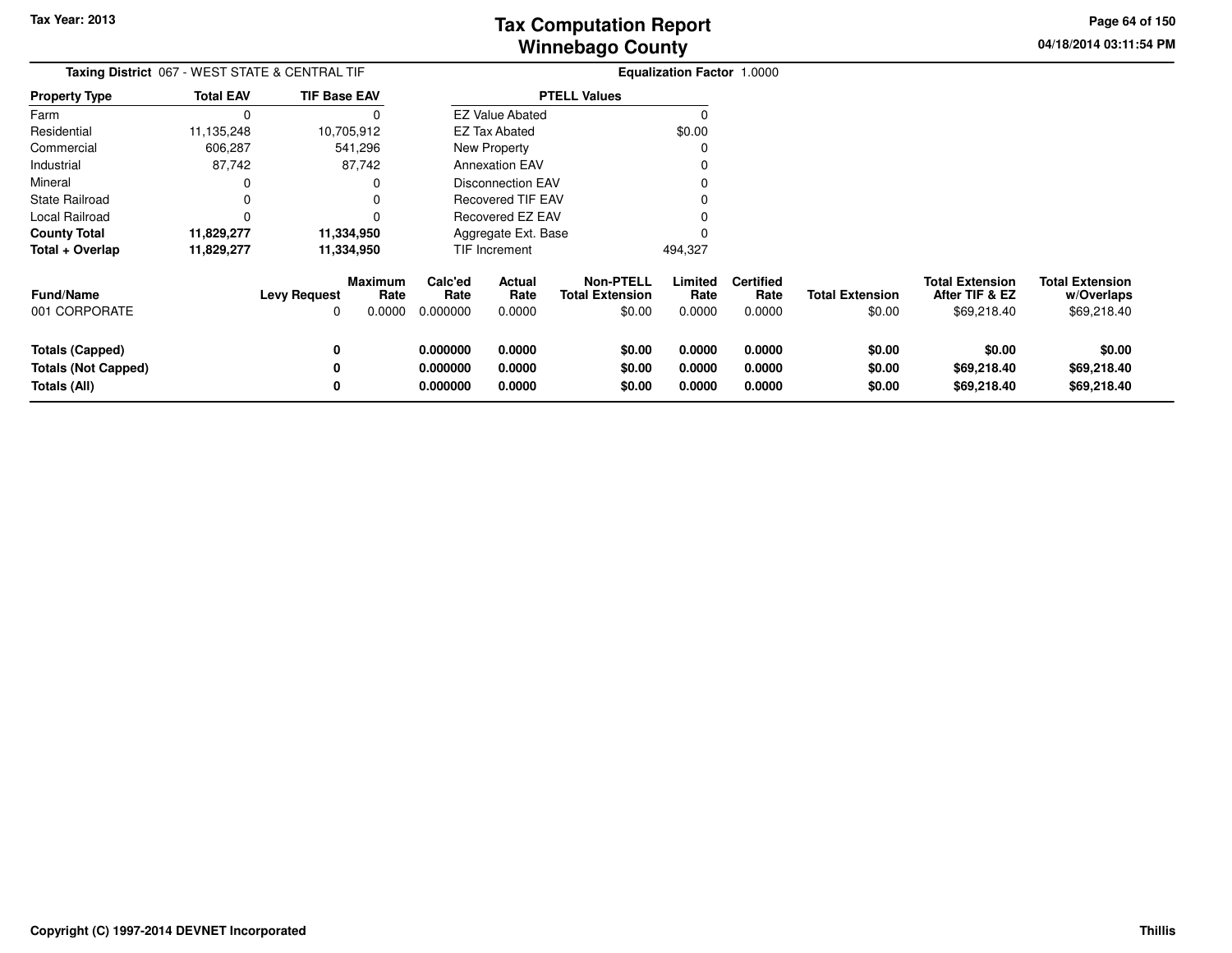# Tax Computation Report
## Winnebago County

**Tax Year: 2013**

04/18/2014 03:11:54 PM

**Taxing District** 067 - WEST STATE & CENTRAL TIF

**Equalization Factor** 1.0000

| Property Type | Total EAV | TIF Base EAV |
|---|---|---|
| Farm | 0 | 0 |
| Residential | 11,135,248 | 10,705,912 |
| Commercial | 606,287 | 541,296 |
| Industrial | 87,742 | 87,742 |
| Mineral | 0 | 0 |
| State Railroad | 0 | 0 |
| Local Railroad | 0 | 0 |
| **County Total** | **11,829,277** | **11,334,950** |
| **Total + Overlap** | **11,829,277** | **11,334,950** |

| PTELL Values | |
|---|---|
| EZ Value Abated | 0 |
| EZ Tax Abated | $0.00 |
| New Property | 0 |
| Annexation EAV | 0 |
| Disconnection EAV | 0 |
| Recovered TIF EAV | 0 |
| Recovered EZ EAV | 0 |
| Aggregate Ext. Base | 0 |
| TIF Increment | 494,327 |

| Fund/Name | Levy Request | Maximum Rate | Calc'ed Rate | Actual Rate | Non-PTELL Total Extension | Limited Rate | Certified Rate | Total Extension | Total Extension After TIF & EZ | Total Extension w/Overlaps |
|---|---|---|---|---|---|---|---|---|---|---|
| 001 CORPORATE | 0 | 0.0000 | 0.000000 | 0.0000 | $0.00 | 0.0000 | 0.0000 | $0.00 | $69,218.40 | $69,218.40 |
| **Totals (Capped)** | **0** | | **0.000000** | **0.0000** | **$0.00** | **0.0000** | **0.0000** | **$0.00** | **$0.00** | **$0.00** |
| **Totals (Not Capped)** | **0** | | **0.000000** | **0.0000** | **$0.00** | **0.0000** | **0.0000** | **$0.00** | **$69,218.40** | **$69,218.40** |
| **Totals (All)** | **0** | | **0.000000** | **0.0000** | **$0.00** | **0.0000** | **0.0000** | **$0.00** | **$69,218.40** | **$69,218.40** |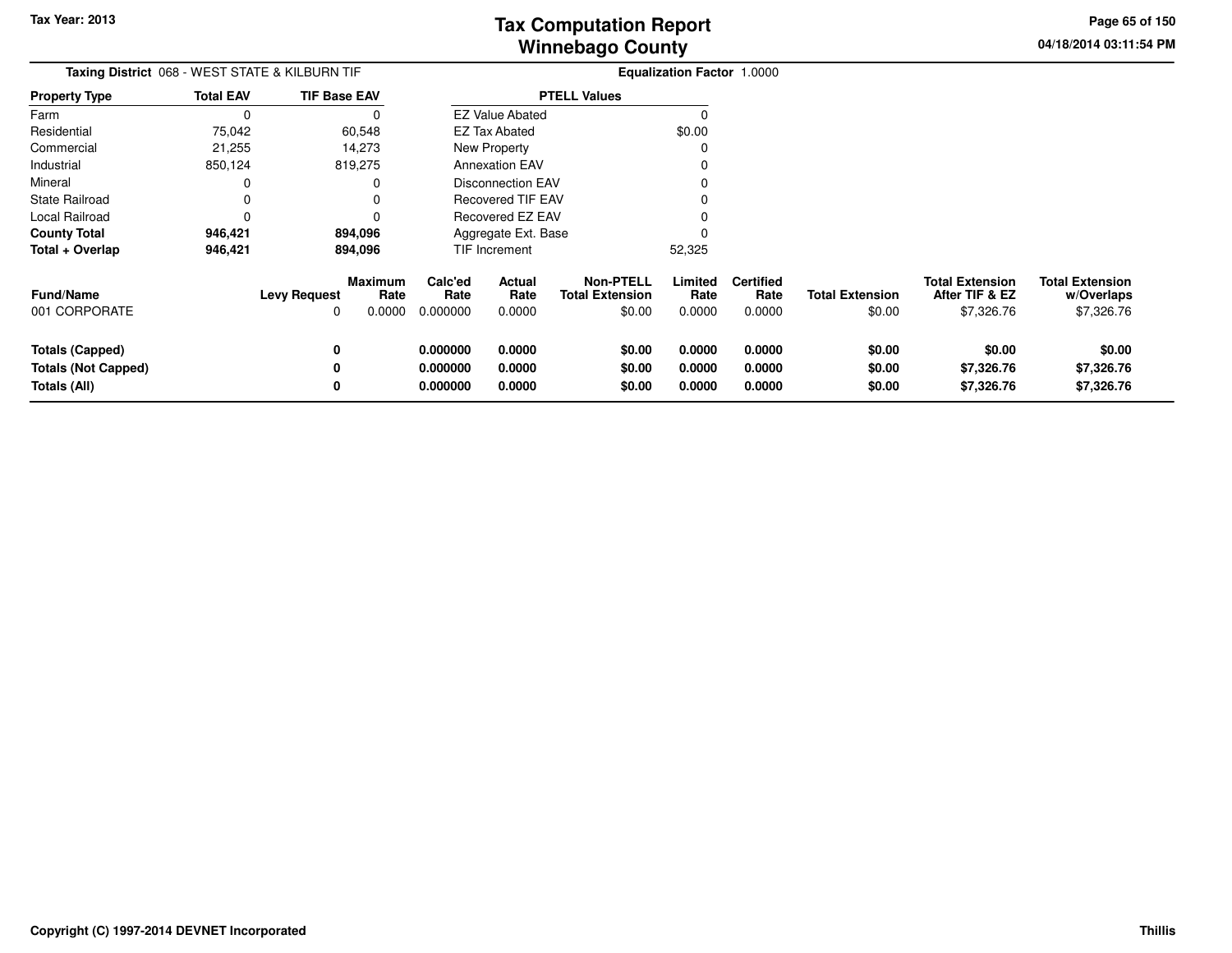# Tax Computation Report
## Winnebago County

Tax Year: 2013

04/18/2014 03:11:54 PM

**Taxing District** 068 - WEST STATE & KILBURN TIF

**Equalization Factor** 1.0000

| Property Type | Total EAV | TIF Base EAV |
|---|---|---|
| Farm | 0 | 0 |
| Residential | 75,042 | 60,548 |
| Commercial | 21,255 | 14,273 |
| Industrial | 850,124 | 819,275 |
| Mineral | 0 | 0 |
| State Railroad | 0 | 0 |
| Local Railroad | 0 | 0 |
| **County Total** | **946,421** | **894,096** |
| **Total + Overlap** | **946,421** | **894,096** |

| PTELL Values | |
|---|---|
| EZ Value Abated | 0 |
| EZ Tax Abated | $0.00 |
| New Property | 0 |
| Annexation EAV | 0 |
| Disconnection EAV | 0 |
| Recovered TIF EAV | 0 |
| Recovered EZ EAV | 0 |
| Aggregate Ext. Base | 0 |
| TIF Increment | 52,325 |

| Fund/Name | Levy Request | Maximum Rate | Calc'ed Rate | Actual Rate | Non-PTELL Total Extension | Limited Rate | Certified Rate | Total Extension | Total Extension After TIF & EZ | Total Extension w/Overlaps |
|---|---|---|---|---|---|---|---|---|---|---|
| 001 CORPORATE | 0 | 0.0000 | 0.000000 | 0.0000 | $0.00 | 0.0000 | 0.0000 | $0.00 | $7,326.76 | $7,326.76 |
| **Totals (Capped)** | **0** | | **0.000000** | **0.0000** | **$0.00** | **0.0000** | **0.0000** | **$0.00** | **$0.00** | **$0.00** |
| **Totals (Not Capped)** | **0** | | **0.000000** | **0.0000** | **$0.00** | **0.0000** | **0.0000** | **$0.00** | **$7,326.76** | **$7,326.76** |
| **Totals (All)** | **0** | | **0.000000** | **0.0000** | **$0.00** | **0.0000** | **0.0000** | **$0.00** | **$7,326.76** | **$7,326.76** |

Copyright (C) 1997-2014 DEVNET Incorporated

Thillis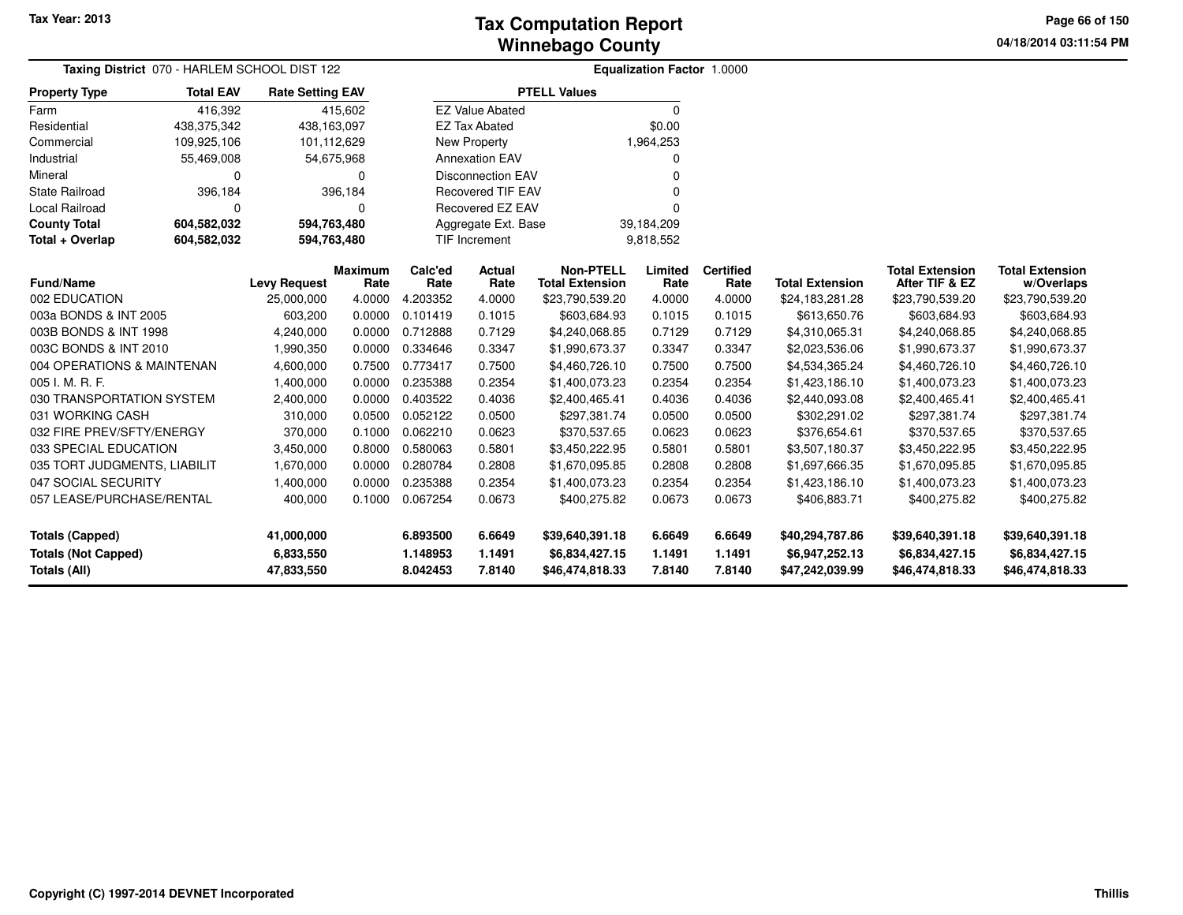# Tax Computation Report
## Winnebago County

Tax Year: 2013

04/18/2014 03:11:54 PM

**Taxing District** 070 - HARLEM SCHOOL DIST 122

**Equalization Factor** 1.0000

| Property Type | Total EAV | Rate Setting EAV |
|---|---|---|
| Farm | 416,392 | 415,602 |
| Residential | 438,375,342 | 438,163,097 |
| Commercial | 109,925,106 | 101,112,629 |
| Industrial | 55,469,008 | 54,675,968 |
| Mineral | 0 | 0 |
| State Railroad | 396,184 | 396,184 |
| Local Railroad | 0 | 0 |
| **County Total** | **604,582,032** | **594,763,480** |
| **Total + Overlap** | **604,582,032** | **594,763,480** |

| PTELL Values | |
|---|---|
| EZ Value Abated | 0 |
| EZ Tax Abated | $0.00 |
| New Property | 1,964,253 |
| Annexation EAV | 0 |
| Disconnection EAV | 0 |
| Recovered TIF EAV | 0 |
| Recovered EZ EAV | 0 |
| Aggregate Ext. Base | 39,184,209 |
| TIF Increment | 9,818,552 |

| Fund/Name | Levy Request | Maximum Rate | Calc'ed Rate | Actual Rate | Non-PTELL Total Extension | Limited Rate | Certified Rate | Total Extension | Total Extension After TIF & EZ | Total Extension w/Overlaps |
|---|---|---|---|---|---|---|---|---|---|---|
| 002 EDUCATION | 25,000,000 | 4.0000 | 4.203352 | 4.0000 | $23,790,539.20 | 4.0000 | 4.0000 | $24,183,281.28 | $23,790,539.20 | $23,790,539.20 |
| 003a BONDS & INT 2005 | 603,200 | 0.0000 | 0.101419 | 0.1015 | $603,684.93 | 0.1015 | 0.1015 | $613,650.76 | $603,684.93 | $603,684.93 |
| 003B BONDS & INT 1998 | 4,240,000 | 0.0000 | 0.712888 | 0.7129 | $4,240,068.85 | 0.7129 | 0.7129 | $4,310,065.31 | $4,240,068.85 | $4,240,068.85 |
| 003C BONDS & INT 2010 | 1,990,350 | 0.0000 | 0.334646 | 0.3347 | $1,990,673.37 | 0.3347 | 0.3347 | $2,023,536.06 | $1,990,673.37 | $1,990,673.37 |
| 004 OPERATIONS & MAINTENAN | 4,600,000 | 0.7500 | 0.773417 | 0.7500 | $4,460,726.10 | 0.7500 | 0.7500 | $4,534,365.24 | $4,460,726.10 | $4,460,726.10 |
| 005 I. M. R. F. | 1,400,000 | 0.0000 | 0.235388 | 0.2354 | $1,400,073.23 | 0.2354 | 0.2354 | $1,423,186.10 | $1,400,073.23 | $1,400,073.23 |
| 030 TRANSPORTATION SYSTEM | 2,400,000 | 0.0000 | 0.403522 | 0.4036 | $2,400,465.41 | 0.4036 | 0.4036 | $2,440,093.08 | $2,400,465.41 | $2,400,465.41 |
| 031 WORKING CASH | 310,000 | 0.0500 | 0.052122 | 0.0500 | $297,381.74 | 0.0500 | 0.0500 | $302,291.02 | $297,381.74 | $297,381.74 |
| 032 FIRE PREV/SFTY/ENERGY | 370,000 | 0.1000 | 0.062210 | 0.0623 | $370,537.65 | 0.0623 | 0.0623 | $376,654.61 | $370,537.65 | $370,537.65 |
| 033 SPECIAL EDUCATION | 3,450,000 | 0.8000 | 0.580063 | 0.5801 | $3,450,222.95 | 0.5801 | 0.5801 | $3,507,180.37 | $3,450,222.95 | $3,450,222.95 |
| 035 TORT JUDGMENTS, LIABILIT | 1,670,000 | 0.0000 | 0.280784 | 0.2808 | $1,670,095.85 | 0.2808 | 0.2808 | $1,697,666.35 | $1,670,095.85 | $1,670,095.85 |
| 047 SOCIAL SECURITY | 1,400,000 | 0.0000 | 0.235388 | 0.2354 | $1,400,073.23 | 0.2354 | 0.2354 | $1,423,186.10 | $1,400,073.23 | $1,400,073.23 |
| 057 LEASE/PURCHASE/RENTAL | 400,000 | 0.1000 | 0.067254 | 0.0673 | $400,275.82 | 0.0673 | 0.0673 | $406,883.71 | $400,275.82 | $400,275.82 |
| **Totals (Capped)** | **41,000,000** | | **6.893500** | **6.6649** | **$39,640,391.18** | **6.6649** | **6.6649** | **$40,294,787.86** | **$39,640,391.18** | **$39,640,391.18** |
| **Totals (Not Capped)** | **6,833,550** | | **1.148953** | **1.1491** | **$6,834,427.15** | **1.1491** | **1.1491** | **$6,947,252.13** | **$6,834,427.15** | **$6,834,427.15** |
| **Totals (All)** | **47,833,550** | | **8.042453** | **7.8140** | **$46,474,818.33** | **7.8140** | **7.8140** | **$47,242,039.99** | **$46,474,818.33** | **$46,474,818.33** |

Copyright (C) 1997-2014 DEVNET Incorporated

Thillis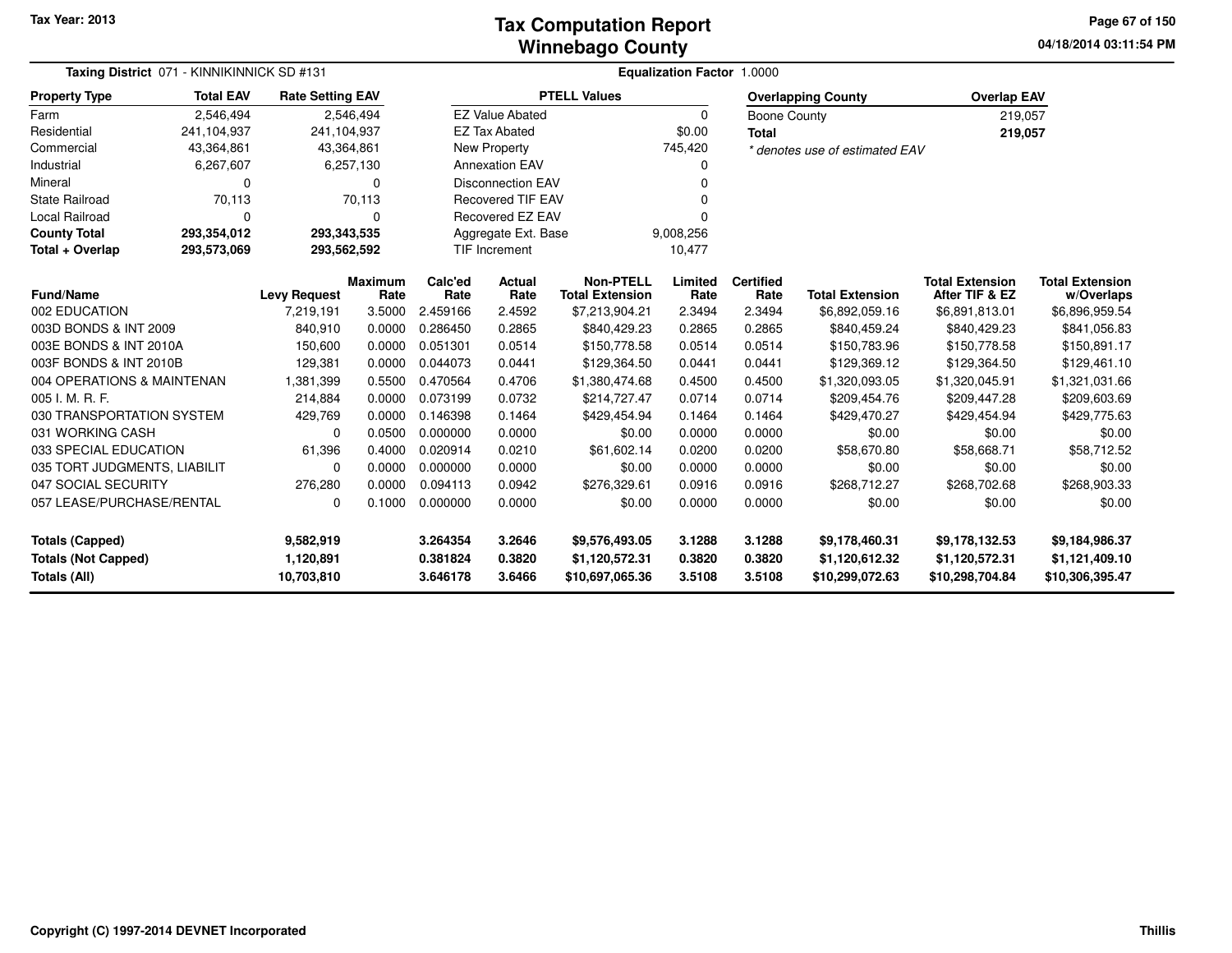Tax Year: 2013

# Tax Computation Report
# Winnebago County

04/18/2014 03:11:54 PM

**Taxing District** 071 - KINNIKINNICK SD #131 **Equalization Factor** 1.0000

| Property Type | Total EAV | Rate Setting EAV |
|---|---|---|
| Farm | 2,546,494 | 2,546,494 |
| Residential | 241,104,937 | 241,104,937 |
| Commercial | 43,364,861 | 43,364,861 |
| Industrial | 6,267,607 | 6,257,130 |
| Mineral | 0 | 0 |
| State Railroad | 70,113 | 70,113 |
| Local Railroad | 0 | 0 |
| **County Total** | **293,354,012** | **293,343,535** |
| **Total + Overlap** | **293,573,069** | **293,562,592** |

| PTELL Values | |
|---|---|
| EZ Value Abated | 0 |
| EZ Tax Abated | $0.00 |
| New Property | 745,420 |
| Annexation EAV | 0 |
| Disconnection EAV | 0 |
| Recovered TIF EAV | 0 |
| Recovered EZ EAV | 0 |
| Aggregate Ext. Base | 9,008,256 |
| TIF Increment | 10,477 |

| Overlapping County | Overlap EAV |
|---|---|
| Boone County | 219,057 |
| **Total** | **219,057** |

*\* denotes use of estimated EAV*

| Fund/Name | Levy Request | Maximum Rate | Calc'ed Rate | Actual Rate | Non-PTELL Total Extension | Limited Rate | Certified Rate | Total Extension | Total Extension After TIF & EZ | Total Extension w/Overlaps |
|---|---|---|---|---|---|---|---|---|---|---|
| 002 EDUCATION | 7,219,191 | 3.5000 | 2.459166 | 2.4592 | $7,213,904.21 | 2.3494 | 2.3494 | $6,892,059.16 | $6,891,813.01 | $6,896,959.54 |
| 003D BONDS & INT 2009 | 840,910 | 0.0000 | 0.286450 | 0.2865 | $840,429.23 | 0.2865 | 0.2865 | $840,459.24 | $840,429.23 | $841,056.83 |
| 003E BONDS & INT 2010A | 150,600 | 0.0000 | 0.051301 | 0.0514 | $150,778.58 | 0.0514 | 0.0514 | $150,783.96 | $150,778.58 | $150,891.17 |
| 003F BONDS & INT 2010B | 129,381 | 0.0000 | 0.044073 | 0.0441 | $129,364.50 | 0.0441 | 0.0441 | $129,369.12 | $129,364.50 | $129,461.10 |
| 004 OPERATIONS & MAINTENAN | 1,381,399 | 0.5500 | 0.470564 | 0.4706 | $1,380,474.68 | 0.4500 | 0.4500 | $1,320,093.05 | $1,320,045.91 | $1,321,031.66 |
| 005 I. M. R. F. | 214,884 | 0.0000 | 0.073199 | 0.0732 | $214,727.47 | 0.0714 | 0.0714 | $209,454.76 | $209,447.28 | $209,603.69 |
| 030 TRANSPORTATION SYSTEM | 429,769 | 0.0000 | 0.146398 | 0.1464 | $429,454.94 | 0.1464 | 0.1464 | $429,470.27 | $429,454.94 | $429,775.63 |
| 031 WORKING CASH | 0 | 0.0500 | 0.000000 | 0.0000 | $0.00 | 0.0000 | 0.0000 | $0.00 | $0.00 | $0.00 |
| 033 SPECIAL EDUCATION | 61,396 | 0.4000 | 0.020914 | 0.0210 | $61,602.14 | 0.0200 | 0.0200 | $58,670.80 | $58,668.71 | $58,712.52 |
| 035 TORT JUDGMENTS, LIABILIT | 0 | 0.0000 | 0.000000 | 0.0000 | $0.00 | 0.0000 | 0.0000 | $0.00 | $0.00 | $0.00 |
| 047 SOCIAL SECURITY | 276,280 | 0.0000 | 0.094113 | 0.0942 | $276,329.61 | 0.0916 | 0.0916 | $268,712.27 | $268,702.68 | $268,903.33 |
| 057 LEASE/PURCHASE/RENTAL | 0 | 0.1000 | 0.000000 | 0.0000 | $0.00 | 0.0000 | 0.0000 | $0.00 | $0.00 | $0.00 |
| **Totals (Capped)** | **9,582,919** | | **3.264354** | **3.2646** | **$9,576,493.05** | **3.1288** | **3.1288** | **$9,178,460.31** | **$9,178,132.53** | **$9,184,986.37** |
| **Totals (Not Capped)** | **1,120,891** | | **0.381824** | **0.3820** | **$1,120,572.31** | **0.3820** | **0.3820** | **$1,120,612.32** | **$1,120,572.31** | **$1,121,409.10** |
| **Totals (All)** | **10,703,810** | | **3.646178** | **3.6466** | **$10,697,065.36** | **3.5108** | **3.5108** | **$10,299,072.63** | **$10,298,704.84** | **$10,306,395.47** |

Copyright (C) 1997-2014 DEVNET Incorporated

Thillis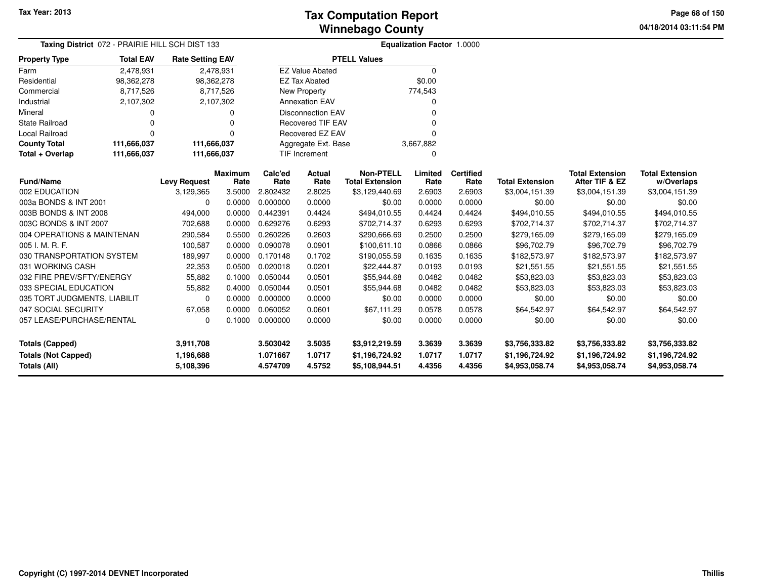Tax Year: 2013

# Tax Computation Report
# Winnebago County

04/18/2014 03:11:54 PM

**Taxing District** 072 - PRAIRIE HILL SCH DIST 133

**Equalization Factor** 1.0000

| Property Type | Total EAV | Rate Setting EAV |
|---|---|---|
| Farm | 2,478,931 | 2,478,931 |
| Residential | 98,362,278 | 98,362,278 |
| Commercial | 8,717,526 | 8,717,526 |
| Industrial | 2,107,302 | 2,107,302 |
| Mineral | 0 | 0 |
| State Railroad | 0 | 0 |
| Local Railroad | 0 | 0 |
| **County Total** | **111,666,037** | **111,666,037** |
| **Total + Overlap** | **111,666,037** | **111,666,037** |

| PTELL Values | |
|---|---|
| EZ Value Abated | 0 |
| EZ Tax Abated | $0.00 |
| New Property | 774,543 |
| Annexation EAV | 0 |
| Disconnection EAV | 0 |
| Recovered TIF EAV | 0 |
| Recovered EZ EAV | 0 |
| Aggregate Ext. Base | 3,667,882 |
| TIF Increment | 0 |

| Fund/Name | Levy Request | Maximum Rate | Calc'ed Rate | Actual Rate | Non-PTELL Total Extension | Limited Rate | Certified Rate | Total Extension | Total Extension After TIF & EZ | Total Extension w/Overlaps |
|---|---|---|---|---|---|---|---|---|---|---|
| 002 EDUCATION | 3,129,365 | 3.5000 | 2.802432 | 2.8025 | $3,129,440.69 | 2.6903 | 2.6903 | $3,004,151.39 | $3,004,151.39 | $3,004,151.39 |
| 003a BONDS & INT 2001 | 0 | 0.0000 | 0.000000 | 0.0000 | $0.00 | 0.0000 | 0.0000 | $0.00 | $0.00 | $0.00 |
| 003B BONDS & INT 2008 | 494,000 | 0.0000 | 0.442391 | 0.4424 | $494,010.55 | 0.4424 | 0.4424 | $494,010.55 | $494,010.55 | $494,010.55 |
| 003C BONDS & INT 2007 | 702,688 | 0.0000 | 0.629276 | 0.6293 | $702,714.37 | 0.6293 | 0.6293 | $702,714.37 | $702,714.37 | $702,714.37 |
| 004 OPERATIONS & MAINTENAN | 290,584 | 0.5500 | 0.260226 | 0.2603 | $290,666.69 | 0.2500 | 0.2500 | $279,165.09 | $279,165.09 | $279,165.09 |
| 005 I. M. R. F. | 100,587 | 0.0000 | 0.090078 | 0.0901 | $100,611.10 | 0.0866 | 0.0866 | $96,702.79 | $96,702.79 | $96,702.79 |
| 030 TRANSPORTATION SYSTEM | 189,997 | 0.0000 | 0.170148 | 0.1702 | $190,055.59 | 0.1635 | 0.1635 | $182,573.97 | $182,573.97 | $182,573.97 |
| 031 WORKING CASH | 22,353 | 0.0500 | 0.020018 | 0.0201 | $22,444.87 | 0.0193 | 0.0193 | $21,551.55 | $21,551.55 | $21,551.55 |
| 032 FIRE PREV/SFTY/ENERGY | 55,882 | 0.1000 | 0.050044 | 0.0501 | $55,944.68 | 0.0482 | 0.0482 | $53,823.03 | $53,823.03 | $53,823.03 |
| 033 SPECIAL EDUCATION | 55,882 | 0.4000 | 0.050044 | 0.0501 | $55,944.68 | 0.0482 | 0.0482 | $53,823.03 | $53,823.03 | $53,823.03 |
| 035 TORT JUDGMENTS, LIABILIT | 0 | 0.0000 | 0.000000 | 0.0000 | $0.00 | 0.0000 | 0.0000 | $0.00 | $0.00 | $0.00 |
| 047 SOCIAL SECURITY | 67,058 | 0.0000 | 0.060052 | 0.0601 | $67,111.29 | 0.0578 | 0.0578 | $64,542.97 | $64,542.97 | $64,542.97 |
| 057 LEASE/PURCHASE/RENTAL | 0 | 0.1000 | 0.000000 | 0.0000 | $0.00 | 0.0000 | 0.0000 | $0.00 | $0.00 | $0.00 |
| **Totals (Capped)** | **3,911,708** | | **3.503042** | **3.5035** | **$3,912,219.59** | **3.3639** | **3.3639** | **$3,756,333.82** | **$3,756,333.82** | **$3,756,333.82** |
| **Totals (Not Capped)** | **1,196,688** | | **1.071667** | **1.0717** | **$1,196,724.92** | **1.0717** | **1.0717** | **$1,196,724.92** | **$1,196,724.92** | **$1,196,724.92** |
| **Totals (All)** | **5,108,396** | | **4.574709** | **4.5752** | **$5,108,944.51** | **4.4356** | **4.4356** | **$4,953,058.74** | **$4,953,058.74** | **$4,953,058.74** |

Copyright (C) 1997-2014 DEVNET Incorporated

Thillis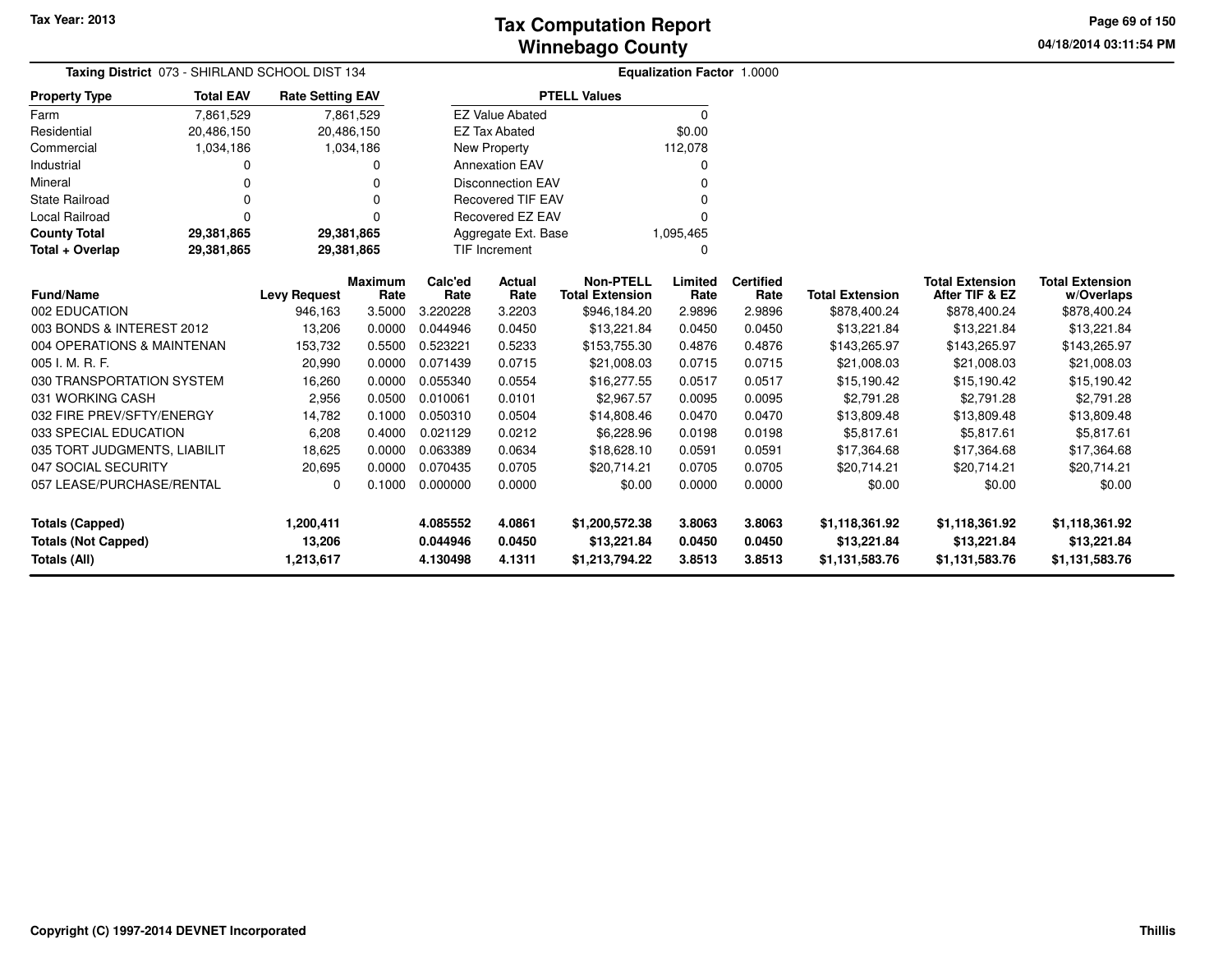# Tax Computation Report
# Winnebago County

Tax Year: 2013

04/18/2014 03:11:54 PM

**Taxing District** 073 - SHIRLAND SCHOOL DIST 134

**Equalization Factor** 1.0000

| Property Type | Total EAV | Rate Setting EAV |
|---|---|---|
| Farm | 7,861,529 | 7,861,529 |
| Residential | 20,486,150 | 20,486,150 |
| Commercial | 1,034,186 | 1,034,186 |
| Industrial | 0 | 0 |
| Mineral | 0 | 0 |
| State Railroad | 0 | 0 |
| Local Railroad | 0 | 0 |
| **County Total** | **29,381,865** | **29,381,865** |
| **Total + Overlap** | **29,381,865** | **29,381,865** |

| PTELL Values | |
|---|---|
| EZ Value Abated | 0 |
| EZ Tax Abated | $0.00 |
| New Property | 112,078 |
| Annexation EAV | 0 |
| Disconnection EAV | 0 |
| Recovered TIF EAV | 0 |
| Recovered EZ EAV | 0 |
| Aggregate Ext. Base | 1,095,465 |
| TIF Increment | 0 |

| Fund/Name | Levy Request | Maximum Rate | Calc'ed Rate | Actual Rate | Non-PTELL Total Extension | Limited Rate | Certified Rate | Total Extension | Total Extension After TIF & EZ | Total Extension w/Overlaps |
|---|---|---|---|---|---|---|---|---|---|---|
| 002 EDUCATION | 946,163 | 3.5000 | 3.220228 | 3.2203 | $946,184.20 | 2.9896 | 2.9896 | $878,400.24 | $878,400.24 | $878,400.24 |
| 003 BONDS & INTEREST 2012 | 13,206 | 0.0000 | 0.044946 | 0.0450 | $13,221.84 | 0.0450 | 0.0450 | $13,221.84 | $13,221.84 | $13,221.84 |
| 004 OPERATIONS & MAINTENAN | 153,732 | 0.5500 | 0.523221 | 0.5233 | $153,755.30 | 0.4876 | 0.4876 | $143,265.97 | $143,265.97 | $143,265.97 |
| 005 I. M. R. F. | 20,990 | 0.0000 | 0.071439 | 0.0715 | $21,008.03 | 0.0715 | 0.0715 | $21,008.03 | $21,008.03 | $21,008.03 |
| 030 TRANSPORTATION SYSTEM | 16,260 | 0.0000 | 0.055340 | 0.0554 | $16,277.55 | 0.0517 | 0.0517 | $15,190.42 | $15,190.42 | $15,190.42 |
| 031 WORKING CASH | 2,956 | 0.0500 | 0.010061 | 0.0101 | $2,967.57 | 0.0095 | 0.0095 | $2,791.28 | $2,791.28 | $2,791.28 |
| 032 FIRE PREV/SFTY/ENERGY | 14,782 | 0.1000 | 0.050310 | 0.0504 | $14,808.46 | 0.0470 | 0.0470 | $13,809.48 | $13,809.48 | $13,809.48 |
| 033 SPECIAL EDUCATION | 6,208 | 0.4000 | 0.021129 | 0.0212 | $6,228.96 | 0.0198 | 0.0198 | $5,817.61 | $5,817.61 | $5,817.61 |
| 035 TORT JUDGMENTS, LIABILIT | 18,625 | 0.0000 | 0.063389 | 0.0634 | $18,628.10 | 0.0591 | 0.0591 | $17,364.68 | $17,364.68 | $17,364.68 |
| 047 SOCIAL SECURITY | 20,695 | 0.0000 | 0.070435 | 0.0705 | $20,714.21 | 0.0705 | 0.0705 | $20,714.21 | $20,714.21 | $20,714.21 |
| 057 LEASE/PURCHASE/RENTAL | 0 | 0.1000 | 0.000000 | 0.0000 | $0.00 | 0.0000 | 0.0000 | $0.00 | $0.00 | $0.00 |
| **Totals (Capped)** | **1,200,411** | | **4.085552** | **4.0861** | **$1,200,572.38** | **3.8063** | **3.8063** | **$1,118,361.92** | **$1,118,361.92** | **$1,118,361.92** |
| **Totals (Not Capped)** | **13,206** | | **0.044946** | **0.0450** | **$13,221.84** | **0.0450** | **0.0450** | **$13,221.84** | **$13,221.84** | **$13,221.84** |
| **Totals (All)** | **1,213,617** | | **4.130498** | **4.1311** | **$1,213,794.22** | **3.8513** | **3.8513** | **$1,131,583.76** | **$1,131,583.76** | **$1,131,583.76** |

Copyright (C) 1997-2014 DEVNET Incorporated

Thillis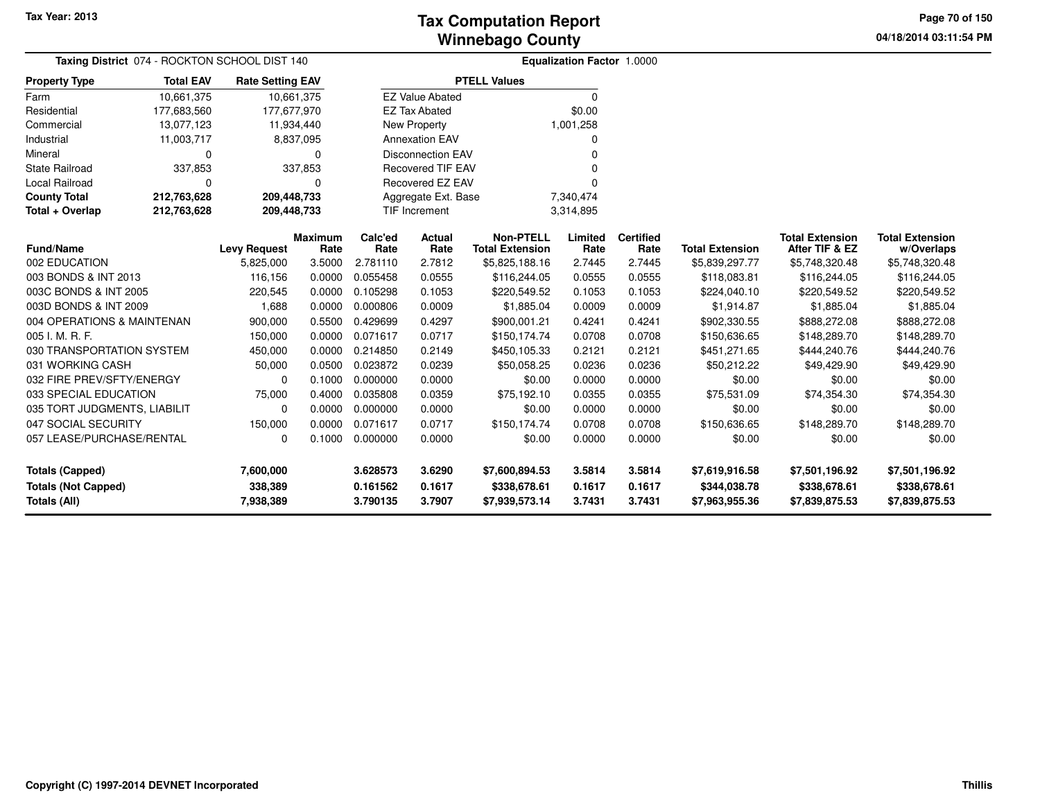# Tax Computation Report
## Winnebago County

Tax Year: 2013

04/18/2014 03:11:54 PM

**Taxing District** 074 - ROCKTON SCHOOL DIST 140

**Equalization Factor** 1.0000

| Property Type | Total EAV | Rate Setting EAV |
|---|---|---|
| Farm | 10,661,375 | 10,661,375 |
| Residential | 177,683,560 | 177,677,970 |
| Commercial | 13,077,123 | 11,934,440 |
| Industrial | 11,003,717 | 8,837,095 |
| Mineral | 0 | 0 |
| State Railroad | 337,853 | 337,853 |
| Local Railroad | 0 | 0 |
| **County Total** | **212,763,628** | **209,448,733** |
| **Total + Overlap** | **212,763,628** | **209,448,733** |

| PTELL Values | |
|---|---|
| EZ Value Abated | 0 |
| EZ Tax Abated | $0.00 |
| New Property | 1,001,258 |
| Annexation EAV | 0 |
| Disconnection EAV | 0 |
| Recovered TIF EAV | 0 |
| Recovered EZ EAV | 0 |
| Aggregate Ext. Base | 7,340,474 |
| TIF Increment | 3,314,895 |

| Fund/Name | Levy Request | Maximum Rate | Calc'ed Rate | Actual Rate | Non-PTELL Total Extension | Limited Rate | Certified Rate | Total Extension | Total Extension After TIF & EZ | Total Extension w/Overlaps |
|---|---|---|---|---|---|---|---|---|---|---|
| 002 EDUCATION | 5,825,000 | 3.5000 | 2.781110 | 2.7812 | $5,825,188.16 | 2.7445 | 2.7445 | $5,839,297.77 | $5,748,320.48 | $5,748,320.48 |
| 003 BONDS & INT 2013 | 116,156 | 0.0000 | 0.055458 | 0.0555 | $116,244.05 | 0.0555 | 0.0555 | $118,083.81 | $116,244.05 | $116,244.05 |
| 003C BONDS & INT 2005 | 220,545 | 0.0000 | 0.105298 | 0.1053 | $220,549.52 | 0.1053 | 0.1053 | $224,040.10 | $220,549.52 | $220,549.52 |
| 003D BONDS & INT 2009 | 1,688 | 0.0000 | 0.000806 | 0.0009 | $1,885.04 | 0.0009 | 0.0009 | $1,914.87 | $1,885.04 | $1,885.04 |
| 004 OPERATIONS & MAINTENAN | 900,000 | 0.5500 | 0.429699 | 0.4297 | $900,001.21 | 0.4241 | 0.4241 | $902,330.55 | $888,272.08 | $888,272.08 |
| 005 I. M. R. F. | 150,000 | 0.0000 | 0.071617 | 0.0717 | $150,174.74 | 0.0708 | 0.0708 | $150,636.65 | $148,289.70 | $148,289.70 |
| 030 TRANSPORTATION SYSTEM | 450,000 | 0.0000 | 0.214850 | 0.2149 | $450,105.33 | 0.2121 | 0.2121 | $451,271.65 | $444,240.76 | $444,240.76 |
| 031 WORKING CASH | 50,000 | 0.0500 | 0.023872 | 0.0239 | $50,058.25 | 0.0236 | 0.0236 | $50,212.22 | $49,429.90 | $49,429.90 |
| 032 FIRE PREV/SFTY/ENERGY | 0 | 0.1000 | 0.000000 | 0.0000 | $0.00 | 0.0000 | 0.0000 | $0.00 | $0.00 | $0.00 |
| 033 SPECIAL EDUCATION | 75,000 | 0.4000 | 0.035808 | 0.0359 | $75,192.10 | 0.0355 | 0.0355 | $75,531.09 | $74,354.30 | $74,354.30 |
| 035 TORT JUDGMENTS, LIABILIT | 0 | 0.0000 | 0.000000 | 0.0000 | $0.00 | 0.0000 | 0.0000 | $0.00 | $0.00 | $0.00 |
| 047 SOCIAL SECURITY | 150,000 | 0.0000 | 0.071617 | 0.0717 | $150,174.74 | 0.0708 | 0.0708 | $150,636.65 | $148,289.70 | $148,289.70 |
| 057 LEASE/PURCHASE/RENTAL | 0 | 0.1000 | 0.000000 | 0.0000 | $0.00 | 0.0000 | 0.0000 | $0.00 | $0.00 | $0.00 |
| **Totals (Capped)** | **7,600,000** | | **3.628573** | **3.6290** | **$7,600,894.53** | **3.5814** | **3.5814** | **$7,619,916.58** | **$7,501,196.92** | **$7,501,196.92** |
| **Totals (Not Capped)** | **338,389** | | **0.161562** | **0.1617** | **$338,678.61** | **0.1617** | **0.1617** | **$344,038.78** | **$338,678.61** | **$338,678.61** |
| **Totals (All)** | **7,938,389** | | **3.790135** | **3.7907** | **$7,939,573.14** | **3.7431** | **3.7431** | **$7,963,955.36** | **$7,839,875.53** | **$7,839,875.53** |

Copyright (C) 1997-2014 DEVNET Incorporated

Thillis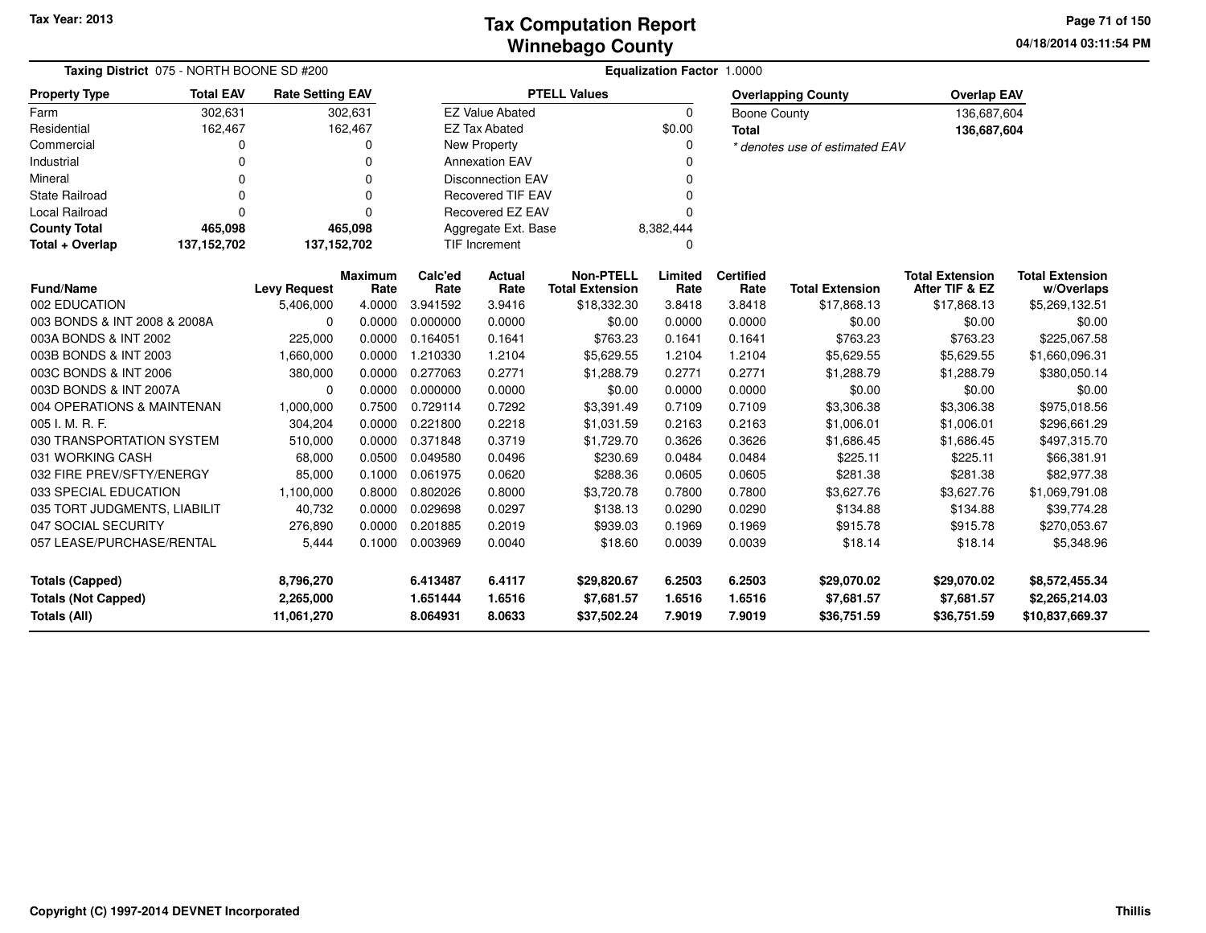# Tax Computation Report
## Winnebago County

Tax Year: 2013

04/18/2014 03:11:54 PM

**Taxing District** 075 - NORTH BOONE SD #200 **Equalization Factor** 1.0000

| Property Type | Total EAV | Rate Setting EAV |
|---|---|---|
| Farm | 302,631 | 302,631 |
| Residential | 162,467 | 162,467 |
| Commercial | 0 | 0 |
| Industrial | 0 | 0 |
| Mineral | 0 | 0 |
| State Railroad | 0 | 0 |
| Local Railroad | 0 | 0 |
| **County Total** | **465,098** | **465,098** |
| **Total + Overlap** | **137,152,702** | **137,152,702** |

| PTELL Values | |
|---|---|
| EZ Value Abated | 0 |
| EZ Tax Abated | $0.00 |
| New Property | 0 |
| Annexation EAV | 0 |
| Disconnection EAV | 0 |
| Recovered TIF EAV | 0 |
| Recovered EZ EAV | 0 |
| Aggregate Ext. Base | 8,382,444 |
| TIF Increment | 0 |

| Overlapping County | Overlap EAV |
|---|---|
| Boone County | 136,687,604 |
| **Total** | **136,687,604** |

*\* denotes use of estimated EAV*

| Fund/Name | Levy Request | Maximum Rate | Calc'ed Rate | Actual Rate | Non-PTELL Total Extension | Limited Rate | Certified Rate | Total Extension | Total Extension After TIF & EZ | Total Extension w/Overlaps |
|---|---|---|---|---|---|---|---|---|---|---|
| 002 EDUCATION | 5,406,000 | 4.0000 | 3.941592 | 3.9416 | $18,332.30 | 3.8418 | 3.8418 | $17,868.13 | $17,868.13 | $5,269,132.51 |
| 003 BONDS & INT 2008 & 2008A | 0 | 0.0000 | 0.000000 | 0.0000 | $0.00 | 0.0000 | 0.0000 | $0.00 | $0.00 | $0.00 |
| 003A BONDS & INT 2002 | 225,000 | 0.0000 | 0.164051 | 0.1641 | $763.23 | 0.1641 | 0.1641 | $763.23 | $763.23 | $225,067.58 |
| 003B BONDS & INT 2003 | 1,660,000 | 0.0000 | 1.210330 | 1.2104 | $5,629.55 | 1.2104 | 1.2104 | $5,629.55 | $5,629.55 | $1,660,096.31 |
| 003C BONDS & INT 2006 | 380,000 | 0.0000 | 0.277063 | 0.2771 | $1,288.79 | 0.2771 | 0.2771 | $1,288.79 | $1,288.79 | $380,050.14 |
| 003D BONDS & INT 2007A | 0 | 0.0000 | 0.000000 | 0.0000 | $0.00 | 0.0000 | 0.0000 | $0.00 | $0.00 | $0.00 |
| 004 OPERATIONS & MAINTENAN | 1,000,000 | 0.7500 | 0.729114 | 0.7292 | $3,391.49 | 0.7109 | 0.7109 | $3,306.38 | $3,306.38 | $975,018.56 |
| 005 I. M. R. F. | 304,204 | 0.0000 | 0.221800 | 0.2218 | $1,031.59 | 0.2163 | 0.2163 | $1,006.01 | $1,006.01 | $296,661.29 |
| 030 TRANSPORTATION SYSTEM | 510,000 | 0.0000 | 0.371848 | 0.3719 | $1,729.70 | 0.3626 | 0.3626 | $1,686.45 | $1,686.45 | $497,315.70 |
| 031 WORKING CASH | 68,000 | 0.0500 | 0.049580 | 0.0496 | $230.69 | 0.0484 | 0.0484 | $225.11 | $225.11 | $66,381.91 |
| 032 FIRE PREV/SFTY/ENERGY | 85,000 | 0.1000 | 0.061975 | 0.0620 | $288.36 | 0.0605 | 0.0605 | $281.38 | $281.38 | $82,977.38 |
| 033 SPECIAL EDUCATION | 1,100,000 | 0.8000 | 0.802026 | 0.8000 | $3,720.78 | 0.7800 | 0.7800 | $3,627.76 | $3,627.76 | $1,069,791.08 |
| 035 TORT JUDGMENTS, LIABILIT | 40,732 | 0.0000 | 0.029698 | 0.0297 | $138.13 | 0.0290 | 0.0290 | $134.88 | $134.88 | $39,774.28 |
| 047 SOCIAL SECURITY | 276,890 | 0.0000 | 0.201885 | 0.2019 | $939.03 | 0.1969 | 0.1969 | $915.78 | $915.78 | $270,053.67 |
| 057 LEASE/PURCHASE/RENTAL | 5,444 | 0.1000 | 0.003969 | 0.0040 | $18.60 | 0.0039 | 0.0039 | $18.14 | $18.14 | $5,348.96 |
| **Totals (Capped)** | **8,796,270** | | **6.413487** | **6.4117** | **$29,820.67** | **6.2503** | **6.2503** | **$29,070.02** | **$29,070.02** | **$8,572,455.34** |
| **Totals (Not Capped)** | **2,265,000** | | **1.651444** | **1.6516** | **$7,681.57** | **1.6516** | **1.6516** | **$7,681.57** | **$7,681.57** | **$2,265,214.03** |
| **Totals (All)** | **11,061,270** | | **8.064931** | **8.0633** | **$37,502.24** | **7.9019** | **7.9019** | **$36,751.59** | **$36,751.59** | **$10,837,669.37** |

Copyright (C) 1997-2014 DEVNET Incorporated

Thillis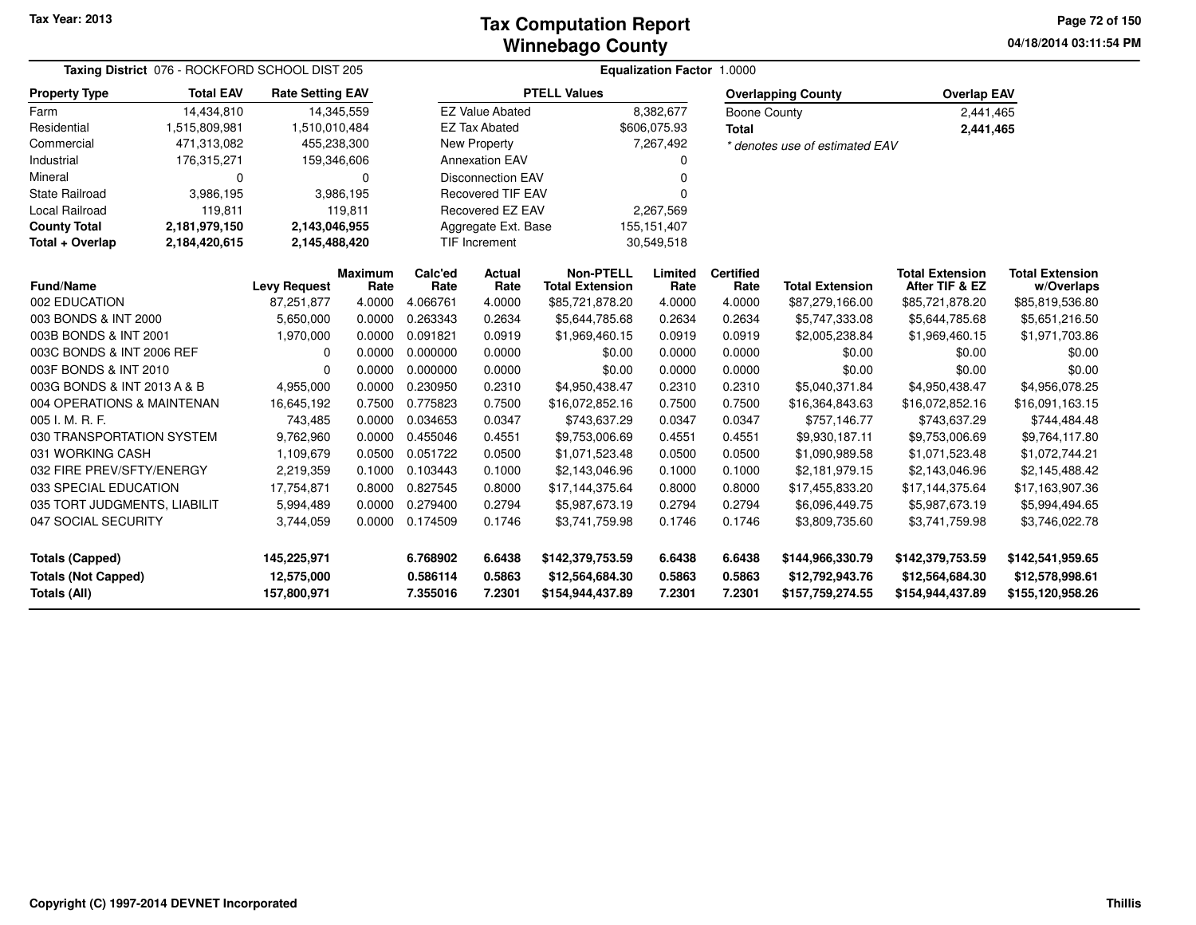# Tax Computation Report
## Winnebago County

Tax Year: 2013

04/18/2014 03:11:54 PM

**Taxing District** 076 - ROCKFORD SCHOOL DIST 205

**Equalization Factor** 1.0000

| Property Type | Total EAV | Rate Setting EAV |
|---|---|---|
| Farm | 14,434,810 | 14,345,559 |
| Residential | 1,515,809,981 | 1,510,010,484 |
| Commercial | 471,313,082 | 455,238,300 |
| Industrial | 176,315,271 | 159,346,606 |
| Mineral | 0 | 0 |
| State Railroad | 3,986,195 | 3,986,195 |
| Local Railroad | 119,811 | 119,811 |
| **County Total** | **2,181,979,150** | **2,143,046,955** |
| **Total + Overlap** | **2,184,420,615** | **2,145,488,420** |

| PTELL Values | |
|---|---|
| EZ Value Abated | 8,382,677 |
| EZ Tax Abated | $606,075.93 |
| New Property | 7,267,492 |
| Annexation EAV | 0 |
| Disconnection EAV | 0 |
| Recovered TIF EAV | 0 |
| Recovered EZ EAV | 2,267,569 |
| Aggregate Ext. Base | 155,151,407 |
| TIF Increment | 30,549,518 |

| Overlapping County | Overlap EAV |
|---|---|
| Boone County | 2,441,465 |
| **Total** | **2,441,465** |

* denotes use of estimated EAV

| Fund/Name | Levy Request | Maximum Rate | Calc'ed Rate | Actual Rate | Non-PTELL Total Extension | Limited Rate | Certified Rate | Total Extension | Total Extension After TIF & EZ | Total Extension w/Overlaps |
|---|---|---|---|---|---|---|---|---|---|---|
| 002 EDUCATION | 87,251,877 | 4.0000 | 4.066761 | 4.0000 | $85,721,878.20 | 4.0000 | 4.0000 | $87,279,166.00 | $85,721,878.20 | $85,819,536.80 |
| 003 BONDS & INT 2000 | 5,650,000 | 0.0000 | 0.263343 | 0.2634 | $5,644,785.68 | 0.2634 | 0.2634 | $5,747,333.08 | $5,644,785.68 | $5,651,216.50 |
| 003B BONDS & INT 2001 | 1,970,000 | 0.0000 | 0.091821 | 0.0919 | $1,969,460.15 | 0.0919 | 0.0919 | $2,005,238.84 | $1,969,460.15 | $1,971,703.86 |
| 003C BONDS & INT 2006 REF | 0 | 0.0000 | 0.000000 | 0.0000 | $0.00 | 0.0000 | 0.0000 | $0.00 | $0.00 | $0.00 |
| 003F BONDS & INT 2010 | 0 | 0.0000 | 0.000000 | 0.0000 | $0.00 | 0.0000 | 0.0000 | $0.00 | $0.00 | $0.00 |
| 003G BONDS & INT 2013 A & B | 4,955,000 | 0.0000 | 0.230950 | 0.2310 | $4,950,438.47 | 0.2310 | 0.2310 | $5,040,371.84 | $4,950,438.47 | $4,956,078.25 |
| 004 OPERATIONS & MAINTENAN | 16,645,192 | 0.7500 | 0.775823 | 0.7500 | $16,072,852.16 | 0.7500 | 0.7500 | $16,364,843.63 | $16,072,852.16 | $16,091,163.15 |
| 005 I. M. R. F. | 743,485 | 0.0000 | 0.034653 | 0.0347 | $743,637.29 | 0.0347 | 0.0347 | $757,146.77 | $743,637.29 | $744,484.48 |
| 030 TRANSPORTATION SYSTEM | 9,762,960 | 0.0000 | 0.455046 | 0.4551 | $9,753,006.69 | 0.4551 | 0.4551 | $9,930,187.11 | $9,753,006.69 | $9,764,117.80 |
| 031 WORKING CASH | 1,109,679 | 0.0500 | 0.051722 | 0.0500 | $1,071,523.48 | 0.0500 | 0.0500 | $1,090,989.58 | $1,071,523.48 | $1,072,744.21 |
| 032 FIRE PREV/SFTY/ENERGY | 2,219,359 | 0.1000 | 0.103443 | 0.1000 | $2,143,046.96 | 0.1000 | 0.1000 | $2,181,979.15 | $2,143,046.96 | $2,145,488.42 |
| 033 SPECIAL EDUCATION | 17,754,871 | 0.8000 | 0.827545 | 0.8000 | $17,144,375.64 | 0.8000 | 0.8000 | $17,455,833.20 | $17,144,375.64 | $17,163,907.36 |
| 035 TORT JUDGMENTS, LIABILIT | 5,994,489 | 0.0000 | 0.279400 | 0.2794 | $5,987,673.19 | 0.2794 | 0.2794 | $6,096,449.75 | $5,987,673.19 | $5,994,494.65 |
| 047 SOCIAL SECURITY | 3,744,059 | 0.0000 | 0.174509 | 0.1746 | $3,741,759.98 | 0.1746 | 0.1746 | $3,809,735.60 | $3,741,759.98 | $3,746,022.78 |
| **Totals (Capped)** | **145,225,971** | | **6.768902** | **6.6438** | **$142,379,753.59** | **6.6438** | **6.6438** | **$144,966,330.79** | **$142,379,753.59** | **$142,541,959.65** |
| **Totals (Not Capped)** | **12,575,000** | | **0.586114** | **0.5863** | **$12,564,684.30** | **0.5863** | **0.5863** | **$12,792,943.76** | **$12,564,684.30** | **$12,578,998.61** |
| **Totals (All)** | **157,800,971** | | **7.355016** | **7.2301** | **$154,944,437.89** | **7.2301** | **7.2301** | **$157,759,274.55** | **$154,944,437.89** | **$155,120,958.26** |

Copyright (C) 1997-2014 DEVNET Incorporated

Thillis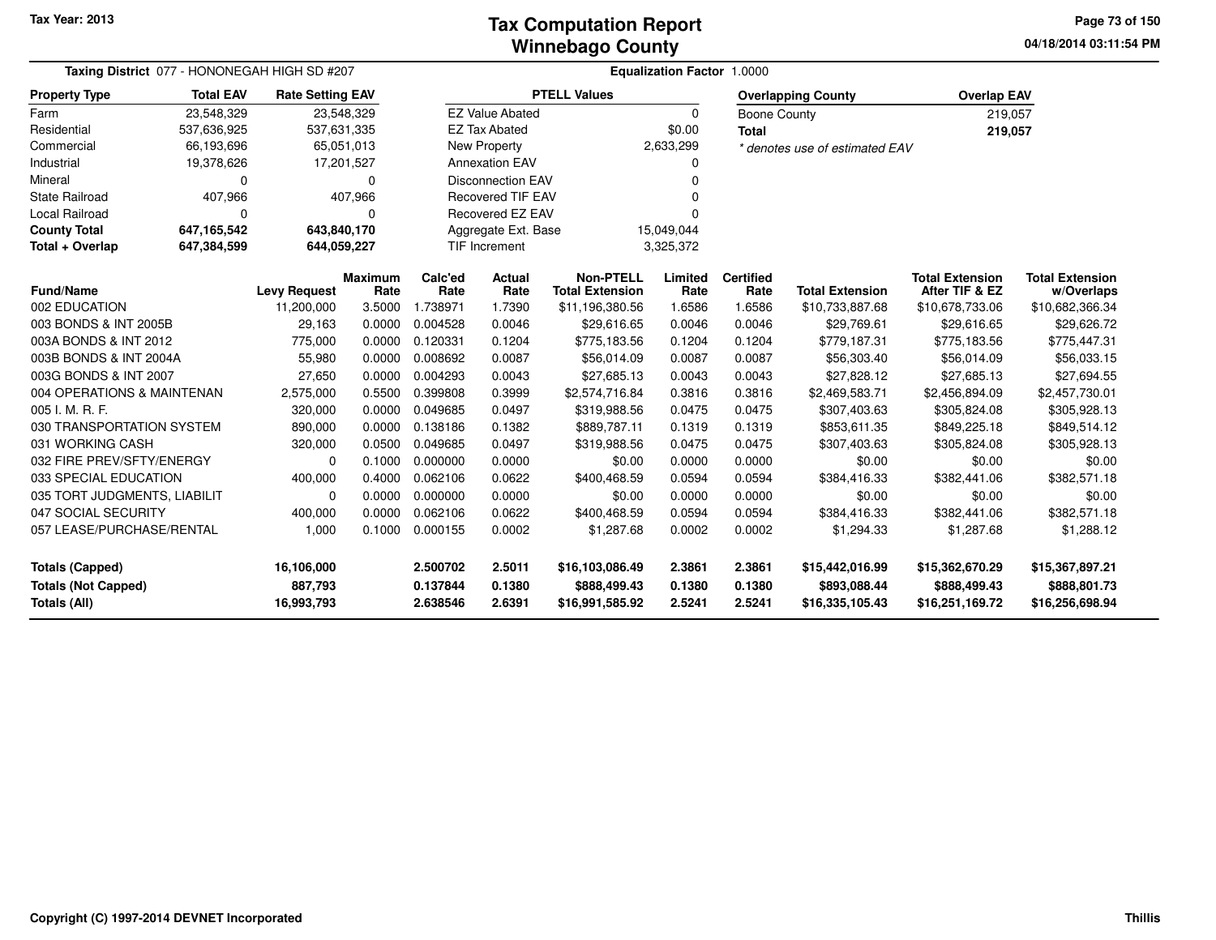Tax Year: 2013

# Tax Computation Report
## Winnebago County

04/18/2014 03:11:54 PM

**Taxing District** 077 - HONONEGAH HIGH SD #207 **Equalization Factor** 1.0000

| Property Type | Total EAV | Rate Setting EAV |
|---|---|---|
| Farm | 23,548,329 | 23,548,329 |
| Residential | 537,636,925 | 537,631,335 |
| Commercial | 66,193,696 | 65,051,013 |
| Industrial | 19,378,626 | 17,201,527 |
| Mineral | 0 | 0 |
| State Railroad | 407,966 | 407,966 |
| Local Railroad | 0 | 0 |
| **County Total** | **647,165,542** | **643,840,170** |
| **Total + Overlap** | **647,384,599** | **644,059,227** |

| PTELL Values | |
|---|---|
| EZ Value Abated | 0 |
| EZ Tax Abated | $0.00 |
| New Property | 2,633,299 |
| Annexation EAV | 0 |
| Disconnection EAV | 0 |
| Recovered TIF EAV | 0 |
| Recovered EZ EAV | 0 |
| Aggregate Ext. Base | 15,049,044 |
| TIF Increment | 3,325,372 |

| Overlapping County | Overlap EAV |
|---|---|
| Boone County | 219,057 |
| **Total** | **219,057** |

*\* denotes use of estimated EAV*

| Fund/Name | Levy Request | Maximum Rate | Calc'ed Rate | Actual Rate | Non-PTELL Total Extension | Limited Rate | Certified Rate | Total Extension | Total Extension After TIF & EZ | Total Extension w/Overlaps |
|---|---|---|---|---|---|---|---|---|---|---|
| 002 EDUCATION | 11,200,000 | 3.5000 | 1.738971 | 1.7390 | $11,196,380.56 | 1.6586 | 1.6586 | $10,733,887.68 | $10,678,733.06 | $10,682,366.34 |
| 003 BONDS & INT 2005B | 29,163 | 0.0000 | 0.004528 | 0.0046 | $29,616.65 | 0.0046 | 0.0046 | $29,769.61 | $29,616.65 | $29,626.72 |
| 003A BONDS & INT 2012 | 775,000 | 0.0000 | 0.120331 | 0.1204 | $775,183.56 | 0.1204 | 0.1204 | $779,187.31 | $775,183.56 | $775,447.31 |
| 003B BONDS & INT 2004A | 55,980 | 0.0000 | 0.008692 | 0.0087 | $56,014.09 | 0.0087 | 0.0087 | $56,303.40 | $56,014.09 | $56,033.15 |
| 003G BONDS & INT 2007 | 27,650 | 0.0000 | 0.004293 | 0.0043 | $27,685.13 | 0.0043 | 0.0043 | $27,828.12 | $27,685.13 | $27,694.55 |
| 004 OPERATIONS & MAINTENAN | 2,575,000 | 0.5500 | 0.399808 | 0.3999 | $2,574,716.84 | 0.3816 | 0.3816 | $2,469,583.71 | $2,456,894.09 | $2,457,730.01 |
| 005 I. M. R. F. | 320,000 | 0.0000 | 0.049685 | 0.0497 | $319,988.56 | 0.0475 | 0.0475 | $307,403.63 | $305,824.08 | $305,928.13 |
| 030 TRANSPORTATION SYSTEM | 890,000 | 0.0000 | 0.138186 | 0.1382 | $889,787.11 | 0.1319 | 0.1319 | $853,611.35 | $849,225.18 | $849,514.12 |
| 031 WORKING CASH | 320,000 | 0.0500 | 0.049685 | 0.0497 | $319,988.56 | 0.0475 | 0.0475 | $307,403.63 | $305,824.08 | $305,928.13 |
| 032 FIRE PREV/SFTY/ENERGY | 0 | 0.1000 | 0.000000 | 0.0000 | $0.00 | 0.0000 | 0.0000 | $0.00 | $0.00 | $0.00 |
| 033 SPECIAL EDUCATION | 400,000 | 0.4000 | 0.062106 | 0.0622 | $400,468.59 | 0.0594 | 0.0594 | $384,416.33 | $382,441.06 | $382,571.18 |
| 035 TORT JUDGMENTS, LIABILIT | 0 | 0.0000 | 0.000000 | 0.0000 | $0.00 | 0.0000 | 0.0000 | $0.00 | $0.00 | $0.00 |
| 047 SOCIAL SECURITY | 400,000 | 0.0000 | 0.062106 | 0.0622 | $400,468.59 | 0.0594 | 0.0594 | $384,416.33 | $382,441.06 | $382,571.18 |
| 057 LEASE/PURCHASE/RENTAL | 1,000 | 0.1000 | 0.000155 | 0.0002 | $1,287.68 | 0.0002 | 0.0002 | $1,294.33 | $1,287.68 | $1,288.12 |
| **Totals (Capped)** | **16,106,000** | | **2.500702** | **2.5011** | **$16,103,086.49** | **2.3861** | **2.3861** | **$15,442,016.99** | **$15,362,670.29** | **$15,367,897.21** |
| **Totals (Not Capped)** | **887,793** | | **0.137844** | **0.1380** | **$888,499.43** | **0.1380** | **0.1380** | **$893,088.44** | **$888,499.43** | **$888,801.73** |
| **Totals (All)** | **16,993,793** | | **2.638546** | **2.6391** | **$16,991,585.92** | **2.5241** | **2.5241** | **$16,335,105.43** | **$16,251,169.72** | **$16,256,698.94** |

Copyright (C) 1997-2014 DEVNET Incorporated

Thillis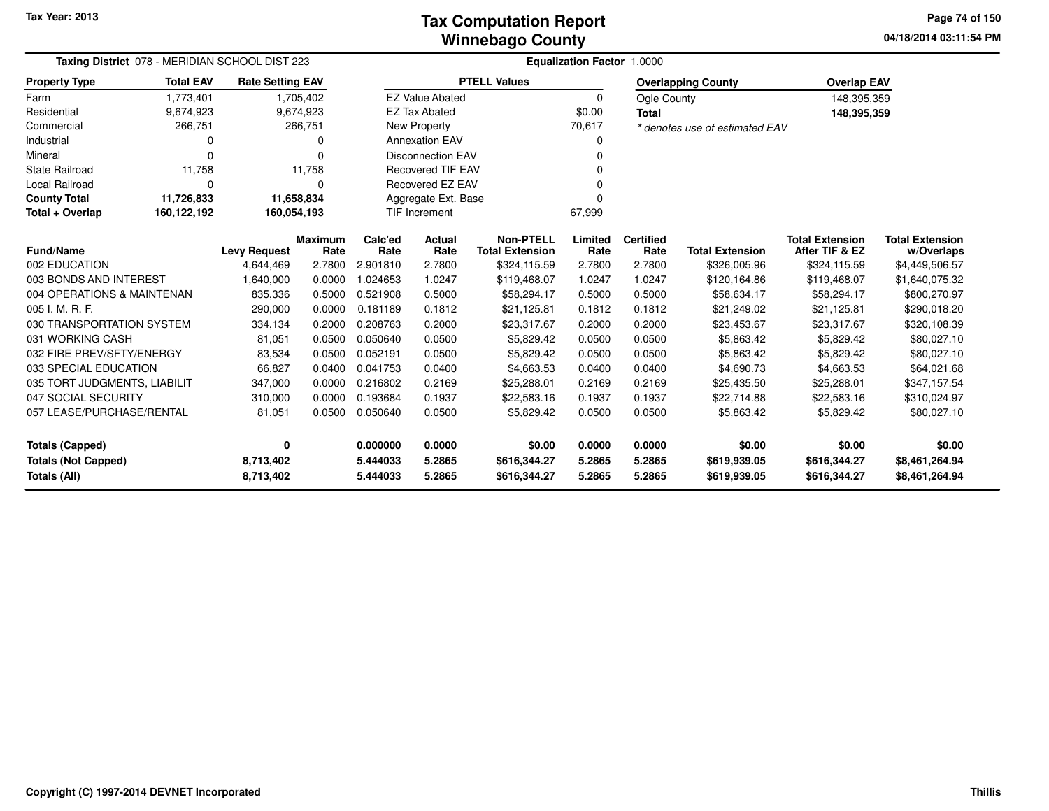# Tax Computation Report
# Winnebago County

Tax Year: 2013

04/18/2014 03:11:54 PM

**Taxing District** 078 - MERIDIAN SCHOOL DIST 223

**Equalization Factor** 1.0000

| Property Type | Total EAV | Rate Setting EAV |
|---|---|---|
| Farm | 1,773,401 | 1,705,402 |
| Residential | 9,674,923 | 9,674,923 |
| Commercial | 266,751 | 266,751 |
| Industrial | 0 | 0 |
| Mineral | 0 | 0 |
| State Railroad | 11,758 | 11,758 |
| Local Railroad | 0 | 0 |
| **County Total** | **11,726,833** | **11,658,834** |
| **Total + Overlap** | **160,122,192** | **160,054,193** |

| PTELL Values | |
|---|---|
| EZ Value Abated | 0 |
| EZ Tax Abated | $0.00 |
| New Property | 70,617 |
| Annexation EAV | 0 |
| Disconnection EAV | 0 |
| Recovered TIF EAV | 0 |
| Recovered EZ EAV | 0 |
| Aggregate Ext. Base | 0 |
| TIF Increment | 67,999 |

| Overlapping County | Overlap EAV |
|---|---|
| Ogle County | 148,395,359 |
| **Total** | **148,395,359** |

*\* denotes use of estimated EAV*

| Fund/Name | Levy Request | Maximum Rate | Calc'ed Rate | Actual Rate | Non-PTELL Total Extension | Limited Rate | Certified Rate | Total Extension | Total Extension After TIF & EZ | Total Extension w/Overlaps |
|---|---|---|---|---|---|---|---|---|---|---|
| 002 EDUCATION | 4,644,469 | 2.7800 | 2.901810 | 2.7800 | $324,115.59 | 2.7800 | 2.7800 | $326,005.96 | $324,115.59 | $4,449,506.57 |
| 003 BONDS AND INTEREST | 1,640,000 | 0.0000 | 1.024653 | 1.0247 | $119,468.07 | 1.0247 | 1.0247 | $120,164.86 | $119,468.07 | $1,640,075.32 |
| 004 OPERATIONS & MAINTENAN | 835,336 | 0.5000 | 0.521908 | 0.5000 | $58,294.17 | 0.5000 | 0.5000 | $58,634.17 | $58,294.17 | $800,270.97 |
| 005 I. M. R. F. | 290,000 | 0.0000 | 0.181189 | 0.1812 | $21,125.81 | 0.1812 | 0.1812 | $21,249.02 | $21,125.81 | $290,018.20 |
| 030 TRANSPORTATION SYSTEM | 334,134 | 0.2000 | 0.208763 | 0.2000 | $23,317.67 | 0.2000 | 0.2000 | $23,453.67 | $23,317.67 | $320,108.39 |
| 031 WORKING CASH | 81,051 | 0.0500 | 0.050640 | 0.0500 | $5,829.42 | 0.0500 | 0.0500 | $5,863.42 | $5,829.42 | $80,027.10 |
| 032 FIRE PREV/SFTY/ENERGY | 83,534 | 0.0500 | 0.052191 | 0.0500 | $5,829.42 | 0.0500 | 0.0500 | $5,863.42 | $5,829.42 | $80,027.10 |
| 033 SPECIAL EDUCATION | 66,827 | 0.0400 | 0.041753 | 0.0400 | $4,663.53 | 0.0400 | 0.0400 | $4,690.73 | $4,663.53 | $64,021.68 |
| 035 TORT JUDGMENTS, LIABILIT | 347,000 | 0.0000 | 0.216802 | 0.2169 | $25,288.01 | 0.2169 | 0.2169 | $25,435.50 | $25,288.01 | $347,157.54 |
| 047 SOCIAL SECURITY | 310,000 | 0.0000 | 0.193684 | 0.1937 | $22,583.16 | 0.1937 | 0.1937 | $22,714.88 | $22,583.16 | $310,024.97 |
| 057 LEASE/PURCHASE/RENTAL | 81,051 | 0.0500 | 0.050640 | 0.0500 | $5,829.42 | 0.0500 | 0.0500 | $5,863.42 | $5,829.42 | $80,027.10 |
| **Totals (Capped)** | **0** | | **0.000000** | **0.0000** | **$0.00** | **0.0000** | **0.0000** | **$0.00** | **$0.00** | **$0.00** |
| **Totals (Not Capped)** | **8,713,402** | | **5.444033** | **5.2865** | **$616,344.27** | **5.2865** | **5.2865** | **$619,939.05** | **$616,344.27** | **$8,461,264.94** |
| **Totals (All)** | **8,713,402** | | **5.444033** | **5.2865** | **$616,344.27** | **5.2865** | **5.2865** | **$619,939.05** | **$616,344.27** | **$8,461,264.94** |

**Copyright (C) 1997-2014 DEVNET Incorporated**

**Thillis**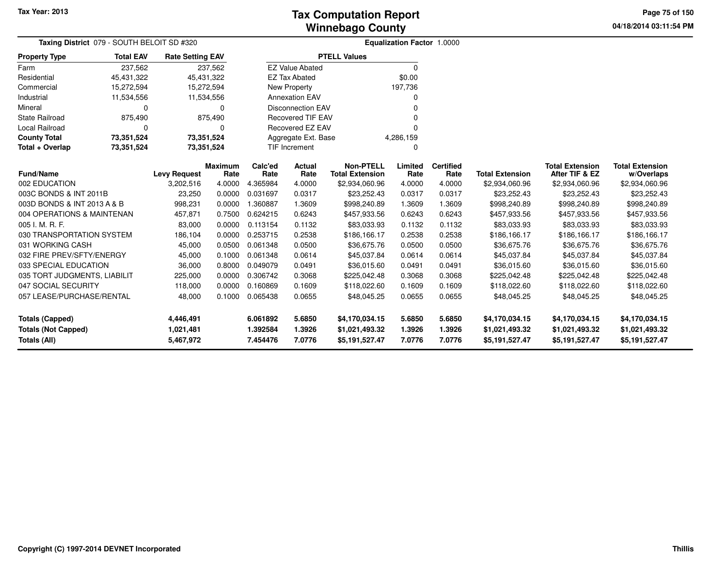Tax Year: 2013

# Tax Computation Report
## Winnebago County

04/18/2014 03:11:54 PM

**Taxing District** 079 - SOUTH BELOIT SD #320

**Equalization Factor** 1.0000

| Property Type | Total EAV | Rate Setting EAV |
|---|---|---|
| Farm | 237,562 | 237,562 |
| Residential | 45,431,322 | 45,431,322 |
| Commercial | 15,272,594 | 15,272,594 |
| Industrial | 11,534,556 | 11,534,556 |
| Mineral | 0 | 0 |
| State Railroad | 875,490 | 875,490 |
| Local Railroad | 0 | 0 |
| **County Total** | **73,351,524** | **73,351,524** |
| **Total + Overlap** | **73,351,524** | **73,351,524** |

| PTELL Values | |
|---|---|
| EZ Value Abated | 0 |
| EZ Tax Abated | $0.00 |
| New Property | 197,736 |
| Annexation EAV | 0 |
| Disconnection EAV | 0 |
| Recovered TIF EAV | 0 |
| Recovered EZ EAV | 0 |
| Aggregate Ext. Base | 4,286,159 |
| TIF Increment | 0 |

| Fund/Name | Levy Request | Maximum Rate | Calc'ed Rate | Actual Rate | Non-PTELL Total Extension | Limited Rate | Certified Rate | Total Extension | Total Extension After TIF & EZ | Total Extension w/Overlaps |
|---|---|---|---|---|---|---|---|---|---|---|
| 002 EDUCATION | 3,202,516 | 4.0000 | 4.365984 | 4.0000 | $2,934,060.96 | 4.0000 | 4.0000 | $2,934,060.96 | $2,934,060.96 | $2,934,060.96 |
| 003C BONDS & INT 2011B | 23,250 | 0.0000 | 0.031697 | 0.0317 | $23,252.43 | 0.0317 | 0.0317 | $23,252.43 | $23,252.43 | $23,252.43 |
| 003D BONDS & INT 2013 A & B | 998,231 | 0.0000 | 1.360887 | 1.3609 | $998,240.89 | 1.3609 | 1.3609 | $998,240.89 | $998,240.89 | $998,240.89 |
| 004 OPERATIONS & MAINTENAN | 457,871 | 0.7500 | 0.624215 | 0.6243 | $457,933.56 | 0.6243 | 0.6243 | $457,933.56 | $457,933.56 | $457,933.56 |
| 005 I. M. R. F. | 83,000 | 0.0000 | 0.113154 | 0.1132 | $83,033.93 | 0.1132 | 0.1132 | $83,033.93 | $83,033.93 | $83,033.93 |
| 030 TRANSPORTATION SYSTEM | 186,104 | 0.0000 | 0.253715 | 0.2538 | $186,166.17 | 0.2538 | 0.2538 | $186,166.17 | $186,166.17 | $186,166.17 |
| 031 WORKING CASH | 45,000 | 0.0500 | 0.061348 | 0.0500 | $36,675.76 | 0.0500 | 0.0500 | $36,675.76 | $36,675.76 | $36,675.76 |
| 032 FIRE PREV/SFTY/ENERGY | 45,000 | 0.1000 | 0.061348 | 0.0614 | $45,037.84 | 0.0614 | 0.0614 | $45,037.84 | $45,037.84 | $45,037.84 |
| 033 SPECIAL EDUCATION | 36,000 | 0.8000 | 0.049079 | 0.0491 | $36,015.60 | 0.0491 | 0.0491 | $36,015.60 | $36,015.60 | $36,015.60 |
| 035 TORT JUDGMENTS, LIABILIT | 225,000 | 0.0000 | 0.306742 | 0.3068 | $225,042.48 | 0.3068 | 0.3068 | $225,042.48 | $225,042.48 | $225,042.48 |
| 047 SOCIAL SECURITY | 118,000 | 0.0000 | 0.160869 | 0.1609 | $118,022.60 | 0.1609 | 0.1609 | $118,022.60 | $118,022.60 | $118,022.60 |
| 057 LEASE/PURCHASE/RENTAL | 48,000 | 0.1000 | 0.065438 | 0.0655 | $48,045.25 | 0.0655 | 0.0655 | $48,045.25 | $48,045.25 | $48,045.25 |
| **Totals (Capped)** | **4,446,491** | | **6.061892** | **5.6850** | **$4,170,034.15** | **5.6850** | **5.6850** | **$4,170,034.15** | **$4,170,034.15** | **$4,170,034.15** |
| **Totals (Not Capped)** | **1,021,481** | | **1.392584** | **1.3926** | **$1,021,493.32** | **1.3926** | **1.3926** | **$1,021,493.32** | **$1,021,493.32** | **$1,021,493.32** |
| **Totals (All)** | **5,467,972** | | **7.454476** | **7.0776** | **$5,191,527.47** | **7.0776** | **7.0776** | **$5,191,527.47** | **$5,191,527.47** | **$5,191,527.47** |

Copyright (C) 1997-2014 DEVNET Incorporated

Thillis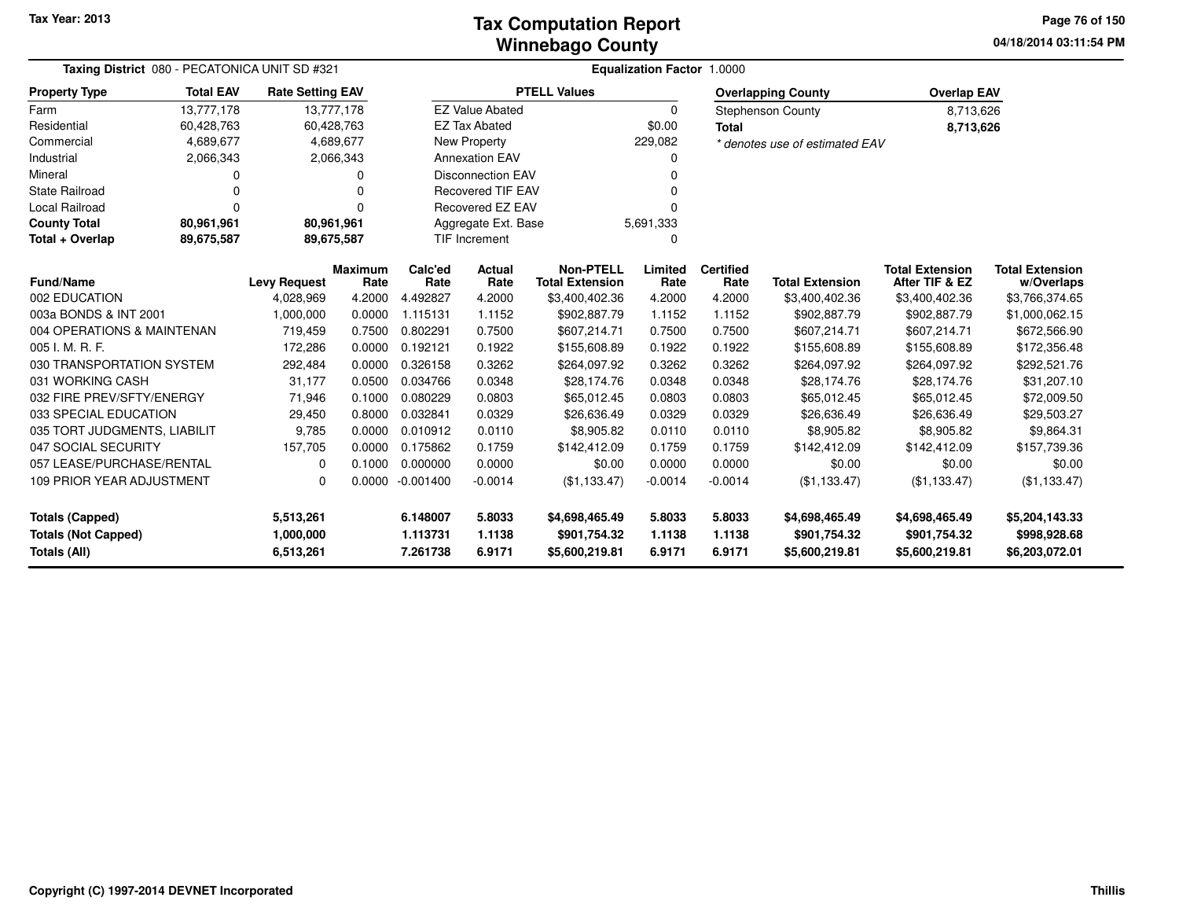Tax Year: 2013

# Tax Computation Report
## Winnebago County

04/18/2014 03:11:54 PM

**Taxing District** 080 - PECATONICA UNIT SD #321

**Equalization Factor** 1.0000

| Property Type | Total EAV | Rate Setting EAV |
|---|---|---|
| Farm | 13,777,178 | 13,777,178 |
| Residential | 60,428,763 | 60,428,763 |
| Commercial | 4,689,677 | 4,689,677 |
| Industrial | 2,066,343 | 2,066,343 |
| Mineral | 0 | 0 |
| State Railroad | 0 | 0 |
| Local Railroad | 0 | 0 |
| **County Total** | **80,961,961** | **80,961,961** |
| **Total + Overlap** | **89,675,587** | **89,675,587** |

| PTELL Values | |
|---|---|
| EZ Value Abated | 0 |
| EZ Tax Abated | $0.00 |
| New Property | 229,082 |
| Annexation EAV | 0 |
| Disconnection EAV | 0 |
| Recovered TIF EAV | 0 |
| Recovered EZ EAV | 0 |
| Aggregate Ext. Base | 5,691,333 |
| TIF Increment | 0 |

| Overlapping County | Overlap EAV |
|---|---|
| Stephenson County | 8,713,626 |
| **Total** | **8,713,626** |

*\* denotes use of estimated EAV*

| Fund/Name | Levy Request | Maximum Rate | Calc'ed Rate | Actual Rate | Non-PTELL Total Extension | Limited Rate | Certified Rate | Total Extension | Total Extension After TIF & EZ | Total Extension w/Overlaps |
|---|---|---|---|---|---|---|---|---|---|---|
| 002 EDUCATION | 4,028,969 | 4.2000 | 4.492827 | 4.2000 | $3,400,402.36 | 4.2000 | 4.2000 | $3,400,402.36 | $3,400,402.36 | $3,766,374.65 |
| 003a BONDS & INT 2001 | 1,000,000 | 0.0000 | 1.115131 | 1.1152 | $902,887.79 | 1.1152 | 1.1152 | $902,887.79 | $902,887.79 | $1,000,062.15 |
| 004 OPERATIONS & MAINTENAN | 719,459 | 0.7500 | 0.802291 | 0.7500 | $607,214.71 | 0.7500 | 0.7500 | $607,214.71 | $607,214.71 | $672,566.90 |
| 005 I. M. R. F. | 172,286 | 0.0000 | 0.192121 | 0.1922 | $155,608.89 | 0.1922 | 0.1922 | $155,608.89 | $155,608.89 | $172,356.48 |
| 030 TRANSPORTATION SYSTEM | 292,484 | 0.0000 | 0.326158 | 0.3262 | $264,097.92 | 0.3262 | 0.3262 | $264,097.92 | $264,097.92 | $292,521.76 |
| 031 WORKING CASH | 31,177 | 0.0500 | 0.034766 | 0.0348 | $28,174.76 | 0.0348 | 0.0348 | $28,174.76 | $28,174.76 | $31,207.10 |
| 032 FIRE PREV/SFTY/ENERGY | 71,946 | 0.1000 | 0.080229 | 0.0803 | $65,012.45 | 0.0803 | 0.0803 | $65,012.45 | $65,012.45 | $72,009.50 |
| 033 SPECIAL EDUCATION | 29,450 | 0.8000 | 0.032841 | 0.0329 | $26,636.49 | 0.0329 | 0.0329 | $26,636.49 | $26,636.49 | $29,503.27 |
| 035 TORT JUDGMENTS, LIABILIT | 9,785 | 0.0000 | 0.010912 | 0.0110 | $8,905.82 | 0.0110 | 0.0110 | $8,905.82 | $8,905.82 | $9,864.31 |
| 047 SOCIAL SECURITY | 157,705 | 0.0000 | 0.175862 | 0.1759 | $142,412.09 | 0.1759 | 0.1759 | $142,412.09 | $142,412.09 | $157,739.36 |
| 057 LEASE/PURCHASE/RENTAL | 0 | 0.1000 | 0.000000 | 0.0000 | $0.00 | 0.0000 | 0.0000 | $0.00 | $0.00 | $0.00 |
| 109 PRIOR YEAR ADJUSTMENT | 0 | 0.0000 | -0.001400 | -0.0014 | ($1,133.47) | -0.0014 | -0.0014 | ($1,133.47) | ($1,133.47) | ($1,133.47) |
| **Totals (Capped)** | **5,513,261** | | **6.148007** | **5.8033** | **$4,698,465.49** | **5.8033** | **5.8033** | **$4,698,465.49** | **$4,698,465.49** | **$5,204,143.33** |
| **Totals (Not Capped)** | **1,000,000** | | **1.113731** | **1.1138** | **$901,754.32** | **1.1138** | **1.1138** | **$901,754.32** | **$901,754.32** | **$998,928.68** |
| **Totals (All)** | **6,513,261** | | **7.261738** | **6.9171** | **$5,600,219.81** | **6.9171** | **6.9171** | **$5,600,219.81** | **$5,600,219.81** | **$6,203,072.01** |

Copyright (C) 1997-2014 DEVNET Incorporated

Thillis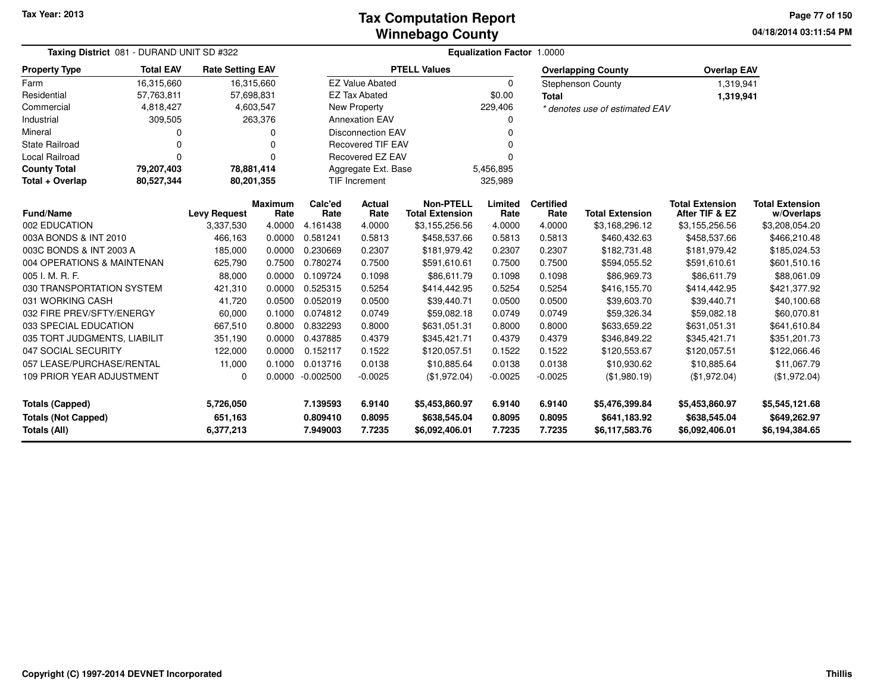Tax Year: 2013

# Tax Computation Report
## Winnebago County

04/18/2014 03:11:54 PM

**Taxing District** 081 - DURAND UNIT SD #322 **Equalization Factor** 1.0000

| Property Type | Total EAV | Rate Setting EAV |
|---|---|---|
| Farm | 16,315,660 | 16,315,660 |
| Residential | 57,763,811 | 57,698,831 |
| Commercial | 4,818,427 | 4,603,547 |
| Industrial | 309,505 | 263,376 |
| Mineral | 0 | 0 |
| State Railroad | 0 | 0 |
| Local Railroad | 0 | 0 |
| **County Total** | **79,207,403** | **78,881,414** |
| **Total + Overlap** | **80,527,344** | **80,201,355** |

| PTELL Values | |
|---|---|
| EZ Value Abated | 0 |
| EZ Tax Abated | $0.00 |
| New Property | 229,406 |
| Annexation EAV | 0 |
| Disconnection EAV | 0 |
| Recovered TIF EAV | 0 |
| Recovered EZ EAV | 0 |
| Aggregate Ext. Base | 5,456,895 |
| TIF Increment | 325,989 |

| Overlapping County | Overlap EAV |
|---|---|
| Stephenson County | 1,319,941 |
| **Total** | **1,319,941** |

*\* denotes use of estimated EAV*

| Fund/Name | Levy Request | Maximum Rate | Calc'ed Rate | Actual Rate | Non-PTELL Total Extension | Limited Rate | Certified Rate | Total Extension | Total Extension After TIF & EZ | Total Extension w/Overlaps |
|---|---|---|---|---|---|---|---|---|---|---|
| 002 EDUCATION | 3,337,530 | 4.0000 | 4.161438 | 4.0000 | $3,155,256.56 | 4.0000 | 4.0000 | $3,168,296.12 | $3,155,256.56 | $3,208,054.20 |
| 003A BONDS & INT 2010 | 466,163 | 0.0000 | 0.581241 | 0.5813 | $458,537.66 | 0.5813 | 0.5813 | $460,432.63 | $458,537.66 | $466,210.48 |
| 003C BONDS & INT 2003 A | 185,000 | 0.0000 | 0.230669 | 0.2307 | $181,979.42 | 0.2307 | 0.2307 | $182,731.48 | $181,979.42 | $185,024.53 |
| 004 OPERATIONS & MAINTENAN | 625,790 | 0.7500 | 0.780274 | 0.7500 | $591,610.61 | 0.7500 | 0.7500 | $594,055.52 | $591,610.61 | $601,510.16 |
| 005 I. M. R. F. | 88,000 | 0.0000 | 0.109724 | 0.1098 | $86,611.79 | 0.1098 | 0.1098 | $86,969.73 | $86,611.79 | $88,061.09 |
| 030 TRANSPORTATION SYSTEM | 421,310 | 0.0000 | 0.525315 | 0.5254 | $414,442.95 | 0.5254 | 0.5254 | $416,155.70 | $414,442.95 | $421,377.92 |
| 031 WORKING CASH | 41,720 | 0.0500 | 0.052019 | 0.0500 | $39,440.71 | 0.0500 | 0.0500 | $39,603.70 | $39,440.71 | $40,100.68 |
| 032 FIRE PREV/SFTY/ENERGY | 60,000 | 0.1000 | 0.074812 | 0.0749 | $59,082.18 | 0.0749 | 0.0749 | $59,326.34 | $59,082.18 | $60,070.81 |
| 033 SPECIAL EDUCATION | 667,510 | 0.8000 | 0.832293 | 0.8000 | $631,051.31 | 0.8000 | 0.8000 | $633,659.22 | $631,051.31 | $641,610.84 |
| 035 TORT JUDGMENTS, LIABILIT | 351,190 | 0.0000 | 0.437885 | 0.4379 | $345,421.71 | 0.4379 | 0.4379 | $346,849.22 | $345,421.71 | $351,201.73 |
| 047 SOCIAL SECURITY | 122,000 | 0.0000 | 0.152117 | 0.1522 | $120,057.51 | 0.1522 | 0.1522 | $120,553.67 | $120,057.51 | $122,066.46 |
| 057 LEASE/PURCHASE/RENTAL | 11,000 | 0.1000 | 0.013716 | 0.0138 | $10,885.64 | 0.0138 | 0.0138 | $10,930.62 | $10,885.64 | $11,067.79 |
| 109 PRIOR YEAR ADJUSTMENT | 0 | 0.0000 | -0.002500 | -0.0025 | ($1,972.04) | -0.0025 | -0.0025 | ($1,980.19) | ($1,972.04) | ($1,972.04) |
| **Totals (Capped)** | **5,726,050** | | **7.139593** | **6.9140** | **$5,453,860.97** | **6.9140** | **6.9140** | **$5,476,399.84** | **$5,453,860.97** | **$5,545,121.68** |
| **Totals (Not Capped)** | **651,163** | | **0.809410** | **0.8095** | **$638,545.04** | **0.8095** | **0.8095** | **$641,183.92** | **$638,545.04** | **$649,262.97** |
| **Totals (All)** | **6,377,213** | | **7.949003** | **7.7235** | **$6,092,406.01** | **7.7235** | **7.7235** | **$6,117,583.76** | **$6,092,406.01** | **$6,194,384.65** |

Copyright (C) 1997-2014 DEVNET Incorporated — Thillis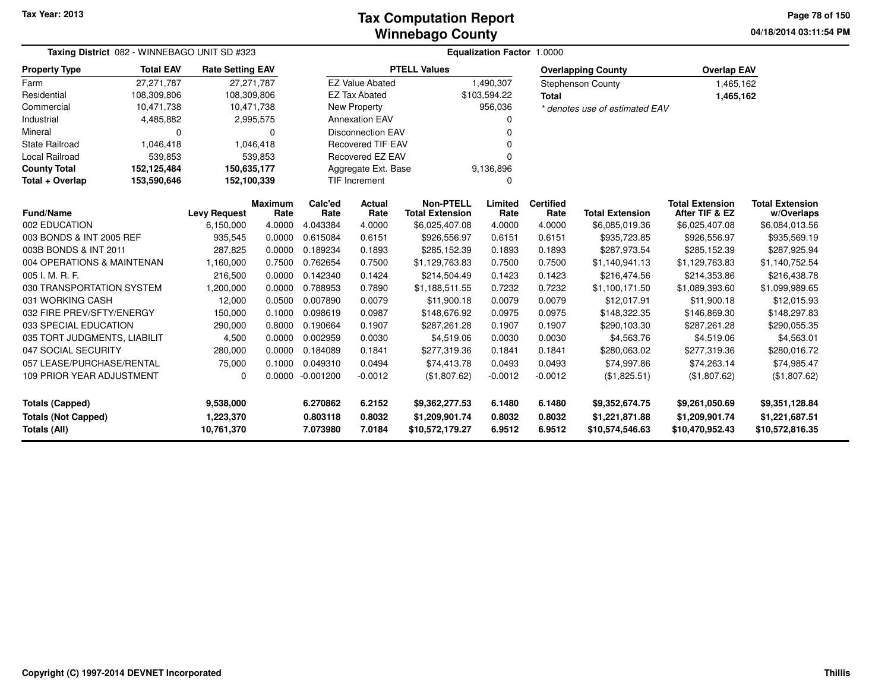Tax Year: 2013

# Tax Computation Report
## Winnebago County

04/18/2014 03:11:54 PM

**Taxing District** 082 - WINNEBAGO UNIT SD #323 **Equalization Factor** 1.0000

| Property Type | Total EAV | Rate Setting EAV |
|---|---|---|
| Farm | 27,271,787 | 27,271,787 |
| Residential | 108,309,806 | 108,309,806 |
| Commercial | 10,471,738 | 10,471,738 |
| Industrial | 4,485,882 | 2,995,575 |
| Mineral | 0 | 0 |
| State Railroad | 1,046,418 | 1,046,418 |
| Local Railroad | 539,853 | 539,853 |
| **County Total** | **152,125,484** | **150,635,177** |
| **Total + Overlap** | **153,590,646** | **152,100,339** |

| PTELL Values | |
|---|---|
| EZ Value Abated | 1,490,307 |
| EZ Tax Abated | $103,594.22 |
| New Property | 956,036 |
| Annexation EAV | 0 |
| Disconnection EAV | 0 |
| Recovered TIF EAV | 0 |
| Recovered EZ EAV | 0 |
| Aggregate Ext. Base | 9,136,896 |
| TIF Increment | 0 |

| Overlapping County | Overlap EAV |
|---|---|
| Stephenson County | 1,465,162 |
| **Total** | **1,465,162** |

*\* denotes use of estimated EAV*

| Fund/Name | Levy Request | Maximum Rate | Calc'ed Rate | Actual Rate | Non-PTELL Total Extension | Limited Rate | Certified Rate | Total Extension | Total Extension After TIF & EZ | Total Extension w/Overlaps |
|---|---|---|---|---|---|---|---|---|---|---|
| 002 EDUCATION | 6,150,000 | 4.0000 | 4.043384 | 4.0000 | $6,025,407.08 | 4.0000 | 4.0000 | $6,085,019.36 | $6,025,407.08 | $6,084,013.56 |
| 003 BONDS & INT 2005 REF | 935,545 | 0.0000 | 0.615084 | 0.6151 | $926,556.97 | 0.6151 | 0.6151 | $935,723.85 | $926,556.97 | $935,569.19 |
| 003B BONDS & INT 2011 | 287,825 | 0.0000 | 0.189234 | 0.1893 | $285,152.39 | 0.1893 | 0.1893 | $287,973.54 | $285,152.39 | $287,925.94 |
| 004 OPERATIONS & MAINTENAN | 1,160,000 | 0.7500 | 0.762654 | 0.7500 | $1,129,763.83 | 0.7500 | 0.7500 | $1,140,941.13 | $1,129,763.83 | $1,140,752.54 |
| 005 I. M. R. F. | 216,500 | 0.0000 | 0.142340 | 0.1424 | $214,504.49 | 0.1423 | 0.1423 | $216,474.56 | $214,353.86 | $216,438.78 |
| 030 TRANSPORTATION SYSTEM | 1,200,000 | 0.0000 | 0.788953 | 0.7890 | $1,188,511.55 | 0.7232 | 0.7232 | $1,100,171.50 | $1,089,393.60 | $1,099,989.65 |
| 031 WORKING CASH | 12,000 | 0.0500 | 0.007890 | 0.0079 | $11,900.18 | 0.0079 | 0.0079 | $12,017.91 | $11,900.18 | $12,015.93 |
| 032 FIRE PREV/SFTY/ENERGY | 150,000 | 0.1000 | 0.098619 | 0.0987 | $148,676.92 | 0.0975 | 0.0975 | $148,322.35 | $146,869.30 | $148,297.83 |
| 033 SPECIAL EDUCATION | 290,000 | 0.8000 | 0.190664 | 0.1907 | $287,261.28 | 0.1907 | 0.1907 | $290,103.30 | $287,261.28 | $290,055.35 |
| 035 TORT JUDGMENTS, LIABILIT | 4,500 | 0.0000 | 0.002959 | 0.0030 | $4,519.06 | 0.0030 | 0.0030 | $4,563.76 | $4,519.06 | $4,563.01 |
| 047 SOCIAL SECURITY | 280,000 | 0.0000 | 0.184089 | 0.1841 | $277,319.36 | 0.1841 | 0.1841 | $280,063.02 | $277,319.36 | $280,016.72 |
| 057 LEASE/PURCHASE/RENTAL | 75,000 | 0.1000 | 0.049310 | 0.0494 | $74,413.78 | 0.0493 | 0.0493 | $74,997.86 | $74,263.14 | $74,985.47 |
| 109 PRIOR YEAR ADJUSTMENT | 0 | 0.0000 | -0.001200 | -0.0012 | ($1,807.62) | -0.0012 | -0.0012 | ($1,825.51) | ($1,807.62) | ($1,807.62) |
| **Totals (Capped)** | **9,538,000** | | **6.270862** | **6.2152** | **$9,362,277.53** | **6.1480** | **6.1480** | **$9,352,674.75** | **$9,261,050.69** | **$9,351,128.84** |
| **Totals (Not Capped)** | **1,223,370** | | **0.803118** | **0.8032** | **$1,209,901.74** | **0.8032** | **0.8032** | **$1,221,871.88** | **$1,209,901.74** | **$1,221,687.51** |
| **Totals (All)** | **10,761,370** | | **7.073980** | **7.0184** | **$10,572,179.27** | **6.9512** | **6.9512** | **$10,574,546.63** | **$10,470,952.43** | **$10,572,816.35** |

Copyright (C) 1997-2014 DEVNET Incorporated Thillis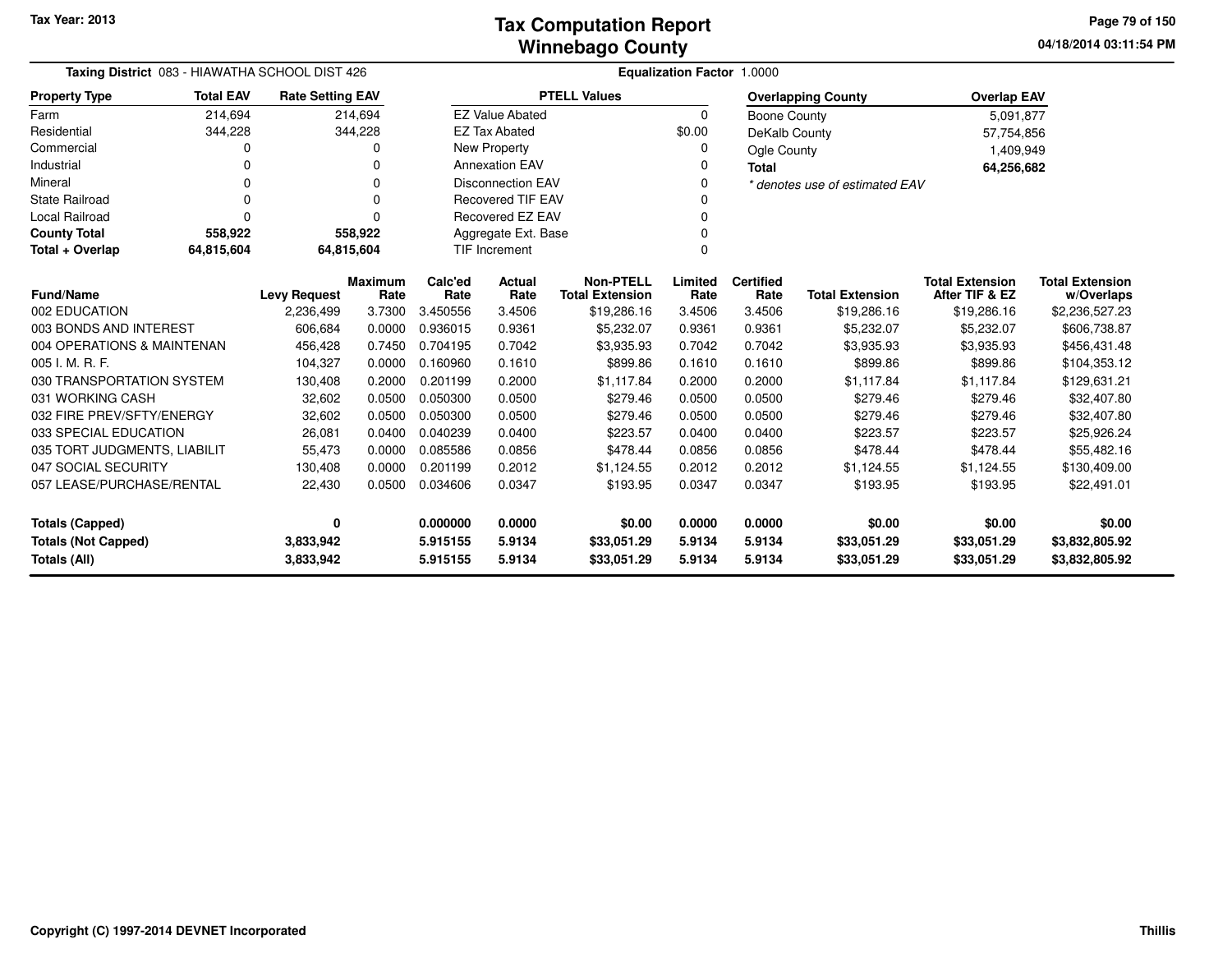Tax Year: 2013

# Tax Computation Report
# Winnebago County

04/18/2014 03:11:54 PM

**Taxing District** 083 - HIAWATHA SCHOOL DIST 426 **Equalization Factor** 1.0000

| Property Type | Total EAV | Rate Setting EAV |
|---|---|---|
| Farm | 214,694 | 214,694 |
| Residential | 344,228 | 344,228 |
| Commercial | 0 | 0 |
| Industrial | 0 | 0 |
| Mineral | 0 | 0 |
| State Railroad | 0 | 0 |
| Local Railroad | 0 | 0 |
| **County Total** | **558,922** | **558,922** |
| **Total + Overlap** | **64,815,604** | **64,815,604** |

| PTELL Values | |
|---|---|
| EZ Value Abated | 0 |
| EZ Tax Abated | $0.00 |
| New Property | 0 |
| Annexation EAV | 0 |
| Disconnection EAV | 0 |
| Recovered TIF EAV | 0 |
| Recovered EZ EAV | 0 |
| Aggregate Ext. Base | 0 |
| TIF Increment | 0 |

| Overlapping County | Overlap EAV |
|---|---|
| Boone County | 5,091,877 |
| DeKalb County | 57,754,856 |
| Ogle County | 1,409,949 |
| **Total** | **64,256,682** |

*\* denotes use of estimated EAV*

| Fund/Name | Levy Request | Maximum Rate | Calc'ed Rate | Actual Rate | Non-PTELL Total Extension | Limited Rate | Certified Rate | Total Extension | Total Extension After TIF & EZ | Total Extension w/Overlaps |
|---|---|---|---|---|---|---|---|---|---|---|
| 002 EDUCATION | 2,236,499 | 3.7300 | 3.450556 | 3.4506 | $19,286.16 | 3.4506 | 3.4506 | $19,286.16 | $19,286.16 | $2,236,527.23 |
| 003 BONDS AND INTEREST | 606,684 | 0.0000 | 0.936015 | 0.9361 | $5,232.07 | 0.9361 | 0.9361 | $5,232.07 | $5,232.07 | $606,738.87 |
| 004 OPERATIONS & MAINTENAN | 456,428 | 0.7450 | 0.704195 | 0.7042 | $3,935.93 | 0.7042 | 0.7042 | $3,935.93 | $3,935.93 | $456,431.48 |
| 005 I. M. R. F. | 104,327 | 0.0000 | 0.160960 | 0.1610 | $899.86 | 0.1610 | 0.1610 | $899.86 | $899.86 | $104,353.12 |
| 030 TRANSPORTATION SYSTEM | 130,408 | 0.2000 | 0.201199 | 0.2000 | $1,117.84 | 0.2000 | 0.2000 | $1,117.84 | $1,117.84 | $129,631.21 |
| 031 WORKING CASH | 32,602 | 0.0500 | 0.050300 | 0.0500 | $279.46 | 0.0500 | 0.0500 | $279.46 | $279.46 | $32,407.80 |
| 032 FIRE PREV/SFTY/ENERGY | 32,602 | 0.0500 | 0.050300 | 0.0500 | $279.46 | 0.0500 | 0.0500 | $279.46 | $279.46 | $32,407.80 |
| 033 SPECIAL EDUCATION | 26,081 | 0.0400 | 0.040239 | 0.0400 | $223.57 | 0.0400 | 0.0400 | $223.57 | $223.57 | $25,926.24 |
| 035 TORT JUDGMENTS, LIABILIT | 55,473 | 0.0000 | 0.085586 | 0.0856 | $478.44 | 0.0856 | 0.0856 | $478.44 | $478.44 | $55,482.16 |
| 047 SOCIAL SECURITY | 130,408 | 0.0000 | 0.201199 | 0.2012 | $1,124.55 | 0.2012 | 0.2012 | $1,124.55 | $1,124.55 | $130,409.00 |
| 057 LEASE/PURCHASE/RENTAL | 22,430 | 0.0500 | 0.034606 | 0.0347 | $193.95 | 0.0347 | 0.0347 | $193.95 | $193.95 | $22,491.01 |
| **Totals (Capped)** | **0** | | **0.000000** | **0.0000** | **$0.00** | **0.0000** | **0.0000** | **$0.00** | **$0.00** | **$0.00** |
| **Totals (Not Capped)** | **3,833,942** | | **5.915155** | **5.9134** | **$33,051.29** | **5.9134** | **5.9134** | **$33,051.29** | **$33,051.29** | **$3,832,805.92** |
| **Totals (All)** | **3,833,942** | | **5.915155** | **5.9134** | **$33,051.29** | **5.9134** | **5.9134** | **$33,051.29** | **$33,051.29** | **$3,832,805.92** |

Copyright (C) 1997-2014 DEVNET Incorporated

Thillis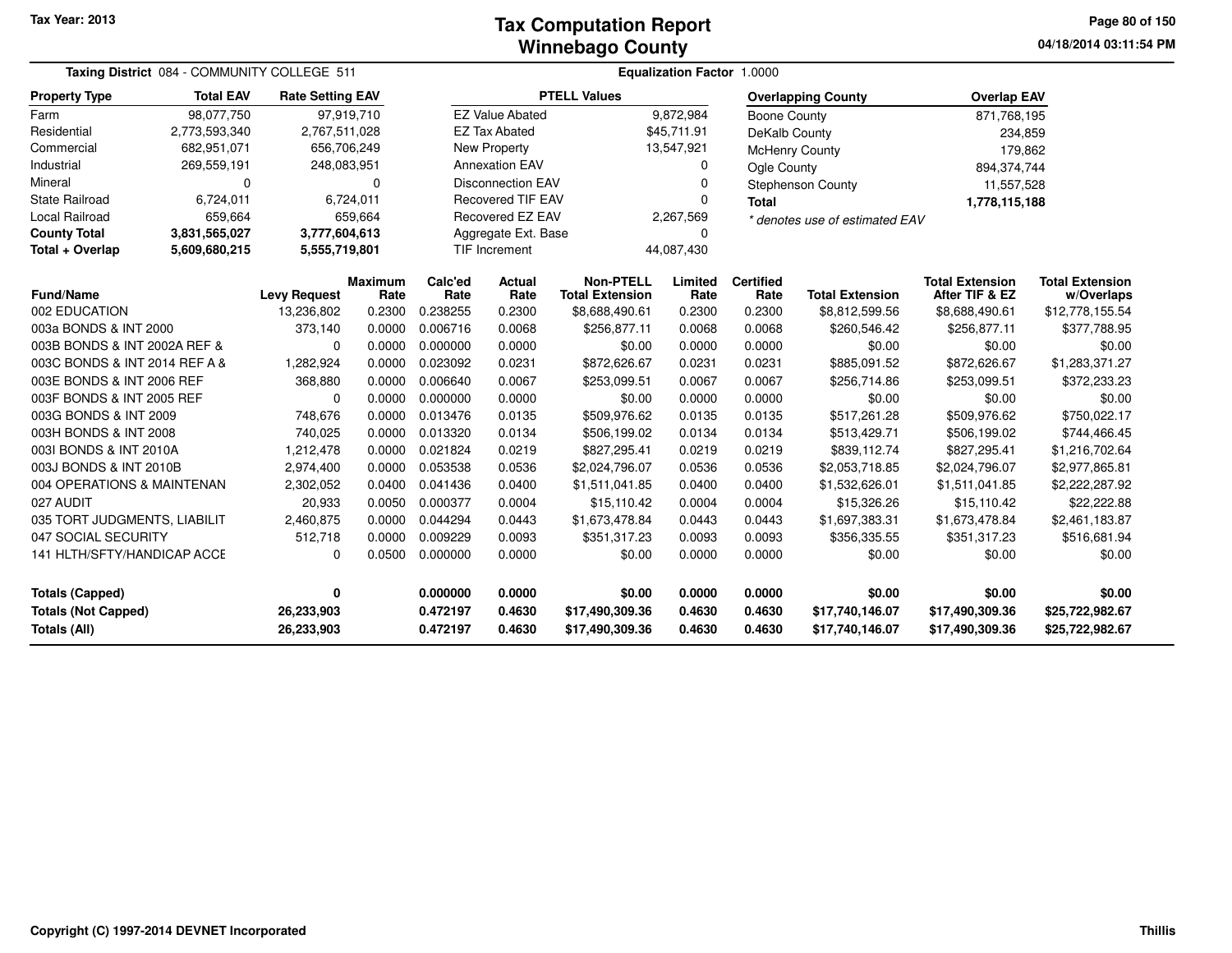Tax Year: 2013

# Tax Computation Report
# Winnebago County

04/18/2014 03:11:54 PM

**Taxing District** 084 - COMMUNITY COLLEGE 511

**Equalization Factor** 1.0000

| Property Type | Total EAV | Rate Setting EAV |
|---|---|---|
| Farm | 98,077,750 | 97,919,710 |
| Residential | 2,773,593,340 | 2,767,511,028 |
| Commercial | 682,951,071 | 656,706,249 |
| Industrial | 269,559,191 | 248,083,951 |
| Mineral | 0 | 0 |
| State Railroad | 6,724,011 | 6,724,011 |
| Local Railroad | 659,664 | 659,664 |
| **County Total** | **3,831,565,027** | **3,777,604,613** |
| **Total + Overlap** | **5,609,680,215** | **5,555,719,801** |

| PTELL Values | |
|---|---|
| EZ Value Abated | 9,872,984 |
| EZ Tax Abated | $45,711.91 |
| New Property | 13,547,921 |
| Annexation EAV | 0 |
| Disconnection EAV | 0 |
| Recovered TIF EAV | 0 |
| Recovered EZ EAV | 2,267,569 |
| Aggregate Ext. Base | 0 |
| TIF Increment | 44,087,430 |

| Overlapping County | Overlap EAV |
|---|---|
| Boone County | 871,768,195 |
| DeKalb County | 234,859 |
| McHenry County | 179,862 |
| Ogle County | 894,374,744 |
| Stephenson County | 11,557,528 |
| **Total** | **1,778,115,188** |

*\* denotes use of estimated EAV*

| Fund/Name | Levy Request | Maximum Rate | Calc'ed Rate | Actual Rate | Non-PTELL Total Extension | Limited Rate | Certified Rate | Total Extension | Total Extension After TIF & EZ | Total Extension w/Overlaps |
|---|---|---|---|---|---|---|---|---|---|---|
| 002 EDUCATION | 13,236,802 | 0.2300 | 0.238255 | 0.2300 | $8,688,490.61 | 0.2300 | 0.2300 | $8,812,599.56 | $8,688,490.61 | $12,778,155.54 |
| 003a BONDS & INT 2000 | 373,140 | 0.0000 | 0.006716 | 0.0068 | $256,877.11 | 0.0068 | 0.0068 | $260,546.42 | $256,877.11 | $377,788.95 |
| 003B BONDS & INT 2002A REF & | 0 | 0.0000 | 0.000000 | 0.0000 | $0.00 | 0.0000 | 0.0000 | $0.00 | $0.00 | $0.00 |
| 003C BONDS & INT 2014 REF A & | 1,282,924 | 0.0000 | 0.023092 | 0.0231 | $872,626.67 | 0.0231 | 0.0231 | $885,091.52 | $872,626.67 | $1,283,371.27 |
| 003E BONDS & INT 2006 REF | 368,880 | 0.0000 | 0.006640 | 0.0067 | $253,099.51 | 0.0067 | 0.0067 | $256,714.86 | $253,099.51 | $372,233.23 |
| 003F BONDS & INT 2005 REF | 0 | 0.0000 | 0.000000 | 0.0000 | $0.00 | 0.0000 | 0.0000 | $0.00 | $0.00 | $0.00 |
| 003G BONDS & INT 2009 | 748,676 | 0.0000 | 0.013476 | 0.0135 | $509,976.62 | 0.0135 | 0.0135 | $517,261.28 | $509,976.62 | $750,022.17 |
| 003H BONDS & INT 2008 | 740,025 | 0.0000 | 0.013320 | 0.0134 | $506,199.02 | 0.0134 | 0.0134 | $513,429.71 | $506,199.02 | $744,466.45 |
| 003I BONDS & INT 2010A | 1,212,478 | 0.0000 | 0.021824 | 0.0219 | $827,295.41 | 0.0219 | 0.0219 | $839,112.74 | $827,295.41 | $1,216,702.64 |
| 003J BONDS & INT 2010B | 2,974,400 | 0.0000 | 0.053538 | 0.0536 | $2,024,796.07 | 0.0536 | 0.0536 | $2,053,718.85 | $2,024,796.07 | $2,977,865.81 |
| 004 OPERATIONS & MAINTENAN | 2,302,052 | 0.0400 | 0.041436 | 0.0400 | $1,511,041.85 | 0.0400 | 0.0400 | $1,532,626.01 | $1,511,041.85 | $2,222,287.92 |
| 027 AUDIT | 20,933 | 0.0050 | 0.000377 | 0.0004 | $15,110.42 | 0.0004 | 0.0004 | $15,326.26 | $15,110.42 | $22,222.88 |
| 035 TORT JUDGMENTS, LIABILIT | 2,460,875 | 0.0000 | 0.044294 | 0.0443 | $1,673,478.84 | 0.0443 | 0.0443 | $1,697,383.31 | $1,673,478.84 | $2,461,183.87 |
| 047 SOCIAL SECURITY | 512,718 | 0.0000 | 0.009229 | 0.0093 | $351,317.23 | 0.0093 | 0.0093 | $356,335.55 | $351,317.23 | $516,681.94 |
| 141 HLTH/SFTY/HANDICAP ACCE | 0 | 0.0500 | 0.000000 | 0.0000 | $0.00 | 0.0000 | 0.0000 | $0.00 | $0.00 | $0.00 |
| **Totals (Capped)** | **0** | | **0.000000** | **0.0000** | **$0.00** | **0.0000** | **0.0000** | **$0.00** | **$0.00** | **$0.00** |
| **Totals (Not Capped)** | **26,233,903** | | **0.472197** | **0.4630** | **$17,490,309.36** | **0.4630** | **0.4630** | **$17,740,146.07** | **$17,490,309.36** | **$25,722,982.67** |
| **Totals (All)** | **26,233,903** | | **0.472197** | **0.4630** | **$17,490,309.36** | **0.4630** | **0.4630** | **$17,740,146.07** | **$17,490,309.36** | **$25,722,982.67** |

Copyright (C) 1997-2014 DEVNET Incorporated

Thillis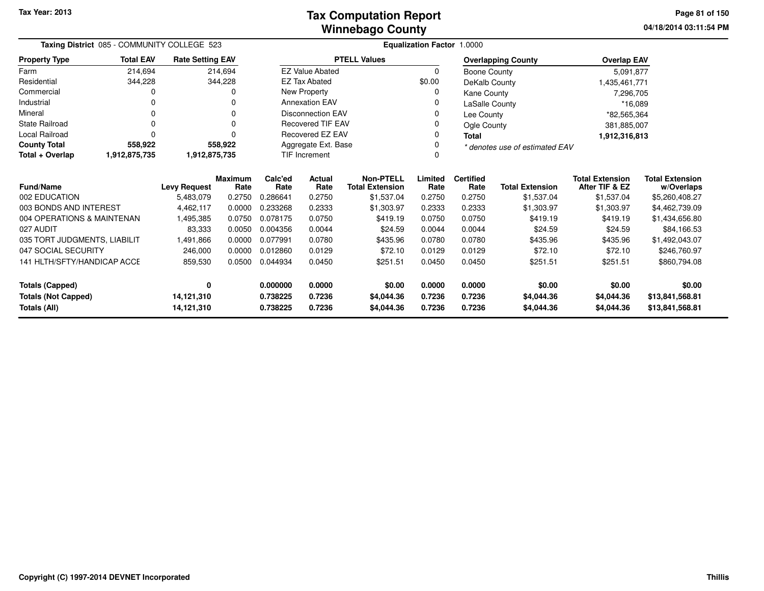# Tax Computation Report
## Winnebago County

Tax Year: 2013

04/18/2014 03:11:54 PM

**Taxing District** 085 - COMMUNITY COLLEGE 523

**Equalization Factor** 1.0000

| Property Type | Total EAV | Rate Setting EAV |
|---|---|---|
| Farm | 214,694 | 214,694 |
| Residential | 344,228 | 344,228 |
| Commercial | 0 | 0 |
| Industrial | 0 | 0 |
| Mineral | 0 | 0 |
| State Railroad | 0 | 0 |
| Local Railroad | 0 | 0 |
| **County Total** | **558,922** | **558,922** |
| **Total + Overlap** | **1,912,875,735** | **1,912,875,735** |

| PTELL Values | |
|---|---|
| EZ Value Abated | 0 |
| EZ Tax Abated | $0.00 |
| New Property | 0 |
| Annexation EAV | 0 |
| Disconnection EAV | 0 |
| Recovered TIF EAV | 0 |
| Recovered EZ EAV | 0 |
| Aggregate Ext. Base | 0 |
| TIF Increment | 0 |

| Overlapping County | Overlap EAV |
|---|---|
| Boone County | 5,091,877 |
| DeKalb County | 1,435,461,771 |
| Kane County | 7,296,705 |
| LaSalle County | *16,089 |
| Lee County | *82,565,364 |
| Ogle County | 381,885,007 |
| **Total** | **1,912,316,813** |

*\* denotes use of estimated EAV*

| Fund/Name | Levy Request | Maximum Rate | Calc'ed Rate | Actual Rate | Non-PTELL Total Extension | Limited Rate | Certified Rate | Total Extension | Total Extension After TIF & EZ | Total Extension w/Overlaps |
|---|---|---|---|---|---|---|---|---|---|---|
| 002 EDUCATION | 5,483,079 | 0.2750 | 0.286641 | 0.2750 | $1,537.04 | 0.2750 | 0.2750 | $1,537.04 | $1,537.04 | $5,260,408.27 |
| 003 BONDS AND INTEREST | 4,462,117 | 0.0000 | 0.233268 | 0.2333 | $1,303.97 | 0.2333 | 0.2333 | $1,303.97 | $1,303.97 | $4,462,739.09 |
| 004 OPERATIONS & MAINTENAN | 1,495,385 | 0.0750 | 0.078175 | 0.0750 | $419.19 | 0.0750 | 0.0750 | $419.19 | $419.19 | $1,434,656.80 |
| 027 AUDIT | 83,333 | 0.0050 | 0.004356 | 0.0044 | $24.59 | 0.0044 | 0.0044 | $24.59 | $24.59 | $84,166.53 |
| 035 TORT JUDGMENTS, LIABILIT | 1,491,866 | 0.0000 | 0.077991 | 0.0780 | $435.96 | 0.0780 | 0.0780 | $435.96 | $435.96 | $1,492,043.07 |
| 047 SOCIAL SECURITY | 246,000 | 0.0000 | 0.012860 | 0.0129 | $72.10 | 0.0129 | 0.0129 | $72.10 | $72.10 | $246,760.97 |
| 141 HLTH/SFTY/HANDICAP ACCE | 859,530 | 0.0500 | 0.044934 | 0.0450 | $251.51 | 0.0450 | 0.0450 | $251.51 | $251.51 | $860,794.08 |
| **Totals (Capped)** | **0** | | **0.000000** | **0.0000** | **$0.00** | **0.0000** | **0.0000** | **$0.00** | **$0.00** | **$0.00** |
| **Totals (Not Capped)** | **14,121,310** | | **0.738225** | **0.7236** | **$4,044.36** | **0.7236** | **0.7236** | **$4,044.36** | **$4,044.36** | **$13,841,568.81** |
| **Totals (All)** | **14,121,310** | | **0.738225** | **0.7236** | **$4,044.36** | **0.7236** | **0.7236** | **$4,044.36** | **$4,044.36** | **$13,841,568.81** |

Copyright (C) 1997-2014 DEVNET Incorporated

Thillis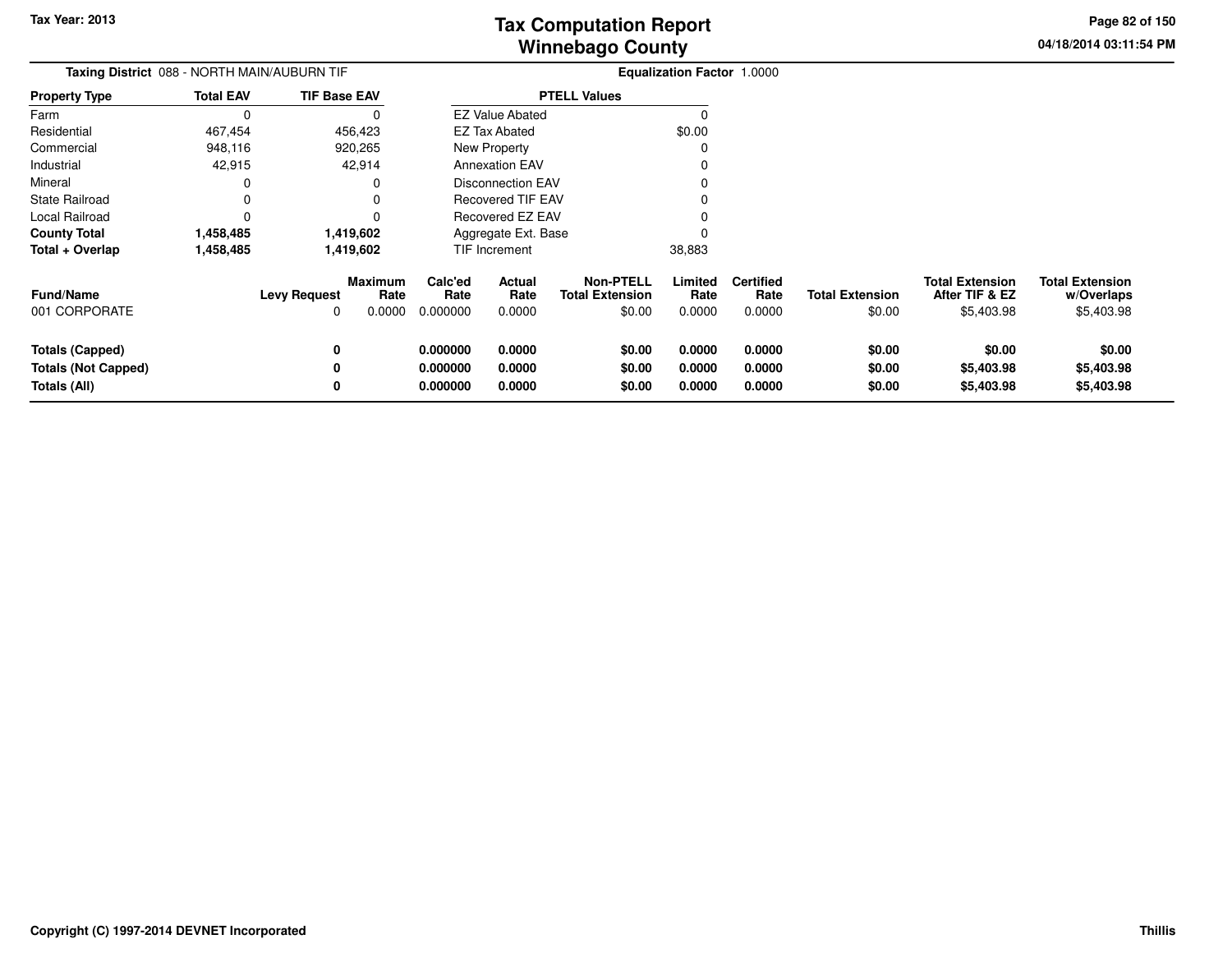**Taxing District** 088 - NORTH MAIN/AUBURN TIF

**Equalization Factor** 1.0000

| Property Type | Total EAV | TIF Base EAV |
|---|---|---|
| Farm | 0 | 0 |
| Residential | 467,454 | 456,423 |
| Commercial | 948,116 | 920,265 |
| Industrial | 42,915 | 42,914 |
| Mineral | 0 | 0 |
| State Railroad | 0 | 0 |
| Local Railroad | 0 | 0 |
| **County Total** | **1,458,485** | **1,419,602** |
| **Total + Overlap** | **1,458,485** | **1,419,602** |

| PTELL Values | |
|---|---|
| EZ Value Abated | 0 |
| EZ Tax Abated | $0.00 |
| New Property | 0 |
| Annexation EAV | 0 |
| Disconnection EAV | 0 |
| Recovered TIF EAV | 0 |
| Recovered EZ EAV | 0 |
| Aggregate Ext. Base | 0 |
| TIF Increment | 38,883 |

| Fund/Name | Levy Request | Maximum Rate | Calc'ed Rate | Actual Rate | Non-PTELL Total Extension | Limited Rate | Certified Rate | Total Extension | Total Extension After TIF & EZ | Total Extension w/Overlaps |
|---|---|---|---|---|---|---|---|---|---|---|
| 001 CORPORATE | 0 | 0.0000 | 0.000000 | 0.0000 | $0.00 | 0.0000 | 0.0000 | $0.00 | $5,403.98 | $5,403.98 |
| **Totals (Capped)** | **0** | | **0.000000** | **0.0000** | **$0.00** | **0.0000** | **0.0000** | **$0.00** | **$0.00** | **$0.00** |
| **Totals (Not Capped)** | **0** | | **0.000000** | **0.0000** | **$0.00** | **0.0000** | **0.0000** | **$0.00** | **$5,403.98** | **$5,403.98** |
| **Totals (All)** | **0** | | **0.000000** | **0.0000** | **$0.00** | **0.0000** | **0.0000** | **$0.00** | **$5,403.98** | **$5,403.98** |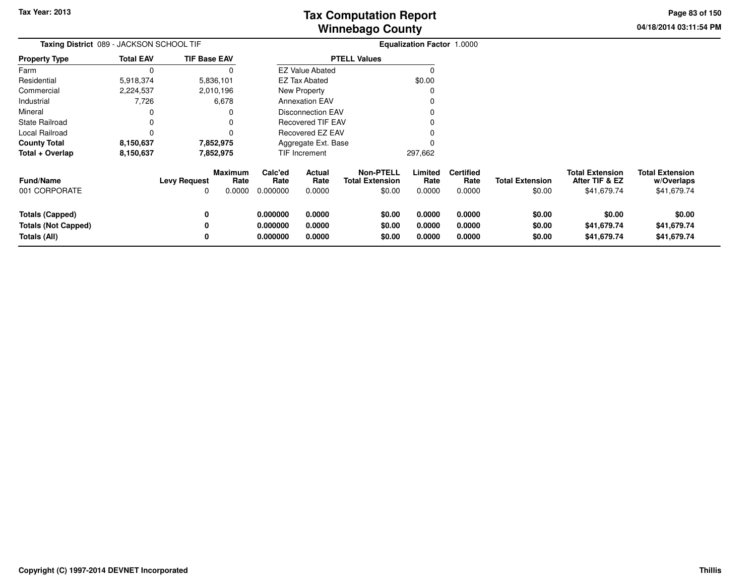# Tax Computation Report
## Winnebago County

Tax Year: 2013

04/18/2014 03:11:54 PM

**Taxing District** 089 - JACKSON SCHOOL TIF

**Equalization Factor** 1.0000

| Property Type | Total EAV | TIF Base EAV |
|---|---|---|
| Farm | 0 | 0 |
| Residential | 5,918,374 | 5,836,101 |
| Commercial | 2,224,537 | 2,010,196 |
| Industrial | 7,726 | 6,678 |
| Mineral | 0 | 0 |
| State Railroad | 0 | 0 |
| Local Railroad | 0 | 0 |
| **County Total** | **8,150,637** | **7,852,975** |
| **Total + Overlap** | **8,150,637** | **7,852,975** |

| PTELL Values | |
|---|---|
| EZ Value Abated | 0 |
| EZ Tax Abated | $0.00 |
| New Property | 0 |
| Annexation EAV | 0 |
| Disconnection EAV | 0 |
| Recovered TIF EAV | 0 |
| Recovered EZ EAV | 0 |
| Aggregate Ext. Base | 0 |
| TIF Increment | 297,662 |

| Fund/Name | Levy Request | Maximum Rate | Calc'ed Rate | Actual Rate | Non-PTELL Total Extension | Limited Rate | Certified Rate | Total Extension | Total Extension After TIF & EZ | Total Extension w/Overlaps |
|---|---|---|---|---|---|---|---|---|---|---|
| 001 CORPORATE | 0 | 0.0000 | 0.000000 | 0.0000 | $0.00 | 0.0000 | 0.0000 | $0.00 | $41,679.74 | $41,679.74 |
| **Totals (Capped)** | **0** | | **0.000000** | **0.0000** | **$0.00** | **0.0000** | **0.0000** | **$0.00** | **$0.00** | **$0.00** |
| **Totals (Not Capped)** | **0** | | **0.000000** | **0.0000** | **$0.00** | **0.0000** | **0.0000** | **$0.00** | **$41,679.74** | **$41,679.74** |
| **Totals (All)** | **0** | | **0.000000** | **0.0000** | **$0.00** | **0.0000** | **0.0000** | **$0.00** | **$41,679.74** | **$41,679.74** |

**Copyright (C) 1997-2014 DEVNET Incorporated**

**Thillis**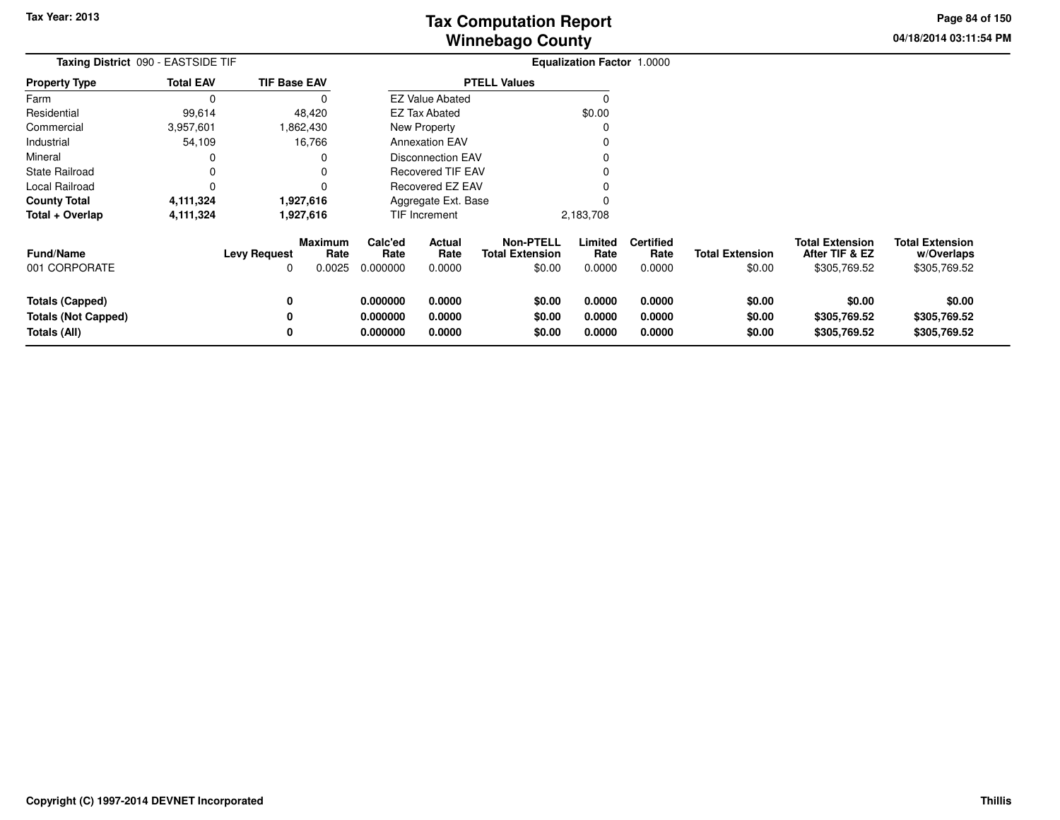# Tax Computation Report
## Winnebago County

Tax Year: 2013

04/18/2014 03:11:54 PM

**Taxing District** 090 - EASTSIDE TIF

**Equalization Factor** 1.0000

| Property Type | Total EAV | TIF Base EAV |
|---|---|---|
| Farm | 0 | 0 |
| Residential | 99,614 | 48,420 |
| Commercial | 3,957,601 | 1,862,430 |
| Industrial | 54,109 | 16,766 |
| Mineral | 0 | 0 |
| State Railroad | 0 | 0 |
| Local Railroad | 0 | 0 |
| **County Total** | **4,111,324** | **1,927,616** |
| **Total + Overlap** | **4,111,324** | **1,927,616** |

| PTELL Values | |
|---|---|
| EZ Value Abated | 0 |
| EZ Tax Abated | $0.00 |
| New Property | 0 |
| Annexation EAV | 0 |
| Disconnection EAV | 0 |
| Recovered TIF EAV | 0 |
| Recovered EZ EAV | 0 |
| Aggregate Ext. Base | 0 |
| TIF Increment | 2,183,708 |

| Fund/Name | Levy Request | Maximum Rate | Calc'ed Rate | Actual Rate | Non-PTELL Total Extension | Limited Rate | Certified Rate | Total Extension | Total Extension After TIF & EZ | Total Extension w/Overlaps |
|---|---|---|---|---|---|---|---|---|---|---|
| 001 CORPORATE | 0 | 0.0025 | 0.000000 | 0.0000 | $0.00 | 0.0000 | 0.0000 | $0.00 | $305,769.52 | $305,769.52 |
| **Totals (Capped)** | **0** | | **0.000000** | **0.0000** | **$0.00** | **0.0000** | **0.0000** | **$0.00** | **$0.00** | **$0.00** |
| **Totals (Not Capped)** | **0** | | **0.000000** | **0.0000** | **$0.00** | **0.0000** | **0.0000** | **$0.00** | **$305,769.52** | **$305,769.52** |
| **Totals (All)** | **0** | | **0.000000** | **0.0000** | **$0.00** | **0.0000** | **0.0000** | **$0.00** | **$305,769.52** | **$305,769.52** |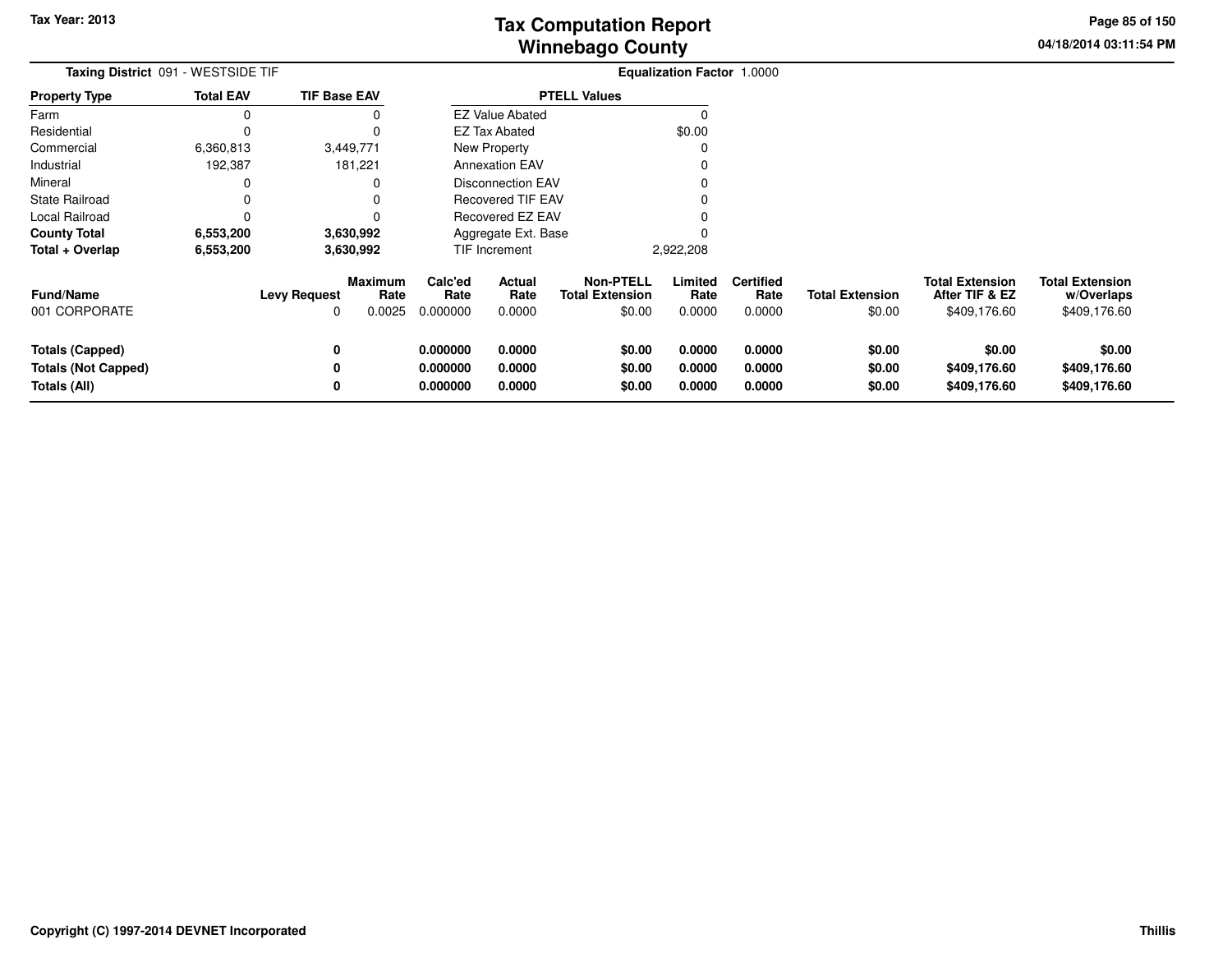# Tax Computation Report
# Winnebago County

Tax Year: 2013

04/18/2014 03:11:54 PM

**Taxing District** 091 - WESTSIDE TIF

**Equalization Factor** 1.0000

| Property Type | Total EAV | TIF Base EAV |
|---|---|---|
| Farm | 0 | 0 |
| Residential | 0 | 0 |
| Commercial | 6,360,813 | 3,449,771 |
| Industrial | 192,387 | 181,221 |
| Mineral | 0 | 0 |
| State Railroad | 0 | 0 |
| Local Railroad | 0 | 0 |
| **County Total** | **6,553,200** | **3,630,992** |
| **Total + Overlap** | **6,553,200** | **3,630,992** |

| PTELL Values | |
|---|---|
| EZ Value Abated | 0 |
| EZ Tax Abated | $0.00 |
| New Property | 0 |
| Annexation EAV | 0 |
| Disconnection EAV | 0 |
| Recovered TIF EAV | 0 |
| Recovered EZ EAV | 0 |
| Aggregate Ext. Base | 0 |
| TIF Increment | 2,922,208 |

| Fund/Name | Levy Request | Maximum Rate | Calc'ed Rate | Actual Rate | Non-PTELL Total Extension | Limited Rate | Certified Rate | Total Extension | Total Extension After TIF & EZ | Total Extension w/Overlaps |
|---|---|---|---|---|---|---|---|---|---|---|
| 001 CORPORATE | 0 | 0.0025 | 0.000000 | 0.0000 | $0.00 | 0.0000 | 0.0000 | $0.00 | $409,176.60 | $409,176.60 |
| **Totals (Capped)** | **0** | | **0.000000** | **0.0000** | **$0.00** | **0.0000** | **0.0000** | **$0.00** | **$0.00** | **$0.00** |
| **Totals (Not Capped)** | **0** | | **0.000000** | **0.0000** | **$0.00** | **0.0000** | **0.0000** | **$0.00** | **$409,176.60** | **$409,176.60** |
| **Totals (All)** | **0** | | **0.000000** | **0.0000** | **$0.00** | **0.0000** | **0.0000** | **$0.00** | **$409,176.60** | **$409,176.60** |

**Copyright (C) 1997-2014 DEVNET Incorporated**

Thillis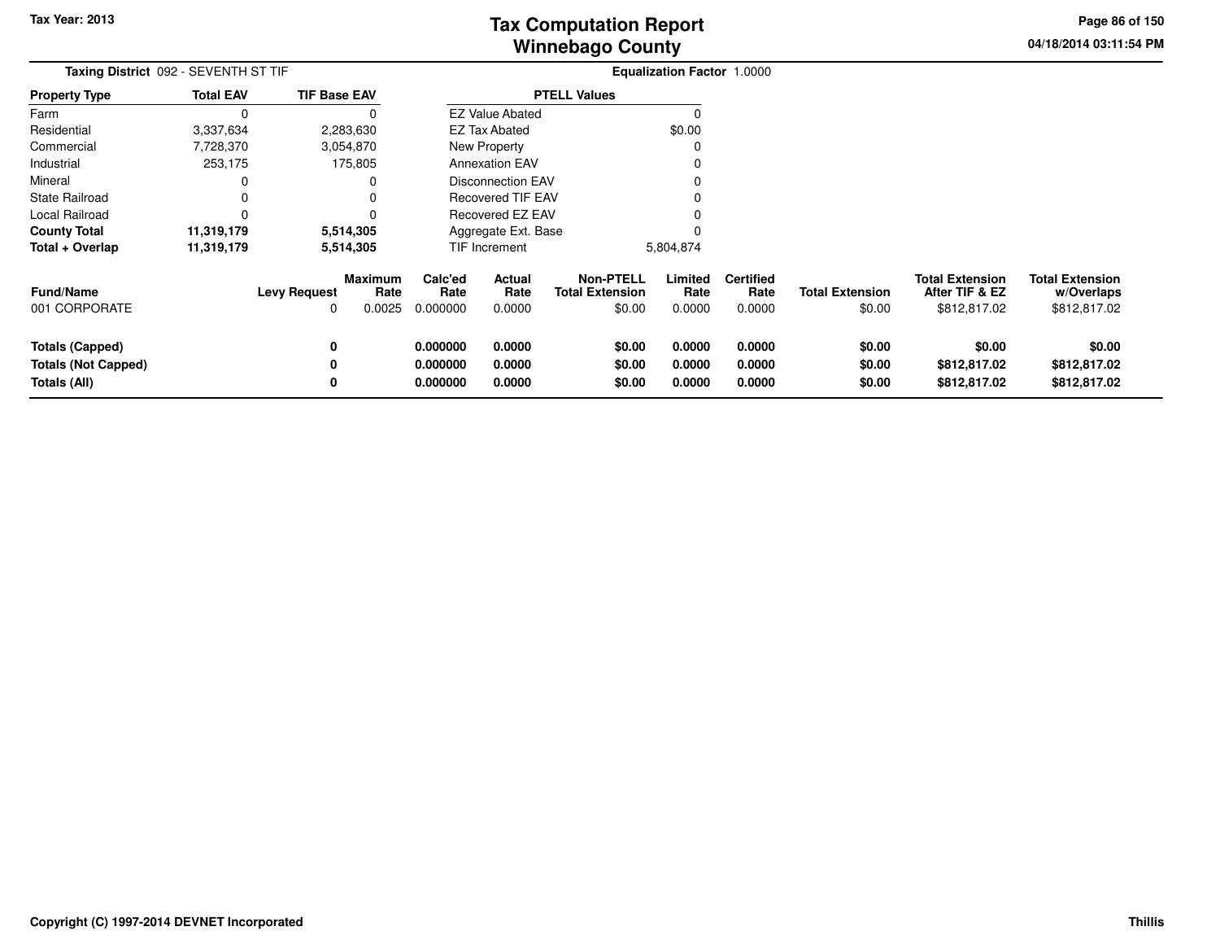# Tax Computation Report
## Winnebago County

Tax Year: 2013

**Taxing District** 092 - SEVENTH ST TIF **Equalization Factor** 1.0000

| Property Type | Total EAV | TIF Base EAV |
|---|---|---|
| Farm | 0 | 0 |
| Residential | 3,337,634 | 2,283,630 |
| Commercial | 7,728,370 | 3,054,870 |
| Industrial | 253,175 | 175,805 |
| Mineral | 0 | 0 |
| State Railroad | 0 | 0 |
| Local Railroad | 0 | 0 |
| **County Total** | **11,319,179** | **5,514,305** |
| **Total + Overlap** | **11,319,179** | **5,514,305** |

| PTELL Values | |
|---|---|
| EZ Value Abated | 0 |
| EZ Tax Abated | $0.00 |
| New Property | 0 |
| Annexation EAV | 0 |
| Disconnection EAV | 0 |
| Recovered TIF EAV | 0 |
| Recovered EZ EAV | 0 |
| Aggregate Ext. Base | 0 |
| TIF Increment | 5,804,874 |

| Fund/Name | Levy Request | Maximum Rate | Calc'ed Rate | Actual Rate | Non-PTELL Total Extension | Limited Rate | Certified Rate | Total Extension | Total Extension After TIF & EZ | Total Extension w/Overlaps |
|---|---|---|---|---|---|---|---|---|---|---|
| 001 CORPORATE | 0 | 0.0025 | 0.000000 | 0.0000 | $0.00 | 0.0000 | 0.0000 | $0.00 | $812,817.02 | $812,817.02 |
| **Totals (Capped)** | **0** | | **0.000000** | **0.0000** | **$0.00** | **0.0000** | **0.0000** | **$0.00** | **$0.00** | **$0.00** |
| **Totals (Not Capped)** | **0** | | **0.000000** | **0.0000** | **$0.00** | **0.0000** | **0.0000** | **$0.00** | **$812,817.02** | **$812,817.02** |
| **Totals (All)** | **0** | | **0.000000** | **0.0000** | **$0.00** | **0.0000** | **0.0000** | **$0.00** | **$812,817.02** | **$812,817.02** |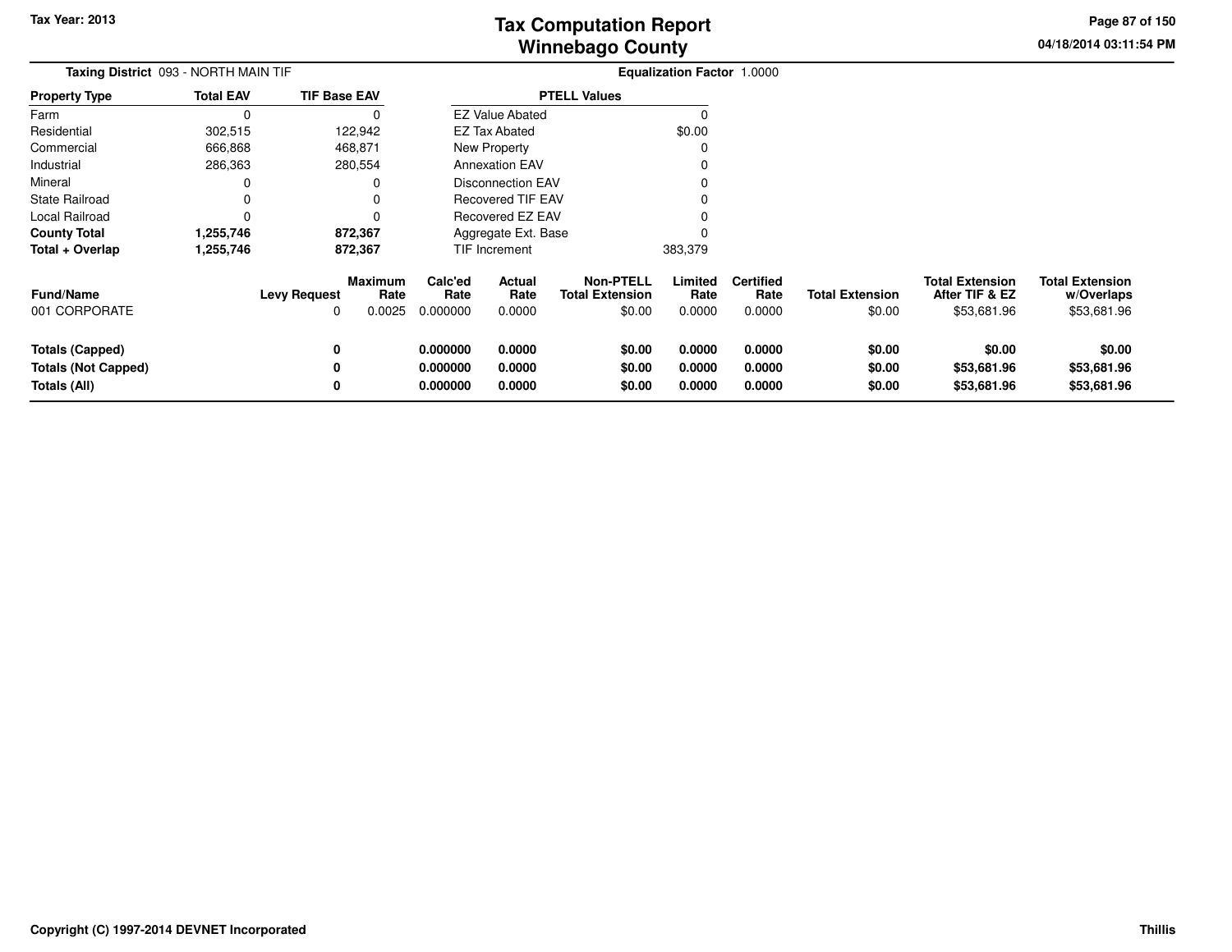# Tax Computation Report
# Winnebago County

Tax Year: 2013

04/18/2014 03:11:54 PM

**Taxing District** 093 - NORTH MAIN TIF

**Equalization Factor** 1.0000

| Property Type | Total EAV | TIF Base EAV |
|---|---|---|
| Farm | 0 | 0 |
| Residential | 302,515 | 122,942 |
| Commercial | 666,868 | 468,871 |
| Industrial | 286,363 | 280,554 |
| Mineral | 0 | 0 |
| State Railroad | 0 | 0 |
| Local Railroad | 0 | 0 |
| **County Total** | **1,255,746** | **872,367** |
| **Total + Overlap** | **1,255,746** | **872,367** |

| PTELL Values | |
|---|---|
| EZ Value Abated | 0 |
| EZ Tax Abated | $0.00 |
| New Property | 0 |
| Annexation EAV | 0 |
| Disconnection EAV | 0 |
| Recovered TIF EAV | 0 |
| Recovered EZ EAV | 0 |
| Aggregate Ext. Base | 0 |
| TIF Increment | 383,379 |

| Fund/Name | Levy Request | Maximum Rate | Calc'ed Rate | Actual Rate | Non-PTELL Total Extension | Limited Rate | Certified Rate | Total Extension | Total Extension After TIF & EZ | Total Extension w/Overlaps |
|---|---|---|---|---|---|---|---|---|---|---|
| 001 CORPORATE | 0 | 0.0025 | 0.000000 | 0.0000 | $0.00 | 0.0000 | 0.0000 | $0.00 | $53,681.96 | $53,681.96 |
| **Totals (Capped)** | **0** | | **0.000000** | **0.0000** | **$0.00** | **0.0000** | **0.0000** | **$0.00** | **$0.00** | **$0.00** |
| **Totals (Not Capped)** | **0** | | **0.000000** | **0.0000** | **$0.00** | **0.0000** | **0.0000** | **$0.00** | **$53,681.96** | **$53,681.96** |
| **Totals (All)** | **0** | | **0.000000** | **0.0000** | **$0.00** | **0.0000** | **0.0000** | **$0.00** | **$53,681.96** | **$53,681.96** |

Copyright (C) 1997-2014 DEVNET Incorporated

Thillis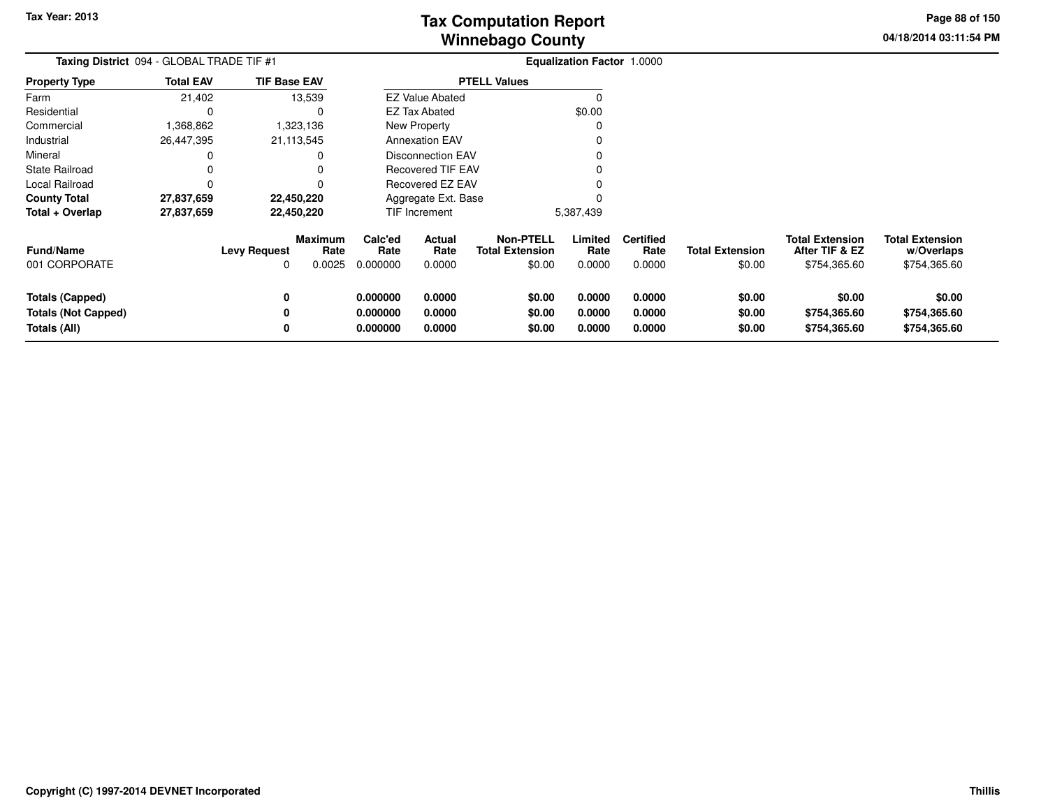# Tax Computation Report
# Winnebago County

Tax Year: 2013

04/18/2014 03:11:54 PM

**Taxing District** 094 - GLOBAL TRADE TIF #1 **Equalization Factor** 1.0000

| Property Type | Total EAV | TIF Base EAV |
|---|---|---|
| Farm | 21,402 | 13,539 |
| Residential | 0 | 0 |
| Commercial | 1,368,862 | 1,323,136 |
| Industrial | 26,447,395 | 21,113,545 |
| Mineral | 0 | 0 |
| State Railroad | 0 | 0 |
| Local Railroad | 0 | 0 |
| **County Total** | **27,837,659** | **22,450,220** |
| **Total + Overlap** | **27,837,659** | **22,450,220** |

| PTELL Values | |
|---|---|
| EZ Value Abated | 0 |
| EZ Tax Abated | $0.00 |
| New Property | 0 |
| Annexation EAV | 0 |
| Disconnection EAV | 0 |
| Recovered TIF EAV | 0 |
| Recovered EZ EAV | 0 |
| Aggregate Ext. Base | 0 |
| TIF Increment | 5,387,439 |

| Fund/Name | Levy Request | Maximum Rate | Calc'ed Rate | Actual Rate | Non-PTELL Total Extension | Limited Rate | Certified Rate | Total Extension | Total Extension After TIF & EZ | Total Extension w/Overlaps |
|---|---|---|---|---|---|---|---|---|---|---|
| 001 CORPORATE | 0 | 0.0025 | 0.000000 | 0.0000 | $0.00 | 0.0000 | 0.0000 | $0.00 | $754,365.60 | $754,365.60 |
| **Totals (Capped)** | **0** | | **0.000000** | **0.0000** | **$0.00** | **0.0000** | **0.0000** | **$0.00** | **$0.00** | **$0.00** |
| **Totals (Not Capped)** | **0** | | **0.000000** | **0.0000** | **$0.00** | **0.0000** | **0.0000** | **$0.00** | **$754,365.60** | **$754,365.60** |
| **Totals (All)** | **0** | | **0.000000** | **0.0000** | **$0.00** | **0.0000** | **0.0000** | **$0.00** | **$754,365.60** | **$754,365.60** |

**Copyright (C) 1997-2014 DEVNET Incorporated** Thillis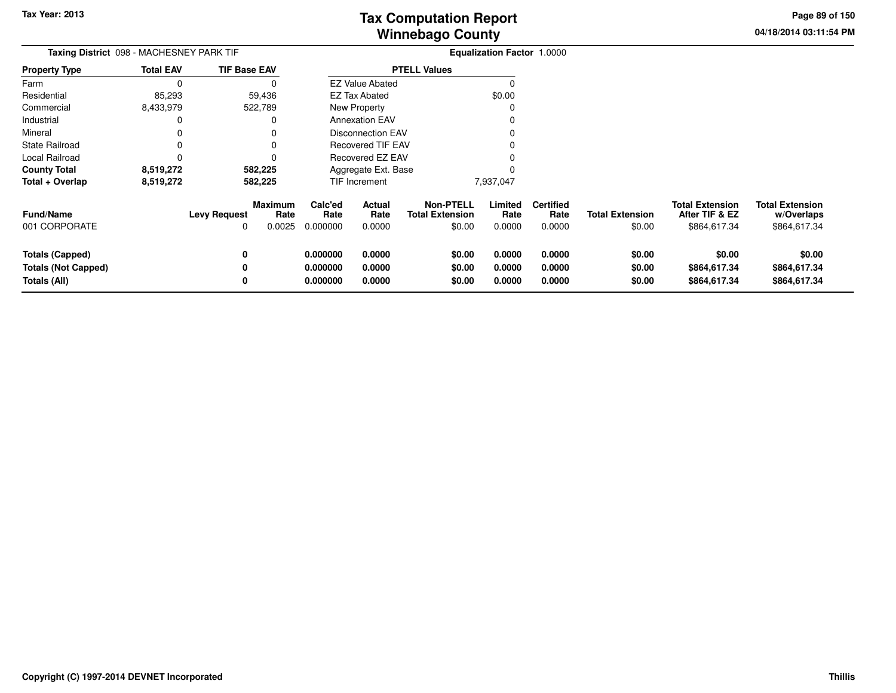**Tax Year: 2013**

# Tax Computation Report
# Winnebago County

04/18/2014 03:11:54 PM

**Taxing District** 098 - MACHESNEY PARK TIF **Equalization Factor** 1.0000

| Property Type | Total EAV | TIF Base EAV |
|---|---|---|
| Farm | 0 | 0 |
| Residential | 85,293 | 59,436 |
| Commercial | 8,433,979 | 522,789 |
| Industrial | 0 | 0 |
| Mineral | 0 | 0 |
| State Railroad | 0 | 0 |
| Local Railroad | 0 | 0 |
| **County Total** | **8,519,272** | **582,225** |
| **Total + Overlap** | **8,519,272** | **582,225** |

| PTELL Values | |
|---|---|
| EZ Value Abated | 0 |
| EZ Tax Abated | $0.00 |
| New Property | 0 |
| Annexation EAV | 0 |
| Disconnection EAV | 0 |
| Recovered TIF EAV | 0 |
| Recovered EZ EAV | 0 |
| Aggregate Ext. Base | 0 |
| TIF Increment | 7,937,047 |

| Fund/Name | Levy Request | Maximum Rate | Calc'ed Rate | Actual Rate | Non-PTELL Total Extension | Limited Rate | Certified Rate | Total Extension | Total Extension After TIF & EZ | Total Extension w/Overlaps |
|---|---|---|---|---|---|---|---|---|---|---|
| 001 CORPORATE | 0 | 0.0025 | 0.000000 | 0.0000 | $0.00 | 0.0000 | 0.0000 | $0.00 | $864,617.34 | $864,617.34 |
| **Totals (Capped)** | **0** | | **0.000000** | **0.0000** | **$0.00** | **0.0000** | **0.0000** | **$0.00** | **$0.00** | **$0.00** |
| **Totals (Not Capped)** | **0** | | **0.000000** | **0.0000** | **$0.00** | **0.0000** | **0.0000** | **$0.00** | **$864,617.34** | **$864,617.34** |
| **Totals (All)** | **0** | | **0.000000** | **0.0000** | **$0.00** | **0.0000** | **0.0000** | **$0.00** | **$864,617.34** | **$864,617.34** |

**Copyright (C) 1997-2014 DEVNET Incorporated** **Thillis**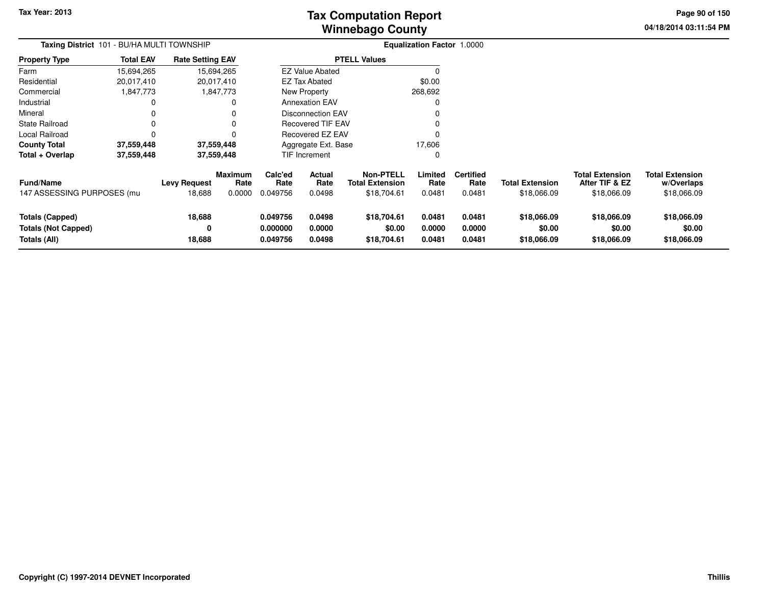**Tax Year: 2013**

# Tax Computation Report
## Winnebago County

04/18/2014 03:11:54 PM

**Taxing District** 101 - BU/HA MULTI TOWNSHIP

**Equalization Factor** 1.0000

| Property Type | Total EAV | Rate Setting EAV |
|---|---|---|
| Farm | 15,694,265 | 15,694,265 |
| Residential | 20,017,410 | 20,017,410 |
| Commercial | 1,847,773 | 1,847,773 |
| Industrial | 0 | 0 |
| Mineral | 0 | 0 |
| State Railroad | 0 | 0 |
| Local Railroad | 0 | 0 |
| **County Total** | **37,559,448** | **37,559,448** |
| **Total + Overlap** | **37,559,448** | **37,559,448** |

| PTELL Values | |
|---|---|
| EZ Value Abated | 0 |
| EZ Tax Abated | $0.00 |
| New Property | 268,692 |
| Annexation EAV | 0 |
| Disconnection EAV | 0 |
| Recovered TIF EAV | 0 |
| Recovered EZ EAV | 0 |
| Aggregate Ext. Base | 17,606 |
| TIF Increment | 0 |

| Fund/Name | Levy Request | Maximum Rate | Calc'ed Rate | Actual Rate | Non-PTELL Total Extension | Limited Rate | Certified Rate | Total Extension | Total Extension After TIF & EZ | Total Extension w/Overlaps |
|---|---|---|---|---|---|---|---|---|---|---|
| 147 ASSESSING PURPOSES (mu | 18,688 | 0.0000 | 0.049756 | 0.0498 | $18,704.61 | 0.0481 | 0.0481 | $18,066.09 | $18,066.09 | $18,066.09 |
| **Totals (Capped)** | **18,688** | | **0.049756** | **0.0498** | **$18,704.61** | **0.0481** | **0.0481** | **$18,066.09** | **$18,066.09** | **$18,066.09** |
| **Totals (Not Capped)** | **0** | | **0.000000** | **0.0000** | **$0.00** | **0.0000** | **0.0000** | **$0.00** | **$0.00** | **$0.00** |
| **Totals (All)** | **18,688** | | **0.049756** | **0.0498** | **$18,704.61** | **0.0481** | **0.0481** | **$18,066.09** | **$18,066.09** | **$18,066.09** |

**Copyright (C) 1997-2014 DEVNET Incorporated** **Thillis**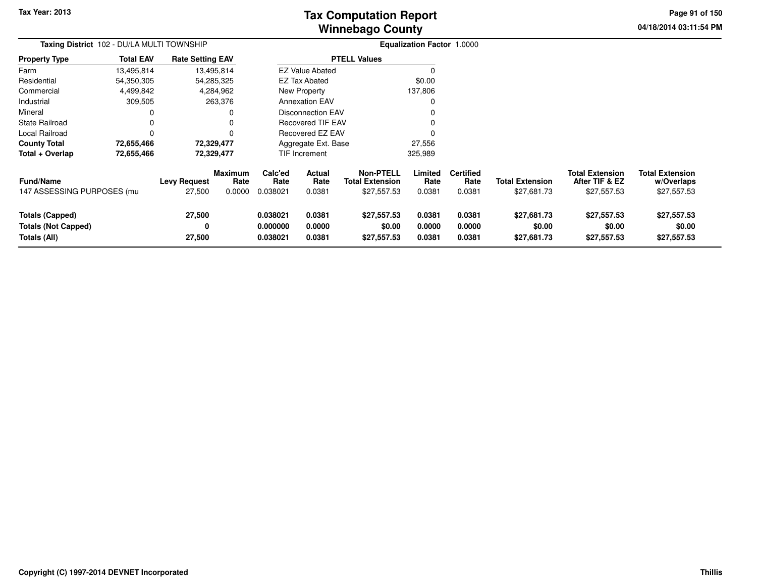# Tax Computation Report
## Winnebago County

Tax Year: 2013

04/18/2014 03:11:54 PM

**Taxing District** 102 - DU/LA MULTI TOWNSHIP

**Equalization Factor** 1.0000

| Property Type | Total EAV | Rate Setting EAV |
|---|---|---|
| Farm | 13,495,814 | 13,495,814 |
| Residential | 54,350,305 | 54,285,325 |
| Commercial | 4,499,842 | 4,284,962 |
| Industrial | 309,505 | 263,376 |
| Mineral | 0 | 0 |
| State Railroad | 0 | 0 |
| Local Railroad | 0 | 0 |
| **County Total** | **72,655,466** | **72,329,477** |
| **Total + Overlap** | **72,655,466** | **72,329,477** |

| PTELL Values | |
|---|---|
| EZ Value Abated | 0 |
| EZ Tax Abated | $0.00 |
| New Property | 137,806 |
| Annexation EAV | 0 |
| Disconnection EAV | 0 |
| Recovered TIF EAV | 0 |
| Recovered EZ EAV | 0 |
| Aggregate Ext. Base | 27,556 |
| TIF Increment | 325,989 |

| Fund/Name | Levy Request | Maximum Rate | Calc'ed Rate | Actual Rate | Non-PTELL Total Extension | Limited Rate | Certified Rate | Total Extension | Total Extension After TIF & EZ | Total Extension w/Overlaps |
|---|---|---|---|---|---|---|---|---|---|---|
| 147 ASSESSING PURPOSES (mu | 27,500 | 0.0000 | 0.038021 | 0.0381 | $27,557.53 | 0.0381 | 0.0381 | $27,681.73 | $27,557.53 | $27,557.53 |
| **Totals (Capped)** | **27,500** | | **0.038021** | **0.0381** | **$27,557.53** | **0.0381** | **0.0381** | **$27,681.73** | **$27,557.53** | **$27,557.53** |
| **Totals (Not Capped)** | **0** | | **0.000000** | **0.0000** | **$0.00** | **0.0000** | **0.0000** | **$0.00** | **$0.00** | **$0.00** |
| **Totals (All)** | **27,500** | | **0.038021** | **0.0381** | **$27,557.53** | **0.0381** | **0.0381** | **$27,681.73** | **$27,557.53** | **$27,557.53** |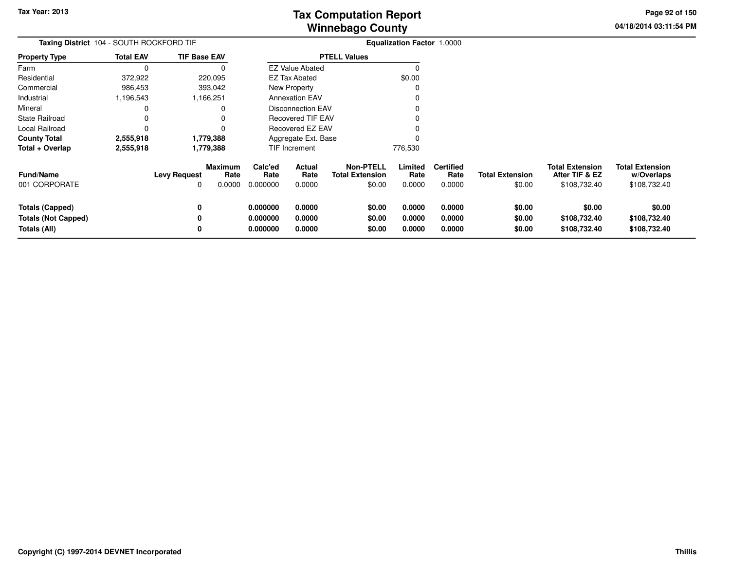# Tax Computation Report
## Winnebago County

Tax Year: 2013

04/18/2014 03:11:54 PM

**Taxing District** 104 - SOUTH ROCKFORD TIF

**Equalization Factor** 1.0000

| Property Type | Total EAV | TIF Base EAV |
|---|---|---|
| Farm | 0 | 0 |
| Residential | 372,922 | 220,095 |
| Commercial | 986,453 | 393,042 |
| Industrial | 1,196,543 | 1,166,251 |
| Mineral | 0 | 0 |
| State Railroad | 0 | 0 |
| Local Railroad | 0 | 0 |
| **County Total** | **2,555,918** | **1,779,388** |
| **Total + Overlap** | **2,555,918** | **1,779,388** |

| PTELL Values | |
|---|---|
| EZ Value Abated | 0 |
| EZ Tax Abated | $0.00 |
| New Property | 0 |
| Annexation EAV | 0 |
| Disconnection EAV | 0 |
| Recovered TIF EAV | 0 |
| Recovered EZ EAV | 0 |
| Aggregate Ext. Base | 0 |
| TIF Increment | 776,530 |

| Fund/Name | Levy Request | Maximum Rate | Calc'ed Rate | Actual Rate | Non-PTELL Total Extension | Limited Rate | Certified Rate | Total Extension | Total Extension After TIF & EZ | Total Extension w/Overlaps |
|---|---|---|---|---|---|---|---|---|---|---|
| 001 CORPORATE | 0 | 0.0000 | 0.000000 | 0.0000 | $0.00 | 0.0000 | 0.0000 | $0.00 | $108,732.40 | $108,732.40 |
| **Totals (Capped)** | **0** | | **0.000000** | **0.0000** | **$0.00** | **0.0000** | **0.0000** | **$0.00** | **$0.00** | **$0.00** |
| **Totals (Not Capped)** | **0** | | **0.000000** | **0.0000** | **$0.00** | **0.0000** | **0.0000** | **$0.00** | **$108,732.40** | **$108,732.40** |
| **Totals (All)** | **0** | | **0.000000** | **0.0000** | **$0.00** | **0.0000** | **0.0000** | **$0.00** | **$108,732.40** | **$108,732.40** |

**Copyright (C) 1997-2014 DEVNET Incorporated** — **Thillis**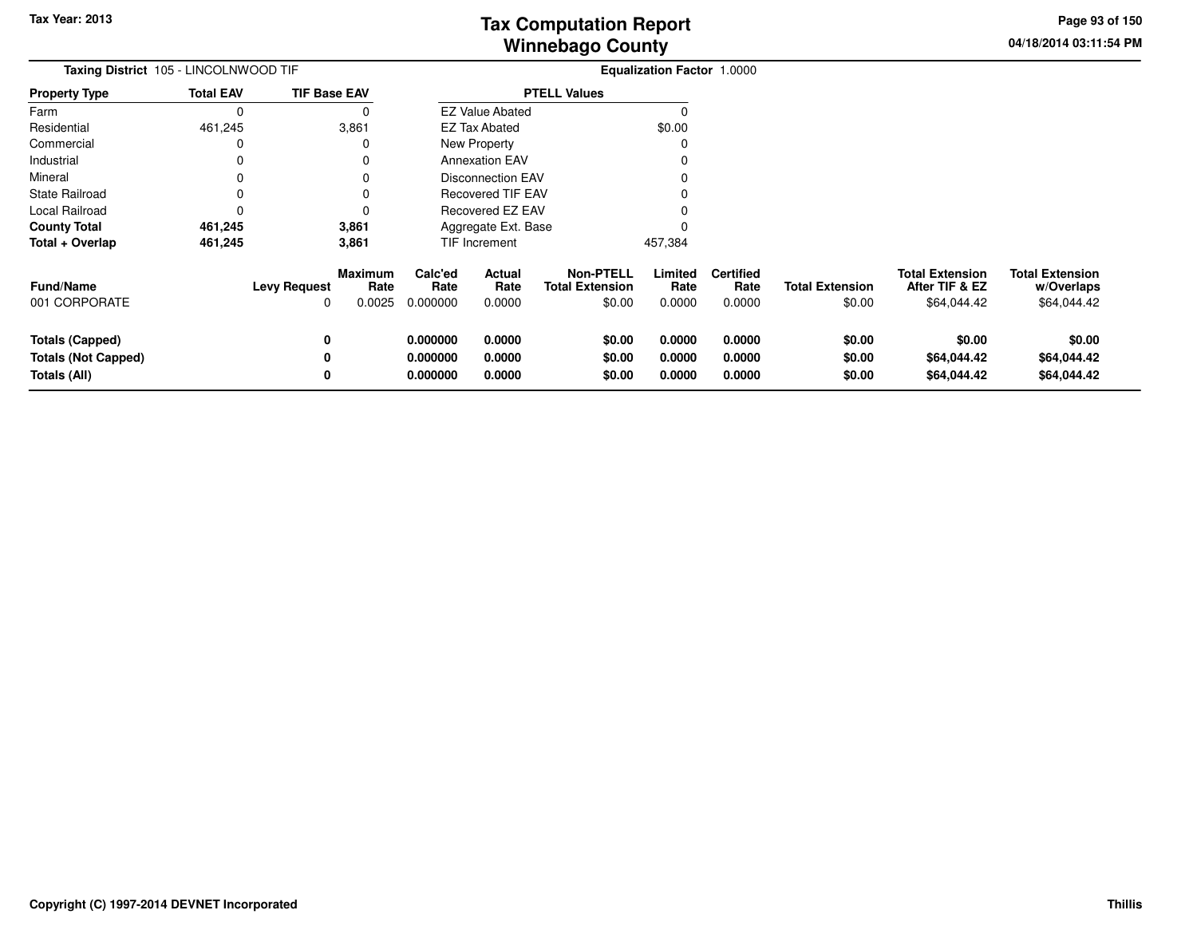# Tax Computation Report
# Winnebago County

Tax Year: 2013

04/18/2014 03:11:54 PM

**Taxing District** 105 - LINCOLNWOOD TIF

**Equalization Factor** 1.0000

| Property Type | Total EAV | TIF Base EAV |
|---|---|---|
| Farm | 0 | 0 |
| Residential | 461,245 | 3,861 |
| Commercial | 0 | 0 |
| Industrial | 0 | 0 |
| Mineral | 0 | 0 |
| State Railroad | 0 | 0 |
| Local Railroad | 0 | 0 |
| **County Total** | **461,245** | **3,861** |
| **Total + Overlap** | **461,245** | **3,861** |

| PTELL Values | |
|---|---|
| EZ Value Abated | 0 |
| EZ Tax Abated | $0.00 |
| New Property | 0 |
| Annexation EAV | 0 |
| Disconnection EAV | 0 |
| Recovered TIF EAV | 0 |
| Recovered EZ EAV | 0 |
| Aggregate Ext. Base | 0 |
| TIF Increment | 457,384 |

| Fund/Name | Levy Request | Maximum Rate | Calc'ed Rate | Actual Rate | Non-PTELL Total Extension | Limited Rate | Certified Rate | Total Extension | Total Extension After TIF & EZ | Total Extension w/Overlaps |
|---|---|---|---|---|---|---|---|---|---|---|
| 001 CORPORATE | 0 | 0.0025 | 0.000000 | 0.0000 | $0.00 | 0.0000 | 0.0000 | $0.00 | $64,044.42 | $64,044.42 |
| **Totals (Capped)** | **0** | | **0.000000** | **0.0000** | **$0.00** | **0.0000** | **0.0000** | **$0.00** | **$0.00** | **$0.00** |
| **Totals (Not Capped)** | **0** | | **0.000000** | **0.0000** | **$0.00** | **0.0000** | **0.0000** | **$0.00** | **$64,044.42** | **$64,044.42** |
| **Totals (All)** | **0** | | **0.000000** | **0.0000** | **$0.00** | **0.0000** | **0.0000** | **$0.00** | **$64,044.42** | **$64,044.42** |

Copyright (C) 1997-2014 DEVNET Incorporated

Thillis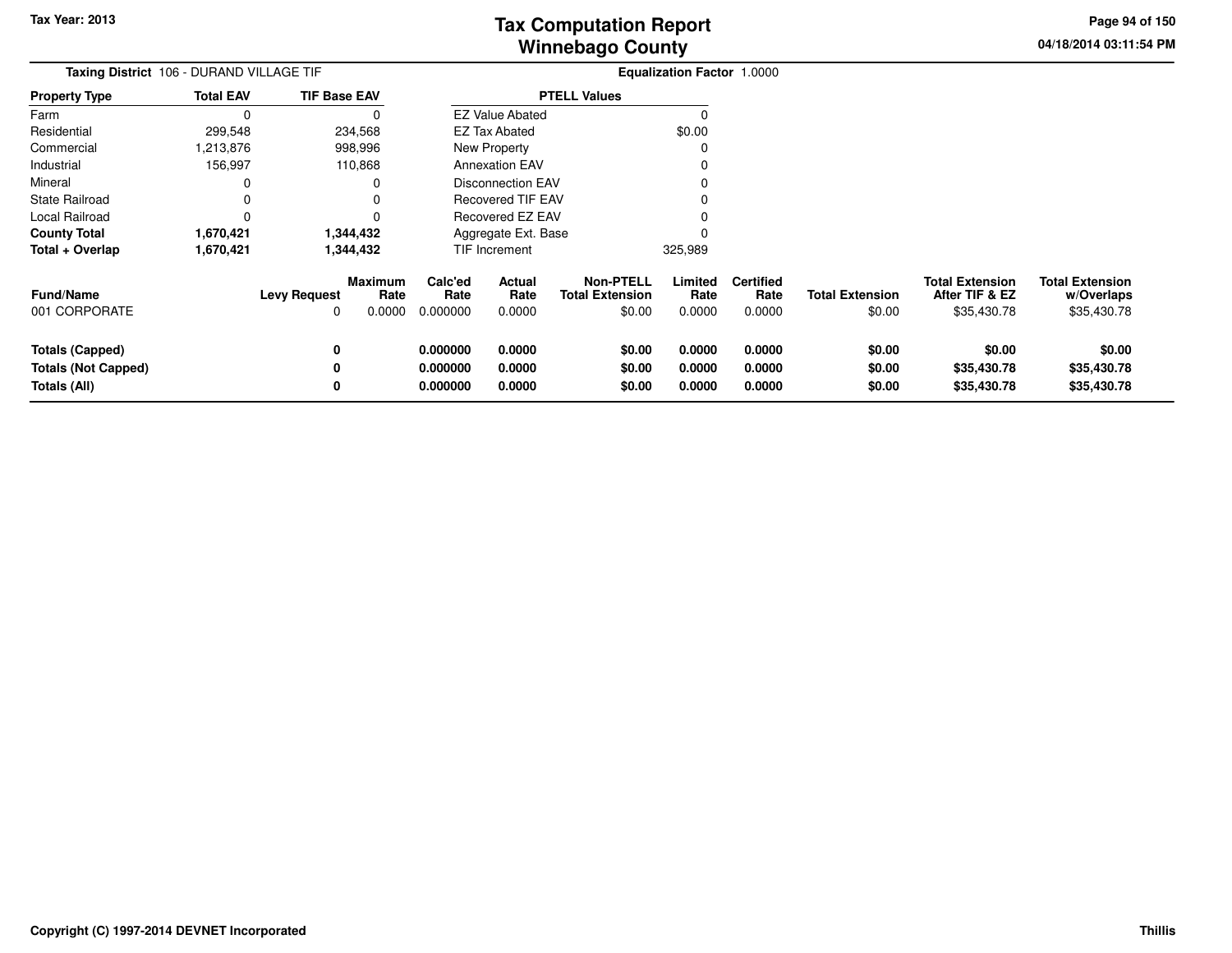# Tax Computation Report
## Winnebago County

Tax Year: 2013

04/18/2014 03:11:54 PM

**Taxing District** 106 - DURAND VILLAGE TIF

**Equalization Factor** 1.0000

| Property Type | Total EAV | TIF Base EAV |
|---|---|---|
| Farm | 0 | 0 |
| Residential | 299,548 | 234,568 |
| Commercial | 1,213,876 | 998,996 |
| Industrial | 156,997 | 110,868 |
| Mineral | 0 | 0 |
| State Railroad | 0 | 0 |
| Local Railroad | 0 | 0 |
| **County Total** | **1,670,421** | **1,344,432** |
| **Total + Overlap** | **1,670,421** | **1,344,432** |

| PTELL Values | |
|---|---|
| EZ Value Abated | 0 |
| EZ Tax Abated | $0.00 |
| New Property | 0 |
| Annexation EAV | 0 |
| Disconnection EAV | 0 |
| Recovered TIF EAV | 0 |
| Recovered EZ EAV | 0 |
| Aggregate Ext. Base | 0 |
| TIF Increment | 325,989 |

| Fund/Name | Levy Request | Maximum Rate | Calc'ed Rate | Actual Rate | Non-PTELL Total Extension | Limited Rate | Certified Rate | Total Extension | Total Extension After TIF & EZ | Total Extension w/Overlaps |
|---|---|---|---|---|---|---|---|---|---|---|
| 001 CORPORATE | 0 | 0.0000 | 0.000000 | 0.0000 | $0.00 | 0.0000 | 0.0000 | $0.00 | $35,430.78 | $35,430.78 |
| **Totals (Capped)** | **0** | | **0.000000** | **0.0000** | **$0.00** | **0.0000** | **0.0000** | **$0.00** | **$0.00** | **$0.00** |
| **Totals (Not Capped)** | **0** | | **0.000000** | **0.0000** | **$0.00** | **0.0000** | **0.0000** | **$0.00** | **$35,430.78** | **$35,430.78** |
| **Totals (All)** | **0** | | **0.000000** | **0.0000** | **$0.00** | **0.0000** | **0.0000** | **$0.00** | **$35,430.78** | **$35,430.78** |

Copyright (C) 1997-2014 DEVNET Incorporated

Thillis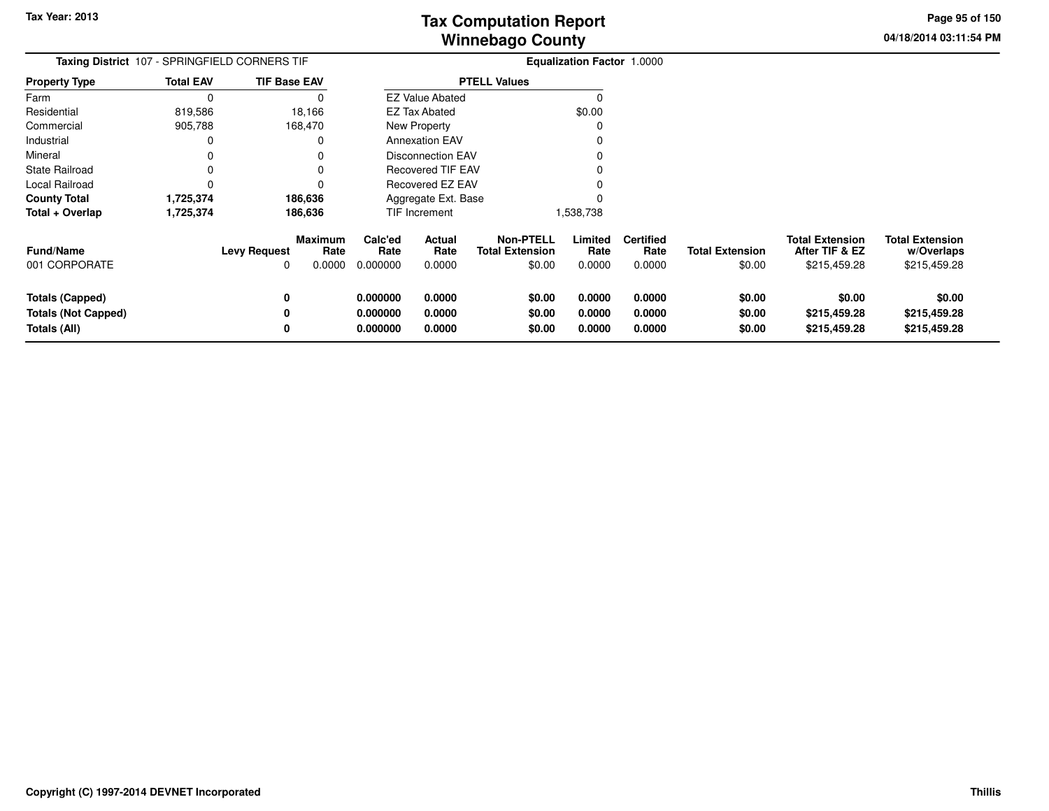# Tax Computation Report
## Winnebago County

Tax Year: 2013

04/18/2014 03:11:54 PM

**Taxing District** 107 - SPRINGFIELD CORNERS TIF

**Equalization Factor** 1.0000

| Property Type | Total EAV | TIF Base EAV |
|---|---|---|
| Farm | 0 | 0 |
| Residential | 819,586 | 18,166 |
| Commercial | 905,788 | 168,470 |
| Industrial | 0 | 0 |
| Mineral | 0 | 0 |
| State Railroad | 0 | 0 |
| Local Railroad | 0 | 0 |
| **County Total** | **1,725,374** | **186,636** |
| **Total + Overlap** | **1,725,374** | **186,636** |

| PTELL Values | |
|---|---|
| EZ Value Abated | 0 |
| EZ Tax Abated | $0.00 |
| New Property | 0 |
| Annexation EAV | 0 |
| Disconnection EAV | 0 |
| Recovered TIF EAV | 0 |
| Recovered EZ EAV | 0 |
| Aggregate Ext. Base | 0 |
| TIF Increment | 1,538,738 |

| Fund/Name | Levy Request | Maximum Rate | Calc'ed Rate | Actual Rate | Non-PTELL Total Extension | Limited Rate | Certified Rate | Total Extension | Total Extension After TIF & EZ | Total Extension w/Overlaps |
|---|---|---|---|---|---|---|---|---|---|---|
| 001 CORPORATE | 0 | 0.0000 | 0.000000 | 0.0000 | $0.00 | 0.0000 | 0.0000 | $0.00 | $215,459.28 | $215,459.28 |
| **Totals (Capped)** | **0** | | **0.000000** | **0.0000** | **$0.00** | **0.0000** | **0.0000** | **$0.00** | **$0.00** | **$0.00** |
| **Totals (Not Capped)** | **0** | | **0.000000** | **0.0000** | **$0.00** | **0.0000** | **0.0000** | **$0.00** | **$215,459.28** | **$215,459.28** |
| **Totals (All)** | **0** | | **0.000000** | **0.0000** | **$0.00** | **0.0000** | **0.0000** | **$0.00** | **$215,459.28** | **$215,459.28** |

Copyright (C) 1997-2014 DEVNET Incorporated

Thillis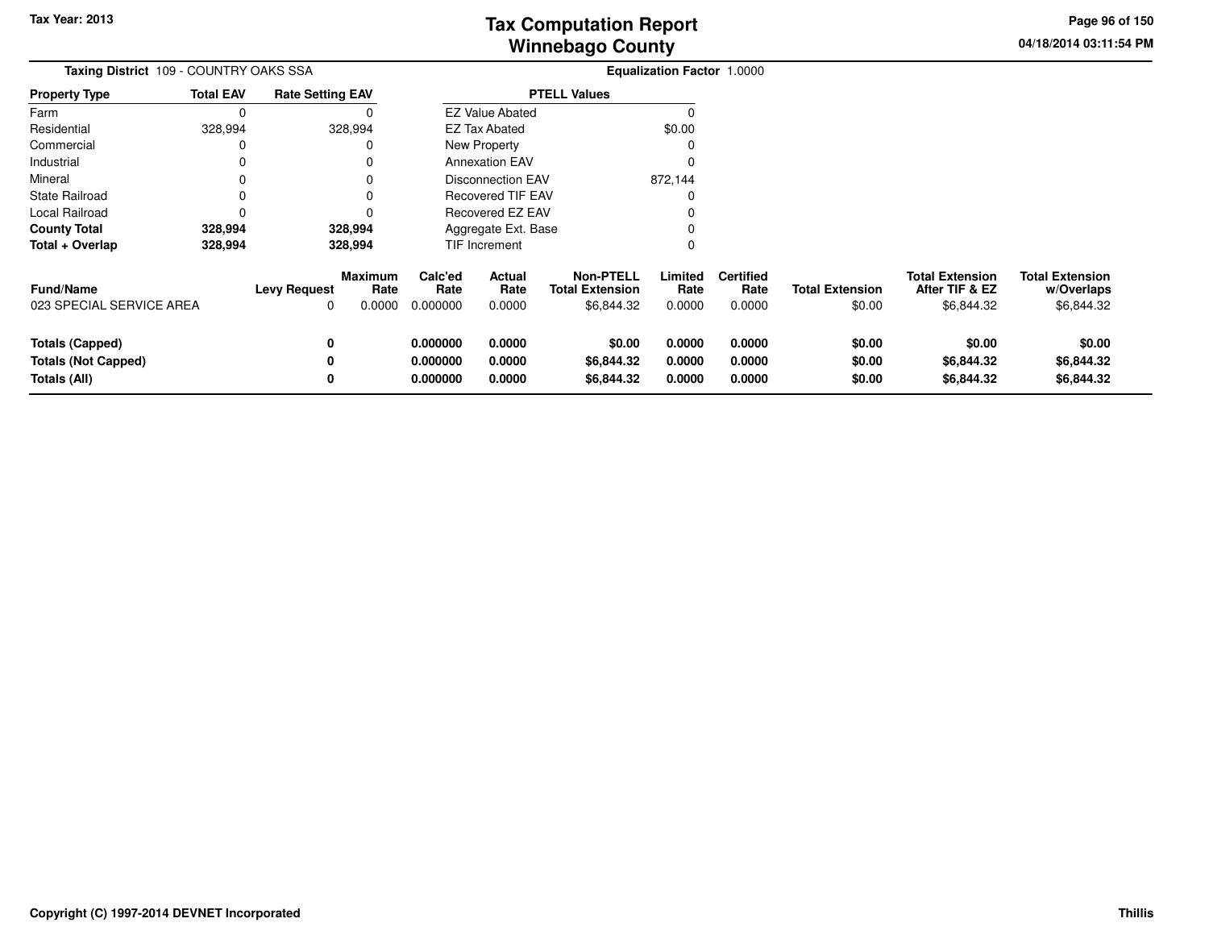**Tax Year: 2013**

# Tax Computation Report
## Winnebago County

04/18/2014 03:11:54 PM

**Taxing District** 109 - COUNTRY OAKS SSA

**Equalization Factor** 1.0000

| Property Type | Total EAV | Rate Setting EAV |
|---|---|---|
| Farm | 0 | 0 |
| Residential | 328,994 | 328,994 |
| Commercial | 0 | 0 |
| Industrial | 0 | 0 |
| Mineral | 0 | 0 |
| State Railroad | 0 | 0 |
| Local Railroad | 0 | 0 |
| **County Total** | **328,994** | **328,994** |
| **Total + Overlap** | **328,994** | **328,994** |

| PTELL Values | |
|---|---|
| EZ Value Abated | 0 |
| EZ Tax Abated | $0.00 |
| New Property | 0 |
| Annexation EAV | 0 |
| Disconnection EAV | 872,144 |
| Recovered TIF EAV | 0 |
| Recovered EZ EAV | 0 |
| Aggregate Ext. Base | 0 |
| TIF Increment | 0 |

| Fund/Name | Levy Request | Maximum Rate | Calc'ed Rate | Actual Rate | Non-PTELL Total Extension | Limited Rate | Certified Rate | Total Extension | Total Extension After TIF & EZ | Total Extension w/Overlaps |
|---|---|---|---|---|---|---|---|---|---|---|
| 023 SPECIAL SERVICE AREA | 0 | 0.0000 | 0.000000 | 0.0000 | $6,844.32 | 0.0000 | 0.0000 | $0.00 | $6,844.32 | $6,844.32 |
| **Totals (Capped)** | **0** | | **0.000000** | **0.0000** | **$0.00** | **0.0000** | **0.0000** | **$0.00** | **$0.00** | **$0.00** |
| **Totals (Not Capped)** | **0** | | **0.000000** | **0.0000** | **$6,844.32** | **0.0000** | **0.0000** | **$0.00** | **$6,844.32** | **$6,844.32** |
| **Totals (All)** | **0** | | **0.000000** | **0.0000** | **$6,844.32** | **0.0000** | **0.0000** | **$0.00** | **$6,844.32** | **$6,844.32** |

**Copyright (C) 1997-2014 DEVNET Incorporated** **Thillis**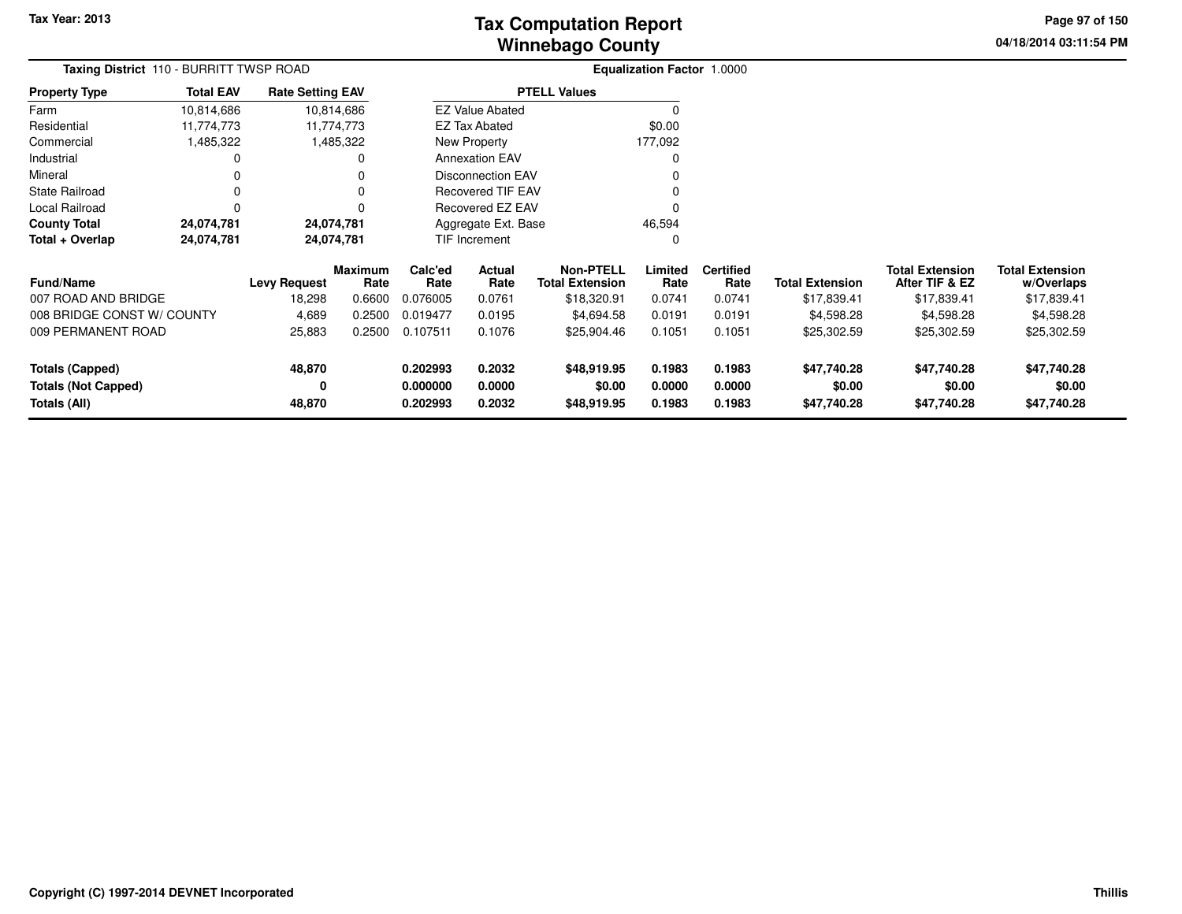# Tax Computation Report
## Winnebago County

Tax Year: 2013

04/18/2014 03:11:54 PM

**Taxing District** 110 - BURRITT TWSP ROAD

**Equalization Factor** 1.0000

| Property Type | Total EAV | Rate Setting EAV |
|---|---|---|
| Farm | 10,814,686 | 10,814,686 |
| Residential | 11,774,773 | 11,774,773 |
| Commercial | 1,485,322 | 1,485,322 |
| Industrial | 0 | 0 |
| Mineral | 0 | 0 |
| State Railroad | 0 | 0 |
| Local Railroad | 0 | 0 |
| **County Total** | **24,074,781** | **24,074,781** |
| **Total + Overlap** | **24,074,781** | **24,074,781** |

| PTELL Values | |
|---|---|
| EZ Value Abated | 0 |
| EZ Tax Abated | $0.00 |
| New Property | 177,092 |
| Annexation EAV | 0 |
| Disconnection EAV | 0 |
| Recovered TIF EAV | 0 |
| Recovered EZ EAV | 0 |
| Aggregate Ext. Base | 46,594 |
| TIF Increment | 0 |

| Fund/Name | Levy Request | Maximum Rate | Calc'ed Rate | Actual Rate | Non-PTELL Total Extension | Limited Rate | Certified Rate | Total Extension | Total Extension After TIF & EZ | Total Extension w/Overlaps |
|---|---|---|---|---|---|---|---|---|---|---|
| 007 ROAD AND BRIDGE | 18,298 | 0.6600 | 0.076005 | 0.0761 | $18,320.91 | 0.0741 | 0.0741 | $17,839.41 | $17,839.41 | $17,839.41 |
| 008 BRIDGE CONST W/ COUNTY | 4,689 | 0.2500 | 0.019477 | 0.0195 | $4,694.58 | 0.0191 | 0.0191 | $4,598.28 | $4,598.28 | $4,598.28 |
| 009 PERMANENT ROAD | 25,883 | 0.2500 | 0.107511 | 0.1076 | $25,904.46 | 0.1051 | 0.1051 | $25,302.59 | $25,302.59 | $25,302.59 |
| **Totals (Capped)** | **48,870** | | **0.202993** | **0.2032** | **$48,919.95** | **0.1983** | **0.1983** | **$47,740.28** | **$47,740.28** | **$47,740.28** |
| **Totals (Not Capped)** | **0** | | **0.000000** | **0.0000** | **$0.00** | **0.0000** | **0.0000** | **$0.00** | **$0.00** | **$0.00** |
| **Totals (All)** | **48,870** | | **0.202993** | **0.2032** | **$48,919.95** | **0.1983** | **0.1983** | **$47,740.28** | **$47,740.28** | **$47,740.28** |

Copyright (C) 1997-2014 DEVNET Incorporated

Thillis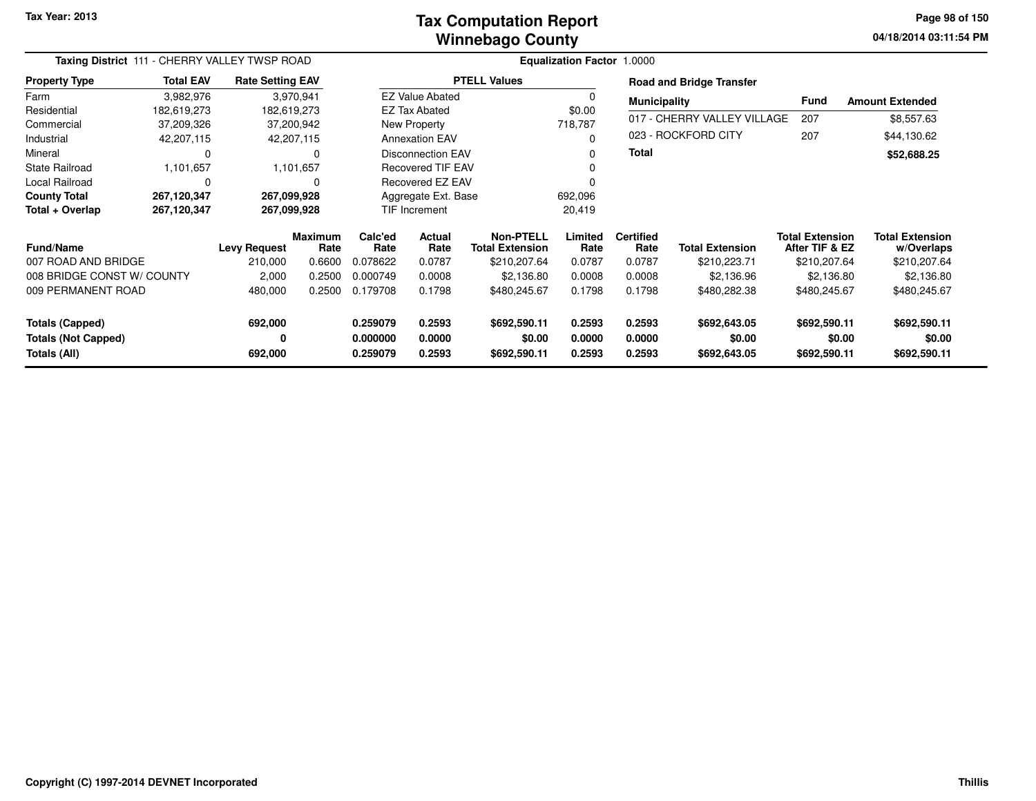Tax Year: 2013

# Tax Computation Report
## Winnebago County

**Taxing District** 111 - CHERRY VALLEY TWSP ROAD

**Equalization Factor** 1.0000

| Property Type | Total EAV | Rate Setting EAV |
|---|---|---|
| Farm | 3,982,976 | 3,970,941 |
| Residential | 182,619,273 | 182,619,273 |
| Commercial | 37,209,326 | 37,200,942 |
| Industrial | 42,207,115 | 42,207,115 |
| Mineral | 0 | 0 |
| State Railroad | 1,101,657 | 1,101,657 |
| Local Railroad | 0 | 0 |
| **County Total** | **267,120,347** | **267,099,928** |
| **Total + Overlap** | **267,120,347** | **267,099,928** |

| PTELL Values | |
|---|---|
| EZ Value Abated | 0 |
| EZ Tax Abated | $0.00 |
| New Property | 718,787 |
| Annexation EAV | 0 |
| Disconnection EAV | 0 |
| Recovered TIF EAV | 0 |
| Recovered EZ EAV | 0 |
| Aggregate Ext. Base | 692,096 |
| TIF Increment | 20,419 |

**Road and Bridge Transfer**

| Municipality | Fund | Amount Extended |
|---|---|---|
| 017 - CHERRY VALLEY VILLAGE | 207 | $8,557.63 |
| 023 - ROCKFORD CITY | 207 | $44,130.62 |
| **Total** | | **$52,688.25** |

| Fund/Name | Levy Request | Maximum Rate | Calc'ed Rate | Actual Rate | Non-PTELL Total Extension | Limited Rate | Certified Rate | Total Extension | Total Extension After TIF & EZ | Total Extension w/Overlaps |
|---|---|---|---|---|---|---|---|---|---|---|
| 007 ROAD AND BRIDGE | 210,000 | 0.6600 | 0.078622 | 0.0787 | $210,207.64 | 0.0787 | 0.0787 | $210,223.71 | $210,207.64 | $210,207.64 |
| 008 BRIDGE CONST W/ COUNTY | 2,000 | 0.2500 | 0.000749 | 0.0008 | $2,136.80 | 0.0008 | 0.0008 | $2,136.96 | $2,136.80 | $2,136.80 |
| 009 PERMANENT ROAD | 480,000 | 0.2500 | 0.179708 | 0.1798 | $480,245.67 | 0.1798 | 0.1798 | $480,282.38 | $480,245.67 | $480,245.67 |
| **Totals (Capped)** | **692,000** | | **0.259079** | **0.2593** | **$692,590.11** | **0.2593** | **0.2593** | **$692,643.05** | **$692,590.11** | **$692,590.11** |
| **Totals (Not Capped)** | **0** | | **0.000000** | **0.0000** | **$0.00** | **0.0000** | **0.0000** | **$0.00** | **$0.00** | **$0.00** |
| **Totals (All)** | **692,000** | | **0.259079** | **0.2593** | **$692,590.11** | **0.2593** | **0.2593** | **$692,643.05** | **$692,590.11** | **$692,590.11** |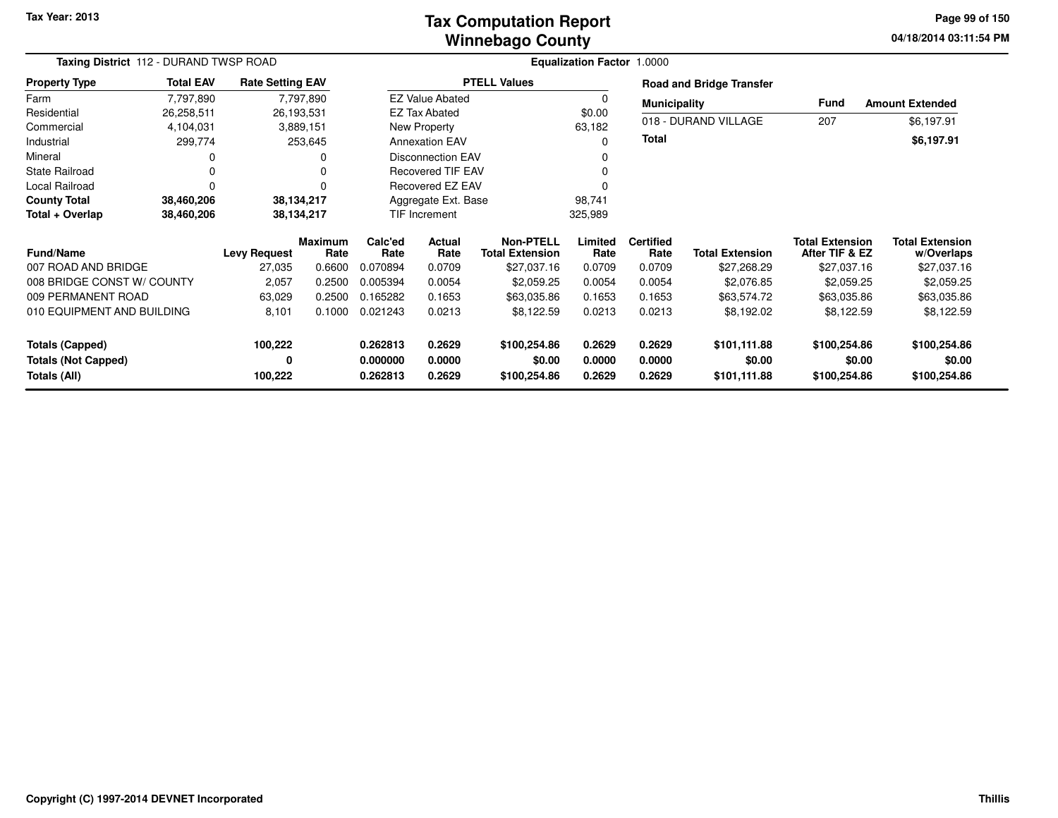Tax Year: 2013

# Tax Computation Report
# Winnebago County

04/18/2014 03:11:54 PM

**Taxing District** 112 - DURAND TWSP ROAD **Equalization Factor** 1.0000

| Property Type | Total EAV | Rate Setting EAV |
|---|---|---|
| Farm | 7,797,890 | 7,797,890 |
| Residential | 26,258,511 | 26,193,531 |
| Commercial | 4,104,031 | 3,889,151 |
| Industrial | 299,774 | 253,645 |
| Mineral | 0 | 0 |
| State Railroad | 0 | 0 |
| Local Railroad | 0 | 0 |
| **County Total** | **38,460,206** | **38,134,217** |
| **Total + Overlap** | **38,460,206** | **38,134,217** |

| PTELL Values | |
|---|---|
| EZ Value Abated | 0 |
| EZ Tax Abated | $0.00 |
| New Property | 63,182 |
| Annexation EAV | 0 |
| Disconnection EAV | 0 |
| Recovered TIF EAV | 0 |
| Recovered EZ EAV | 0 |
| Aggregate Ext. Base | 98,741 |
| TIF Increment | 325,989 |

**Road and Bridge Transfer**

| Municipality | Fund | Amount Extended |
|---|---|---|
| 018 - DURAND VILLAGE | 207 | $6,197.91 |
| **Total** | | **$6,197.91** |

| Fund/Name | Levy Request | Maximum Rate | Calc'ed Rate | Actual Rate | Non-PTELL Total Extension | Limited Rate | Certified Rate | Total Extension | Total Extension After TIF & EZ | Total Extension w/Overlaps |
|---|---|---|---|---|---|---|---|---|---|---|
| 007 ROAD AND BRIDGE | 27,035 | 0.6600 | 0.070894 | 0.0709 | $27,037.16 | 0.0709 | 0.0709 | $27,268.29 | $27,037.16 | $27,037.16 |
| 008 BRIDGE CONST W/ COUNTY | 2,057 | 0.2500 | 0.005394 | 0.0054 | $2,059.25 | 0.0054 | 0.0054 | $2,076.85 | $2,059.25 | $2,059.25 |
| 009 PERMANENT ROAD | 63,029 | 0.2500 | 0.165282 | 0.1653 | $63,035.86 | 0.1653 | 0.1653 | $63,574.72 | $63,035.86 | $63,035.86 |
| 010 EQUIPMENT AND BUILDING | 8,101 | 0.1000 | 0.021243 | 0.0213 | $8,122.59 | 0.0213 | 0.0213 | $8,192.02 | $8,122.59 | $8,122.59 |
| **Totals (Capped)** | **100,222** | | **0.262813** | **0.2629** | **$100,254.86** | **0.2629** | **0.2629** | **$101,111.88** | **$100,254.86** | **$100,254.86** |
| **Totals (Not Capped)** | **0** | | **0.000000** | **0.0000** | **$0.00** | **0.0000** | **0.0000** | **$0.00** | **$0.00** | **$0.00** |
| **Totals (All)** | **100,222** | | **0.262813** | **0.2629** | **$100,254.86** | **0.2629** | **0.2629** | **$101,111.88** | **$100,254.86** | **$100,254.86** |

Copyright (C) 1997-2014 DEVNET Incorporated Thillis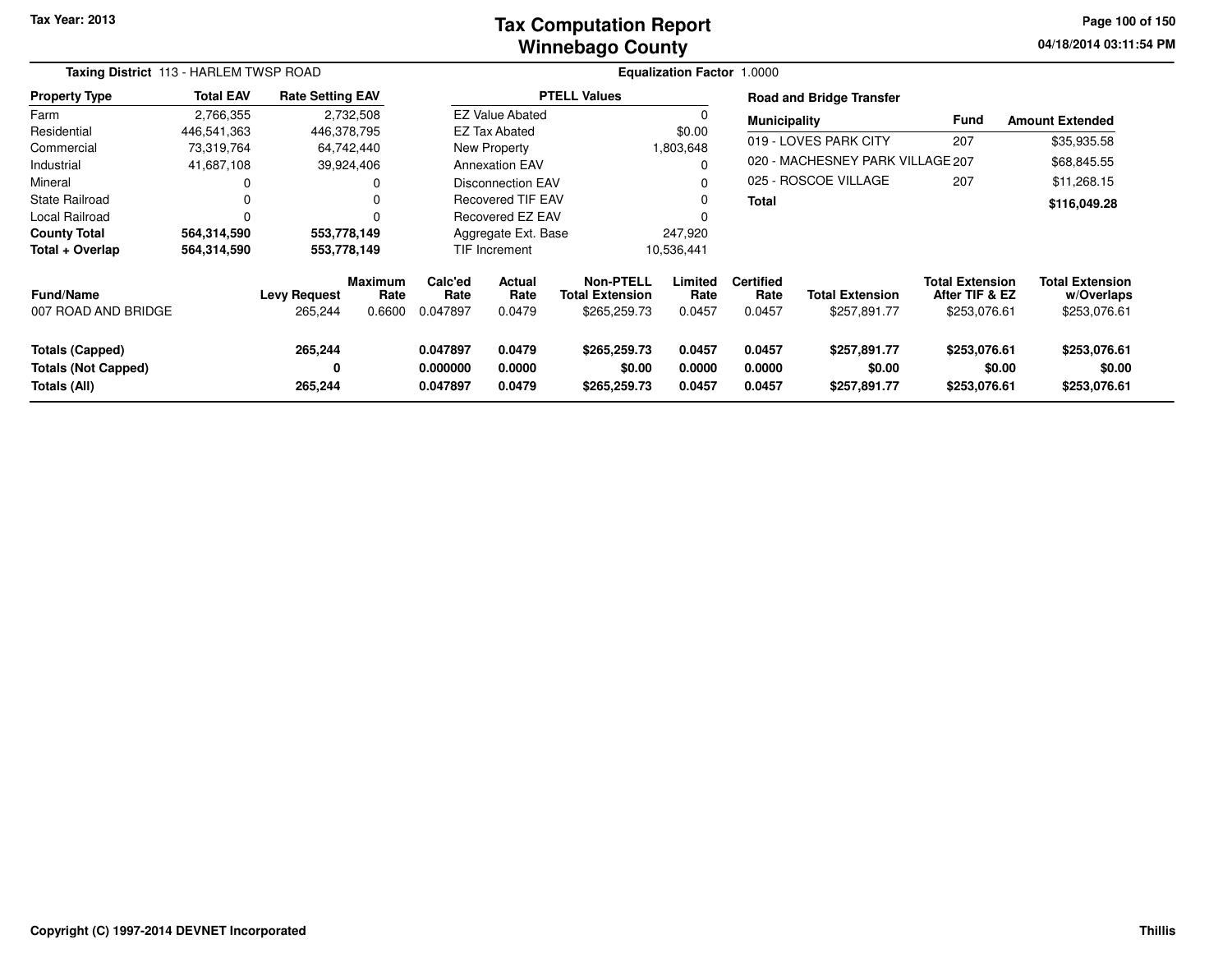Tax Year: 2013

# Tax Computation Report
# Winnebago County

04/18/2014 03:11:54 PM

**Taxing District** 113 - HARLEM TWSP ROAD

**Equalization Factor** 1.0000

| Property Type | Total EAV | Rate Setting EAV |
|---|---|---|
| Farm | 2,766,355 | 2,732,508 |
| Residential | 446,541,363 | 446,378,795 |
| Commercial | 73,319,764 | 64,742,440 |
| Industrial | 41,687,108 | 39,924,406 |
| Mineral | 0 | 0 |
| State Railroad | 0 | 0 |
| Local Railroad | 0 | 0 |
| **County Total** | **564,314,590** | **553,778,149** |
| **Total + Overlap** | **564,314,590** | **553,778,149** |

| PTELL Values | |
|---|---|
| EZ Value Abated | 0 |
| EZ Tax Abated | $0.00 |
| New Property | 1,803,648 |
| Annexation EAV | 0 |
| Disconnection EAV | 0 |
| Recovered TIF EAV | 0 |
| Recovered EZ EAV | 0 |
| Aggregate Ext. Base | 247,920 |
| TIF Increment | 10,536,441 |

**Road and Bridge Transfer**

| Municipality | Fund | Amount Extended |
|---|---|---|
| 019 - LOVES PARK CITY | 207 | $35,935.58 |
| 020 - MACHESNEY PARK VILLAGE | 207 | $68,845.55 |
| 025 - ROSCOE VILLAGE | 207 | $11,268.15 |
| **Total** | | **$116,049.28** |

| Fund/Name | Levy Request | Maximum Rate | Calc'ed Rate | Actual Rate | Non-PTELL Total Extension | Limited Rate | Certified Rate | Total Extension | Total Extension After TIF & EZ | Total Extension w/Overlaps |
|---|---|---|---|---|---|---|---|---|---|---|
| 007 ROAD AND BRIDGE | 265,244 | 0.6600 | 0.047897 | 0.0479 | $265,259.73 | 0.0457 | 0.0457 | $257,891.77 | $253,076.61 | $253,076.61 |
| **Totals (Capped)** | **265,244** | | **0.047897** | **0.0479** | **$265,259.73** | **0.0457** | **0.0457** | **$257,891.77** | **$253,076.61** | **$253,076.61** |
| **Totals (Not Capped)** | **0** | | **0.000000** | **0.0000** | **$0.00** | **0.0000** | **0.0000** | **$0.00** | **$0.00** | **$0.00** |
| **Totals (All)** | **265,244** | | **0.047897** | **0.0479** | **$265,259.73** | **0.0457** | **0.0457** | **$257,891.77** | **$253,076.61** | **$253,076.61** |

Copyright (C) 1997-2014 DEVNET Incorporated

Thillis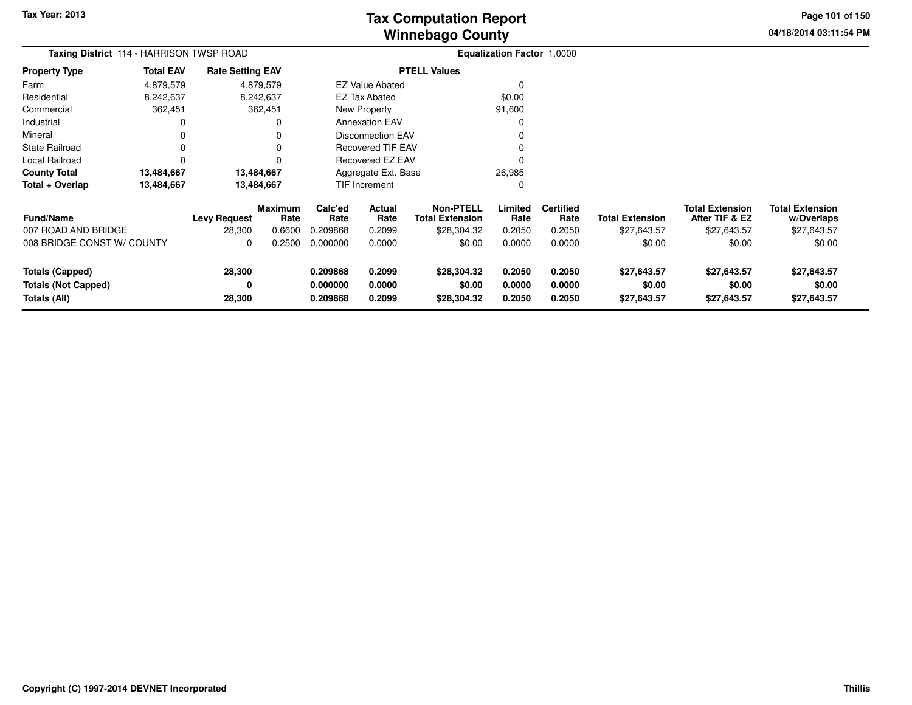# Tax Computation Report
# Winnebago County

Tax Year: 2013

04/18/2014 03:11:54 PM

**Taxing District** 114 - HARRISON TWSP ROAD

**Equalization Factor** 1.0000

| Property Type | Total EAV | Rate Setting EAV |
|---|---|---|
| Farm | 4,879,579 | 4,879,579 |
| Residential | 8,242,637 | 8,242,637 |
| Commercial | 362,451 | 362,451 |
| Industrial | 0 | 0 |
| Mineral | 0 | 0 |
| State Railroad | 0 | 0 |
| Local Railroad | 0 | 0 |
| **County Total** | **13,484,667** | **13,484,667** |
| **Total + Overlap** | **13,484,667** | **13,484,667** |

| PTELL Values | |
|---|---|
| EZ Value Abated | 0 |
| EZ Tax Abated | $0.00 |
| New Property | 91,600 |
| Annexation EAV | 0 |
| Disconnection EAV | 0 |
| Recovered TIF EAV | 0 |
| Recovered EZ EAV | 0 |
| Aggregate Ext. Base | 26,985 |
| TIF Increment | 0 |

| Fund/Name | Levy Request | Maximum Rate | Calc'ed Rate | Actual Rate | Non-PTELL Total Extension | Limited Rate | Certified Rate | Total Extension | Total Extension After TIF & EZ | Total Extension w/Overlaps |
|---|---|---|---|---|---|---|---|---|---|---|
| 007 ROAD AND BRIDGE | 28,300 | 0.6600 | 0.209868 | 0.2099 | $28,304.32 | 0.2050 | 0.2050 | $27,643.57 | $27,643.57 | $27,643.57 |
| 008 BRIDGE CONST W/ COUNTY | 0 | 0.2500 | 0.000000 | 0.0000 | $0.00 | 0.0000 | 0.0000 | $0.00 | $0.00 | $0.00 |
| **Totals (Capped)** | **28,300** | | **0.209868** | **0.2099** | **$28,304.32** | **0.2050** | **0.2050** | **$27,643.57** | **$27,643.57** | **$27,643.57** |
| **Totals (Not Capped)** | **0** | | **0.000000** | **0.0000** | **$0.00** | **0.0000** | **0.0000** | **$0.00** | **$0.00** | **$0.00** |
| **Totals (All)** | **28,300** | | **0.209868** | **0.2099** | **$28,304.32** | **0.2050** | **0.2050** | **$27,643.57** | **$27,643.57** | **$27,643.57** |

Copyright (C) 1997-2014 DEVNET Incorporated

Thillis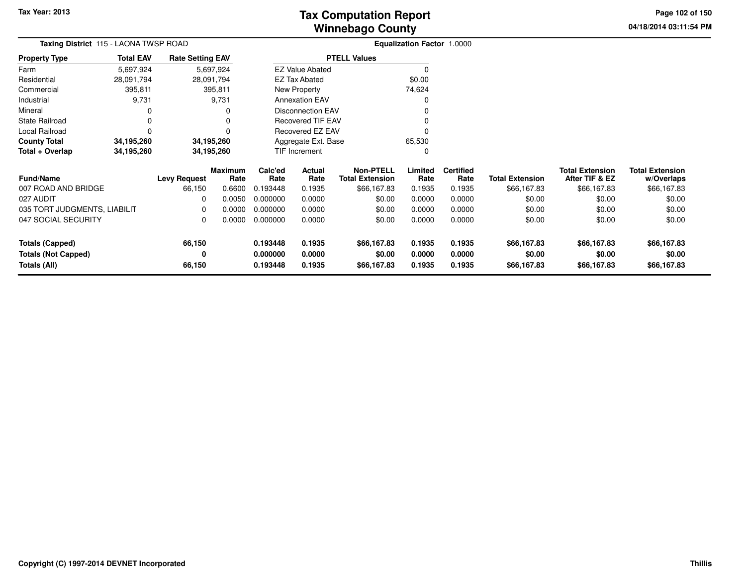# Tax Computation Report
# Winnebago County

Tax Year: 2013

04/18/2014 03:11:54 PM

**Taxing District** 115 - LAONA TWSP ROAD

**Equalization Factor** 1.0000

| Property Type | Total EAV | Rate Setting EAV |
|---|---|---|
| Farm | 5,697,924 | 5,697,924 |
| Residential | 28,091,794 | 28,091,794 |
| Commercial | 395,811 | 395,811 |
| Industrial | 9,731 | 9,731 |
| Mineral | 0 | 0 |
| State Railroad | 0 | 0 |
| Local Railroad | 0 | 0 |
| **County Total** | **34,195,260** | **34,195,260** |
| **Total + Overlap** | **34,195,260** | **34,195,260** |

| PTELL Values | |
|---|---|
| EZ Value Abated | 0 |
| EZ Tax Abated | $0.00 |
| New Property | 74,624 |
| Annexation EAV | 0 |
| Disconnection EAV | 0 |
| Recovered TIF EAV | 0 |
| Recovered EZ EAV | 0 |
| Aggregate Ext. Base | 65,530 |
| TIF Increment | 0 |

| Fund/Name | Levy Request | Maximum Rate | Calc'ed Rate | Actual Rate | Non-PTELL Total Extension | Limited Rate | Certified Rate | Total Extension | Total Extension After TIF & EZ | Total Extension w/Overlaps |
|---|---|---|---|---|---|---|---|---|---|---|
| 007 ROAD AND BRIDGE | 66,150 | 0.6600 | 0.193448 | 0.1935 | $66,167.83 | 0.1935 | 0.1935 | $66,167.83 | $66,167.83 | $66,167.83 |
| 027 AUDIT | 0 | 0.0050 | 0.000000 | 0.0000 | $0.00 | 0.0000 | 0.0000 | $0.00 | $0.00 | $0.00 |
| 035 TORT JUDGMENTS, LIABILIT | 0 | 0.0000 | 0.000000 | 0.0000 | $0.00 | 0.0000 | 0.0000 | $0.00 | $0.00 | $0.00 |
| 047 SOCIAL SECURITY | 0 | 0.0000 | 0.000000 | 0.0000 | $0.00 | 0.0000 | 0.0000 | $0.00 | $0.00 | $0.00 |
| **Totals (Capped)** | **66,150** | | **0.193448** | **0.1935** | **$66,167.83** | **0.1935** | **0.1935** | **$66,167.83** | **$66,167.83** | **$66,167.83** |
| **Totals (Not Capped)** | **0** | | **0.000000** | **0.0000** | **$0.00** | **0.0000** | **0.0000** | **$0.00** | **$0.00** | **$0.00** |
| **Totals (All)** | **66,150** | | **0.193448** | **0.1935** | **$66,167.83** | **0.1935** | **0.1935** | **$66,167.83** | **$66,167.83** | **$66,167.83** |

Copyright (C) 1997-2014 DEVNET Incorporated

Thillis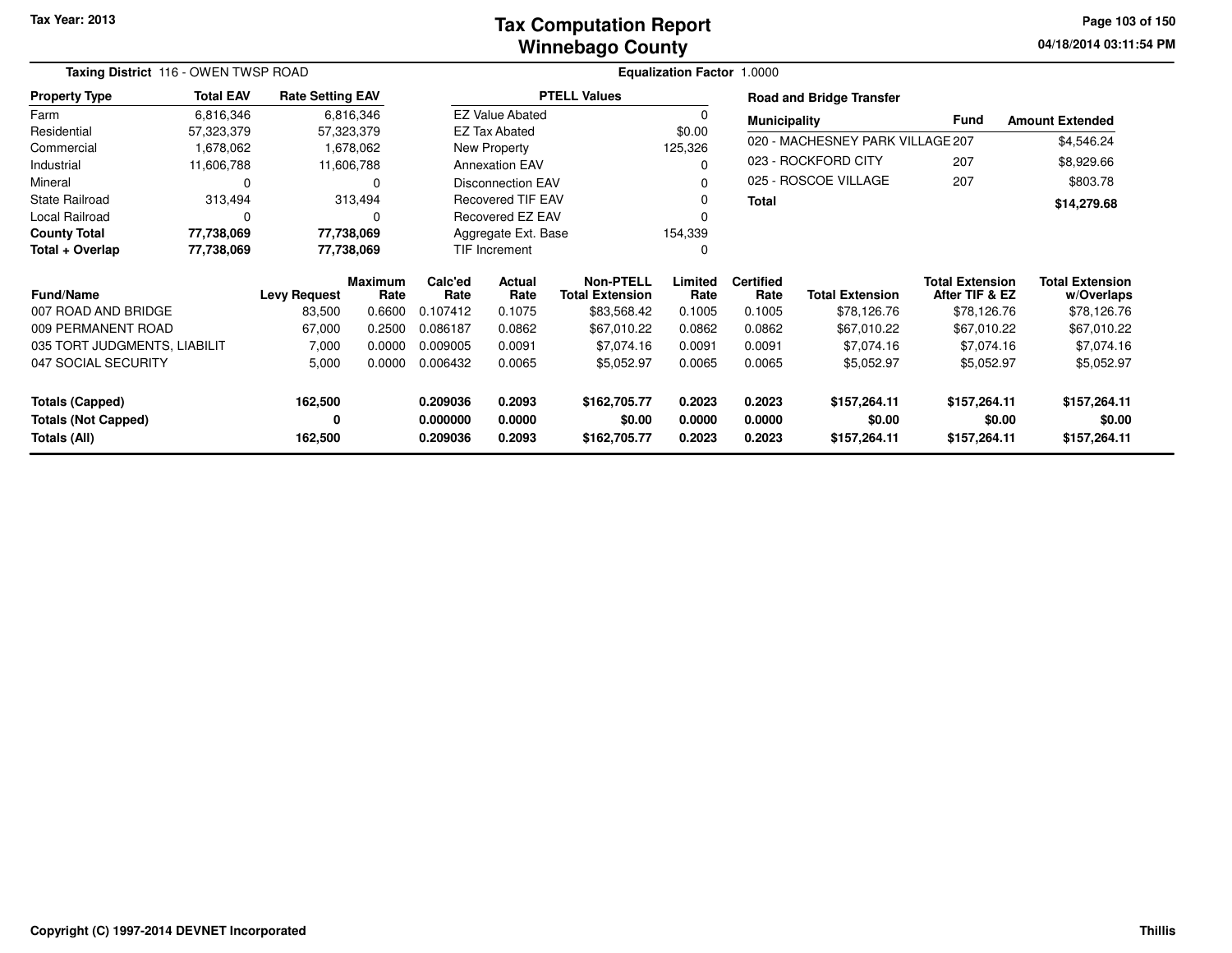# Tax Computation Report
## Winnebago County

Tax Year: 2013

**Taxing District** 116 - OWEN TWSP ROAD

**Equalization Factor** 1.0000

| Property Type | Total EAV | Rate Setting EAV |
|---|---|---|
| Farm | 6,816,346 | 6,816,346 |
| Residential | 57,323,379 | 57,323,379 |
| Commercial | 1,678,062 | 1,678,062 |
| Industrial | 11,606,788 | 11,606,788 |
| Mineral | 0 | 0 |
| State Railroad | 313,494 | 313,494 |
| Local Railroad | 0 | 0 |
| **County Total** | **77,738,069** | **77,738,069** |
| **Total + Overlap** | **77,738,069** | **77,738,069** |

| PTELL Values | |
|---|---|
| EZ Value Abated | 0 |
| EZ Tax Abated | $0.00 |
| New Property | 125,326 |
| Annexation EAV | 0 |
| Disconnection EAV | 0 |
| Recovered TIF EAV | 0 |
| Recovered EZ EAV | 0 |
| Aggregate Ext. Base | 154,339 |
| TIF Increment | 0 |

**Road and Bridge Transfer**

| Municipality | Fund | Amount Extended |
|---|---|---|
| 020 - MACHESNEY PARK VILLAGE | 207 | $4,546.24 |
| 023 - ROCKFORD CITY | 207 | $8,929.66 |
| 025 - ROSCOE VILLAGE | 207 | $803.78 |
| **Total** | | **$14,279.68** |

| Fund/Name | Levy Request | Maximum Rate | Calc'ed Rate | Actual Rate | Non-PTELL Total Extension | Limited Rate | Certified Rate | Total Extension | Total Extension After TIF & EZ | Total Extension w/Overlaps |
|---|---|---|---|---|---|---|---|---|---|---|
| 007 ROAD AND BRIDGE | 83,500 | 0.6600 | 0.107412 | 0.1075 | $83,568.42 | 0.1005 | 0.1005 | $78,126.76 | $78,126.76 | $78,126.76 |
| 009 PERMANENT ROAD | 67,000 | 0.2500 | 0.086187 | 0.0862 | $67,010.22 | 0.0862 | 0.0862 | $67,010.22 | $67,010.22 | $67,010.22 |
| 035 TORT JUDGMENTS, LIABILIT | 7,000 | 0.0000 | 0.009005 | 0.0091 | $7,074.16 | 0.0091 | 0.0091 | $7,074.16 | $7,074.16 | $7,074.16 |
| 047 SOCIAL SECURITY | 5,000 | 0.0000 | 0.006432 | 0.0065 | $5,052.97 | 0.0065 | 0.0065 | $5,052.97 | $5,052.97 | $5,052.97 |
| **Totals (Capped)** | **162,500** | | **0.209036** | **0.2093** | **$162,705.77** | **0.2023** | **0.2023** | **$157,264.11** | **$157,264.11** | **$157,264.11** |
| **Totals (Not Capped)** | **0** | | **0.000000** | **0.0000** | **$0.00** | **0.0000** | **0.0000** | **$0.00** | **$0.00** | **$0.00** |
| **Totals (All)** | **162,500** | | **0.209036** | **0.2093** | **$162,705.77** | **0.2023** | **0.2023** | **$157,264.11** | **$157,264.11** | **$157,264.11** |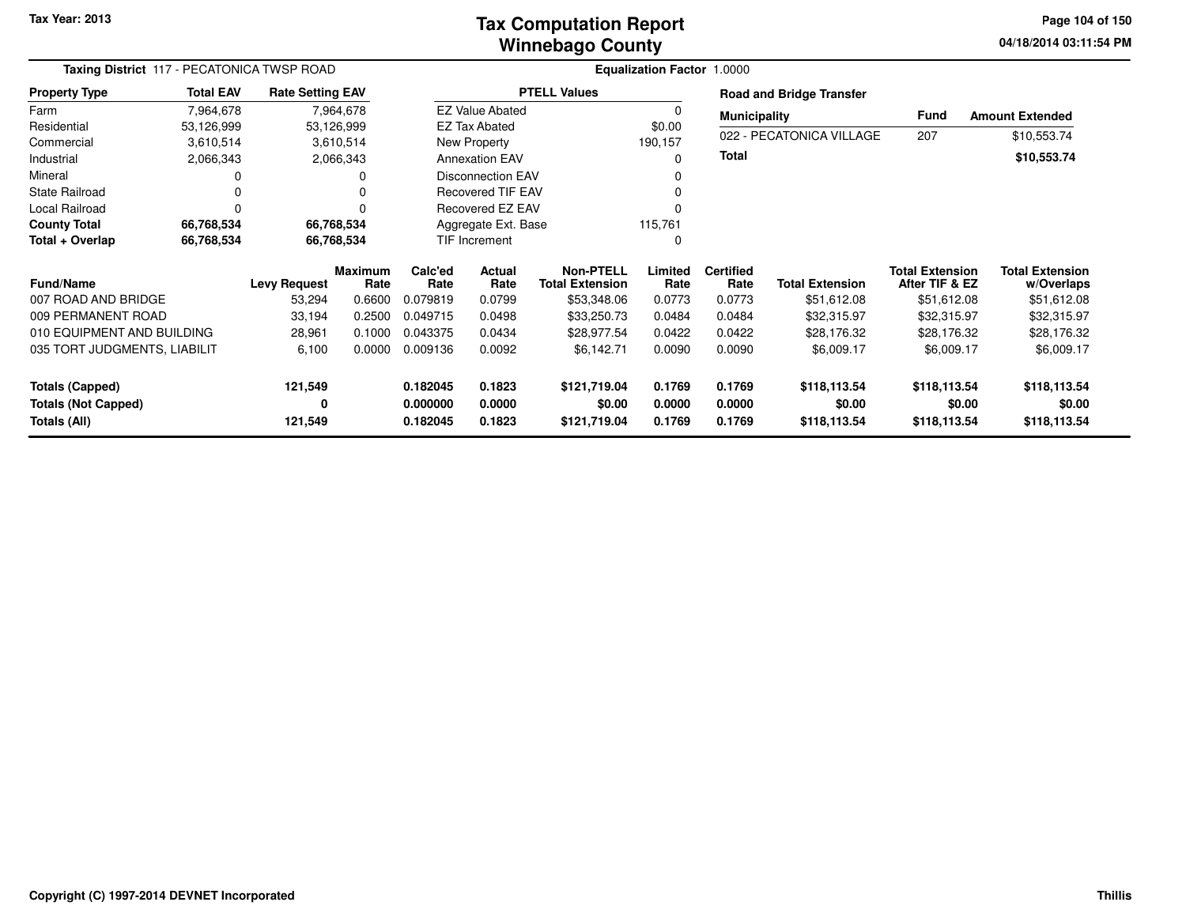# Tax Computation Report
## Winnebago County

Tax Year: 2013

**Taxing District** 117 - PECATONICA TWSP ROAD

**Equalization Factor** 1.0000

| Property Type | Total EAV | Rate Setting EAV |
|---|---|---|
| Farm | 7,964,678 | 7,964,678 |
| Residential | 53,126,999 | 53,126,999 |
| Commercial | 3,610,514 | 3,610,514 |
| Industrial | 2,066,343 | 2,066,343 |
| Mineral | 0 | 0 |
| State Railroad | 0 | 0 |
| Local Railroad | 0 | 0 |
| **County Total** | **66,768,534** | **66,768,534** |
| **Total + Overlap** | **66,768,534** | **66,768,534** |

| PTELL Values | |
|---|---|
| EZ Value Abated | 0 |
| EZ Tax Abated | $0.00 |
| New Property | 190,157 |
| Annexation EAV | 0 |
| Disconnection EAV | 0 |
| Recovered TIF EAV | 0 |
| Recovered EZ EAV | 0 |
| Aggregate Ext. Base | 115,761 |
| TIF Increment | 0 |

**Road and Bridge Transfer**

| Municipality | Fund | Amount Extended |
|---|---|---|
| 022 - PECATONICA VILLAGE | 207 | $10,553.74 |
| **Total** | | **$10,553.74** |

| Fund/Name | Levy Request | Maximum Rate | Calc'ed Rate | Actual Rate | Non-PTELL Total Extension | Limited Rate | Certified Rate | Total Extension | Total Extension After TIF & EZ | Total Extension w/Overlaps |
|---|---|---|---|---|---|---|---|---|---|---|
| 007 ROAD AND BRIDGE | 53,294 | 0.6600 | 0.079819 | 0.0799 | $53,348.06 | 0.0773 | 0.0773 | $51,612.08 | $51,612.08 | $51,612.08 |
| 009 PERMANENT ROAD | 33,194 | 0.2500 | 0.049715 | 0.0498 | $33,250.73 | 0.0484 | 0.0484 | $32,315.97 | $32,315.97 | $32,315.97 |
| 010 EQUIPMENT AND BUILDING | 28,961 | 0.1000 | 0.043375 | 0.0434 | $28,977.54 | 0.0422 | 0.0422 | $28,176.32 | $28,176.32 | $28,176.32 |
| 035 TORT JUDGMENTS, LIABILIT | 6,100 | 0.0000 | 0.009136 | 0.0092 | $6,142.71 | 0.0090 | 0.0090 | $6,009.17 | $6,009.17 | $6,009.17 |
| **Totals (Capped)** | **121,549** | | **0.182045** | **0.1823** | **$121,719.04** | **0.1769** | **0.1769** | **$118,113.54** | **$118,113.54** | **$118,113.54** |
| **Totals (Not Capped)** | **0** | | **0.000000** | **0.0000** | **$0.00** | **0.0000** | **0.0000** | **$0.00** | **$0.00** | **$0.00** |
| **Totals (All)** | **121,549** | | **0.182045** | **0.1823** | **$121,719.04** | **0.1769** | **0.1769** | **$118,113.54** | **$118,113.54** | **$118,113.54** |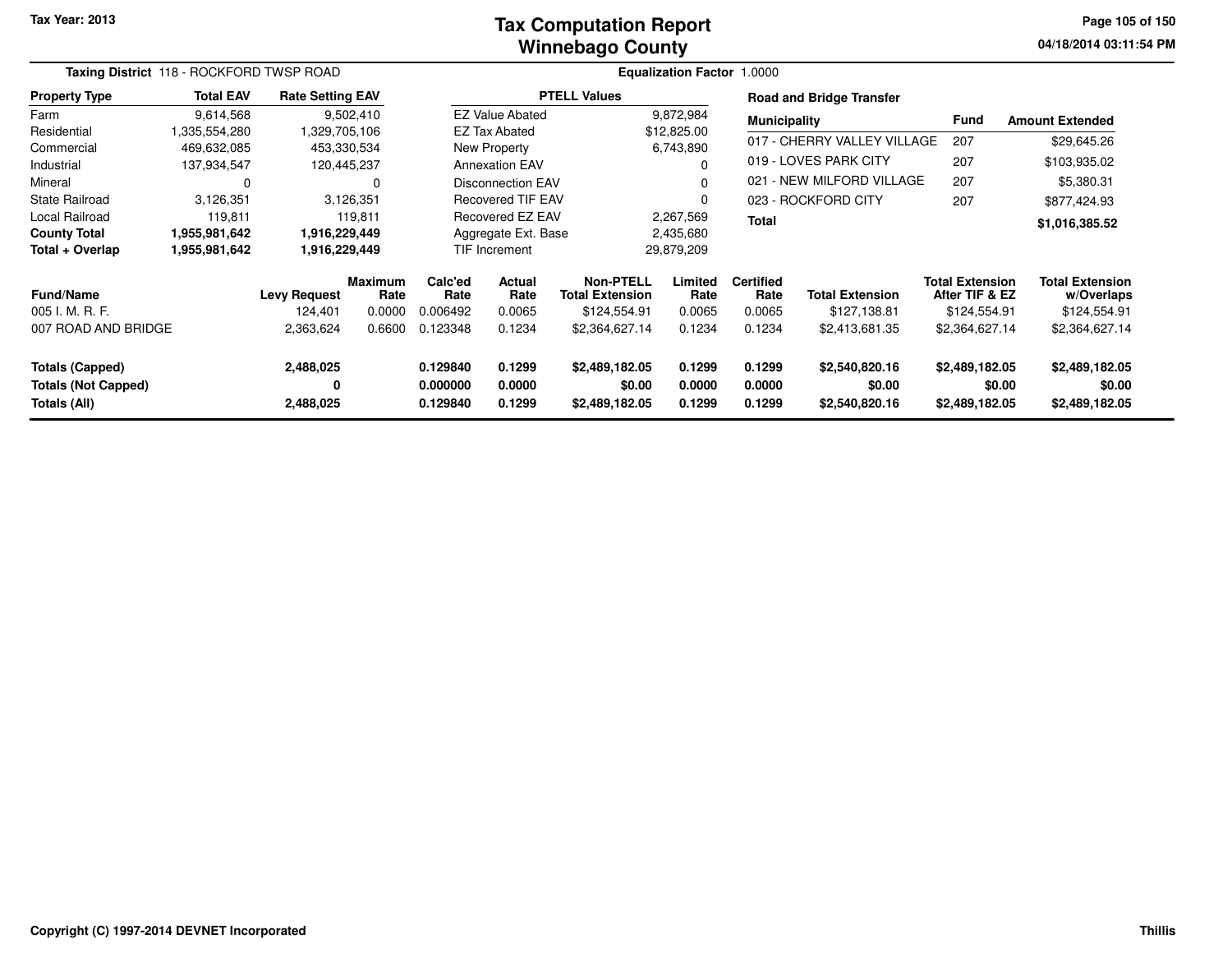# Tax Computation Report
## Winnebago County

Tax Year: 2013

04/18/2014 03:11:54 PM

**Taxing District** 118 - ROCKFORD TWSP ROAD

**Equalization Factor** 1.0000

| Property Type | Total EAV | Rate Setting EAV |
|---|---|---|
| Farm | 9,614,568 | 9,502,410 |
| Residential | 1,335,554,280 | 1,329,705,106 |
| Commercial | 469,632,085 | 453,330,534 |
| Industrial | 137,934,547 | 120,445,237 |
| Mineral | 0 | 0 |
| State Railroad | 3,126,351 | 3,126,351 |
| Local Railroad | 119,811 | 119,811 |
| **County Total** | **1,955,981,642** | **1,916,229,449** |
| **Total + Overlap** | **1,955,981,642** | **1,916,229,449** |

| PTELL Values | |
|---|---|
| EZ Value Abated | 9,872,984 |
| EZ Tax Abated | $12,825.00 |
| New Property | 6,743,890 |
| Annexation EAV | 0 |
| Disconnection EAV | 0 |
| Recovered TIF EAV | 0 |
| Recovered EZ EAV | 2,267,569 |
| Aggregate Ext. Base | 2,435,680 |
| TIF Increment | 29,879,209 |

**Road and Bridge Transfer**

| Municipality | Fund | Amount Extended |
|---|---|---|
| 017 - CHERRY VALLEY VILLAGE | 207 | $29,645.26 |
| 019 - LOVES PARK CITY | 207 | $103,935.02 |
| 021 - NEW MILFORD VILLAGE | 207 | $5,380.31 |
| 023 - ROCKFORD CITY | 207 | $877,424.93 |
| **Total** | | **$1,016,385.52** |

| Fund/Name | Levy Request | Maximum Rate | Calc'ed Rate | Actual Rate | Non-PTELL Total Extension | Limited Rate | Certified Rate | Total Extension | Total Extension After TIF & EZ | Total Extension w/Overlaps |
|---|---|---|---|---|---|---|---|---|---|---|
| 005 I. M. R. F. | 124,401 | 0.0000 | 0.006492 | 0.0065 | $124,554.91 | 0.0065 | 0.0065 | $127,138.81 | $124,554.91 | $124,554.91 |
| 007 ROAD AND BRIDGE | 2,363,624 | 0.6600 | 0.123348 | 0.1234 | $2,364,627.14 | 0.1234 | 0.1234 | $2,413,681.35 | $2,364,627.14 | $2,364,627.14 |
| **Totals (Capped)** | **2,488,025** | | **0.129840** | **0.1299** | **$2,489,182.05** | **0.1299** | **0.1299** | **$2,540,820.16** | **$2,489,182.05** | **$2,489,182.05** |
| **Totals (Not Capped)** | **0** | | **0.000000** | **0.0000** | **$0.00** | **0.0000** | **0.0000** | **$0.00** | **$0.00** | **$0.00** |
| **Totals (All)** | **2,488,025** | | **0.129840** | **0.1299** | **$2,489,182.05** | **0.1299** | **0.1299** | **$2,540,820.16** | **$2,489,182.05** | **$2,489,182.05** |

Copyright (C) 1997-2014 DEVNET Incorporated

Thillis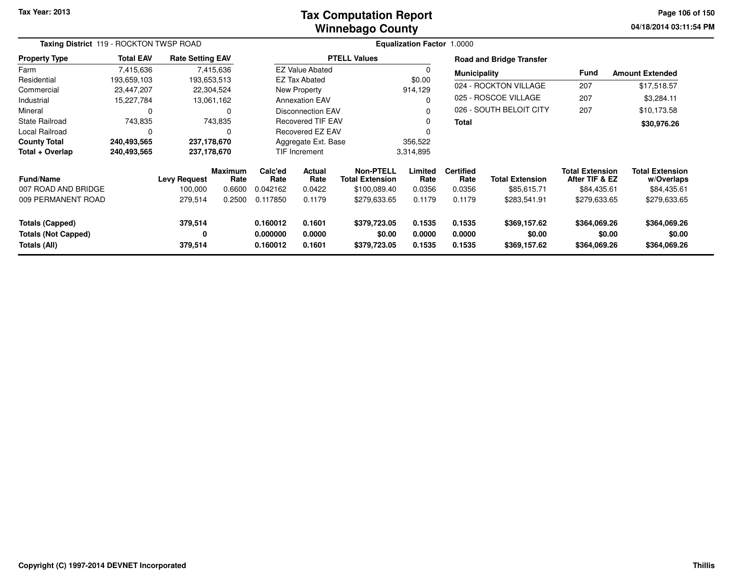Tax Year: 2013

# Tax Computation Report
# Winnebago County

04/18/2014 03:11:54 PM

**Taxing District** 119 - ROCKTON TWSP ROAD

**Equalization Factor** 1.0000

| Property Type | Total EAV | Rate Setting EAV |
|---|---|---|
| Farm | 7,415,636 | 7,415,636 |
| Residential | 193,659,103 | 193,653,513 |
| Commercial | 23,447,207 | 22,304,524 |
| Industrial | 15,227,784 | 13,061,162 |
| Mineral | 0 | 0 |
| State Railroad | 743,835 | 743,835 |
| Local Railroad | 0 | 0 |
| **County Total** | **240,493,565** | **237,178,670** |
| **Total + Overlap** | **240,493,565** | **237,178,670** |

| PTELL Values | |
|---|---|
| EZ Value Abated | 0 |
| EZ Tax Abated | $0.00 |
| New Property | 914,129 |
| Annexation EAV | 0 |
| Disconnection EAV | 0 |
| Recovered TIF EAV | 0 |
| Recovered EZ EAV | 0 |
| Aggregate Ext. Base | 356,522 |
| TIF Increment | 3,314,895 |

**Road and Bridge Transfer**

| Municipality | Fund | Amount Extended |
|---|---|---|
| 024 - ROCKTON VILLAGE | 207 | $17,518.57 |
| 025 - ROSCOE VILLAGE | 207 | $3,284.11 |
| 026 - SOUTH BELOIT CITY | 207 | $10,173.58 |
| **Total** | | **$30,976.26** |

| Fund/Name | Levy Request | Maximum Rate | Calc'ed Rate | Actual Rate | Non-PTELL Total Extension | Limited Rate | Certified Rate | Total Extension | Total Extension After TIF & EZ | Total Extension w/Overlaps |
|---|---|---|---|---|---|---|---|---|---|---|
| 007 ROAD AND BRIDGE | 100,000 | 0.6600 | 0.042162 | 0.0422 | $100,089.40 | 0.0356 | 0.0356 | $85,615.71 | $84,435.61 | $84,435.61 |
| 009 PERMANENT ROAD | 279,514 | 0.2500 | 0.117850 | 0.1179 | $279,633.65 | 0.1179 | 0.1179 | $283,541.91 | $279,633.65 | $279,633.65 |
| **Totals (Capped)** | **379,514** | | **0.160012** | **0.1601** | **$379,723.05** | **0.1535** | **0.1535** | **$369,157.62** | **$364,069.26** | **$364,069.26** |
| **Totals (Not Capped)** | **0** | | **0.000000** | **0.0000** | **$0.00** | **0.0000** | **0.0000** | **$0.00** | **$0.00** | **$0.00** |
| **Totals (All)** | **379,514** | | **0.160012** | **0.1601** | **$379,723.05** | **0.1535** | **0.1535** | **$369,157.62** | **$364,069.26** | **$364,069.26** |

Copyright (C) 1997-2014 DEVNET Incorporated

Thillis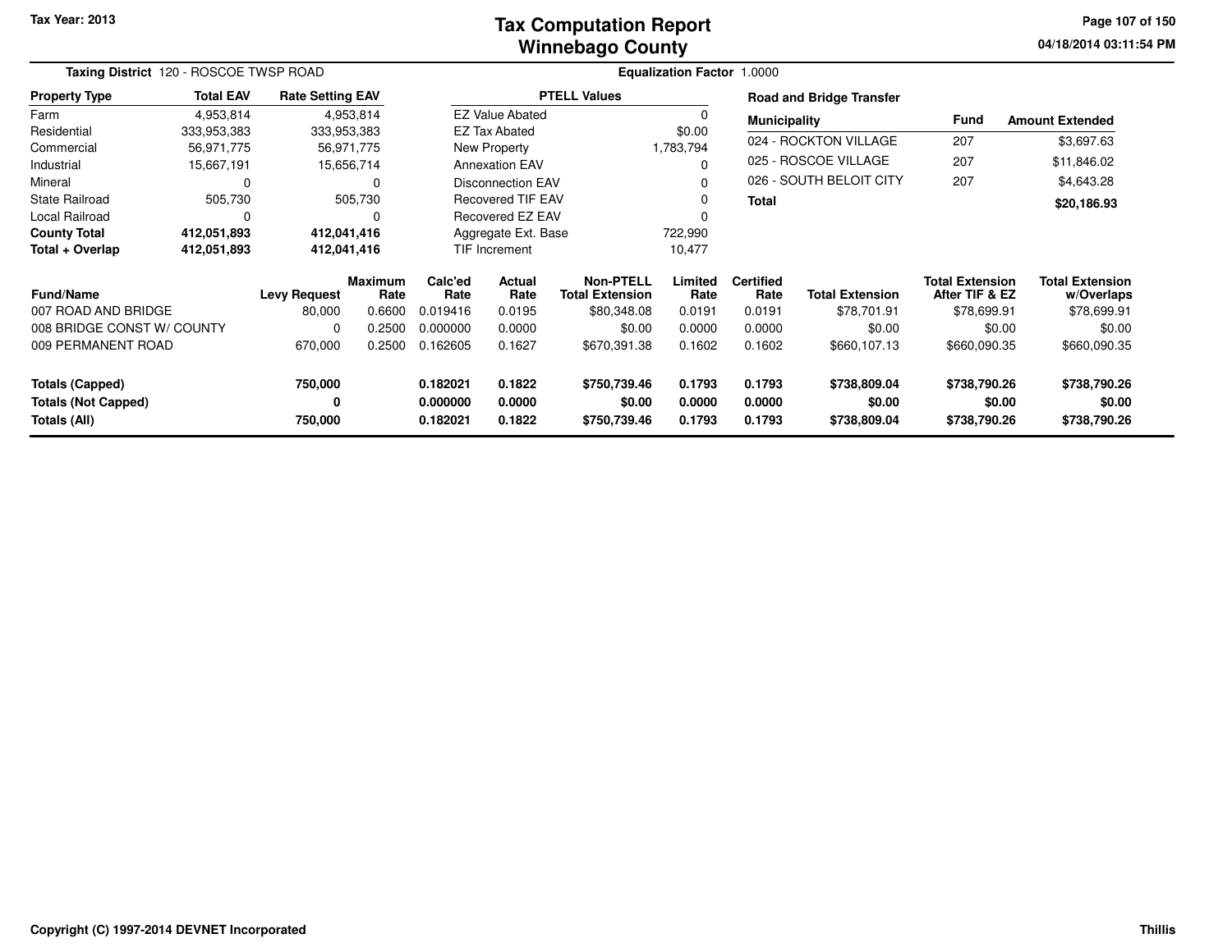Tax Year: 2013

# Tax Computation Report
## Winnebago County

04/18/2014 03:11:54 PM

**Taxing District** 120 - ROSCOE TWSP ROAD

**Equalization Factor** 1.0000

| Property Type | Total EAV | Rate Setting EAV |
|---|---|---|
| Farm | 4,953,814 | 4,953,814 |
| Residential | 333,953,383 | 333,953,383 |
| Commercial | 56,971,775 | 56,971,775 |
| Industrial | 15,667,191 | 15,656,714 |
| Mineral | 0 | 0 |
| State Railroad | 505,730 | 505,730 |
| Local Railroad | 0 | 0 |
| **County Total** | **412,051,893** | **412,041,416** |
| **Total + Overlap** | **412,051,893** | **412,041,416** |

| PTELL Values | |
|---|---|
| EZ Value Abated | 0 |
| EZ Tax Abated | $0.00 |
| New Property | 1,783,794 |
| Annexation EAV | 0 |
| Disconnection EAV | 0 |
| Recovered TIF EAV | 0 |
| Recovered EZ EAV | 0 |
| Aggregate Ext. Base | 722,990 |
| TIF Increment | 10,477 |

**Road and Bridge Transfer**

| Municipality | Fund | Amount Extended |
|---|---|---|
| 024 - ROCKTON VILLAGE | 207 | $3,697.63 |
| 025 - ROSCOE VILLAGE | 207 | $11,846.02 |
| 026 - SOUTH BELOIT CITY | 207 | $4,643.28 |
| **Total** | | **$20,186.93** |

| Fund/Name | Levy Request | Maximum Rate | Calc'ed Rate | Actual Rate | Non-PTELL Total Extension | Limited Rate | Certified Rate | Total Extension | Total Extension After TIF & EZ | Total Extension w/Overlaps |
|---|---|---|---|---|---|---|---|---|---|---|
| 007 ROAD AND BRIDGE | 80,000 | 0.6600 | 0.019416 | 0.0195 | $80,348.08 | 0.0191 | 0.0191 | $78,701.91 | $78,699.91 | $78,699.91 |
| 008 BRIDGE CONST W/ COUNTY | 0 | 0.2500 | 0.000000 | 0.0000 | $0.00 | 0.0000 | 0.0000 | $0.00 | $0.00 | $0.00 |
| 009 PERMANENT ROAD | 670,000 | 0.2500 | 0.162605 | 0.1627 | $670,391.38 | 0.1602 | 0.1602 | $660,107.13 | $660,090.35 | $660,090.35 |
| **Totals (Capped)** | **750,000** | | **0.182021** | **0.1822** | **$750,739.46** | **0.1793** | **0.1793** | **$738,809.04** | **$738,790.26** | **$738,790.26** |
| **Totals (Not Capped)** | **0** | | **0.000000** | **0.0000** | **$0.00** | **0.0000** | **0.0000** | **$0.00** | **$0.00** | **$0.00** |
| **Totals (All)** | **750,000** | | **0.182021** | **0.1822** | **$750,739.46** | **0.1793** | **0.1793** | **$738,809.04** | **$738,790.26** | **$738,790.26** |

Copyright (C) 1997-2014 DEVNET Incorporated

Thillis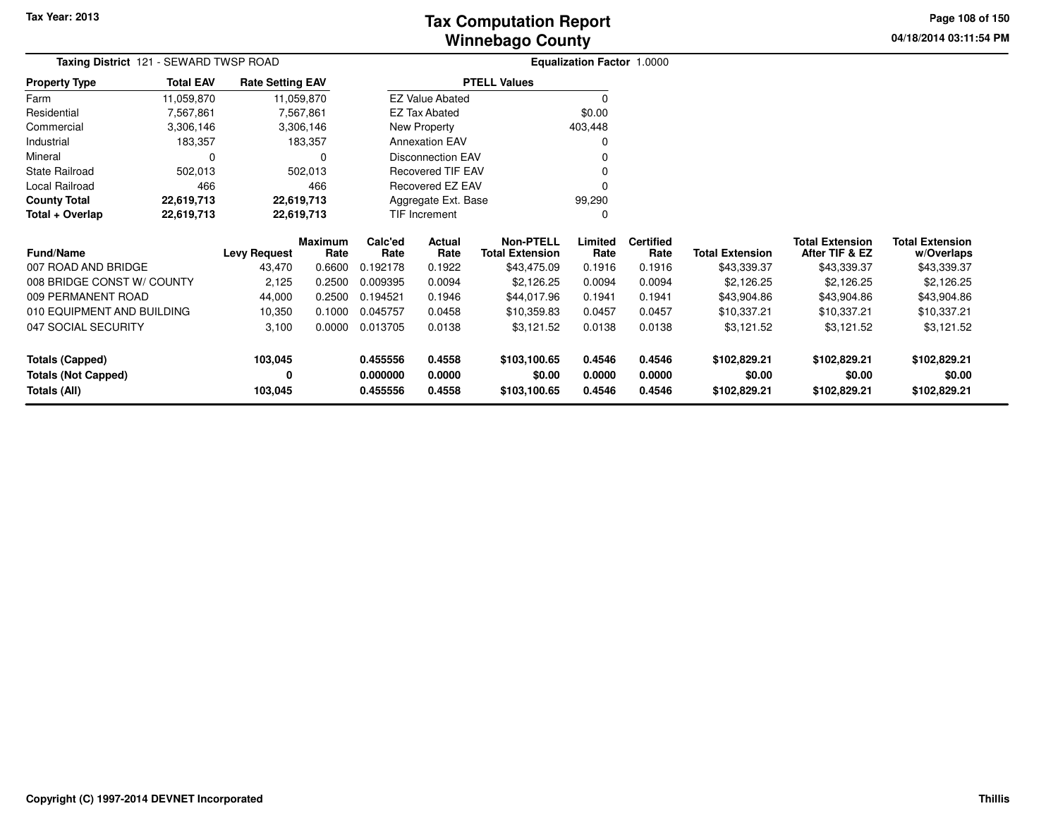Tax Year: 2013

# Tax Computation Report
# Winnebago County

04/18/2014 03:11:54 PM

**Taxing District** 121 - SEWARD TWSP ROAD

**Equalization Factor** 1.0000

| Property Type | Total EAV | Rate Setting EAV |
|---|---|---|
| Farm | 11,059,870 | 11,059,870 |
| Residential | 7,567,861 | 7,567,861 |
| Commercial | 3,306,146 | 3,306,146 |
| Industrial | 183,357 | 183,357 |
| Mineral | 0 | 0 |
| State Railroad | 502,013 | 502,013 |
| Local Railroad | 466 | 466 |
| **County Total** | **22,619,713** | **22,619,713** |
| **Total + Overlap** | **22,619,713** | **22,619,713** |

| PTELL Values | |
|---|---|
| EZ Value Abated | 0 |
| EZ Tax Abated | $0.00 |
| New Property | 403,448 |
| Annexation EAV | 0 |
| Disconnection EAV | 0 |
| Recovered TIF EAV | 0 |
| Recovered EZ EAV | 0 |
| Aggregate Ext. Base | 99,290 |
| TIF Increment | 0 |

| Fund/Name | Levy Request | Maximum Rate | Calc'ed Rate | Actual Rate | Non-PTELL Total Extension | Limited Rate | Certified Rate | Total Extension | Total Extension After TIF & EZ | Total Extension w/Overlaps |
|---|---|---|---|---|---|---|---|---|---|---|
| 007 ROAD AND BRIDGE | 43,470 | 0.6600 | 0.192178 | 0.1922 | $43,475.09 | 0.1916 | 0.1916 | $43,339.37 | $43,339.37 | $43,339.37 |
| 008 BRIDGE CONST W/ COUNTY | 2,125 | 0.2500 | 0.009395 | 0.0094 | $2,126.25 | 0.0094 | 0.0094 | $2,126.25 | $2,126.25 | $2,126.25 |
| 009 PERMANENT ROAD | 44,000 | 0.2500 | 0.194521 | 0.1946 | $44,017.96 | 0.1941 | 0.1941 | $43,904.86 | $43,904.86 | $43,904.86 |
| 010 EQUIPMENT AND BUILDING | 10,350 | 0.1000 | 0.045757 | 0.0458 | $10,359.83 | 0.0457 | 0.0457 | $10,337.21 | $10,337.21 | $10,337.21 |
| 047 SOCIAL SECURITY | 3,100 | 0.0000 | 0.013705 | 0.0138 | $3,121.52 | 0.0138 | 0.0138 | $3,121.52 | $3,121.52 | $3,121.52 |
| **Totals (Capped)** | **103,045** | | **0.455556** | **0.4558** | **$103,100.65** | **0.4546** | **0.4546** | **$102,829.21** | **$102,829.21** | **$102,829.21** |
| **Totals (Not Capped)** | **0** | | **0.000000** | **0.0000** | **$0.00** | **0.0000** | **0.0000** | **$0.00** | **$0.00** | **$0.00** |
| **Totals (All)** | **103,045** | | **0.455556** | **0.4558** | **$103,100.65** | **0.4546** | **0.4546** | **$102,829.21** | **$102,829.21** | **$102,829.21** |

Copyright (C) 1997-2014 DEVNET Incorporated

Thillis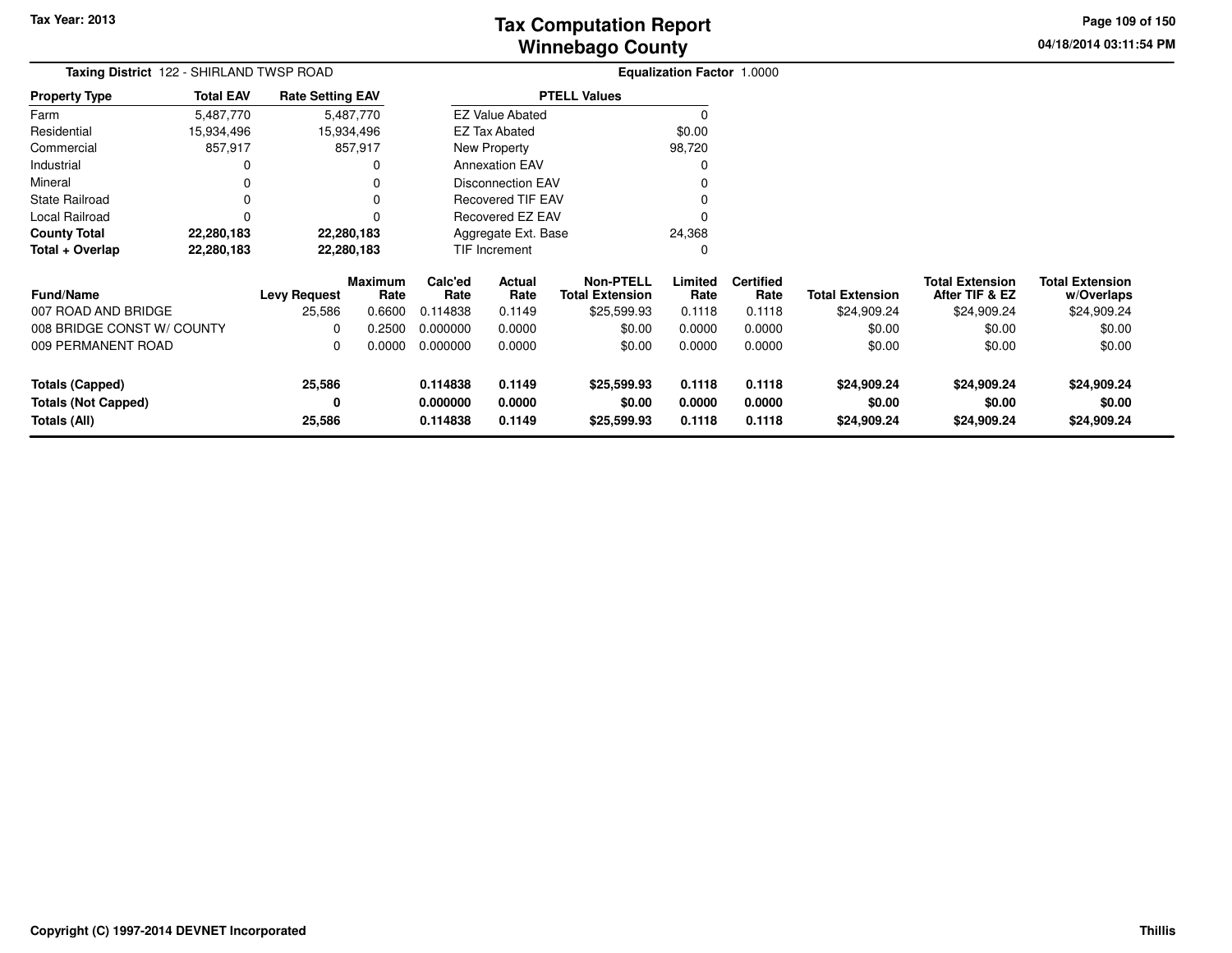Tax Year: 2013

# Tax Computation Report
## Winnebago County

04/18/2014 03:11:54 PM

**Taxing District** 122 - SHIRLAND TWSP ROAD

**Equalization Factor** 1.0000

| Property Type | Total EAV | Rate Setting EAV |
|---|---|---|
| Farm | 5,487,770 | 5,487,770 |
| Residential | 15,934,496 | 15,934,496 |
| Commercial | 857,917 | 857,917 |
| Industrial | 0 | 0 |
| Mineral | 0 | 0 |
| State Railroad | 0 | 0 |
| Local Railroad | 0 | 0 |
| **County Total** | **22,280,183** | **22,280,183** |
| **Total + Overlap** | **22,280,183** | **22,280,183** |

| PTELL Values | |
|---|---|
| EZ Value Abated | 0 |
| EZ Tax Abated | $0.00 |
| New Property | 98,720 |
| Annexation EAV | 0 |
| Disconnection EAV | 0 |
| Recovered TIF EAV | 0 |
| Recovered EZ EAV | 0 |
| Aggregate Ext. Base | 24,368 |
| TIF Increment | 0 |

| Fund/Name | Levy Request | Maximum Rate | Calc'ed Rate | Actual Rate | Non-PTELL Total Extension | Limited Rate | Certified Rate | Total Extension | Total Extension After TIF & EZ | Total Extension w/Overlaps |
|---|---|---|---|---|---|---|---|---|---|---|
| 007 ROAD AND BRIDGE | 25,586 | 0.6600 | 0.114838 | 0.1149 | $25,599.93 | 0.1118 | 0.1118 | $24,909.24 | $24,909.24 | $24,909.24 |
| 008 BRIDGE CONST W/ COUNTY | 0 | 0.2500 | 0.000000 | 0.0000 | $0.00 | 0.0000 | 0.0000 | $0.00 | $0.00 | $0.00 |
| 009 PERMANENT ROAD | 0 | 0.0000 | 0.000000 | 0.0000 | $0.00 | 0.0000 | 0.0000 | $0.00 | $0.00 | $0.00 |
| **Totals (Capped)** | **25,586** | | **0.114838** | **0.1149** | **$25,599.93** | **0.1118** | **0.1118** | **$24,909.24** | **$24,909.24** | **$24,909.24** |
| **Totals (Not Capped)** | **0** | | **0.000000** | **0.0000** | **$0.00** | **0.0000** | **0.0000** | **$0.00** | **$0.00** | **$0.00** |
| **Totals (All)** | **25,586** | | **0.114838** | **0.1149** | **$25,599.93** | **0.1118** | **0.1118** | **$24,909.24** | **$24,909.24** | **$24,909.24** |

Copyright (C) 1997-2014 DEVNET Incorporated

Thillis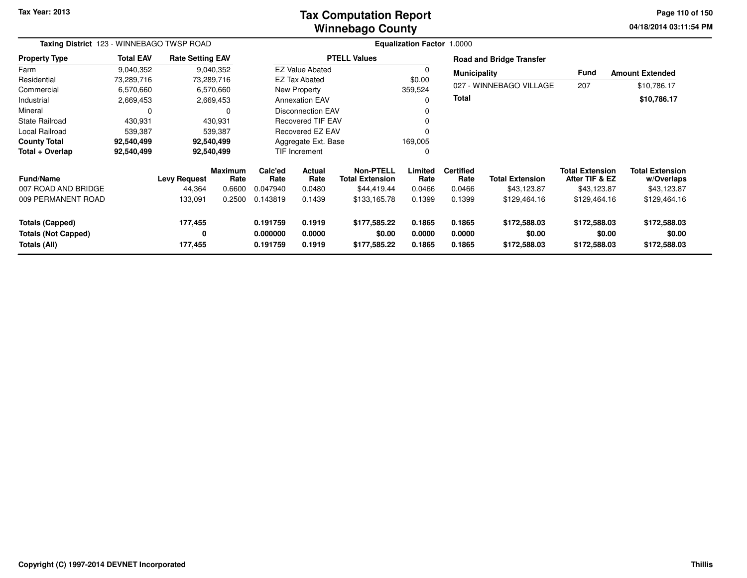**Tax Year: 2013**

# Tax Computation Report
# Winnebago County

04/18/2014 03:11:54 PM

**Taxing District** 123 - WINNEBAGO TWSP ROAD

**Equalization Factor** 1.0000

| Property Type | Total EAV | Rate Setting EAV |
|---|---|---|
| Farm | 9,040,352 | 9,040,352 |
| Residential | 73,289,716 | 73,289,716 |
| Commercial | 6,570,660 | 6,570,660 |
| Industrial | 2,669,453 | 2,669,453 |
| Mineral | 0 | 0 |
| State Railroad | 430,931 | 430,931 |
| Local Railroad | 539,387 | 539,387 |
| **County Total** | **92,540,499** | **92,540,499** |
| **Total + Overlap** | **92,540,499** | **92,540,499** |

| PTELL Values | |
|---|---|
| EZ Value Abated | 0 |
| EZ Tax Abated | $0.00 |
| New Property | 359,524 |
| Annexation EAV | 0 |
| Disconnection EAV | 0 |
| Recovered TIF EAV | 0 |
| Recovered EZ EAV | 0 |
| Aggregate Ext. Base | 169,005 |
| TIF Increment | 0 |

**Road and Bridge Transfer**

| Municipality | Fund | Amount Extended |
|---|---|---|
| 027 - WINNEBAGO VILLAGE | 207 | $10,786.17 |
| **Total** | | **$10,786.17** |

| Fund/Name | Levy Request | Maximum Rate | Calc'ed Rate | Actual Rate | Non-PTELL Total Extension | Limited Rate | Certified Rate | Total Extension | Total Extension After TIF & EZ | Total Extension w/Overlaps |
|---|---|---|---|---|---|---|---|---|---|---|
| 007 ROAD AND BRIDGE | 44,364 | 0.6600 | 0.047940 | 0.0480 | $44,419.44 | 0.0466 | 0.0466 | $43,123.87 | $43,123.87 | $43,123.87 |
| 009 PERMANENT ROAD | 133,091 | 0.2500 | 0.143819 | 0.1439 | $133,165.78 | 0.1399 | 0.1399 | $129,464.16 | $129,464.16 | $129,464.16 |
| **Totals (Capped)** | **177,455** | | **0.191759** | **0.1919** | **$177,585.22** | **0.1865** | **0.1865** | **$172,588.03** | **$172,588.03** | **$172,588.03** |
| **Totals (Not Capped)** | **0** | | **0.000000** | **0.0000** | **$0.00** | **0.0000** | **0.0000** | **$0.00** | **$0.00** | **$0.00** |
| **Totals (All)** | **177,455** | | **0.191759** | **0.1919** | **$177,585.22** | **0.1865** | **0.1865** | **$172,588.03** | **$172,588.03** | **$172,588.03** |

**Copyright (C) 1997-2014 DEVNET Incorporated**

**Thillis**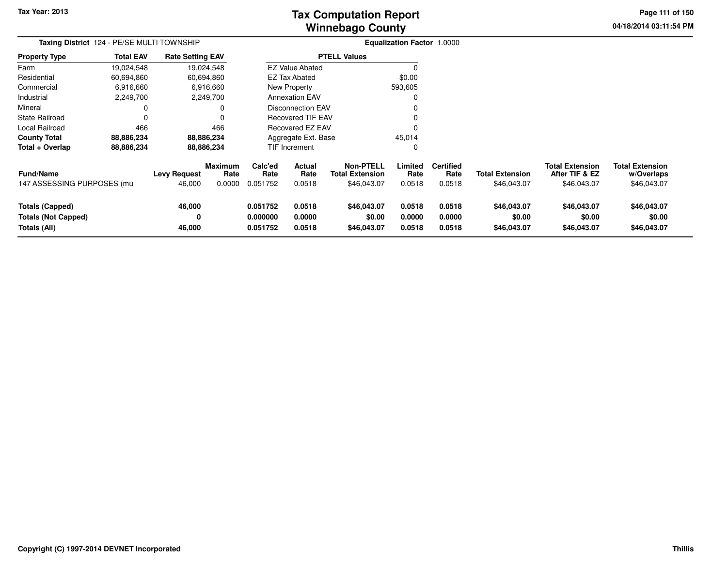**Tax Year: 2013**

# Tax Computation Report
## Winnebago County

04/18/2014 03:11:54 PM

**Taxing District** 124 - PE/SE MULTI TOWNSHIP

**Equalization Factor** 1.0000

| Property Type | Total EAV | Rate Setting EAV |
|---|---|---|
| Farm | 19,024,548 | 19,024,548 |
| Residential | 60,694,860 | 60,694,860 |
| Commercial | 6,916,660 | 6,916,660 |
| Industrial | 2,249,700 | 2,249,700 |
| Mineral | 0 | 0 |
| State Railroad | 0 | 0 |
| Local Railroad | 466 | 466 |
| **County Total** | **88,886,234** | **88,886,234** |
| **Total + Overlap** | **88,886,234** | **88,886,234** |

| PTELL Values | |
|---|---|
| EZ Value Abated | 0 |
| EZ Tax Abated | $0.00 |
| New Property | 593,605 |
| Annexation EAV | 0 |
| Disconnection EAV | 0 |
| Recovered TIF EAV | 0 |
| Recovered EZ EAV | 0 |
| Aggregate Ext. Base | 45,014 |
| TIF Increment | 0 |

| Fund/Name | Levy Request | Maximum Rate | Calc'ed Rate | Actual Rate | Non-PTELL Total Extension | Limited Rate | Certified Rate | Total Extension | Total Extension After TIF & EZ | Total Extension w/Overlaps |
|---|---|---|---|---|---|---|---|---|---|---|
| 147 ASSESSING PURPOSES (mu | 46,000 | 0.0000 | 0.051752 | 0.0518 | $46,043.07 | 0.0518 | 0.0518 | $46,043.07 | $46,043.07 | $46,043.07 |
| **Totals (Capped)** | **46,000** | | **0.051752** | **0.0518** | **$46,043.07** | **0.0518** | **0.0518** | **$46,043.07** | **$46,043.07** | **$46,043.07** |
| **Totals (Not Capped)** | **0** | | **0.000000** | **0.0000** | **$0.00** | **0.0000** | **0.0000** | **$0.00** | **$0.00** | **$0.00** |
| **Totals (All)** | **46,000** | | **0.051752** | **0.0518** | **$46,043.07** | **0.0518** | **0.0518** | **$46,043.07** | **$46,043.07** | **$46,043.07** |

**Copyright (C) 1997-2014 DEVNET Incorporated**

**Thillis**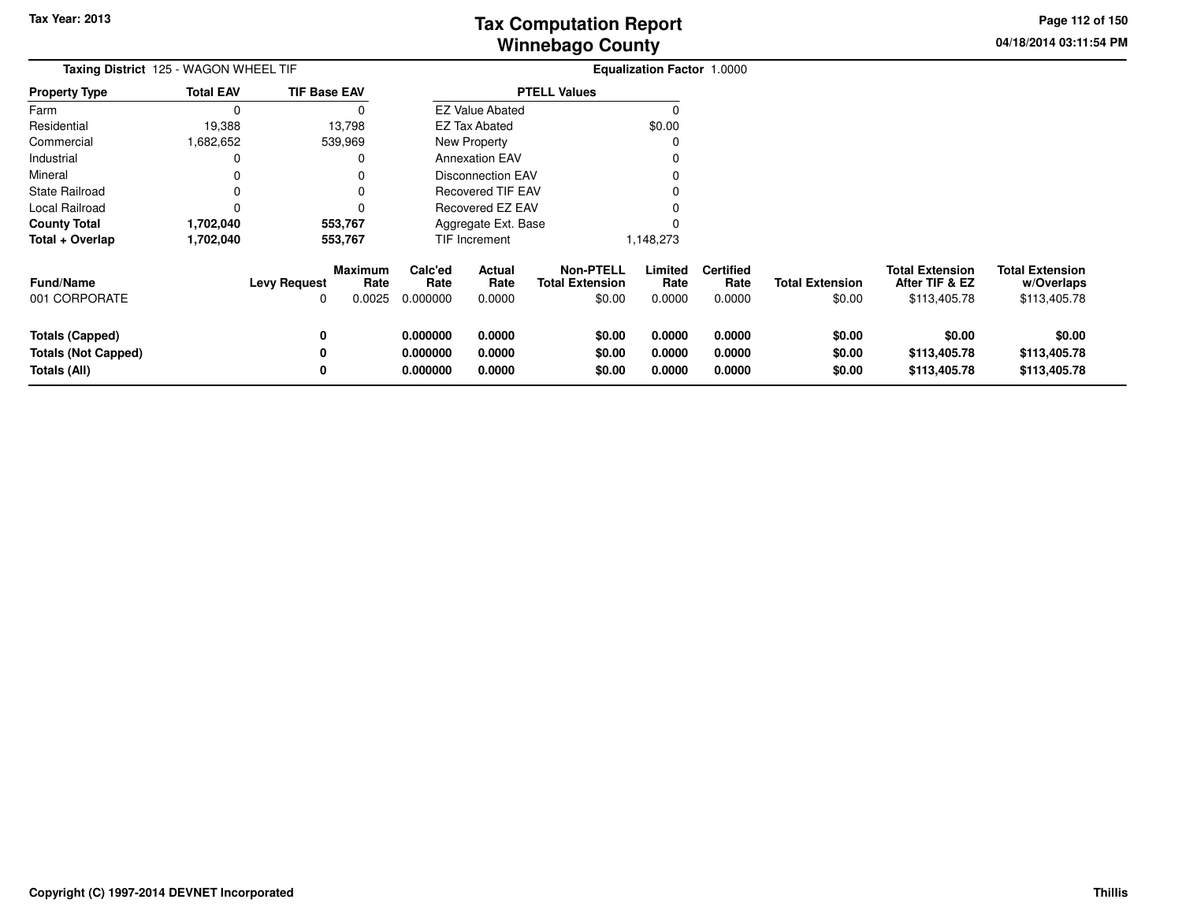# Tax Computation Report
## Winnebago County

Tax Year: 2013

04/18/2014 03:11:54 PM

**Taxing District** 125 - WAGON WHEEL TIF

**Equalization Factor** 1.0000

| Property Type | Total EAV | TIF Base EAV |
|---|---|---|
| Farm | 0 | 0 |
| Residential | 19,388 | 13,798 |
| Commercial | 1,682,652 | 539,969 |
| Industrial | 0 | 0 |
| Mineral | 0 | 0 |
| State Railroad | 0 | 0 |
| Local Railroad | 0 | 0 |
| **County Total** | **1,702,040** | **553,767** |
| **Total + Overlap** | **1,702,040** | **553,767** |

| PTELL Values | |
|---|---|
| EZ Value Abated | 0 |
| EZ Tax Abated | $0.00 |
| New Property | 0 |
| Annexation EAV | 0 |
| Disconnection EAV | 0 |
| Recovered TIF EAV | 0 |
| Recovered EZ EAV | 0 |
| Aggregate Ext. Base | 0 |
| TIF Increment | 1,148,273 |

| Fund/Name | Levy Request | Maximum Rate | Calc'ed Rate | Actual Rate | Non-PTELL Total Extension | Limited Rate | Certified Rate | Total Extension | Total Extension After TIF & EZ | Total Extension w/Overlaps |
|---|---|---|---|---|---|---|---|---|---|---|
| 001 CORPORATE | 0 | 0.0025 | 0.000000 | 0.0000 | $0.00 | 0.0000 | 0.0000 | $0.00 | $113,405.78 | $113,405.78 |
| **Totals (Capped)** | **0** | | **0.000000** | **0.0000** | **$0.00** | **0.0000** | **0.0000** | **$0.00** | **$0.00** | **$0.00** |
| **Totals (Not Capped)** | **0** | | **0.000000** | **0.0000** | **$0.00** | **0.0000** | **0.0000** | **$0.00** | **$113,405.78** | **$113,405.78** |
| **Totals (All)** | **0** | | **0.000000** | **0.0000** | **$0.00** | **0.0000** | **0.0000** | **$0.00** | **$113,405.78** | **$113,405.78** |

Copyright (C) 1997-2014 DEVNET Incorporated

Thillis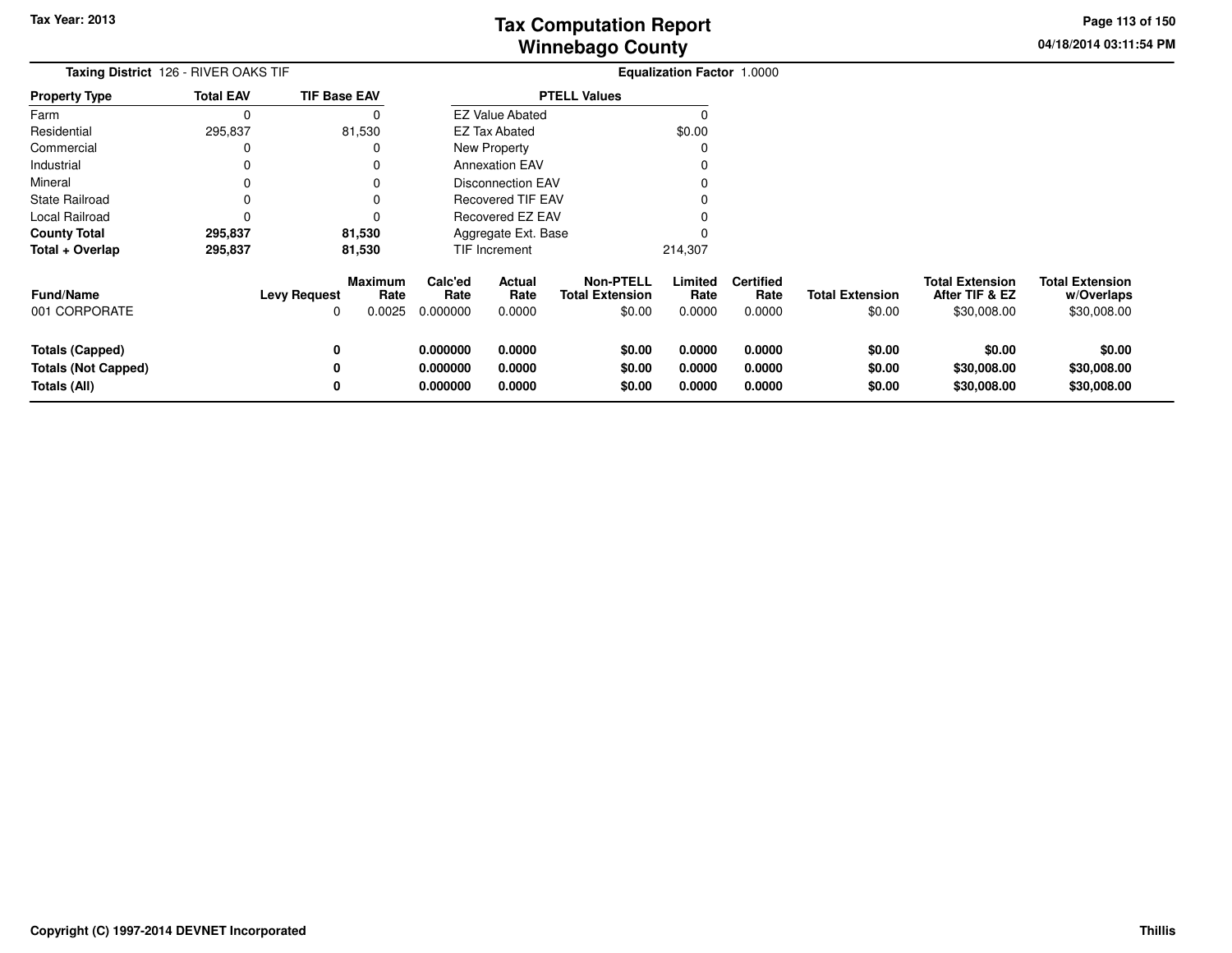# Tax Computation Report
## Winnebago County

Tax Year: 2013

04/18/2014 03:11:54 PM

**Taxing District** 126 - RIVER OAKS TIF

**Equalization Factor** 1.0000

| Property Type | Total EAV | TIF Base EAV |
|---|---|---|
| Farm | 0 | 0 |
| Residential | 295,837 | 81,530 |
| Commercial | 0 | 0 |
| Industrial | 0 | 0 |
| Mineral | 0 | 0 |
| State Railroad | 0 | 0 |
| Local Railroad | 0 | 0 |
| **County Total** | **295,837** | **81,530** |
| **Total + Overlap** | **295,837** | **81,530** |

| PTELL Values | |
|---|---|
| EZ Value Abated | 0 |
| EZ Tax Abated | $0.00 |
| New Property | 0 |
| Annexation EAV | 0 |
| Disconnection EAV | 0 |
| Recovered TIF EAV | 0 |
| Recovered EZ EAV | 0 |
| Aggregate Ext. Base | 0 |
| TIF Increment | 214,307 |

| Fund/Name | Levy Request | Maximum Rate | Calc'ed Rate | Actual Rate | Non-PTELL Total Extension | Limited Rate | Certified Rate | Total Extension | Total Extension After TIF & EZ | Total Extension w/Overlaps |
|---|---|---|---|---|---|---|---|---|---|---|
| 001 CORPORATE | 0 | 0.0025 | 0.000000 | 0.0000 | $0.00 | 0.0000 | 0.0000 | $0.00 | $30,008.00 | $30,008.00 |
| **Totals (Capped)** | **0** | | **0.000000** | **0.0000** | **$0.00** | **0.0000** | **0.0000** | **$0.00** | **$0.00** | **$0.00** |
| **Totals (Not Capped)** | **0** | | **0.000000** | **0.0000** | **$0.00** | **0.0000** | **0.0000** | **$0.00** | **$30,008.00** | **$30,008.00** |
| **Totals (All)** | **0** | | **0.000000** | **0.0000** | **$0.00** | **0.0000** | **0.0000** | **$0.00** | **$30,008.00** | **$30,008.00** |

Copyright (C) 1997-2014 DEVNET Incorporated

Thillis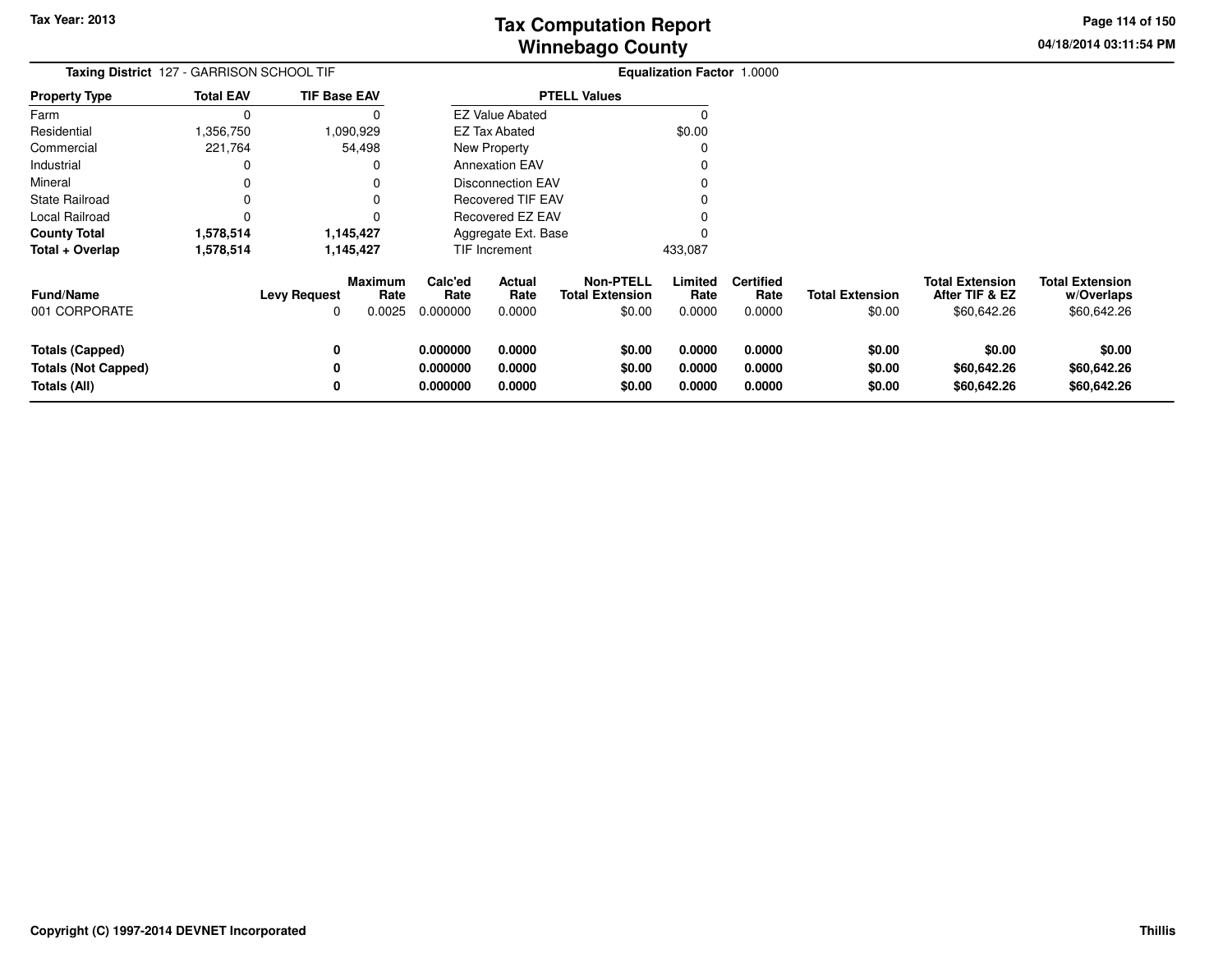# Tax Computation Report
# Winnebago County

Tax Year: 2013

04/18/2014 03:11:54 PM

**Taxing District** 127 - GARRISON SCHOOL TIF

**Equalization Factor** 1.0000

| Property Type | Total EAV | TIF Base EAV |
|---|---|---|
| Farm | 0 | 0 |
| Residential | 1,356,750 | 1,090,929 |
| Commercial | 221,764 | 54,498 |
| Industrial | 0 | 0 |
| Mineral | 0 | 0 |
| State Railroad | 0 | 0 |
| Local Railroad | 0 | 0 |
| **County Total** | **1,578,514** | **1,145,427** |
| **Total + Overlap** | **1,578,514** | **1,145,427** |

| PTELL Values | |
|---|---|
| EZ Value Abated | 0 |
| EZ Tax Abated | $0.00 |
| New Property | 0 |
| Annexation EAV | 0 |
| Disconnection EAV | 0 |
| Recovered TIF EAV | 0 |
| Recovered EZ EAV | 0 |
| Aggregate Ext. Base | 0 |
| TIF Increment | 433,087 |

| Fund/Name | Levy Request | Maximum Rate | Calc'ed Rate | Actual Rate | Non-PTELL Total Extension | Limited Rate | Certified Rate | Total Extension | Total Extension After TIF & EZ | Total Extension w/Overlaps |
|---|---|---|---|---|---|---|---|---|---|---|
| 001 CORPORATE | 0 | 0.0025 | 0.000000 | 0.0000 | $0.00 | 0.0000 | 0.0000 | $0.00 | $60,642.26 | $60,642.26 |
| **Totals (Capped)** | **0** | | **0.000000** | **0.0000** | **$0.00** | **0.0000** | **0.0000** | **$0.00** | **$0.00** | **$0.00** |
| **Totals (Not Capped)** | **0** | | **0.000000** | **0.0000** | **$0.00** | **0.0000** | **0.0000** | **$0.00** | **$60,642.26** | **$60,642.26** |
| **Totals (All)** | **0** | | **0.000000** | **0.0000** | **$0.00** | **0.0000** | **0.0000** | **$0.00** | **$60,642.26** | **$60,642.26** |

Copyright (C) 1997-2014 DEVNET Incorporated

Thillis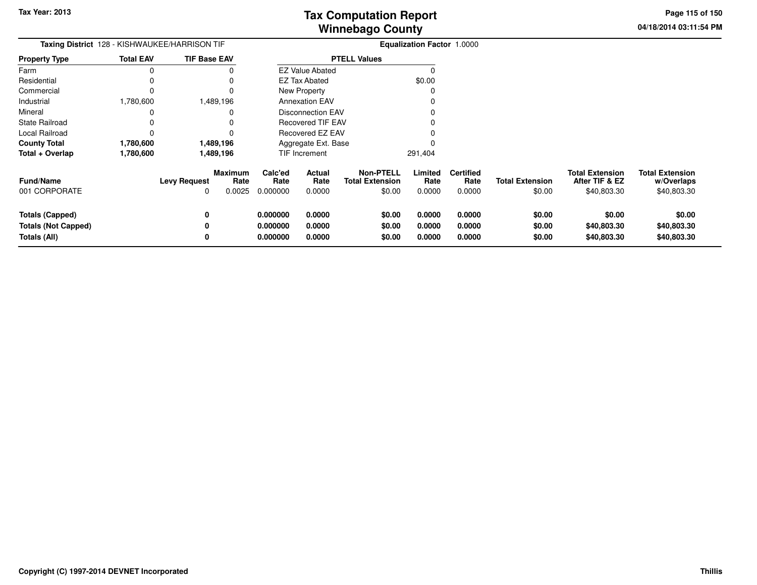**Tax Year: 2013**

# Tax Computation Report
## Winnebago County

04/18/2014 03:11:54 PM

**Taxing District** 128 - KISHWAUKEE/HARRISON TIF

**Equalization Factor** 1.0000

| Property Type | Total EAV | TIF Base EAV |
|---|---|---|
| Farm | 0 | 0 |
| Residential | 0 | 0 |
| Commercial | 0 | 0 |
| Industrial | 1,780,600 | 1,489,196 |
| Mineral | 0 | 0 |
| State Railroad | 0 | 0 |
| Local Railroad | 0 | 0 |
| **County Total** | **1,780,600** | **1,489,196** |
| **Total + Overlap** | **1,780,600** | **1,489,196** |

| PTELL Values | |
|---|---|
| EZ Value Abated | 0 |
| EZ Tax Abated | $0.00 |
| New Property | 0 |
| Annexation EAV | 0 |
| Disconnection EAV | 0 |
| Recovered TIF EAV | 0 |
| Recovered EZ EAV | 0 |
| Aggregate Ext. Base | 0 |
| TIF Increment | 291,404 |

| Fund/Name | Levy Request | Maximum Rate | Calc'ed Rate | Actual Rate | Non-PTELL Total Extension | Limited Rate | Certified Rate | Total Extension | Total Extension After TIF & EZ | Total Extension w/Overlaps |
|---|---|---|---|---|---|---|---|---|---|---|
| 001 CORPORATE | 0 | 0.0025 | 0.000000 | 0.0000 | $0.00 | 0.0000 | 0.0000 | $0.00 | $40,803.30 | $40,803.30 |
| **Totals (Capped)** | **0** | | **0.000000** | **0.0000** | **$0.00** | **0.0000** | **0.0000** | **$0.00** | **$0.00** | **$0.00** |
| **Totals (Not Capped)** | **0** | | **0.000000** | **0.0000** | **$0.00** | **0.0000** | **0.0000** | **$0.00** | **$40,803.30** | **$40,803.30** |
| **Totals (All)** | **0** | | **0.000000** | **0.0000** | **$0.00** | **0.0000** | **0.0000** | **$0.00** | **$40,803.30** | **$40,803.30** |

**Copyright (C) 1997-2014 DEVNET Incorporated** Thillis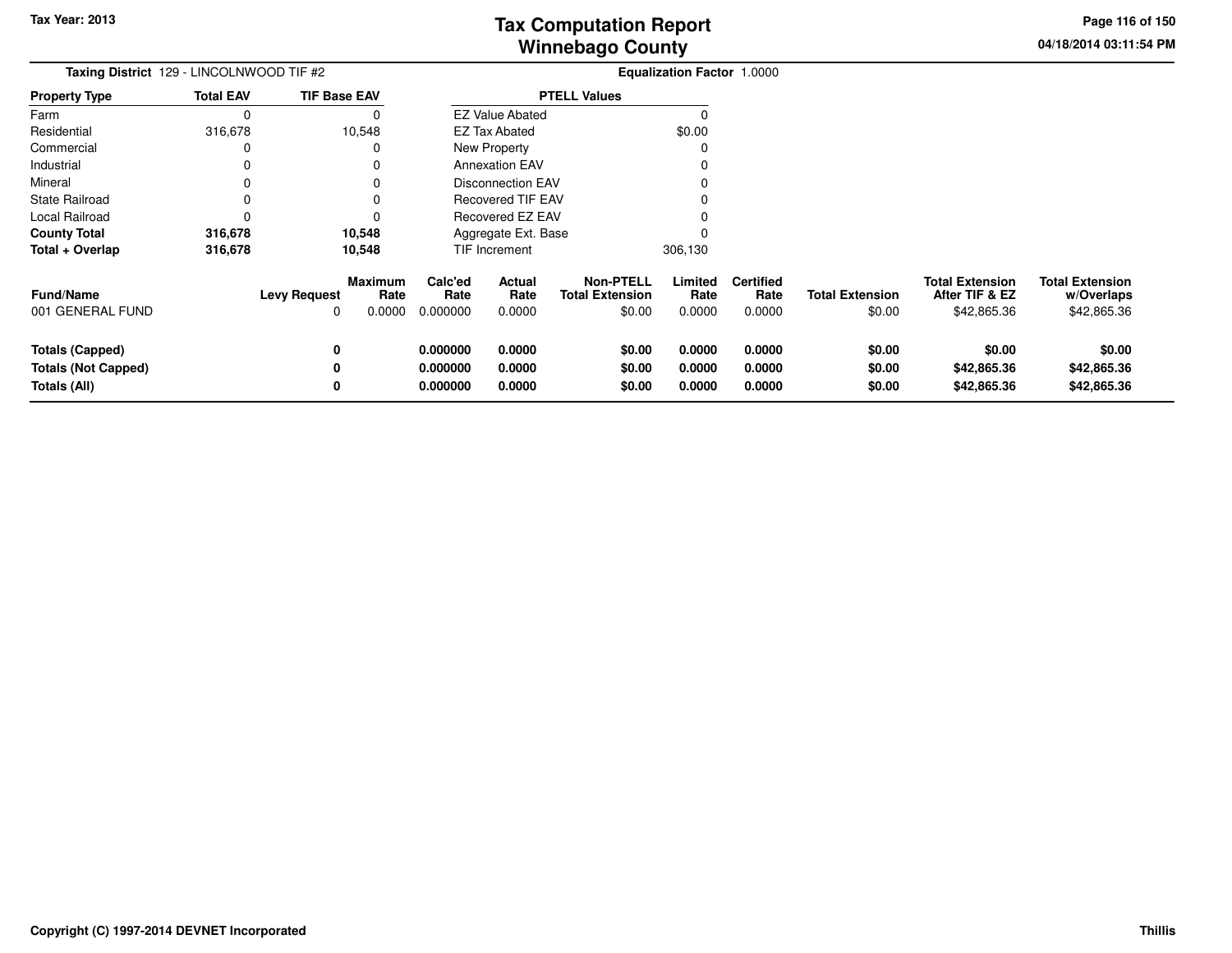# Tax Computation Report
## Winnebago County

Tax Year: 2013

04/18/2014 03:11:54 PM

**Taxing District** 129 - LINCOLNWOOD TIF #2

**Equalization Factor** 1.0000

| Property Type | Total EAV | TIF Base EAV |
|---|---|---|
| Farm | 0 | 0 |
| Residential | 316,678 | 10,548 |
| Commercial | 0 | 0 |
| Industrial | 0 | 0 |
| Mineral | 0 | 0 |
| State Railroad | 0 | 0 |
| Local Railroad | 0 | 0 |
| **County Total** | **316,678** | **10,548** |
| **Total + Overlap** | **316,678** | **10,548** |

| PTELL Values | |
|---|---|
| EZ Value Abated | 0 |
| EZ Tax Abated | $0.00 |
| New Property | 0 |
| Annexation EAV | 0 |
| Disconnection EAV | 0 |
| Recovered TIF EAV | 0 |
| Recovered EZ EAV | 0 |
| Aggregate Ext. Base | 0 |
| TIF Increment | 306,130 |

| Fund/Name | Levy Request | Maximum Rate | Calc'ed Rate | Actual Rate | Non-PTELL Total Extension | Limited Rate | Certified Rate | Total Extension | Total Extension After TIF & EZ | Total Extension w/Overlaps |
|---|---|---|---|---|---|---|---|---|---|---|
| 001 GENERAL FUND | 0 | 0.0000 | 0.000000 | 0.0000 | $0.00 | 0.0000 | 0.0000 | $0.00 | $42,865.36 | $42,865.36 |
| **Totals (Capped)** | **0** | | **0.000000** | **0.0000** | **$0.00** | **0.0000** | **0.0000** | **$0.00** | **$0.00** | **$0.00** |
| **Totals (Not Capped)** | **0** | | **0.000000** | **0.0000** | **$0.00** | **0.0000** | **0.0000** | **$0.00** | **$42,865.36** | **$42,865.36** |
| **Totals (All)** | **0** | | **0.000000** | **0.0000** | **$0.00** | **0.0000** | **0.0000** | **$0.00** | **$42,865.36** | **$42,865.36** |

**Copyright (C) 1997-2014 DEVNET Incorporated** **Thillis**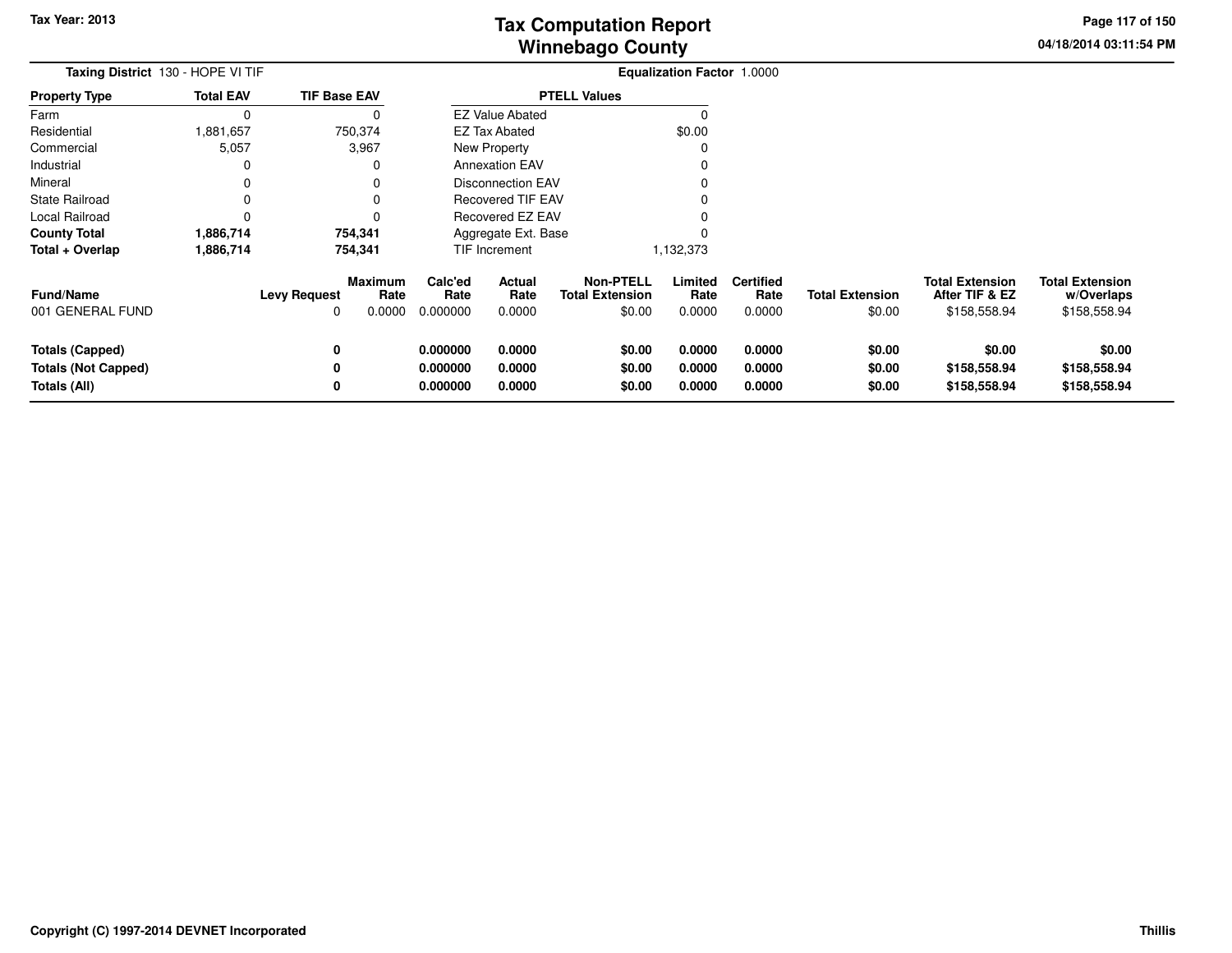# Tax Computation Report
# Winnebago County

Tax Year: 2013

04/18/2014 03:11:54 PM

**Taxing District** 130 - HOPE VI TIF

**Equalization Factor** 1.0000

| Property Type | Total EAV | TIF Base EAV |
|---|---|---|
| Farm | 0 | 0 |
| Residential | 1,881,657 | 750,374 |
| Commercial | 5,057 | 3,967 |
| Industrial | 0 | 0 |
| Mineral | 0 | 0 |
| State Railroad | 0 | 0 |
| Local Railroad | 0 | 0 |
| **County Total** | **1,886,714** | **754,341** |
| **Total + Overlap** | **1,886,714** | **754,341** |

| PTELL Values | |
|---|---|
| EZ Value Abated | 0 |
| EZ Tax Abated | $0.00 |
| New Property | 0 |
| Annexation EAV | 0 |
| Disconnection EAV | 0 |
| Recovered TIF EAV | 0 |
| Recovered EZ EAV | 0 |
| Aggregate Ext. Base | 0 |
| TIF Increment | 1,132,373 |

| Fund/Name | Levy Request | Maximum Rate | Calc'ed Rate | Actual Rate | Non-PTELL Total Extension | Limited Rate | Certified Rate | Total Extension | Total Extension After TIF & EZ | Total Extension w/Overlaps |
|---|---|---|---|---|---|---|---|---|---|---|
| 001 GENERAL FUND | 0 | 0.0000 | 0.000000 | 0.0000 | $0.00 | 0.0000 | 0.0000 | $0.00 | $158,558.94 | $158,558.94 |
| **Totals (Capped)** | **0** | | **0.000000** | **0.0000** | **$0.00** | **0.0000** | **0.0000** | **$0.00** | **$0.00** | **$0.00** |
| **Totals (Not Capped)** | **0** | | **0.000000** | **0.0000** | **$0.00** | **0.0000** | **0.0000** | **$0.00** | **$158,558.94** | **$158,558.94** |
| **Totals (All)** | **0** | | **0.000000** | **0.0000** | **$0.00** | **0.0000** | **0.0000** | **$0.00** | **$158,558.94** | **$158,558.94** |

**Copyright (C) 1997-2014 DEVNET Incorporated**

**Thillis**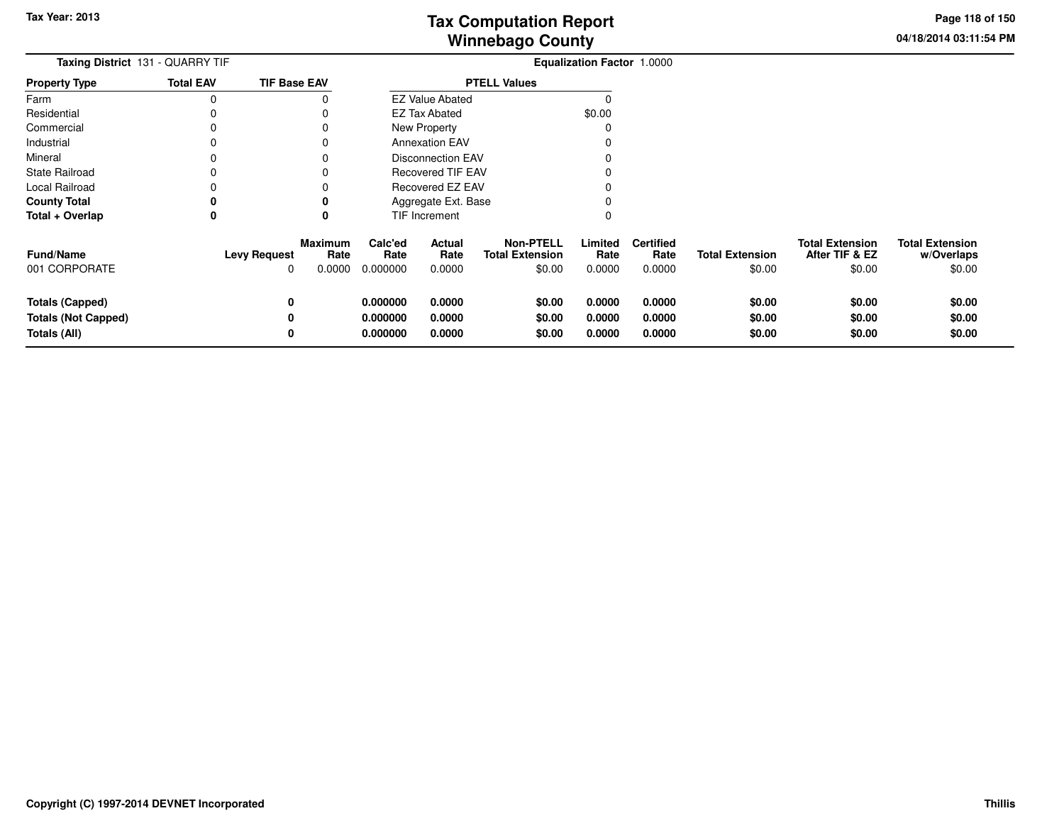**Taxing District** 131 - QUARRY TIF

**Equalization Factor** 1.0000

| Property Type | Total EAV | TIF Base EAV |
|---|---|---|
| Farm | 0 | 0 |
| Residential | 0 | 0 |
| Commercial | 0 | 0 |
| Industrial | 0 | 0 |
| Mineral | 0 | 0 |
| State Railroad | 0 | 0 |
| Local Railroad | 0 | 0 |
| **County Total** | **0** | **0** |
| **Total + Overlap** | **0** | **0** |

| PTELL Values | |
|---|---|
| EZ Value Abated | 0 |
| EZ Tax Abated | $0.00 |
| New Property | 0 |
| Annexation EAV | 0 |
| Disconnection EAV | 0 |
| Recovered TIF EAV | 0 |
| Recovered EZ EAV | 0 |
| Aggregate Ext. Base | 0 |
| TIF Increment | 0 |

| Fund/Name | Levy Request | Maximum Rate | Calc'ed Rate | Actual Rate | Non-PTELL Total Extension | Limited Rate | Certified Rate | Total Extension | Total Extension After TIF & EZ | Total Extension w/Overlaps |
|---|---|---|---|---|---|---|---|---|---|---|
| 001 CORPORATE | 0 | 0.0000 | 0.000000 | 0.0000 | $0.00 | 0.0000 | 0.0000 | $0.00 | $0.00 | $0.00 |
| **Totals (Capped)** | **0** | | **0.000000** | **0.0000** | **$0.00** | **0.0000** | **0.0000** | **$0.00** | **$0.00** | **$0.00** |
| **Totals (Not Capped)** | **0** | | **0.000000** | **0.0000** | **$0.00** | **0.0000** | **0.0000** | **$0.00** | **$0.00** | **$0.00** |
| **Totals (All)** | **0** | | **0.000000** | **0.0000** | **$0.00** | **0.0000** | **0.0000** | **$0.00** | **$0.00** | **$0.00** |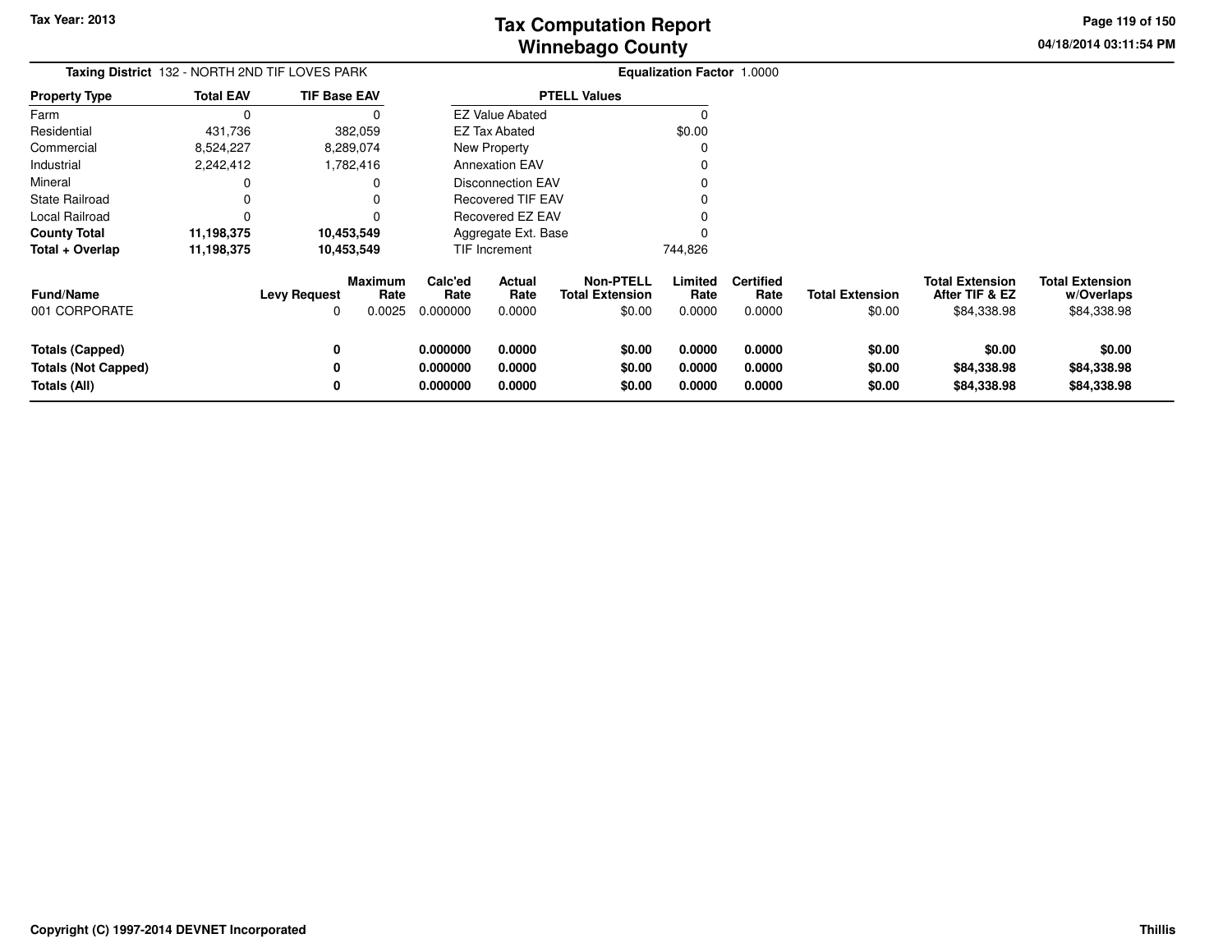# Tax Computation Report
# Winnebago County

Tax Year: 2013

04/18/2014 03:11:54 PM

**Taxing District** 132 - NORTH 2ND TIF LOVES PARK

**Equalization Factor** 1.0000

| Property Type | Total EAV | TIF Base EAV |
|---|---|---|
| Farm | 0 | 0 |
| Residential | 431,736 | 382,059 |
| Commercial | 8,524,227 | 8,289,074 |
| Industrial | 2,242,412 | 1,782,416 |
| Mineral | 0 | 0 |
| State Railroad | 0 | 0 |
| Local Railroad | 0 | 0 |
| **County Total** | **11,198,375** | **10,453,549** |
| **Total + Overlap** | **11,198,375** | **10,453,549** |

| PTELL Values | |
|---|---|
| EZ Value Abated | 0 |
| EZ Tax Abated | $0.00 |
| New Property | 0 |
| Annexation EAV | 0 |
| Disconnection EAV | 0 |
| Recovered TIF EAV | 0 |
| Recovered EZ EAV | 0 |
| Aggregate Ext. Base | 0 |
| TIF Increment | 744,826 |

| Fund/Name | Levy Request | Maximum Rate | Calc'ed Rate | Actual Rate | Non-PTELL Total Extension | Limited Rate | Certified Rate | Total Extension | Total Extension After TIF & EZ | Total Extension w/Overlaps |
|---|---|---|---|---|---|---|---|---|---|---|
| 001 CORPORATE | 0 | 0.0025 | 0.000000 | 0.0000 | $0.00 | 0.0000 | 0.0000 | $0.00 | $84,338.98 | $84,338.98 |
| **Totals (Capped)** | **0** | | **0.000000** | **0.0000** | **$0.00** | **0.0000** | **0.0000** | **$0.00** | **$0.00** | **$0.00** |
| **Totals (Not Capped)** | **0** | | **0.000000** | **0.0000** | **$0.00** | **0.0000** | **0.0000** | **$0.00** | **$84,338.98** | **$84,338.98** |
| **Totals (All)** | **0** | | **0.000000** | **0.0000** | **$0.00** | **0.0000** | **0.0000** | **$0.00** | **$84,338.98** | **$84,338.98** |

**Copyright (C) 1997-2014 DEVNET Incorporated**

**Thillis**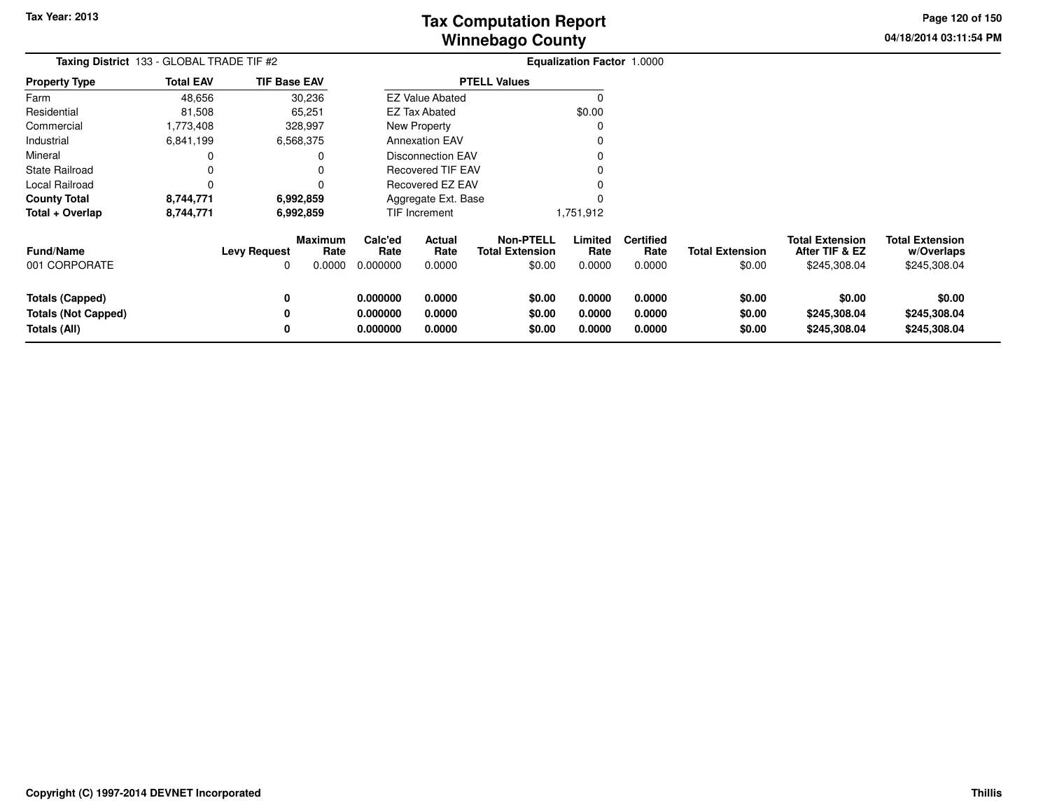# Tax Computation Report
## Winnebago County

Tax Year: 2013

04/18/2014 03:11:54 PM

**Taxing District** 133 - GLOBAL TRADE TIF #2

**Equalization Factor** 1.0000

| Property Type | Total EAV | TIF Base EAV |
|---|---|---|
| Farm | 48,656 | 30,236 |
| Residential | 81,508 | 65,251 |
| Commercial | 1,773,408 | 328,997 |
| Industrial | 6,841,199 | 6,568,375 |
| Mineral | 0 | 0 |
| State Railroad | 0 | 0 |
| Local Railroad | 0 | 0 |
| **County Total** | **8,744,771** | **6,992,859** |
| **Total + Overlap** | **8,744,771** | **6,992,859** |

| PTELL Values | |
|---|---|
| EZ Value Abated | 0 |
| EZ Tax Abated | $0.00 |
| New Property | 0 |
| Annexation EAV | 0 |
| Disconnection EAV | 0 |
| Recovered TIF EAV | 0 |
| Recovered EZ EAV | 0 |
| Aggregate Ext. Base | 0 |
| TIF Increment | 1,751,912 |

| Fund/Name | Levy Request | Maximum Rate | Calc'ed Rate | Actual Rate | Non-PTELL Total Extension | Limited Rate | Certified Rate | Total Extension | Total Extension After TIF & EZ | Total Extension w/Overlaps |
|---|---|---|---|---|---|---|---|---|---|---|
| 001 CORPORATE | 0 | 0.0000 | 0.000000 | 0.0000 | $0.00 | 0.0000 | 0.0000 | $0.00 | $245,308.04 | $245,308.04 |
| **Totals (Capped)** | **0** | | **0.000000** | **0.0000** | **$0.00** | **0.0000** | **0.0000** | **$0.00** | **$0.00** | **$0.00** |
| **Totals (Not Capped)** | **0** | | **0.000000** | **0.0000** | **$0.00** | **0.0000** | **0.0000** | **$0.00** | **$245,308.04** | **$245,308.04** |
| **Totals (All)** | **0** | | **0.000000** | **0.0000** | **$0.00** | **0.0000** | **0.0000** | **$0.00** | **$245,308.04** | **$245,308.04** |

**Copyright (C) 1997-2014 DEVNET Incorporated**

**Thillis**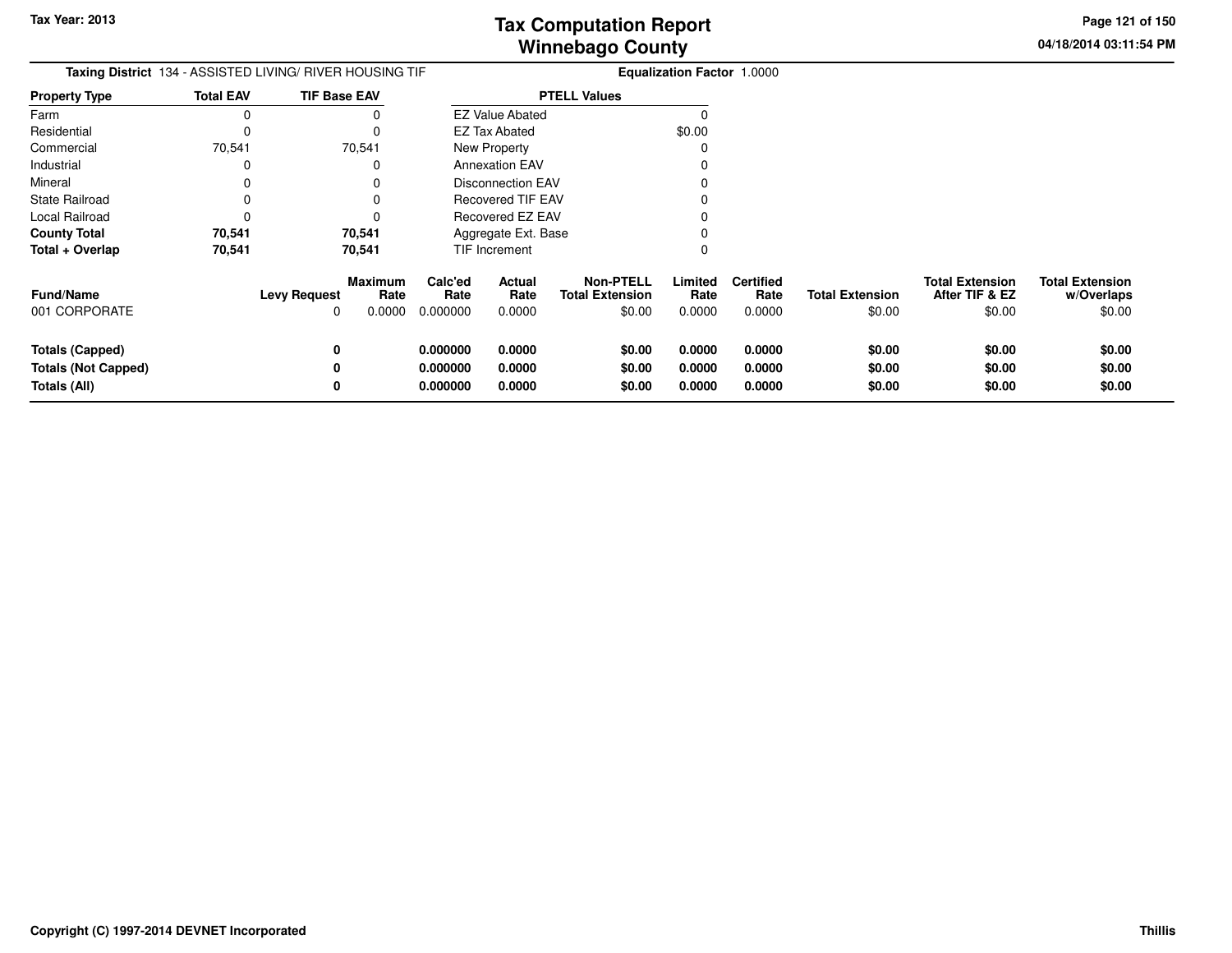# Tax Computation Report
## Winnebago County

Tax Year: 2013

04/18/2014 03:11:54 PM

**Taxing District** 134 - ASSISTED LIVING/ RIVER HOUSING TIF

**Equalization Factor** 1.0000

| Property Type | Total EAV | TIF Base EAV |
|---|---|---|
| Farm | 0 | 0 |
| Residential | 0 | 0 |
| Commercial | 70,541 | 70,541 |
| Industrial | 0 | 0 |
| Mineral | 0 | 0 |
| State Railroad | 0 | 0 |
| Local Railroad | 0 | 0 |
| **County Total** | **70,541** | **70,541** |
| **Total + Overlap** | **70,541** | **70,541** |

| PTELL Values | |
|---|---|
| EZ Value Abated | 0 |
| EZ Tax Abated | $0.00 |
| New Property | 0 |
| Annexation EAV | 0 |
| Disconnection EAV | 0 |
| Recovered TIF EAV | 0 |
| Recovered EZ EAV | 0 |
| Aggregate Ext. Base | 0 |
| TIF Increment | 0 |

| Fund/Name | Levy Request | Maximum Rate | Calc'ed Rate | Actual Rate | Non-PTELL Total Extension | Limited Rate | Certified Rate | Total Extension | Total Extension After TIF & EZ | Total Extension w/Overlaps |
|---|---|---|---|---|---|---|---|---|---|---|
| 001 CORPORATE | 0 | 0.0000 | 0.000000 | 0.0000 | $0.00 | 0.0000 | 0.0000 | $0.00 | $0.00 | $0.00 |
| **Totals (Capped)** | **0** | | **0.000000** | **0.0000** | **$0.00** | **0.0000** | **0.0000** | **$0.00** | **$0.00** | **$0.00** |
| **Totals (Not Capped)** | **0** | | **0.000000** | **0.0000** | **$0.00** | **0.0000** | **0.0000** | **$0.00** | **$0.00** | **$0.00** |
| **Totals (All)** | **0** | | **0.000000** | **0.0000** | **$0.00** | **0.0000** | **0.0000** | **$0.00** | **$0.00** | **$0.00** |

**Copyright (C) 1997-2014 DEVNET Incorporated** **Thillis**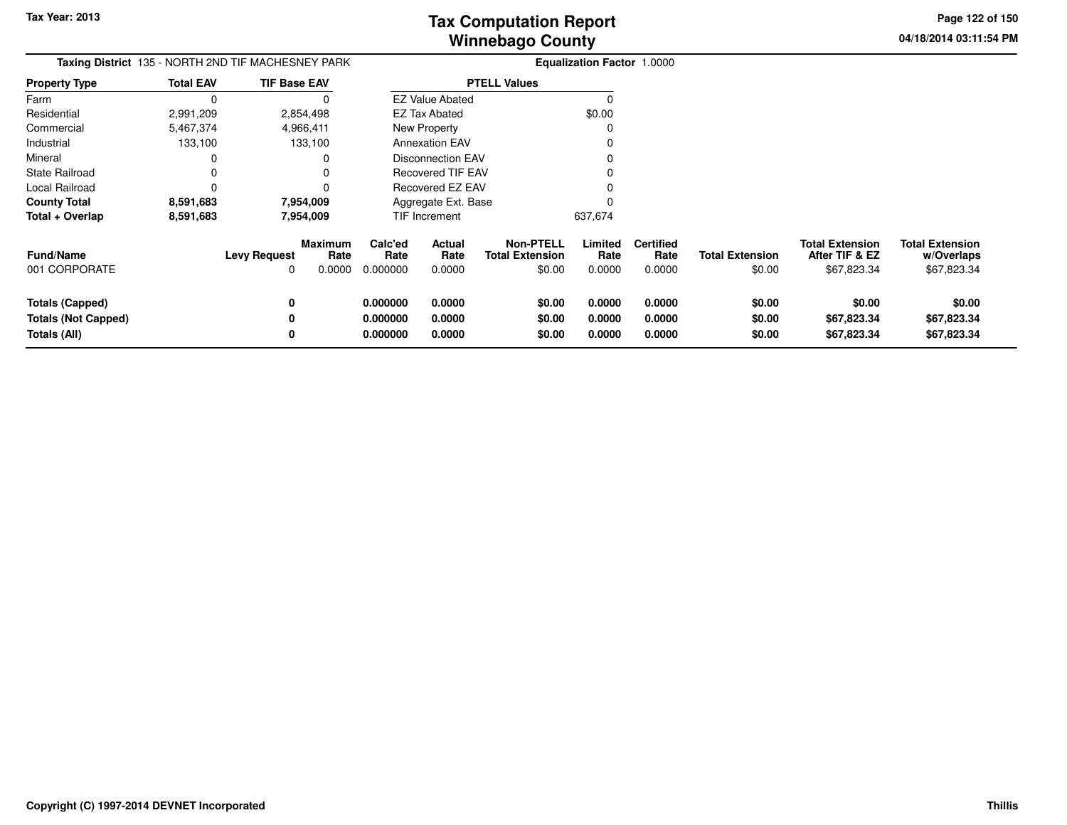Tax Year: 2013

# Tax Computation Report
## Winnebago County

04/18/2014 03:11:54 PM

**Taxing District** 135 - NORTH 2ND TIF MACHESNEY PARK **Equalization Factor** 1.0000

| Property Type | Total EAV | TIF Base EAV |
|---|---|---|
| Farm | 0 | 0 |
| Residential | 2,991,209 | 2,854,498 |
| Commercial | 5,467,374 | 4,966,411 |
| Industrial | 133,100 | 133,100 |
| Mineral | 0 | 0 |
| State Railroad | 0 | 0 |
| Local Railroad | 0 | 0 |
| **County Total** | **8,591,683** | **7,954,009** |
| **Total + Overlap** | **8,591,683** | **7,954,009** |

| PTELL Values | |
|---|---|
| EZ Value Abated | 0 |
| EZ Tax Abated | $0.00 |
| New Property | 0 |
| Annexation EAV | 0 |
| Disconnection EAV | 0 |
| Recovered TIF EAV | 0 |
| Recovered EZ EAV | 0 |
| Aggregate Ext. Base | 0 |
| TIF Increment | 637,674 |

| Fund/Name | Levy Request | Maximum Rate | Calc'ed Rate | Actual Rate | Non-PTELL Total Extension | Limited Rate | Certified Rate | Total Extension | Total Extension After TIF & EZ | Total Extension w/Overlaps |
|---|---|---|---|---|---|---|---|---|---|---|
| 001 CORPORATE | 0 | 0.0000 | 0.000000 | 0.0000 | $0.00 | 0.0000 | 0.0000 | $0.00 | $67,823.34 | $67,823.34 |
| **Totals (Capped)** | **0** | | **0.000000** | **0.0000** | **$0.00** | **0.0000** | **0.0000** | **$0.00** | **$0.00** | **$0.00** |
| **Totals (Not Capped)** | **0** | | **0.000000** | **0.0000** | **$0.00** | **0.0000** | **0.0000** | **$0.00** | **$67,823.34** | **$67,823.34** |
| **Totals (All)** | **0** | | **0.000000** | **0.0000** | **$0.00** | **0.0000** | **0.0000** | **$0.00** | **$67,823.34** | **$67,823.34** |

Copyright (C) 1997-2014 DEVNET Incorporated — Thillis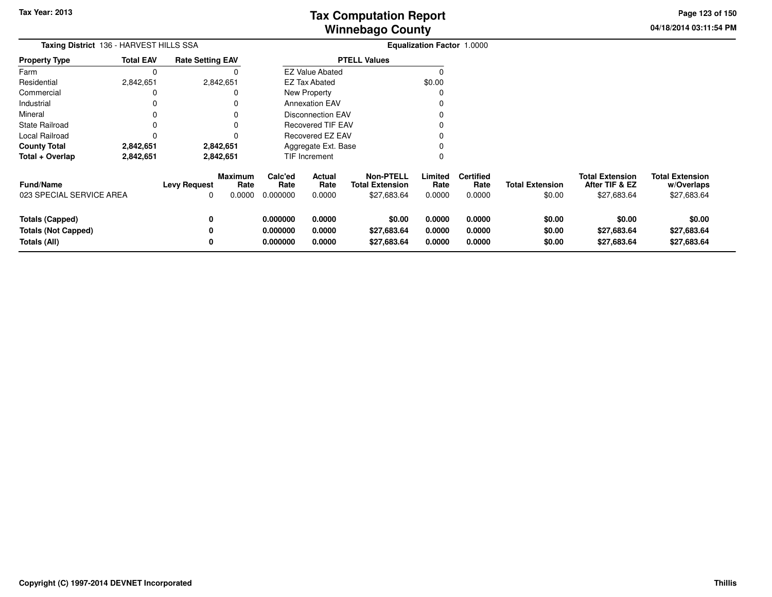# Tax Computation Report
## Winnebago County

Tax Year: 2013

04/18/2014 03:11:54 PM

**Taxing District** 136 - HARVEST HILLS SSA

**Equalization Factor** 1.0000

| Property Type | Total EAV | Rate Setting EAV |
|---|---|---|
| Farm | 0 | 0 |
| Residential | 2,842,651 | 2,842,651 |
| Commercial | 0 | 0 |
| Industrial | 0 | 0 |
| Mineral | 0 | 0 |
| State Railroad | 0 | 0 |
| Local Railroad | 0 | 0 |
| **County Total** | **2,842,651** | **2,842,651** |
| **Total + Overlap** | **2,842,651** | **2,842,651** |

| PTELL Values | |
|---|---|
| EZ Value Abated | 0 |
| EZ Tax Abated | $0.00 |
| New Property | 0 |
| Annexation EAV | 0 |
| Disconnection EAV | 0 |
| Recovered TIF EAV | 0 |
| Recovered EZ EAV | 0 |
| Aggregate Ext. Base | 0 |
| TIF Increment | 0 |

| Fund/Name | Levy Request | Maximum Rate | Calc'ed Rate | Actual Rate | Non-PTELL Total Extension | Limited Rate | Certified Rate | Total Extension | Total Extension After TIF & EZ | Total Extension w/Overlaps |
|---|---|---|---|---|---|---|---|---|---|---|
| 023 SPECIAL SERVICE AREA | 0 | 0.0000 | 0.000000 | 0.0000 | $27,683.64 | 0.0000 | 0.0000 | $0.00 | $27,683.64 | $27,683.64 |
| **Totals (Capped)** | **0** | | **0.000000** | **0.0000** | **$0.00** | **0.0000** | **0.0000** | **$0.00** | **$0.00** | **$0.00** |
| **Totals (Not Capped)** | **0** | | **0.000000** | **0.0000** | **$27,683.64** | **0.0000** | **0.0000** | **$0.00** | **$27,683.64** | **$27,683.64** |
| **Totals (All)** | **0** | | **0.000000** | **0.0000** | **$27,683.64** | **0.0000** | **0.0000** | **$0.00** | **$27,683.64** | **$27,683.64** |

**Copyright (C) 1997-2014 DEVNET Incorporated** **Thillis**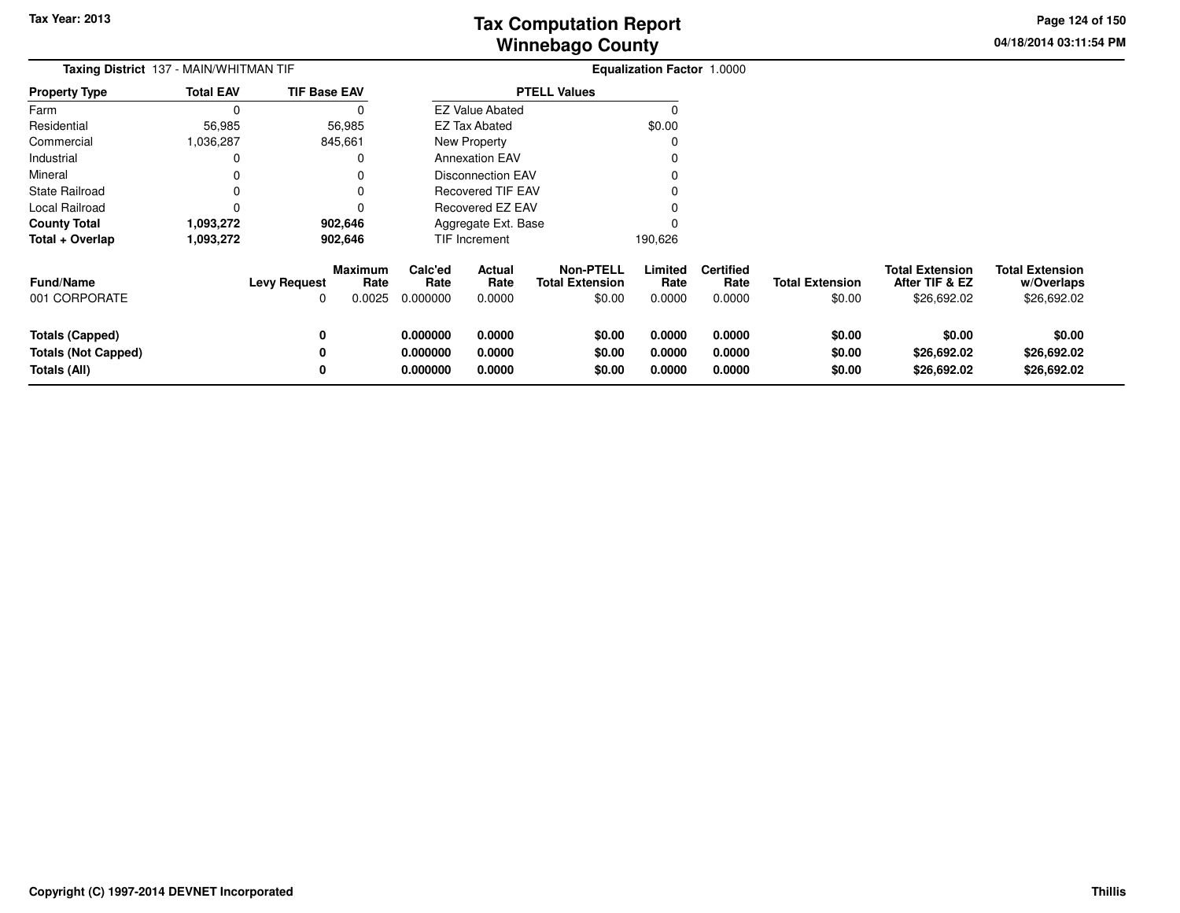Tax Year: 2013

# Tax Computation Report
## Winnebago County

04/18/2014 03:11:54 PM

**Taxing District** 137 - MAIN/WHITMAN TIF

**Equalization Factor** 1.0000

| Property Type | Total EAV | TIF Base EAV |
|---|---|---|
| Farm | 0 | 0 |
| Residential | 56,985 | 56,985 |
| Commercial | 1,036,287 | 845,661 |
| Industrial | 0 | 0 |
| Mineral | 0 | 0 |
| State Railroad | 0 | 0 |
| Local Railroad | 0 | 0 |
| **County Total** | **1,093,272** | **902,646** |
| **Total + Overlap** | **1,093,272** | **902,646** |

| PTELL Values | |
|---|---|
| EZ Value Abated | 0 |
| EZ Tax Abated | $0.00 |
| New Property | 0 |
| Annexation EAV | 0 |
| Disconnection EAV | 0 |
| Recovered TIF EAV | 0 |
| Recovered EZ EAV | 0 |
| Aggregate Ext. Base | 0 |
| TIF Increment | 190,626 |

| Fund/Name | Levy Request | Maximum Rate | Calc'ed Rate | Actual Rate | Non-PTELL Total Extension | Limited Rate | Certified Rate | Total Extension | Total Extension After TIF & EZ | Total Extension w/Overlaps |
|---|---|---|---|---|---|---|---|---|---|---|
| 001 CORPORATE | 0 | 0.0025 | 0.000000 | 0.0000 | $0.00 | 0.0000 | 0.0000 | $0.00 | $26,692.02 | $26,692.02 |
| **Totals (Capped)** | **0** | | **0.000000** | **0.0000** | **$0.00** | **0.0000** | **0.0000** | **$0.00** | **$0.00** | **$0.00** |
| **Totals (Not Capped)** | **0** | | **0.000000** | **0.0000** | **$0.00** | **0.0000** | **0.0000** | **$0.00** | **$26,692.02** | **$26,692.02** |
| **Totals (All)** | **0** | | **0.000000** | **0.0000** | **$0.00** | **0.0000** | **0.0000** | **$0.00** | **$26,692.02** | **$26,692.02** |

Copyright (C) 1997-2014 DEVNET Incorporated

Thillis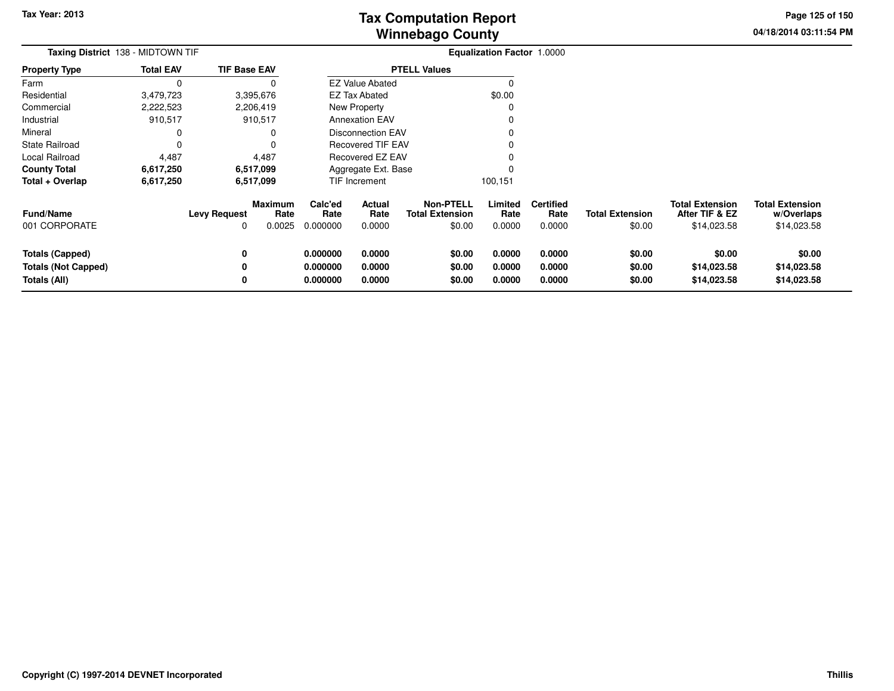# Tax Computation Report
## Winnebago County

Tax Year: 2013

04/18/2014 03:11:54 PM

**Taxing District** 138 - MIDTOWN TIF

**Equalization Factor** 1.0000

| Property Type | Total EAV | TIF Base EAV |
|---|---|---|
| Farm | 0 | 0 |
| Residential | 3,479,723 | 3,395,676 |
| Commercial | 2,222,523 | 2,206,419 |
| Industrial | 910,517 | 910,517 |
| Mineral | 0 | 0 |
| State Railroad | 0 | 0 |
| Local Railroad | 4,487 | 4,487 |
| **County Total** | **6,617,250** | **6,517,099** |
| **Total + Overlap** | **6,617,250** | **6,517,099** |

| PTELL Values | |
|---|---|
| EZ Value Abated | 0 |
| EZ Tax Abated | $0.00 |
| New Property | 0 |
| Annexation EAV | 0 |
| Disconnection EAV | 0 |
| Recovered TIF EAV | 0 |
| Recovered EZ EAV | 0 |
| Aggregate Ext. Base | 0 |
| TIF Increment | 100,151 |

| Fund/Name | Levy Request | Maximum Rate | Calc'ed Rate | Actual Rate | Non-PTELL Total Extension | Limited Rate | Certified Rate | Total Extension | Total Extension After TIF & EZ | Total Extension w/Overlaps |
|---|---|---|---|---|---|---|---|---|---|---|
| 001 CORPORATE | 0 | 0.0025 | 0.000000 | 0.0000 | $0.00 | 0.0000 | 0.0000 | $0.00 | $14,023.58 | $14,023.58 |
| **Totals (Capped)** | **0** | | **0.000000** | **0.0000** | **$0.00** | **0.0000** | **0.0000** | **$0.00** | **$0.00** | **$0.00** |
| **Totals (Not Capped)** | **0** | | **0.000000** | **0.0000** | **$0.00** | **0.0000** | **0.0000** | **$0.00** | **$14,023.58** | **$14,023.58** |
| **Totals (All)** | **0** | | **0.000000** | **0.0000** | **$0.00** | **0.0000** | **0.0000** | **$0.00** | **$14,023.58** | **$14,023.58** |

Copyright (C) 1997-2014 DEVNET Incorporated

Thillis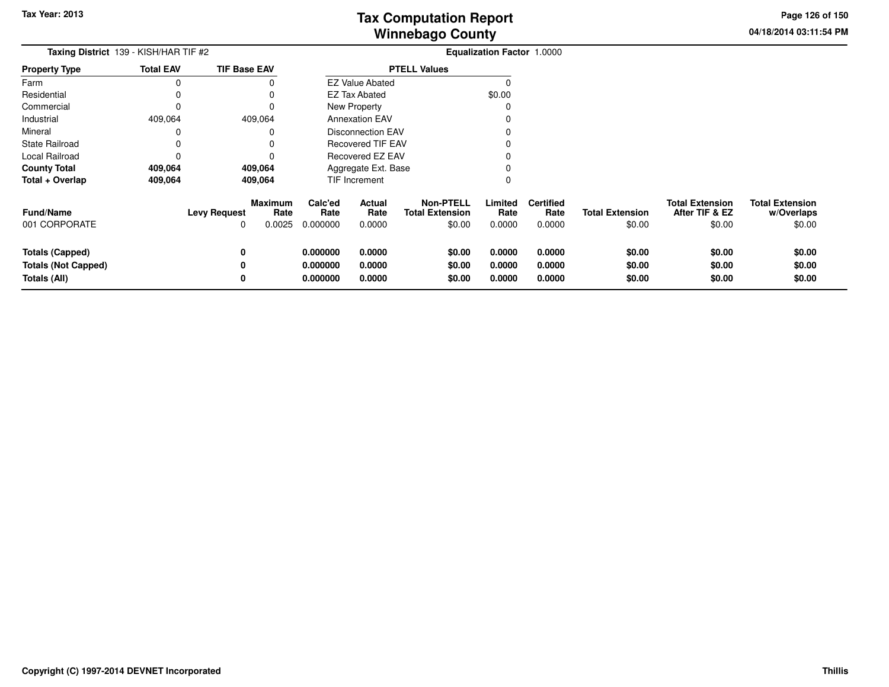# Tax Computation Report
## Winnebago County

Tax Year: 2013

04/18/2014 03:11:54 PM

**Taxing District** 139 - KISH/HAR TIF #2

**Equalization Factor** 1.0000

| Property Type | Total EAV | TIF Base EAV |
|---|---|---|
| Farm | 0 | 0 |
| Residential | 0 | 0 |
| Commercial | 0 | 0 |
| Industrial | 409,064 | 409,064 |
| Mineral | 0 | 0 |
| State Railroad | 0 | 0 |
| Local Railroad | 0 | 0 |
| **County Total** | **409,064** | **409,064** |
| **Total + Overlap** | **409,064** | **409,064** |

| PTELL Values | |
|---|---|
| EZ Value Abated | 0 |
| EZ Tax Abated | $0.00 |
| New Property | 0 |
| Annexation EAV | 0 |
| Disconnection EAV | 0 |
| Recovered TIF EAV | 0 |
| Recovered EZ EAV | 0 |
| Aggregate Ext. Base | 0 |
| TIF Increment | 0 |

| Fund/Name | Levy Request | Maximum Rate | Calc'ed Rate | Actual Rate | Non-PTELL Total Extension | Limited Rate | Certified Rate | Total Extension | Total Extension After TIF & EZ | Total Extension w/Overlaps |
|---|---|---|---|---|---|---|---|---|---|---|
| 001 CORPORATE | 0 | 0.0025 | 0.000000 | 0.0000 | $0.00 | 0.0000 | 0.0000 | $0.00 | $0.00 | $0.00 |
| **Totals (Capped)** | **0** | | **0.000000** | **0.0000** | **$0.00** | **0.0000** | **0.0000** | **$0.00** | **$0.00** | **$0.00** |
| **Totals (Not Capped)** | **0** | | **0.000000** | **0.0000** | **$0.00** | **0.0000** | **0.0000** | **$0.00** | **$0.00** | **$0.00** |
| **Totals (All)** | **0** | | **0.000000** | **0.0000** | **$0.00** | **0.0000** | **0.0000** | **$0.00** | **$0.00** | **$0.00** |

Copyright (C) 1997-2014 DEVNET Incorporated

Thillis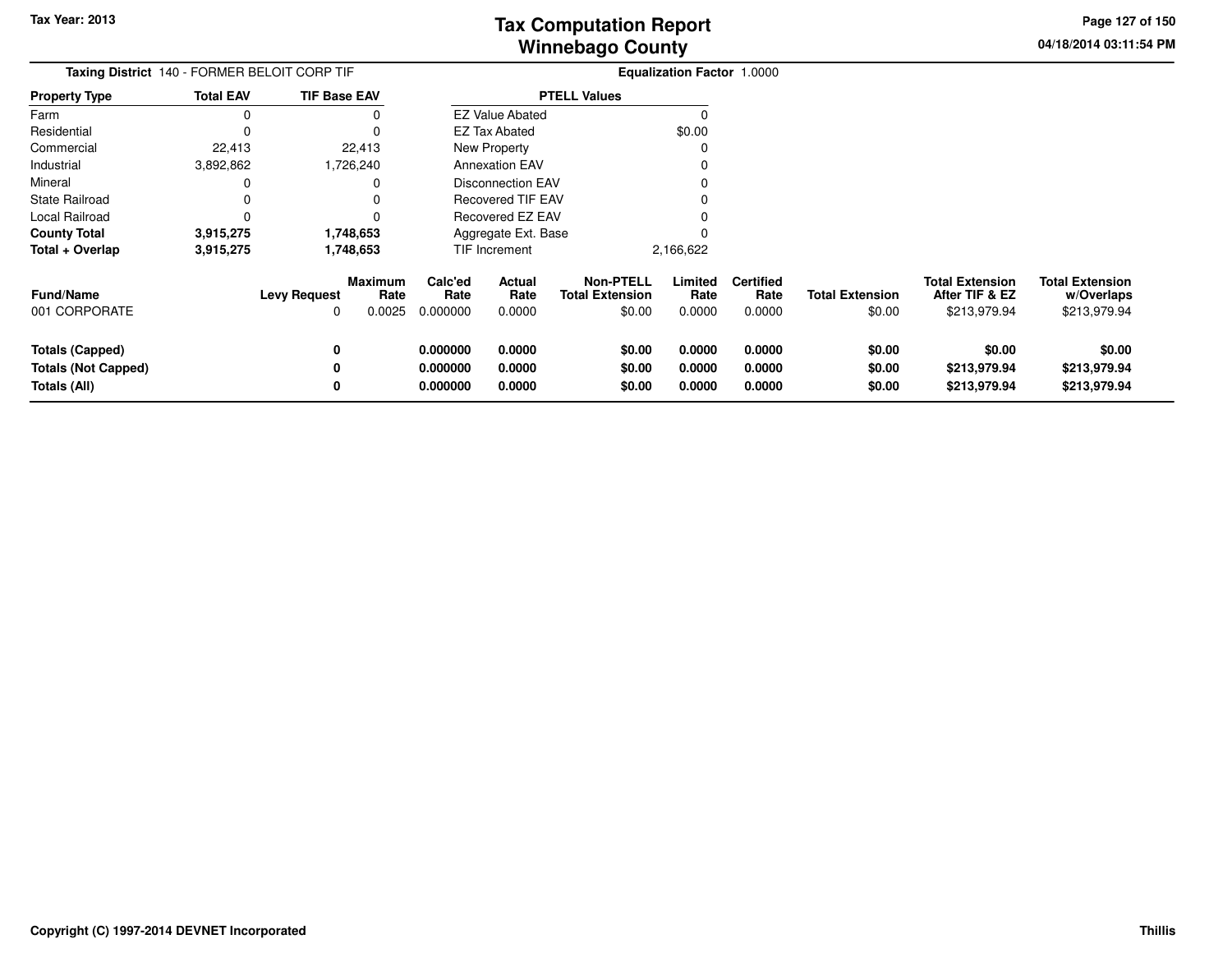Tax Year: 2013

# Tax Computation Report
# Winnebago County

04/18/2014 03:11:54 PM

**Taxing District** 140 - FORMER BELOIT CORP TIF

**Equalization Factor** 1.0000

| Property Type | Total EAV | TIF Base EAV |
|---|---|---|
| Farm | 0 | 0 |
| Residential | 0 | 0 |
| Commercial | 22,413 | 22,413 |
| Industrial | 3,892,862 | 1,726,240 |
| Mineral | 0 | 0 |
| State Railroad | 0 | 0 |
| Local Railroad | 0 | 0 |
| **County Total** | **3,915,275** | **1,748,653** |
| **Total + Overlap** | **3,915,275** | **1,748,653** |

| PTELL Values | |
|---|---|
| EZ Value Abated | 0 |
| EZ Tax Abated | $0.00 |
| New Property | 0 |
| Annexation EAV | 0 |
| Disconnection EAV | 0 |
| Recovered TIF EAV | 0 |
| Recovered EZ EAV | 0 |
| Aggregate Ext. Base | 0 |
| TIF Increment | 2,166,622 |

| Fund/Name | Levy Request | Maximum Rate | Calc'ed Rate | Actual Rate | Non-PTELL Total Extension | Limited Rate | Certified Rate | Total Extension | Total Extension After TIF & EZ | Total Extension w/Overlaps |
|---|---|---|---|---|---|---|---|---|---|---|
| 001 CORPORATE | 0 | 0.0025 | 0.000000 | 0.0000 | $0.00 | 0.0000 | 0.0000 | $0.00 | $213,979.94 | $213,979.94 |
| **Totals (Capped)** | **0** | | **0.000000** | **0.0000** | **$0.00** | **0.0000** | **0.0000** | **$0.00** | **$0.00** | **$0.00** |
| **Totals (Not Capped)** | **0** | | **0.000000** | **0.0000** | **$0.00** | **0.0000** | **0.0000** | **$0.00** | **$213,979.94** | **$213,979.94** |
| **Totals (All)** | **0** | | **0.000000** | **0.0000** | **$0.00** | **0.0000** | **0.0000** | **$0.00** | **$213,979.94** | **$213,979.94** |

Copyright (C) 1997-2014 DEVNET Incorporated

Thillis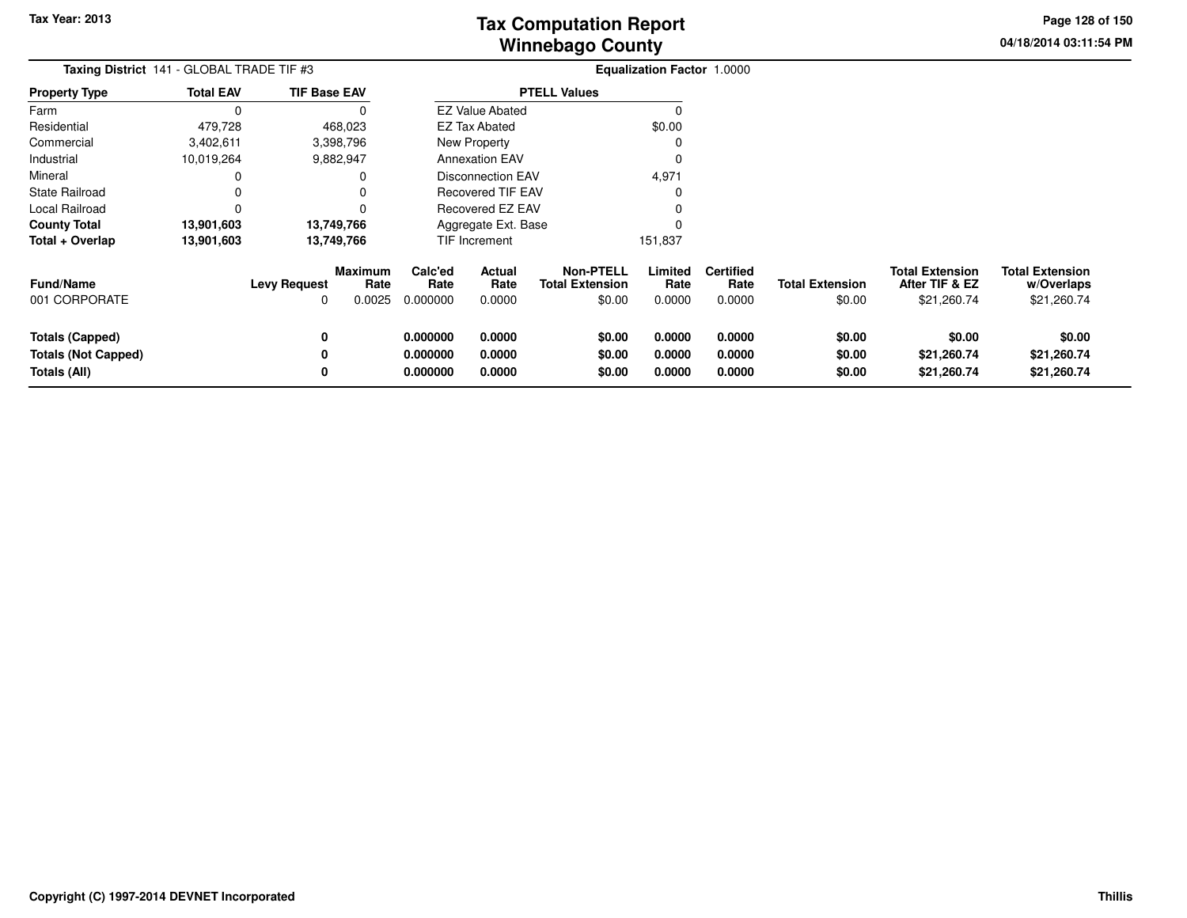Tax Year: 2013

# Tax Computation Report
## Winnebago County

04/18/2014 03:11:54 PM

**Taxing District** 141 - GLOBAL TRADE TIF #3 **Equalization Factor** 1.0000

| Property Type | Total EAV | TIF Base EAV |
|---|---|---|
| Farm | 0 | 0 |
| Residential | 479,728 | 468,023 |
| Commercial | 3,402,611 | 3,398,796 |
| Industrial | 10,019,264 | 9,882,947 |
| Mineral | 0 | 0 |
| State Railroad | 0 | 0 |
| Local Railroad | 0 | 0 |
| **County Total** | **13,901,603** | **13,749,766** |
| **Total + Overlap** | **13,901,603** | **13,749,766** |

| PTELL Values | |
|---|---|
| EZ Value Abated | 0 |
| EZ Tax Abated | $0.00 |
| New Property | 0 |
| Annexation EAV | 0 |
| Disconnection EAV | 4,971 |
| Recovered TIF EAV | 0 |
| Recovered EZ EAV | 0 |
| Aggregate Ext. Base | 0 |
| TIF Increment | 151,837 |

| Fund/Name | Levy Request | Maximum Rate | Calc'ed Rate | Actual Rate | Non-PTELL Total Extension | Limited Rate | Certified Rate | Total Extension | Total Extension After TIF & EZ | Total Extension w/Overlaps |
|---|---|---|---|---|---|---|---|---|---|---|
| 001 CORPORATE | 0 | 0.0025 | 0.000000 | 0.0000 | $0.00 | 0.0000 | 0.0000 | $0.00 | $21,260.74 | $21,260.74 |
| **Totals (Capped)** | **0** | | **0.000000** | **0.0000** | **$0.00** | **0.0000** | **0.0000** | **$0.00** | **$0.00** | **$0.00** |
| **Totals (Not Capped)** | **0** | | **0.000000** | **0.0000** | **$0.00** | **0.0000** | **0.0000** | **$0.00** | **$21,260.74** | **$21,260.74** |
| **Totals (All)** | **0** | | **0.000000** | **0.0000** | **$0.00** | **0.0000** | **0.0000** | **$0.00** | **$21,260.74** | **$21,260.74** |

Copyright (C) 1997-2014 DEVNET Incorporated Thillis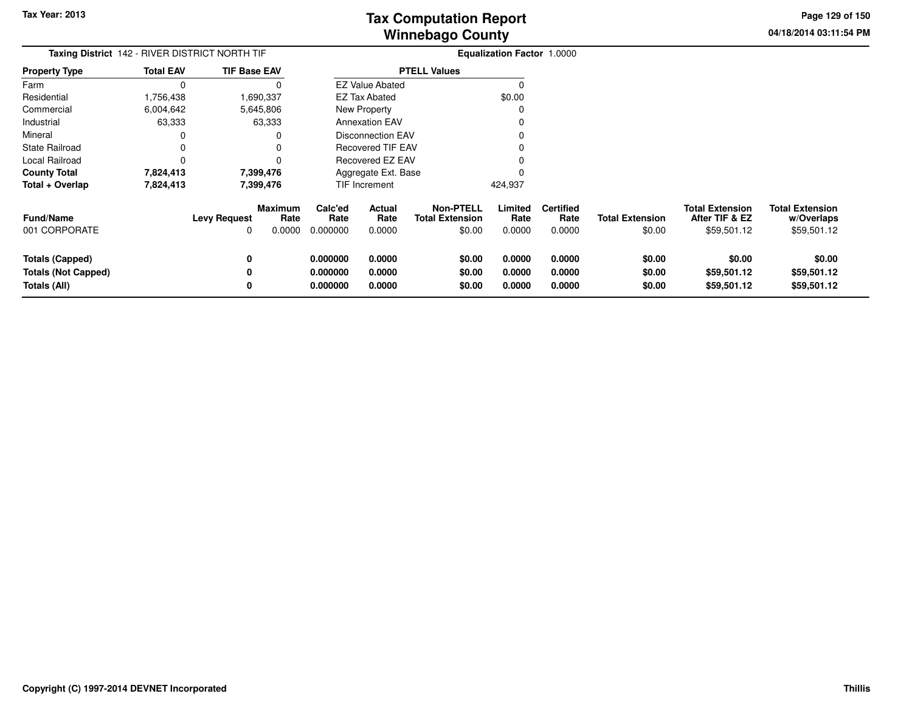# Tax Computation Report
# Winnebago County

Tax Year: 2013

04/18/2014 03:11:54 PM

**Taxing District** 142 - RIVER DISTRICT NORTH TIF

**Equalization Factor** 1.0000

| Property Type | Total EAV | TIF Base EAV |
|---|---|---|
| Farm | 0 | 0 |
| Residential | 1,756,438 | 1,690,337 |
| Commercial | 6,004,642 | 5,645,806 |
| Industrial | 63,333 | 63,333 |
| Mineral | 0 | 0 |
| State Railroad | 0 | 0 |
| Local Railroad | 0 | 0 |
| **County Total** | **7,824,413** | **7,399,476** |
| **Total + Overlap** | **7,824,413** | **7,399,476** |

| PTELL Values | |
|---|---|
| EZ Value Abated | 0 |
| EZ Tax Abated | $0.00 |
| New Property | 0 |
| Annexation EAV | 0 |
| Disconnection EAV | 0 |
| Recovered TIF EAV | 0 |
| Recovered EZ EAV | 0 |
| Aggregate Ext. Base | 0 |
| TIF Increment | 424,937 |

| Fund/Name | Levy Request | Maximum Rate | Calc'ed Rate | Actual Rate | Non-PTELL Total Extension | Limited Rate | Certified Rate | Total Extension | Total Extension After TIF & EZ | Total Extension w/Overlaps |
|---|---|---|---|---|---|---|---|---|---|---|
| 001 CORPORATE | 0 | 0.0000 | 0.000000 | 0.0000 | $0.00 | 0.0000 | 0.0000 | $0.00 | $59,501.12 | $59,501.12 |
| **Totals (Capped)** | **0** | | **0.000000** | **0.0000** | **$0.00** | **0.0000** | **0.0000** | **$0.00** | **$0.00** | **$0.00** |
| **Totals (Not Capped)** | **0** | | **0.000000** | **0.0000** | **$0.00** | **0.0000** | **0.0000** | **$0.00** | **$59,501.12** | **$59,501.12** |
| **Totals (All)** | **0** | | **0.000000** | **0.0000** | **$0.00** | **0.0000** | **0.0000** | **$0.00** | **$59,501.12** | **$59,501.12** |

Copyright (C) 1997-2014 DEVNET Incorporated

Thillis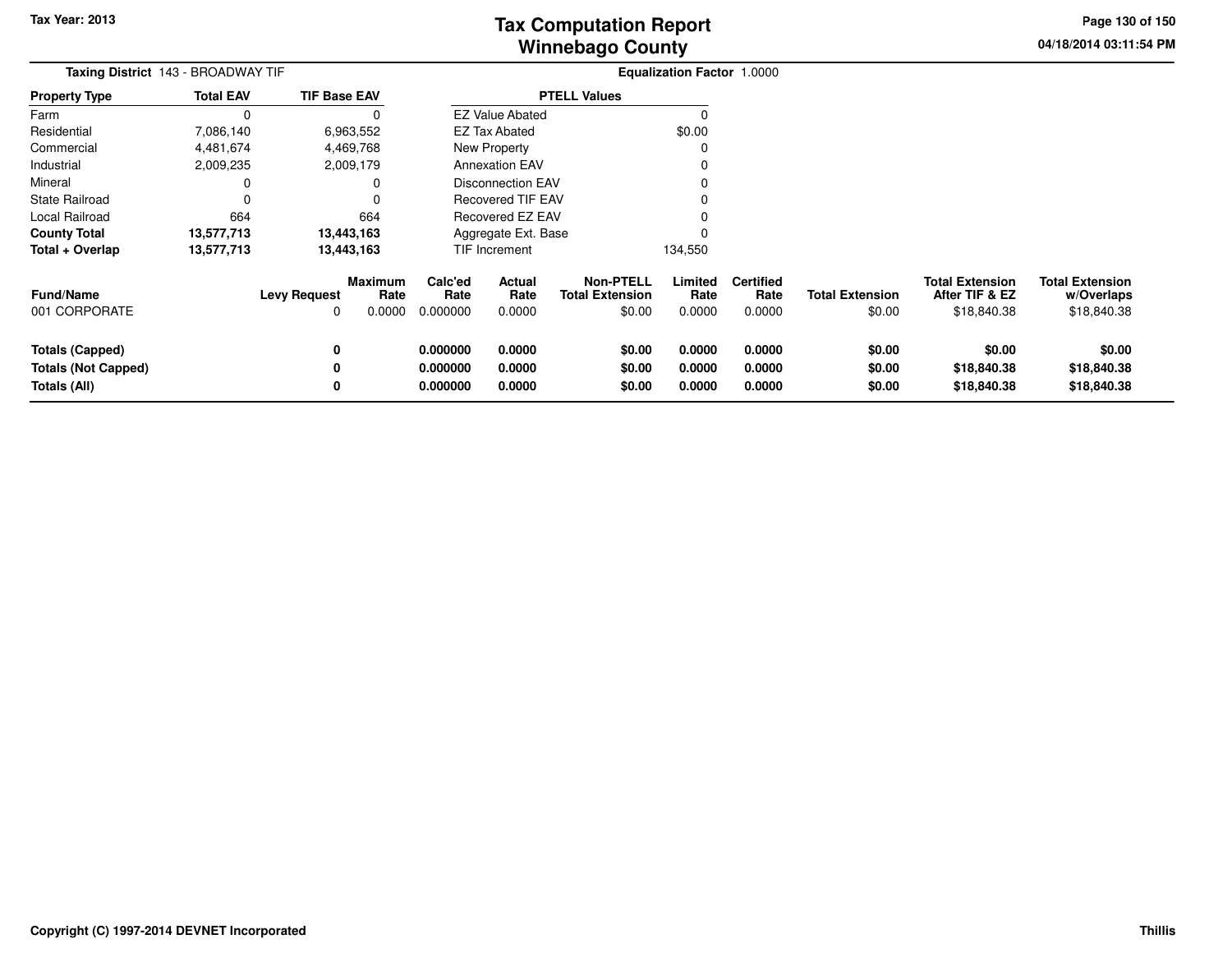# Tax Computation Report
# Winnebago County

Tax Year: 2013

04/18/2014 03:11:54 PM

**Taxing District** 143 - BROADWAY TIF

**Equalization Factor** 1.0000

| Property Type | Total EAV | TIF Base EAV |
|---|---|---|
| Farm | 0 | 0 |
| Residential | 7,086,140 | 6,963,552 |
| Commercial | 4,481,674 | 4,469,768 |
| Industrial | 2,009,235 | 2,009,179 |
| Mineral | 0 | 0 |
| State Railroad | 0 | 0 |
| Local Railroad | 664 | 664 |
| **County Total** | **13,577,713** | **13,443,163** |
| **Total + Overlap** | **13,577,713** | **13,443,163** |

| PTELL Values | |
|---|---|
| EZ Value Abated | 0 |
| EZ Tax Abated | $0.00 |
| New Property | 0 |
| Annexation EAV | 0 |
| Disconnection EAV | 0 |
| Recovered TIF EAV | 0 |
| Recovered EZ EAV | 0 |
| Aggregate Ext. Base | 0 |
| TIF Increment | 134,550 |

| Fund/Name | Levy Request | Maximum Rate | Calc'ed Rate | Actual Rate | Non-PTELL Total Extension | Limited Rate | Certified Rate | Total Extension | Total Extension After TIF & EZ | Total Extension w/Overlaps |
|---|---|---|---|---|---|---|---|---|---|---|
| 001 CORPORATE | 0 | 0.0000 | 0.000000 | 0.0000 | $0.00 | 0.0000 | 0.0000 | $0.00 | $18,840.38 | $18,840.38 |
| **Totals (Capped)** | **0** | | **0.000000** | **0.0000** | **$0.00** | **0.0000** | **0.0000** | **$0.00** | **$0.00** | **$0.00** |
| **Totals (Not Capped)** | **0** | | **0.000000** | **0.0000** | **$0.00** | **0.0000** | **0.0000** | **$0.00** | **$18,840.38** | **$18,840.38** |
| **Totals (All)** | **0** | | **0.000000** | **0.0000** | **$0.00** | **0.0000** | **0.0000** | **$0.00** | **$18,840.38** | **$18,840.38** |

**Copyright (C) 1997-2014 DEVNET Incorporated**

**Thillis**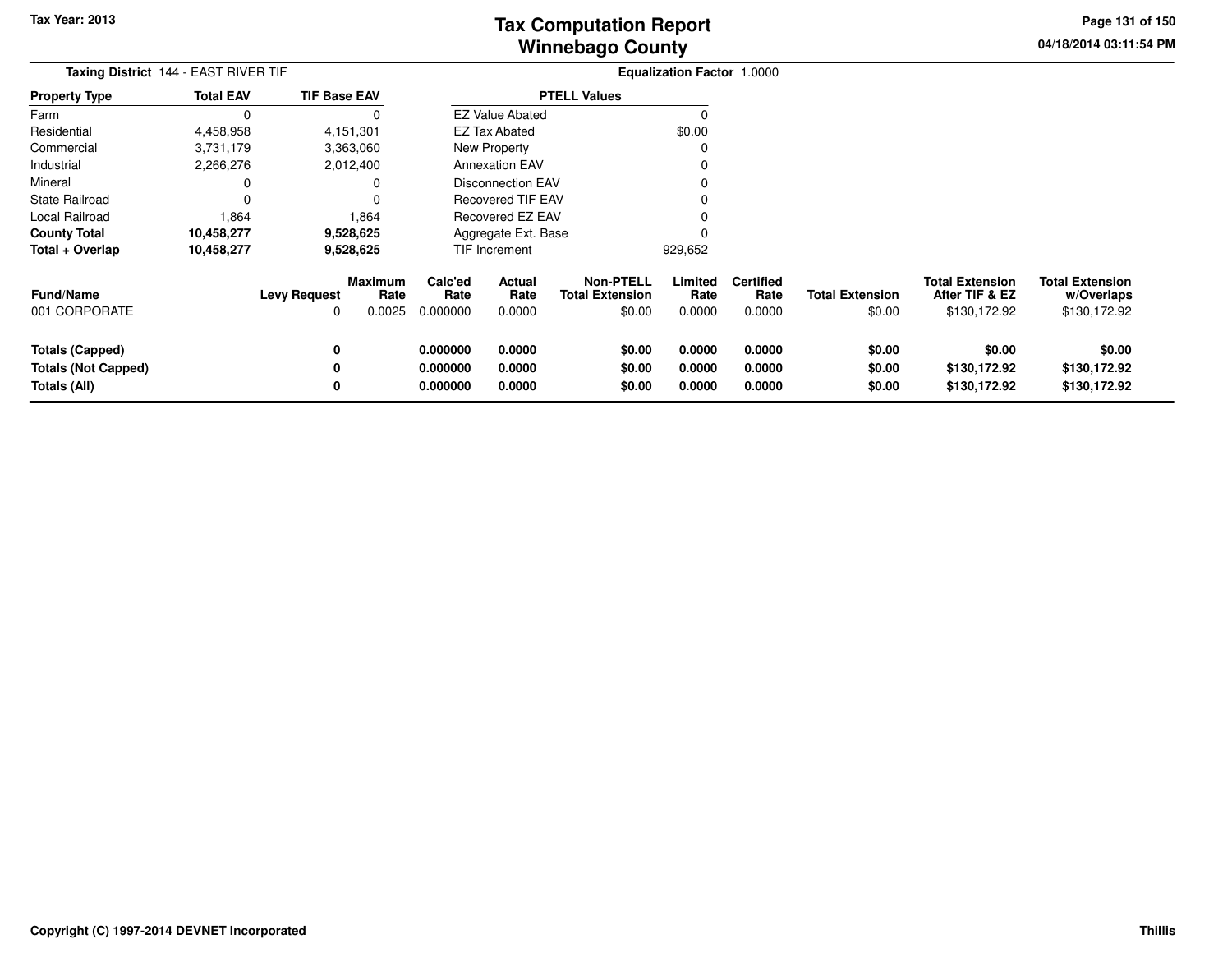Tax Year: 2013

# Tax Computation Report
# Winnebago County

04/18/2014 03:11:54 PM

**Taxing District** 144 - EAST RIVER TIF

**Equalization Factor** 1.0000

| Property Type | Total EAV | TIF Base EAV |
|---|---|---|
| Farm | 0 | 0 |
| Residential | 4,458,958 | 4,151,301 |
| Commercial | 3,731,179 | 3,363,060 |
| Industrial | 2,266,276 | 2,012,400 |
| Mineral | 0 | 0 |
| State Railroad | 0 | 0 |
| Local Railroad | 1,864 | 1,864 |
| **County Total** | **10,458,277** | **9,528,625** |
| **Total + Overlap** | **10,458,277** | **9,528,625** |

| PTELL Values | |
|---|---|
| EZ Value Abated | 0 |
| EZ Tax Abated | $0.00 |
| New Property | 0 |
| Annexation EAV | 0 |
| Disconnection EAV | 0 |
| Recovered TIF EAV | 0 |
| Recovered EZ EAV | 0 |
| Aggregate Ext. Base | 0 |
| TIF Increment | 929,652 |

| Fund/Name | Levy Request | Maximum Rate | Calc'ed Rate | Actual Rate | Non-PTELL Total Extension | Limited Rate | Certified Rate | Total Extension | Total Extension After TIF & EZ | Total Extension w/Overlaps |
|---|---|---|---|---|---|---|---|---|---|---|
| 001 CORPORATE | 0 | 0.0025 | 0.000000 | 0.0000 | $0.00 | 0.0000 | 0.0000 | $0.00 | $130,172.92 | $130,172.92 |
| **Totals (Capped)** | **0** | | **0.000000** | **0.0000** | **$0.00** | **0.0000** | **0.0000** | **$0.00** | **$0.00** | **$0.00** |
| **Totals (Not Capped)** | **0** | | **0.000000** | **0.0000** | **$0.00** | **0.0000** | **0.0000** | **$0.00** | **$130,172.92** | **$130,172.92** |
| **Totals (All)** | **0** | | **0.000000** | **0.0000** | **$0.00** | **0.0000** | **0.0000** | **$0.00** | **$130,172.92** | **$130,172.92** |

**Copyright (C) 1997-2014 DEVNET Incorporated**

**Thillis**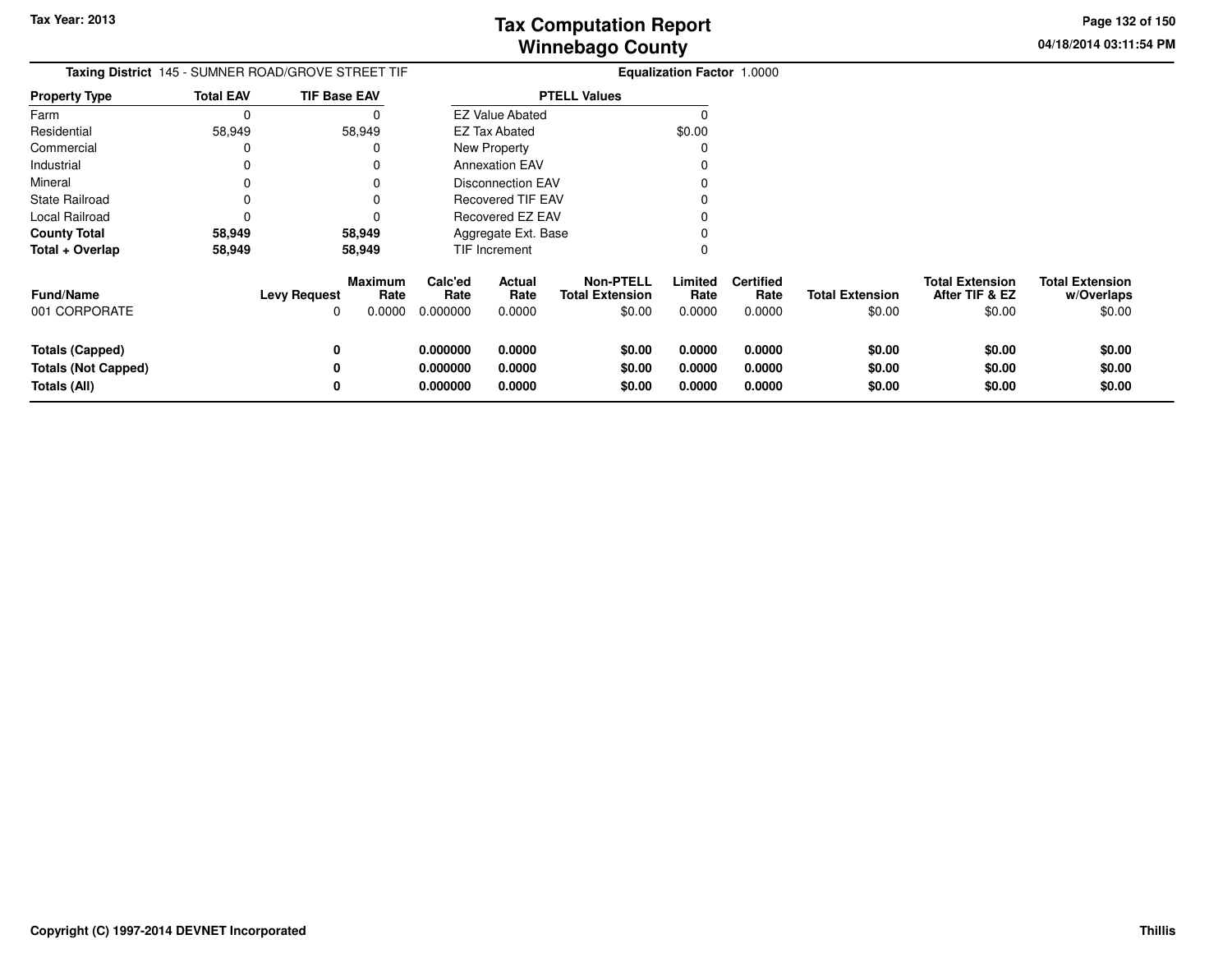**Taxing District** 145 - SUMNER ROAD/GROVE STREET TIF

**Equalization Factor** 1.0000

| Property Type | Total EAV | TIF Base EAV |
|---|---|---|
| Farm | 0 | 0 |
| Residential | 58,949 | 58,949 |
| Commercial | 0 | 0 |
| Industrial | 0 | 0 |
| Mineral | 0 | 0 |
| State Railroad | 0 | 0 |
| Local Railroad | 0 | 0 |
| **County Total** | **58,949** | **58,949** |
| **Total + Overlap** | **58,949** | **58,949** |

| PTELL Values | |
|---|---|
| EZ Value Abated | 0 |
| EZ Tax Abated | $0.00 |
| New Property | 0 |
| Annexation EAV | 0 |
| Disconnection EAV | 0 |
| Recovered TIF EAV | 0 |
| Recovered EZ EAV | 0 |
| Aggregate Ext. Base | 0 |
| TIF Increment | 0 |

| Fund/Name | Levy Request | Maximum Rate | Calc'ed Rate | Actual Rate | Non-PTELL Total Extension | Limited Rate | Certified Rate | Total Extension | Total Extension After TIF & EZ | Total Extension w/Overlaps |
|---|---|---|---|---|---|---|---|---|---|---|
| 001 CORPORATE | 0 | 0.0000 | 0.000000 | 0.0000 | $0.00 | 0.0000 | 0.0000 | $0.00 | $0.00 | $0.00 |
| **Totals (Capped)** | **0** | | **0.000000** | **0.0000** | **$0.00** | **0.0000** | **0.0000** | **$0.00** | **$0.00** | **$0.00** |
| **Totals (Not Capped)** | **0** | | **0.000000** | **0.0000** | **$0.00** | **0.0000** | **0.0000** | **$0.00** | **$0.00** | **$0.00** |
| **Totals (All)** | **0** | | **0.000000** | **0.0000** | **$0.00** | **0.0000** | **0.0000** | **$0.00** | **$0.00** | **$0.00** |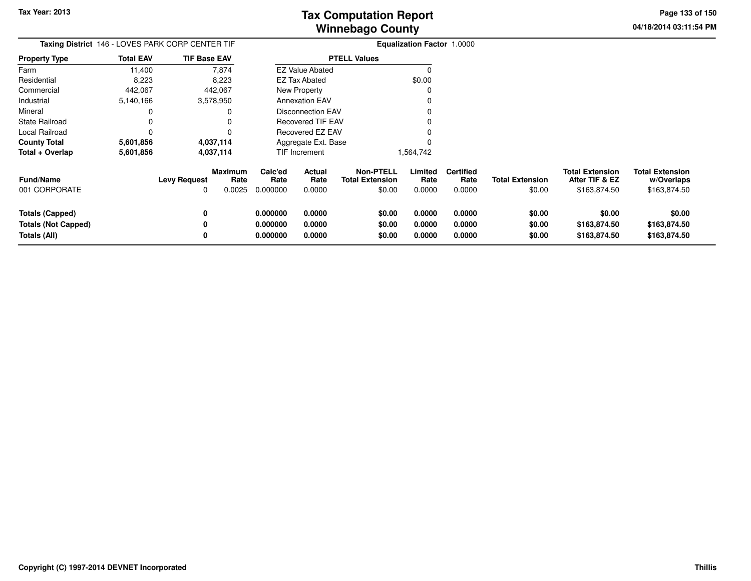**Taxing District** 146 - LOVES PARK CORP CENTER TIF

**Equalization Factor** 1.0000

| Property Type | Total EAV | TIF Base EAV |
|---|---|---|
| Farm | 11,400 | 7,874 |
| Residential | 8,223 | 8,223 |
| Commercial | 442,067 | 442,067 |
| Industrial | 5,140,166 | 3,578,950 |
| Mineral | 0 | 0 |
| State Railroad | 0 | 0 |
| Local Railroad | 0 | 0 |
| **County Total** | **5,601,856** | **4,037,114** |
| **Total + Overlap** | **5,601,856** | **4,037,114** |

| PTELL Values | |
|---|---|
| EZ Value Abated | 0 |
| EZ Tax Abated | $0.00 |
| New Property | 0 |
| Annexation EAV | 0 |
| Disconnection EAV | 0 |
| Recovered TIF EAV | 0 |
| Recovered EZ EAV | 0 |
| Aggregate Ext. Base | 0 |
| TIF Increment | 1,564,742 |

| Fund/Name | Levy Request | Maximum Rate | Calc'ed Rate | Actual Rate | Non-PTELL Total Extension | Limited Rate | Certified Rate | Total Extension | Total Extension After TIF & EZ | Total Extension w/Overlaps |
|---|---|---|---|---|---|---|---|---|---|---|
| 001 CORPORATE | 0 | 0.0025 | 0.000000 | 0.0000 | $0.00 | 0.0000 | 0.0000 | $0.00 | $163,874.50 | $163,874.50 |
| **Totals (Capped)** | **0** | | **0.000000** | **0.0000** | **$0.00** | **0.0000** | **0.0000** | **$0.00** | **$0.00** | **$0.00** |
| **Totals (Not Capped)** | **0** | | **0.000000** | **0.0000** | **$0.00** | **0.0000** | **0.0000** | **$0.00** | **$163,874.50** | **$163,874.50** |
| **Totals (All)** | **0** | | **0.000000** | **0.0000** | **$0.00** | **0.0000** | **0.0000** | **$0.00** | **$163,874.50** | **$163,874.50** |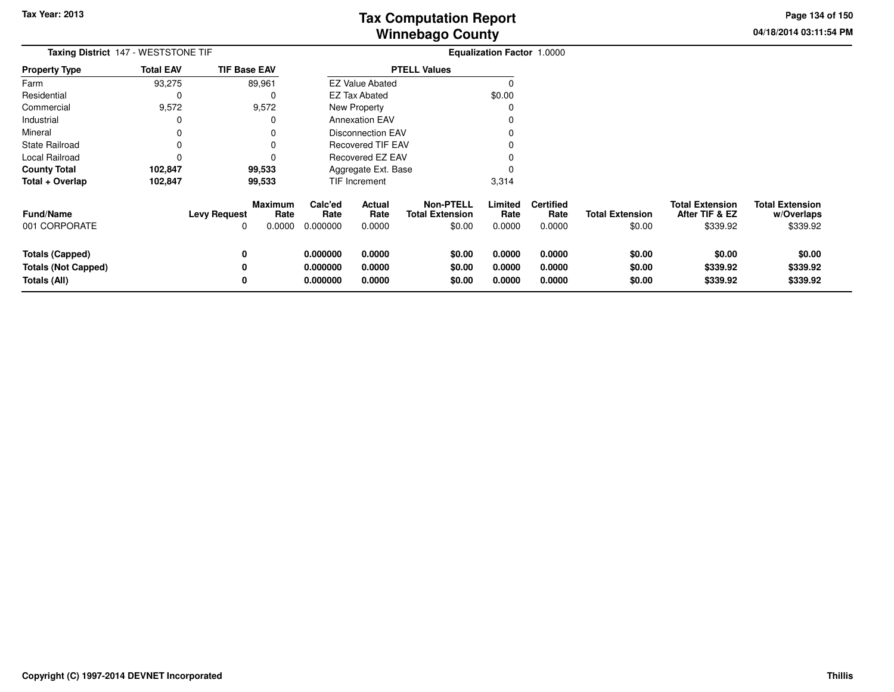# Tax Computation Report
## Winnebago County

Tax Year: 2013

04/18/2014 03:11:54 PM

**Taxing District** 147 - WESTSTONE TIF

**Equalization Factor** 1.0000

| Property Type | Total EAV | TIF Base EAV |
|---|---|---|
| Farm | 93,275 | 89,961 |
| Residential | 0 | 0 |
| Commercial | 9,572 | 9,572 |
| Industrial | 0 | 0 |
| Mineral | 0 | 0 |
| State Railroad | 0 | 0 |
| Local Railroad | 0 | 0 |
| **County Total** | **102,847** | **99,533** |
| **Total + Overlap** | **102,847** | **99,533** |

| PTELL Values | |
|---|---|
| EZ Value Abated | 0 |
| EZ Tax Abated | $0.00 |
| New Property | 0 |
| Annexation EAV | 0 |
| Disconnection EAV | 0 |
| Recovered TIF EAV | 0 |
| Recovered EZ EAV | 0 |
| Aggregate Ext. Base | 0 |
| TIF Increment | 3,314 |

| Fund/Name | Levy Request | Maximum Rate | Calc'ed Rate | Actual Rate | Non-PTELL Total Extension | Limited Rate | Certified Rate | Total Extension | Total Extension After TIF & EZ | Total Extension w/Overlaps |
|---|---|---|---|---|---|---|---|---|---|---|
| 001 CORPORATE | 0 | 0.0000 | 0.000000 | 0.0000 | $0.00 | 0.0000 | 0.0000 | $0.00 | $339.92 | $339.92 |
| **Totals (Capped)** | **0** | | **0.000000** | **0.0000** | **$0.00** | **0.0000** | **0.0000** | **$0.00** | **$0.00** | **$0.00** |
| **Totals (Not Capped)** | **0** | | **0.000000** | **0.0000** | **$0.00** | **0.0000** | **0.0000** | **$0.00** | **$339.92** | **$339.92** |
| **Totals (All)** | **0** | | **0.000000** | **0.0000** | **$0.00** | **0.0000** | **0.0000** | **$0.00** | **$339.92** | **$339.92** |

Copyright (C) 1997-2014 DEVNET Incorporated

Thillis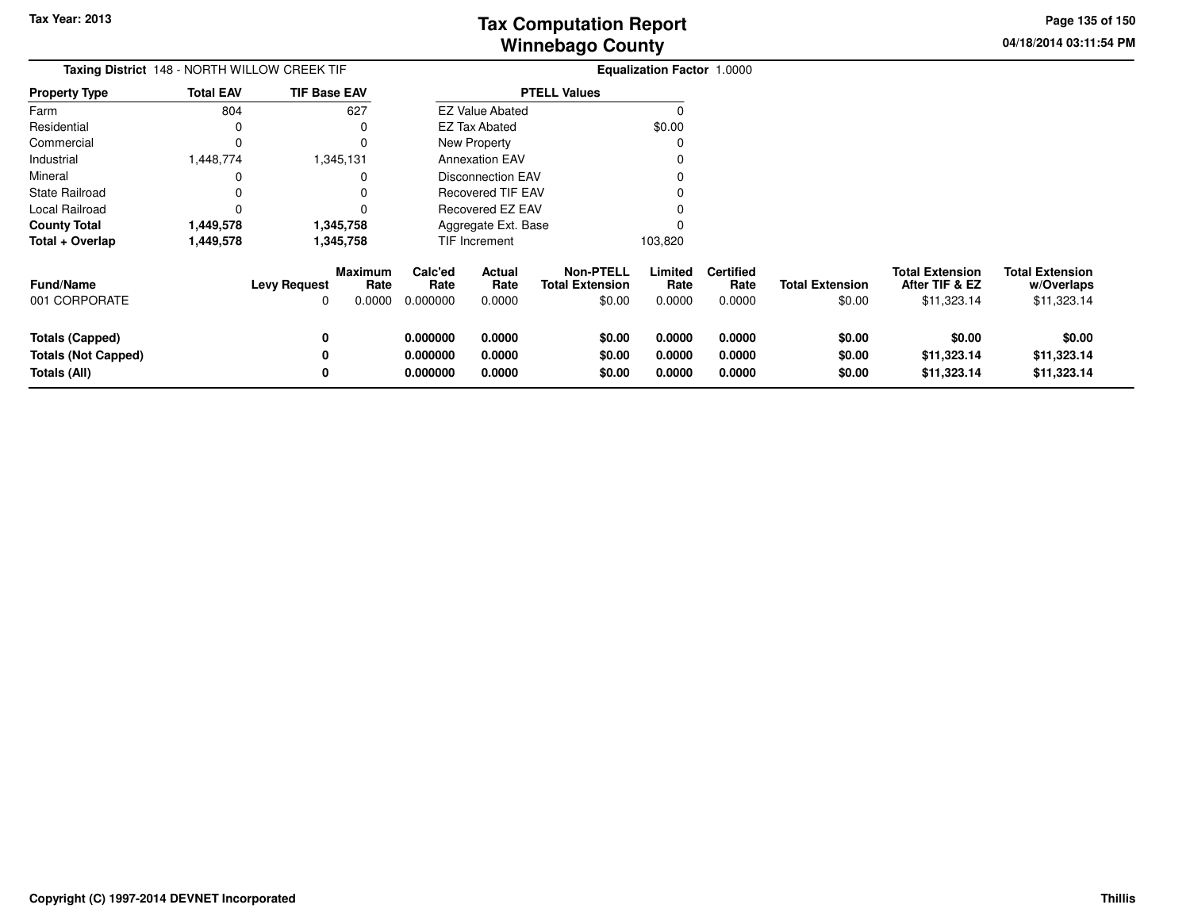# Tax Computation Report
# Winnebago County

Tax Year: 2013

04/18/2014 03:11:54 PM

**Taxing District** 148 - NORTH WILLOW CREEK TIF

**Equalization Factor** 1.0000

| Property Type | Total EAV | TIF Base EAV |
|---|---|---|
| Farm | 804 | 627 |
| Residential | 0 | 0 |
| Commercial | 0 | 0 |
| Industrial | 1,448,774 | 1,345,131 |
| Mineral | 0 | 0 |
| State Railroad | 0 | 0 |
| Local Railroad | 0 | 0 |
| **County Total** | **1,449,578** | **1,345,758** |
| **Total + Overlap** | **1,449,578** | **1,345,758** |

| PTELL Values | |
|---|---|
| EZ Value Abated | 0 |
| EZ Tax Abated | $0.00 |
| New Property | 0 |
| Annexation EAV | 0 |
| Disconnection EAV | 0 |
| Recovered TIF EAV | 0 |
| Recovered EZ EAV | 0 |
| Aggregate Ext. Base | 0 |
| TIF Increment | 103,820 |

| Fund/Name | Levy Request | Maximum Rate | Calc'ed Rate | Actual Rate | Non-PTELL Total Extension | Limited Rate | Certified Rate | Total Extension | Total Extension After TIF & EZ | Total Extension w/Overlaps |
|---|---|---|---|---|---|---|---|---|---|---|
| 001 CORPORATE | 0 | 0.0000 | 0.000000 | 0.0000 | $0.00 | 0.0000 | 0.0000 | $0.00 | $11,323.14 | $11,323.14 |
| **Totals (Capped)** | **0** | | **0.000000** | **0.0000** | **$0.00** | **0.0000** | **0.0000** | **$0.00** | **$0.00** | **$0.00** |
| **Totals (Not Capped)** | **0** | | **0.000000** | **0.0000** | **$0.00** | **0.0000** | **0.0000** | **$0.00** | **$11,323.14** | **$11,323.14** |
| **Totals (All)** | **0** | | **0.000000** | **0.0000** | **$0.00** | **0.0000** | **0.0000** | **$0.00** | **$11,323.14** | **$11,323.14** |

Copyright (C) 1997-2014 DEVNET Incorporated

Thillis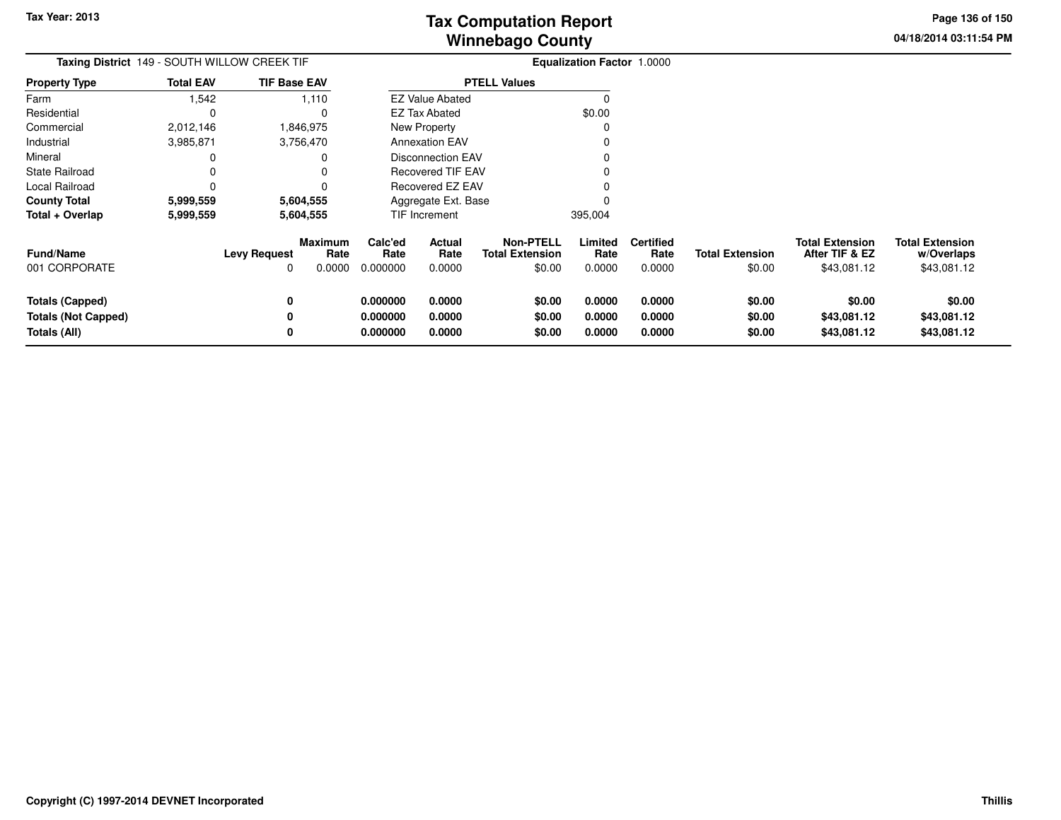# Tax Computation Report
## Winnebago County

Tax Year: 2013

04/18/2014 03:11:54 PM

**Taxing District** 149 - SOUTH WILLOW CREEK TIF

**Equalization Factor** 1.0000

| Property Type | Total EAV | TIF Base EAV |
|---|---|---|
| Farm | 1,542 | 1,110 |
| Residential | 0 | 0 |
| Commercial | 2,012,146 | 1,846,975 |
| Industrial | 3,985,871 | 3,756,470 |
| Mineral | 0 | 0 |
| State Railroad | 0 | 0 |
| Local Railroad | 0 | 0 |
| **County Total** | **5,999,559** | **5,604,555** |
| **Total + Overlap** | **5,999,559** | **5,604,555** |

| PTELL Values | |
|---|---|
| EZ Value Abated | 0 |
| EZ Tax Abated | $0.00 |
| New Property | 0 |
| Annexation EAV | 0 |
| Disconnection EAV | 0 |
| Recovered TIF EAV | 0 |
| Recovered EZ EAV | 0 |
| Aggregate Ext. Base | 0 |
| TIF Increment | 395,004 |

| Fund/Name | Levy Request | Maximum Rate | Calc'ed Rate | Actual Rate | Non-PTELL Total Extension | Limited Rate | Certified Rate | Total Extension | Total Extension After TIF & EZ | Total Extension w/Overlaps |
|---|---|---|---|---|---|---|---|---|---|---|
| 001 CORPORATE | 0 | 0.0000 | 0.000000 | 0.0000 | $0.00 | 0.0000 | 0.0000 | $0.00 | $43,081.12 | $43,081.12 |
| **Totals (Capped)** | **0** | | **0.000000** | **0.0000** | **$0.00** | **0.0000** | **0.0000** | **$0.00** | **$0.00** | **$0.00** |
| **Totals (Not Capped)** | **0** | | **0.000000** | **0.0000** | **$0.00** | **0.0000** | **0.0000** | **$0.00** | **$43,081.12** | **$43,081.12** |
| **Totals (All)** | **0** | | **0.000000** | **0.0000** | **$0.00** | **0.0000** | **0.0000** | **$0.00** | **$43,081.12** | **$43,081.12** |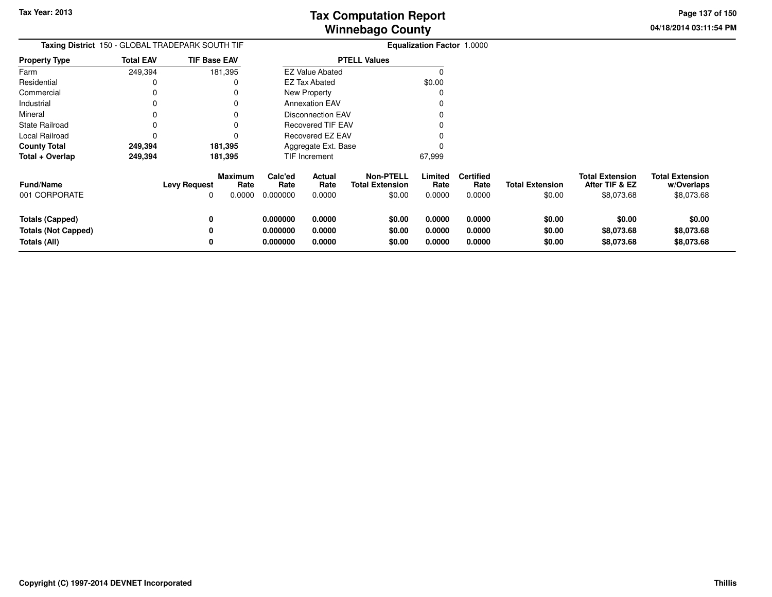**Taxing District** 150 - GLOBAL TRADEPARK SOUTH TIF

**Equalization Factor** 1.0000

| Property Type | Total EAV | TIF Base EAV |
|---|---|---|
| Farm | 249,394 | 181,395 |
| Residential | 0 | 0 |
| Commercial | 0 | 0 |
| Industrial | 0 | 0 |
| Mineral | 0 | 0 |
| State Railroad | 0 | 0 |
| Local Railroad | 0 | 0 |
| **County Total** | **249,394** | **181,395** |
| **Total + Overlap** | **249,394** | **181,395** |

| PTELL Values | |
|---|---|
| EZ Value Abated | 0 |
| EZ Tax Abated | $0.00 |
| New Property | 0 |
| Annexation EAV | 0 |
| Disconnection EAV | 0 |
| Recovered TIF EAV | 0 |
| Recovered EZ EAV | 0 |
| Aggregate Ext. Base | 0 |
| TIF Increment | 67,999 |

| Fund/Name | Levy Request | Maximum Rate | Calc'ed Rate | Actual Rate | Non-PTELL Total Extension | Limited Rate | Certified Rate | Total Extension | Total Extension After TIF & EZ | Total Extension w/Overlaps |
|---|---|---|---|---|---|---|---|---|---|---|
| 001 CORPORATE | 0 | 0.0000 | 0.000000 | 0.0000 | $0.00 | 0.0000 | 0.0000 | $0.00 | $8,073.68 | $8,073.68 |
| **Totals (Capped)** | **0** | | **0.000000** | **0.0000** | **$0.00** | **0.0000** | **0.0000** | **$0.00** | **$0.00** | **$0.00** |
| **Totals (Not Capped)** | **0** | | **0.000000** | **0.0000** | **$0.00** | **0.0000** | **0.0000** | **$0.00** | **$8,073.68** | **$8,073.68** |
| **Totals (All)** | **0** | | **0.000000** | **0.0000** | **$0.00** | **0.0000** | **0.0000** | **$0.00** | **$8,073.68** | **$8,073.68** |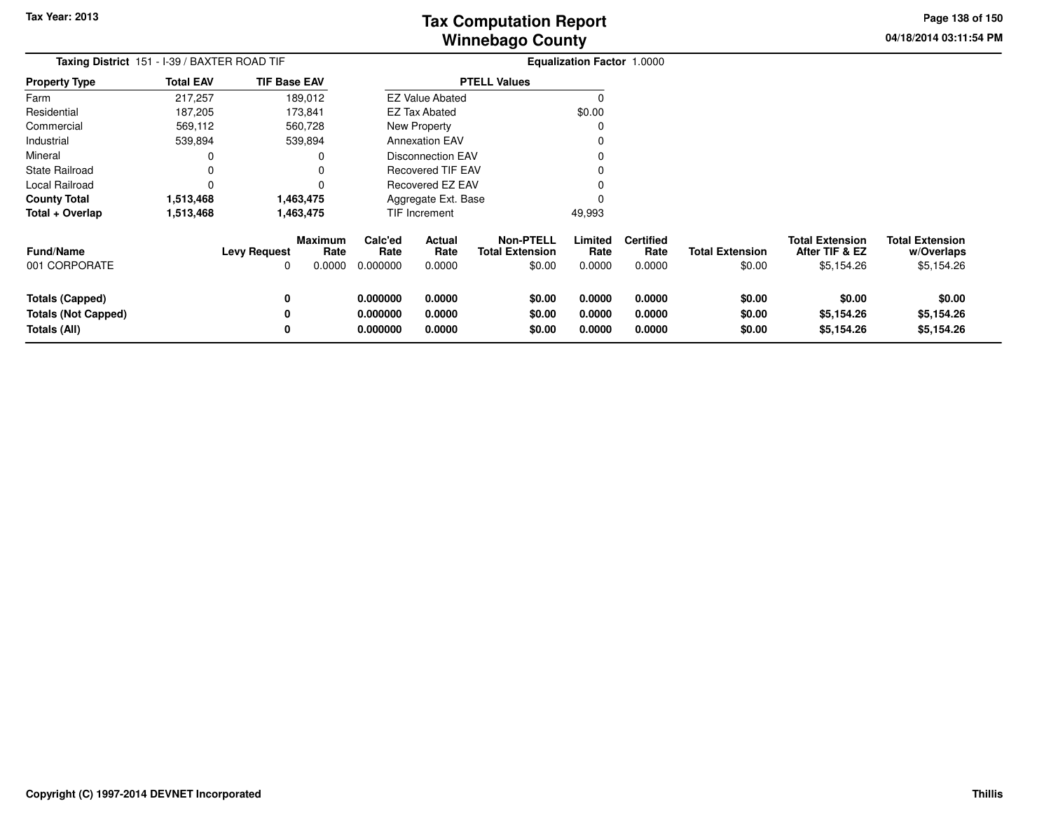# Tax Computation Report
## Winnebago County

Tax Year: 2013

04/18/2014 03:11:54 PM

**Taxing District** 151 - I-39 / BAXTER ROAD TIF

**Equalization Factor** 1.0000

| Property Type | Total EAV | TIF Base EAV |
|---|---|---|
| Farm | 217,257 | 189,012 |
| Residential | 187,205 | 173,841 |
| Commercial | 569,112 | 560,728 |
| Industrial | 539,894 | 539,894 |
| Mineral | 0 | 0 |
| State Railroad | 0 | 0 |
| Local Railroad | 0 | 0 |
| **County Total** | **1,513,468** | **1,463,475** |
| **Total + Overlap** | **1,513,468** | **1,463,475** |

| PTELL Values | |
|---|---|
| EZ Value Abated | 0 |
| EZ Tax Abated | $0.00 |
| New Property | 0 |
| Annexation EAV | 0 |
| Disconnection EAV | 0 |
| Recovered TIF EAV | 0 |
| Recovered EZ EAV | 0 |
| Aggregate Ext. Base | 0 |
| TIF Increment | 49,993 |

| Fund/Name | Levy Request | Maximum Rate | Calc'ed Rate | Actual Rate | Non-PTELL Total Extension | Limited Rate | Certified Rate | Total Extension | Total Extension After TIF & EZ | Total Extension w/Overlaps |
|---|---|---|---|---|---|---|---|---|---|---|
| 001 CORPORATE | 0 | 0.0000 | 0.000000 | 0.0000 | $0.00 | 0.0000 | 0.0000 | $0.00 | $5,154.26 | $5,154.26 |
| **Totals (Capped)** | **0** | | **0.000000** | **0.0000** | **$0.00** | **0.0000** | **0.0000** | **$0.00** | **$0.00** | **$0.00** |
| **Totals (Not Capped)** | **0** | | **0.000000** | **0.0000** | **$0.00** | **0.0000** | **0.0000** | **$0.00** | **$5,154.26** | **$5,154.26** |
| **Totals (All)** | **0** | | **0.000000** | **0.0000** | **$0.00** | **0.0000** | **0.0000** | **$0.00** | **$5,154.26** | **$5,154.26** |

Copyright (C) 1997-2014 DEVNET Incorporated

Thillis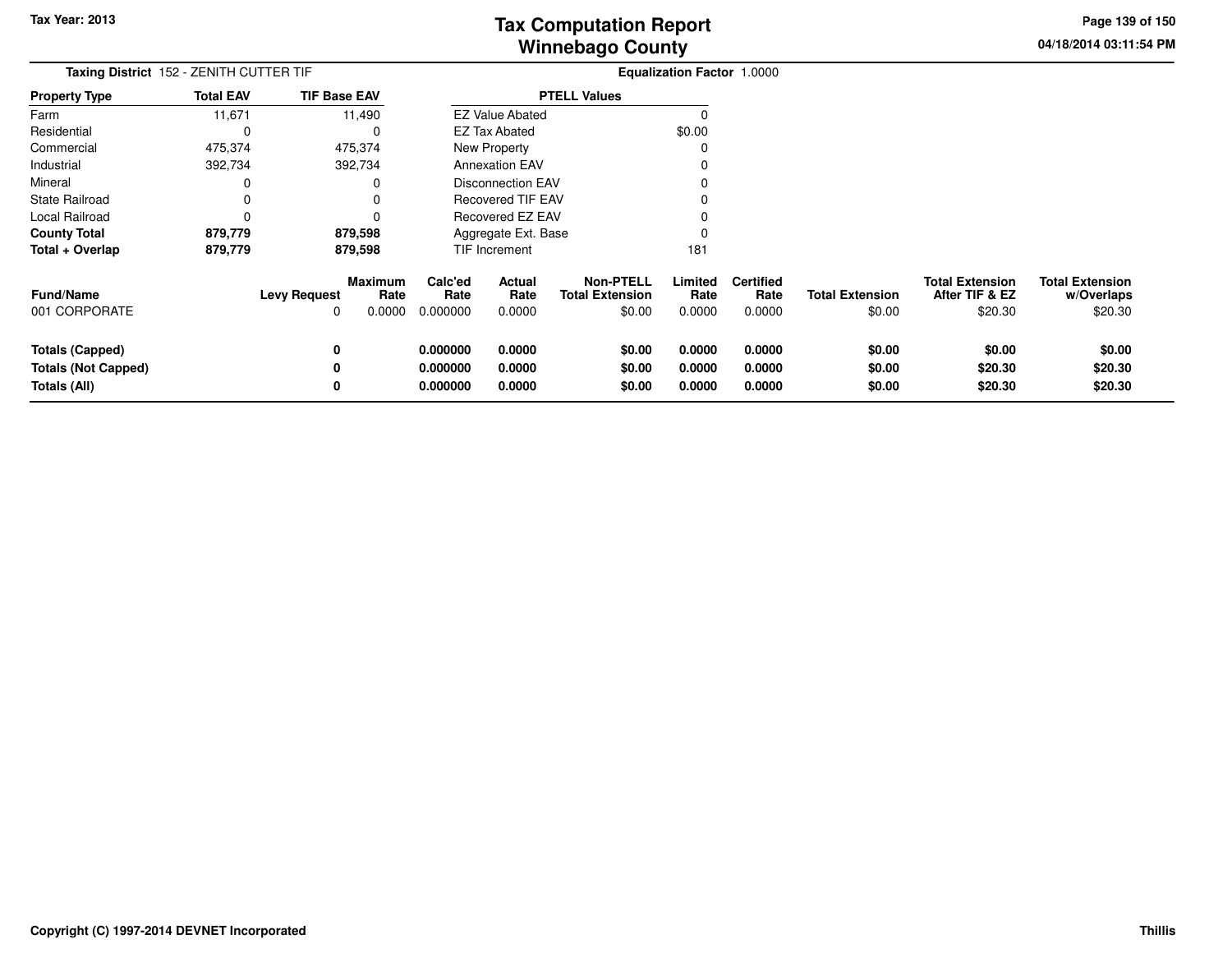Tax Year: 2013

# Tax Computation Report
## Winnebago County

04/18/2014 03:11:54 PM

**Taxing District** 152 - ZENITH CUTTER TIF **Equalization Factor** 1.0000

| Property Type | Total EAV | TIF Base EAV |
|---|---|---|
| Farm | 11,671 | 11,490 |
| Residential | 0 | 0 |
| Commercial | 475,374 | 475,374 |
| Industrial | 392,734 | 392,734 |
| Mineral | 0 | 0 |
| State Railroad | 0 | 0 |
| Local Railroad | 0 | 0 |
| **County Total** | **879,779** | **879,598** |
| **Total + Overlap** | **879,779** | **879,598** |

| PTELL Values | |
|---|---|
| EZ Value Abated | 0 |
| EZ Tax Abated | $0.00 |
| New Property | 0 |
| Annexation EAV | 0 |
| Disconnection EAV | 0 |
| Recovered TIF EAV | 0 |
| Recovered EZ EAV | 0 |
| Aggregate Ext. Base | 0 |
| TIF Increment | 181 |

| Fund/Name | Levy Request | Maximum Rate | Calc'ed Rate | Actual Rate | Non-PTELL Total Extension | Limited Rate | Certified Rate | Total Extension | Total Extension After TIF & EZ | Total Extension w/Overlaps |
|---|---|---|---|---|---|---|---|---|---|---|
| 001 CORPORATE | 0 | 0.0000 | 0.000000 | 0.0000 | $0.00 | 0.0000 | 0.0000 | $0.00 | $20.30 | $20.30 |
| **Totals (Capped)** | **0** | | **0.000000** | **0.0000** | **$0.00** | **0.0000** | **0.0000** | **$0.00** | **$0.00** | **$0.00** |
| **Totals (Not Capped)** | **0** | | **0.000000** | **0.0000** | **$0.00** | **0.0000** | **0.0000** | **$0.00** | **$20.30** | **$20.30** |
| **Totals (All)** | **0** | | **0.000000** | **0.0000** | **$0.00** | **0.0000** | **0.0000** | **$0.00** | **$20.30** | **$20.30** |

Copyright (C) 1997-2014 DEVNET Incorporated

Thillis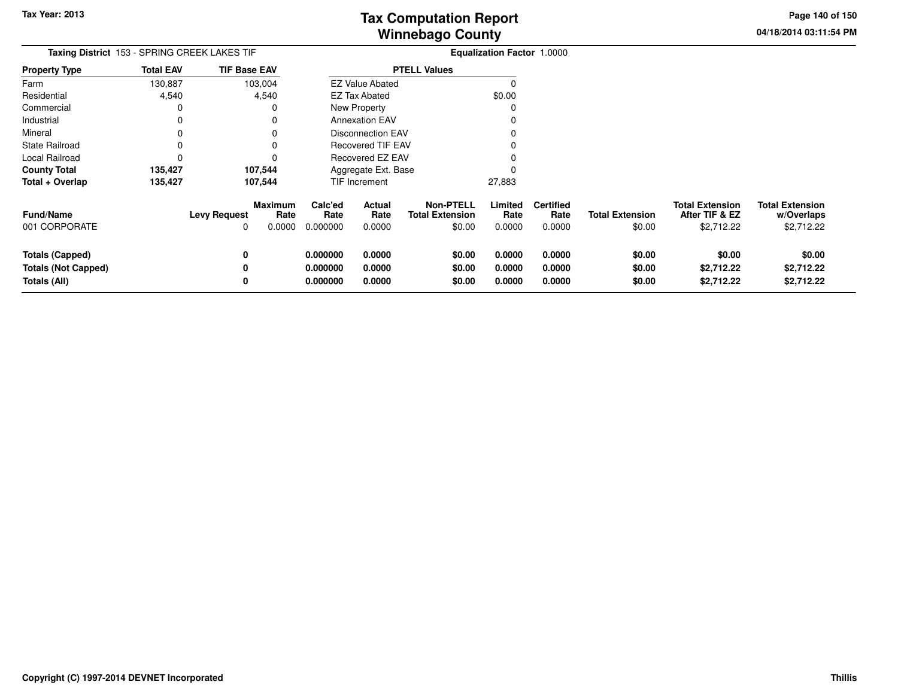# Tax Computation Report
## Winnebago County

Tax Year: 2013

04/18/2014 03:11:54 PM

**Taxing District** 153 - SPRING CREEK LAKES TIF

**Equalization Factor** 1.0000

| Property Type | Total EAV | TIF Base EAV |
|---|---|---|
| Farm | 130,887 | 103,004 |
| Residential | 4,540 | 4,540 |
| Commercial | 0 | 0 |
| Industrial | 0 | 0 |
| Mineral | 0 | 0 |
| State Railroad | 0 | 0 |
| Local Railroad | 0 | 0 |
| **County Total** | **135,427** | **107,544** |
| **Total + Overlap** | **135,427** | **107,544** |

| PTELL Values | |
|---|---|
| EZ Value Abated | 0 |
| EZ Tax Abated | $0.00 |
| New Property | 0 |
| Annexation EAV | 0 |
| Disconnection EAV | 0 |
| Recovered TIF EAV | 0 |
| Recovered EZ EAV | 0 |
| Aggregate Ext. Base | 0 |
| TIF Increment | 27,883 |

| Fund/Name | Levy Request | Maximum Rate | Calc'ed Rate | Actual Rate | Non-PTELL Total Extension | Limited Rate | Certified Rate | Total Extension | Total Extension After TIF & EZ | Total Extension w/Overlaps |
|---|---|---|---|---|---|---|---|---|---|---|
| 001 CORPORATE | 0 | 0.0000 | 0.000000 | 0.0000 | $0.00 | 0.0000 | 0.0000 | $0.00 | $2,712.22 | $2,712.22 |
| **Totals (Capped)** | **0** | | **0.000000** | **0.0000** | **$0.00** | **0.0000** | **0.0000** | **$0.00** | **$0.00** | **$0.00** |
| **Totals (Not Capped)** | **0** | | **0.000000** | **0.0000** | **$0.00** | **0.0000** | **0.0000** | **$0.00** | **$2,712.22** | **$2,712.22** |
| **Totals (All)** | **0** | | **0.000000** | **0.0000** | **$0.00** | **0.0000** | **0.0000** | **$0.00** | **$2,712.22** | **$2,712.22** |

Copyright (C) 1997-2014 DEVNET Incorporated

Thillis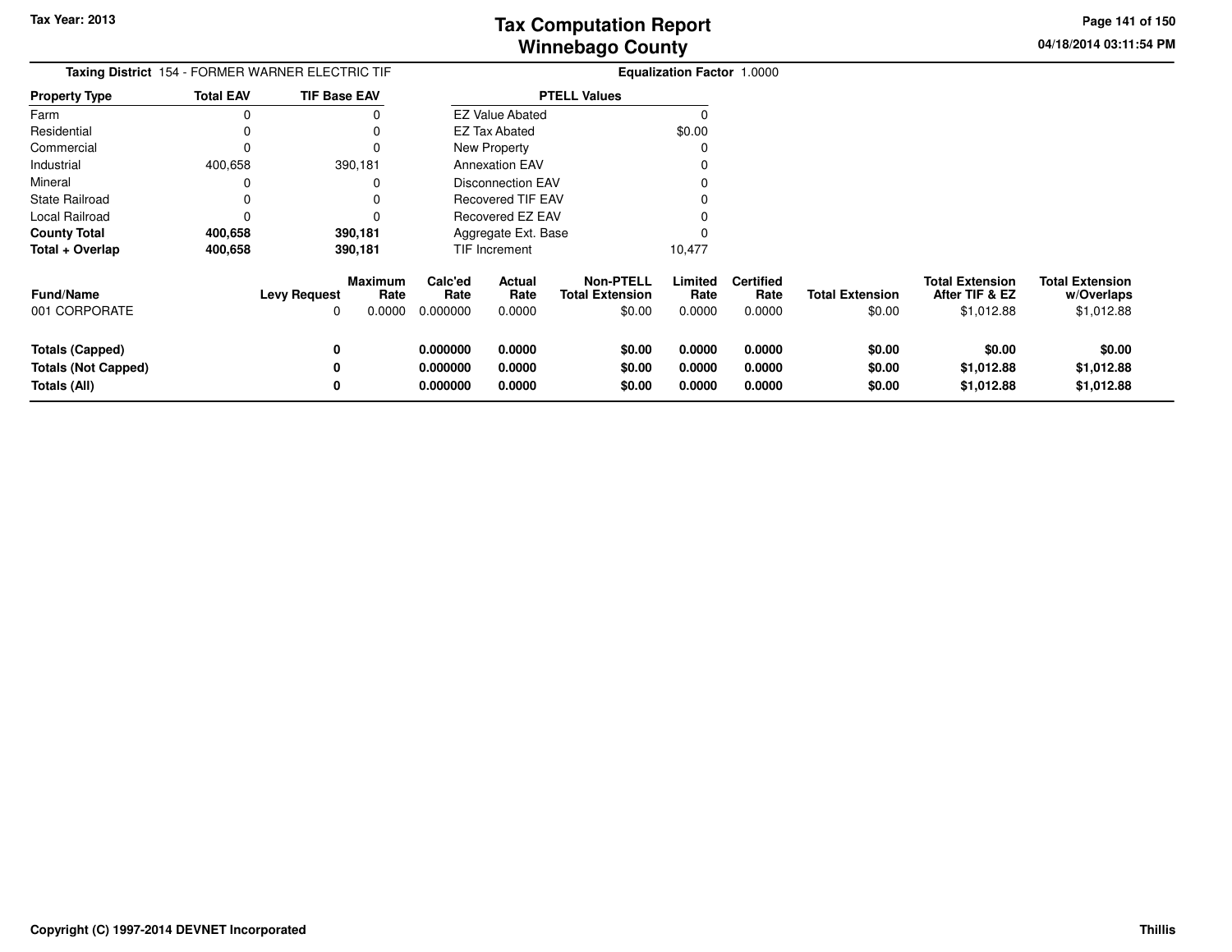# Tax Computation Report
# Winnebago County

Tax Year: 2013

04/18/2014 03:11:54 PM

**Taxing District** 154 - FORMER WARNER ELECTRIC TIF

**Equalization Factor** 1.0000

| Property Type | Total EAV | TIF Base EAV |
|---|---|---|
| Farm | 0 | 0 |
| Residential | 0 | 0 |
| Commercial | 0 | 0 |
| Industrial | 400,658 | 390,181 |
| Mineral | 0 | 0 |
| State Railroad | 0 | 0 |
| Local Railroad | 0 | 0 |
| **County Total** | **400,658** | **390,181** |
| **Total + Overlap** | **400,658** | **390,181** |

| PTELL Values | |
|---|---|
| EZ Value Abated | 0 |
| EZ Tax Abated | $0.00 |
| New Property | 0 |
| Annexation EAV | 0 |
| Disconnection EAV | 0 |
| Recovered TIF EAV | 0 |
| Recovered EZ EAV | 0 |
| Aggregate Ext. Base | 0 |
| TIF Increment | 10,477 |

| Fund/Name | Levy Request | Maximum Rate | Calc'ed Rate | Actual Rate | Non-PTELL Total Extension | Limited Rate | Certified Rate | Total Extension | Total Extension After TIF & EZ | Total Extension w/Overlaps |
|---|---|---|---|---|---|---|---|---|---|---|
| 001 CORPORATE | 0 | 0.0000 | 0.000000 | 0.0000 | $0.00 | 0.0000 | 0.0000 | $0.00 | $1,012.88 | $1,012.88 |
| **Totals (Capped)** | **0** | | **0.000000** | **0.0000** | **$0.00** | **0.0000** | **0.0000** | **$0.00** | **$0.00** | **$0.00** |
| **Totals (Not Capped)** | **0** | | **0.000000** | **0.0000** | **$0.00** | **0.0000** | **0.0000** | **$0.00** | **$1,012.88** | **$1,012.88** |
| **Totals (All)** | **0** | | **0.000000** | **0.0000** | **$0.00** | **0.0000** | **0.0000** | **$0.00** | **$1,012.88** | **$1,012.88** |

Copyright (C) 1997-2014 DEVNET Incorporated

Thillis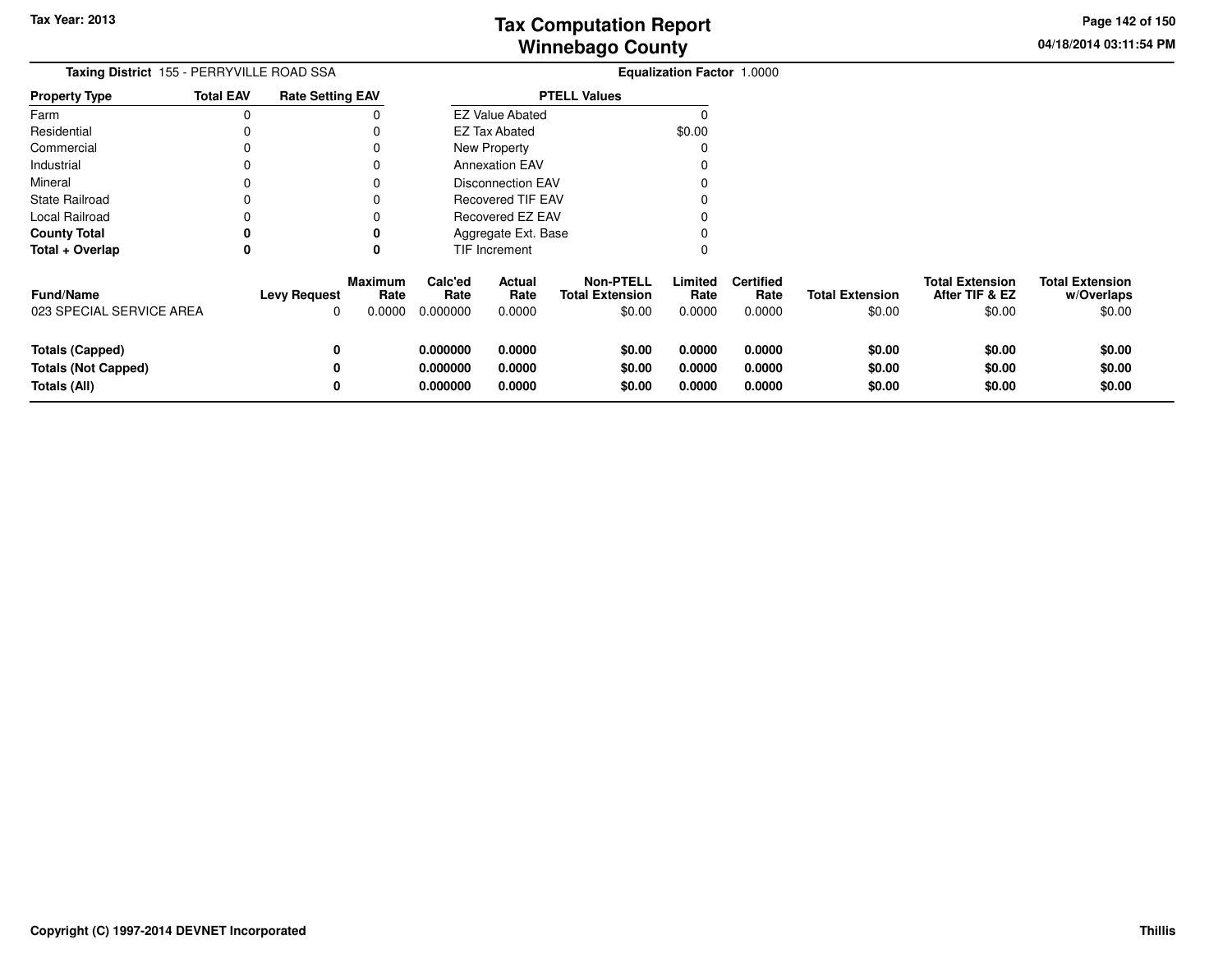# Tax Computation Report
# Winnebago County

Tax Year: 2013

04/18/2014 03:11:54 PM

**Taxing District** 155 - PERRYVILLE ROAD SSA

**Equalization Factor** 1.0000

| Property Type | Total EAV | Rate Setting EAV |
|---|---|---|
| Farm | 0 | 0 |
| Residential | 0 | 0 |
| Commercial | 0 | 0 |
| Industrial | 0 | 0 |
| Mineral | 0 | 0 |
| State Railroad | 0 | 0 |
| Local Railroad | 0 | 0 |
| **County Total** | **0** | **0** |
| **Total + Overlap** | **0** | **0** |

| PTELL Values | |
|---|---|
| EZ Value Abated | 0 |
| EZ Tax Abated | $0.00 |
| New Property | 0 |
| Annexation EAV | 0 |
| Disconnection EAV | 0 |
| Recovered TIF EAV | 0 |
| Recovered EZ EAV | 0 |
| Aggregate Ext. Base | 0 |
| TIF Increment | 0 |

| Fund/Name | Levy Request | Maximum Rate | Calc'ed Rate | Actual Rate | Non-PTELL Total Extension | Limited Rate | Certified Rate | Total Extension | Total Extension After TIF & EZ | Total Extension w/Overlaps |
|---|---|---|---|---|---|---|---|---|---|---|
| 023 SPECIAL SERVICE AREA | 0 | 0.0000 | 0.000000 | 0.0000 | $0.00 | 0.0000 | 0.0000 | $0.00 | $0.00 | $0.00 |
| **Totals (Capped)** | **0** | | **0.000000** | **0.0000** | **$0.00** | **0.0000** | **0.0000** | **$0.00** | **$0.00** | **$0.00** |
| **Totals (Not Capped)** | **0** | | **0.000000** | **0.0000** | **$0.00** | **0.0000** | **0.0000** | **$0.00** | **$0.00** | **$0.00** |
| **Totals (All)** | **0** | | **0.000000** | **0.0000** | **$0.00** | **0.0000** | **0.0000** | **$0.00** | **$0.00** | **$0.00** |

**Copyright (C) 1997-2014 DEVNET Incorporated** **Thillis**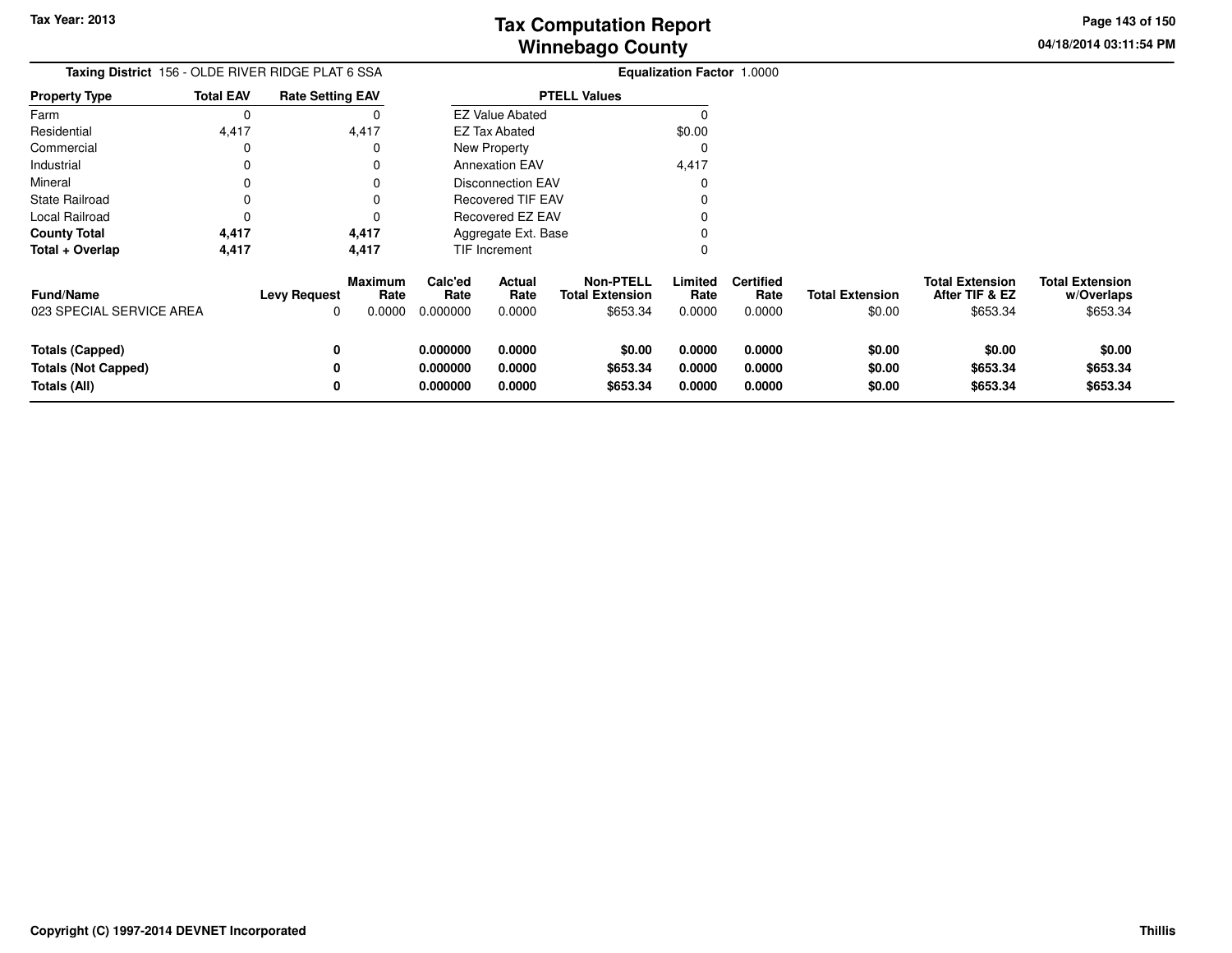# Tax Computation Report
# Winnebago County

Tax Year: 2013

04/18/2014 03:11:54 PM

**Taxing District** 156 - OLDE RIVER RIDGE PLAT 6 SSA

**Equalization Factor** 1.0000

| Property Type | Total EAV | Rate Setting EAV |
|---|---|---|
| Farm | 0 | 0 |
| Residential | 4,417 | 4,417 |
| Commercial | 0 | 0 |
| Industrial | 0 | 0 |
| Mineral | 0 | 0 |
| State Railroad | 0 | 0 |
| Local Railroad | 0 | 0 |
| **County Total** | **4,417** | **4,417** |
| **Total + Overlap** | **4,417** | **4,417** |

| PTELL Values | |
|---|---|
| EZ Value Abated | 0 |
| EZ Tax Abated | $0.00 |
| New Property | 0 |
| Annexation EAV | 4,417 |
| Disconnection EAV | 0 |
| Recovered TIF EAV | 0 |
| Recovered EZ EAV | 0 |
| Aggregate Ext. Base | 0 |
| TIF Increment | 0 |

| Fund/Name | Levy Request | Maximum Rate | Calc'ed Rate | Actual Rate | Non-PTELL Total Extension | Limited Rate | Certified Rate | Total Extension | Total Extension After TIF & EZ | Total Extension w/Overlaps |
|---|---|---|---|---|---|---|---|---|---|---|
| 023 SPECIAL SERVICE AREA | 0 | 0.0000 | 0.000000 | 0.0000 | $653.34 | 0.0000 | 0.0000 | $0.00 | $653.34 | $653.34 |
| **Totals (Capped)** | **0** | | **0.000000** | **0.0000** | **$0.00** | **0.0000** | **0.0000** | **$0.00** | **$0.00** | **$0.00** |
| **Totals (Not Capped)** | **0** | | **0.000000** | **0.0000** | **$653.34** | **0.0000** | **0.0000** | **$0.00** | **$653.34** | **$653.34** |
| **Totals (All)** | **0** | | **0.000000** | **0.0000** | **$653.34** | **0.0000** | **0.0000** | **$0.00** | **$653.34** | **$653.34** |

Copyright (C) 1997-2014 DEVNET Incorporated

Thillis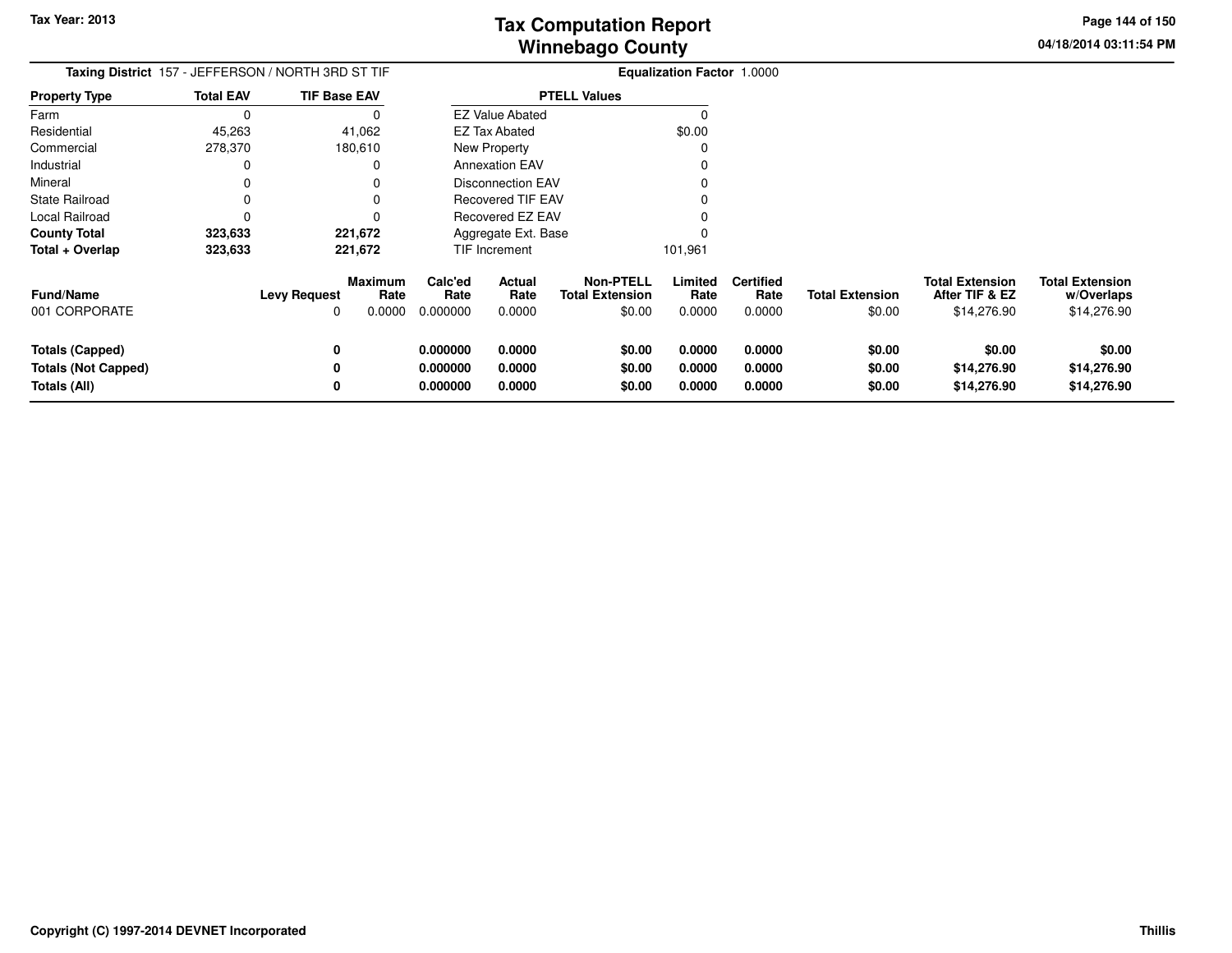**Tax Year: 2013**

# Tax Computation Report
## Winnebago County

04/18/2014 03:11:54 PM

**Taxing District** 157 - JEFFERSON / NORTH 3RD ST TIF

**Equalization Factor** 1.0000

| Property Type | Total EAV | TIF Base EAV |
|---|---|---|
| Farm | 0 | 0 |
| Residential | 45,263 | 41,062 |
| Commercial | 278,370 | 180,610 |
| Industrial | 0 | 0 |
| Mineral | 0 | 0 |
| State Railroad | 0 | 0 |
| Local Railroad | 0 | 0 |
| **County Total** | **323,633** | **221,672** |
| **Total + Overlap** | **323,633** | **221,672** |

| PTELL Values | |
|---|---|
| EZ Value Abated | 0 |
| EZ Tax Abated | $0.00 |
| New Property | 0 |
| Annexation EAV | 0 |
| Disconnection EAV | 0 |
| Recovered TIF EAV | 0 |
| Recovered EZ EAV | 0 |
| Aggregate Ext. Base | 0 |
| TIF Increment | 101,961 |

| Fund/Name | Levy Request | Maximum Rate | Calc'ed Rate | Actual Rate | Non-PTELL Total Extension | Limited Rate | Certified Rate | Total Extension | Total Extension After TIF & EZ | Total Extension w/Overlaps |
|---|---|---|---|---|---|---|---|---|---|---|
| 001 CORPORATE | 0 | 0.0000 | 0.000000 | 0.0000 | $0.00 | 0.0000 | 0.0000 | $0.00 | $14,276.90 | $14,276.90 |
| **Totals (Capped)** | **0** | | **0.000000** | **0.0000** | **$0.00** | **0.0000** | **0.0000** | **$0.00** | **$0.00** | **$0.00** |
| **Totals (Not Capped)** | **0** | | **0.000000** | **0.0000** | **$0.00** | **0.0000** | **0.0000** | **$0.00** | **$14,276.90** | **$14,276.90** |
| **Totals (All)** | **0** | | **0.000000** | **0.0000** | **$0.00** | **0.0000** | **0.0000** | **$0.00** | **$14,276.90** | **$14,276.90** |

**Copyright (C) 1997-2014 DEVNET Incorporated** **Thillis**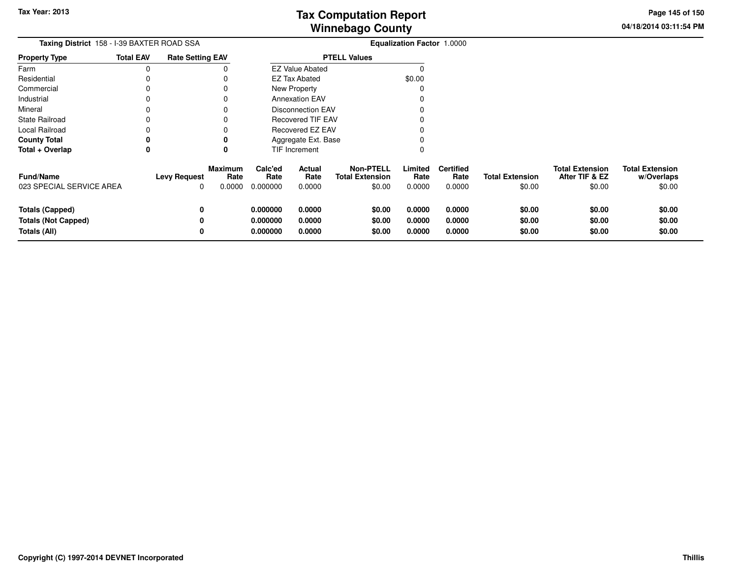**Taxing District** 158 - I-39 BAXTER ROAD SSA

**Equalization Factor** 1.0000

| Property Type | Total EAV | Rate Setting EAV |
|---|---|---|
| Farm | 0 | 0 |
| Residential | 0 | 0 |
| Commercial | 0 | 0 |
| Industrial | 0 | 0 |
| Mineral | 0 | 0 |
| State Railroad | 0 | 0 |
| Local Railroad | 0 | 0 |
| **County Total** | **0** | **0** |
| **Total + Overlap** | **0** | **0** |

| PTELL Values | |
|---|---|
| EZ Value Abated | 0 |
| EZ Tax Abated | $0.00 |
| New Property | 0 |
| Annexation EAV | 0 |
| Disconnection EAV | 0 |
| Recovered TIF EAV | 0 |
| Recovered EZ EAV | 0 |
| Aggregate Ext. Base | 0 |
| TIF Increment | 0 |

| Fund/Name | Levy Request | Maximum Rate | Calc'ed Rate | Actual Rate | Non-PTELL Total Extension | Limited Rate | Certified Rate | Total Extension | Total Extension After TIF & EZ | Total Extension w/Overlaps |
|---|---|---|---|---|---|---|---|---|---|---|
| 023 SPECIAL SERVICE AREA | 0 | 0.0000 | 0.000000 | 0.0000 | $0.00 | 0.0000 | 0.0000 | $0.00 | $0.00 | $0.00 |
| **Totals (Capped)** | **0** | | **0.000000** | **0.0000** | **$0.00** | **0.0000** | **0.0000** | **$0.00** | **$0.00** | **$0.00** |
| **Totals (Not Capped)** | **0** | | **0.000000** | **0.0000** | **$0.00** | **0.0000** | **0.0000** | **$0.00** | **$0.00** | **$0.00** |
| **Totals (All)** | **0** | | **0.000000** | **0.0000** | **$0.00** | **0.0000** | **0.0000** | **$0.00** | **$0.00** | **$0.00** |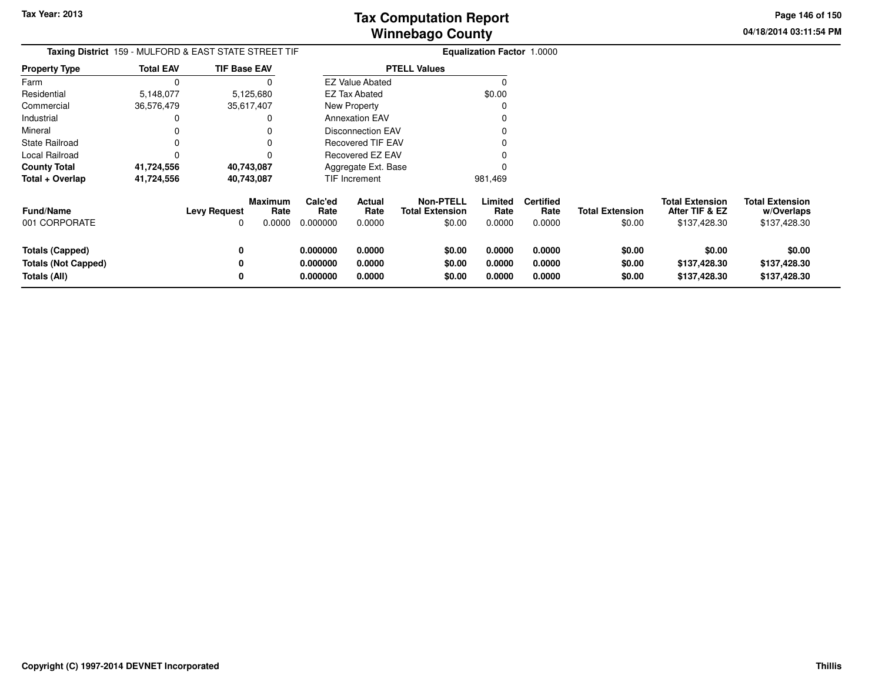**Tax Year: 2013**

# Tax Computation Report
# Winnebago County

04/18/2014 03:11:54 PM

**Taxing District** 159 - MULFORD & EAST STATE STREET TIF **Equalization Factor** 1.0000

| Property Type | Total EAV | TIF Base EAV |
|---|---|---|
| Farm | 0 | 0 |
| Residential | 5,148,077 | 5,125,680 |
| Commercial | 36,576,479 | 35,617,407 |
| Industrial | 0 | 0 |
| Mineral | 0 | 0 |
| State Railroad | 0 | 0 |
| Local Railroad | 0 | 0 |
| **County Total** | **41,724,556** | **40,743,087** |
| **Total + Overlap** | **41,724,556** | **40,743,087** |

| PTELL Values | |
|---|---|
| EZ Value Abated | 0 |
| EZ Tax Abated | $0.00 |
| New Property | 0 |
| Annexation EAV | 0 |
| Disconnection EAV | 0 |
| Recovered TIF EAV | 0 |
| Recovered EZ EAV | 0 |
| Aggregate Ext. Base | 0 |
| TIF Increment | 981,469 |

| Fund/Name | Levy Request | Maximum Rate | Calc'ed Rate | Actual Rate | Non-PTELL Total Extension | Limited Rate | Certified Rate | Total Extension | Total Extension After TIF & EZ | Total Extension w/Overlaps |
|---|---|---|---|---|---|---|---|---|---|---|
| 001 CORPORATE | 0 | 0.0000 | 0.000000 | 0.0000 | $0.00 | 0.0000 | 0.0000 | $0.00 | $137,428.30 | $137,428.30 |
| **Totals (Capped)** | **0** | | **0.000000** | **0.0000** | **$0.00** | **0.0000** | **0.0000** | **$0.00** | **$0.00** | **$0.00** |
| **Totals (Not Capped)** | **0** | | **0.000000** | **0.0000** | **$0.00** | **0.0000** | **0.0000** | **$0.00** | **$137,428.30** | **$137,428.30** |
| **Totals (All)** | **0** | | **0.000000** | **0.0000** | **$0.00** | **0.0000** | **0.0000** | **$0.00** | **$137,428.30** | **$137,428.30** |

**Copyright (C) 1997-2014 DEVNET Incorporated** **Thillis**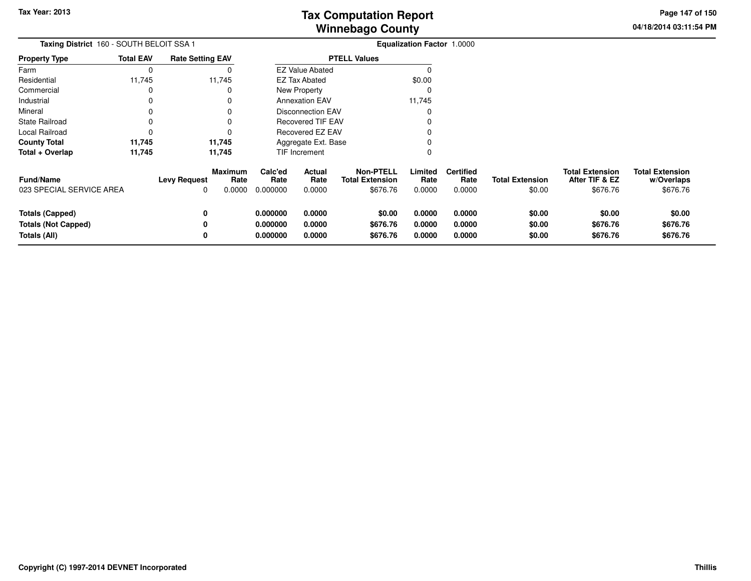Tax Year: 2013

# Tax Computation Report
## Winnebago County

04/18/2014 03:11:54 PM

**Taxing District** 160 - SOUTH BELOIT SSA 1 **Equalization Factor** 1.0000

| Property Type | Total EAV | Rate Setting EAV |
|---|---|---|
| Farm | 0 | 0 |
| Residential | 11,745 | 11,745 |
| Commercial | 0 | 0 |
| Industrial | 0 | 0 |
| Mineral | 0 | 0 |
| State Railroad | 0 | 0 |
| Local Railroad | 0 | 0 |
| **County Total** | **11,745** | **11,745** |
| **Total + Overlap** | **11,745** | **11,745** |

| PTELL Values | |
|---|---|
| EZ Value Abated | 0 |
| EZ Tax Abated | $0.00 |
| New Property | 0 |
| Annexation EAV | 11,745 |
| Disconnection EAV | 0 |
| Recovered TIF EAV | 0 |
| Recovered EZ EAV | 0 |
| Aggregate Ext. Base | 0 |
| TIF Increment | 0 |

| Fund/Name | Levy Request | Maximum Rate | Calc'ed Rate | Actual Rate | Non-PTELL Total Extension | Limited Rate | Certified Rate | Total Extension | Total Extension After TIF & EZ | Total Extension w/Overlaps |
|---|---|---|---|---|---|---|---|---|---|---|
| 023 SPECIAL SERVICE AREA | 0 | 0.0000 | 0.000000 | 0.0000 | $676.76 | 0.0000 | 0.0000 | $0.00 | $676.76 | $676.76 |
| **Totals (Capped)** | **0** | | **0.000000** | **0.0000** | **$0.00** | **0.0000** | **0.0000** | **$0.00** | **$0.00** | **$0.00** |
| **Totals (Not Capped)** | **0** | | **0.000000** | **0.0000** | **$676.76** | **0.0000** | **0.0000** | **$0.00** | **$676.76** | **$676.76** |
| **Totals (All)** | **0** | | **0.000000** | **0.0000** | **$676.76** | **0.0000** | **0.0000** | **$0.00** | **$676.76** | **$676.76** |

Copyright (C) 1997-2014 DEVNET Incorporated

Thillis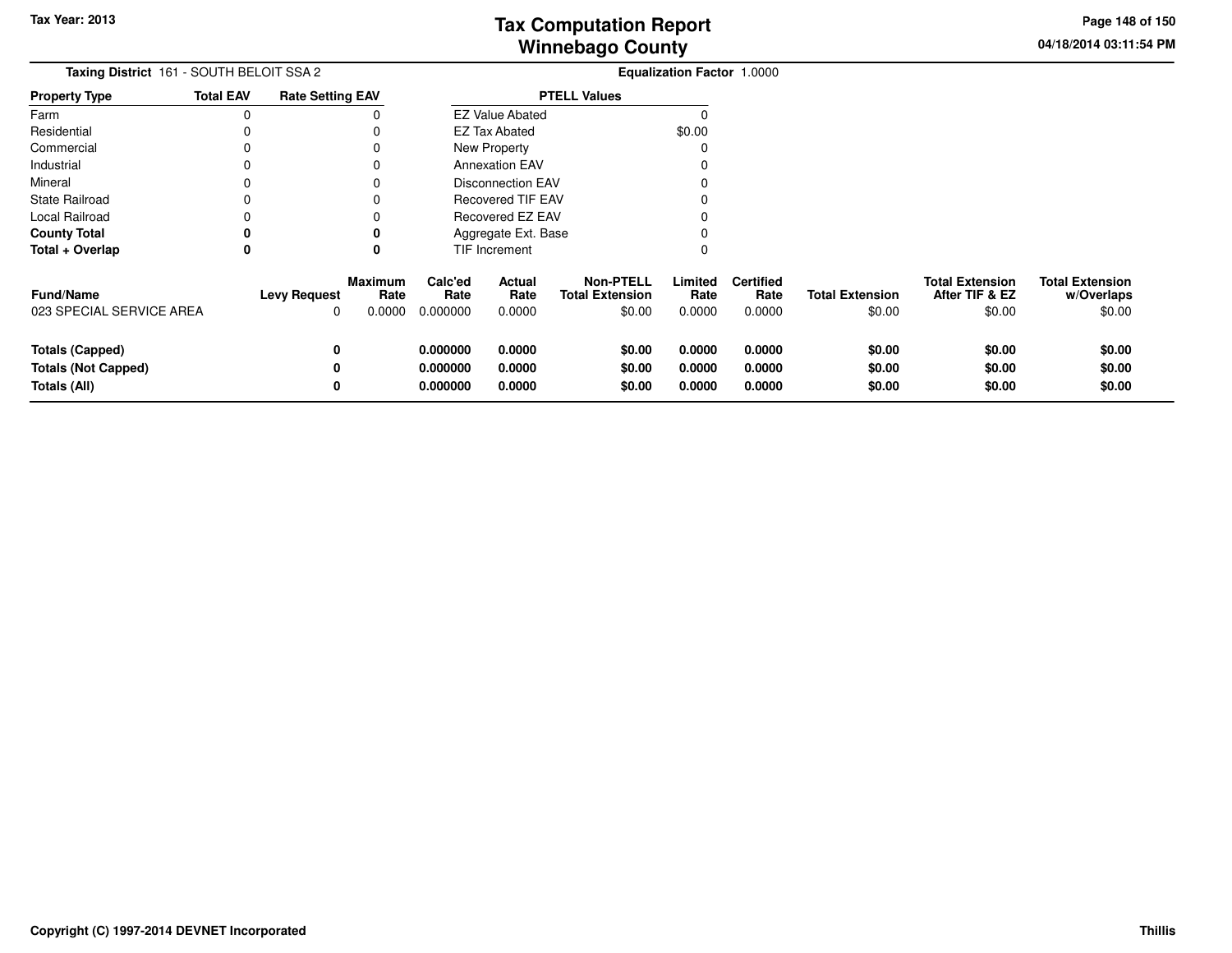**Taxing District** 161 - SOUTH BELOIT SSA 2

**Equalization Factor** 1.0000

| Property Type | Total EAV | Rate Setting EAV |
|---|---|---|
| Farm | 0 | 0 |
| Residential | 0 | 0 |
| Commercial | 0 | 0 |
| Industrial | 0 | 0 |
| Mineral | 0 | 0 |
| State Railroad | 0 | 0 |
| Local Railroad | 0 | 0 |
| **County Total** | **0** | **0** |
| **Total + Overlap** | **0** | **0** |

| PTELL Values | |
|---|---|
| EZ Value Abated | 0 |
| EZ Tax Abated | $0.00 |
| New Property | 0 |
| Annexation EAV | 0 |
| Disconnection EAV | 0 |
| Recovered TIF EAV | 0 |
| Recovered EZ EAV | 0 |
| Aggregate Ext. Base | 0 |
| TIF Increment | 0 |

| Fund/Name | Levy Request | Maximum Rate | Calc'ed Rate | Actual Rate | Non-PTELL Total Extension | Limited Rate | Certified Rate | Total Extension | Total Extension After TIF & EZ | Total Extension w/Overlaps |
|---|---|---|---|---|---|---|---|---|---|---|
| 023 SPECIAL SERVICE AREA | 0 | 0.0000 | 0.000000 | 0.0000 | $0.00 | 0.0000 | 0.0000 | $0.00 | $0.00 | $0.00 |
| **Totals (Capped)** | **0** | | **0.000000** | **0.0000** | **$0.00** | **0.0000** | **0.0000** | **$0.00** | **$0.00** | **$0.00** |
| **Totals (Not Capped)** | **0** | | **0.000000** | **0.0000** | **$0.00** | **0.0000** | **0.0000** | **$0.00** | **$0.00** | **$0.00** |
| **Totals (All)** | **0** | | **0.000000** | **0.0000** | **$0.00** | **0.0000** | **0.0000** | **$0.00** | **$0.00** | **$0.00** |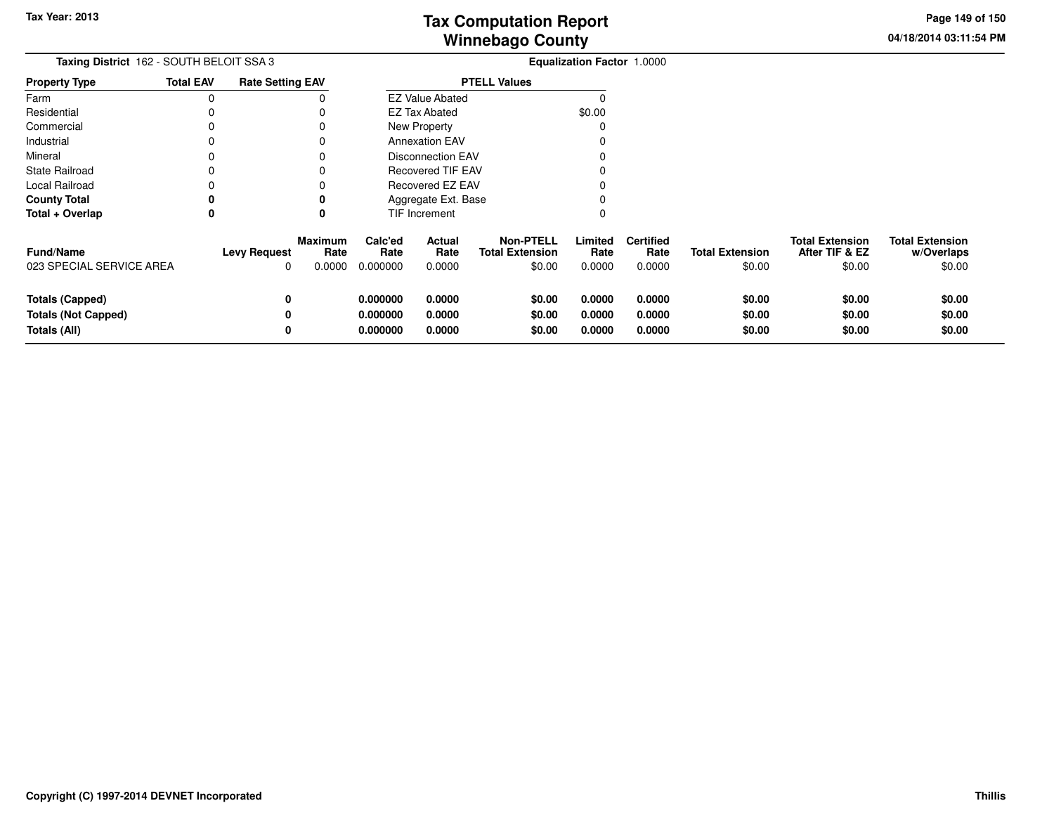**Taxing District** 162 - SOUTH BELOIT SSA 3

**Equalization Factor** 1.0000

| Property Type | Total EAV | Rate Setting EAV |
|---|---|---|
| Farm | 0 | 0 |
| Residential | 0 | 0 |
| Commercial | 0 | 0 |
| Industrial | 0 | 0 |
| Mineral | 0 | 0 |
| State Railroad | 0 | 0 |
| Local Railroad | 0 | 0 |
| **County Total** | **0** | **0** |
| **Total + Overlap** | **0** | **0** |

| PTELL Values | |
|---|---|
| EZ Value Abated | 0 |
| EZ Tax Abated | $0.00 |
| New Property | 0 |
| Annexation EAV | 0 |
| Disconnection EAV | 0 |
| Recovered TIF EAV | 0 |
| Recovered EZ EAV | 0 |
| Aggregate Ext. Base | 0 |
| TIF Increment | 0 |

| Fund/Name | Levy Request | Maximum Rate | Calc'ed Rate | Actual Rate | Non-PTELL Total Extension | Limited Rate | Certified Rate | Total Extension | Total Extension After TIF & EZ | Total Extension w/Overlaps |
|---|---|---|---|---|---|---|---|---|---|---|
| 023 SPECIAL SERVICE AREA | 0 | 0.0000 | 0.000000 | 0.0000 | $0.00 | 0.0000 | 0.0000 | $0.00 | $0.00 | $0.00 |
| **Totals (Capped)** | **0** | | **0.000000** | **0.0000** | **$0.00** | **0.0000** | **0.0000** | **$0.00** | **$0.00** | **$0.00** |
| **Totals (Not Capped)** | **0** | | **0.000000** | **0.0000** | **$0.00** | **0.0000** | **0.0000** | **$0.00** | **$0.00** | **$0.00** |
| **Totals (All)** | **0** | | **0.000000** | **0.0000** | **$0.00** | **0.0000** | **0.0000** | **$0.00** | **$0.00** | **$0.00** |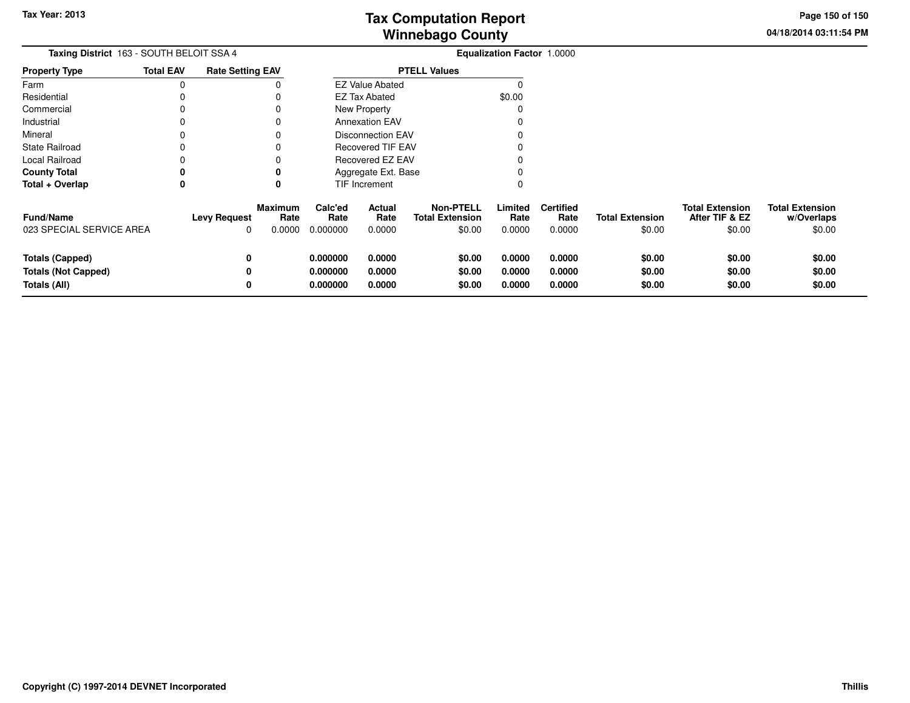**Taxing District** 163 - SOUTH BELOIT SSA 4

**Equalization Factor** 1.0000

| Property Type | Total EAV | Rate Setting EAV |
|---|---|---|
| Farm | 0 | 0 |
| Residential | 0 | 0 |
| Commercial | 0 | 0 |
| Industrial | 0 | 0 |
| Mineral | 0 | 0 |
| State Railroad | 0 | 0 |
| Local Railroad | 0 | 0 |
| **County Total** | **0** | **0** |
| **Total + Overlap** | **0** | **0** |

| PTELL Values | |
|---|---|
| EZ Value Abated | 0 |
| EZ Tax Abated | $0.00 |
| New Property | 0 |
| Annexation EAV | 0 |
| Disconnection EAV | 0 |
| Recovered TIF EAV | 0 |
| Recovered EZ EAV | 0 |
| Aggregate Ext. Base | 0 |
| TIF Increment | 0 |

| Fund/Name | Levy Request | Maximum Rate | Calc'ed Rate | Actual Rate | Non-PTELL Total Extension | Limited Rate | Certified Rate | Total Extension | Total Extension After TIF & EZ | Total Extension w/Overlaps |
|---|---|---|---|---|---|---|---|---|---|---|
| 023 SPECIAL SERVICE AREA | 0 | 0.0000 | 0.000000 | 0.0000 | $0.00 | 0.0000 | 0.0000 | $0.00 | $0.00 | $0.00 |
| **Totals (Capped)** | **0** | | **0.000000** | **0.0000** | **$0.00** | **0.0000** | **0.0000** | **$0.00** | **$0.00** | **$0.00** |
| **Totals (Not Capped)** | **0** | | **0.000000** | **0.0000** | **$0.00** | **0.0000** | **0.0000** | **$0.00** | **$0.00** | **$0.00** |
| **Totals (All)** | **0** | | **0.000000** | **0.0000** | **$0.00** | **0.0000** | **0.0000** | **$0.00** | **$0.00** | **$0.00** |